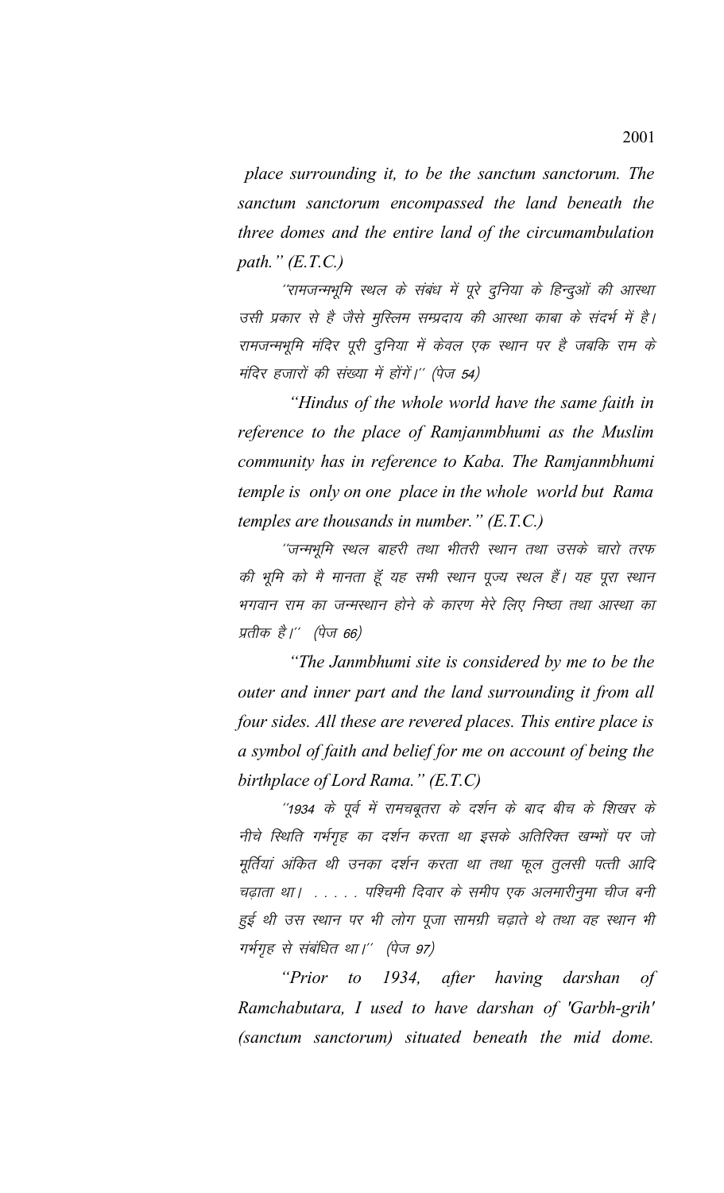*place surrounding it, to be the sanctum sanctorum. The sanctum sanctorum encompassed the land beneath the three domes and the entire land of the circumambulation path." (E.T.C.)*

*''रामजन्मभूमि स्थल के संबंध में पूरे दुनिया के हिन्दुओं की आस्था उसी प्रकार से है जैसे मुस्लिम सम्प्रदाय की आस्था काबा के संदर्भ में है। रामजन्मभूमि मंदिर पूरी दुनिया में केवल एक स्थान पर है जबकि राम के मंदिर हजारों की संख्या में होंगें।'' (पेज 54)*

*"Hindus of the whole world have the same faith in reference to the place of Ramjanmbhumi as the Muslim community has in reference to Kaba. The Ramjanmbhumi temple is only on one place in the whole world but Rama temples are thousands in number." (E.T.C.)*

*''जन्मभूमि स्थल बाहरी तथा भीतरी स्थान तथा उसके चारो तरफ की भूमि को मै मानता हूँ यह सभी स्थान पूज्य स्थल हैं। यह पूरा स्थान भगवान राम का जन्मस्थान होने के कारण मेरे लिए निष्ठा तथा आस्था का प्रतीक है।'' (पेज 66)*

*"The Janmbhumi site is considered by me to be the outer and inner part and the land surrounding it from all four sides. All these are revered places. This entire place is a symbol of faith and belief for me on account of being the birthplace of Lord Rama." (E.T.C)*

*''1934 के पूर्व में रामचबूतरा के दर्शन के बाद बीच के शिखर के नीचे स्थिति गर्भगृह का दर्शन करता था इसके अतिरिक्त खम्भों पर जो मूर्तियां अंकित थी उनका दर्शन करता था तथा फूल तुलसी पत्ती आदि चढ़ाता था। . . . . . पश्चिमी दिवार के समीप एक अलमारीनुमा चीज बनी हुई थी उस स्थान पर भी लोग पूजा सामग्री चढ़ाते थे तथा वह स्थान भी गर्भगृह से संबंधित था।'' (पेज 97)*

*"Prior to 1934, after having darshan of Ramchabutara, I used to have darshan of 'Garbh-grih' (sanctum sanctorum) situated beneath the mid dome.*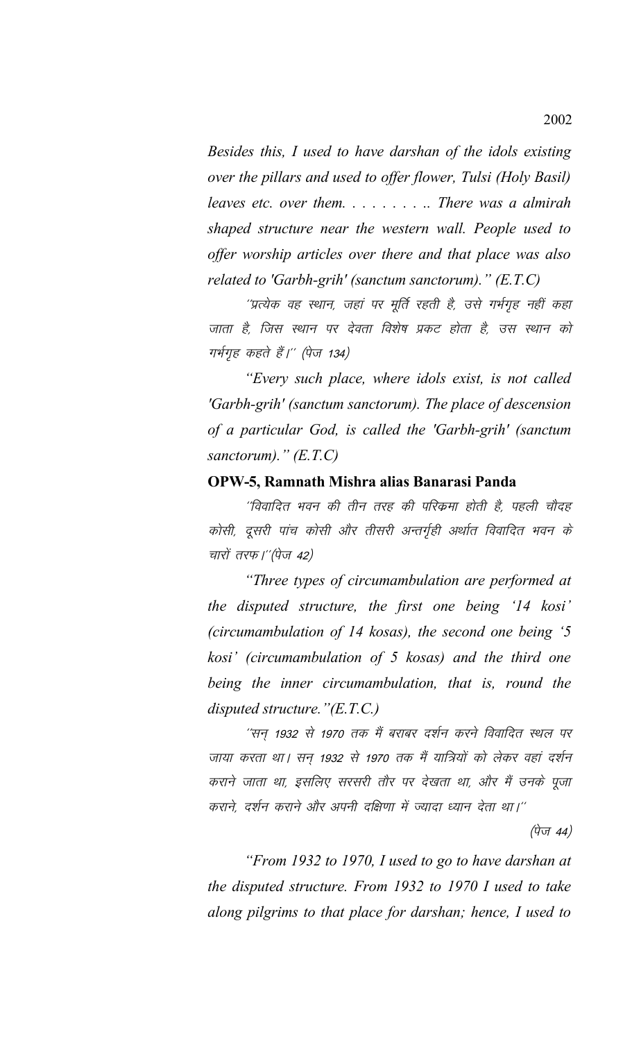*Besides this, I used to have darshan of the idols existing over the pillars and used to offer flower, Tulsi (Holy Basil) leaves etc. over them. . . . . . . . .. There was a almirah shaped structure near the western wall. People used to offer worship articles over there and that place was also related to 'Garbh-grih' (sanctum sanctorum)." (E.T.C)*

*"प्रत्येक वह स्थान, जहां पर मूर्ति रहती है, उसे गर्भगृह नहीं कहा जाता है, जिस स्थान पर देवता विशेष प्रकट होता है, उस स्थान को गर्भगृह कहते हैं।" (पेज 134)*

*"Every such place, where idols exist, is not called 'Garbh-grih' (sanctum sanctorum). The place of descension of a particular God, is called the 'Garbh-grih' (sanctum sanctorum)." (E.T.C)*

**OPW-5, Ramnath Mishra alias Banarasi Panda**

*"विवादित भवन की तीन तरह की परिक्रमा होती है, पहली चौदह कोसी, दूसरी पांच कोसी और तीसरी अन्तर्गृही अर्थात विवादित भवन के चारों तरफ।"(पेज 42)*

*"Three types of circumambulation are performed at the disputed structure, the first one being '14 kosi' (circumambulation of 14 kosas), the second one being '5 kosi' (circumambulation of 5 kosas) and the third one being the inner circumambulation, that is, round the disputed structure."(E.T.C.)*

*"सन् 1932 से 1970 तक मैं बराबर दर्शन करने विवादित स्थल पर जाया करता था। सन् 1932 से 1970 तक मैं यात्रियों को लेकर वहां दर्शन कराने जाता था, इसलिए सरसरी तौर पर देखता था, और मैं उनके पूजा कराने, दर्शन कराने और अपनी दक्षिणा में ज्यादा ध्यान देता था।"*

*(पेज 44)*

*"From 1932 to 1970, I used to go to have darshan at the disputed structure. From 1932 to 1970 I used to take along pilgrims to that place for darshan; hence, I used to*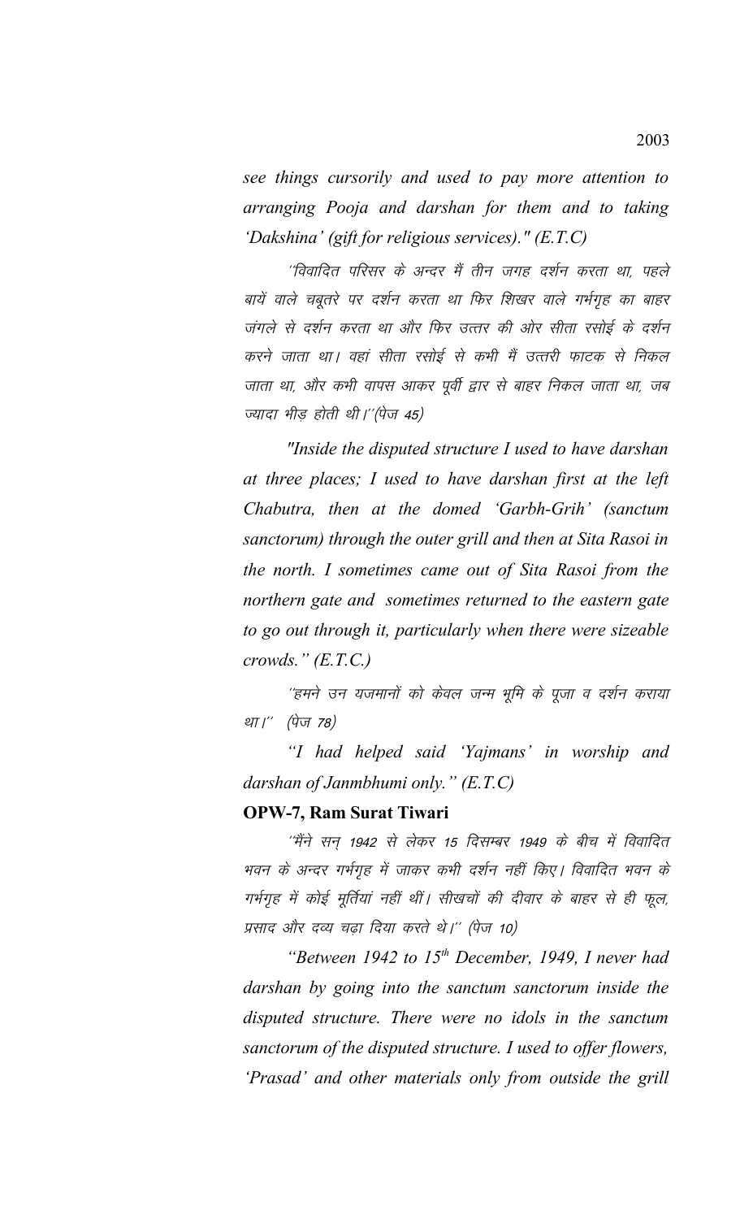*see things cursorily and used to pay more attention to arranging Pooja and darshan for them and to taking 'Dakshina' (gift for religious services)." (E.T.C)*

*"विवादित परिसर के अन्दर मैं तीन जगह दर्शन करता था, पहले बायें वाले चबूतरे पर दर्शन करता था फिर शिखर वाले गर्भगृह का बाहर जंगले से दर्शन करता था और फिर उत्तर की ओर सीता रसोई के दर्शन करने जाता था। वहां सीता रसोई से कभी मैं उत्तरी फाटक से निकल जाता था, और कभी वापस आकर पूर्वी द्वार से बाहर निकल जाता था, जब ज्यादा भीड़ होती थी।"(पेज 45)*

*"Inside the disputed structure I used to have darshan at three places; I used to have darshan first at the left Chabutra, then at the domed 'Garbh-Grih' (sanctum sanctorum) through the outer grill and then at Sita Rasoi in the north. I sometimes came out of Sita Rasoi from the northern gate and sometimes returned to the eastern gate to go out through it, particularly when there were sizeable crowds." (E.T.C.)*

*"हमने उन यजमानों को केवल जन्म भूमि के पूजा व दर्शन कराया था।" (पेज 78)*

*"I had helped said 'Yajmans' in worship and darshan of Janmbhumi only." (E.T.C)*

**OPW-7, Ram Surat Tiwari**

*"मैंने सन् 1942 से लेकर 15 दिसम्बर 1949 के बीच में विवादित भवन के अन्दर गर्भगृह में जाकर कभी दर्शन नहीं किए। विवादित भवन के गर्भगृह में कोई मूर्तियां नहीं थीं। सीखचों की दीवार के बाहर से ही फूल, प्रसाद और दव्य चढ़ा दिया करते थे।" (पेज 10)*

*"Between 1942 to 15th December, 1949, I never had darshan by going into the sanctum sanctorum inside the disputed structure. There were no idols in the sanctum sanctorum of the disputed structure. I used to offer flowers, 'Prasad' and other materials only from outside the grill*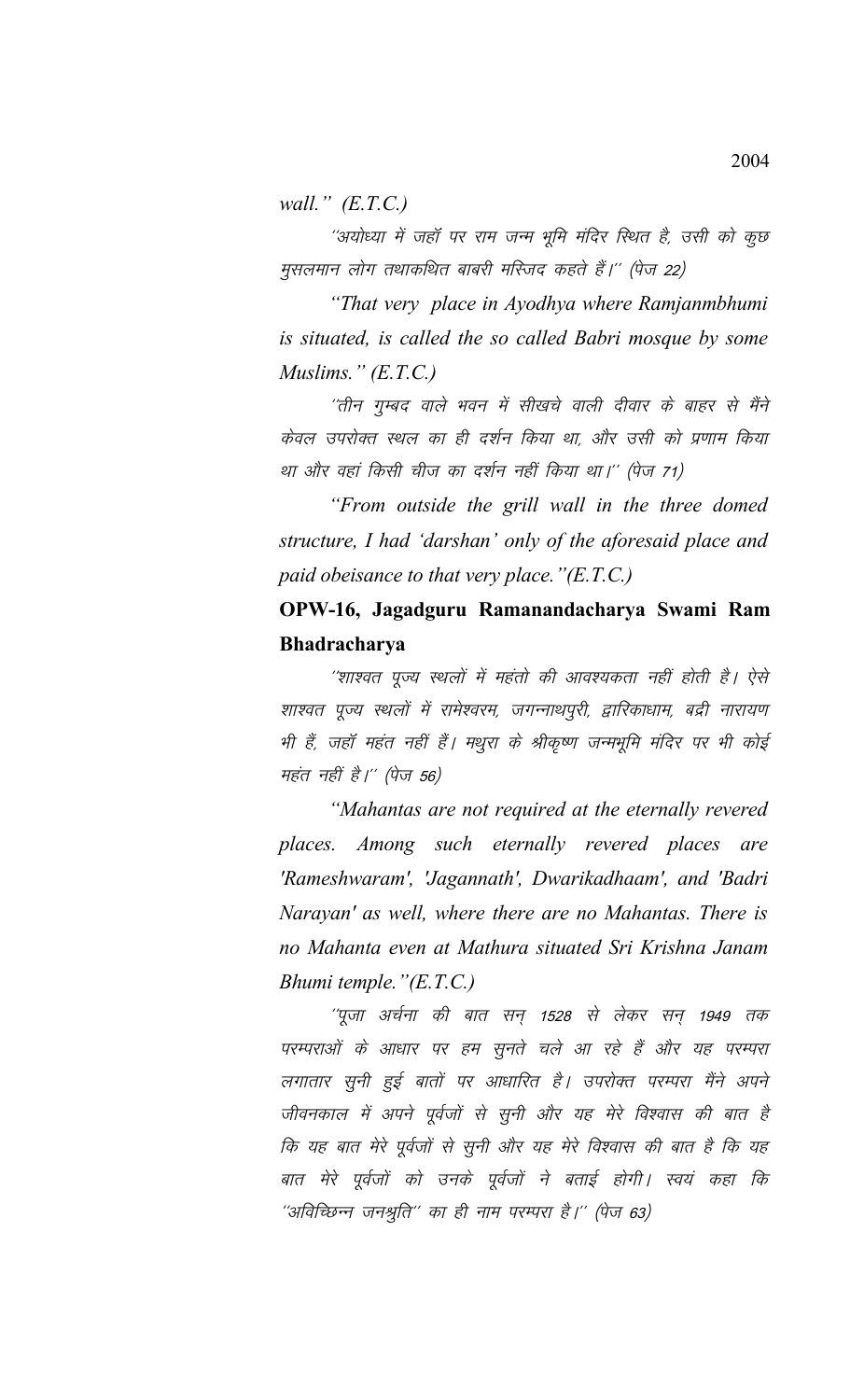*wall." (E.T.C.)*

''अयोध्या में जहॉ पर राम जन्म भूमि मंदिर स्थित है, उसी को कुछ मुसलमान लोग तथाकथित बाबरी मस्जिद कहते हैं।'' (पेज 22)

*"That very place in Ayodhya where Ramjanmbhumi is situated, is called the so called Babri mosque by some Muslims." (E.T.C.)*

''तीन गुम्बद वाले भवन में सीखचे वाली दीवार के बाहर से मैंने केवल उपरोक्त स्थल का ही दर्शन किया था, और उसी को प्रणाम किया था और वहां किसी चीज का दर्शन नहीं किया था।'' (पेज 71)

*"From outside the grill wall in the three domed structure, I had 'darshan' only of the aforesaid place and paid obeisance to that very place."(E.T.C.)*

**OPW-16, Jagadguru Ramanandacharya Swami Ram Bhadracharya**

''शाश्वत पूज्य स्थलों में महंतो की आवश्यकता नहीं होती है। ऐसे शाश्वत पूज्य स्थलों में रामेश्वरम, जगन्नाथपुरी, द्वारिकाधाम, बद्री नारायण भी हैं, जहॉ महंत नहीं हैं। मथुरा के श्रीकृष्ण जन्मभूमि मंदिर पर भी कोई महंत नहीं है।'' (पेज 56)

*"Mahantas are not required at the eternally revered places. Among such eternally revered places are 'Rameshwaram', 'Jagannath', Dwarikadhaam', and 'Badri Narayan' as well, where there are no Mahantas. There is no Mahanta even at Mathura situated Sri Krishna Janam Bhumi temple."(E.T.C.)*

''पूजा अर्चना की बात सन् 1528 से लेकर सन् 1949 तक परम्पराओं के आधार पर हम सुनते चले आ रहे हैं और यह परम्परा लगातार सुनी हुई बातों पर आधारित है। उपरोक्त परम्परा मैंने अपने जीवनकाल में अपने पूर्वजों से सुनी और यह मेरे विश्वास की बात है कि यह बात मेरे पूर्वजों से सुनी और यह मेरे विश्वास की बात है कि यह बात मेरे पूर्वजों को उनके पूर्वजों ने बताई होगी। स्वयं कहा कि ''अविच्छिन्न जनश्रुति'' का ही नाम परम्परा है।'' (पेज 63)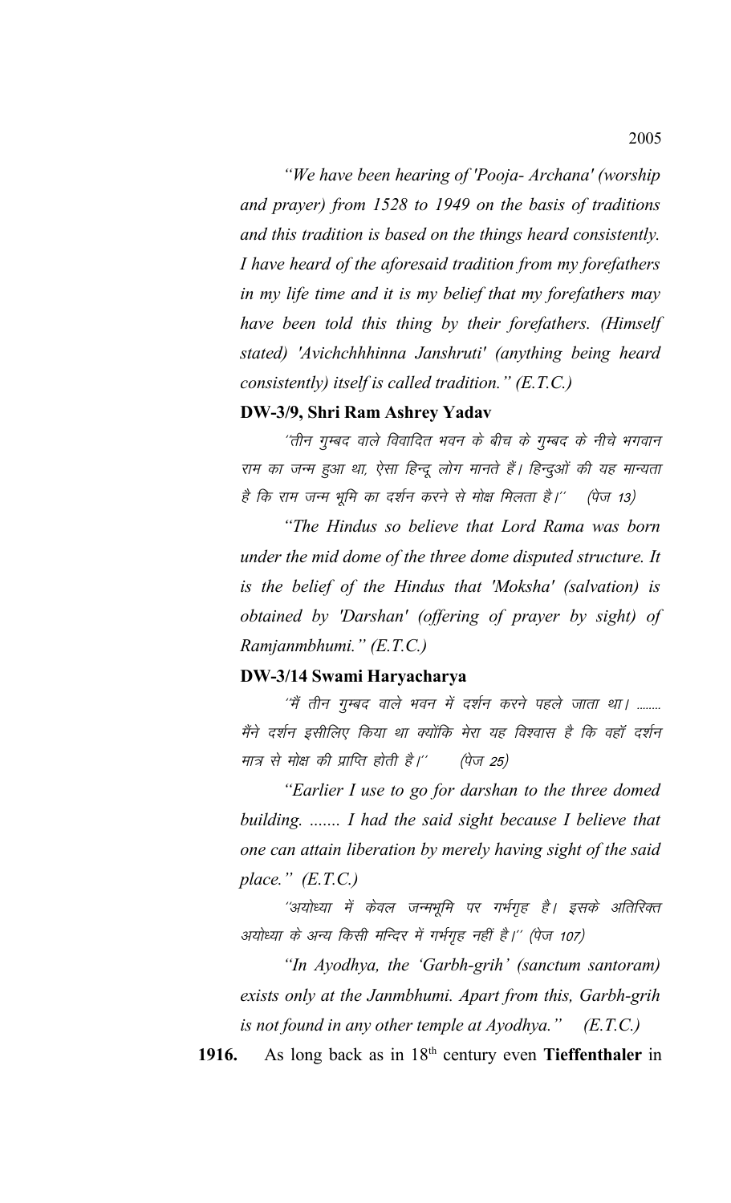*"We have been hearing of 'Pooja- Archana' (worship and prayer) from 1528 to 1949 on the basis of traditions and this tradition is based on the things heard consistently. I have heard of the aforesaid tradition from my forefathers in my life time and it is my belief that my forefathers may have been told this thing by their forefathers. (Himself stated) 'Avichchhhinna Janshruti' (anything being heard consistently) itself is called tradition." (E.T.C.)*

**DW-3/9, Shri Ram Ashrey Yadav**

''तीन गुम्बद वाले विवादित भवन के बीच के गुम्बद के नीचे भगवान राम का जन्म हुआ था, ऐसा हिन्दू लोग मानते हैं। हिन्दुओं की यह मान्यता है कि राम जन्म भूमि का दर्शन करने से मोक्ष मिलता है।'' (पेज 13)

*"The Hindus so believe that Lord Rama was born under the mid dome of the three dome disputed structure. It is the belief of the Hindus that 'Moksha' (salvation) is obtained by 'Darshan' (offering of prayer by sight) of Ramjanmbhumi." (E.T.C.)*

**DW-3/14 Swami Haryacharya**

''मैं तीन गुम्बद वाले भवन में दर्शन करने पहले जाता था। ........ मैंने दर्शन इसीलिए किया था क्योंकि मेरा यह विश्वास है कि वहाँ दर्शन मात्र से मोक्ष की प्राप्ति होती है।'' (पेज 25)

*"Earlier I use to go for darshan to the three domed building. ....... I had the said sight because I believe that one can attain liberation by merely having sight of the said place." (E.T.C.)*

''अयोध्या में केवल जन्मभूमि पर गर्भगृह है। इसके अतिरिक्त अयोध्या के अन्य किसी मन्दिर में गर्भगृह नहीं है।'' (पेज 107)

*"In Ayodhya, the 'Garbh-grih' (sanctum santoram) exists only at the Janmbhumi. Apart from this, Garbh-grih is not found in any other temple at Ayodhya." (E.T.C.)*

**1916.** As long back as in 18th century even **Tieffenthaler** in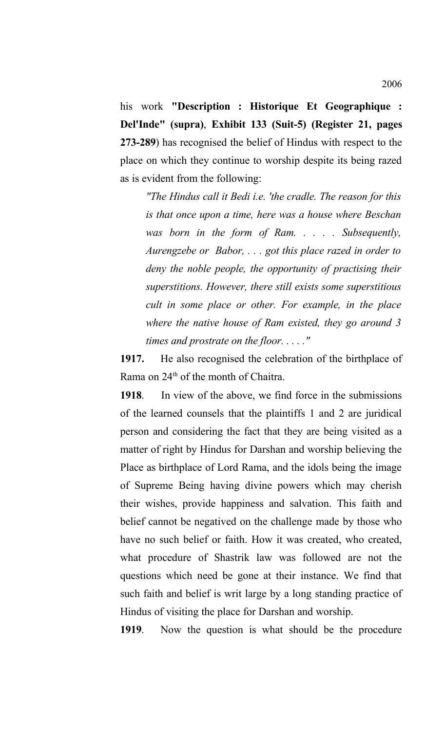his work **"Description : Historique Et Geographique : Del'Inde" (supra)**, **Exhibit 133 (Suit-5) (Register 21, pages 273-289**) has recognised the belief of Hindus with respect to the place on which they continue to worship despite its being razed as is evident from the following:

> *"The Hindus call it Bedi i.e. 'the cradle. The reason for this is that once upon a time, here was a house where Beschan was born in the form of Ram. . . . . Subsequently, Aurengzebe or Babor, . . . got this place razed in order to deny the noble people, the opportunity of practising their superstitions. However, there still exists some superstitious cult in some place or other. For example, in the place where the native house of Ram existed, they go around 3 times and prostrate on the floor. . . . ."*

**1917.** He also recognised the celebration of the birthplace of Rama on 24th of the month of Chaitra.

**1918**. In view of the above, we find force in the submissions of the learned counsels that the plaintiffs 1 and 2 are juridical person and considering the fact that they are being visited as a matter of right by Hindus for Darshan and worship believing the Place as birthplace of Lord Rama, and the idols being the image of Supreme Being having divine powers which may cherish their wishes, provide happiness and salvation. This faith and belief cannot be negatived on the challenge made by those who have no such belief or faith. How it was created, who created, what procedure of Shastrik law was followed are not the questions which need be gone at their instance. We find that such faith and belief is writ large by a long standing practice of Hindus of visiting the place for Darshan and worship.

**1919**. Now the question is what should be the procedure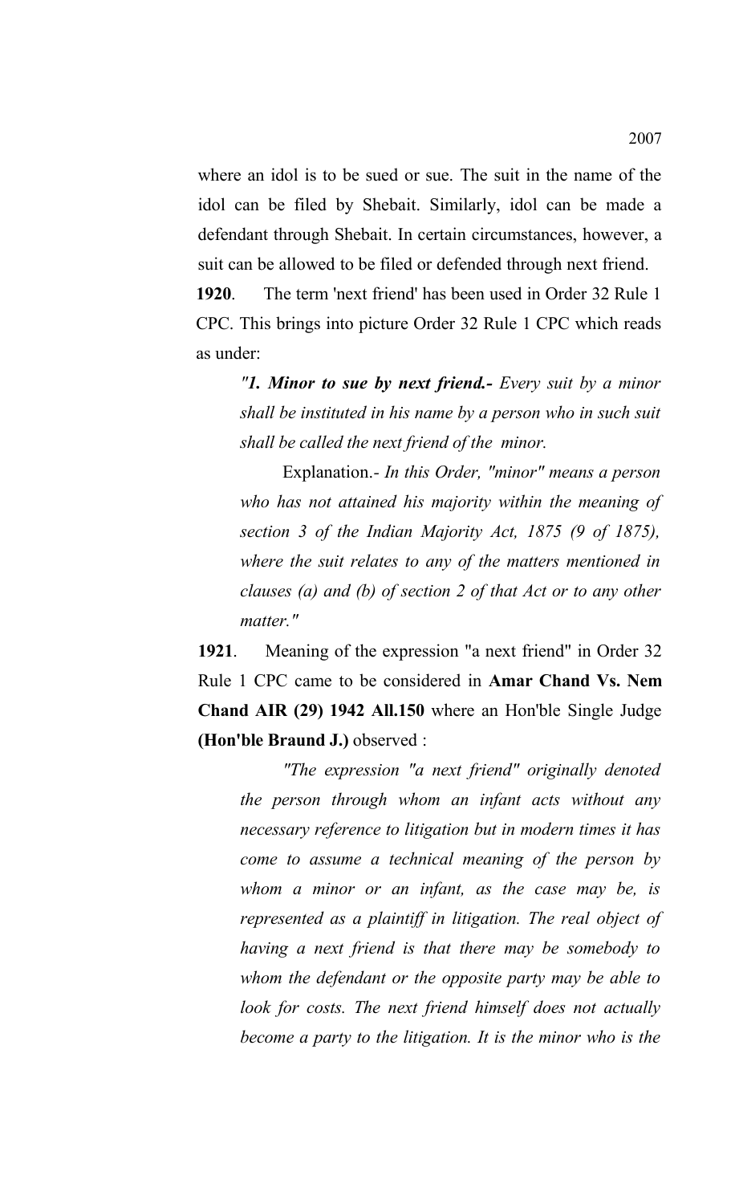where an idol is to be sued or sue. The suit in the name of the idol can be filed by Shebait. Similarly, idol can be made a defendant through Shebait. In certain circumstances, however, a suit can be allowed to be filed or defended through next friend.

**1920**. The term 'next friend' has been used in Order 32 Rule 1 CPC. This brings into picture Order 32 Rule 1 CPC which reads as under:

> *"1. **Minor to sue by next friend.-** Every suit by a minor shall be instituted in his name by a person who in such suit shall be called the next friend of the minor.*
>
> Explanation.- *In this Order, "minor" means a person who has not attained his majority within the meaning of section 3 of the Indian Majority Act, 1875 (9 of 1875), where the suit relates to any of the matters mentioned in clauses (a) and (b) of section 2 of that Act or to any other matter."*

**1921**. Meaning of the expression "a next friend" in Order 32 Rule 1 CPC came to be considered in **Amar Chand Vs. Nem Chand AIR (29) 1942 All.150** where an Hon'ble Single Judge **(Hon'ble Braund J.)** observed :

> *"The expression "a next friend" originally denoted the person through whom an infant acts without any necessary reference to litigation but in modern times it has come to assume a technical meaning of the person by whom a minor or an infant, as the case may be, is represented as a plaintiff in litigation. The real object of having a next friend is that there may be somebody to whom the defendant or the opposite party may be able to look for costs. The next friend himself does not actually become a party to the litigation. It is the minor who is the*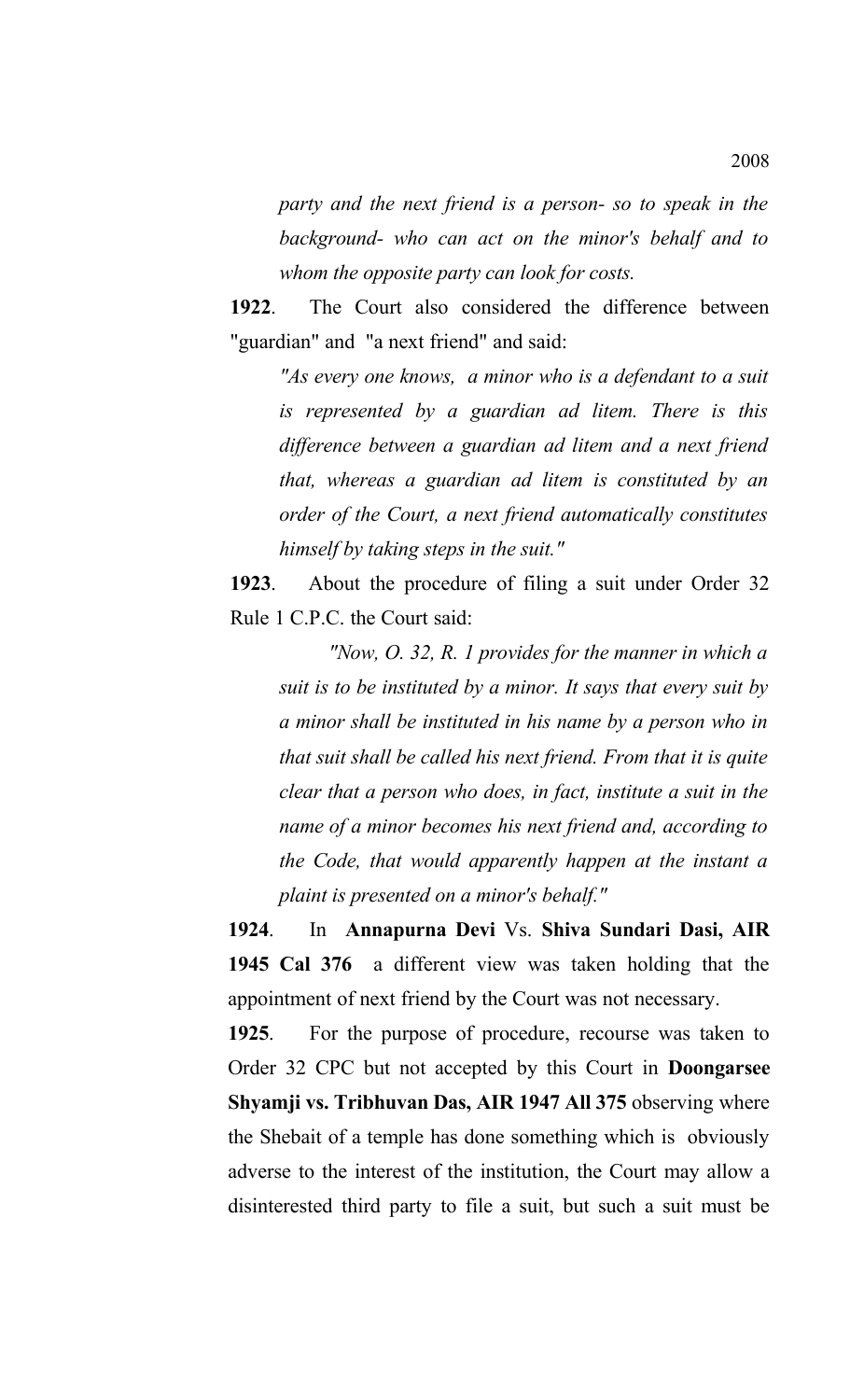*party and the next friend is a person- so to speak in the background- who can act on the minor's behalf and to whom the opposite party can look for costs.*

**1922**. The Court also considered the difference between "guardian" and "a next friend" and said:

*"As every one knows, a minor who is a defendant to a suit is represented by a guardian ad litem. There is this difference between a guardian ad litem and a next friend that, whereas a guardian ad litem is constituted by an order of the Court, a next friend automatically constitutes himself by taking steps in the suit."*

**1923**. About the procedure of filing a suit under Order 32 Rule 1 C.P.C. the Court said:

*"Now, O. 32, R. 1 provides for the manner in which a suit is to be instituted by a minor. It says that every suit by a minor shall be instituted in his name by a person who in that suit shall be called his next friend. From that it is quite clear that a person who does, in fact, institute a suit in the name of a minor becomes his next friend and, according to the Code, that would apparently happen at the instant a plaint is presented on a minor's behalf."*

**1924**. In **Annapurna Devi** Vs. **Shiva Sundari Dasi, AIR 1945 Cal 376** a different view was taken holding that the appointment of next friend by the Court was not necessary.

**1925**. For the purpose of procedure, recourse was taken to Order 32 CPC but not accepted by this Court in **Doongarsee Shyamji vs. Tribhuvan Das, AIR 1947 All 375** observing where the Shebait of a temple has done something which is obviously adverse to the interest of the institution, the Court may allow a disinterested third party to file a suit, but such a suit must be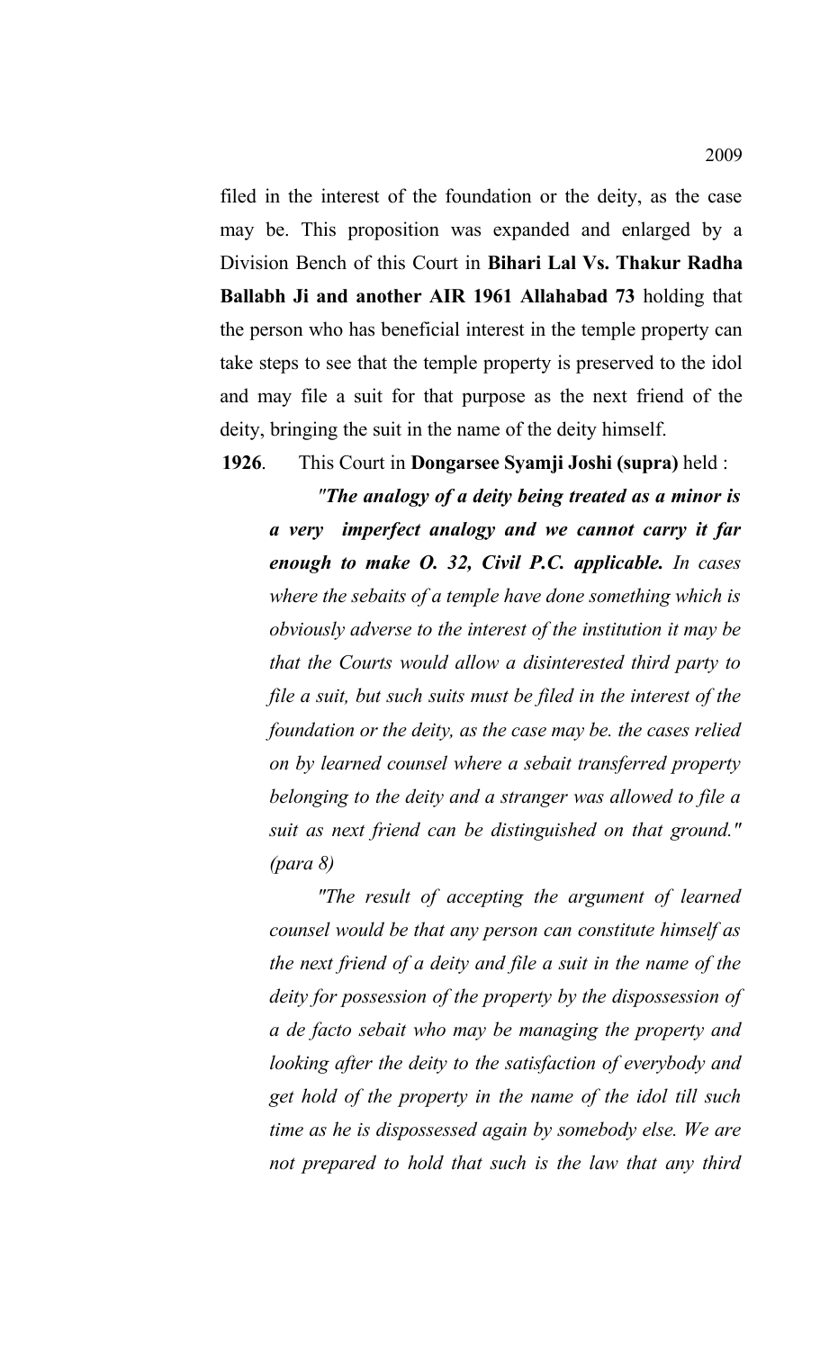filed in the interest of the foundation or the deity, as the case may be. This proposition was expanded and enlarged by a Division Bench of this Court in **Bihari Lal Vs. Thakur Radha Ballabh Ji and another AIR 1961 Allahabad 73** holding that the person who has beneficial interest in the temple property can take steps to see that the temple property is preserved to the idol and may file a suit for that purpose as the next friend of the deity, bringing the suit in the name of the deity himself.

**1926**. This Court in **Dongarsee Syamji Joshi (supra)** held :

> *"**The analogy of a deity being treated as a minor is a very imperfect analogy and we cannot carry it far enough to make O. 32, Civil P.C. applicable.** In cases where the sebaits of a temple have done something which is obviously adverse to the interest of the institution it may be that the Courts would allow a disinterested third party to file a suit, but such suits must be filed in the interest of the foundation or the deity, as the case may be. the cases relied on by learned counsel where a sebait transferred property belonging to the deity and a stranger was allowed to file a suit as next friend can be distinguished on that ground." (para 8)*
>
> *"The result of accepting the argument of learned counsel would be that any person can constitute himself as the next friend of a deity and file a suit in the name of the deity for possession of the property by the dispossession of a de facto sebait who may be managing the property and looking after the deity to the satisfaction of everybody and get hold of the property in the name of the idol till such time as he is dispossessed again by somebody else. We are not prepared to hold that such is the law that any third*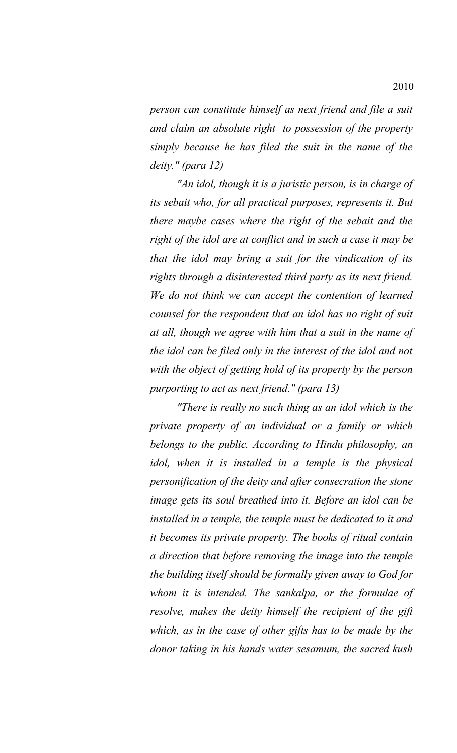*person can constitute himself as next friend and file a suit and claim an absolute right to possession of the property simply because he has filed the suit in the name of the deity." (para 12)*

*"An idol, though it is a juristic person, is in charge of its sebait who, for all practical purposes, represents it. But there maybe cases where the right of the sebait and the right of the idol are at conflict and in such a case it may be that the idol may bring a suit for the vindication of its rights through a disinterested third party as its next friend. We do not think we can accept the contention of learned counsel for the respondent that an idol has no right of suit at all, though we agree with him that a suit in the name of the idol can be filed only in the interest of the idol and not with the object of getting hold of its property by the person purporting to act as next friend." (para 13)*

*"There is really no such thing as an idol which is the private property of an individual or a family or which belongs to the public. According to Hindu philosophy, an idol, when it is installed in a temple is the physical personification of the deity and after consecration the stone image gets its soul breathed into it. Before an idol can be installed in a temple, the temple must be dedicated to it and it becomes its private property. The books of ritual contain a direction that before removing the image into the temple the building itself should be formally given away to God for whom it is intended. The sankalpa, or the formulae of resolve, makes the deity himself the recipient of the gift which, as in the case of other gifts has to be made by the donor taking in his hands water sesamum, the sacred kush*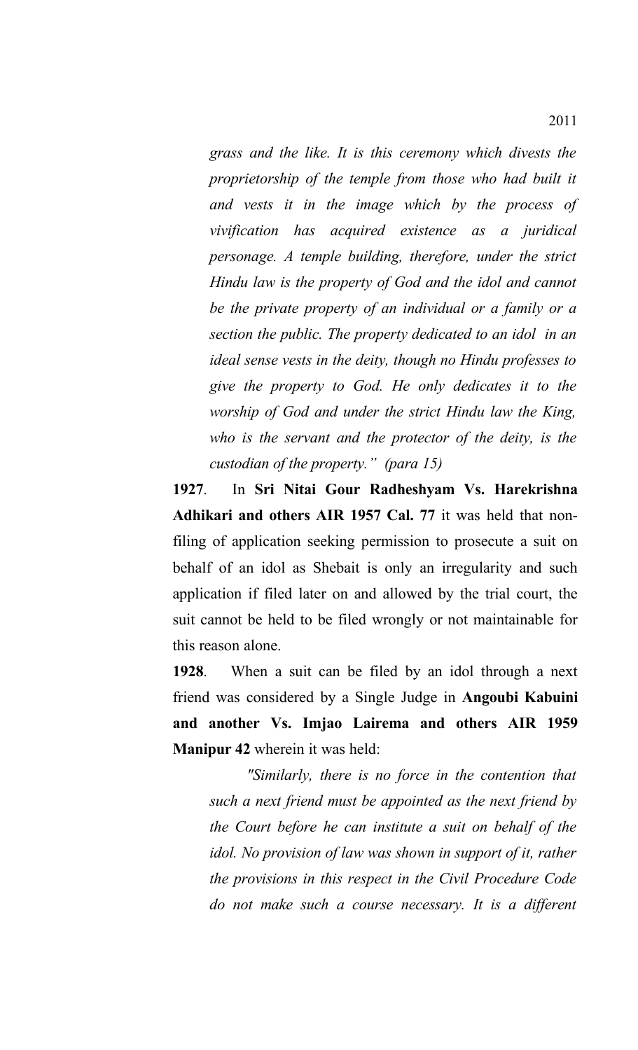*grass and the like. It is this ceremony which divests the proprietorship of the temple from those who had built it and vests it in the image which by the process of vivification has acquired existence as a juridical personage. A temple building, therefore, under the strict Hindu law is the property of God and the idol and cannot be the private property of an individual or a family or a section the public. The property dedicated to an idol in an ideal sense vests in the deity, though no Hindu professes to give the property to God. He only dedicates it to the worship of God and under the strict Hindu law the King, who is the servant and the protector of the deity, is the custodian of the property." (para 15)*

**1927**. In **Sri Nitai Gour Radheshyam Vs. Harekrishna Adhikari and others AIR 1957 Cal. 77** it was held that non-filing of application seeking permission to prosecute a suit on behalf of an idol as Shebait is only an irregularity and such application if filed later on and allowed by the trial court, the suit cannot be held to be filed wrongly or not maintainable for this reason alone.

**1928**. When a suit can be filed by an idol through a next friend was considered by a Single Judge in **Angoubi Kabuini and another Vs. Imjao Lairema and others AIR 1959 Manipur 42** wherein it was held:

*"Similarly, there is no force in the contention that such a next friend must be appointed as the next friend by the Court before he can institute a suit on behalf of the idol. No provision of law was shown in support of it, rather the provisions in this respect in the Civil Procedure Code do not make such a course necessary. It is a different*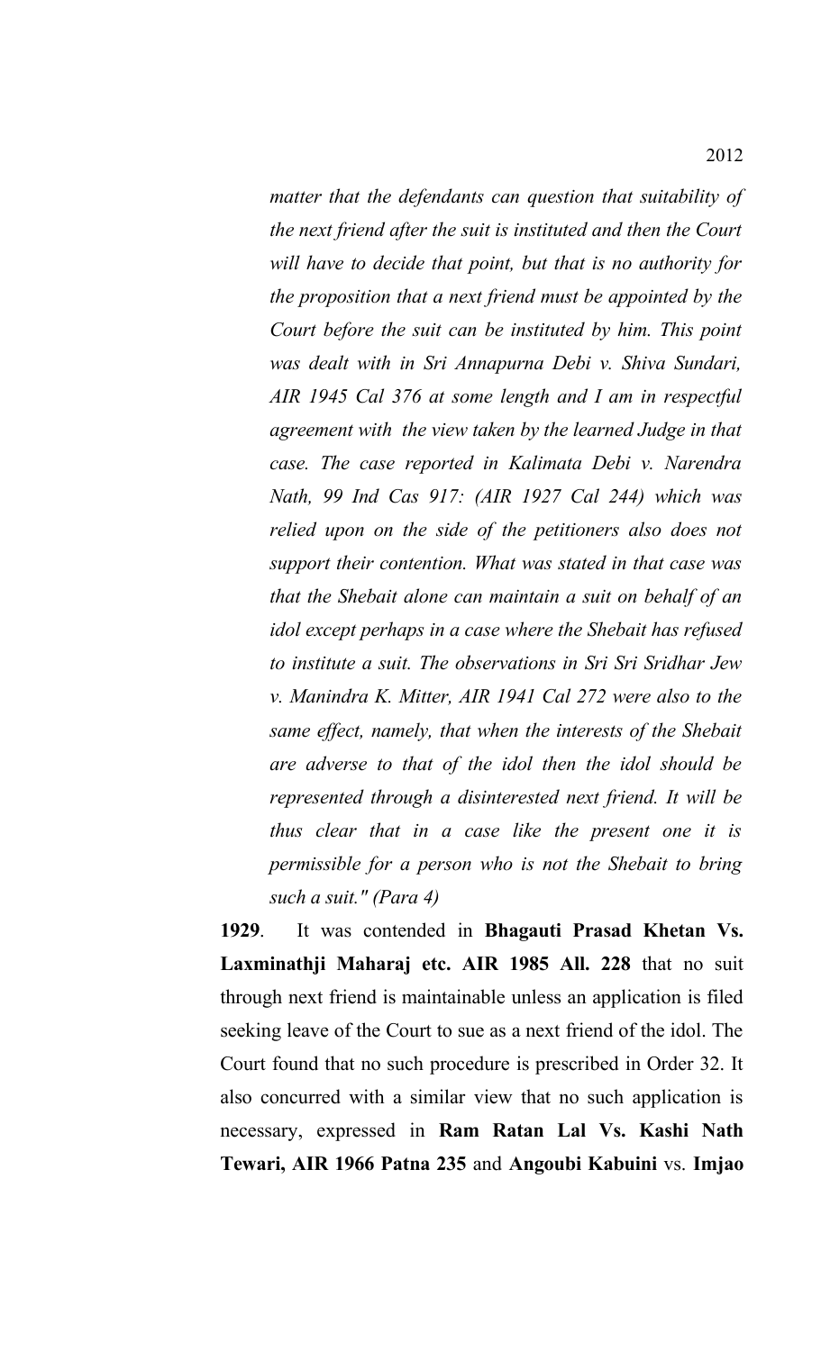*matter that the defendants can question that suitability of the next friend after the suit is instituted and then the Court will have to decide that point, but that is no authority for the proposition that a next friend must be appointed by the Court before the suit can be instituted by him. This point was dealt with in Sri Annapurna Debi v. Shiva Sundari, AIR 1945 Cal 376 at some length and I am in respectful agreement with the view taken by the learned Judge in that case. The case reported in Kalimata Debi v. Narendra Nath, 99 Ind Cas 917: (AIR 1927 Cal 244) which was relied upon on the side of the petitioners also does not support their contention. What was stated in that case was that the Shebait alone can maintain a suit on behalf of an idol except perhaps in a case where the Shebait has refused to institute a suit. The observations in Sri Sri Sridhar Jew v. Manindra K. Mitter, AIR 1941 Cal 272 were also to the same effect, namely, that when the interests of the Shebait are adverse to that of the idol then the idol should be represented through a disinterested next friend. It will be thus clear that in a case like the present one it is permissible for a person who is not the Shebait to bring such a suit." (Para 4)*

**1929**. It was contended in **Bhagauti Prasad Khetan Vs. Laxminathji Maharaj etc. AIR 1985 All. 228** that no suit through next friend is maintainable unless an application is filed seeking leave of the Court to sue as a next friend of the idol. The Court found that no such procedure is prescribed in Order 32. It also concurred with a similar view that no such application is necessary, expressed in **Ram Ratan Lal Vs. Kashi Nath Tewari, AIR 1966 Patna 235** and **Angoubi Kabuini** vs. **Imjao**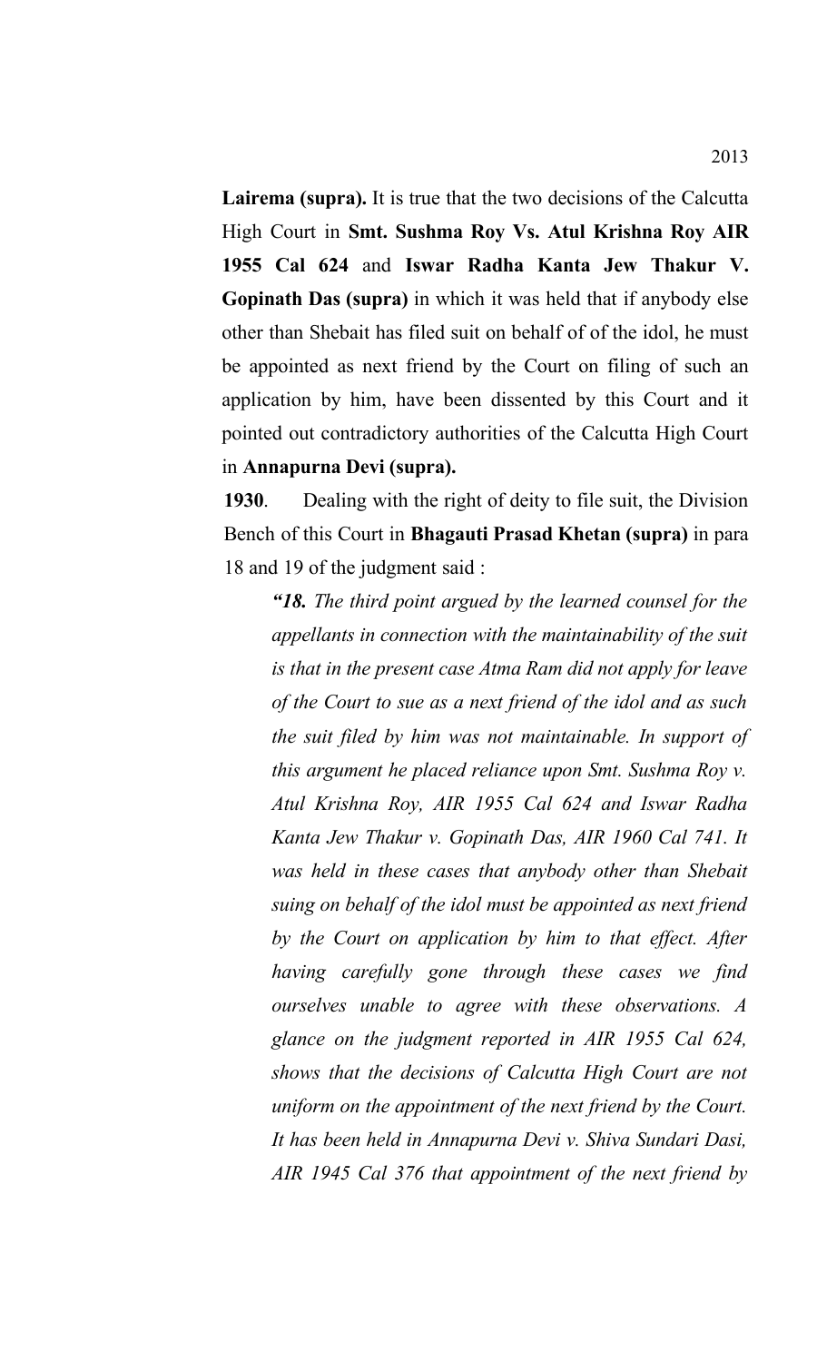**Lairema (supra).** It is true that the two decisions of the Calcutta High Court in **Smt. Sushma Roy Vs. Atul Krishna Roy AIR 1955 Cal 624** and **Iswar Radha Kanta Jew Thakur V. Gopinath Das (supra)** in which it was held that if anybody else other than Shebait has filed suit on behalf of of the idol, he must be appointed as next friend by the Court on filing of such an application by him, have been dissented by this Court and it pointed out contradictory authorities of the Calcutta High Court in **Annapurna Devi (supra).**

**1930**. Dealing with the right of deity to file suit, the Division Bench of this Court in **Bhagauti Prasad Khetan (supra)** in para 18 and 19 of the judgment said :

> ***"18.*** *The third point argued by the learned counsel for the appellants in connection with the maintainability of the suit is that in the present case Atma Ram did not apply for leave of the Court to sue as a next friend of the idol and as such the suit filed by him was not maintainable. In support of this argument he placed reliance upon Smt. Sushma Roy v. Atul Krishna Roy, AIR 1955 Cal 624 and Iswar Radha Kanta Jew Thakur v. Gopinath Das, AIR 1960 Cal 741. It was held in these cases that anybody other than Shebait suing on behalf of the idol must be appointed as next friend by the Court on application by him to that effect. After having carefully gone through these cases we find ourselves unable to agree with these observations. A glance on the judgment reported in AIR 1955 Cal 624, shows that the decisions of Calcutta High Court are not uniform on the appointment of the next friend by the Court. It has been held in Annapurna Devi v. Shiva Sundari Dasi, AIR 1945 Cal 376 that appointment of the next friend by*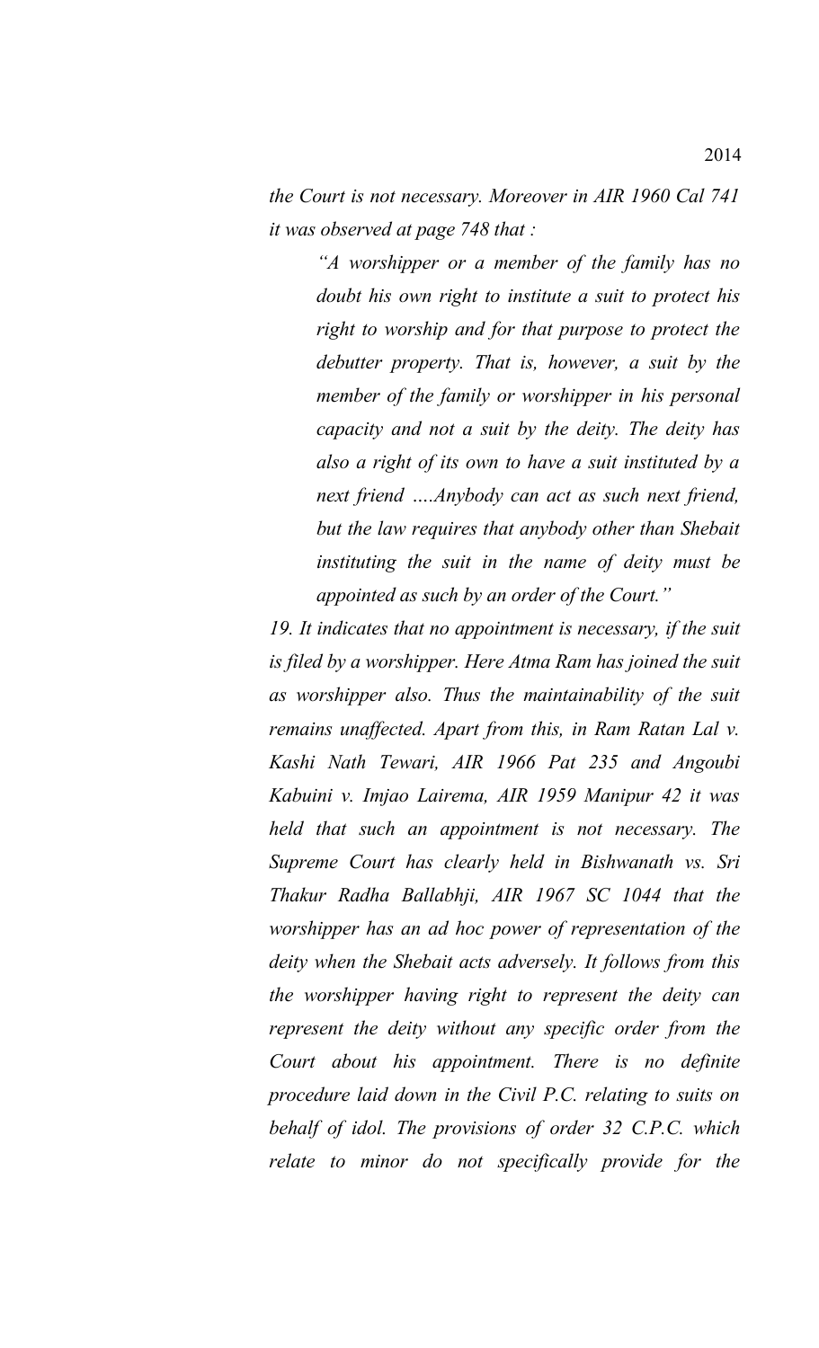*the Court is not necessary. Moreover in AIR 1960 Cal 741 it was observed at page 748 that :*

> *"A worshipper or a member of the family has no doubt his own right to institute a suit to protect his right to worship and for that purpose to protect the debutter property. That is, however, a suit by the member of the family or worshipper in his personal capacity and not a suit by the deity. The deity has also a right of its own to have a suit instituted by a next friend ….Anybody can act as such next friend, but the law requires that anybody other than Shebait instituting the suit in the name of deity must be appointed as such by an order of the Court."*

*19. It indicates that no appointment is necessary, if the suit is filed by a worshipper. Here Atma Ram has joined the suit as worshipper also. Thus the maintainability of the suit remains unaffected. Apart from this, in Ram Ratan Lal v. Kashi Nath Tewari, AIR 1966 Pat 235 and Angoubi Kabuini v. Imjao Lairema, AIR 1959 Manipur 42 it was held that such an appointment is not necessary. The Supreme Court has clearly held in Bishwanath vs. Sri Thakur Radha Ballabhji, AIR 1967 SC 1044 that the worshipper has an ad hoc power of representation of the deity when the Shebait acts adversely. It follows from this the worshipper having right to represent the deity can represent the deity without any specific order from the Court about his appointment. There is no definite procedure laid down in the Civil P.C. relating to suits on behalf of idol. The provisions of order 32 C.P.C. which relate to minor do not specifically provide for the*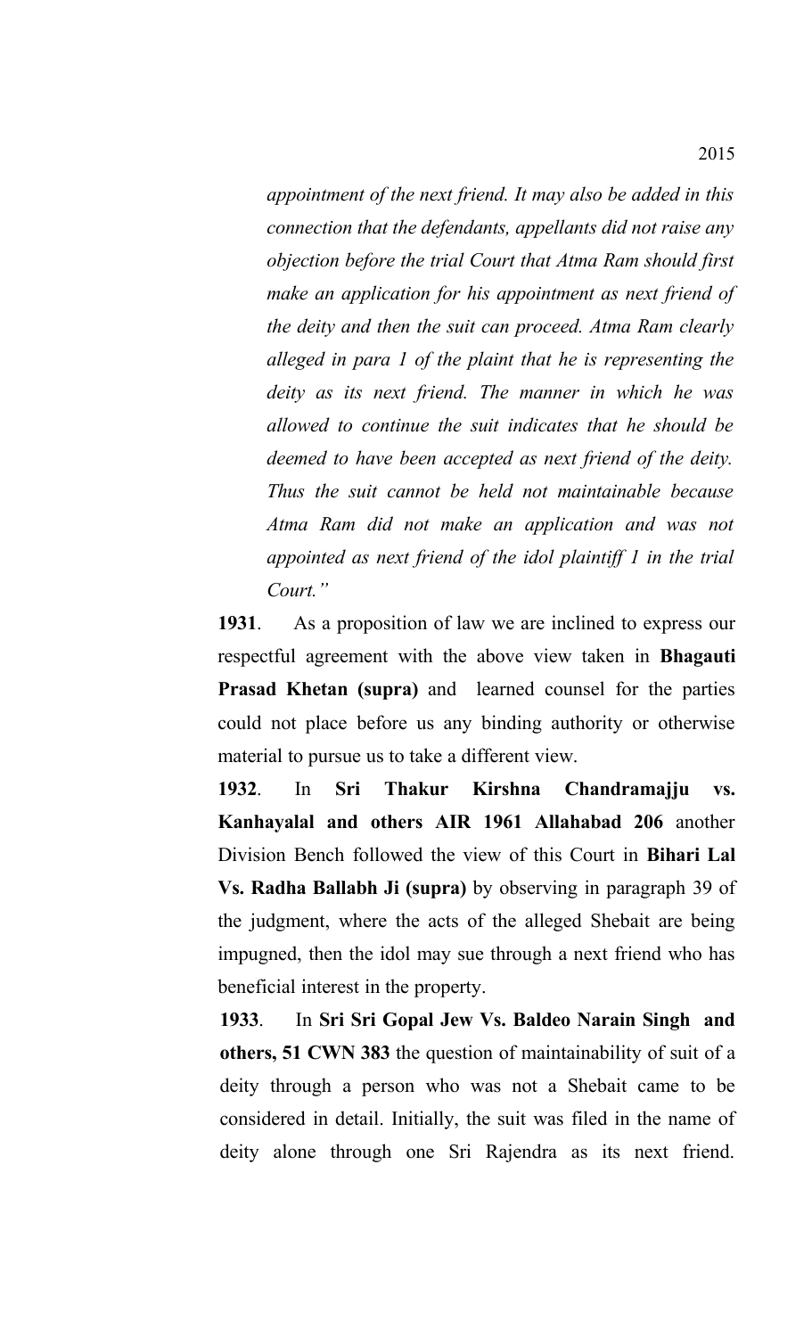*appointment of the next friend. It may also be added in this connection that the defendants, appellants did not raise any objection before the trial Court that Atma Ram should first make an application for his appointment as next friend of the deity and then the suit can proceed. Atma Ram clearly alleged in para 1 of the plaint that he is representing the deity as its next friend. The manner in which he was allowed to continue the suit indicates that he should be deemed to have been accepted as next friend of the deity. Thus the suit cannot be held not maintainable because Atma Ram did not make an application and was not appointed as next friend of the idol plaintiff 1 in the trial Court."*

**1931**. As a proposition of law we are inclined to express our respectful agreement with the above view taken in **Bhagauti Prasad Khetan (supra)** and learned counsel for the parties could not place before us any binding authority or otherwise material to pursue us to take a different view.

**1932**. In **Sri Thakur Kirshna Chandramajju vs. Kanhayalal and others AIR 1961 Allahabad 206** another Division Bench followed the view of this Court in **Bihari Lal Vs. Radha Ballabh Ji (supra)** by observing in paragraph 39 of the judgment, where the acts of the alleged Shebait are being impugned, then the idol may sue through a next friend who has beneficial interest in the property.

**1933**. In **Sri Sri Gopal Jew Vs. Baldeo Narain Singh and others, 51 CWN 383** the question of maintainability of suit of a deity through a person who was not a Shebait came to be considered in detail. Initially, the suit was filed in the name of deity alone through one Sri Rajendra as its next friend.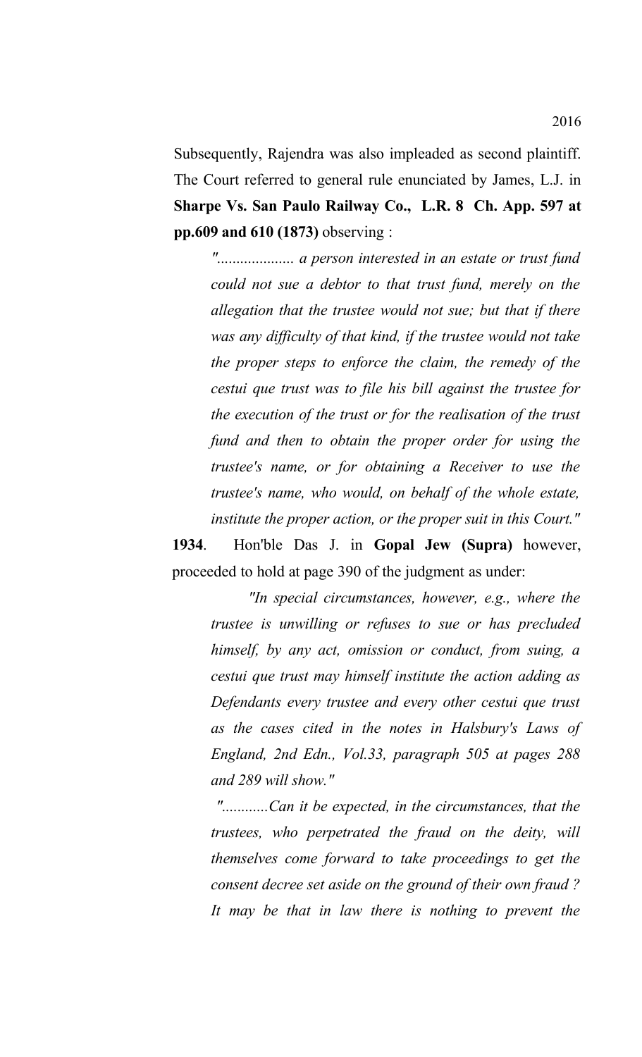Subsequently, Rajendra was also impleaded as second plaintiff. The Court referred to general rule enunciated by James, L.J. in **Sharpe Vs. San Paulo Railway Co., L.R. 8 Ch. App. 597 at pp.609 and 610 (1873)** observing :

> *"................... a person interested in an estate or trust fund could not sue a debtor to that trust fund, merely on the allegation that the trustee would not sue; but that if there was any difficulty of that kind, if the trustee would not take the proper steps to enforce the claim, the remedy of the cestui que trust was to file his bill against the trustee for the execution of the trust or for the realisation of the trust fund and then to obtain the proper order for using the trustee's name, or for obtaining a Receiver to use the trustee's name, who would, on behalf of the whole estate, institute the proper action, or the proper suit in this Court."*

**1934**. Hon'ble Das J. in **Gopal Jew (Supra)** however, proceeded to hold at page 390 of the judgment as under:

> *"In special circumstances, however, e.g., where the trustee is unwilling or refuses to sue or has precluded himself, by any act, omission or conduct, from suing, a cestui que trust may himself institute the action adding as Defendants every trustee and every other cestui que trust as the cases cited in the notes in Halsbury's Laws of England, 2nd Edn., Vol.33, paragraph 505 at pages 288 and 289 will show."*
>
> *"...........Can it be expected, in the circumstances, that the trustees, who perpetrated the fraud on the deity, will themselves come forward to take proceedings to get the consent decree set aside on the ground of their own fraud ? It may be that in law there is nothing to prevent the*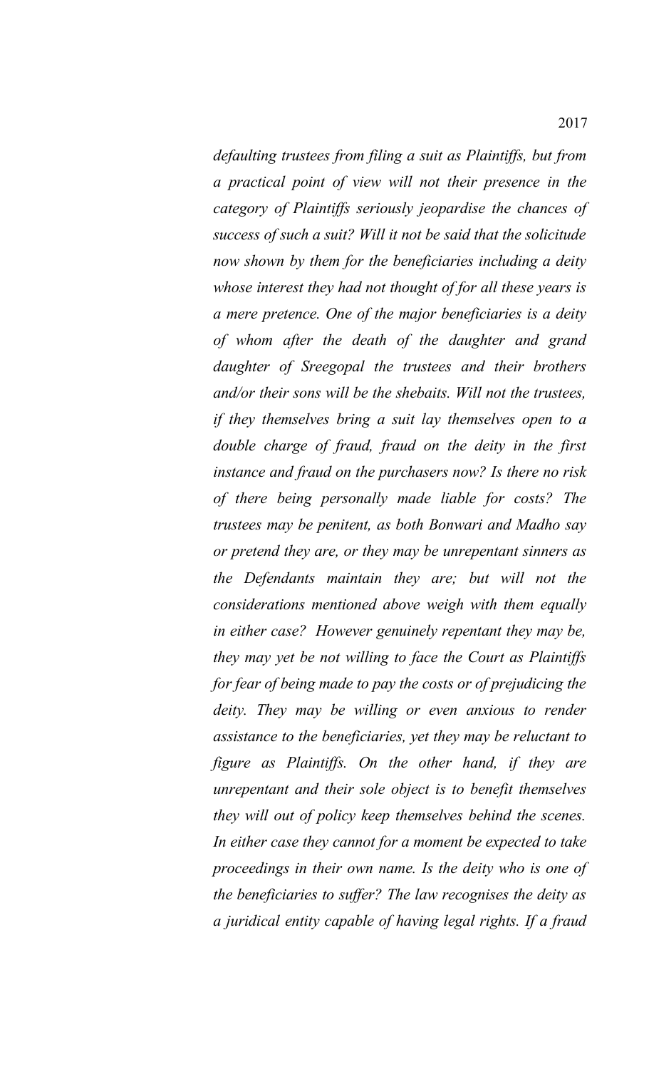*defaulting trustees from filing a suit as Plaintiffs, but from a practical point of view will not their presence in the category of Plaintiffs seriously jeopardise the chances of success of such a suit? Will it not be said that the solicitude now shown by them for the beneficiaries including a deity whose interest they had not thought of for all these years is a mere pretence. One of the major beneficiaries is a deity of whom after the death of the daughter and grand daughter of Sreegopal the trustees and their brothers and/or their sons will be the shebaits. Will not the trustees, if they themselves bring a suit lay themselves open to a double charge of fraud, fraud on the deity in the first instance and fraud on the purchasers now? Is there no risk of there being personally made liable for costs? The trustees may be penitent, as both Bonwari and Madho say or pretend they are, or they may be unrepentant sinners as the Defendants maintain they are; but will not the considerations mentioned above weigh with them equally in either case? However genuinely repentant they may be, they may yet be not willing to face the Court as Plaintiffs for fear of being made to pay the costs or of prejudicing the deity. They may be willing or even anxious to render assistance to the beneficiaries, yet they may be reluctant to figure as Plaintiffs. On the other hand, if they are unrepentant and their sole object is to benefit themselves they will out of policy keep themselves behind the scenes. In either case they cannot for a moment be expected to take proceedings in their own name. Is the deity who is one of the beneficiaries to suffer? The law recognises the deity as a juridical entity capable of having legal rights. If a fraud*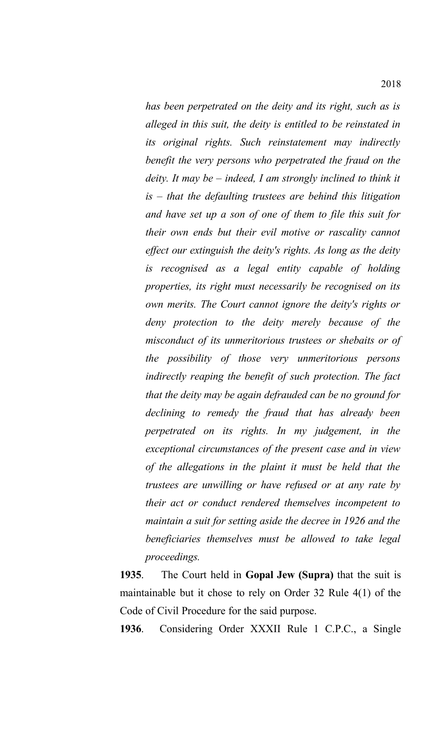*has been perpetrated on the deity and its right, such as is alleged in this suit, the deity is entitled to be reinstated in its original rights. Such reinstatement may indirectly benefit the very persons who perpetrated the fraud on the deity. It may be – indeed, I am strongly inclined to think it is – that the defaulting trustees are behind this litigation and have set up a son of one of them to file this suit for their own ends but their evil motive or rascality cannot effect our extinguish the deity's rights. As long as the deity is recognised as a legal entity capable of holding properties, its right must necessarily be recognised on its own merits. The Court cannot ignore the deity's rights or deny protection to the deity merely because of the misconduct of its unmeritorious trustees or shebaits or of the possibility of those very unmeritorious persons indirectly reaping the benefit of such protection. The fact that the deity may be again defrauded can be no ground for declining to remedy the fraud that has already been perpetrated on its rights. In my judgement, in the exceptional circumstances of the present case and in view of the allegations in the plaint it must be held that the trustees are unwilling or have refused or at any rate by their act or conduct rendered themselves incompetent to maintain a suit for setting aside the decree in 1926 and the beneficiaries themselves must be allowed to take legal proceedings.*

**1935**. The Court held in **Gopal Jew (Supra)** that the suit is maintainable but it chose to rely on Order 32 Rule 4(1) of the Code of Civil Procedure for the said purpose.

**1936**. Considering Order XXXII Rule 1 C.P.C., a Single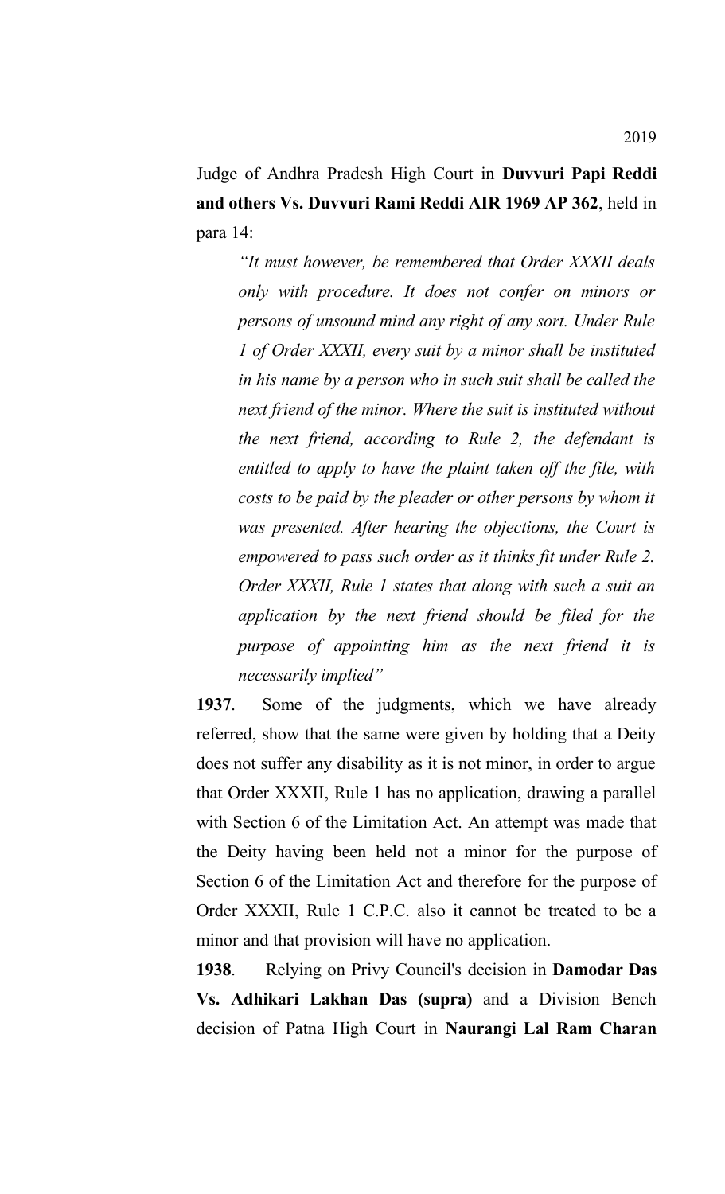Judge of Andhra Pradesh High Court in **Duvvuri Papi Reddi and others Vs. Duvvuri Rami Reddi AIR 1969 AP 362**, held in para 14:

> *"It must however, be remembered that Order XXXII deals only with procedure. It does not confer on minors or persons of unsound mind any right of any sort. Under Rule 1 of Order XXXII, every suit by a minor shall be instituted in his name by a person who in such suit shall be called the next friend of the minor. Where the suit is instituted without the next friend, according to Rule 2, the defendant is entitled to apply to have the plaint taken off the file, with costs to be paid by the pleader or other persons by whom it was presented. After hearing the objections, the Court is empowered to pass such order as it thinks fit under Rule 2. Order XXXII, Rule 1 states that along with such a suit an application by the next friend should be filed for the purpose of appointing him as the next friend it is necessarily implied"*

**1937**. Some of the judgments, which we have already referred, show that the same were given by holding that a Deity does not suffer any disability as it is not minor, in order to argue that Order XXXII, Rule 1 has no application, drawing a parallel with Section 6 of the Limitation Act. An attempt was made that the Deity having been held not a minor for the purpose of Section 6 of the Limitation Act and therefore for the purpose of Order XXXII, Rule 1 C.P.C. also it cannot be treated to be a minor and that provision will have no application.

**1938**. Relying on Privy Council's decision in **Damodar Das Vs. Adhikari Lakhan Das (supra)** and a Division Bench decision of Patna High Court in **Naurangi Lal Ram Charan**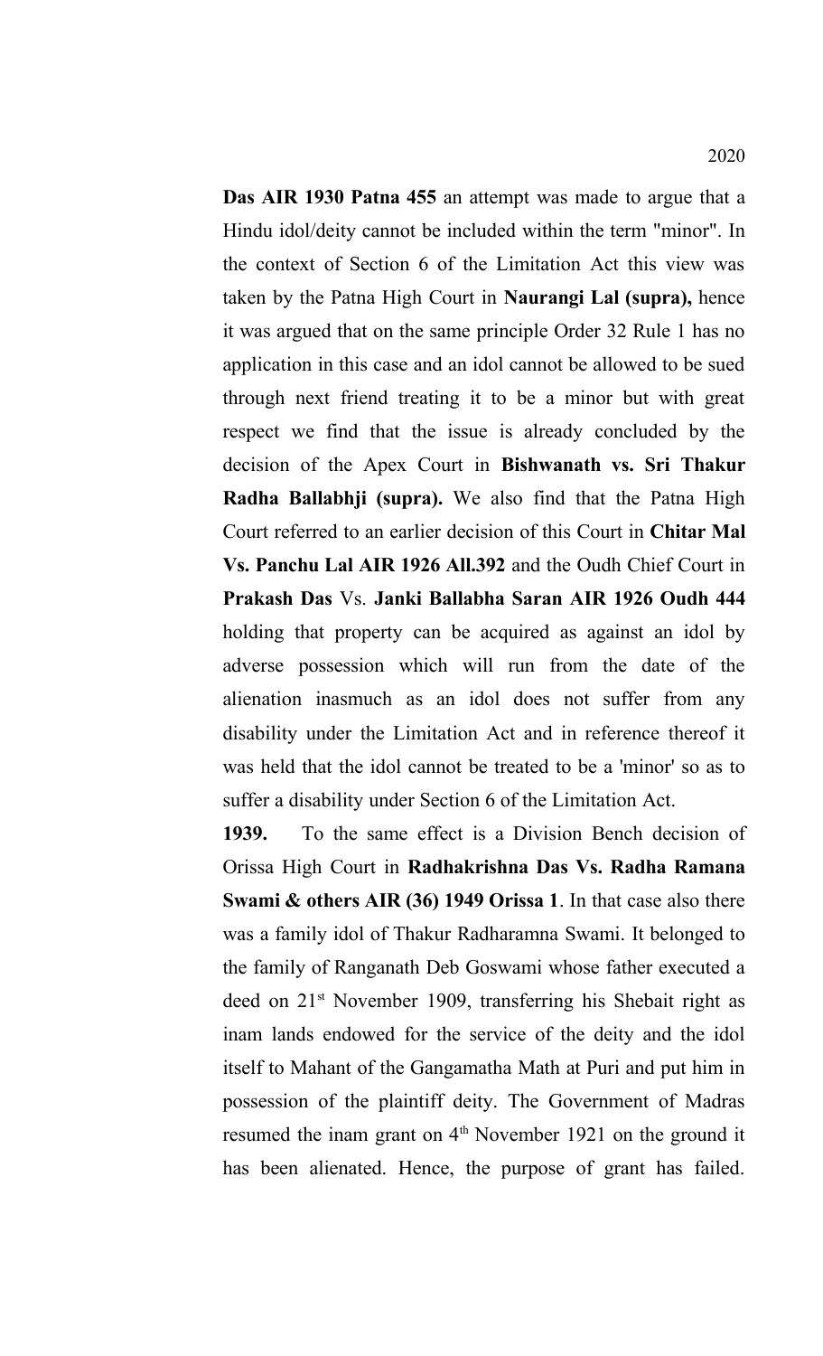**Das AIR 1930 Patna 455** an attempt was made to argue that a Hindu idol/deity cannot be included within the term "minor". In the context of Section 6 of the Limitation Act this view was taken by the Patna High Court in **Naurangi Lal (supra),** hence it was argued that on the same principle Order 32 Rule 1 has no application in this case and an idol cannot be allowed to be sued through next friend treating it to be a minor but with great respect we find that the issue is already concluded by the decision of the Apex Court in **Bishwanath vs. Sri Thakur Radha Ballabhji (supra).** We also find that the Patna High Court referred to an earlier decision of this Court in **Chitar Mal Vs. Panchu Lal AIR 1926 All.392** and the Oudh Chief Court in **Prakash Das** Vs. **Janki Ballabha Saran AIR 1926 Oudh 444** holding that property can be acquired as against an idol by adverse possession which will run from the date of the alienation inasmuch as an idol does not suffer from any disability under the Limitation Act and in reference thereof it was held that the idol cannot be treated to be a 'minor' so as to suffer a disability under Section 6 of the Limitation Act.

**1939.** To the same effect is a Division Bench decision of Orissa High Court in **Radhakrishna Das Vs. Radha Ramana Swami & others AIR (36) 1949 Orissa 1**. In that case also there was a family idol of Thakur Radharamna Swami. It belonged to the family of Ranganath Deb Goswami whose father executed a deed on 21st November 1909, transferring his Shebait right as inam lands endowed for the service of the deity and the idol itself to Mahant of the Gangamatha Math at Puri and put him in possession of the plaintiff deity. The Government of Madras resumed the inam grant on 4th November 1921 on the ground it has been alienated. Hence, the purpose of grant has failed.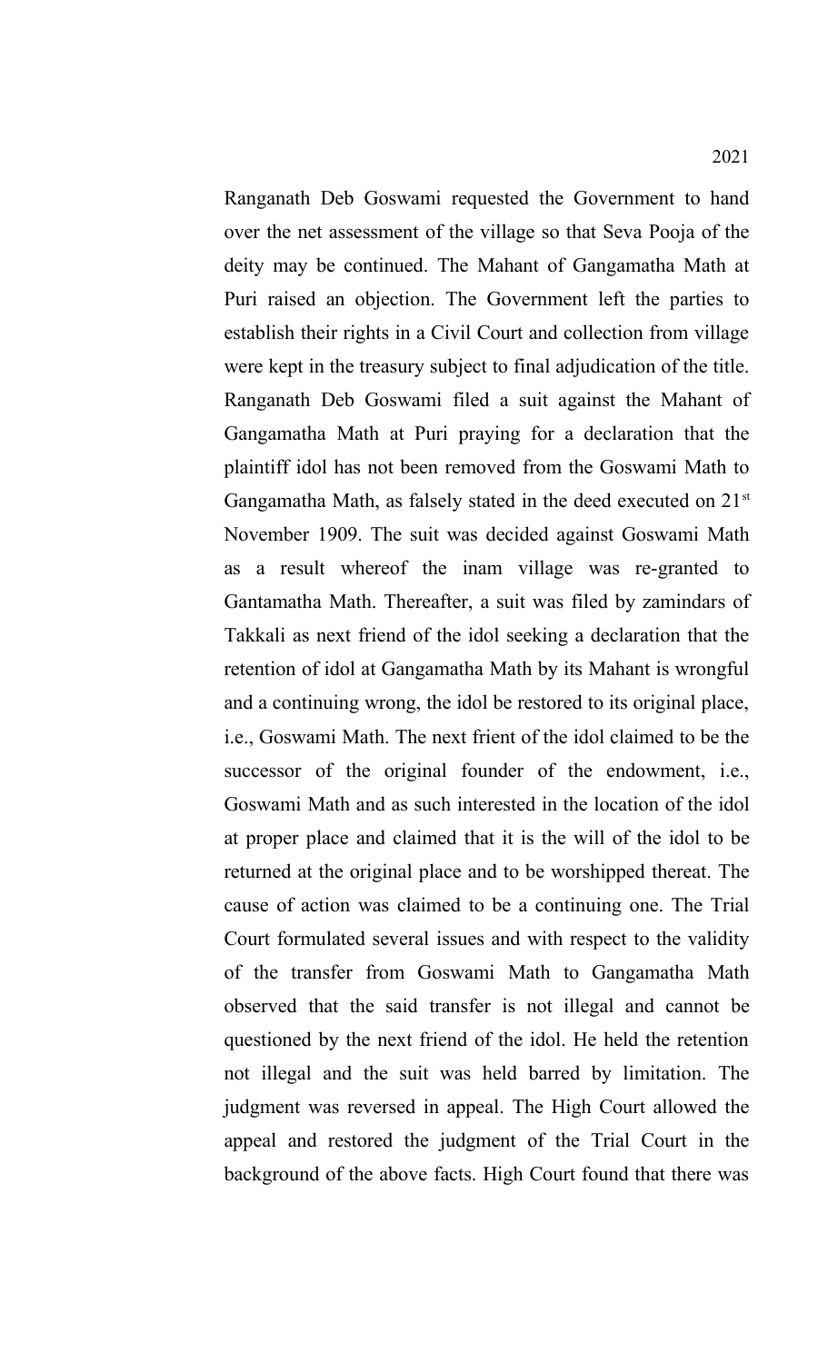Ranganath Deb Goswami requested the Government to hand over the net assessment of the village so that Seva Pooja of the deity may be continued. The Mahant of Gangamatha Math at Puri raised an objection. The Government left the parties to establish their rights in a Civil Court and collection from village were kept in the treasury subject to final adjudication of the title. Ranganath Deb Goswami filed a suit against the Mahant of Gangamatha Math at Puri praying for a declaration that the plaintiff idol has not been removed from the Goswami Math to Gangamatha Math, as falsely stated in the deed executed on 21st November 1909. The suit was decided against Goswami Math as a result whereof the inam village was re-granted to Gantamatha Math. Thereafter, a suit was filed by zamindars of Takkali as next friend of the idol seeking a declaration that the retention of idol at Gangamatha Math by its Mahant is wrongful and a continuing wrong, the idol be restored to its original place, i.e., Goswami Math. The next frient of the idol claimed to be the successor of the original founder of the endowment, i.e., Goswami Math and as such interested in the location of the idol at proper place and claimed that it is the will of the idol to be returned at the original place and to be worshipped thereat. The cause of action was claimed to be a continuing one. The Trial Court formulated several issues and with respect to the validity of the transfer from Goswami Math to Gangamatha Math observed that the said transfer is not illegal and cannot be questioned by the next friend of the idol. He held the retention not illegal and the suit was held barred by limitation. The judgment was reversed in appeal. The High Court allowed the appeal and restored the judgment of the Trial Court in the background of the above facts. High Court found that there was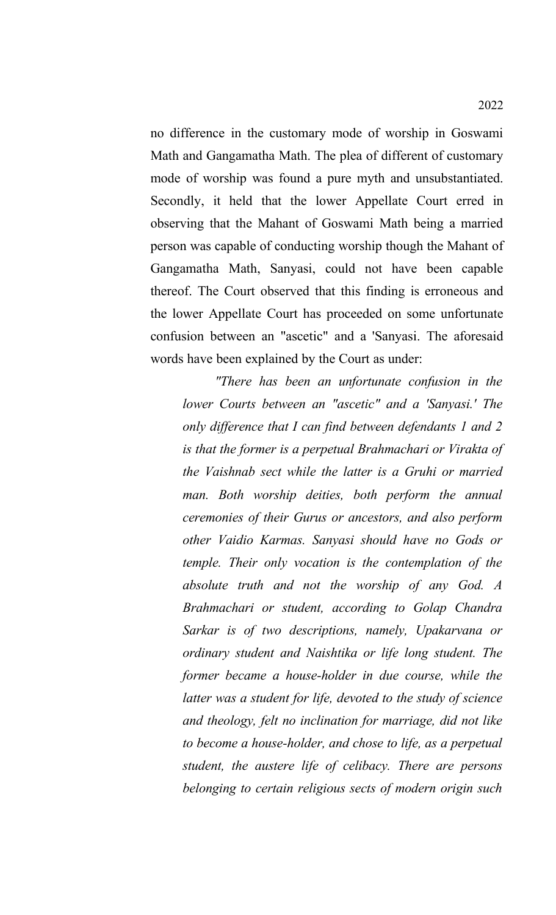no difference in the customary mode of worship in Goswami Math and Gangamatha Math. The plea of different of customary mode of worship was found a pure myth and unsubstantiated. Secondly, it held that the lower Appellate Court erred in observing that the Mahant of Goswami Math being a married person was capable of conducting worship though the Mahant of Gangamatha Math, Sanyasi, could not have been capable thereof. The Court observed that this finding is erroneous and the lower Appellate Court has proceeded on some unfortunate confusion between an "ascetic" and a 'Sanyasi. The aforesaid words have been explained by the Court as under:

> *"There has been an unfortunate confusion in the lower Courts between an "ascetic" and a 'Sanyasi.' The only difference that I can find between defendants 1 and 2 is that the former is a perpetual Brahmachari or Virakta of the Vaishnab sect while the latter is a Gruhi or married man. Both worship deities, both perform the annual ceremonies of their Gurus or ancestors, and also perform other Vaidio Karmas. Sanyasi should have no Gods or temple. Their only vocation is the contemplation of the absolute truth and not the worship of any God. A Brahmachari or student, according to Golap Chandra Sarkar is of two descriptions, namely, Upakarvana or ordinary student and Naishtika or life long student. The former became a house-holder in due course, while the latter was a student for life, devoted to the study of science and theology, felt no inclination for marriage, did not like to become a house-holder, and chose to life, as a perpetual student, the austere life of celibacy. There are persons belonging to certain religious sects of modern origin such*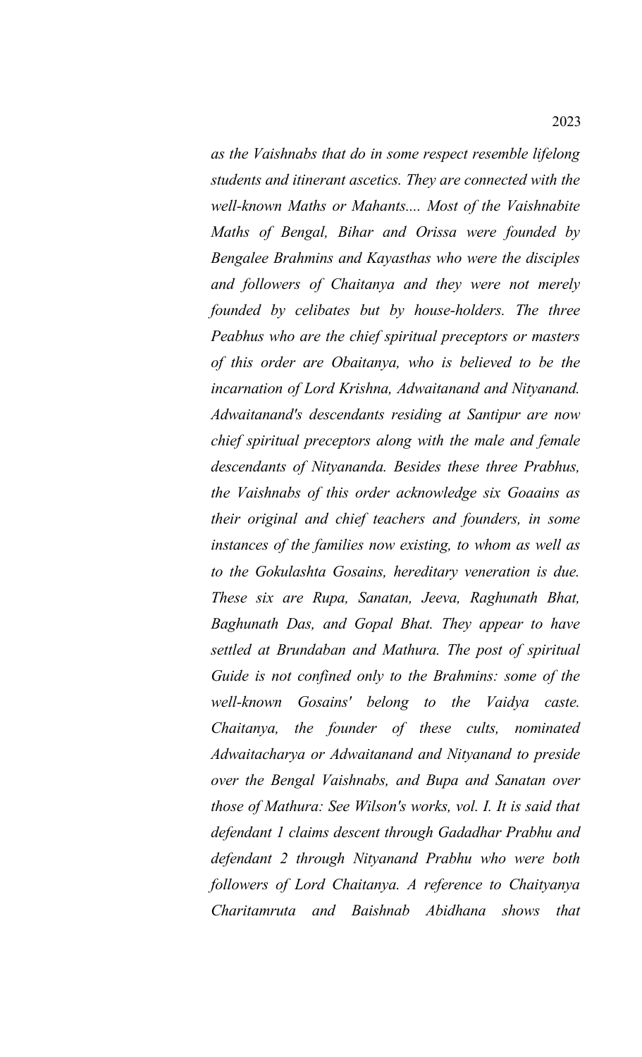*as the Vaishnabs that do in some respect resemble lifelong students and itinerant ascetics. They are connected with the well-known Maths or Mahants.... Most of the Vaishnabite Maths of Bengal, Bihar and Orissa were founded by Bengalee Brahmins and Kayasthas who were the disciples and followers of Chaitanya and they were not merely founded by celibates but by house-holders. The three Peabhus who are the chief spiritual preceptors or masters of this order are Obaitanya, who is believed to be the incarnation of Lord Krishna, Adwaitanand and Nityanand. Adwaitanand's descendants residing at Santipur are now chief spiritual preceptors along with the male and female descendants of Nityananda. Besides these three Prabhus, the Vaishnabs of this order acknowledge six Goaains as their original and chief teachers and founders, in some instances of the families now existing, to whom as well as to the Gokulashta Gosains, hereditary veneration is due. These six are Rupa, Sanatan, Jeeva, Raghunath Bhat, Baghunath Das, and Gopal Bhat. They appear to have settled at Brundaban and Mathura. The post of spiritual Guide is not confined only to the Brahmins: some of the well-known Gosains' belong to the Vaidya caste. Chaitanya, the founder of these cults, nominated Adwaitacharya or Adwaitanand and Nityanand to preside over the Bengal Vaishnabs, and Bupa and Sanatan over those of Mathura: See Wilson's works, vol. I. It is said that defendant 1 claims descent through Gadadhar Prabhu and defendant 2 through Nityanand Prabhu who were both followers of Lord Chaitanya. A reference to Chaityanya Charitamruta and Baishnab Abidhana shows that*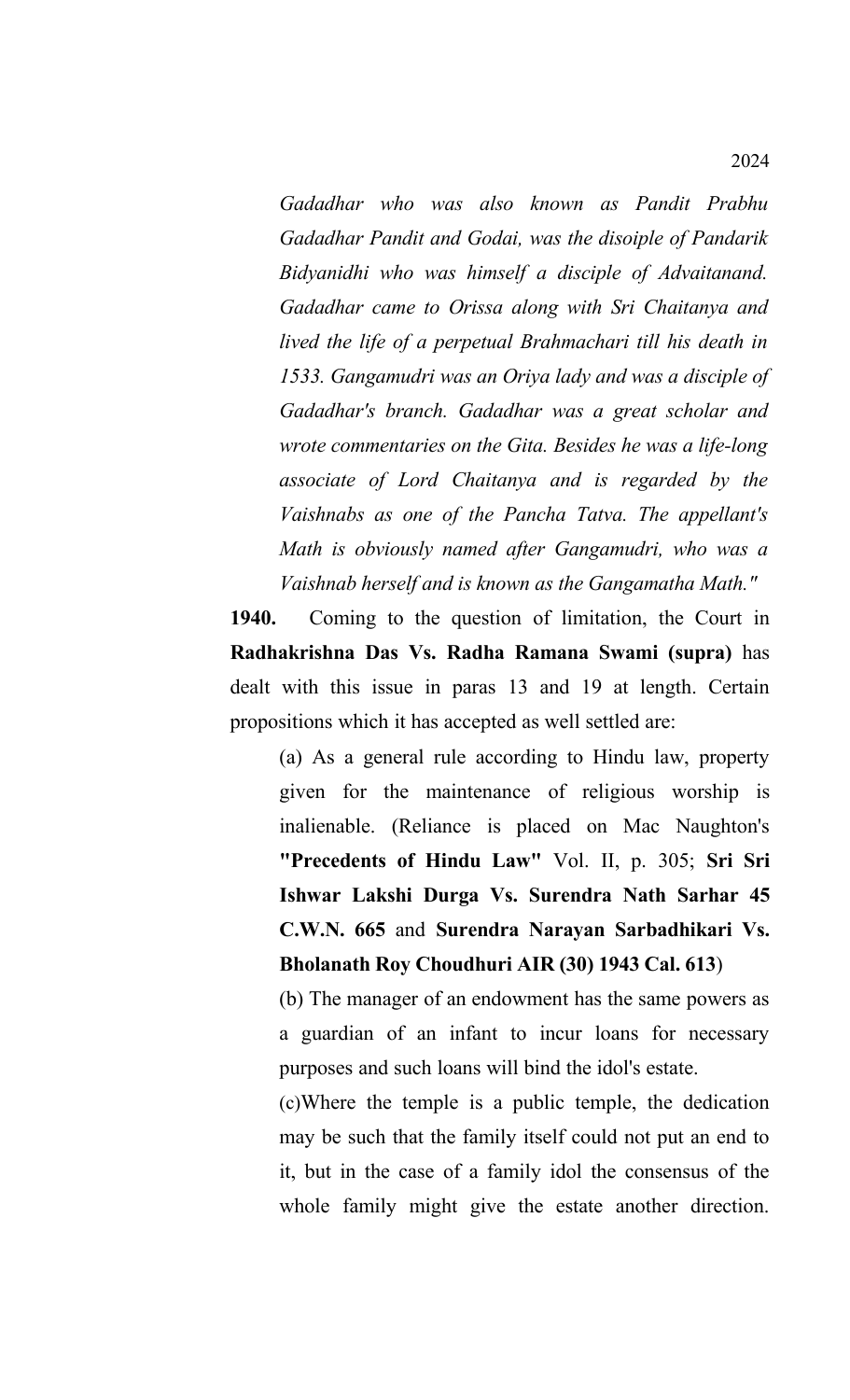*Gadadhar who was also known as Pandit Prabhu Gadadhar Pandit and Godai, was the disoiple of Pandarik Bidyanidhi who was himself a disciple of Advaitanand. Gadadhar came to Orissa along with Sri Chaitanya and lived the life of a perpetual Brahmachari till his death in 1533. Gangamudri was an Oriya lady and was a disciple of Gadadhar's branch. Gadadhar was a great scholar and wrote commentaries on the Gita. Besides he was a life-long associate of Lord Chaitanya and is regarded by the Vaishnabs as one of the Pancha Tatva. The appellant's Math is obviously named after Gangamudri, who was a Vaishnab herself and is known as the Gangamatha Math."*

**1940.** Coming to the question of limitation, the Court in **Radhakrishna Das Vs. Radha Ramana Swami (supra)** has dealt with this issue in paras 13 and 19 at length. Certain propositions which it has accepted as well settled are:

(a) As a general rule according to Hindu law, property given for the maintenance of religious worship is inalienable. (Reliance is placed on Mac Naughton's **"Precedents of Hindu Law"** Vol. II, p. 305; **Sri Sri Ishwar Lakshi Durga Vs. Surendra Nath Sarhar 45 C.W.N. 665** and **Surendra Narayan Sarbadhikari Vs. Bholanath Roy Choudhuri AIR (30) 1943 Cal. 613**)

(b) The manager of an endowment has the same powers as a guardian of an infant to incur loans for necessary purposes and such loans will bind the idol's estate.

(c)Where the temple is a public temple, the dedication may be such that the family itself could not put an end to it, but in the case of a family idol the consensus of the whole family might give the estate another direction.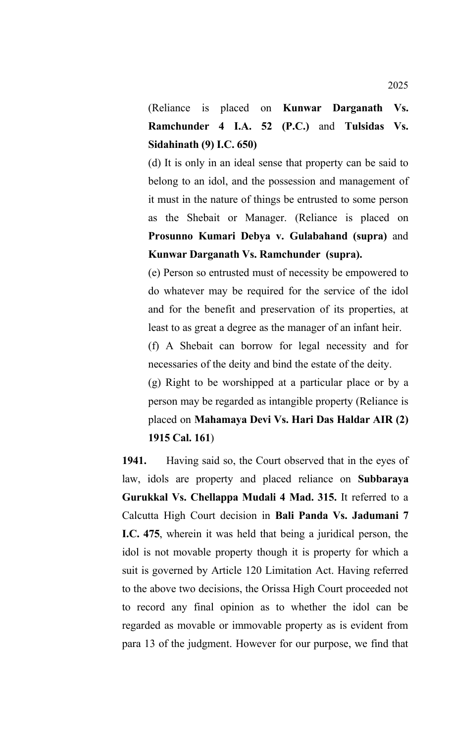(Reliance is placed on **Kunwar Darganath Vs. Ramchunder 4 I.A. 52 (P.C.)** and **Tulsidas Vs. Sidahinath (9) I.C. 650)**

(d) It is only in an ideal sense that property can be said to belong to an idol, and the possession and management of it must in the nature of things be entrusted to some person as the Shebait or Manager. (Reliance is placed on **Prosunno Kumari Debya v. Gulabahand (supra)** and **Kunwar Darganath Vs. Ramchunder (supra).**

(e) Person so entrusted must of necessity be empowered to do whatever may be required for the service of the idol and for the benefit and preservation of its properties, at least to as great a degree as the manager of an infant heir.

(f) A Shebait can borrow for legal necessity and for necessaries of the deity and bind the estate of the deity.

(g) Right to be worshipped at a particular place or by a person may be regarded as intangible property (Reliance is placed on **Mahamaya Devi Vs. Hari Das Haldar AIR (2) 1915 Cal. 161**)

**1941.** Having said so, the Court observed that in the eyes of law, idols are property and placed reliance on **Subbaraya Gurukkal Vs. Chellappa Mudali 4 Mad. 315.** It referred to a Calcutta High Court decision in **Bali Panda Vs. Jadumani 7 I.C. 475**, wherein it was held that being a juridical person, the idol is not movable property though it is property for which a suit is governed by Article 120 Limitation Act. Having referred to the above two decisions, the Orissa High Court proceeded not to record any final opinion as to whether the idol can be regarded as movable or immovable property as is evident from para 13 of the judgment. However for our purpose, we find that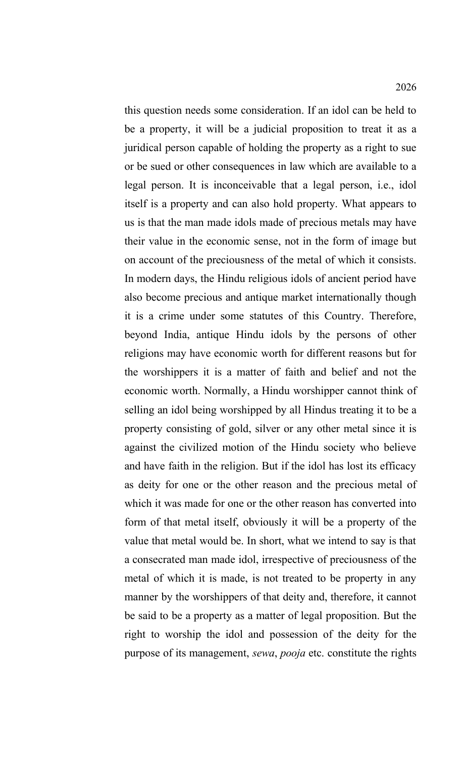this question needs some consideration. If an idol can be held to be a property, it will be a judicial proposition to treat it as a juridical person capable of holding the property as a right to sue or be sued or other consequences in law which are available to a legal person. It is inconceivable that a legal person, i.e., idol itself is a property and can also hold property. What appears to us is that the man made idols made of precious metals may have their value in the economic sense, not in the form of image but on account of the preciousness of the metal of which it consists. In modern days, the Hindu religious idols of ancient period have also become precious and antique market internationally though it is a crime under some statutes of this Country. Therefore, beyond India, antique Hindu idols by the persons of other religions may have economic worth for different reasons but for the worshippers it is a matter of faith and belief and not the economic worth. Normally, a Hindu worshipper cannot think of selling an idol being worshipped by all Hindus treating it to be a property consisting of gold, silver or any other metal since it is against the civilized motion of the Hindu society who believe and have faith in the religion. But if the idol has lost its efficacy as deity for one or the other reason and the precious metal of which it was made for one or the other reason has converted into form of that metal itself, obviously it will be a property of the value that metal would be. In short, what we intend to say is that a consecrated man made idol, irrespective of preciousness of the metal of which it is made, is not treated to be property in any manner by the worshippers of that deity and, therefore, it cannot be said to be a property as a matter of legal proposition. But the right to worship the idol and possession of the deity for the purpose of its management, *sewa*, *pooja* etc. constitute the rights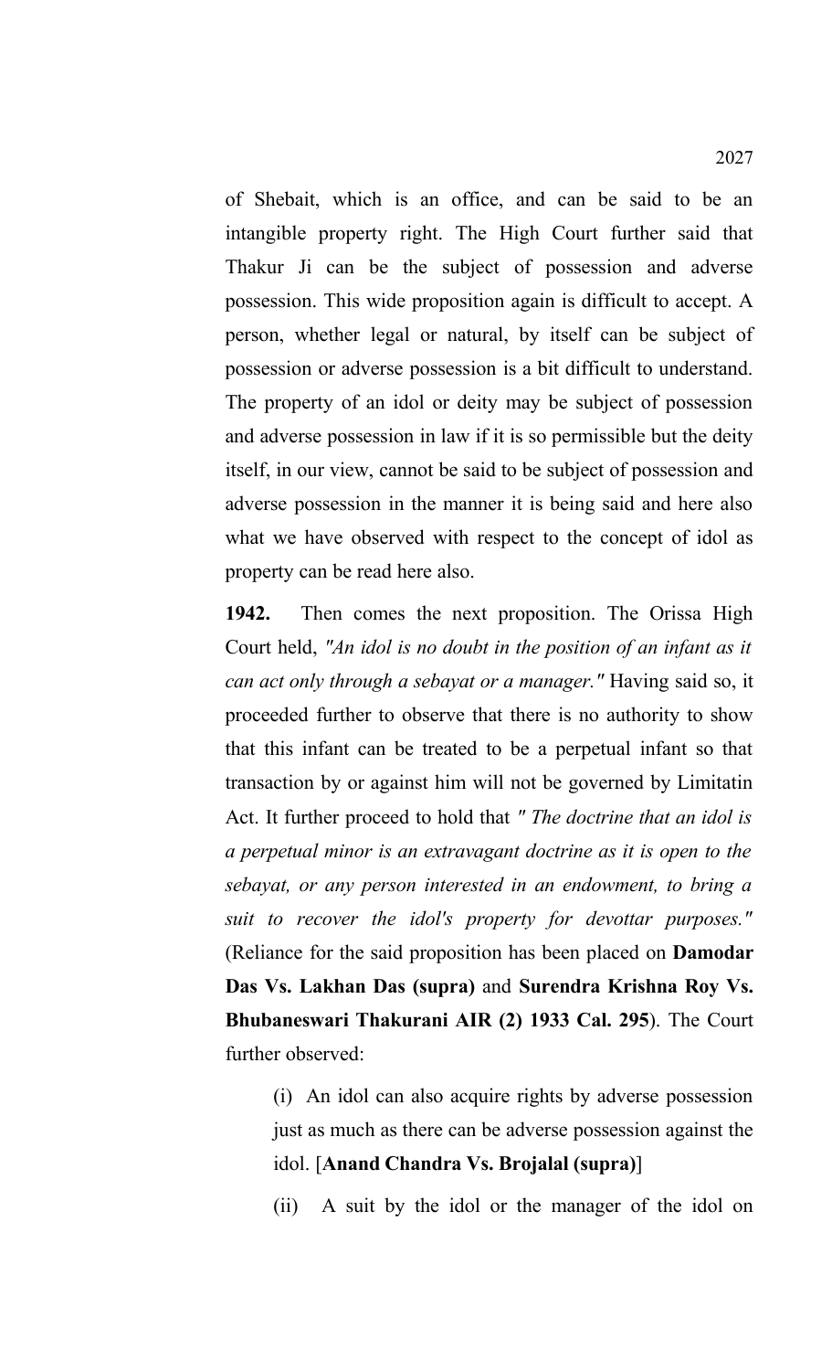of Shebait, which is an office, and can be said to be an intangible property right. The High Court further said that Thakur Ji can be the subject of possession and adverse possession. This wide proposition again is difficult to accept. A person, whether legal or natural, by itself can be subject of possession or adverse possession is a bit difficult to understand. The property of an idol or deity may be subject of possession and adverse possession in law if it is so permissible but the deity itself, in our view, cannot be said to be subject of possession and adverse possession in the manner it is being said and here also what we have observed with respect to the concept of idol as property can be read here also.

**1942.** Then comes the next proposition. The Orissa High Court held, *"An idol is no doubt in the position of an infant as it can act only through a sebayat or a manager."* Having said so, it proceeded further to observe that there is no authority to show that this infant can be treated to be a perpetual infant so that transaction by or against him will not be governed by Limitatin Act. It further proceed to hold that *" The doctrine that an idol is a perpetual minor is an extravagant doctrine as it is open to the sebayat, or any person interested in an endowment, to bring a suit to recover the idol's property for devottar purposes."* (Reliance for the said proposition has been placed on **Damodar Das Vs. Lakhan Das (supra)** and **Surendra Krishna Roy Vs. Bhubaneswari Thakurani AIR (2) 1933 Cal. 295**). The Court further observed:

(i) An idol can also acquire rights by adverse possession just as much as there can be adverse possession against the idol. [**Anand Chandra Vs. Brojalal (supra)**]

(ii) A suit by the idol or the manager of the idol on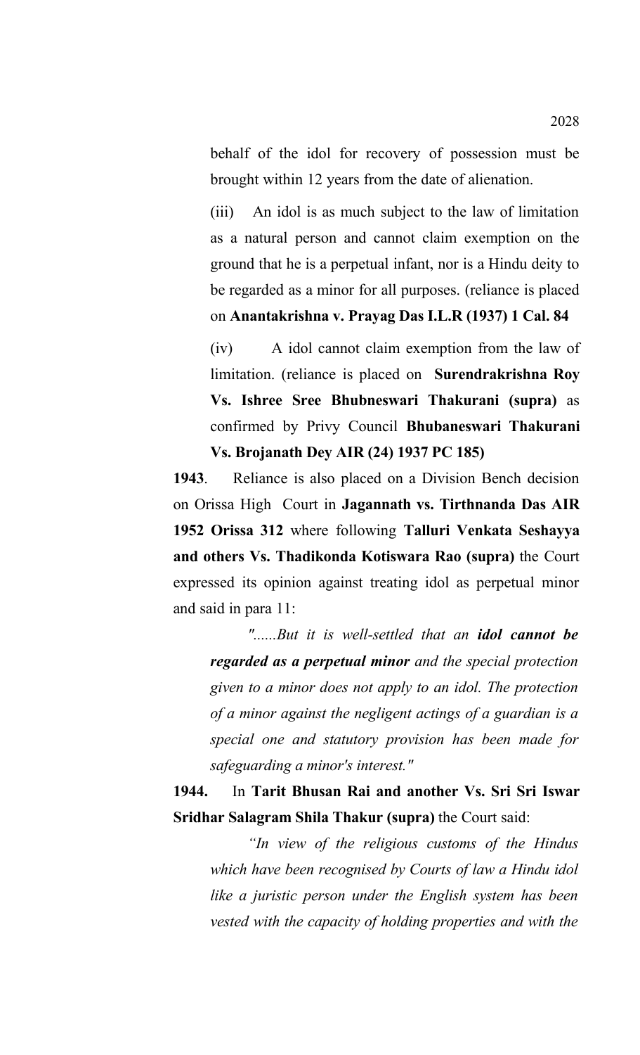behalf of the idol for recovery of possession must be brought within 12 years from the date of alienation.

(iii) An idol is as much subject to the law of limitation as a natural person and cannot claim exemption on the ground that he is a perpetual infant, nor is a Hindu deity to be regarded as a minor for all purposes. (reliance is placed on **Anantakrishna v. Prayag Das I.L.R (1937) 1 Cal. 84**

(iv) A idol cannot claim exemption from the law of limitation. (reliance is placed on **Surendrakrishna Roy Vs. Ishree Sree Bhubneswari Thakurani (supra)** as confirmed by Privy Council **Bhubaneswari Thakurani Vs. Brojanath Dey AIR (24) 1937 PC 185)**

**1943**. Reliance is also placed on a Division Bench decision on Orissa High Court in **Jagannath vs. Tirthnanda Das AIR 1952 Orissa 312** where following **Talluri Venkata Seshayya and others Vs. Thadikonda Kotiswara Rao (supra)** the Court expressed its opinion against treating idol as perpetual minor and said in para 11:

> *"......But it is well-settled that an **idol cannot be regarded as a perpetual minor** and the special protection given to a minor does not apply to an idol. The protection of a minor against the negligent actings of a guardian is a special one and statutory provision has been made for safeguarding a minor's interest."*

**1944.** In **Tarit Bhusan Rai and another Vs. Sri Sri Iswar Sridhar Salagram Shila Thakur (supra)** the Court said:

> *"In view of the religious customs of the Hindus which have been recognised by Courts of law a Hindu idol like a juristic person under the English system has been vested with the capacity of holding properties and with the*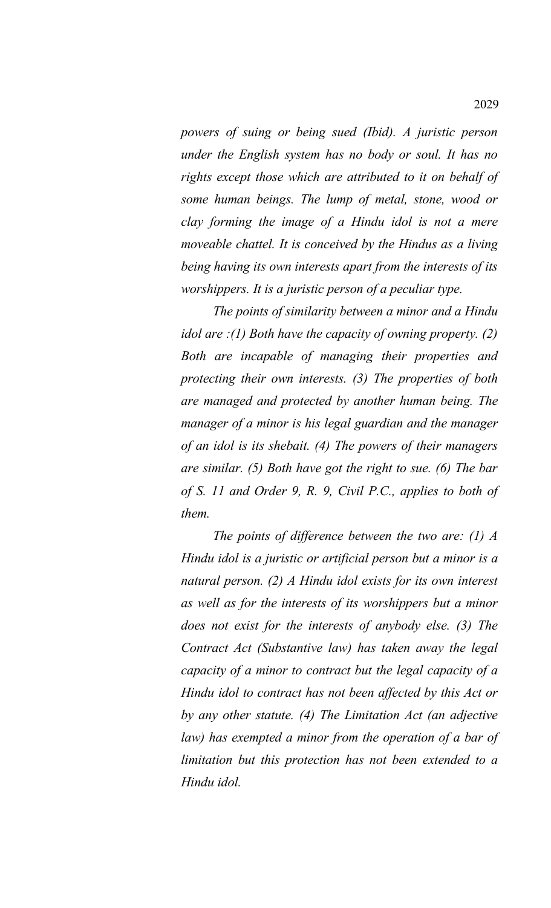*powers of suing or being sued (Ibid). A juristic person under the English system has no body or soul. It has no rights except those which are attributed to it on behalf of some human beings. The lump of metal, stone, wood or clay forming the image of a Hindu idol is not a mere moveable chattel. It is conceived by the Hindus as a living being having its own interests apart from the interests of its worshippers. It is a juristic person of a peculiar type.*

*The points of similarity between a minor and a Hindu idol are :(1) Both have the capacity of owning property. (2) Both are incapable of managing their properties and protecting their own interests. (3) The properties of both are managed and protected by another human being. The manager of a minor is his legal guardian and the manager of an idol is its shebait. (4) The powers of their managers are similar. (5) Both have got the right to sue. (6) The bar of S. 11 and Order 9, R. 9, Civil P.C., applies to both of them.*

*The points of difference between the two are: (1) A Hindu idol is a juristic or artificial person but a minor is a natural person. (2) A Hindu idol exists for its own interest as well as for the interests of its worshippers but a minor does not exist for the interests of anybody else. (3) The Contract Act (Substantive law) has taken away the legal capacity of a minor to contract but the legal capacity of a Hindu idol to contract has not been affected by this Act or by any other statute. (4) The Limitation Act (an adjective law) has exempted a minor from the operation of a bar of limitation but this protection has not been extended to a Hindu idol.*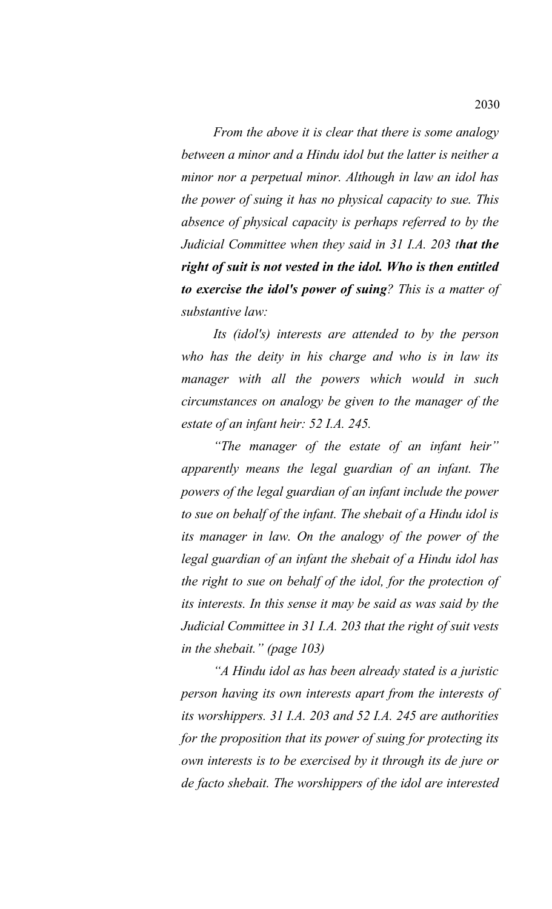*From the above it is clear that there is some analogy between a minor and a Hindu idol but the latter is neither a minor nor a perpetual minor. Although in law an idol has the power of suing it has no physical capacity to sue. This absence of physical capacity is perhaps referred to by the Judicial Committee when they said in 31 I.A. 203 t**hat the right of suit is not vested in the idol. Who is then entitled to exercise the idol's power of suing**? This is a matter of substantive law:*

*Its (idol's) interests are attended to by the person who has the deity in his charge and who is in law its manager with all the powers which would in such circumstances on analogy be given to the manager of the estate of an infant heir: 52 I.A. 245.*

*"The manager of the estate of an infant heir" apparently means the legal guardian of an infant. The powers of the legal guardian of an infant include the power to sue on behalf of the infant. The shebait of a Hindu idol is its manager in law. On the analogy of the power of the legal guardian of an infant the shebait of a Hindu idol has the right to sue on behalf of the idol, for the protection of its interests. In this sense it may be said as was said by the Judicial Committee in 31 I.A. 203 that the right of suit vests in the shebait." (page 103)*

*"A Hindu idol as has been already stated is a juristic person having its own interests apart from the interests of its worshippers. 31 I.A. 203 and 52 I.A. 245 are authorities for the proposition that its power of suing for protecting its own interests is to be exercised by it through its de jure or de facto shebait. The worshippers of the idol are interested*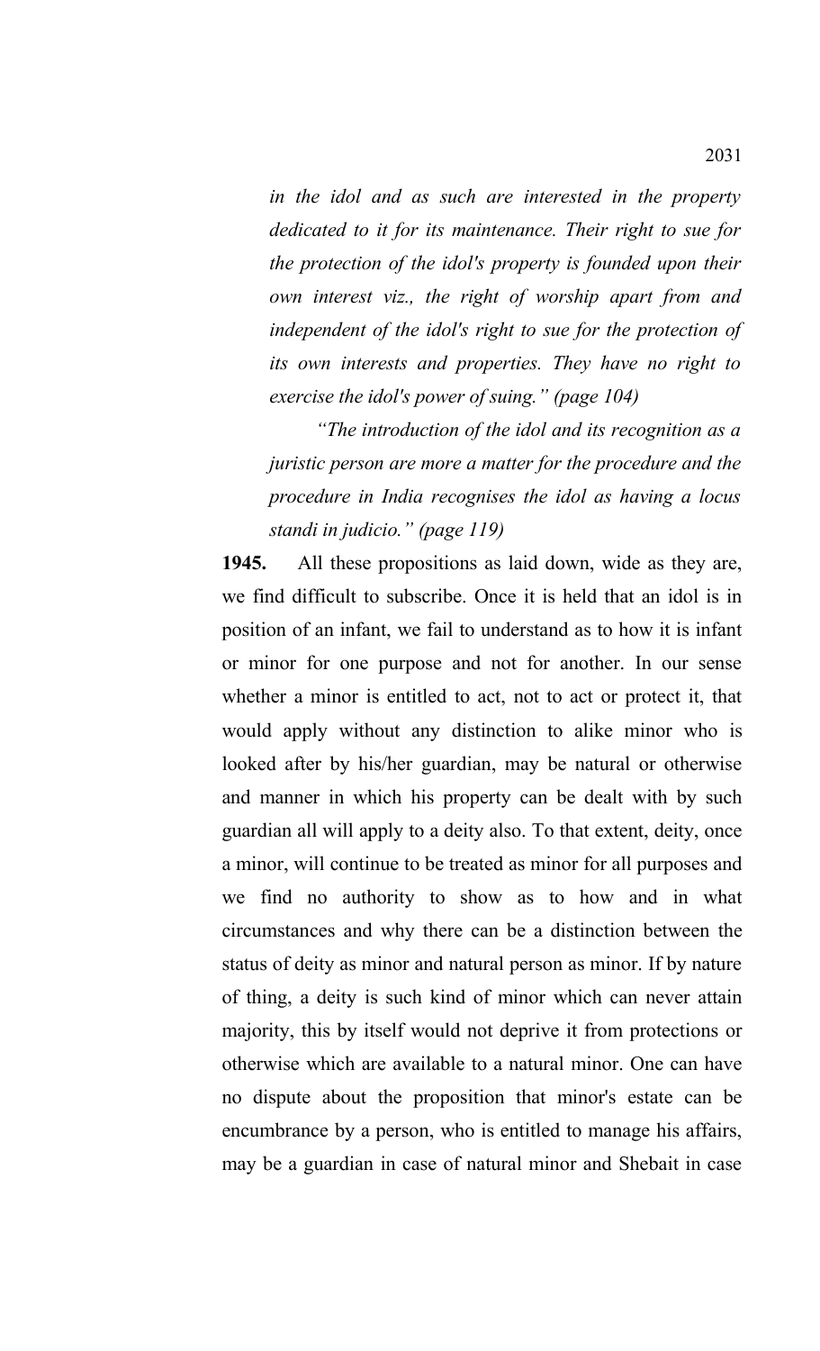*in the idol and as such are interested in the property dedicated to it for its maintenance. Their right to sue for the protection of the idol's property is founded upon their own interest viz., the right of worship apart from and independent of the idol's right to sue for the protection of its own interests and properties. They have no right to exercise the idol's power of suing." (page 104)*

*"The introduction of the idol and its recognition as a juristic person are more a matter for the procedure and the procedure in India recognises the idol as having a locus standi in judicio." (page 119)*

**1945.** All these propositions as laid down, wide as they are, we find difficult to subscribe. Once it is held that an idol is in position of an infant, we fail to understand as to how it is infant or minor for one purpose and not for another. In our sense whether a minor is entitled to act, not to act or protect it, that would apply without any distinction to alike minor who is looked after by his/her guardian, may be natural or otherwise and manner in which his property can be dealt with by such guardian all will apply to a deity also. To that extent, deity, once a minor, will continue to be treated as minor for all purposes and we find no authority to show as to how and in what circumstances and why there can be a distinction between the status of deity as minor and natural person as minor. If by nature of thing, a deity is such kind of minor which can never attain majority, this by itself would not deprive it from protections or otherwise which are available to a natural minor. One can have no dispute about the proposition that minor's estate can be encumbrance by a person, who is entitled to manage his affairs, may be a guardian in case of natural minor and Shebait in case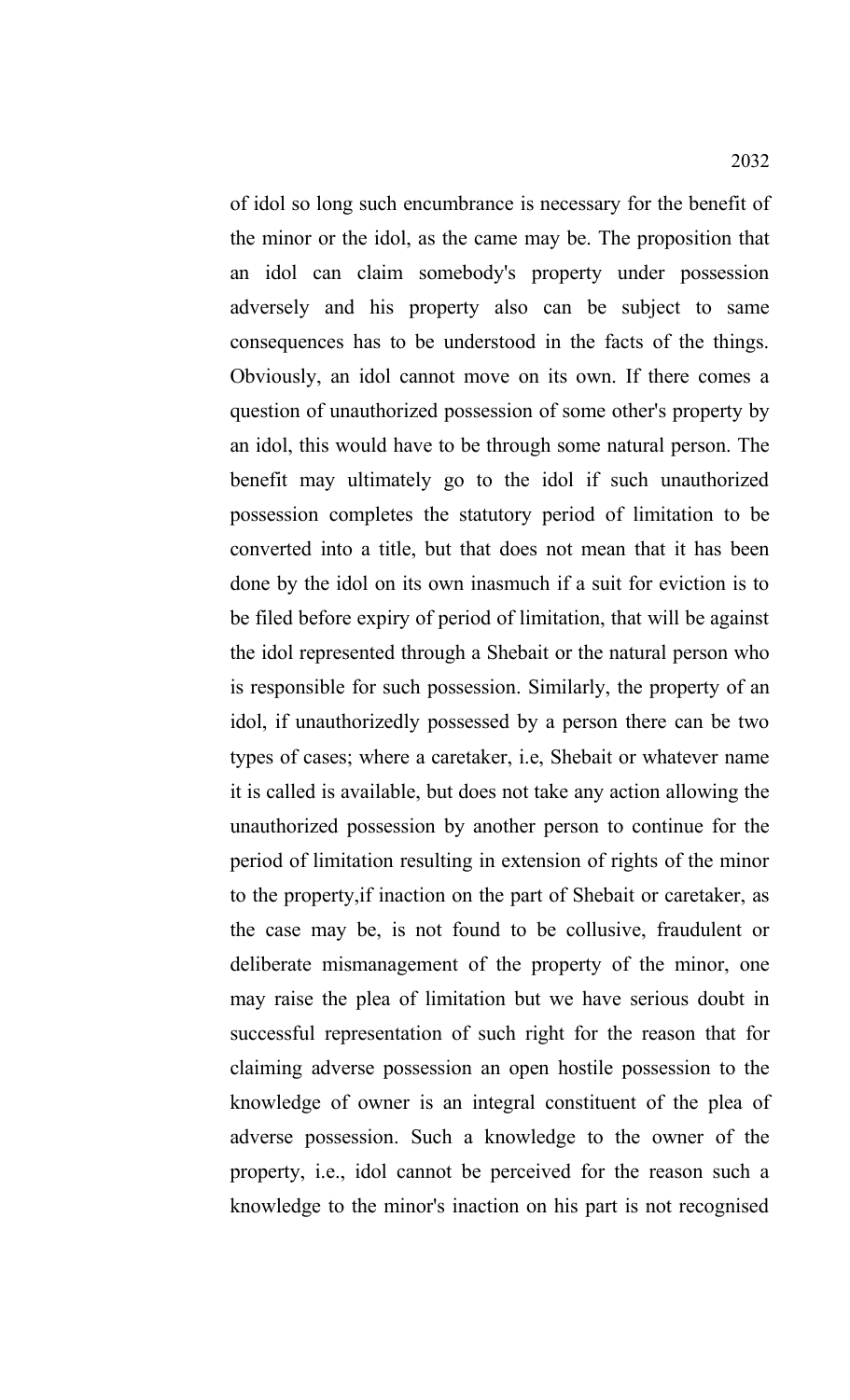of idol so long such encumbrance is necessary for the benefit of the minor or the idol, as the came may be. The proposition that an idol can claim somebody's property under possession adversely and his property also can be subject to same consequences has to be understood in the facts of the things. Obviously, an idol cannot move on its own. If there comes a question of unauthorized possession of some other's property by an idol, this would have to be through some natural person. The benefit may ultimately go to the idol if such unauthorized possession completes the statutory period of limitation to be converted into a title, but that does not mean that it has been done by the idol on its own inasmuch if a suit for eviction is to be filed before expiry of period of limitation, that will be against the idol represented through a Shebait or the natural person who is responsible for such possession. Similarly, the property of an idol, if unauthorizedly possessed by a person there can be two types of cases; where a caretaker, i.e, Shebait or whatever name it is called is available, but does not take any action allowing the unauthorized possession by another person to continue for the period of limitation resulting in extension of rights of the minor to the property,if inaction on the part of Shebait or caretaker, as the case may be, is not found to be collusive, fraudulent or deliberate mismanagement of the property of the minor, one may raise the plea of limitation but we have serious doubt in successful representation of such right for the reason that for claiming adverse possession an open hostile possession to the knowledge of owner is an integral constituent of the plea of adverse possession. Such a knowledge to the owner of the property, i.e., idol cannot be perceived for the reason such a knowledge to the minor's inaction on his part is not recognised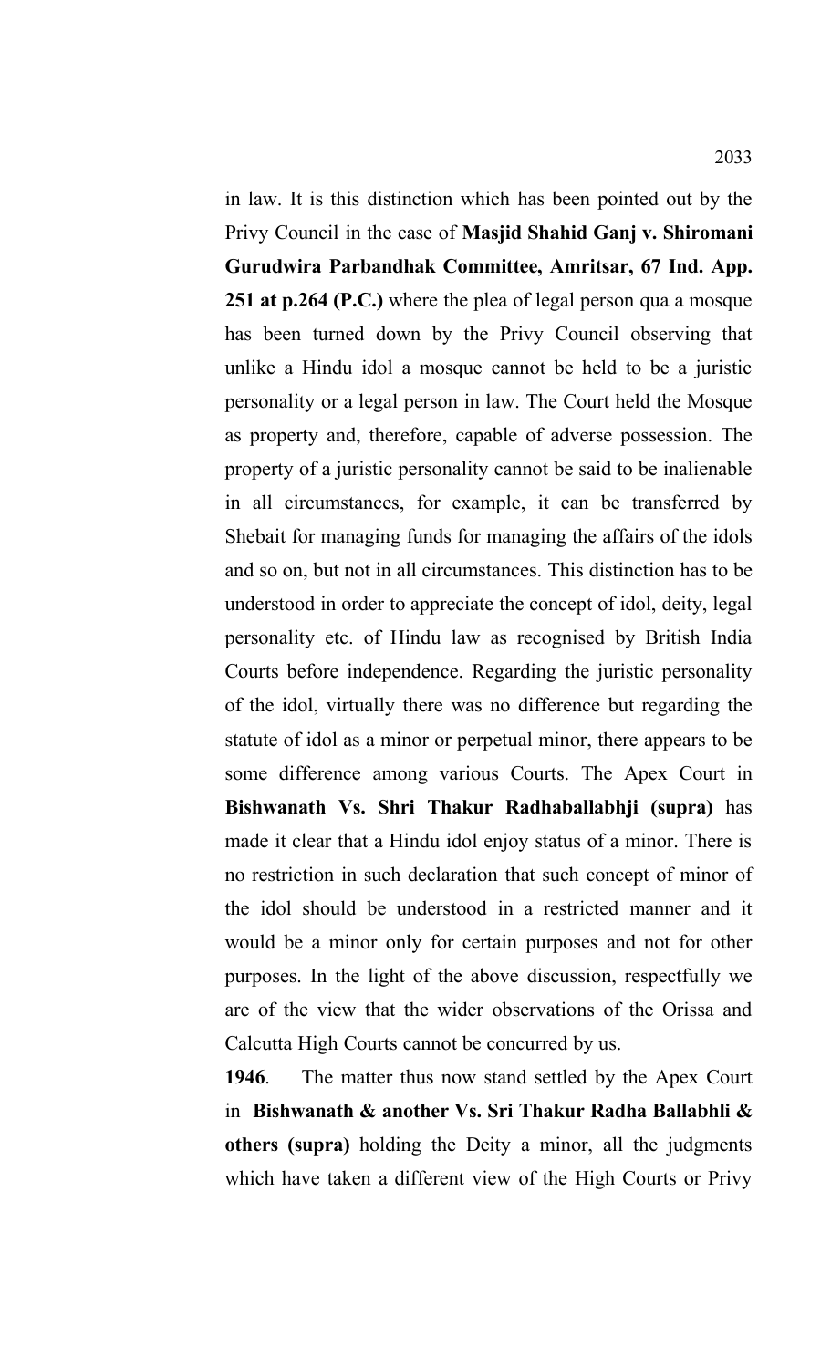in law. It is this distinction which has been pointed out by the Privy Council in the case of **Masjid Shahid Ganj v. Shiromani Gurudwira Parbandhak Committee, Amritsar, 67 Ind. App. 251 at p.264 (P.C.)** where the plea of legal person qua a mosque has been turned down by the Privy Council observing that unlike a Hindu idol a mosque cannot be held to be a juristic personality or a legal person in law. The Court held the Mosque as property and, therefore, capable of adverse possession. The property of a juristic personality cannot be said to be inalienable in all circumstances, for example, it can be transferred by Shebait for managing funds for managing the affairs of the idols and so on, but not in all circumstances. This distinction has to be understood in order to appreciate the concept of idol, deity, legal personality etc. of Hindu law as recognised by British India Courts before independence. Regarding the juristic personality of the idol, virtually there was no difference but regarding the statute of idol as a minor or perpetual minor, there appears to be some difference among various Courts. The Apex Court in **Bishwanath Vs. Shri Thakur Radhaballabhji (supra)** has made it clear that a Hindu idol enjoy status of a minor. There is no restriction in such declaration that such concept of minor of the idol should be understood in a restricted manner and it would be a minor only for certain purposes and not for other purposes. In the light of the above discussion, respectfully we are of the view that the wider observations of the Orissa and Calcutta High Courts cannot be concurred by us.

**1946**. The matter thus now stand settled by the Apex Court in **Bishwanath & another Vs. Sri Thakur Radha Ballabhli & others (supra)** holding the Deity a minor, all the judgments which have taken a different view of the High Courts or Privy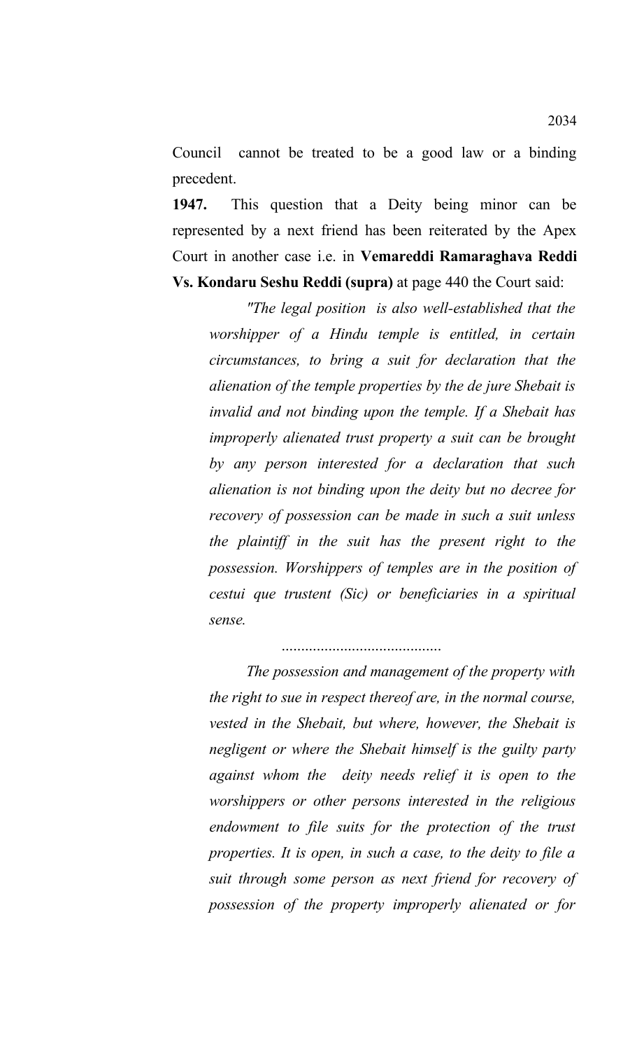Council cannot be treated to be a good law or a binding precedent.

**1947.** This question that a Deity being minor can be represented by a next friend has been reiterated by the Apex Court in another case i.e. in **Vemareddi Ramaraghava Reddi Vs. Kondaru Seshu Reddi (supra)** at page 440 the Court said:

> *"The legal position is also well-established that the worshipper of a Hindu temple is entitled, in certain circumstances, to bring a suit for declaration that the alienation of the temple properties by the de jure Shebait is invalid and not binding upon the temple. If a Shebait has improperly alienated trust property a suit can be brought by any person interested for a declaration that such alienation is not binding upon the deity but no decree for recovery of possession can be made in such a suit unless the plaintiff in the suit has the present right to the possession. Worshippers of temples are in the position of cestui que trustent (Sic) or beneficiaries in a spiritual sense.*
>
> .........................................
>
> *The possession and management of the property with the right to sue in respect thereof are, in the normal course, vested in the Shebait, but where, however, the Shebait is negligent or where the Shebait himself is the guilty party against whom the deity needs relief it is open to the worshippers or other persons interested in the religious endowment to file suits for the protection of the trust properties. It is open, in such a case, to the deity to file a suit through some person as next friend for recovery of possession of the property improperly alienated or for*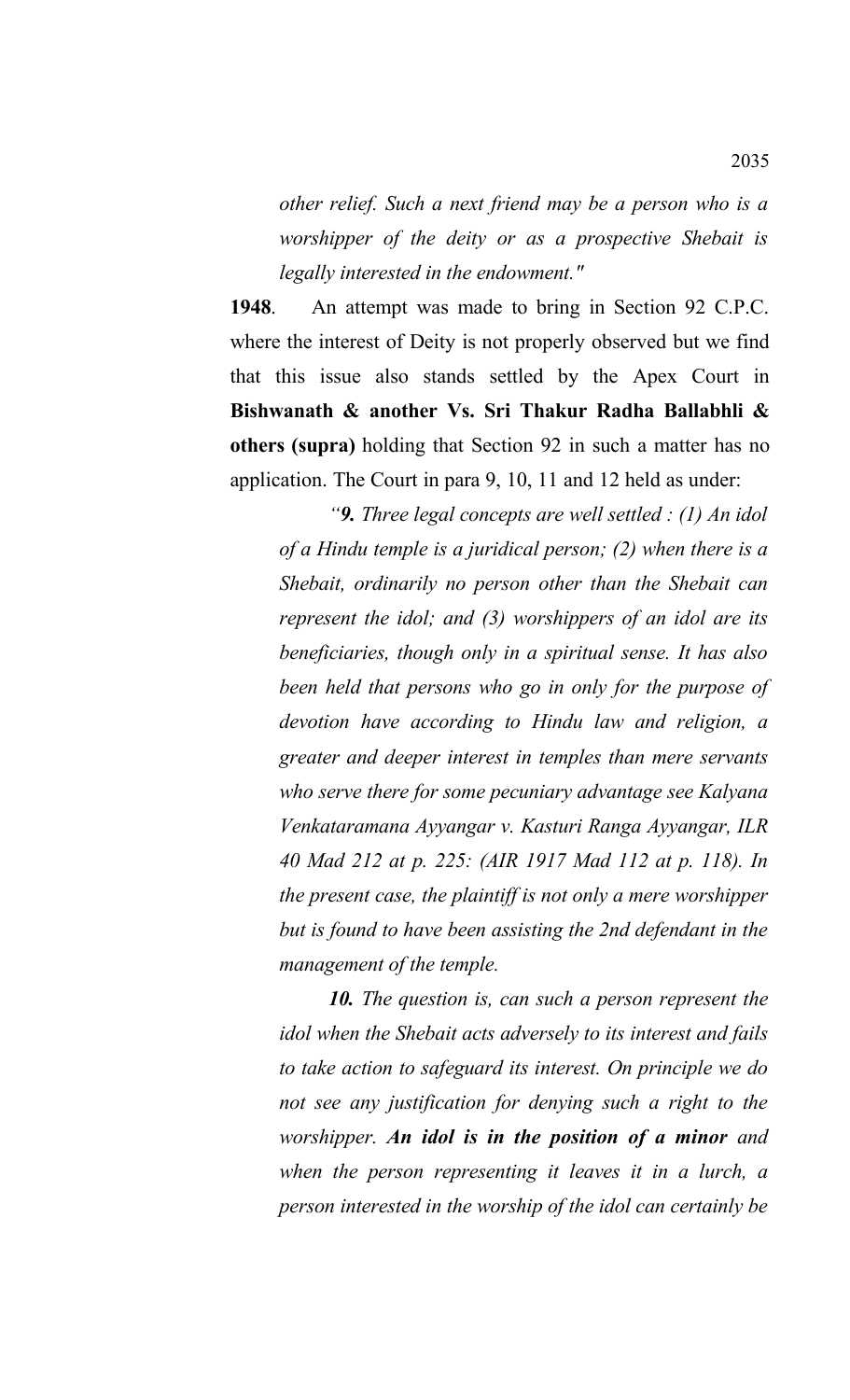*other relief. Such a next friend may be a person who is a worshipper of the deity or as a prospective Shebait is legally interested in the endowment."*

**1948**. An attempt was made to bring in Section 92 C.P.C. where the interest of Deity is not properly observed but we find that this issue also stands settled by the Apex Court in **Bishwanath & another Vs. Sri Thakur Radha Ballabhli & others (supra)** holding that Section 92 in such a matter has no application. The Court in para 9, 10, 11 and 12 held as under:

> *"**9.** Three legal concepts are well settled : (1) An idol of a Hindu temple is a juridical person; (2) when there is a Shebait, ordinarily no person other than the Shebait can represent the idol; and (3) worshippers of an idol are its beneficiaries, though only in a spiritual sense. It has also been held that persons who go in only for the purpose of devotion have according to Hindu law and religion, a greater and deeper interest in temples than mere servants who serve there for some pecuniary advantage see Kalyana Venkataramana Ayyangar v. Kasturi Ranga Ayyangar, ILR 40 Mad 212 at p. 225: (AIR 1917 Mad 112 at p. 118). In the present case, the plaintiff is not only a mere worshipper but is found to have been assisting the 2nd defendant in the management of the temple.*
>
> ***10.*** *The question is, can such a person represent the idol when the Shebait acts adversely to its interest and fails to take action to safeguard its interest. On principle we do not see any justification for denying such a right to the worshipper. **An idol is in the position of a minor** and when the person representing it leaves it in a lurch, a person interested in the worship of the idol can certainly be*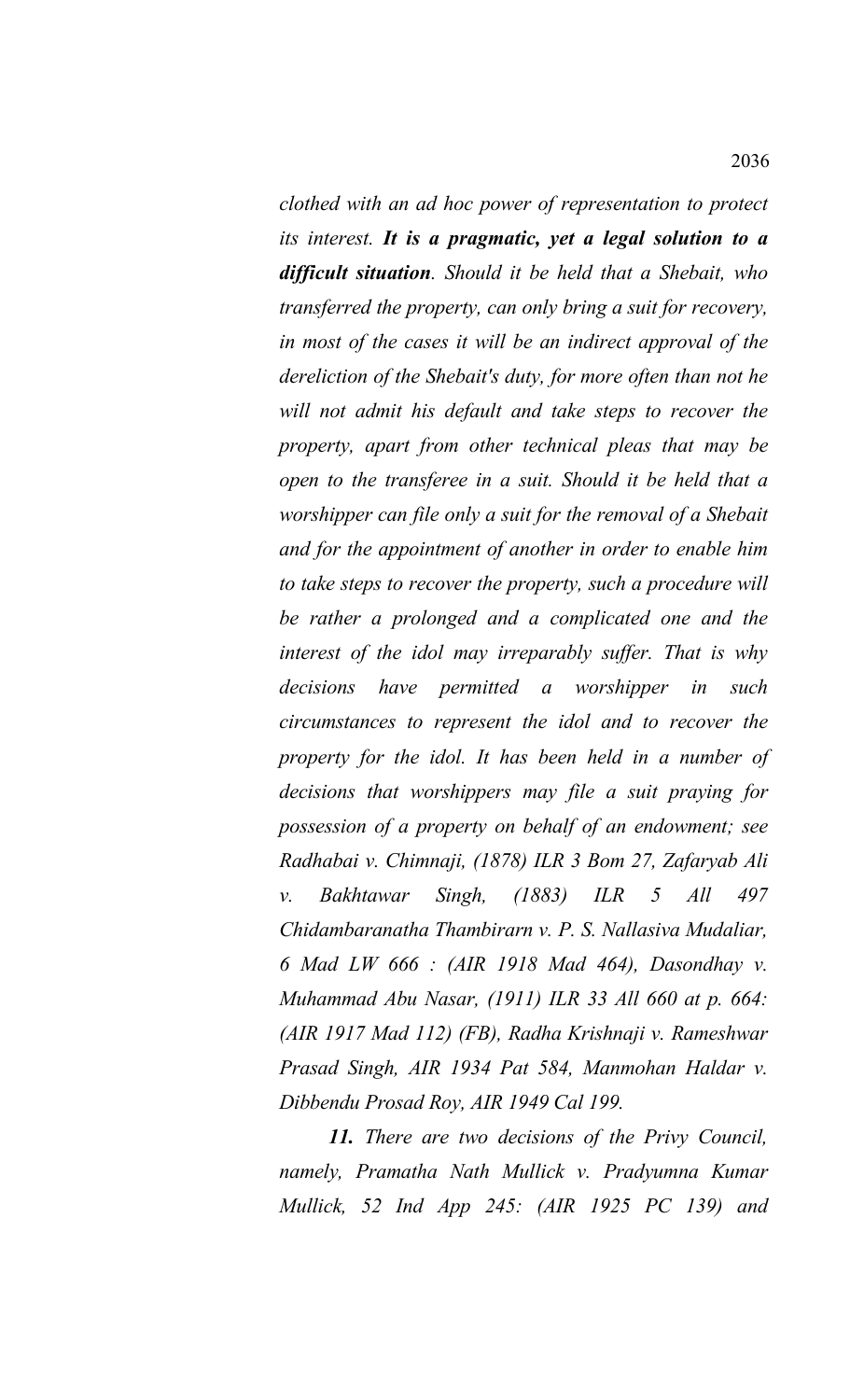*clothed with an ad hoc power of representation to protect its interest. **It is a pragmatic, yet a legal solution to a difficult situation**. Should it be held that a Shebait, who transferred the property, can only bring a suit for recovery, in most of the cases it will be an indirect approval of the dereliction of the Shebait's duty, for more often than not he will not admit his default and take steps to recover the property, apart from other technical pleas that may be open to the transferee in a suit. Should it be held that a worshipper can file only a suit for the removal of a Shebait and for the appointment of another in order to enable him to take steps to recover the property, such a procedure will be rather a prolonged and a complicated one and the interest of the idol may irreparably suffer. That is why decisions have permitted a worshipper in such circumstances to represent the idol and to recover the property for the idol. It has been held in a number of decisions that worshippers may file a suit praying for possession of a property on behalf of an endowment; see Radhabai v. Chimnaji, (1878) ILR 3 Bom 27, Zafaryab Ali v. Bakhtawar Singh, (1883) ILR 5 All 497 Chidambaranatha Thambirarn v. P. S. Nallasiva Mudaliar, 6 Mad LW 666 : (AIR 1918 Mad 464), Dasondhay v. Muhammad Abu Nasar, (1911) ILR 33 All 660 at p. 664: (AIR 1917 Mad 112) (FB), Radha Krishnaji v. Rameshwar Prasad Singh, AIR 1934 Pat 584, Manmohan Haldar v. Dibbendu Prosad Roy, AIR 1949 Cal 199.*

***11.** There are two decisions of the Privy Council, namely, Pramatha Nath Mullick v. Pradyumna Kumar Mullick, 52 Ind App 245: (AIR 1925 PC 139) and*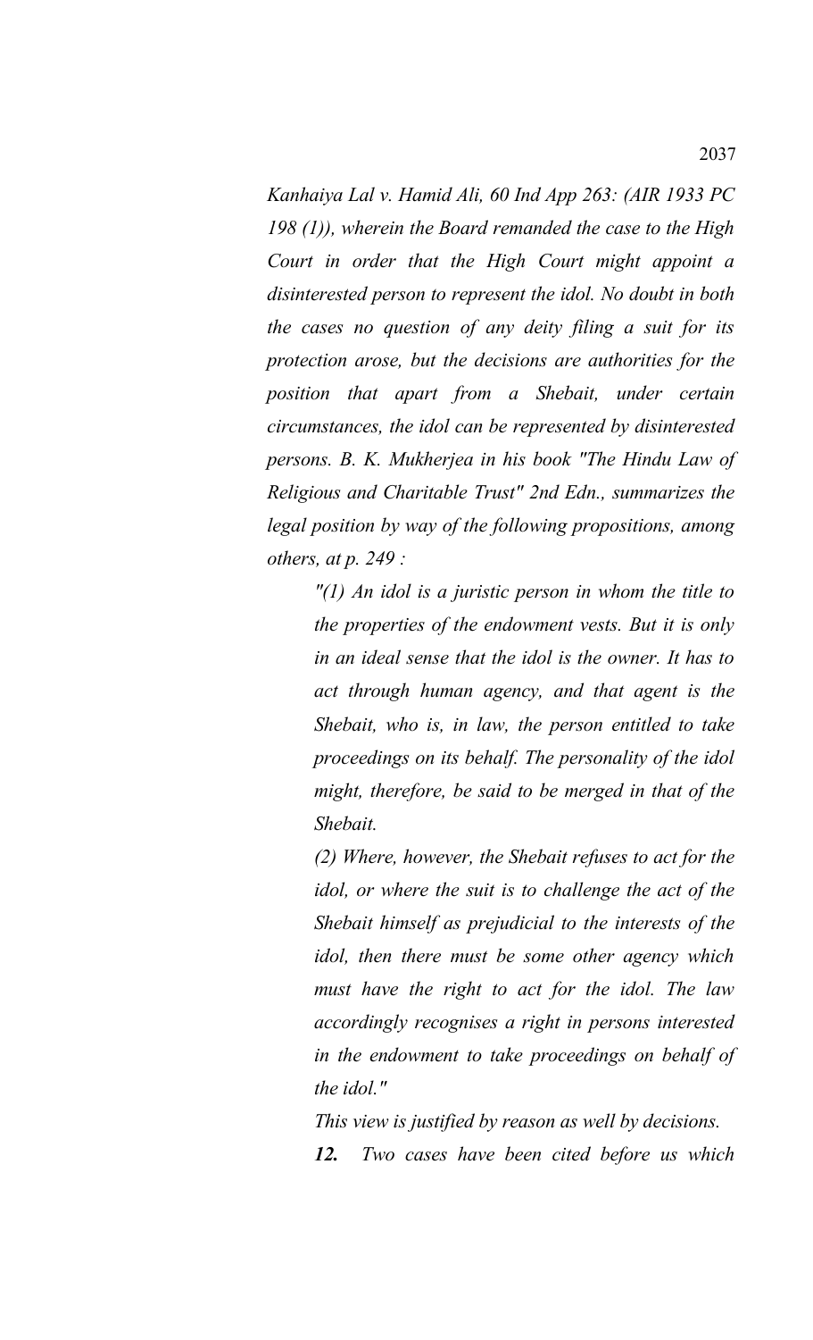*Kanhaiya Lal v. Hamid Ali, 60 Ind App 263: (AIR 1933 PC 198 (1)), wherein the Board remanded the case to the High Court in order that the High Court might appoint a disinterested person to represent the idol. No doubt in both the cases no question of any deity filing a suit for its protection arose, but the decisions are authorities for the position that apart from a Shebait, under certain circumstances, the idol can be represented by disinterested persons. B. K. Mukherjea in his book "The Hindu Law of Religious and Charitable Trust" 2nd Edn., summarizes the legal position by way of the following propositions, among others, at p. 249 :*

> *"(1) An idol is a juristic person in whom the title to the properties of the endowment vests. But it is only in an ideal sense that the idol is the owner. It has to act through human agency, and that agent is the Shebait, who is, in law, the person entitled to take proceedings on its behalf. The personality of the idol might, therefore, be said to be merged in that of the Shebait.*
>
> *(2) Where, however, the Shebait refuses to act for the idol, or where the suit is to challenge the act of the Shebait himself as prejudicial to the interests of the idol, then there must be some other agency which must have the right to act for the idol. The law accordingly recognises a right in persons interested in the endowment to take proceedings on behalf of the idol."*

*This view is justified by reason as well by decisions.*

***12.*** *Two cases have been cited before us which*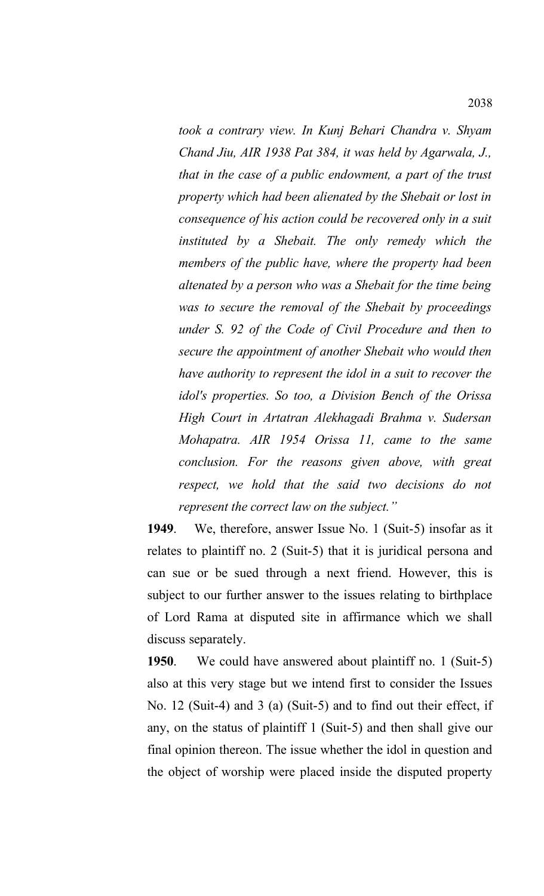*took a contrary view. In Kunj Behari Chandra v. Shyam Chand Jiu, AIR 1938 Pat 384, it was held by Agarwala, J., that in the case of a public endowment, a part of the trust property which had been alienated by the Shebait or lost in consequence of his action could be recovered only in a suit instituted by a Shebait. The only remedy which the members of the public have, where the property had been altenated by a person who was a Shebait for the time being was to secure the removal of the Shebait by proceedings under S. 92 of the Code of Civil Procedure and then to secure the appointment of another Shebait who would then have authority to represent the idol in a suit to recover the idol's properties. So too, a Division Bench of the Orissa High Court in Artatran Alekhagadi Brahma v. Sudersan Mohapatra. AIR 1954 Orissa 11, came to the same conclusion. For the reasons given above, with great respect, we hold that the said two decisions do not represent the correct law on the subject."*

**1949**. We, therefore, answer Issue No. 1 (Suit-5) insofar as it relates to plaintiff no. 2 (Suit-5) that it is juridical persona and can sue or be sued through a next friend. However, this is subject to our further answer to the issues relating to birthplace of Lord Rama at disputed site in affirmance which we shall discuss separately.

**1950**. We could have answered about plaintiff no. 1 (Suit-5) also at this very stage but we intend first to consider the Issues No. 12 (Suit-4) and 3 (a) (Suit-5) and to find out their effect, if any, on the status of plaintiff 1 (Suit-5) and then shall give our final opinion thereon. The issue whether the idol in question and the object of worship were placed inside the disputed property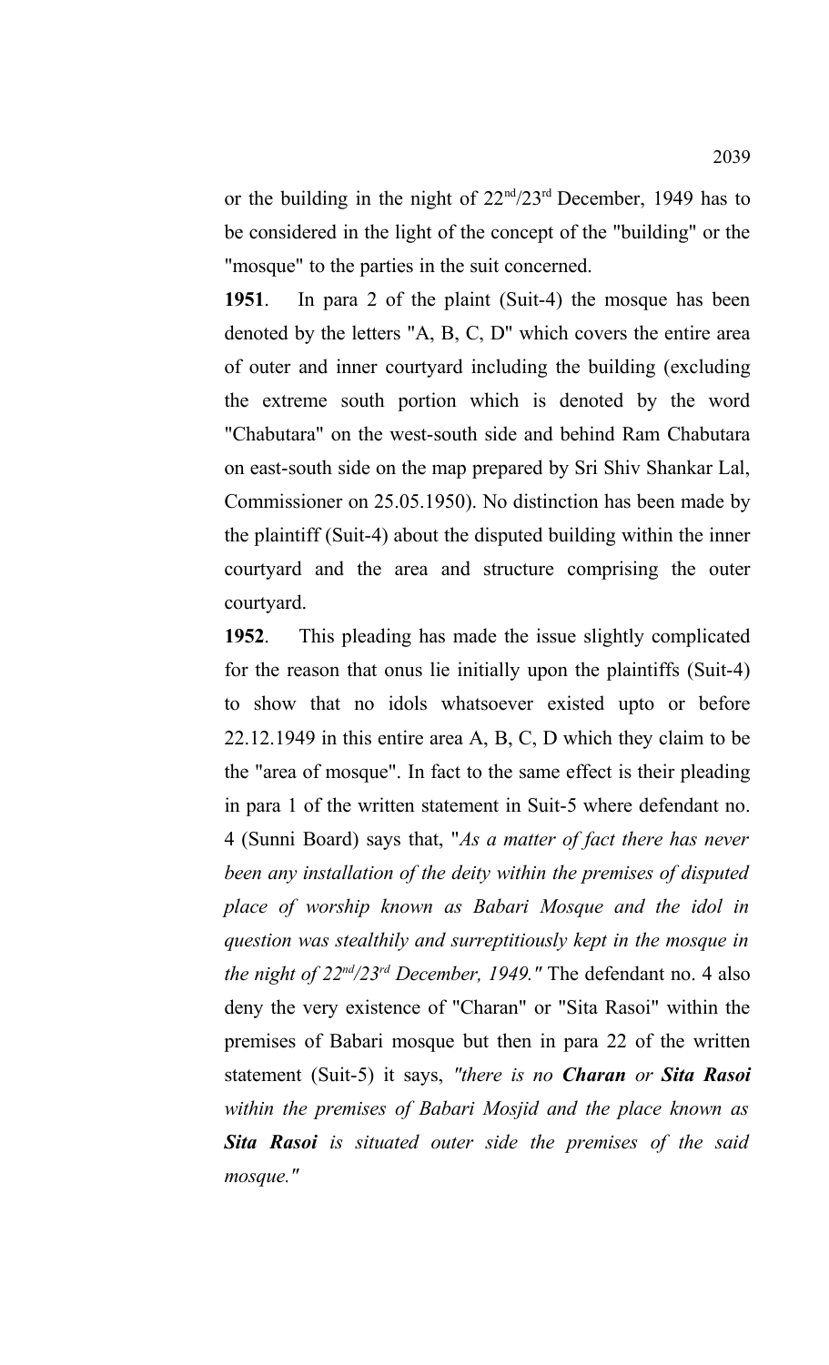or the building in the night of 22nd/23rd December, 1949 has to be considered in the light of the concept of the "building" or the "mosque" to the parties in the suit concerned.

**1951**. In para 2 of the plaint (Suit-4) the mosque has been denoted by the letters "A, B, C, D" which covers the entire area of outer and inner courtyard including the building (excluding the extreme south portion which is denoted by the word "Chabutara" on the west-south side and behind Ram Chabutara on east-south side on the map prepared by Sri Shiv Shankar Lal, Commissioner on 25.05.1950). No distinction has been made by the plaintiff (Suit-4) about the disputed building within the inner courtyard and the area and structure comprising the outer courtyard.

**1952**. This pleading has made the issue slightly complicated for the reason that onus lie initially upon the plaintiffs (Suit-4) to show that no idols whatsoever existed upto or before 22.12.1949 in this entire area A, B, C, D which they claim to be the "area of mosque". In fact to the same effect is their pleading in para 1 of the written statement in Suit-5 where defendant no. 4 (Sunni Board) says that, "*As a matter of fact there has never been any installation of the deity within the premises of disputed place of worship known as Babari Mosque and the idol in question was stealthily and surreptitiously kept in the mosque in the night of 22nd/23rd December, 1949.*" The defendant no. 4 also deny the very existence of "Charan" or "Sita Rasoi" within the premises of Babari mosque but then in para 22 of the written statement (Suit-5) it says, *"there is no **Charan** or **Sita Rasoi** within the premises of Babari Mosjid and the place known as **Sita Rasoi** is situated outer side the premises of the said mosque."*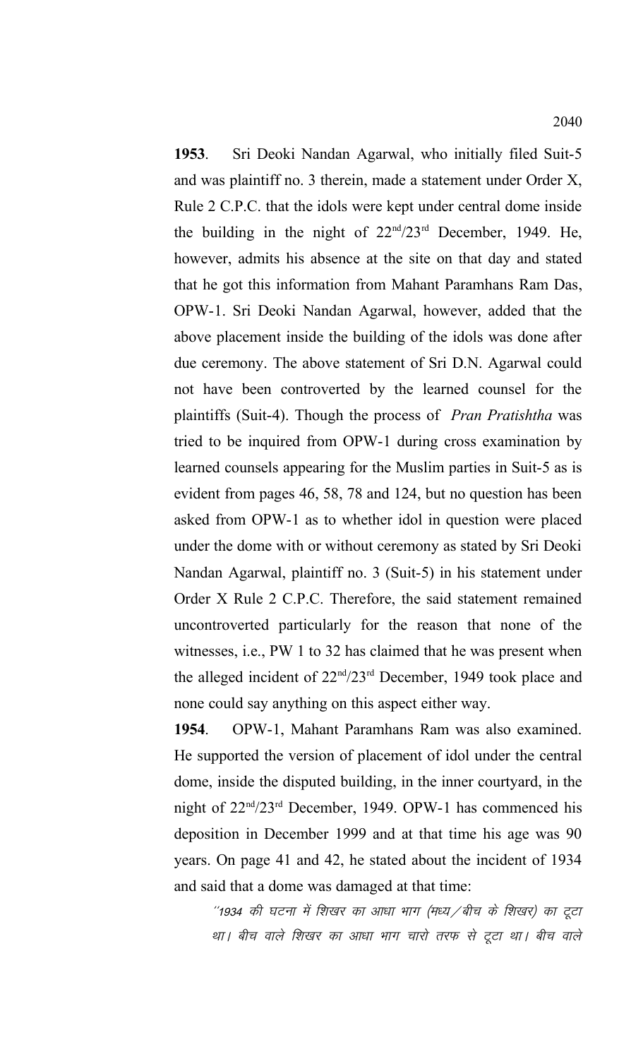**1953**. Sri Deoki Nandan Agarwal, who initially filed Suit-5 and was plaintiff no. 3 therein, made a statement under Order X, Rule 2 C.P.C. that the idols were kept under central dome inside the building in the night of 22nd/23rd December, 1949. He, however, admits his absence at the site on that day and stated that he got this information from Mahant Paramhans Ram Das, OPW-1. Sri Deoki Nandan Agarwal, however, added that the above placement inside the building of the idols was done after due ceremony. The above statement of Sri D.N. Agarwal could not have been controverted by the learned counsel for the plaintiffs (Suit-4). Though the process of *Pran Pratishtha* was tried to be inquired from OPW-1 during cross examination by learned counsels appearing for the Muslim parties in Suit-5 as is evident from pages 46, 58, 78 and 124, but no question has been asked from OPW-1 as to whether idol in question were placed under the dome with or without ceremony as stated by Sri Deoki Nandan Agarwal, plaintiff no. 3 (Suit-5) in his statement under Order X Rule 2 C.P.C. Therefore, the said statement remained uncontroverted particularly for the reason that none of the witnesses, i.e., PW 1 to 32 has claimed that he was present when the alleged incident of 22nd/23rd December, 1949 took place and none could say anything on this aspect either way.

**1954**. OPW-1, Mahant Paramhans Ram was also examined. He supported the version of placement of idol under the central dome, inside the disputed building, in the inner courtyard, in the night of 22nd/23rd December, 1949. OPW-1 has commenced his deposition in December 1999 and at that time his age was 90 years. On page 41 and 42, he stated about the incident of 1934 and said that a dome was damaged at that time:

> *"1934 की घटना में शिखर का आधा भाग (मध्य/बीच के शिखर) का टूटा था। बीच वाले शिखर का आधा भाग चारो तरफ से टूटा था। बीच वाले*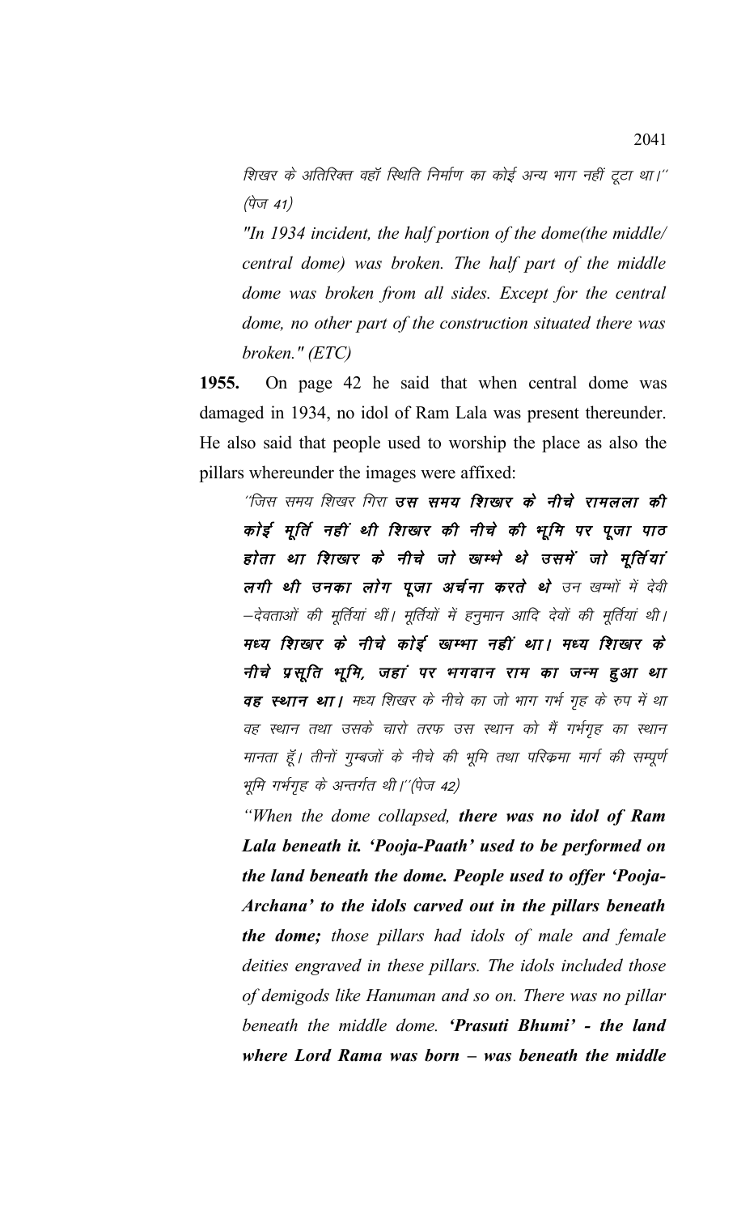*शिखर के अतिरिक्त वहॉ स्थिति निर्माण का कोई अन्य भाग नहीं टूटा था।'' (पेज 41)*

*"In 1934 incident, the half portion of the dome(the middle/ central dome) was broken. The half part of the middle dome was broken from all sides. Except for the central dome, no other part of the construction situated there was broken." (ETC)*

**1955.** On page 42 he said that when central dome was damaged in 1934, no idol of Ram Lala was present thereunder. He also said that people used to worship the place as also the pillars whereunder the images were affixed:

*''जिस समय शिखर गिरा* ***उस समय शिखर के नीचे रामलला की कोई मूर्ति नहीं थी शिखर की नीचे की भूमि पर पूजा पाठ होता था शिखर के नीचे जो खम्भे थे उसमें जो मूर्तियां लगी थी उनका लोग पूजा अर्चना करते थे*** *उन खम्भों में देवी –देवताओं की मूर्तियां थीं। मूर्तियों में हनुमान आदि देवों की मूर्तियां थी।* ***मध्य शिखर के नीचे कोई खम्भा नहीं था। मध्य शिखर के नीचे प्रसूति भूमि, जहां पर भगवान राम का जन्म हुआ था वह स्थान था।*** *मध्य शिखर के नीचे का जो भाग गर्भ गृह के रुप में था वह स्थान तथा उसके चारो तरफ उस स्थान को मैं गर्भगृह का स्थान मानता हूँ। तीनों गुम्बजों के नीचे की भूमि तथा परिक्रमा मार्ग की सम्पूर्ण भूमि गर्भगृह के अन्तर्गत थी।''(पेज 42)*

*"When the dome collapsed,* ***there was no idol of Ram Lala beneath it. 'Pooja-Paath' used to be performed on the land beneath the dome. People used to offer 'Pooja-Archana' to the idols carved out in the pillars beneath the dome;*** *those pillars had idols of male and female deities engraved in these pillars. The idols included those of demigods like Hanuman and so on. There was no pillar beneath the middle dome.* ***'Prasuti Bhumi' - the land where Lord Rama was born – was beneath the middle***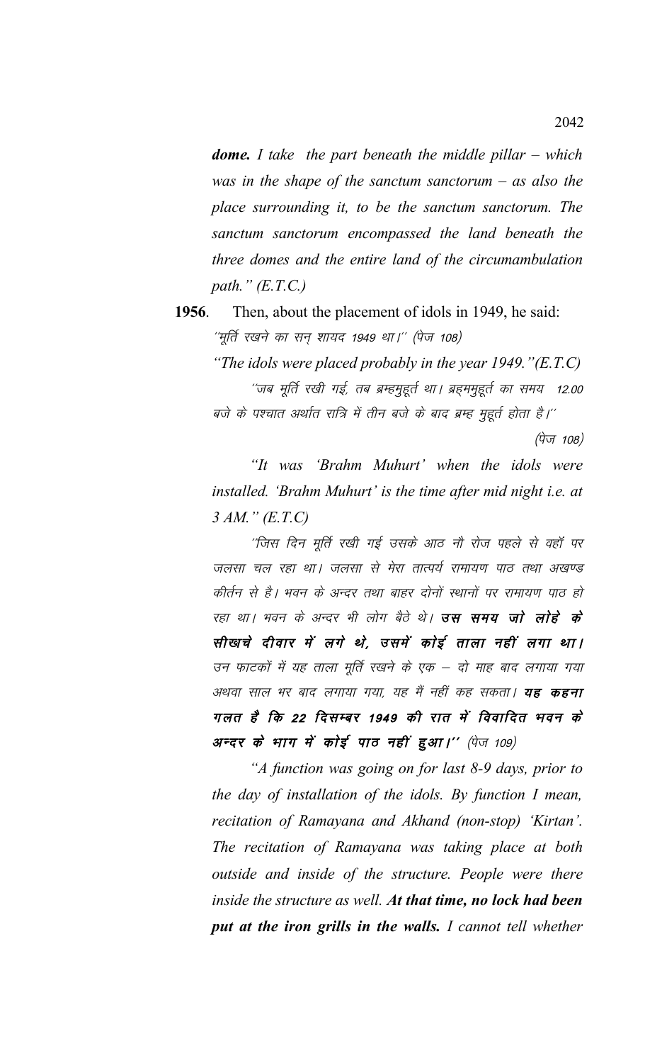***dome.** I take the part beneath the middle pillar – which was in the shape of the sanctum sanctorum – as also the place surrounding it, to be the sanctum sanctorum. The sanctum sanctorum encompassed the land beneath the three domes and the entire land of the circumambulation path." (E.T.C.)*

**1956**. Then, about the placement of idols in 1949, he said:

''मूर्ति रखने का सन् शायद 1949 था।'' (पेज 108)

*"The idols were placed probably in the year 1949."(E.T.C)*

''जब मूर्ति रखी गई, तब ब्रम्हमुहूर्त था। ब्रह्ममुहूर्त का समय 12.00 बजे के पश्चात अर्थात रात्रि में तीन बजे के बाद ब्रम्ह मुहूर्त होता है।'' (पेज 108)

*"It was 'Brahm Muhurt' when the idols were installed. 'Brahm Muhurt' is the time after mid night i.e. at 3 AM." (E.T.C)*

''जिस दिन मूर्ति रखी गई उसके आठ नौ रोज पहले से वहॉ पर जलसा चल रहा था। जलसा से मेरा तात्पर्य रामायण पाठ तथा अखण्ड कीर्तन से है। भवन के अन्दर तथा बाहर दोनों स्थानों पर रामायण पाठ हो रहा था। भवन के अन्दर भी लोग बैठे थे। **उस समय जो लोहे के सीखचे दीवार में लगे थे, उसमें कोई ताला नहीं लगा था।** उन फाटकों में यह ताला मूर्ति रखने के एक – दो माह बाद लगाया गया अथवा साल भर बाद लगाया गया, यह मैं नहीं कह सकता। **यह कहना गलत है कि 22 दिसम्बर 1949 की रात में विवादित भवन के अन्दर के भाग में कोई पाठ नहीं हुआ।''** (पेज 109)

*"A function was going on for last 8-9 days, prior to the day of installation of the idols. By function I mean, recitation of Ramayana and Akhand (non-stop) 'Kirtan'. The recitation of Ramayana was taking place at both outside and inside of the structure. People were there inside the structure as well. **At that time, no lock had been put at the iron grills in the walls.** I cannot tell whether*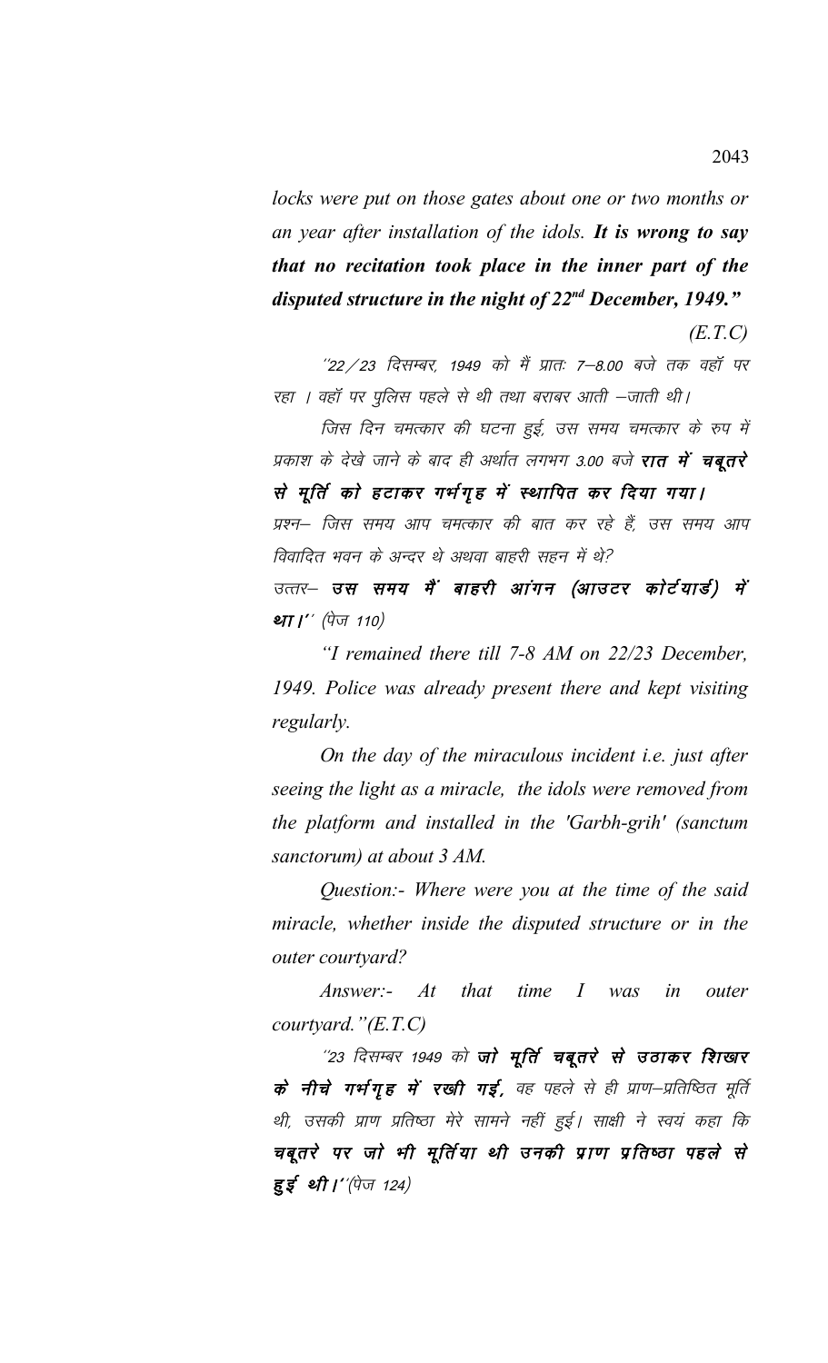*locks were put on those gates about one or two months or an year after installation of the idols.* ***It is wrong to say that no recitation took place in the inner part of the disputed structure in the night of 22nd December, 1949."***

*(E.T.C)*

"22/23 दिसम्बर, 1949 को मैं प्रातः 7–8.00 बजे तक वहॉ पर रहा । वहॉ पर पुलिस पहले से थी तथा बराबर आती –जाती थी।

जिस दिन चमत्कार की घटना हुई, उस समय चमत्कार के रुप में प्रकाश के देखे जाने के बाद ही अर्थात लगभग 3.00 बजे **रात में चबूतरे से मूर्ति को हटाकर गर्भगृह में स्थापित कर दिया गया।**

प्रश्न– जिस समय आप चमत्कार की बात कर रहे हैं, उस समय आप विवादित भवन के अन्दर थे अथवा बाहरी सहन में थे?

उत्तर– **उस समय मैं बाहरी आंगन (आउटर कोर्टयार्ड) में था।**" (पेज 110)

*"I remained there till 7-8 AM on 22/23 December, 1949. Police was already present there and kept visiting regularly.*

*On the day of the miraculous incident i.e. just after seeing the light as a miracle, the idols were removed from the platform and installed in the 'Garbh-grih' (sanctum sanctorum) at about 3 AM.*

*Question:- Where were you at the time of the said miracle, whether inside the disputed structure or in the outer courtyard?*

*Answer:- At that time I was in outer courtyard."(E.T.C)*

"23 दिसम्बर 1949 को **जो मूर्ति चबूतरे से उठाकर शिखर के नीचे गर्भगृह में रखी गई,** वह पहले से ही प्राण–प्रतिष्ठित मूर्ति थी, उसकी प्राण प्रतिष्ठा मेरे सामने नहीं हुई। साक्षी ने स्वयं कहा कि **चबूतरे पर जो भी मूर्तिया थी उनकी प्राण प्रतिष्ठा पहले से हुई थी।**"(पेज 124)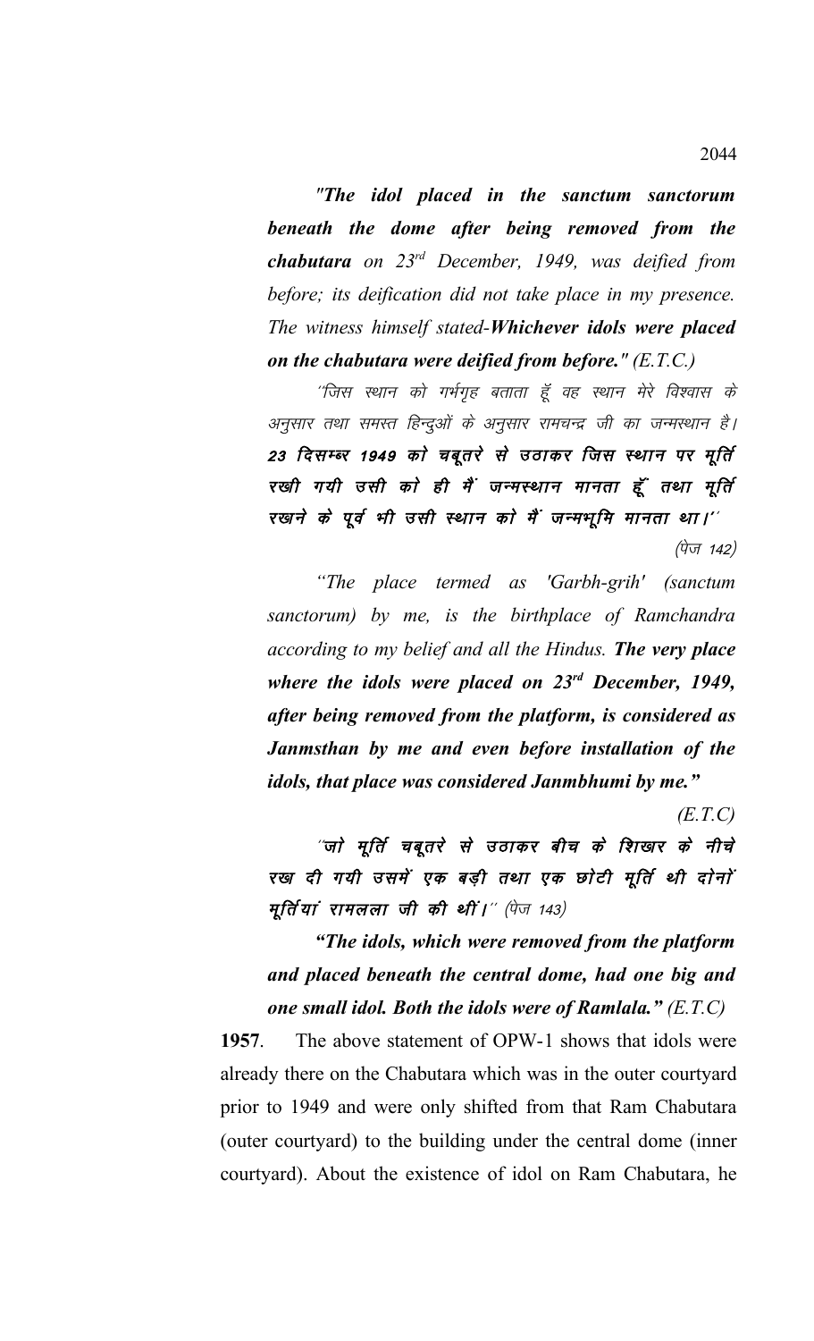*"**The idol placed in the sanctum sanctorum beneath the dome after being removed from the chabutara** on 23rd December, 1949, was deified from before; its deification did not take place in my presence. The witness himself stated-**Whichever idols were placed on the chabutara were deified from before.**" (E.T.C.)*

''जिस स्थान को गर्भगृह बताता हूँ वह स्थान मेरे विश्वास के अनुसार तथा समस्त हिन्दुओं के अनुसार रामचन्द्र जी का जन्मस्थान है। ***23 दिसम्बर 1949 को चबूतरे से उठाकर जिस स्थान पर मूर्ति रखी गयी उसी को ही मैं जन्मस्थान मानता हूँ तथा मूर्ति रखने के पूर्व भी उसी स्थान को मैं जन्मभूमि मानता था।***'' (पेज 142)

*"The place termed as 'Garbh-grih' (sanctum sanctorum) by me, is the birthplace of Ramchandra according to my belief and all the Hindus. **The very place where the idols were placed on 23rd December, 1949, after being removed from the platform, is considered as Janmsthan by me and even before installation of the idols, that place was considered Janmbhumi by me.**"*

*(E.T.C)*

***''जो मूर्ति चबूतरे से उठाकर बीच के शिखर के नीचे रख दी गयी उसमें एक बड़ी तथा एक छोटी मूर्ति थी दोनों मूर्तियां रामलला जी की थीं।''*** (पेज 143)

***"The idols, which were removed from the platform and placed beneath the central dome, had one big and one small idol. Both the idols were of Ramlala."** (E.T.C)*

**1957**. The above statement of OPW-1 shows that idols were already there on the Chabutara which was in the outer courtyard prior to 1949 and were only shifted from that Ram Chabutara (outer courtyard) to the building under the central dome (inner courtyard). About the existence of idol on Ram Chabutara, he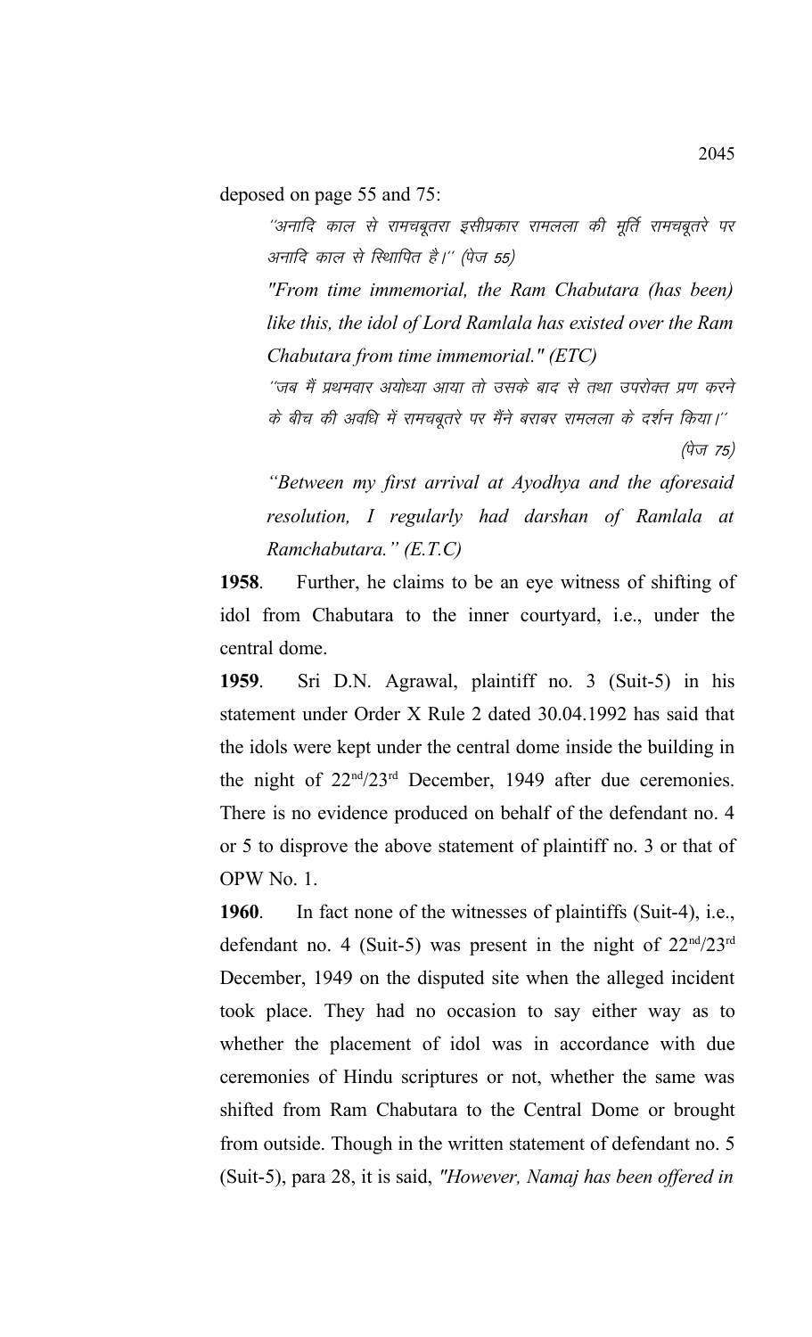deposed on page 55 and 75:

> *´´अनादि काल से रामचबूतरा इसीप्रकार रामलला की मूर्ति रामचबूतरे पर अनादि काल से स्थापित है।´´ (पेज 55)*
>
> *"From time immemorial, the Ram Chabutara (has been) like this, the idol of Lord Ramlala has existed over the Ram Chabutara from time immemorial." (ETC)*
>
> *´´जब मैं प्रथमवार अयोध्या आया तो उसके बाद से तथा उपरोक्त प्रण करने के बीच की अवधि में रामचबूतरे पर मैंने बराबर रामलला के दर्शन किया।´´ (पेज 75)*
>
> *"Between my first arrival at Ayodhya and the aforesaid resolution, I regularly had darshan of Ramlala at Ramchabutara." (E.T.C)*

**1958**. Further, he claims to be an eye witness of shifting of idol from Chabutara to the inner courtyard, i.e., under the central dome.

**1959**. Sri D.N. Agrawal, plaintiff no. 3 (Suit-5) in his statement under Order X Rule 2 dated 30.04.1992 has said that the idols were kept under the central dome inside the building in the night of 22nd/23rd December, 1949 after due ceremonies. There is no evidence produced on behalf of the defendant no. 4 or 5 to disprove the above statement of plaintiff no. 3 or that of OPW No. 1.

**1960**. In fact none of the witnesses of plaintiffs (Suit-4), i.e., defendant no. 4 (Suit-5) was present in the night of 22nd/23rd December, 1949 on the disputed site when the alleged incident took place. They had no occasion to say either way as to whether the placement of idol was in accordance with due ceremonies of Hindu scriptures or not, whether the same was shifted from Ram Chabutara to the Central Dome or brought from outside. Though in the written statement of defendant no. 5 (Suit-5), para 28, it is said, *"However, Namaj has been offered in*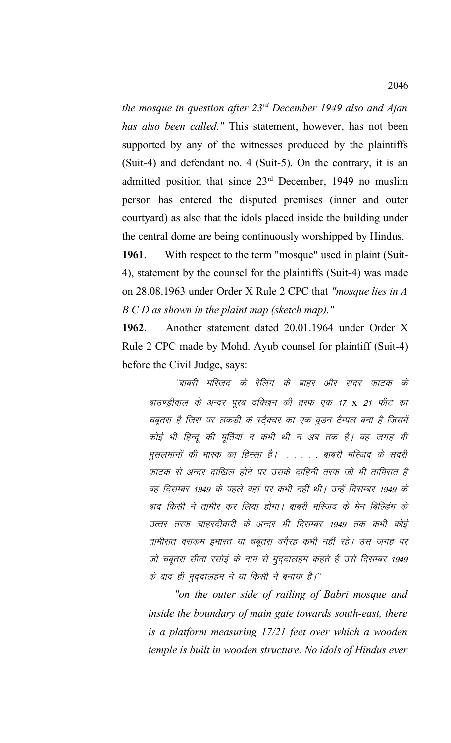*the mosque in question after 23rd December 1949 also and Ajan has also been called."* This statement, however, has not been supported by any of the witnesses produced by the plaintiffs (Suit-4) and defendant no. 4 (Suit-5). On the contrary, it is an admitted position that since 23rd December, 1949 no muslim person has entered the disputed premises (inner and outer courtyard) as also that the idols placed inside the building under the central dome are being continuously worshipped by Hindus.

**1961**. With respect to the term "mosque" used in plaint (Suit-4), statement by the counsel for the plaintiffs (Suit-4) was made on 28.08.1963 under Order X Rule 2 CPC that *"mosque lies in A B C D as shown in the plaint map (sketch map)."*

**1962**. Another statement dated 20.01.1964 under Order X Rule 2 CPC made by Mohd. Ayub counsel for plaintiff (Suit-4) before the Civil Judge, says:

> *''बाबरी मस्जिद के रेलिंग के बाहर और सदर फाटक के बाउण्ड्रीवाल के अन्दर पूरब दक्खिन की तरफ एक 17 x 21 फीट का चबूतरा है जिस पर लकड़ी के स्ट्रैक्चर का एक वुडन टैम्पल बना है जिसमें कोई भी हिन्दू की मूर्तियां न कभी थी न अब तक है। वह जगह भी मुसलमानों की मास्क का हिस्सा है। . . . . . बाबरी मस्जिद के सदरी फाटक से अन्दर दाखिल होने पर उसके दाहिनी तरफ जो भी तामिरात है वह दिसम्बर 1949 के पहले वहां पर कभी नहीं थी। उन्हें दिसम्बर 1949 के बाद किसी ने तामीर कर लिया होगा। बाबरी मस्जिद के मेन बिल्डिंग के उत्तर तरफ चाहरदीवारी के अन्दर भी दिसम्बर 1949 तक कभी कोई तामीरात वराकम इमारत या चबूतरा वगैरह कभी नहीं रहे। उस जगह पर जो चबूतरा सीता रसोई के नाम से मुद्दालहम कहते हैं उसे दिसम्बर 1949 के बाद ही मुद्दालहम ने या किसी ने बनाया है।''*
>
> *"on the outer side of railing of Babri mosque and inside the boundary of main gate towards south-east, there is a platform measuring 17/21 feet over which a wooden temple is built in wooden structure. No idols of Hindus ever*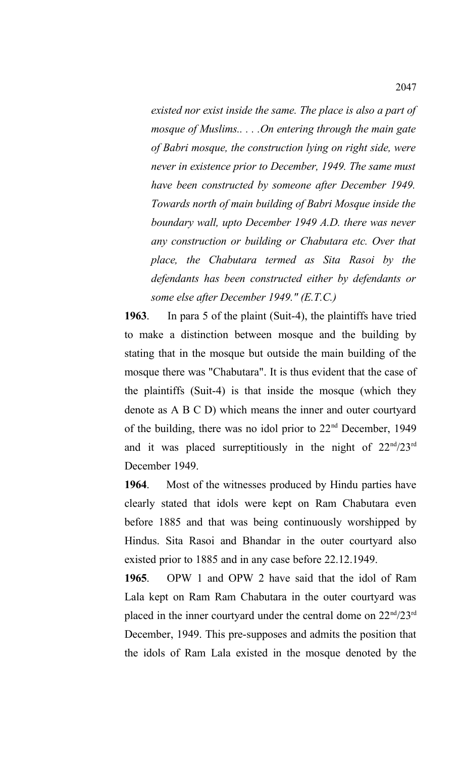*existed nor exist inside the same. The place is also a part of mosque of Muslims.. . . .On entering through the main gate of Babri mosque, the construction lying on right side, were never in existence prior to December, 1949. The same must have been constructed by someone after December 1949. Towards north of main building of Babri Mosque inside the boundary wall, upto December 1949 A.D. there was never any construction or building or Chabutara etc. Over that place, the Chabutara termed as Sita Rasoi by the defendants has been constructed either by defendants or some else after December 1949." (E.T.C.)*

**1963**. In para 5 of the plaint (Suit-4), the plaintiffs have tried to make a distinction between mosque and the building by stating that in the mosque but outside the main building of the mosque there was "Chabutara". It is thus evident that the case of the plaintiffs (Suit-4) is that inside the mosque (which they denote as A B C D) which means the inner and outer courtyard of the building, there was no idol prior to 22nd December, 1949 and it was placed surreptitiously in the night of 22nd/23rd December 1949.

**1964**. Most of the witnesses produced by Hindu parties have clearly stated that idols were kept on Ram Chabutara even before 1885 and that was being continuously worshipped by Hindus. Sita Rasoi and Bhandar in the outer courtyard also existed prior to 1885 and in any case before 22.12.1949.

**1965**. OPW 1 and OPW 2 have said that the idol of Ram Lala kept on Ram Ram Chabutara in the outer courtyard was placed in the inner courtyard under the central dome on 22nd/23rd December, 1949. This pre-supposes and admits the position that the idols of Ram Lala existed in the mosque denoted by the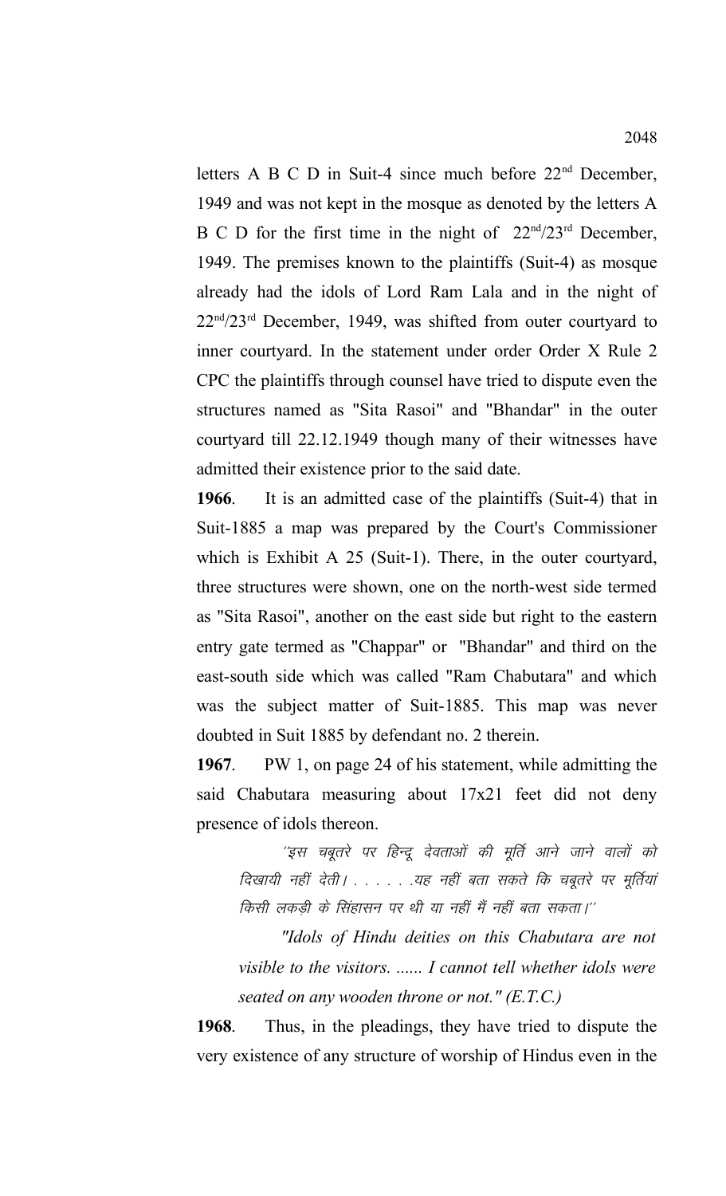letters A B C D in Suit-4 since much before 22nd December, 1949 and was not kept in the mosque as denoted by the letters A B C D for the first time in the night of 22nd/23rd December, 1949. The premises known to the plaintiffs (Suit-4) as mosque already had the idols of Lord Ram Lala and in the night of 22nd/23rd December, 1949, was shifted from outer courtyard to inner courtyard. In the statement under order Order X Rule 2 CPC the plaintiffs through counsel have tried to dispute even the structures named as "Sita Rasoi" and "Bhandar" in the outer courtyard till 22.12.1949 though many of their witnesses have admitted their existence prior to the said date.

**1966**. It is an admitted case of the plaintiffs (Suit-4) that in Suit-1885 a map was prepared by the Court's Commissioner which is Exhibit A 25 (Suit-1). There, in the outer courtyard, three structures were shown, one on the north-west side termed as "Sita Rasoi", another on the east side but right to the eastern entry gate termed as "Chappar" or "Bhandar" and third on the east-south side which was called "Ram Chabutara" and which was the subject matter of Suit-1885. This map was never doubted in Suit 1885 by defendant no. 2 therein.

**1967**. PW 1, on page 24 of his statement, while admitting the said Chabutara measuring about 17x21 feet did not deny presence of idols thereon.

> ''इस चबूतरे पर हिन्दू देवताओं की मूर्ति आने जाने वालों को दिखायी नहीं देती। . . . . . .यह नहीं बता सकते कि चबूतरे पर मूर्तियां किसी लकड़ी के सिंहासन पर थी या नहीं मैं नहीं बता सकता।''
>
> *"Idols of Hindu deities on this Chabutara are not visible to the visitors. ...... I cannot tell whether idols were seated on any wooden throne or not." (E.T.C.)*

**1968**. Thus, in the pleadings, they have tried to dispute the very existence of any structure of worship of Hindus even in the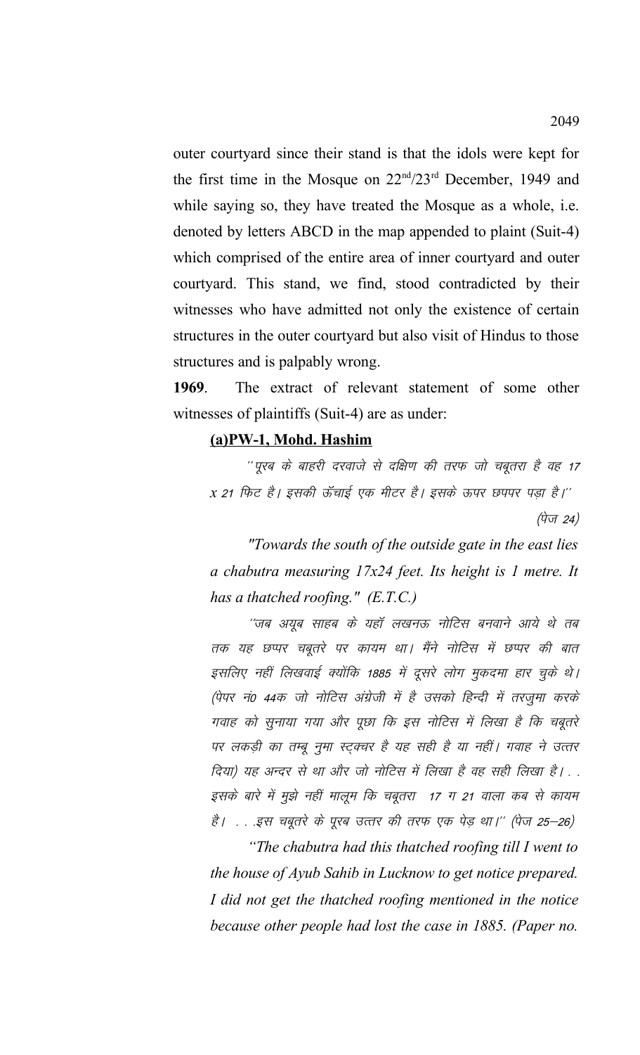outer courtyard since their stand is that the idols were kept for the first time in the Mosque on 22nd/23rd December, 1949 and while saying so, they have treated the Mosque as a whole, i.e. denoted by letters ABCD in the map appended to plaint (Suit-4) which comprised of the entire area of inner courtyard and outer courtyard. This stand, we find, stood contradicted by their witnesses who have admitted not only the existence of certain structures in the outer courtyard but also visit of Hindus to those structures and is palpably wrong.

**1969**. The extract of relevant statement of some other witnesses of plaintiffs (Suit-4) are as under:

**(a)PW-1, Mohd. Hashim**

''पूरब के बाहरी दरवाजे से दक्षिण की तरफ जो चबूतरा है वह 17 x 21 फिट है। इसकी ऊँचाई एक मीटर है। इसके ऊपर छपपर पड़ा है।'' (पेज 24)

*"Towards the south of the outside gate in the east lies a chabutra measuring 17x24 feet. Its height is 1 metre. It has a thatched roofing." (E.T.C.)*

''जब अयूब साहब के यहॉ लखनऊ नोटिस बनवाने आये थे तब तक यह छप्पर चबूतरे पर कायम था। मैंने नोटिस में छप्पर की बात इसलिए नहीं लिखवाई क्योंकि 1885 में दूसरे लोग मुकदमा हार चुके थे। (पेपर नं0 44क जो नोटिस अंग्रेजी में है उसको हिन्दी में तरजुमा करके गवाह को सुनाया गया और पूछा कि इस नोटिस में लिखा है कि चबूतरे पर लकड़ी का तम्बू नुमा स्ट्क्चर है यह सही है या नहीं। गवाह ने उत्तर दिया) यह अन्दर से था और जो नोटिस में लिखा है वह सही लिखा है। . . इसके बारे में मुझे नहीं मालूम कि चबूतरा 17 ग 21 वाला कब से कायम है। . . .इस चबूतरे के पूरब उत्तर की तरफ एक पेड़ था।'' (पेज 25–26)

*"The chabutra had this thatched roofing till I went to the house of Ayub Sahib in Lucknow to get notice prepared. I did not get the thatched roofing mentioned in the notice because other people had lost the case in 1885. (Paper no.*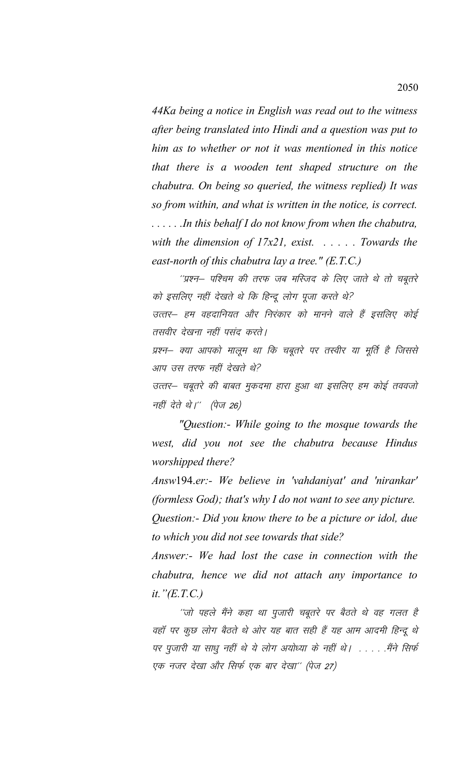*44Ka being a notice in English was read out to the witness after being translated into Hindi and a question was put to him as to whether or not it was mentioned in this notice that there is a wooden tent shaped structure on the chabutra. On being so queried, the witness replied) It was so from within, and what is written in the notice, is correct. . . . . . .In this behalf I do not know from when the chabutra, with the dimension of 17x21, exist. . . . . . Towards the east-north of this chabutra lay a tree." (E.T.C.)*

''प्रश्न– पश्चिम की तरफ जब मस्जिद के लिए जाते थे तो चबूतरे को इसलिए नहीं देखते थे कि हिन्दू लोग पूजा करते थे?

उत्तर– हम वहदानियत और निरंकार को मानने वाले हैं इसलिए कोई तसवीर देखना नहीं पसंद करते।

प्रश्न– क्या आपको मालूम था कि चबूतरे पर तस्वीर या मूर्ति है जिससे आप उस तरफ नहीं देखते थे?

उत्तर– चबूतरे की बाबत मुकदमा हारा हुआ था इसलिए हम कोई तववजो नहीं देते थे।'' (पेज 26)

*"Question:- While going to the mosque towards the west, did you not see the chabutra because Hindus worshipped there?*

*Answ194.er:- We believe in 'vahdaniyat' and 'nirankar' (formless God); that's why I do not want to see any picture.*

*Question:- Did you know there to be a picture or idol, due to which you did not see towards that side?*

*Answer:- We had lost the case in connection with the chabutra, hence we did not attach any importance to it."(E.T.C.)*

''जो पहले मैंने कहा था पुजारी चबूतरे पर बैठते थे वह गलत है वहाँ पर कुछ लोग बैठते थे ओर यह बात सही हैं यह आम आदमी हिन्दू थे पर पुजारी या साधु नहीं थे ये लोग अयोध्या के नहीं थे। . . . . .मैंने सिर्फ एक नजर देखा और सिर्फ एक बार देखा'' (पेज 27)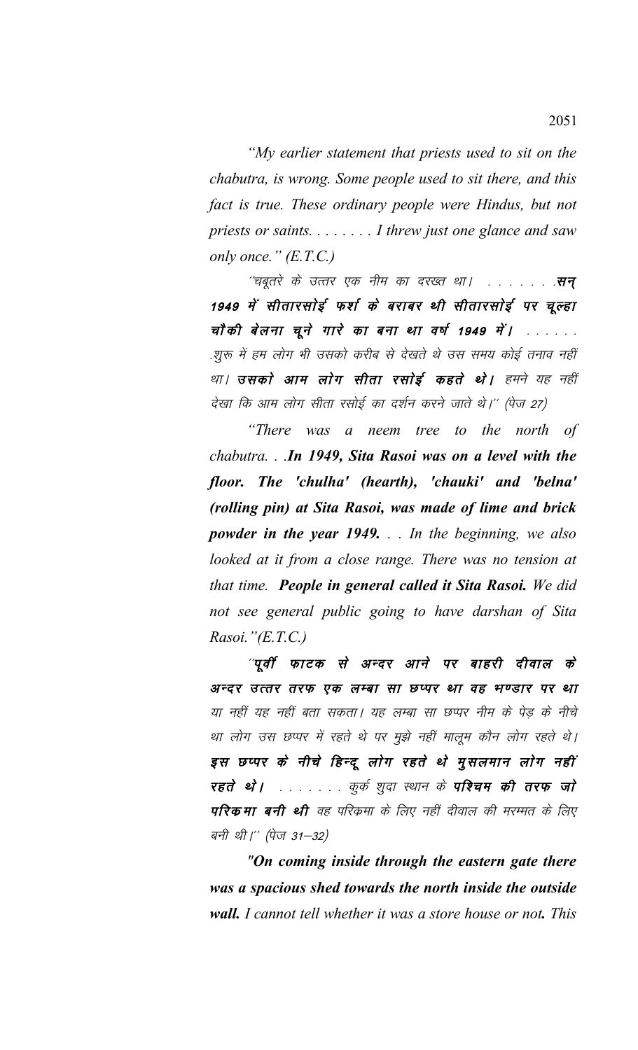*"My earlier statement that priests used to sit on the chabutra, is wrong. Some people used to sit there, and this fact is true. These ordinary people were Hindus, but not priests or saints. . . . . . . . I threw just one glance and saw only once." (E.T.C.)*

"चबूतरे के उत्तर एक नीम का दरख्त था। . . . . . . . .**सन् 1949 में सीतारसोई फर्श के बराबर थी सीतारसोई पर चूल्हा चौकी बेलना चूने गारे का बना था वर्ष 1949 में।** . . . . . . .शुरू में हम लोग भी उसको करीब से देखते थे उस समय कोई तनाव नहीं था। **उसको आम लोग सीता रसोई कहते थे।** हमने यह नहीं देखा कि आम लोग सीता रसोई का दर्शन करने जाते थे।" (पेज 27)

*"There was a neem tree to the north of chabutra. . .**In 1949, Sita Rasoi was on a level with the floor. The 'chulha' (hearth), 'chauki' and 'belna' (rolling pin) at Sita Rasoi, was made of lime and brick powder in the year 1949.** . . In the beginning, we also looked at it from a close range. There was no tension at that time. **People in general called it Sita Rasoi.** We did not see general public going to have darshan of Sita Rasoi."(E.T.C.)*

"**पूर्वी फाटक से अन्दर आने पर बाहरी दीवाल के अन्दर उत्तर तरफ एक लम्बा सा छप्पर था वह भण्डार पर था** या नहीं यह नहीं बता सकता। यह लम्बा सा छप्पर नीम के पेड़ के नीचे था लोग उस छप्पर में रहते थे पर मुझे नहीं मालूम कौन लोग रहते थे। **इस छप्पर के नीचे हिन्दू लोग रहते थे मुसलमान लोग नहीं रहते थे।** . . . . . . . कुर्क शुदा स्थान के **पश्चिम की तरफ जो परिक्रमा बनी थी** वह परिक्रमा के लिए नहीं दीवाल की मरम्मत के लिए बनी थी।" (पेज 31–32)

*"**On coming inside through the eastern gate there was a spacious shed towards the north inside the outside wall.** I cannot tell whether it was a store house or not**.** This*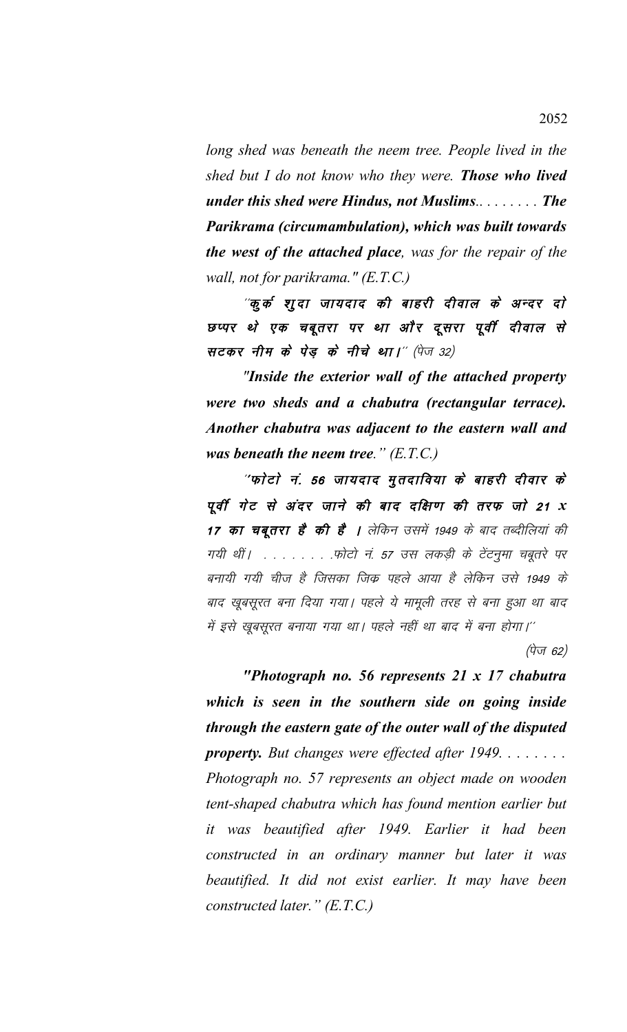*long shed was beneath the neem tree. People lived in the shed but I do not know who they were. **Those who lived under this shed were Hindus, not Muslims**.. . . . . . . . **The Parikrama (circumambulation), which was built towards the west of the attached place**, was for the repair of the wall, not for parikrama." (E.T.C.)*

**´´कुर्क शुदा जायदाद की बाहरी दीवाल के अन्दर दो छप्पर थे एक चबूतरा पर था और दूसरा पूर्वी दीवाल से सटकर नीम के पेड़ के नीचे था।´´** (पेज 32)

***"Inside the exterior wall of the attached property were two sheds and a chabutra (rectangular terrace). Another chabutra was adjacent to the eastern wall and was beneath the neem tree." (E.T.C.)***

**´´फोटो नं. 56 जायदाद मुतदाविया के बाहरी दीवार के पूर्वी गेट से अंदर जाने की बाद दक्षिण की तरफ जो 21 x 17 का चबूतरा है की है ।** लेकिन उसमें 1949 के बाद तब्दीलियां की गयी थीं। . . . . . . . .फोटो नं. 57 उस लकड़ी के टेंटनुमा चबूतरे पर बनायी गयी चीज है जिसका जिक्र पहले आया है लेकिन उसे 1949 के बाद खूबसूरत बना दिया गया। पहले ये मामूली तरह से बना हुआ था बाद में इसे खूबसूरत बनाया गया था। पहले नहीं था बाद में बना होगा।´´ (पेज 62)

***"Photograph no. 56 represents 21 x 17 chabutra which is seen in the southern side on going inside through the eastern gate of the outer wall of the disputed property.*** *But changes were effected after 1949. . . . . . . . Photograph no. 57 represents an object made on wooden tent-shaped chabutra which has found mention earlier but it was beautified after 1949. Earlier it had been constructed in an ordinary manner but later it was beautified. It did not exist earlier. It may have been constructed later." (E.T.C.)*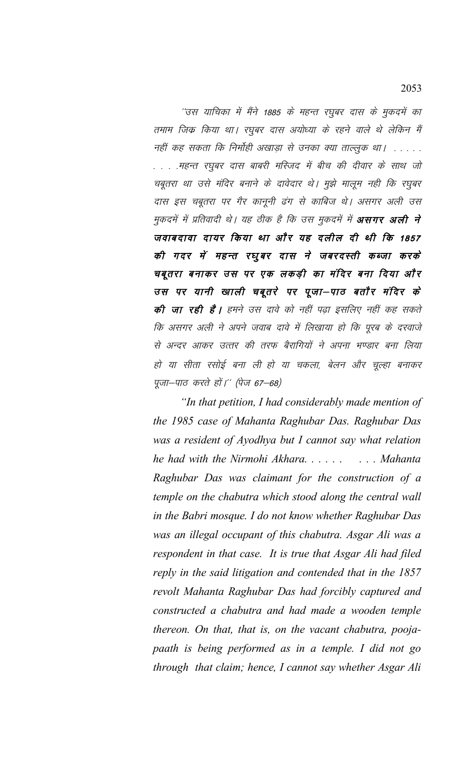*"उस याचिका में मैंने 1885 के महन्त रघुबर दास के मुकदमें का तमाम जिक्र किया था। रघुबर दास अयोध्या के रहने वाले थे लेकिन मैं नहीं कह सकता कि निर्मोही अखाड़ा से उनका क्या ताल्लुक था। . . . . . . . . .महन्त रघुबर दास बाबरी मस्जिद में बीच की दीवार के साथ जो चबूतरा था उसे मंदिर बनाने के दावेदार थे। मुझे मालूम नही कि रघुबर दास इस चबूतरा पर गैर कानूनी ढंग से काबिज थे। असगर अली उस मुकदमें में प्रतिवादी थे। यह ठीक है कि उस मुकदमें में* ***असगर अली ने जवाबदावा दायर किया था और यह दलील दी थी कि 1857 की गदर में महन्त रघुबर दास ने जबरदस्ती कब्जा करके चबूतरा बनाकर उस पर एक लकड़ी का मंदिर बना दिया और उस पर यानी खाली चबूतरे पर पूजा–पाठ बतौर मंदिर के की जा रही है।*** *हमने उस दावे को नहीं पढ़ा इसलिए नहीं कह सकते कि असगर अली ने अपने जवाब दावे में लिखाया हो कि पूरब के दरवाजे से अन्दर आकर उत्तर की तरफ बैरागियों ने अपना भण्डार बना लिया हो या सीता रसोई बना ली हो या चकला, बेलन और चूल्हा बनाकर पूजा–पाठ करते हों।" (पेज 67–68)*

*"In that petition, I had considerably made mention of the 1985 case of Mahanta Raghubar Das. Raghubar Das was a resident of Ayodhya but I cannot say what relation he had with the Nirmohi Akhara. . . . . . . . . Mahanta Raghubar Das was claimant for the construction of a temple on the chabutra which stood along the central wall in the Babri mosque. I do not know whether Raghubar Das was an illegal occupant of this chabutra. Asgar Ali was a respondent in that case. It is true that Asgar Ali had filed reply in the said litigation and contended that in the 1857 revolt Mahanta Raghubar Das had forcibly captured and constructed a chabutra and had made a wooden temple thereon. On that, that is, on the vacant chabutra, pooja-paath is being performed as in a temple. I did not go through that claim; hence, I cannot say whether Asgar Ali*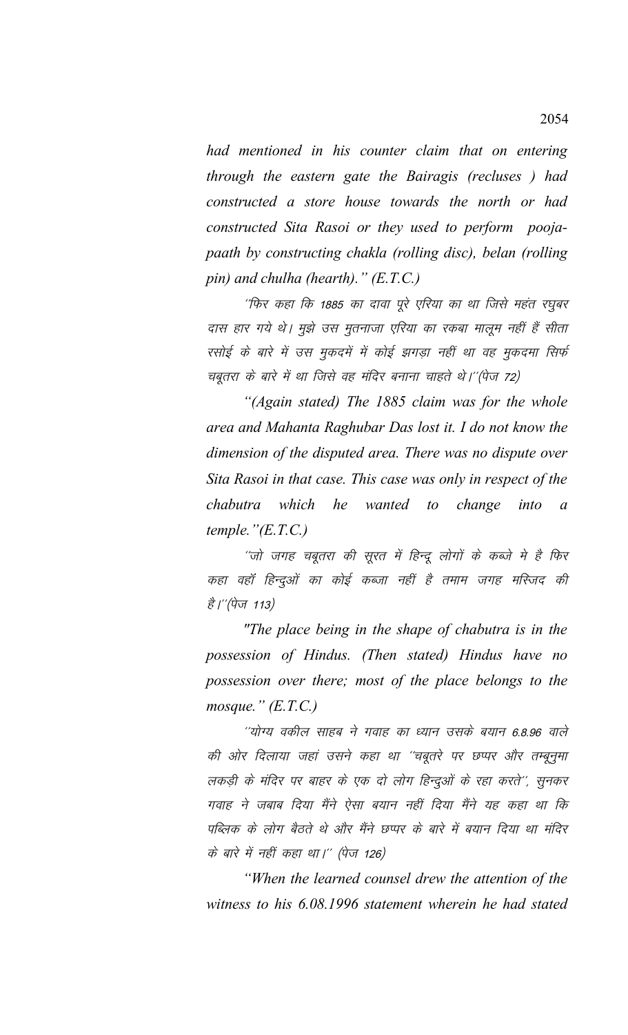*had mentioned in his counter claim that on entering through the eastern gate the Bairagis (recluses ) had constructed a store house towards the north or had constructed Sita Rasoi or they used to perform pooja-paath by constructing chakla (rolling disc), belan (rolling pin) and chulha (hearth)." (E.T.C.)*

''फिर कहा कि 1885 का दावा पूरे एरिया का था जिसे महंत रघुबर दास हार गये थे। मुझे उस मुतनाजा एरिया का रकबा मालूम नहीं हैं सीता रसोई के बारे में उस मुकदमें में कोई झगड़ा नहीं था वह मुकदमा सिर्फ चबूतरा के बारे में था जिसे वह मंदिर बनाना चाहते थे।''(पेज 72)

*"(Again stated) The 1885 claim was for the whole area and Mahanta Raghubar Das lost it. I do not know the dimension of the disputed area. There was no dispute over Sita Rasoi in that case. This case was only in respect of the chabutra which he wanted to change into a temple."(E.T.C.)*

''जो जगह चबूतरा की सूरत में हिन्दू लोगों के कब्जे मे है फिर कहा वहॉ हिन्दुओं का कोई कब्जा नहीं है तमाम जगह मस्जिद की है।''(पेज 113)

*"The place being in the shape of chabutra is in the possession of Hindus. (Then stated) Hindus have no possession over there; most of the place belongs to the mosque." (E.T.C.)*

''योग्य वकील साहब ने गवाह का ध्यान उसके बयान 6.8.96 वाले की ओर दिलाया जहां उसने कहा था ''चबूतरे पर छप्पर और तम्बूनुमा लकड़ी के मंदिर पर बाहर के एक दो लोग हिन्दुओं के रहा करते'', सुनकर गवाह ने जबाब दिया मैंने ऐसा बयान नहीं दिया मैंने यह कहा था कि पब्लिक के लोग बैठते थे और मैंने छप्पर के बारे में बयान दिया था मंदिर के बारे में नहीं कहा था।'' (पेज 126)

*"When the learned counsel drew the attention of the witness to his 6.08.1996 statement wherein he had stated*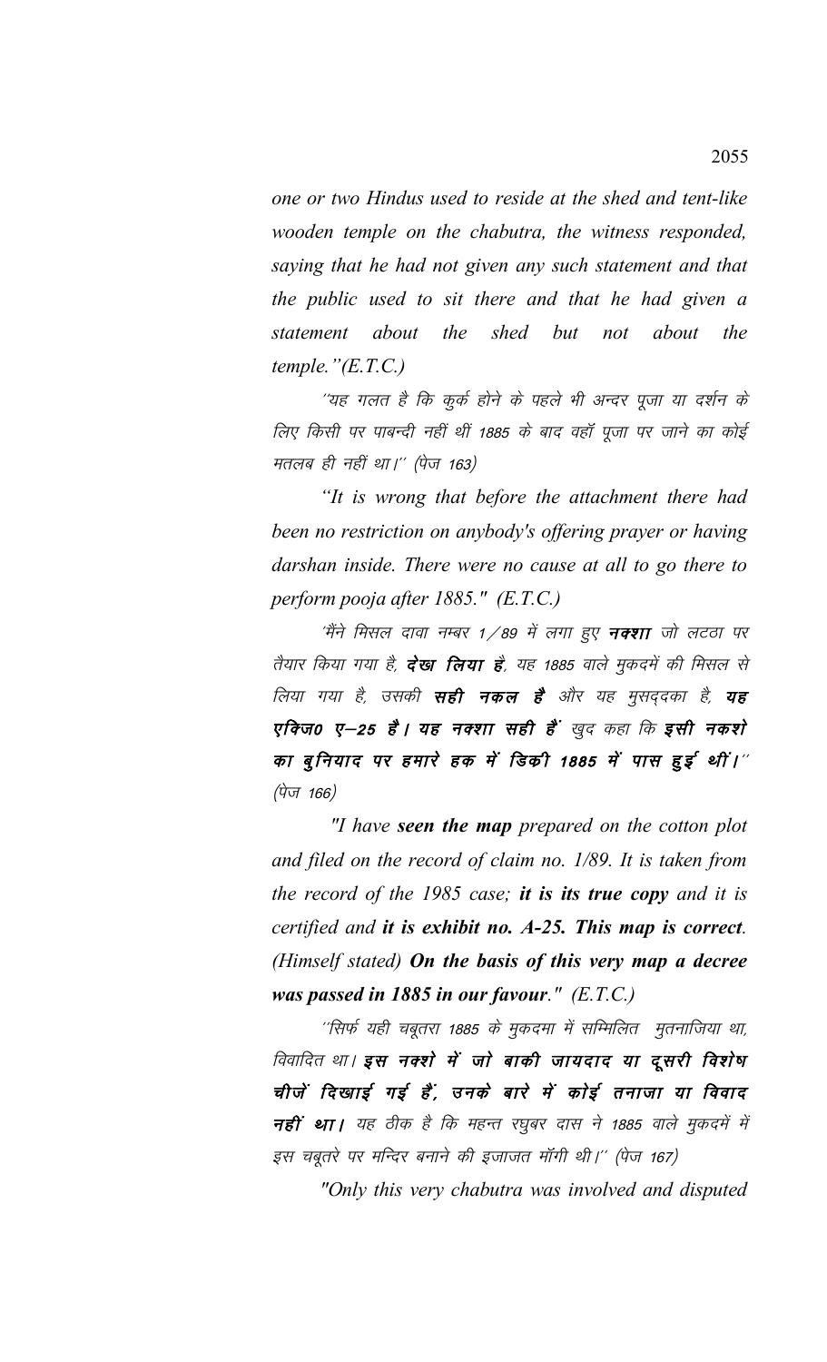*one or two Hindus used to reside at the shed and tent-like wooden temple on the chabutra, the witness responded, saying that he had not given any such statement and that the public used to sit there and that he had given a statement about the shed but not about the temple."(E.T.C.)*

*''यह गलत है कि कुर्क होने के पहले भी अन्दर पूजा या दर्शन के लिए किसी पर पाबन्दी नहीं थीं 1885 के बाद वहॉ पूजा पर जाने का कोई मतलब ही नहीं था।'' (पेज 163)*

*"It is wrong that before the attachment there had been no restriction on anybody's offering prayer or having darshan inside. There were no cause at all to go there to perform pooja after 1885." (E.T.C.)*

*'मैंने मिसल दावा नम्बर 1/89 में लगा हुए **नक्शा** जो लटठा पर तैयार किया गया है, **देख लिया है**, यह 1885 वाले मुकदमें की मिसल से लिया गया है, उसकी **सही नकल है** और यह मुसद्दका है, **यह एक्जि0 ए–25 है। यह नक्शा सही हैं** खुद कहा कि **इसी नकशे का बुनियाद पर हमारे हक में डिक्री 1885 में पास हुई थीं।**'' (पेज 166)*

*"I have **seen the map** prepared on the cotton plot and filed on the record of claim no. 1/89. It is taken from the record of the 1985 case; **it is its true copy** and it is certified and **it is exhibit no. A-25. This map is correct.** (Himself stated) **On the basis of this very map a decree was passed in 1885 in our favour.**" (E.T.C.)*

*''सिर्फ यही चबूतरा 1885 के मुकदमा में सम्मिलित मुतनाजिया था, विवादित था। **इस नक्शे में जो बाकी जायदाद या दूसरी विशेष चीजें दिखाई गई हैं, उनके बारे में कोई तनाजा या विवाद नहीं था।** यह ठीक है कि महन्त रघुबर दास ने 1885 वाले मुकदमें में इस चबूतरे पर मन्दिर बनाने की इजाजत मॉगी थी।'' (पेज 167)*

*"Only this very chabutra was involved and disputed*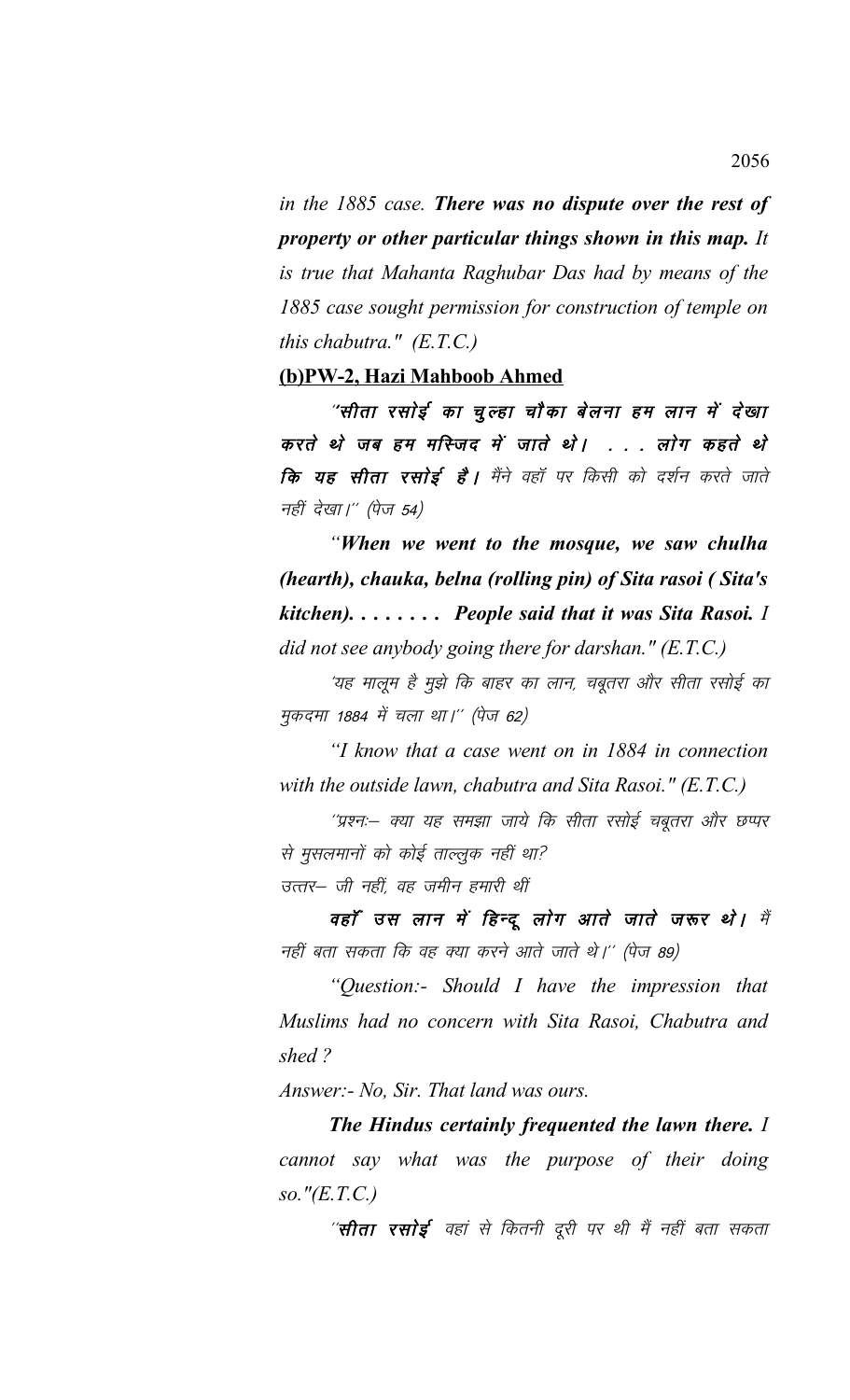*in the 1885 case. **There was no dispute over the rest of property or other particular things shown in this map.** It is true that Mahanta Raghubar Das had by means of the 1885 case sought permission for construction of temple on this chabutra." (E.T.C.)*

**(b)PW-2, Hazi Mahboob Ahmed**

*"**सीता रसोई का चुल्हा चौका बेलना हम लान में देखा करते थे जब हम मस्जिद में जाते थे। . . . लोग कहते थे कि यह सीता रसोई है।** मैंने वहाँ पर किसी को दर्शन करते जाते नहीं देखा।" (पेज 54)*

*"**When we went to the mosque, we saw chulha (hearth), chauka, belna (rolling pin) of Sita rasoi ( Sita's kitchen). . . . . . . . People said that it was Sita Rasoi.** I did not see anybody going there for darshan." (E.T.C.)*

*'यह मालूम है मुझे कि बाहर का लान, चबूतरा और सीता रसोई का मुकदमा 1884 में चला था।" (पेज 62)*

*"I know that a case went on in 1884 in connection with the outside lawn, chabutra and Sita Rasoi." (E.T.C.)*

*"प्रश्नः— क्या यह समझा जाये कि सीता रसोई चबूतरा और छप्पर से मुसलमानों को कोई ताल्लुक नहीं था?*
*उत्तर— जी नहीं, वह जमीन हमारी थीं*

***वहाँ उस लान में हिन्दू लोग आते जाते जरूर थे।** मैं नहीं बता सकता कि वह क्या करने आते जाते थे।" (पेज 89)*

*"Question:- Should I have the impression that Muslims had no concern with Sita Rasoi, Chabutra and shed ?*

*Answer:- No, Sir. That land was ours.*

***The Hindus certainly frequented the lawn there.** I cannot say what was the purpose of their doing so."(E.T.C.)*

*"**सीता रसोई** वहां से कितनी दूरी पर थी मैं नहीं बता सकता*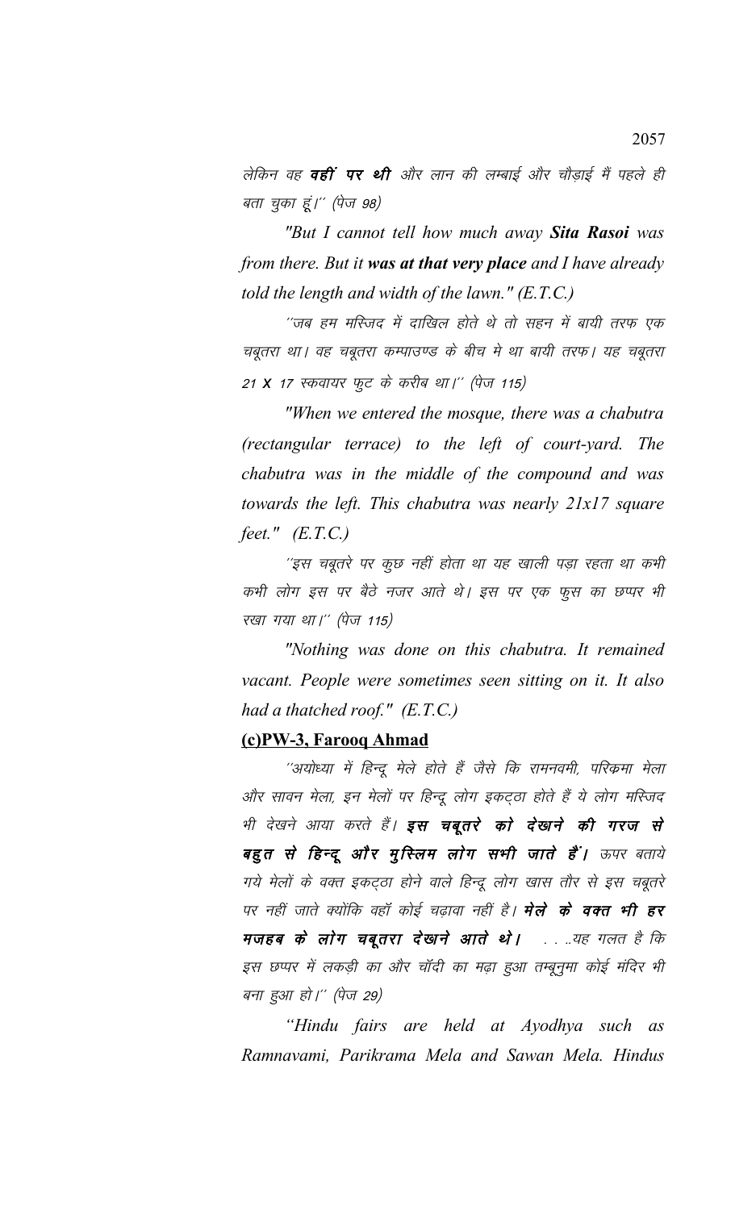लेकिन वह ***वहीं पर थी*** और लान की लम्बाई और चौड़ाई मैं पहले ही बता चुका हूं।'' (पेज 98)

*"But I cannot tell how much away **Sita Rasoi** was from there. But it **was at that very place** and I have already told the length and width of the lawn." (E.T.C.)*

''जब हम मस्जिद में दाखिल होते थे तो सहन में बायी तरफ एक चबूतरा था। वह चबूतरा कम्पाउण्ड के बीच मे था बायी तरफ। यह चबूतरा 21 X 17 स्कवायर फुट के करीब था।'' (पेज 115)

*"When we entered the mosque, there was a chabutra (rectangular terrace) to the left of court-yard. The chabutra was in the middle of the compound and was towards the left. This chabutra was nearly 21x17 square feet." (E.T.C.)*

''इस चबूतरे पर कुछ नहीं होता था यह खाली पड़ा रहता था कभी कभी लोग इस पर बैठे नजर आते थे। इस पर एक फुस का छप्पर भी रखा गया था।'' (पेज 115)

*"Nothing was done on this chabutra. It remained vacant. People were sometimes seen sitting on it. It also had a thatched roof." (E.T.C.)*

**(c)PW-3, Farooq Ahmad**

''अयोध्या में हिन्दू मेले होते हैं जैसे कि रामनवमी, परिक्रमा मेला और सावन मेला, इन मेलों पर हिन्दू लोग इकट्ठा होते हैं ये लोग मस्जिद भी देखने आया करते हैं। ***इस चबूतरे को देखाने की गरज से बहुत से हिन्दू और मुस्लिम लोग सभी जाते हैं।*** ऊपर बताये गये मेलों के वक्त इकट्ठा होने वाले हिन्दू लोग खास तौर से इस चबूतरे पर नहीं जाते क्योंकि वहॉ कोई चढ़ावा नहीं है। ***मेले के वक्त भी हर मजहब के लोग चबूतरा देखाने आते थे।*** . . ..यह गलत है कि इस छप्पर में लकड़ी का और चॉदी का मढ़ा हुआ तम्बूनुमा कोई मंदिर भी बना हुआ हो।'' (पेज 29)

*"Hindu fairs are held at Ayodhya such as Ramnavami, Parikrama Mela and Sawan Mela. Hindus*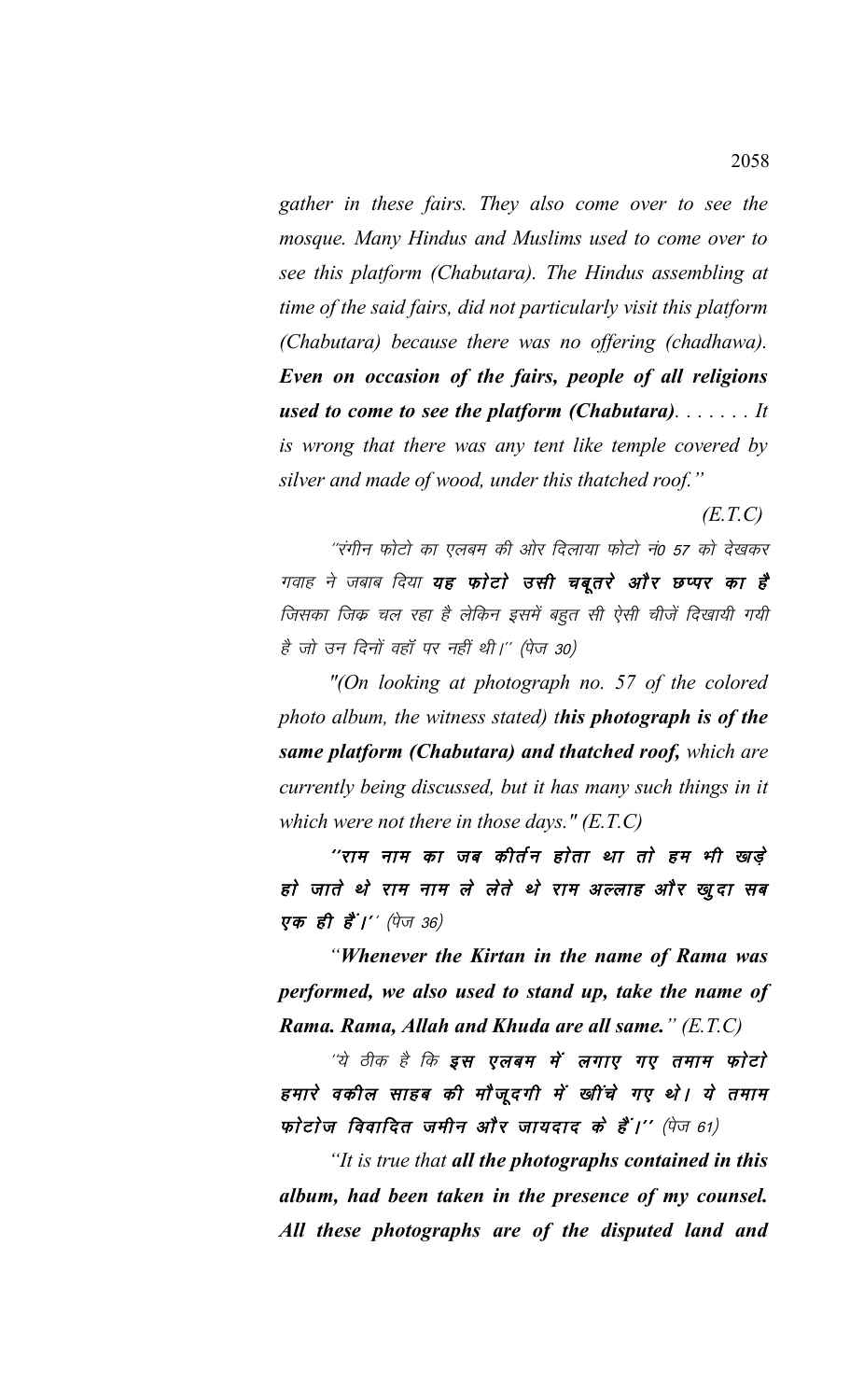*gather in these fairs. They also come over to see the mosque. Many Hindus and Muslims used to come over to see this platform (Chabutara). The Hindus assembling at time of the said fairs, did not particularly visit this platform (Chabutara) because there was no offering (chadhawa).* ***Even on occasion of the fairs, people of all religions used to come to see the platform (Chabutara).*** *. . . . . . It is wrong that there was any tent like temple covered by silver and made of wood, under this thatched roof."*

*(E.T.C)*

"रंगीन फोटो का एलबम की ओर दिलाया फोटो नं0 57 को देखकर गवाह ने जबाब दिया **यह फोटो उसी चबूतरे और छप्पर का है** जिसका जिक्र चल रहा है लेकिन इसमें बहुत सी ऐसी चीजें दिखायी गयी है जो उन दिनों वहाँ पर नहीं थी।" (पेज 30)

*"(On looking at photograph no. 57 of the colored photo album, the witness stated) t****his photograph is of the same platform (Chabutara) and thatched roof,*** *which are currently being discussed, but it has many such things in it which were not there in those days." (E.T.C)*

***"राम नाम का जब कीर्तन होता था तो हम भी खड़े हो जाते थे राम नाम ले लेते थे राम अल्लाह और खुदा सब एक ही हैं।"*** (पेज 36)

***"Whenever the Kirtan in the name of Rama was performed, we also used to stand up, take the name of Rama. Rama, Allah and Khuda are all same."*** *(E.T.C)*

"ये ठीक है कि ***इस एलबम में लगाए गए तमाम फोटो हमारे वकील साहब की मौजूदगी में खींचे गए थे। ये तमाम फोटोज विवादित जमीन और जायदाद के हैं।"*** (पेज 61)

*"It is true that* ***all the photographs contained in this album, had been taken in the presence of my counsel. All these photographs are of the disputed land and***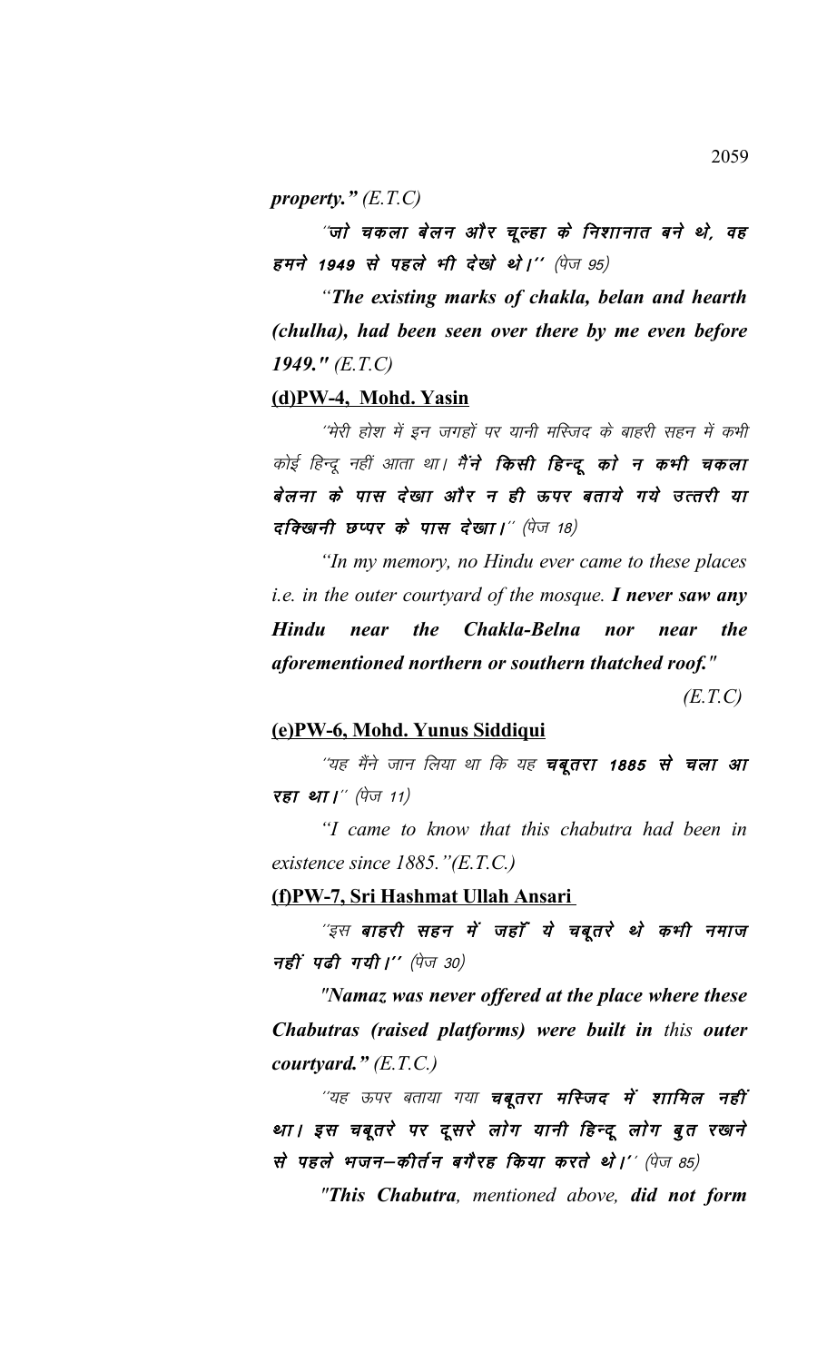***property." (E.T.C)***

*"**जो चकला बेलन और चूल्हा के निशानात बने थे, वह हमने 1949 से पहले भी देखे थे।''*** (पेज 95)

*"**The existing marks of chakla, belan and hearth (chulha), had been seen over there by me even before 1949."** (E.T.C)*

**(d)PW-4, Mohd. Yasin**

*"मेरी होश में इन जगहों पर यानी मस्जिद के बाहरी सहन में कभी कोई हिन्दू नहीं आता था। **मैंने किसी हिन्दू को न कभी चकला बेलना के पास देखा और न ही ऊपर बताये गये उत्तरी या दक्खिनी छप्पर के पास देखा।**"* (पेज 18)

*"In my memory, no Hindu ever came to these places i.e. in the outer courtyard of the mosque. **I never saw any Hindu near the Chakla-Belna nor near the aforementioned northern or southern thatched roof."***

*(E.T.C)*

**(e)PW-6, Mohd. Yunus Siddiqui**

*"यह मैंने जान लिया था कि यह **चबूतरा 1885 से चला आ रहा था।**"* (पेज 11)

*"I came to know that this chabutra had been in existence since 1885."(E.T.C.)*

**(f)PW-7, Sri Hashmat Ullah Ansari**

*"इस **बाहरी सहन में जहाँ ये चबूतरे थे कभी नमाज नहीं पढी गयी।''*** (पेज 30)

***"Namaz was never offered at the place where these Chabutras (raised platforms) were built in** this **outer courtyard."** (E.T.C.)*

*"यह ऊपर बताया गया **चबूतरा मस्जिद में शामिल नहीं था। इस चबूतरे पर दूसरे लोग यानी हिन्दू लोग बुत रखने से पहले भजन–कीर्तन वगैरह किया करते थे।**"* (पेज 85)

***"This Chabutra**, mentioned above, **did not form***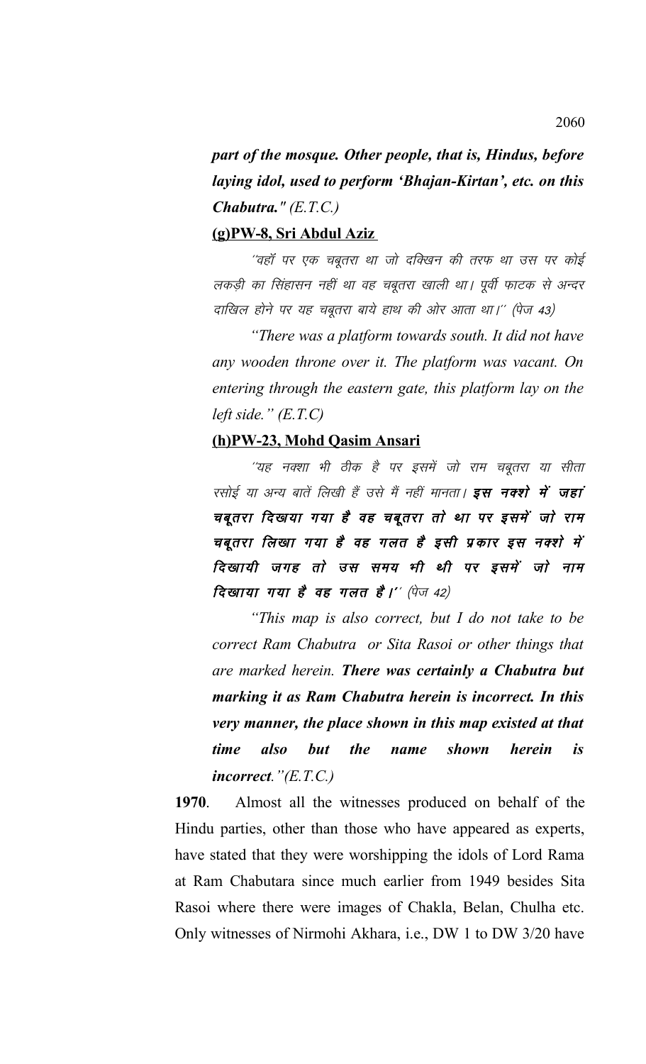***part of the mosque. Other people, that is, Hindus, before laying idol, used to perform 'Bhajan-Kirtan', etc. on this Chabutra." (E.T.C.)***

**(g)PW-8, Sri Abdul Aziz**

*''वहाँ पर एक चबूतरा था जो दक्खिन की तरफ था उस पर कोई लकड़ी का सिंहासन नहीं था वह चबूतरा खाली था। पूर्वी फाटक से अन्दर दाखिल होने पर यह चबूतरा बाये हाथ की ओर आता था।'' (पेज 43)*

*"There was a platform towards south. It did not have any wooden throne over it. The platform was vacant. On entering through the eastern gate, this platform lay on the left side." (E.T.C)*

**(h)PW-23, Mohd Qasim Ansari**

*''यह नक्शा भी ठीक है पर इसमें जो राम चबूतरा या सीता रसोई या अन्य बातें लिखी हैं उसे मैं नहीं मानता।* ***इस नक्शे में जहां चबूतरा दिखाया गया है वह चबूतरा तो था पर इसमें जो राम चबूतरा लिखा गया है वह गलत है इसी प्रकार इस नक्शे में दिखायी जगह तो उस समय भी थी पर इसमें जो नाम दिखाया गया है वह गलत है।'*** *' (पेज 42)*

*"This map is also correct, but I do not take to be correct Ram Chabutra or Sita Rasoi or other things that are marked herein.* ***There was certainly a Chabutra but marking it as Ram Chabutra herein is incorrect. In this very manner, the place shown in this map existed at that time also but the name shown herein is incorrect****."(E.T.C.)*

**1970**. Almost all the witnesses produced on behalf of the Hindu parties, other than those who have appeared as experts, have stated that they were worshipping the idols of Lord Rama at Ram Chabutara since much earlier from 1949 besides Sita Rasoi where there were images of Chakla, Belan, Chulha etc. Only witnesses of Nirmohi Akhara, i.e., DW 1 to DW 3/20 have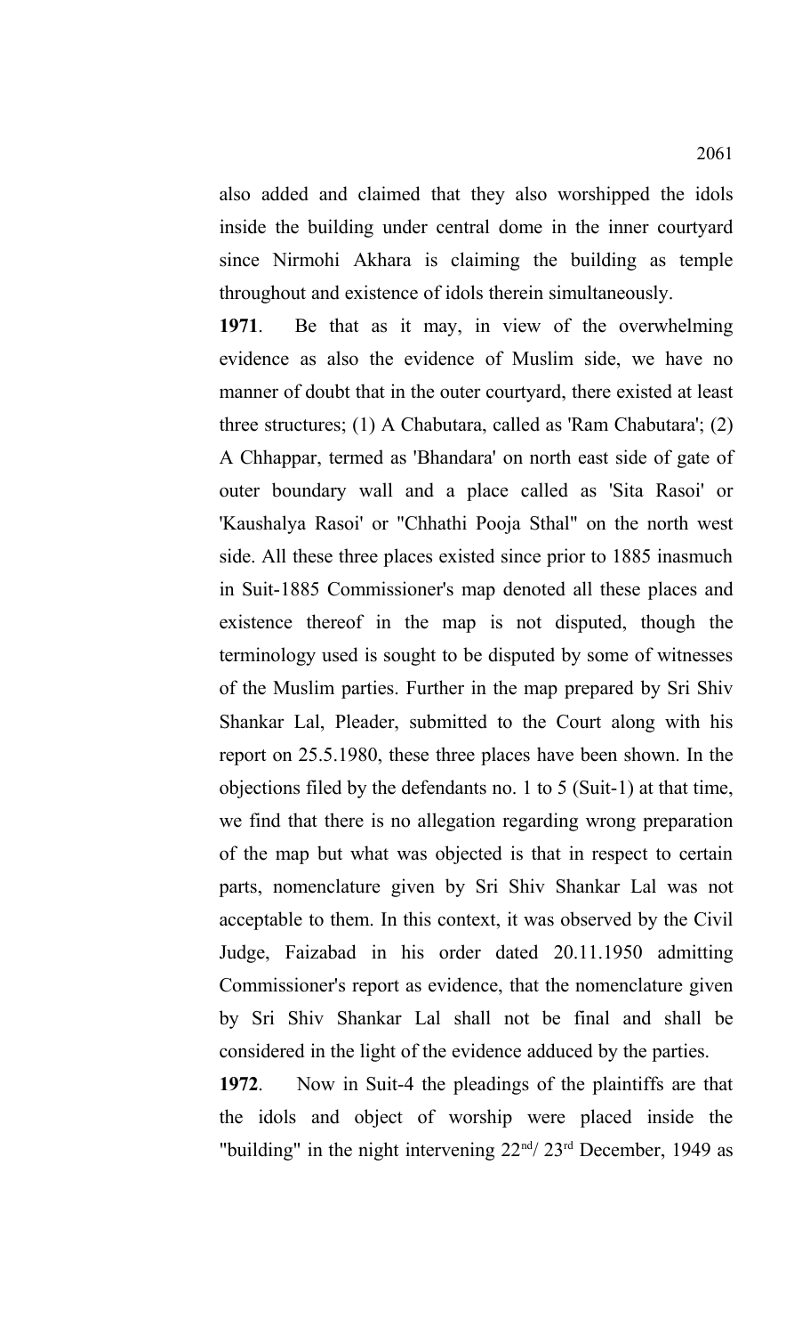also added and claimed that they also worshipped the idols inside the building under central dome in the inner courtyard since Nirmohi Akhara is claiming the building as temple throughout and existence of idols therein simultaneously.

**1971**. Be that as it may, in view of the overwhelming evidence as also the evidence of Muslim side, we have no manner of doubt that in the outer courtyard, there existed at least three structures; (1) A Chabutara, called as 'Ram Chabutara'; (2) A Chhappar, termed as 'Bhandara' on north east side of gate of outer boundary wall and a place called as 'Sita Rasoi' or 'Kaushalya Rasoi' or "Chhathi Pooja Sthal" on the north west side. All these three places existed since prior to 1885 inasmuch in Suit-1885 Commissioner's map denoted all these places and existence thereof in the map is not disputed, though the terminology used is sought to be disputed by some of witnesses of the Muslim parties. Further in the map prepared by Sri Shiv Shankar Lal, Pleader, submitted to the Court along with his report on 25.5.1980, these three places have been shown. In the objections filed by the defendants no. 1 to 5 (Suit-1) at that time, we find that there is no allegation regarding wrong preparation of the map but what was objected is that in respect to certain parts, nomenclature given by Sri Shiv Shankar Lal was not acceptable to them. In this context, it was observed by the Civil Judge, Faizabad in his order dated 20.11.1950 admitting Commissioner's report as evidence, that the nomenclature given by Sri Shiv Shankar Lal shall not be final and shall be considered in the light of the evidence adduced by the parties.

**1972**. Now in Suit-4 the pleadings of the plaintiffs are that the idols and object of worship were placed inside the "building" in the night intervening 22nd/ 23rd December, 1949 as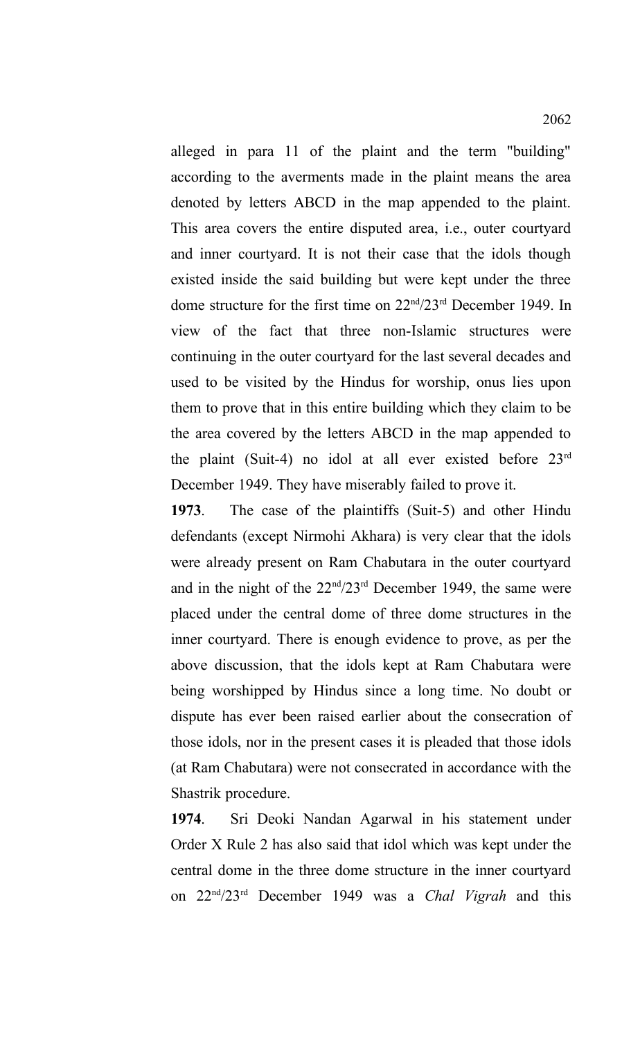alleged in para 11 of the plaint and the term "building" according to the averments made in the plaint means the area denoted by letters ABCD in the map appended to the plaint. This area covers the entire disputed area, i.e., outer courtyard and inner courtyard. It is not their case that the idols though existed inside the said building but were kept under the three dome structure for the first time on 22nd/23rd December 1949. In view of the fact that three non-Islamic structures were continuing in the outer courtyard for the last several decades and used to be visited by the Hindus for worship, onus lies upon them to prove that in this entire building which they claim to be the area covered by the letters ABCD in the map appended to the plaint (Suit-4) no idol at all ever existed before 23rd December 1949. They have miserably failed to prove it.

**1973**. The case of the plaintiffs (Suit-5) and other Hindu defendants (except Nirmohi Akhara) is very clear that the idols were already present on Ram Chabutara in the outer courtyard and in the night of the 22nd/23rd December 1949, the same were placed under the central dome of three dome structures in the inner courtyard. There is enough evidence to prove, as per the above discussion, that the idols kept at Ram Chabutara were being worshipped by Hindus since a long time. No doubt or dispute has ever been raised earlier about the consecration of those idols, nor in the present cases it is pleaded that those idols (at Ram Chabutara) were not consecrated in accordance with the Shastrik procedure.

**1974**. Sri Deoki Nandan Agarwal in his statement under Order X Rule 2 has also said that idol which was kept under the central dome in the three dome structure in the inner courtyard on 22nd/23rd December 1949 was a *Chal Vigrah* and this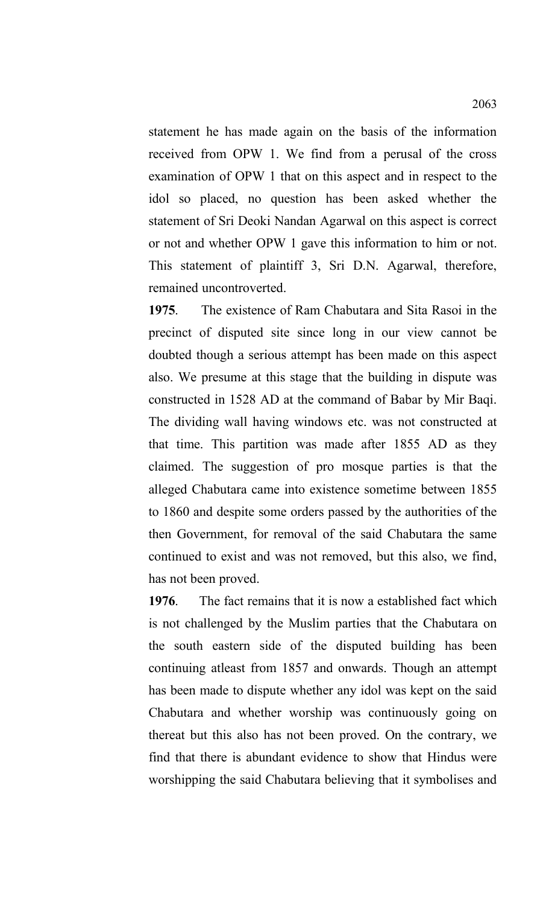statement he has made again on the basis of the information received from OPW 1. We find from a perusal of the cross examination of OPW 1 that on this aspect and in respect to the idol so placed, no question has been asked whether the statement of Sri Deoki Nandan Agarwal on this aspect is correct or not and whether OPW 1 gave this information to him or not. This statement of plaintiff 3, Sri D.N. Agarwal, therefore, remained uncontroverted.

**1975**. The existence of Ram Chabutara and Sita Rasoi in the precinct of disputed site since long in our view cannot be doubted though a serious attempt has been made on this aspect also. We presume at this stage that the building in dispute was constructed in 1528 AD at the command of Babar by Mir Baqi. The dividing wall having windows etc. was not constructed at that time. This partition was made after 1855 AD as they claimed. The suggestion of pro mosque parties is that the alleged Chabutara came into existence sometime between 1855 to 1860 and despite some orders passed by the authorities of the then Government, for removal of the said Chabutara the same continued to exist and was not removed, but this also, we find, has not been proved.

**1976**. The fact remains that it is now a established fact which is not challenged by the Muslim parties that the Chabutara on the south eastern side of the disputed building has been continuing atleast from 1857 and onwards. Though an attempt has been made to dispute whether any idol was kept on the said Chabutara and whether worship was continuously going on thereat but this also has not been proved. On the contrary, we find that there is abundant evidence to show that Hindus were worshipping the said Chabutara believing that it symbolises and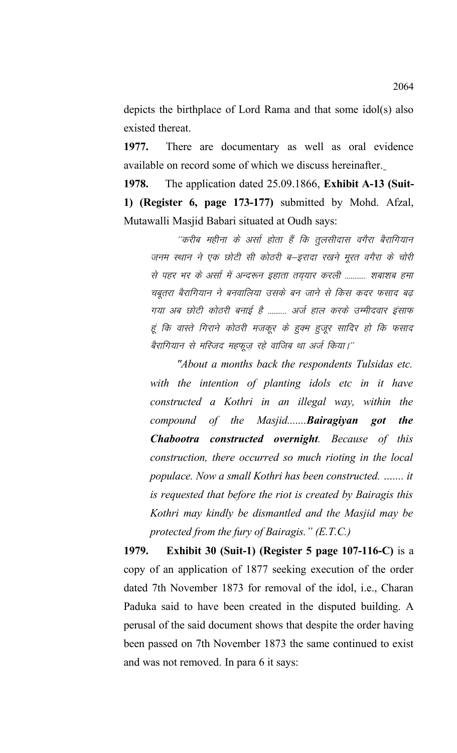depicts the birthplace of Lord Rama and that some idol(s) also existed thereat.

**1977.** There are documentary as well as oral evidence available on record some of which we discuss hereinafter.

**1978.** The application dated 25.09.1866, **Exhibit A-13 (Suit-1) (Register 6, page 173-177)** submitted by Mohd. Afzal, Mutawalli Masjid Babari situated at Oudh says:

> ''करीब महीना के अर्सा होता हैं कि तुलसीदास वगैरा बैरागियान जनम स्थान ने एक छोटी सी कोठरी ब–इरादा रखने मूरत वगैरा के चोरी से पहर भर के अर्सा में अन्दरून इहाता तय्यार करली ........... शबाशब हमा चबूतरा बैरागियान ने बनवालिया उसके बन जाने से किस कदर फसाद बढ़ गया अब छोटी कोठरी बनाई है .......... अर्ज हाल करके उम्मीदवार इंसाफ हूं कि वास्ते गिराने कोठरी मजकूर के हुक्म हुजूर सादिर हो कि फसाद बैरागियान से मस्जिद महफूज़ रहे वाजिब था अर्ज किया।''
>
> *"About a months back the respondents Tulsidas etc. with the intention of planting idols etc in it have constructed a Kothri in an illegal way, within the compound of the Masjid.......**Bairagiyan got the Chabootra constructed overnight**. Because of this construction, there occurred so much rioting in the local populace. Now a small Kothri has been constructed. ....... it is requested that before the riot is created by Bairagis this Kothri may kindly be dismantled and the Masjid may be protected from the fury of Bairagis." (E.T.C.)*

**1979. Exhibit 30 (Suit-1) (Register 5 page 107-116-C)** is a copy of an application of 1877 seeking execution of the order dated 7th November 1873 for removal of the idol, i.e., Charan Paduka said to have been created in the disputed building. A perusal of the said document shows that despite the order having been passed on 7th November 1873 the same continued to exist and was not removed. In para 6 it says: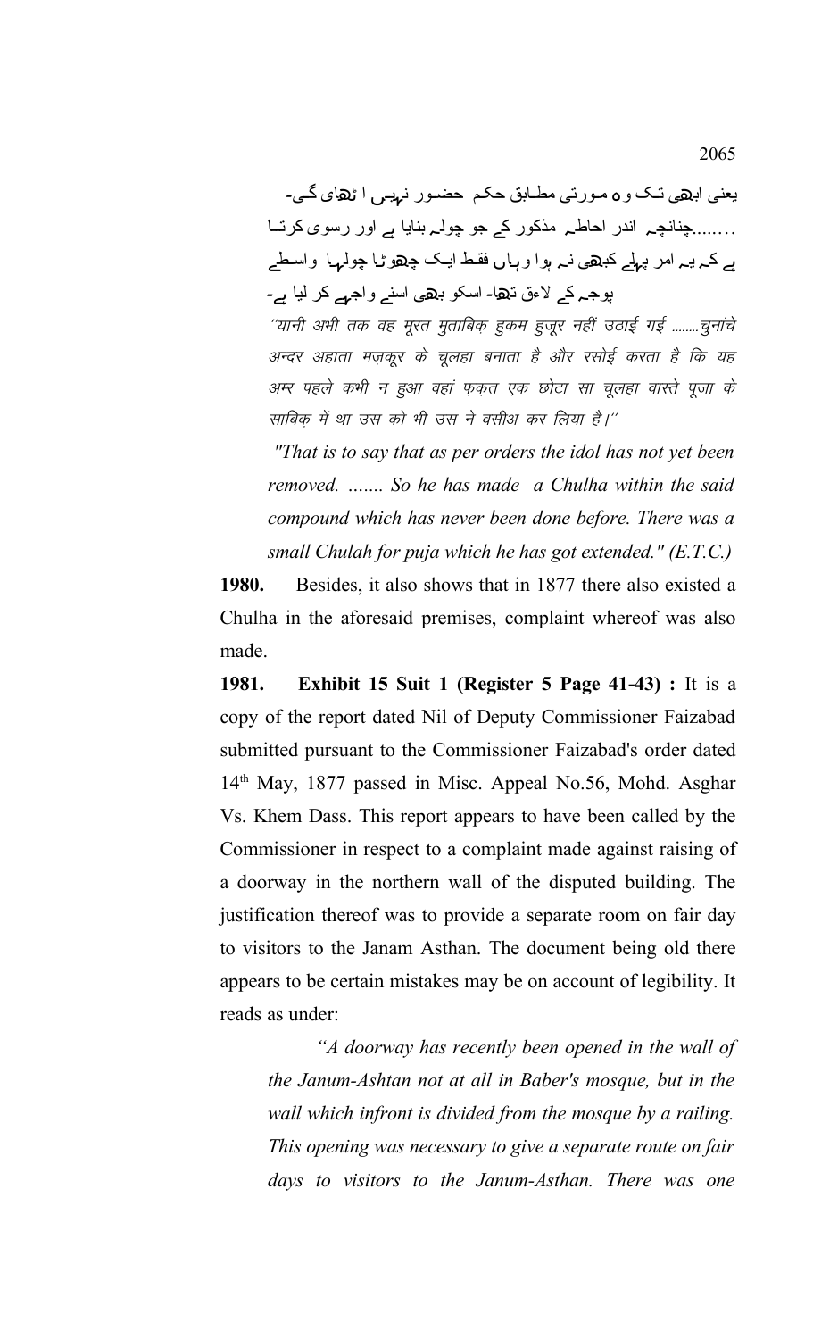یعنی ابھی تک وہ مورتی مطابق حکم حضور نہیں اٹھای گی۔ ........چنانچہ اندر احاطہ مذکور کے جو چولہ بنایا ہے اور رسوی کرتا ہے کہ یہ امر پہلے کبھی نہ ہوا وہاں فقط ایک چھوٹا چولہا واسطے پوجہ کے لاءق تھا۔ اسکو بھی اسنے واجہے کر لیا ہے۔

*''यानी अभी तक वह मूरत मुताबिक़ हुकम हुजूर नहीं उठाई गई ........चुनांचे अन्दर अहाता मज़कूर के चूलहा बनाता है और रसोई करता है कि यह अम्र पहले कभी न हुआ वहां फ़कत एक छोटा सा चूलहा वास्ते पूजा के साबिक़ में था उस को भी उस ने वसीअ कर लिया है।''*

*"That is to say that as per orders the idol has not yet been removed. ....... So he has made a Chulha within the said compound which has never been done before. There was a small Chulah for puja which he has got extended." (E.T.C.)*

**1980.** Besides, it also shows that in 1877 there also existed a Chulha in the aforesaid premises, complaint whereof was also made.

**1981. Exhibit 15 Suit 1 (Register 5 Page 41-43) :** It is a copy of the report dated Nil of Deputy Commissioner Faizabad submitted pursuant to the Commissioner Faizabad's order dated 14th May, 1877 passed in Misc. Appeal No.56, Mohd. Asghar Vs. Khem Dass. This report appears to have been called by the Commissioner in respect to a complaint made against raising of a doorway in the northern wall of the disputed building. The justification thereof was to provide a separate room on fair day to visitors to the Janam Asthan. The document being old there appears to be certain mistakes may be on account of legibility. It reads as under:

*"A doorway has recently been opened in the wall of the Janum-Ashtan not at all in Baber's mosque, but in the wall which infront is divided from the mosque by a railing. This opening was necessary to give a separate route on fair days to visitors to the Janum-Asthan. There was one*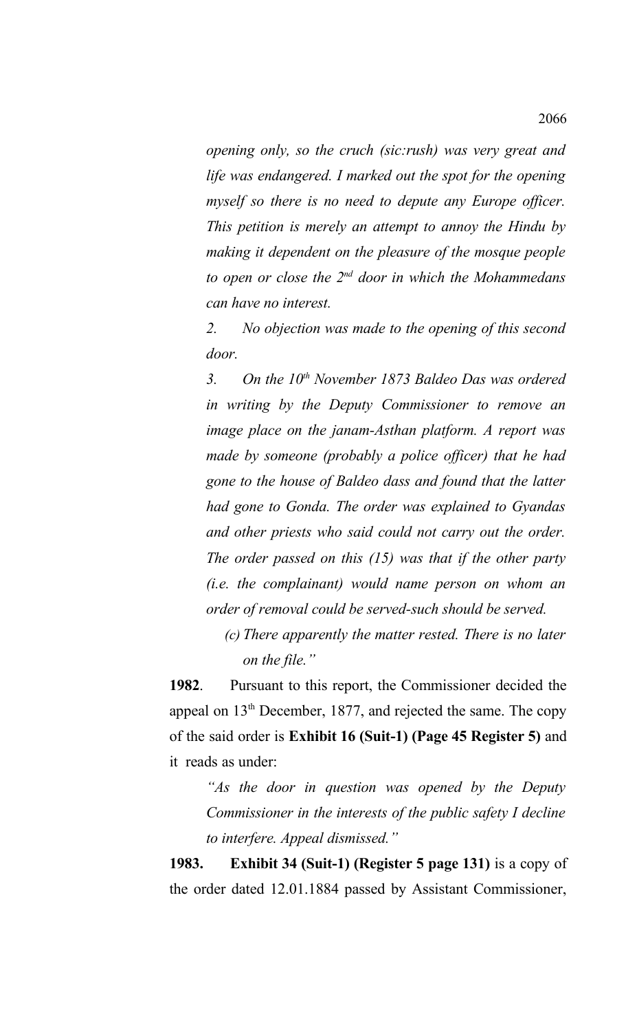*opening only, so the cruch (sic:rush) was very great and life was endangered. I marked out the spot for the opening myself so there is no need to depute any Europe officer. This petition is merely an attempt to annoy the Hindu by making it dependent on the pleasure of the mosque people to open or close the 2nd door in which the Mohammedans can have no interest.*

*2. No objection was made to the opening of this second door.*

*3. On the 10th November 1873 Baldeo Das was ordered in writing by the Deputy Commissioner to remove an image place on the janam-Asthan platform. A report was made by someone (probably a police officer) that he had gone to the house of Baldeo dass and found that the latter had gone to Gonda. The order was explained to Gyandas and other priests who said could not carry out the order. The order passed on this (15) was that if the other party (i.e. the complainant) would name person on whom an order of removal could be served-such should be served.*

*(c) There apparently the matter rested. There is no later on the file."*

**1982**. Pursuant to this report, the Commissioner decided the appeal on 13th December, 1877, and rejected the same. The copy of the said order is **Exhibit 16 (Suit-1) (Page 45 Register 5)** and it reads as under:

*"As the door in question was opened by the Deputy Commissioner in the interests of the public safety I decline to interfere. Appeal dismissed."*

**1983. Exhibit 34 (Suit-1) (Register 5 page 131)** is a copy of the order dated 12.01.1884 passed by Assistant Commissioner,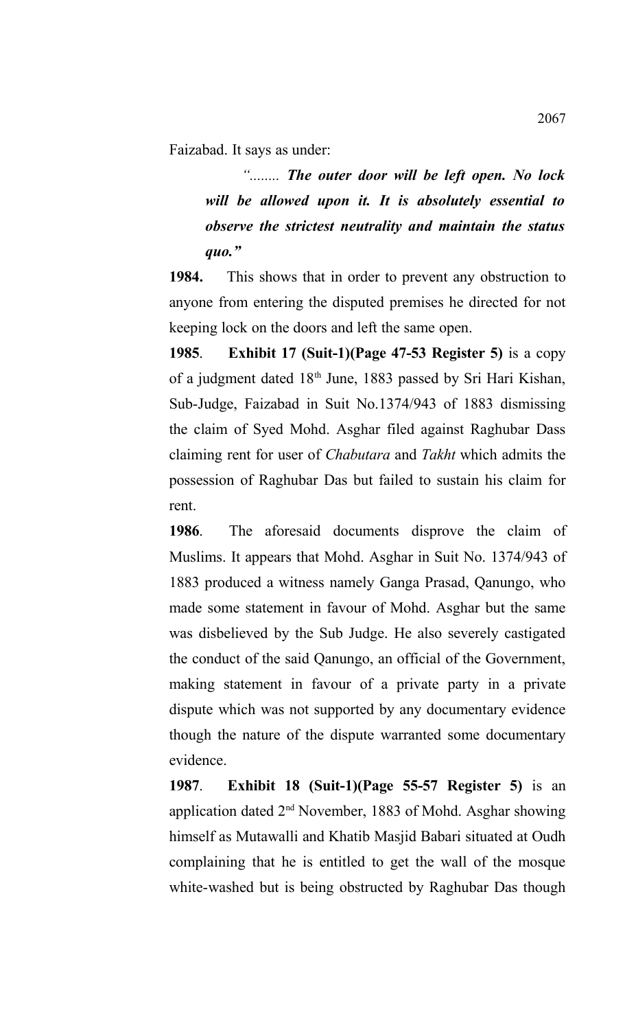Faizabad. It says as under:

> *“........ **The outer door will be left open. No lock will be allowed upon it. It is absolutely essential to observe the strictest neutrality and maintain the status quo.”***

**1984.** This shows that in order to prevent any obstruction to anyone from entering the disputed premises he directed for not keeping lock on the doors and left the same open.

**1985**. **Exhibit 17 (Suit-1)(Page 47-53 Register 5)** is a copy of a judgment dated 18th June, 1883 passed by Sri Hari Kishan, Sub-Judge, Faizabad in Suit No.1374/943 of 1883 dismissing the claim of Syed Mohd. Asghar filed against Raghubar Dass claiming rent for user of *Chabutara* and *Takht* which admits the possession of Raghubar Das but failed to sustain his claim for rent.

**1986**. The aforesaid documents disprove the claim of Muslims. It appears that Mohd. Asghar in Suit No. 1374/943 of 1883 produced a witness namely Ganga Prasad, Qanungo, who made some statement in favour of Mohd. Asghar but the same was disbelieved by the Sub Judge. He also severely castigated the conduct of the said Qanungo, an official of the Government, making statement in favour of a private party in a private dispute which was not supported by any documentary evidence though the nature of the dispute warranted some documentary evidence.

**1987**. **Exhibit 18 (Suit-1)(Page 55-57 Register 5)** is an application dated 2nd November, 1883 of Mohd. Asghar showing himself as Mutawalli and Khatib Masjid Babari situated at Oudh complaining that he is entitled to get the wall of the mosque white-washed but is being obstructed by Raghubar Das though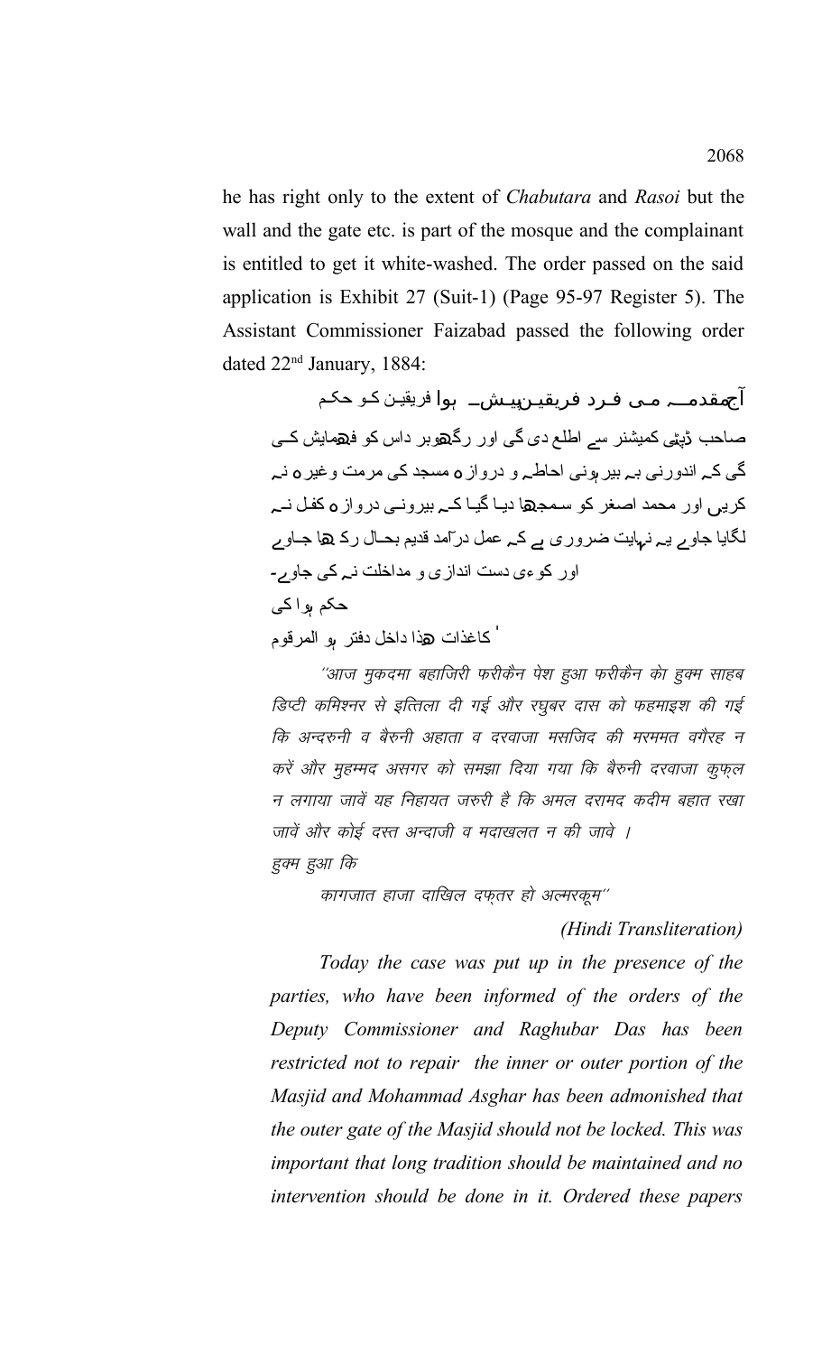he has right only to the extent of *Chabutara* and *Rasoi* but the wall and the gate etc. is part of the mosque and the complainant is entitled to get it white-washed. The order passed on the said application is Exhibit 27 (Suit-1) (Page 95-97 Register 5). The Assistant Commissioner Faizabad passed the following order dated 22nd January, 1884:

آجمقدمہ مہی فرد فریقین پیش ہوا فریقین کو حکم صاحب ڈپٹی کمیشنر سے اطلع دی گی اور رگھوبر داس کو فھمایش کی گی کہ اندورنی بہ بیرونی احاطہ و دروازہ مسجد کی مرمت وغیرہ نہ کریں اور محمد اصغر کو سمجھا دیا گیا کہ بیرونی دروازہ کفل نہ لگایا جاوے یہ نہایت ضروری ہے کہ عمل درآمد قدیم بحال رکھا جاوے اور کوءی دست اندازی و مداخلت نہ کی جاوے-

حکم ہوا کی

' کاغذات ھذا داخل دفتر ہو المرقوم

*''आज मुकदमा बहाजिरी फरीकैन पेश हुआ फरीकैन को हुक्म साहब डिप्टी कमिश्नर से इत्तिला दी गई और रघुबर दास को फहमाइश की गई कि अन्दरुनी व बैरुनी अहाता व दरवाजा मसजिद की मरम्मत वगैरह न करें और मुहम्मद असगर को समझा दिया गया कि बैरुनी दरवाजा कुफ्ल न लगाया जावें यह निहायत जरुरी है कि अमल दरामद कदीम बहात रखा जावें और कोई दस्त अन्दाजी व मदाखलत न की जावे ।*

*हुक्म हुआ कि*

*कागजात हाजा दाखिल दफ्तर हो अल्मरकूम''*

*(Hindi Transliteration)*

*Today the case was put up in the presence of the parties, who have been informed of the orders of the Deputy Commissioner and Raghubar Das has been restricted not to repair the inner or outer portion of the Masjid and Mohammad Asghar has been admonished that the outer gate of the Masjid should not be locked. This was important that long tradition should be maintained and no intervention should be done in it. Ordered these papers*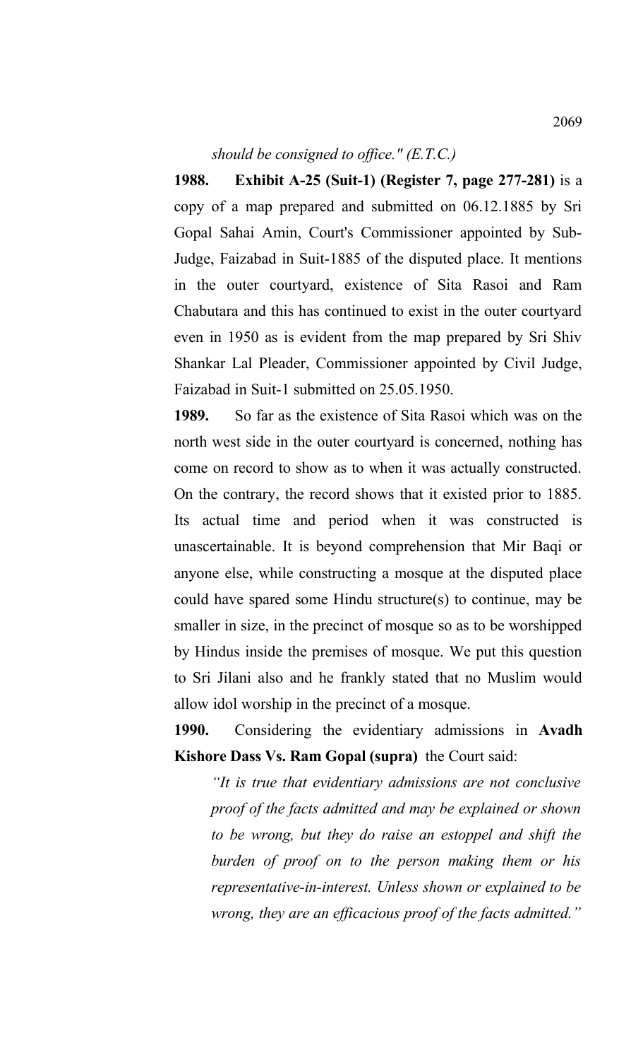*should be consigned to office." (E.T.C.)*

**1988. Exhibit A-25 (Suit-1) (Register 7, page 277-281)** is a copy of a map prepared and submitted on 06.12.1885 by Sri Gopal Sahai Amin, Court's Commissioner appointed by Sub-Judge, Faizabad in Suit-1885 of the disputed place. It mentions in the outer courtyard, existence of Sita Rasoi and Ram Chabutara and this has continued to exist in the outer courtyard even in 1950 as is evident from the map prepared by Sri Shiv Shankar Lal Pleader, Commissioner appointed by Civil Judge, Faizabad in Suit-1 submitted on 25.05.1950.

**1989.** So far as the existence of Sita Rasoi which was on the north west side in the outer courtyard is concerned, nothing has come on record to show as to when it was actually constructed. On the contrary, the record shows that it existed prior to 1885. Its actual time and period when it was constructed is unascertainable. It is beyond comprehension that Mir Baqi or anyone else, while constructing a mosque at the disputed place could have spared some Hindu structure(s) to continue, may be smaller in size, in the precinct of mosque so as to be worshipped by Hindus inside the premises of mosque. We put this question to Sri Jilani also and he frankly stated that no Muslim would allow idol worship in the precinct of a mosque.

**1990.** Considering the evidentiary admissions in **Avadh Kishore Dass Vs. Ram Gopal (supra)** the Court said:

*"It is true that evidentiary admissions are not conclusive proof of the facts admitted and may be explained or shown to be wrong, but they do raise an estoppel and shift the burden of proof on to the person making them or his representative-in-interest. Unless shown or explained to be wrong, they are an efficacious proof of the facts admitted."*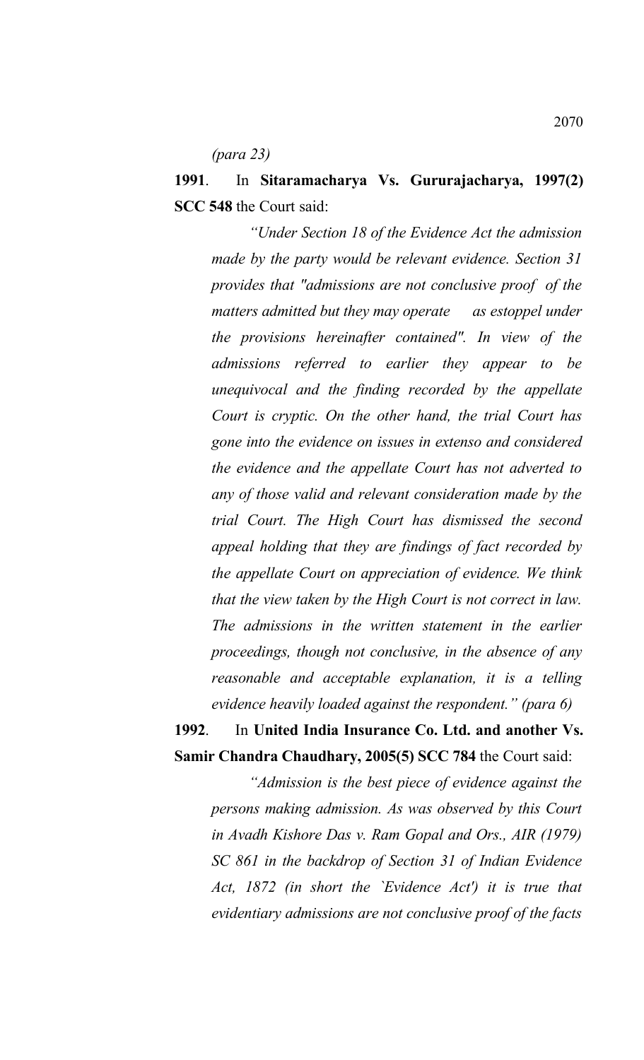*(para 23)*

**1991**. In **Sitaramacharya Vs. Gururajacharya, 1997(2) SCC 548** the Court said:

*"Under Section 18 of the Evidence Act the admission made by the party would be relevant evidence. Section 31 provides that "admissions are not conclusive proof of the matters admitted but they may operate as estoppel under the provisions hereinafter contained". In view of the admissions referred to earlier they appear to be unequivocal and the finding recorded by the appellate Court is cryptic. On the other hand, the trial Court has gone into the evidence on issues in extenso and considered the evidence and the appellate Court has not adverted to any of those valid and relevant consideration made by the trial Court. The High Court has dismissed the second appeal holding that they are findings of fact recorded by the appellate Court on appreciation of evidence. We think that the view taken by the High Court is not correct in law. The admissions in the written statement in the earlier proceedings, though not conclusive, in the absence of any reasonable and acceptable explanation, it is a telling evidence heavily loaded against the respondent." (para 6)*

**1992**. In **United India Insurance Co. Ltd. and another Vs. Samir Chandra Chaudhary, 2005(5) SCC 784** the Court said:

*"Admission is the best piece of evidence against the persons making admission. As was observed by this Court in Avadh Kishore Das v. Ram Gopal and Ors., AIR (1979) SC 861 in the backdrop of Section 31 of Indian Evidence Act, 1872 (in short the `Evidence Act') it is true that evidentiary admissions are not conclusive proof of the facts*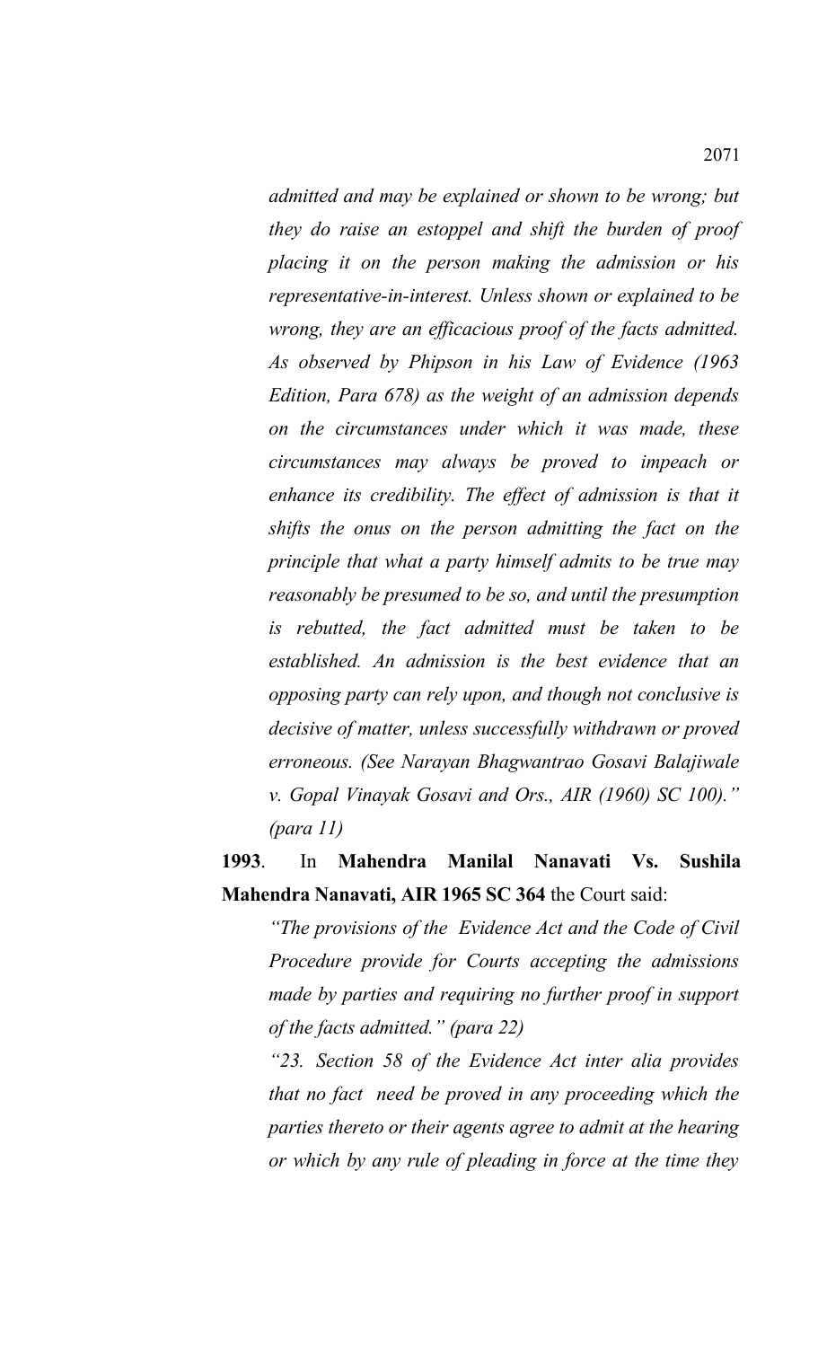*admitted and may be explained or shown to be wrong; but they do raise an estoppel and shift the burden of proof placing it on the person making the admission or his representative-in-interest. Unless shown or explained to be wrong, they are an efficacious proof of the facts admitted. As observed by Phipson in his Law of Evidence (1963 Edition, Para 678) as the weight of an admission depends on the circumstances under which it was made, these circumstances may always be proved to impeach or enhance its credibility. The effect of admission is that it shifts the onus on the person admitting the fact on the principle that what a party himself admits to be true may reasonably be presumed to be so, and until the presumption is rebutted, the fact admitted must be taken to be established. An admission is the best evidence that an opposing party can rely upon, and though not conclusive is decisive of matter, unless successfully withdrawn or proved erroneous. (See Narayan Bhagwantrao Gosavi Balajiwale v. Gopal Vinayak Gosavi and Ors., AIR (1960) SC 100)." (para 11)*

**1993**. In **Mahendra Manilal Nanavati Vs. Sushila Mahendra Nanavati, AIR 1965 SC 364** the Court said:

*"The provisions of the Evidence Act and the Code of Civil Procedure provide for Courts accepting the admissions made by parties and requiring no further proof in support of the facts admitted." (para 22)*

*"23. Section 58 of the Evidence Act inter alia provides that no fact need be proved in any proceeding which the parties thereto or their agents agree to admit at the hearing or which by any rule of pleading in force at the time they*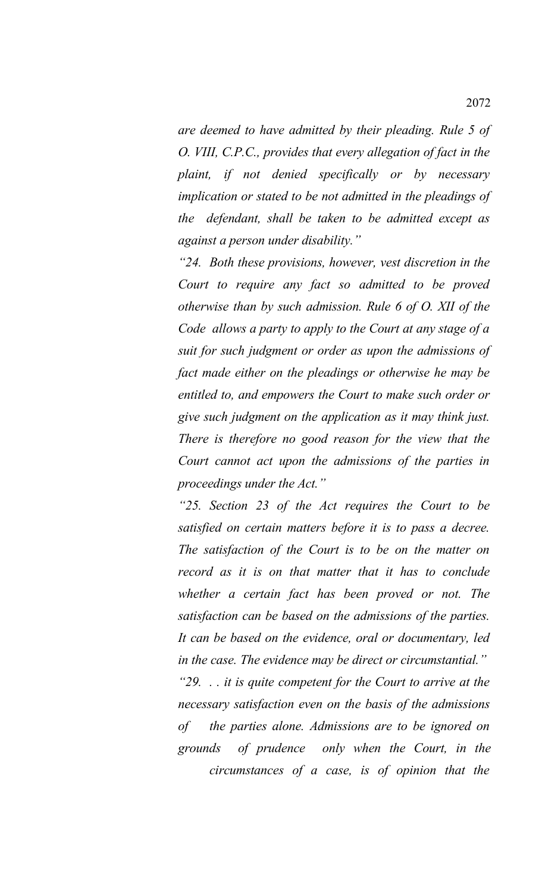*are deemed to have admitted by their pleading. Rule 5 of O. VIII, C.P.C., provides that every allegation of fact in the plaint, if not denied specifically or by necessary implication or stated to be not admitted in the pleadings of the defendant, shall be taken to be admitted except as against a person under disability."*

*"24. Both these provisions, however, vest discretion in the Court to require any fact so admitted to be proved otherwise than by such admission. Rule 6 of O. XII of the Code allows a party to apply to the Court at any stage of a suit for such judgment or order as upon the admissions of fact made either on the pleadings or otherwise he may be entitled to, and empowers the Court to make such order or give such judgment on the application as it may think just. There is therefore no good reason for the view that the Court cannot act upon the admissions of the parties in proceedings under the Act."*

*"25. Section 23 of the Act requires the Court to be satisfied on certain matters before it is to pass a decree. The satisfaction of the Court is to be on the matter on record as it is on that matter that it has to conclude whether a certain fact has been proved or not. The satisfaction can be based on the admissions of the parties. It can be based on the evidence, oral or documentary, led in the case. The evidence may be direct or circumstantial."*

*"29. . . it is quite competent for the Court to arrive at the necessary satisfaction even on the basis of the admissions of the parties alone. Admissions are to be ignored on grounds of prudence only when the Court, in the circumstances of a case, is of opinion that the*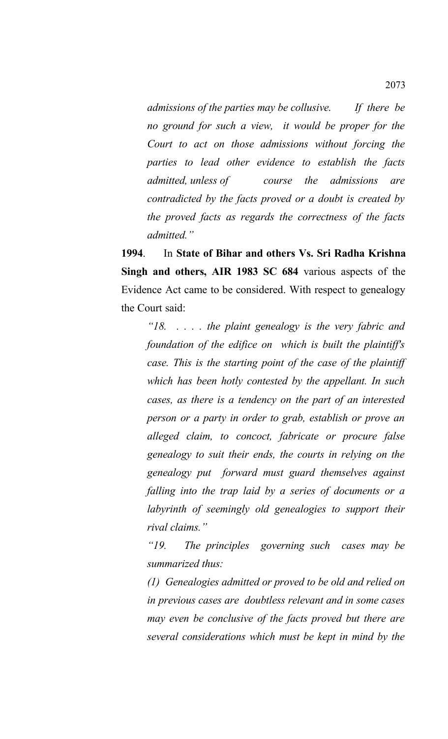*admissions of the parties may be collusive. If there be no ground for such a view, it would be proper for the Court to act on those admissions without forcing the parties to lead other evidence to establish the facts admitted, unless of course the admissions are contradicted by the facts proved or a doubt is created by the proved facts as regards the correctness of the facts admitted."*

**1994**. In **State of Bihar and others Vs. Sri Radha Krishna Singh and others, AIR 1983 SC 684** various aspects of the Evidence Act came to be considered. With respect to genealogy the Court said:

*"18. . . . . the plaint genealogy is the very fabric and foundation of the edifice on which is built the plaintiff's case. This is the starting point of the case of the plaintiff which has been hotly contested by the appellant. In such cases, as there is a tendency on the part of an interested person or a party in order to grab, establish or prove an alleged claim, to concoct, fabricate or procure false genealogy to suit their ends, the courts in relying on the genealogy put forward must guard themselves against falling into the trap laid by a series of documents or a labyrinth of seemingly old genealogies to support their rival claims."*

*"19. The principles governing such cases may be summarized thus:*

*(1) Genealogies admitted or proved to be old and relied on in previous cases are doubtless relevant and in some cases may even be conclusive of the facts proved but there are several considerations which must be kept in mind by the*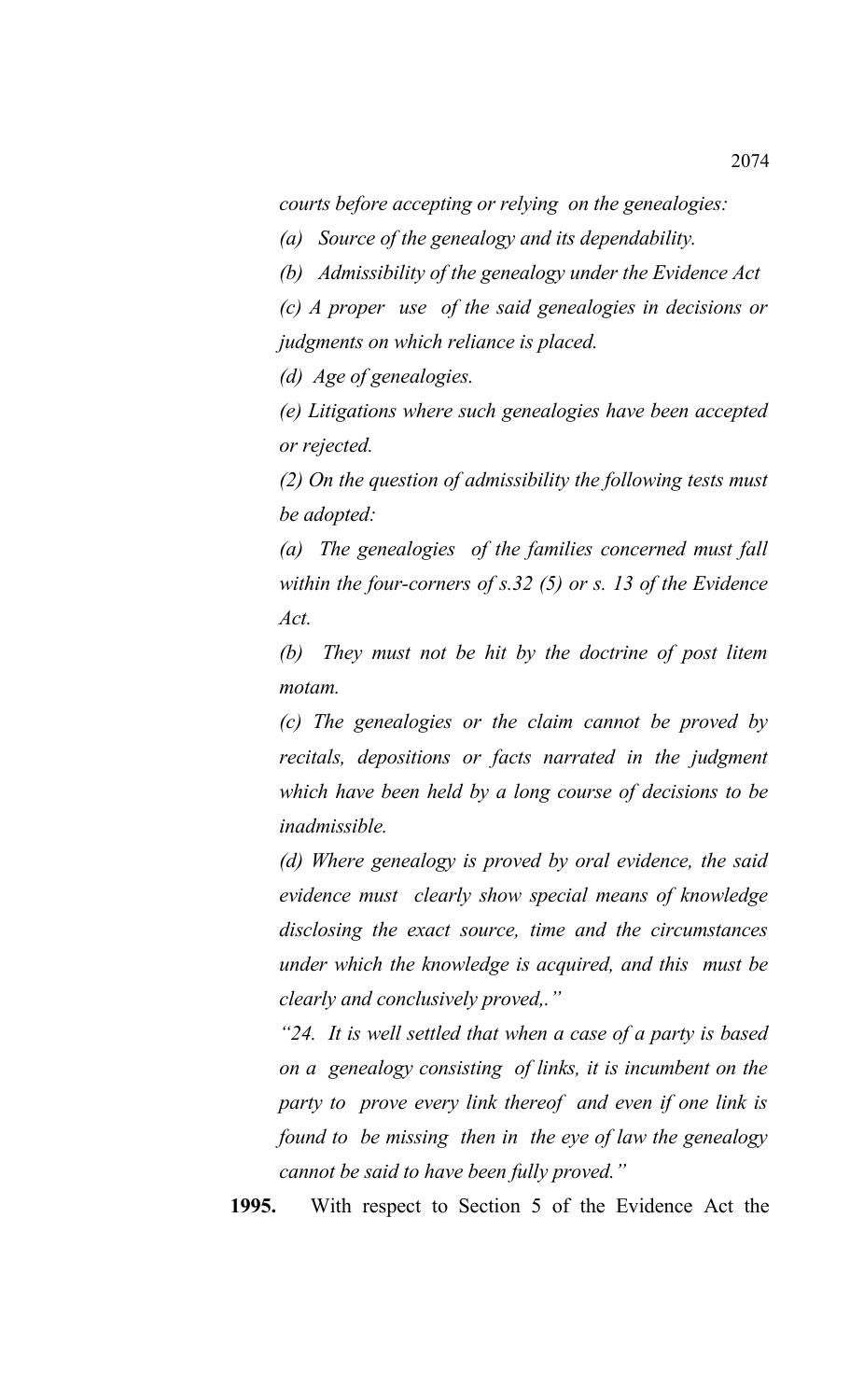*courts before accepting or relying on the genealogies:*

*(a) Source of the genealogy and its dependability.*

*(b) Admissibility of the genealogy under the Evidence Act*

*(c) A proper use of the said genealogies in decisions or judgments on which reliance is placed.*

*(d) Age of genealogies.*

*(e) Litigations where such genealogies have been accepted or rejected.*

*(2) On the question of admissibility the following tests must be adopted:*

*(a) The genealogies of the families concerned must fall within the four-corners of s.32 (5) or s. 13 of the Evidence Act.*

*(b) They must not be hit by the doctrine of post litem motam.*

*(c) The genealogies or the claim cannot be proved by recitals, depositions or facts narrated in the judgment which have been held by a long course of decisions to be inadmissible.*

*(d) Where genealogy is proved by oral evidence, the said evidence must clearly show special means of knowledge disclosing the exact source, time and the circumstances under which the knowledge is acquired, and this must be clearly and conclusively proved,."*

*"24. It is well settled that when a case of a party is based on a genealogy consisting of links, it is incumbent on the party to prove every link thereof and even if one link is found to be missing then in the eye of law the genealogy cannot be said to have been fully proved."*

**1995.** With respect to Section 5 of the Evidence Act the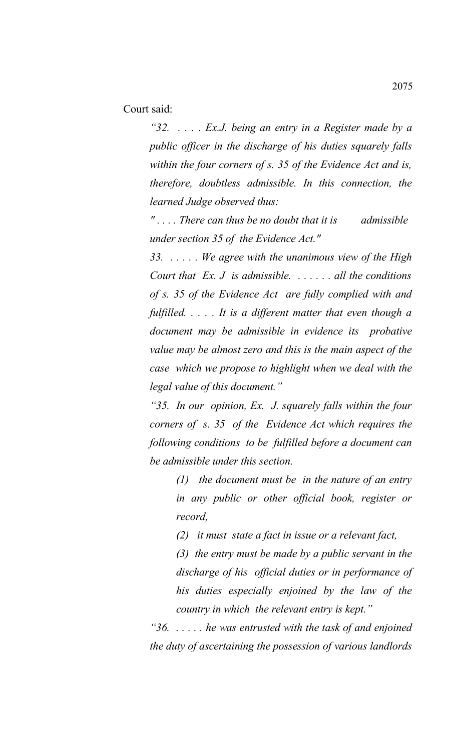Court said:

> *"32. . . . . Ex.J. being an entry in a Register made by a public officer in the discharge of his duties squarely falls within the four corners of s. 35 of the Evidence Act and is, therefore, doubtless admissible. In this connection, the learned Judge observed thus:*
>
> *" . . . . There can thus be no doubt that it is admissible under section 35 of the Evidence Act."*
>
> *33. . . . . . We agree with the unanimous view of the High Court that Ex. J is admissible. . . . . . . all the conditions of s. 35 of the Evidence Act are fully complied with and fulfilled. . . . . It is a different matter that even though a document may be admissible in evidence its probative value may be almost zero and this is the main aspect of the case which we propose to highlight when we deal with the legal value of this document."*
>
> *"35. In our opinion, Ex. J. squarely falls within the four corners of s. 35 of the Evidence Act which requires the following conditions to be fulfilled before a document can be admissible under this section.*
>
> > *(1) the document must be in the nature of an entry in any public or other official book, register or record,*
> >
> > *(2) it must state a fact in issue or a relevant fact,*
> >
> > *(3) the entry must be made by a public servant in the discharge of his official duties or in performance of his duties especially enjoined by the law of the country in which the relevant entry is kept."*
>
> *"36. . . . . . he was entrusted with the task of and enjoined the duty of ascertaining the possession of various landlords*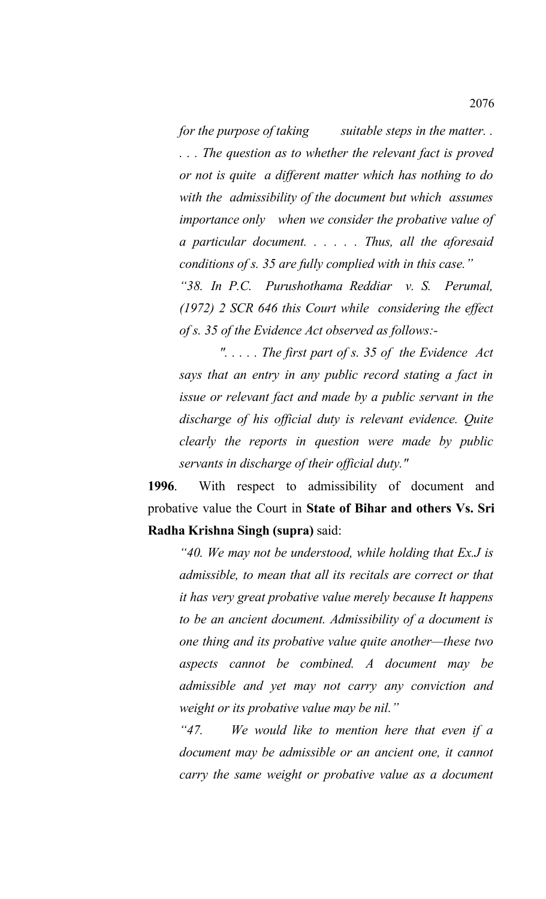*for the purpose of taking suitable steps in the matter. . . . . The question as to whether the relevant fact is proved or not is quite a different matter which has nothing to do with the admissibility of the document but which assumes importance only when we consider the probative value of a particular document. . . . . . Thus, all the aforesaid conditions of s. 35 are fully complied with in this case."*

*"38. In P.C. Purushothama Reddiar v. S. Perumal, (1972) 2 SCR 646 this Court while considering the effect of s. 35 of the Evidence Act observed as follows:-*

*". . . . . The first part of s. 35 of the Evidence Act says that an entry in any public record stating a fact in issue or relevant fact and made by a public servant in the discharge of his official duty is relevant evidence. Quite clearly the reports in question were made by public servants in discharge of their official duty."*

**1996**. With respect to admissibility of document and probative value the Court in **State of Bihar and others Vs. Sri Radha Krishna Singh (supra)** said:

*"40. We may not be understood, while holding that Ex.J is admissible, to mean that all its recitals are correct or that it has very great probative value merely because It happens to be an ancient document. Admissibility of a document is one thing and its probative value quite another—these two aspects cannot be combined. A document may be admissible and yet may not carry any conviction and weight or its probative value may be nil."*

*"47. We would like to mention here that even if a document may be admissible or an ancient one, it cannot carry the same weight or probative value as a document*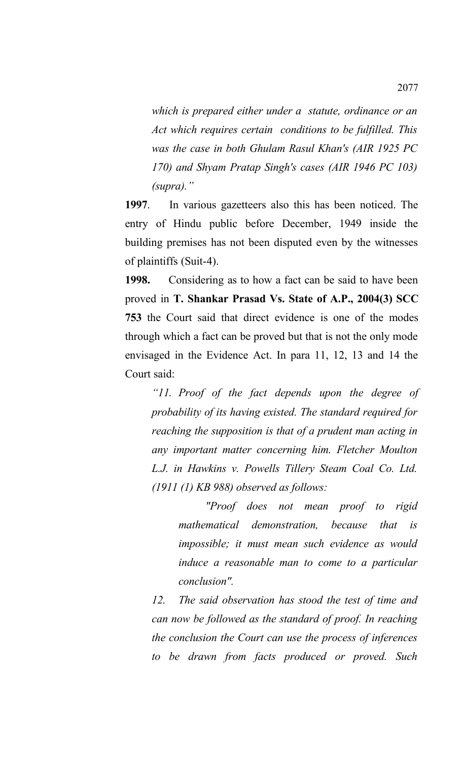*which is prepared either under a statute, ordinance or an Act which requires certain conditions to be fulfilled. This was the case in both Ghulam Rasul Khan's (AIR 1925 PC 170) and Shyam Pratap Singh's cases (AIR 1946 PC 103) (supra)."*

**1997**. In various gazetteers also this has been noticed. The entry of Hindu public before December, 1949 inside the building premises has not been disputed even by the witnesses of plaintiffs (Suit-4).

**1998.** Considering as to how a fact can be said to have been proved in **T. Shankar Prasad Vs. State of A.P., 2004(3) SCC 753** the Court said that direct evidence is one of the modes through which a fact can be proved but that is not the only mode envisaged in the Evidence Act. In para 11, 12, 13 and 14 the Court said:

> *"11. Proof of the fact depends upon the degree of probability of its having existed. The standard required for reaching the supposition is that of a prudent man acting in any important matter concerning him. Fletcher Moulton L.J. in Hawkins v. Powells Tillery Steam Coal Co. Ltd. (1911 (1) KB 988) observed as follows:*
>
> > *"Proof does not mean proof to rigid mathematical demonstration, because that is impossible; it must mean such evidence as would induce a reasonable man to come to a particular conclusion".*
>
> *12. The said observation has stood the test of time and can now be followed as the standard of proof. In reaching the conclusion the Court can use the process of inferences to be drawn from facts produced or proved. Such*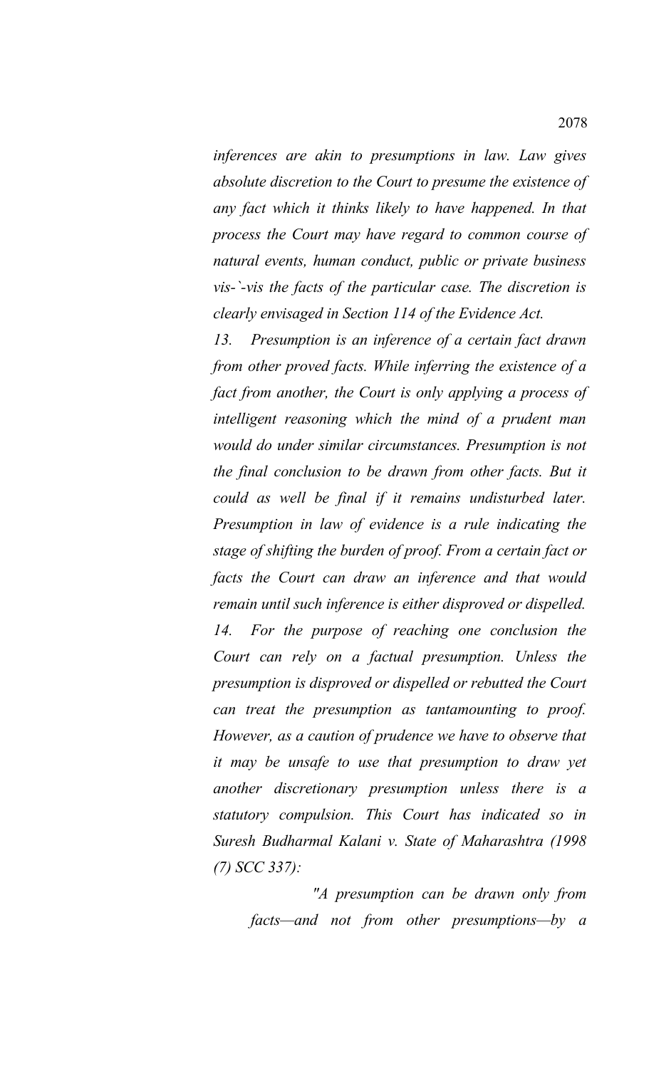*inferences are akin to presumptions in law. Law gives absolute discretion to the Court to presume the existence of any fact which it thinks likely to have happened. In that process the Court may have regard to common course of natural events, human conduct, public or private business vis-`-vis the facts of the particular case. The discretion is clearly envisaged in Section 114 of the Evidence Act.*

*13. Presumption is an inference of a certain fact drawn from other proved facts. While inferring the existence of a fact from another, the Court is only applying a process of intelligent reasoning which the mind of a prudent man would do under similar circumstances. Presumption is not the final conclusion to be drawn from other facts. But it could as well be final if it remains undisturbed later. Presumption in law of evidence is a rule indicating the stage of shifting the burden of proof. From a certain fact or facts the Court can draw an inference and that would remain until such inference is either disproved or dispelled.*

*14. For the purpose of reaching one conclusion the Court can rely on a factual presumption. Unless the presumption is disproved or dispelled or rebutted the Court can treat the presumption as tantamounting to proof. However, as a caution of prudence we have to observe that it may be unsafe to use that presumption to draw yet another discretionary presumption unless there is a statutory compulsion. This Court has indicated so in Suresh Budharmal Kalani v. State of Maharashtra (1998 (7) SCC 337):*

> *"A presumption can be drawn only from facts—and not from other presumptions—by a*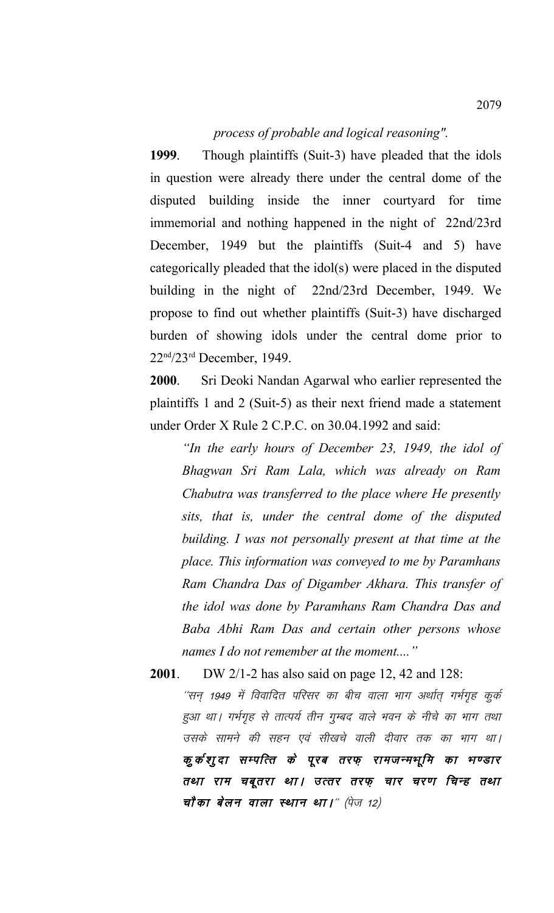*process of probable and logical reasoning".*

**1999**. Though plaintiffs (Suit-3) have pleaded that the idols in question were already there under the central dome of the disputed building inside the inner courtyard for time immemorial and nothing happened in the night of 22nd/23rd December, 1949 but the plaintiffs (Suit-4 and 5) have categorically pleaded that the idol(s) were placed in the disputed building in the night of 22nd/23rd December, 1949. We propose to find out whether plaintiffs (Suit-3) have discharged burden of showing idols under the central dome prior to 22nd/23rd December, 1949.

**2000**. Sri Deoki Nandan Agarwal who earlier represented the plaintiffs 1 and 2 (Suit-5) as their next friend made a statement under Order X Rule 2 C.P.C. on 30.04.1992 and said:

> *"In the early hours of December 23, 1949, the idol of Bhagwan Sri Ram Lala, which was already on Ram Chabutra was transferred to the place where He presently sits, that is, under the central dome of the disputed building. I was not personally present at that time at the place. This information was conveyed to me by Paramhans Ram Chandra Das of Digamber Akhara. This transfer of the idol was done by Paramhans Ram Chandra Das and Baba Abhi Ram Das and certain other persons whose names I do not remember at the moment...."*

**2001**. DW 2/1-2 has also said on page 12, 42 and 128:

> *''सन् 1949 में विवादित परिसर का बीच वाला भाग अर्थात् गर्भगृह कुर्क हुआ था। गर्भगृह से तात्पर्य तीन गुम्बद वाले भवन के नीचे का भाग तथा उसके सामने की सहन एवं सीखचे वाली दीवार तक का भाग था।* ***कुर्कशुदा सम्पत्ति के पूरब तरफ़ रामजन्मभूमि का भण्डार तथा राम चबूतरा था। उत्तर तरफ़ चार चरण चिन्ह तथा चौका बेलन वाला स्थान था।*** *" (पेज 12)*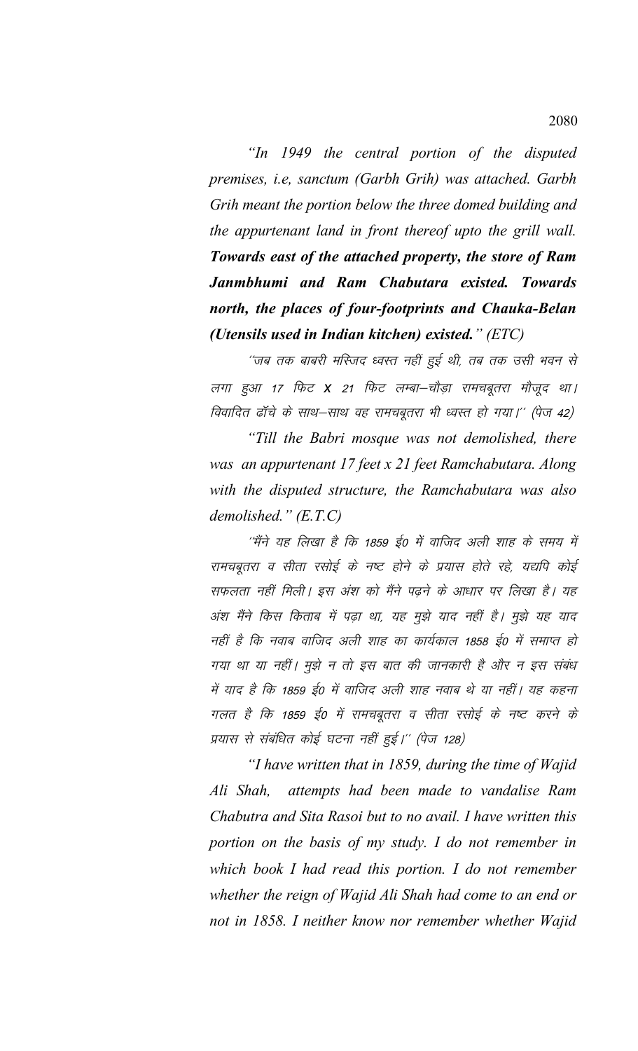*"In 1949 the central portion of the disputed premises, i.e, sanctum (Garbh Grih) was attached. Garbh Grih meant the portion below the three domed building and the appurtenant land in front thereof upto the grill wall.* ***Towards east of the attached property, the store of Ram Janmbhumi and Ram Chabutara existed. Towards north, the places of four-footprints and Chauka-Belan (Utensils used in Indian kitchen) existed."*** *(ETC)*

*"जब तक बाबरी मस्जिद ध्वस्त नहीं हुई थी, तब तक उसी भवन से लगा हुआ 17 फिट X 21 फिट लम्बा–चौड़ा रामचबूतरा मौजूद था। विवादित ढॉचे के साथ–साथ वह रामचबूतरा भी ध्वस्त हो गया।" (पेज 42)*

*"Till the Babri mosque was not demolished, there was an appurtenant 17 feet x 21 feet Ramchabutara. Along with the disputed structure, the Ramchabutara was also demolished." (E.T.C)*

*"मैंने यह लिखा है कि 1859 ई0 में वाजिद अली शाह के समय में रामचबूतरा व सीता रसोई के नष्ट होने के प्रयास होते रहे, यद्यपि कोई सफलता नहीं मिली। इस अंश को मैंने पढ़ने के आधार पर लिखा है। यह अंश मैंने किस किताब में पढ़ा था, यह मुझे याद नहीं है। मुझे यह याद नहीं है कि नवाब वाजिद अली शाह का कार्यकाल 1858 ई0 में समाप्त हो गया था या नहीं। मुझे न तो इस बात की जानकारी है और न इस संबंध में याद है कि 1859 ई0 में वाजिद अली शाह नवाब थे या नहीं। यह कहना गलत है कि 1859 ई0 में रामचबूतरा व सीता रसोई के नष्ट करने के प्रयास से संबंधित कोई घटना नहीं हुई।" (पेज 128)*

*"I have written that in 1859, during the time of Wajid Ali Shah, attempts had been made to vandalise Ram Chabutra and Sita Rasoi but to no avail. I have written this portion on the basis of my study. I do not remember in which book I had read this portion. I do not remember whether the reign of Wajid Ali Shah had come to an end or not in 1858. I neither know nor remember whether Wajid*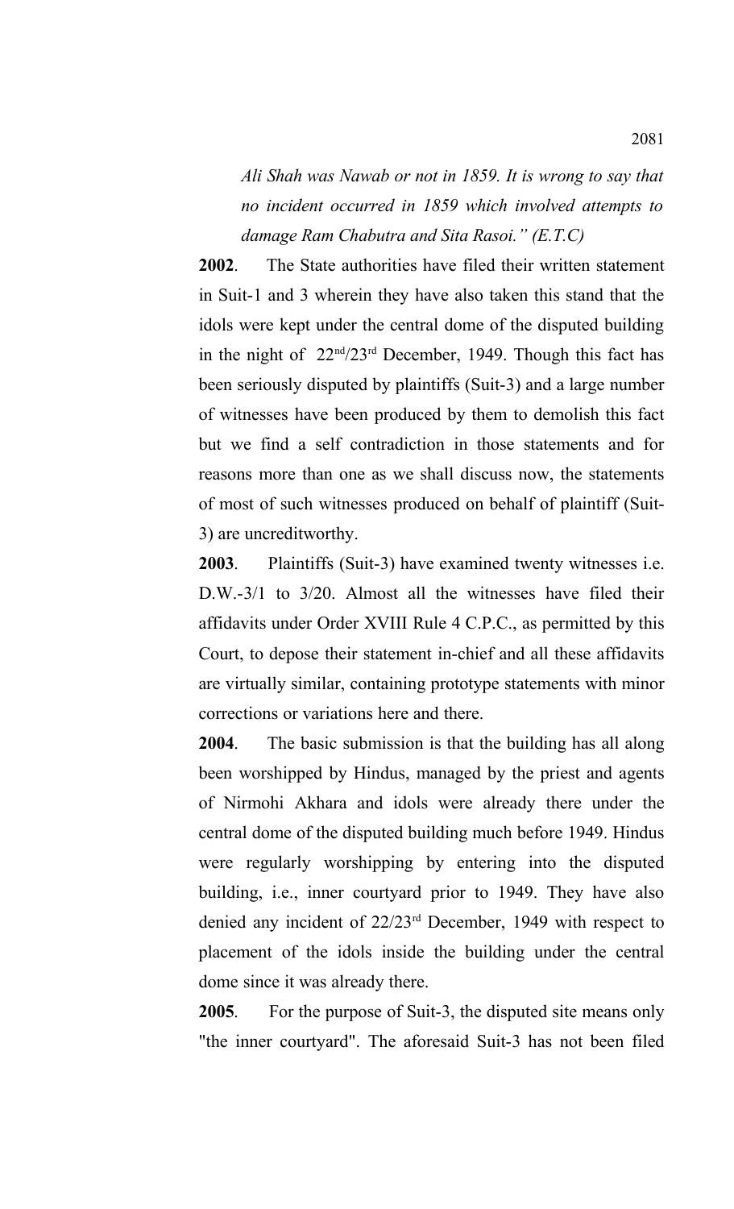*Ali Shah was Nawab or not in 1859. It is wrong to say that no incident occurred in 1859 which involved attempts to damage Ram Chabutra and Sita Rasoi." (E.T.C)*

**2002**. The State authorities have filed their written statement in Suit-1 and 3 wherein they have also taken this stand that the idols were kept under the central dome of the disputed building in the night of 22nd/23rd December, 1949. Though this fact has been seriously disputed by plaintiffs (Suit-3) and a large number of witnesses have been produced by them to demolish this fact but we find a self contradiction in those statements and for reasons more than one as we shall discuss now, the statements of most of such witnesses produced on behalf of plaintiff (Suit-3) are uncreditworthy.

**2003**. Plaintiffs (Suit-3) have examined twenty witnesses i.e. D.W.-3/1 to 3/20. Almost all the witnesses have filed their affidavits under Order XVIII Rule 4 C.P.C., as permitted by this Court, to depose their statement in-chief and all these affidavits are virtually similar, containing prototype statements with minor corrections or variations here and there.

**2004**. The basic submission is that the building has all along been worshipped by Hindus, managed by the priest and agents of Nirmohi Akhara and idols were already there under the central dome of the disputed building much before 1949. Hindus were regularly worshipping by entering into the disputed building, i.e., inner courtyard prior to 1949. They have also denied any incident of 22/23rd December, 1949 with respect to placement of the idols inside the building under the central dome since it was already there.

**2005**. For the purpose of Suit-3, the disputed site means only "the inner courtyard". The aforesaid Suit-3 has not been filed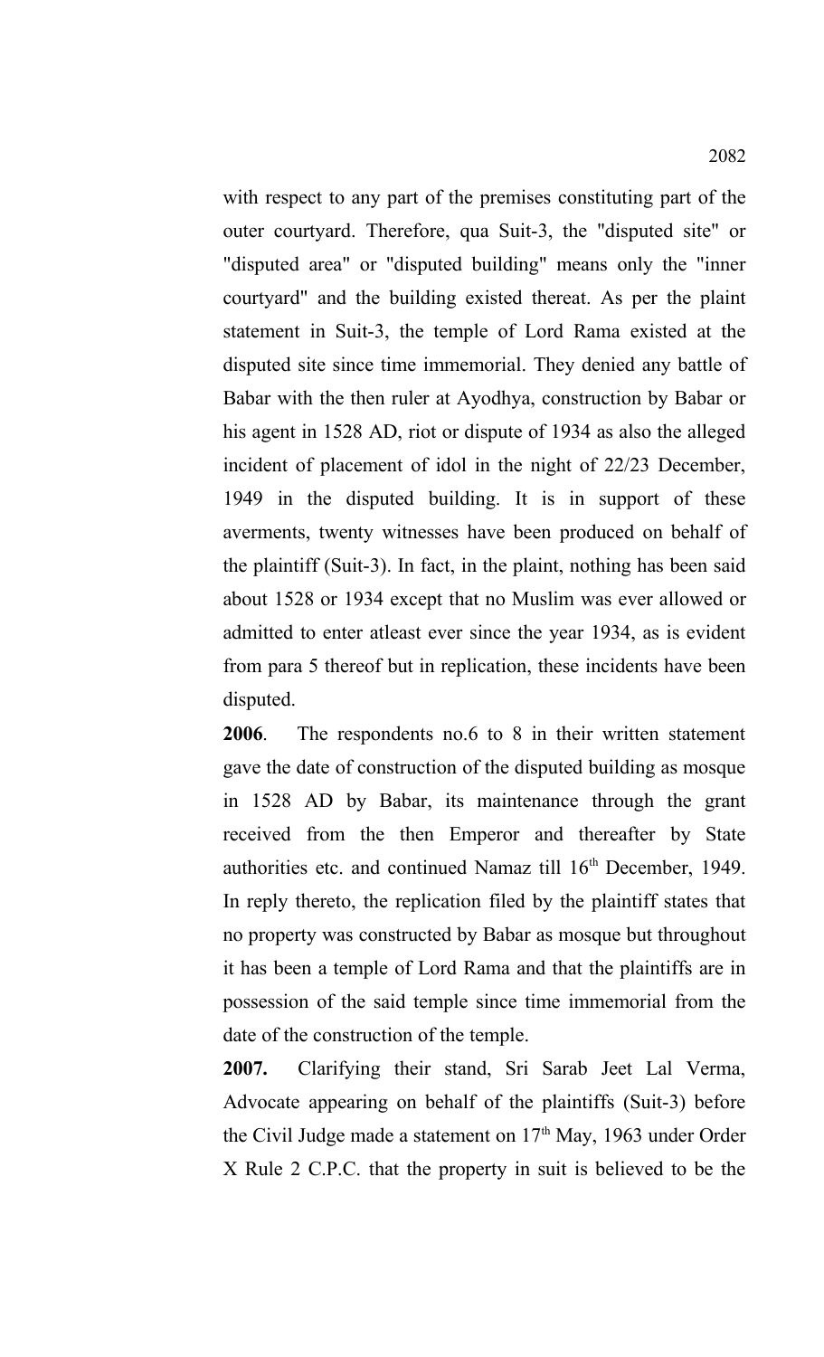with respect to any part of the premises constituting part of the outer courtyard. Therefore, qua Suit-3, the "disputed site" or "disputed area" or "disputed building" means only the "inner courtyard" and the building existed thereat. As per the plaint statement in Suit-3, the temple of Lord Rama existed at the disputed site since time immemorial. They denied any battle of Babar with the then ruler at Ayodhya, construction by Babar or his agent in 1528 AD, riot or dispute of 1934 as also the alleged incident of placement of idol in the night of 22/23 December, 1949 in the disputed building. It is in support of these averments, twenty witnesses have been produced on behalf of the plaintiff (Suit-3). In fact, in the plaint, nothing has been said about 1528 or 1934 except that no Muslim was ever allowed or admitted to enter atleast ever since the year 1934, as is evident from para 5 thereof but in replication, these incidents have been disputed.

**2006**. The respondents no.6 to 8 in their written statement gave the date of construction of the disputed building as mosque in 1528 AD by Babar, its maintenance through the grant received from the then Emperor and thereafter by State authorities etc. and continued Namaz till 16th December, 1949. In reply thereto, the replication filed by the plaintiff states that no property was constructed by Babar as mosque but throughout it has been a temple of Lord Rama and that the plaintiffs are in possession of the said temple since time immemorial from the date of the construction of the temple.

**2007.** Clarifying their stand, Sri Sarab Jeet Lal Verma, Advocate appearing on behalf of the plaintiffs (Suit-3) before the Civil Judge made a statement on 17th May, 1963 under Order X Rule 2 C.P.C. that the property in suit is believed to be the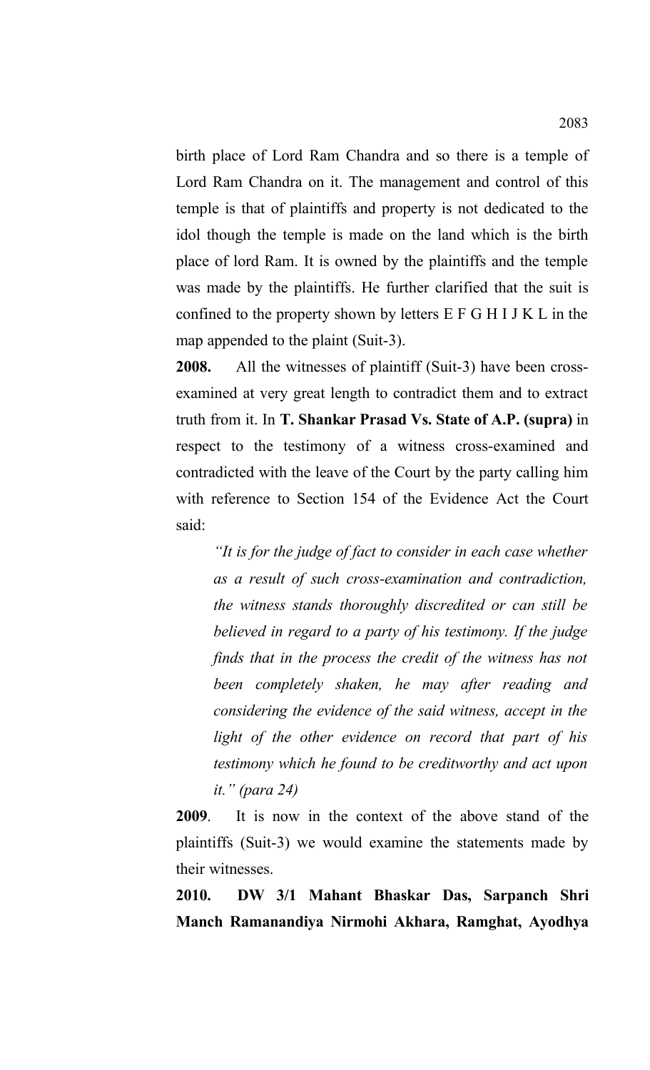birth place of Lord Ram Chandra and so there is a temple of Lord Ram Chandra on it. The management and control of this temple is that of plaintiffs and property is not dedicated to the idol though the temple is made on the land which is the birth place of lord Ram. It is owned by the plaintiffs and the temple was made by the plaintiffs. He further clarified that the suit is confined to the property shown by letters E F G H I J K L in the map appended to the plaint (Suit-3).

**2008.** All the witnesses of plaintiff (Suit-3) have been cross-examined at very great length to contradict them and to extract truth from it. In **T. Shankar Prasad Vs. State of A.P. (supra)** in respect to the testimony of a witness cross-examined and contradicted with the leave of the Court by the party calling him with reference to Section 154 of the Evidence Act the Court said:

> *"It is for the judge of fact to consider in each case whether as a result of such cross-examination and contradiction, the witness stands thoroughly discredited or can still be believed in regard to a party of his testimony. If the judge finds that in the process the credit of the witness has not been completely shaken, he may after reading and considering the evidence of the said witness, accept in the light of the other evidence on record that part of his testimony which he found to be creditworthy and act upon it." (para 24)*

**2009**. It is now in the context of the above stand of the plaintiffs (Suit-3) we would examine the statements made by their witnesses.

**2010. DW 3/1 Mahant Bhaskar Das, Sarpanch Shri Manch Ramanandiya Nirmohi Akhara, Ramghat, Ayodhya**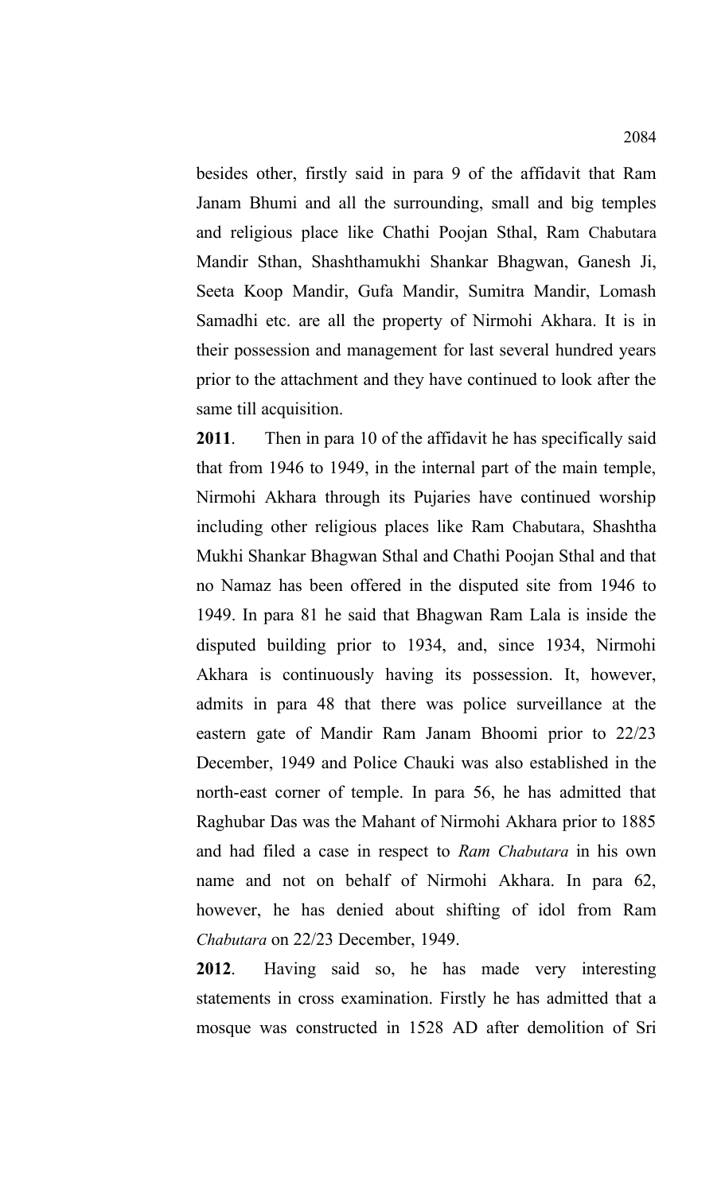besides other, firstly said in para 9 of the affidavit that Ram Janam Bhumi and all the surrounding, small and big temples and religious place like Chathi Poojan Sthal, Ram Chabutara Mandir Sthan, Shashthamukhi Shankar Bhagwan, Ganesh Ji, Seeta Koop Mandir, Gufa Mandir, Sumitra Mandir, Lomash Samadhi etc. are all the property of Nirmohi Akhara. It is in their possession and management for last several hundred years prior to the attachment and they have continued to look after the same till acquisition.

**2011**. Then in para 10 of the affidavit he has specifically said that from 1946 to 1949, in the internal part of the main temple, Nirmohi Akhara through its Pujaries have continued worship including other religious places like Ram Chabutara, Shashtha Mukhi Shankar Bhagwan Sthal and Chathi Poojan Sthal and that no Namaz has been offered in the disputed site from 1946 to 1949. In para 81 he said that Bhagwan Ram Lala is inside the disputed building prior to 1934, and, since 1934, Nirmohi Akhara is continuously having its possession. It, however, admits in para 48 that there was police surveillance at the eastern gate of Mandir Ram Janam Bhoomi prior to 22/23 December, 1949 and Police Chauki was also established in the north-east corner of temple. In para 56, he has admitted that Raghubar Das was the Mahant of Nirmohi Akhara prior to 1885 and had filed a case in respect to *Ram Chabutara* in his own name and not on behalf of Nirmohi Akhara. In para 62, however, he has denied about shifting of idol from Ram *Chabutara* on 22/23 December, 1949.

**2012**. Having said so, he has made very interesting statements in cross examination. Firstly he has admitted that a mosque was constructed in 1528 AD after demolition of Sri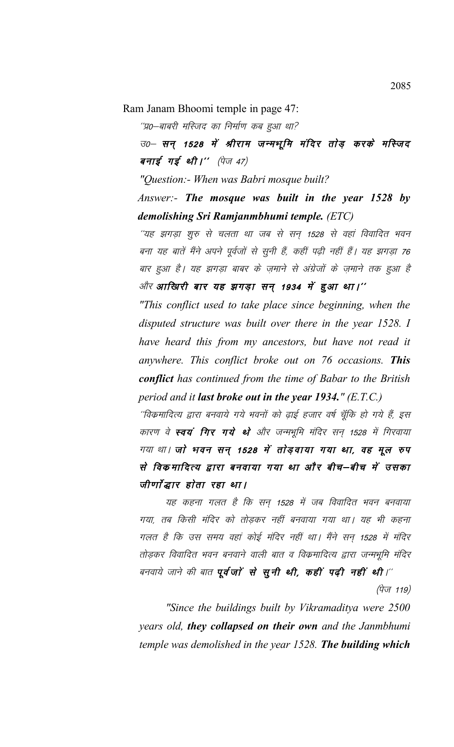Ram Janam Bhoomi temple in page 47:

''प्र0–बाबरी मस्जिद का निर्माण कब हुआ था?

उ0– **सन् 1528 में श्रीराम जन्मभूमि मंदिर तोड़ करके मस्जिद बनाई गई थी।''** (पेज 47)

*"Question:- When was Babri mosque built?*

*Answer:- **The mosque was built in the year 1528 by demolishing Sri Ramjanmbhumi temple.** (ETC)*

''यह झगड़ा शुरु से चलता था जब से सन् 1528 से वहां विवादित भवन बना यह बातें मैंने अपने पूर्वजों से सुनी हैं, कहीं पढ़ी नहीं हैं। यह झगड़ा 76 बार हुआ है। यह झगड़ा बाबर के ज़माने से अंग्रेजों के ज़माने तक हुआ है और **आखिरी बार यह झगड़ा सन् 1934 में हुआ था।''**

*"This conflict used to take place since beginning, when the disputed structure was built over there in the year 1528. I have heard this from my ancestors, but have not read it anywhere. This conflict broke out on 76 occasions. **This conflict** has continued from the time of Babar to the British period and it **last broke out in the year 1934."** (E.T.C.)*

''विक्रमादित्य द्वारा बनवाये गये भवनों को ढ़ाई हजार वर्ष चूँकि हो गये हैं, इस कारण वे **स्वयं गिर गये थे** और जन्मभूमि मंदिर सन् 1528 में गिरवाया गया था। **जो भवन सन् 1528 में तोड़वाया गया था, वह मूल रुप से विक्रमादित्य द्वारा बनवाया गया था और बीच–बीच में उसका जीर्णोद्धार होता रहा था।**

यह कहना गलत है कि सन् 1528 में जब विवादित भवन बनवाया गया, तब किसी मंदिर को तोड़कर नहीं बनवाया गया था। यह भी कहना गलत है कि उस समय वहां कोई मंदिर नहीं था। मैंने सन् 1528 में मंदिर तोड़कर विवादित भवन बनवाने वाली बात व विक्रमादित्य द्वारा जन्मभूमि मंदिर बनवाये जाने की बात **पूर्वजों से सुनी थी, कहीं पढ़ी नहीं थी।''**

(पेज 119)

*"Since the buildings built by Vikramaditya were 2500 years old, **they collapsed on their own** and the Janmbhumi temple was demolished in the year 1528. **The building which***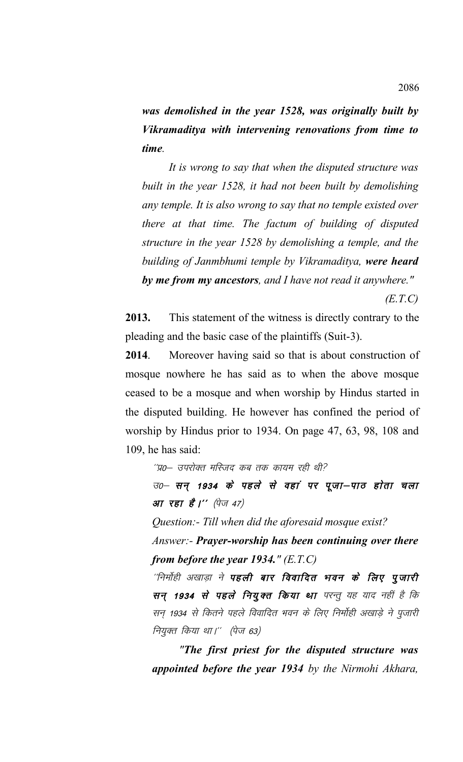*was demolished in the year 1528, was originally built by Vikramaditya with intervening renovations from time to time.*

*It is wrong to say that when the disputed structure was built in the year 1528, it had not been built by demolishing any temple. It is also wrong to say that no temple existed over there at that time. The factum of building of disputed structure in the year 1528 by demolishing a temple, and the building of Janmbhumi temple by Vikramaditya, **were heard by me from my ancestors**, and I have not read it anywhere."*

*(E.T.C)*

**2013.** This statement of the witness is directly contrary to the pleading and the basic case of the plaintiffs (Suit-3).

**2014**. Moreover having said so that is about construction of mosque nowhere he has said as to when the above mosque ceased to be a mosque and when worship by Hindus started in the disputed building. He however has confined the period of worship by Hindus prior to 1934. On page 47, 63, 98, 108 and 109, he has said:

*''प्र0– उपरोक्त मस्जिद कब तक कायम रही थी?*

*उ0– **सन् 1934 के पहले से वहां पर पूजा–पाठ होता चला आ रहा है।''** (पेज 47)*

*Question:- Till when did the aforesaid mosque exist?*

*Answer:- **Prayer-worship has been continuing over there from before the year 1934."** (E.T.C)*

*''निर्मोही अखाड़ा ने **पहली बार विवादित भवन के लिए पुजारी सन् 1934 से पहले नियुक्त किया था** परन्तु यह याद नहीं है कि सन् 1934 से कितने पहले विवादित भवन के लिए निर्मोही अखाड़े ने पुजारी नियुक्त किया था।'' (पेज 63)*

***"The first priest for the disputed structure was appointed before the year 1934** by the Nirmohi Akhara,*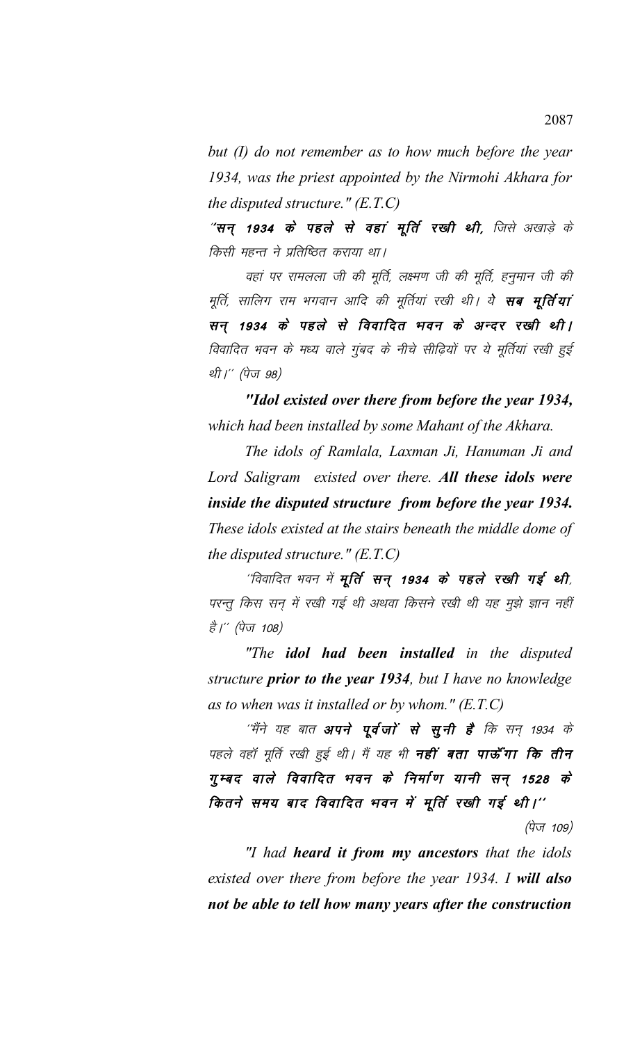*but (I) do not remember as to how much before the year 1934, was the priest appointed by the Nirmohi Akhara for the disputed structure." (E.T.C)*

*"**सन् 1934 के पहले से वहां मूर्ति रखी थी,** जिसे अखाड़े के किसी महन्त ने प्रतिष्ठित कराया था।*

*वहां पर रामलला जी की मूर्ति, लक्ष्मण जी की मूर्ति, हनुमान जी की मूर्ति, सालिग राम भगवान आदि की मूर्तियां रखी थी। ये **सब मूर्तियां सन् 1934 के पहले से विवादित भवन के अन्दर रखी थी।** विवादित भवन के मध्य वाले गुंबद के नीचे सीढ़ियों पर ये मूर्तियां रखी हुई थी।" (पेज 98)*

***"Idol existed over there from before the year 1934,** which had been installed by some Mahant of the Akhara.*

*The idols of Ramlala, Laxman Ji, Hanuman Ji and Lord Saligram existed over there. **All these idols were inside the disputed structure from before the year 1934.** These idols existed at the stairs beneath the middle dome of the disputed structure." (E.T.C)*

*"विवादित भवन में **मूर्ति सन् 1934 के पहले रखी गई थी**, परन्तु किस सन् में रखी गई थी अथवा किसने रखी थी यह मुझे ज्ञान नहीं है।" (पेज 108)*

*"The **idol had been installed** in the disputed structure **prior to the year 1934**, but I have no knowledge as to when was it installed or by whom." (E.T.C)*

*"मैंने यह बात **अपने पूर्वजों से सुनी है** कि सन् 1934 के पहले वहॉ मूर्ति रखी हुई थी। मैं यह भी **नहीं बता पाऊॅगा कि तीन गुम्बद वाले विवादित भवन के निर्माण यानी सन् 1528 के कितने समय बाद विवादित भवन में मूर्ति रखी गई थी।"** (पेज 109)*

*"I had **heard it from my ancestors** that the idols existed over there from before the year 1934. I **will also not be able to tell how many years after the construction***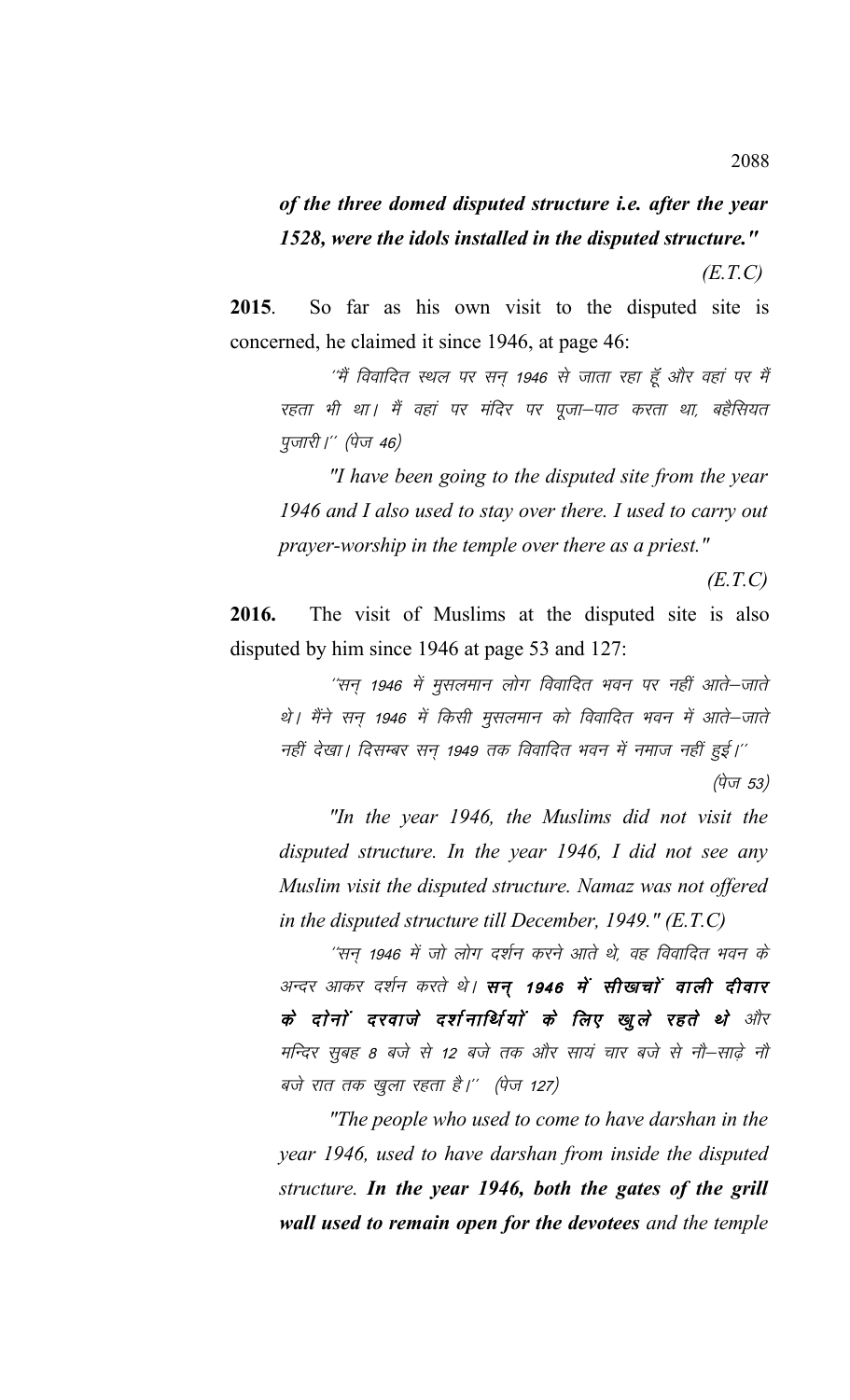*of the three domed disputed structure i.e. after the year 1528, were the idols installed in the disputed structure."*

*(E.T.C)*

**2015**. So far as his own visit to the disputed site is concerned, he claimed it since 1946, at page 46:

''मैं विवादित स्थल पर सन् 1946 से जाता रहा हूँ और वहां पर मैं रहता भी था। मैं वहां पर मंदिर पर पूजा–पाठ करता था, बहैसियत पुजारी।'' (पेज 46)

*"I have been going to the disputed site from the year 1946 and I also used to stay over there. I used to carry out prayer-worship in the temple over there as a priest."*

*(E.T.C)*

**2016.** The visit of Muslims at the disputed site is also disputed by him since 1946 at page 53 and 127:

''सन् 1946 में मुसलमान लोग विवादित भवन पर नहीं आते–जाते थे। मैंने सन् 1946 में किसी मुसलमान को विवादित भवन में आते–जाते नहीं देखा। दिसम्बर सन् 1949 तक विवादित भवन में नमाज नहीं हुई।''

(पेज 53)

*"In the year 1946, the Muslims did not visit the disputed structure. In the year 1946, I did not see any Muslim visit the disputed structure. Namaz was not offered in the disputed structure till December, 1949." (E.T.C)*

''सन् 1946 में जो लोग दर्शन करने आते थे, वह विवादित भवन के अन्दर आकर दर्शन करते थे। **सन् 1946 में सीखचों वाली दीवार के दोनों दरवाजे दर्शनार्थियों के लिए खुले रहते थे** और मन्दिर सुबह 8 बजे से 12 बजे तक और सायं चार बजे से नौ–साढ़े नौ बजे रात तक खुला रहता है।'' (पेज 127)

*"The people who used to come to have darshan in the year 1946, used to have darshan from inside the disputed structure. **In the year 1946, both the gates of the grill wall used to remain open for the devotees** and the temple*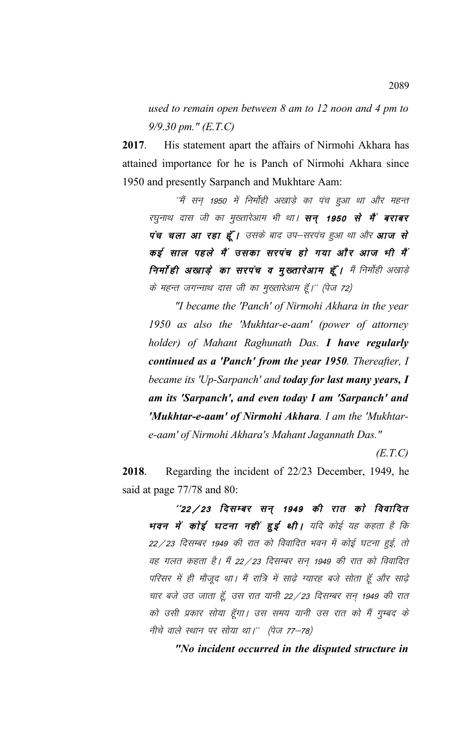*used to remain open between 8 am to 12 noon and 4 pm to 9/9.30 pm." (E.T.C)*

**2017**. His statement apart the affairs of Nirmohi Akhara has attained importance for he is Panch of Nirmohi Akhara since 1950 and presently Sarpanch and Mukhtare Aam:

> *''मैं सन् 1950 में निर्मोही अखाड़े का पंच हुआ था और महन्त रघुनाथ दास जी का मुख्तारेआम भी था।* ***सन् 1950 से मैं बराबर पंच चला आ रहा हूँ।*** *उसके बाद उप–सरपंच हुआ था और* ***आज से कई साल पहले मैं उसका सरपंच हो गया और आज भी मैं निर्मोही अखाड़े का सरपंच व मुख्तारेआम हूँ।*** *मैं निर्मोही अखाड़े के महन्त जगन्नाथ दास जी का मुख्तारेआम हूँ।'' (पेज 72)*
>
> *"I became the 'Panch' of Nirmohi Akhara in the year 1950 as also the 'Mukhtar-e-aam' (power of attorney holder) of Mahant Raghunath Das.* ***I have regularly continued as a 'Panch' from the year 1950****. Thereafter, I became its 'Up-Sarpanch' and* ***today for last many years, I am its 'Sarpanch', and even today I am 'Sarpanch' and 'Mukhtar-e-aam' of Nirmohi Akhara****. I am the 'Mukhtar-e-aam' of Nirmohi Akhara's Mahant Jagannath Das."*
>
> *(E.T.C)*

**2018**. Regarding the incident of 22/23 December, 1949, he said at page 77/78 and 80:

> ***''22/23 दिसम्बर सन् 1949 की रात को विवादित भवन में कोई घटना नहीं हुई थी।*** *यदि कोई यह कहता है कि 22/23 दिसम्बर 1949 की रात को विवादित भवन में कोई घटना हुई, तो वह गलत कहता है। मैं 22/23 दिसम्बर सन् 1949 की रात को विवादित परिसर में ही मौजूद था। मैं रात्रि में साढ़े ग्यारह बजे सोता हूँ और साढ़े चार बजे उठ जाता हूँ, उस रात यानी 22/23 दिसम्बर सन् 1949 की रात को उसी प्रकार सोया हूँगा। उस समय यानी उस रात को मैं गुम्बद के नीचे वाले स्थान पर सोया था।'' (पेज 77–78)*
>
> ***"No incident occurred in the disputed structure in***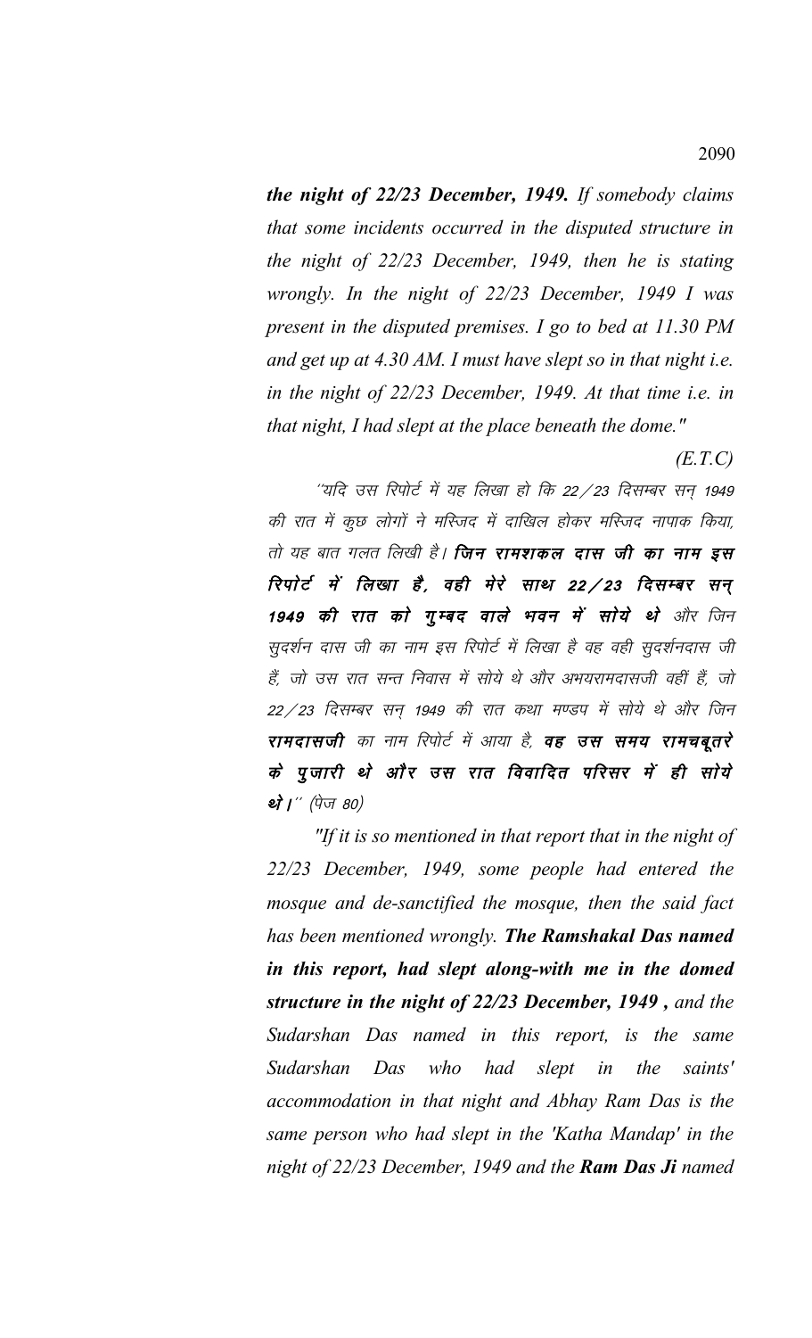***the night of 22/23 December, 1949.** If somebody claims that some incidents occurred in the disputed structure in the night of 22/23 December, 1949, then he is stating wrongly. In the night of 22/23 December, 1949 I was present in the disputed premises. I go to bed at 11.30 PM and get up at 4.30 AM. I must have slept so in that night i.e. in the night of 22/23 December, 1949. At that time i.e. in that night, I had slept at the place beneath the dome."*

*(E.T.C)*

*''यदि उस रिपोर्ट में यह लिखा हो कि 22/23 दिसम्बर सन् 1949 की रात में कुछ लोगों ने मस्जिद में दाखिल होकर मस्जिद नापाक किया, तो यह बात गलत लिखी है। **जिन रामशकल दास जी का नाम इस रिपोर्ट में लिखा है, वही मेरे साथ 22/23 दिसम्बर सन् 1949 की रात को गुम्बद वाले भवन में सोये थे** और जिन सुदर्शन दास जी का नाम इस रिपोर्ट में लिखा है वह वही सुदर्शनदास जी हैं, जो उस रात सन्त निवास में सोये थे और अभयरामदासजी वहीं हैं, जो 22/23 दिसम्बर सन् 1949 की रात कथा मण्डप में सोये थे और जिन **रामदासजी** का नाम रिपोर्ट में आया है, **वह उस समय रामचबूतरे के पुजारी थे और उस रात विवादित परिसर में ही सोये थे।**'' (पेज 80)*

*"If it is so mentioned in that report that in the night of 22/23 December, 1949, some people had entered the mosque and de-sanctified the mosque, then the said fact has been mentioned wrongly. **The Ramshakal Das named in this report, had slept along-with me in the domed structure in the night of 22/23 December, 1949 ,** and the Sudarshan Das named in this report, is the same Sudarshan Das who had slept in the saints' accommodation in that night and Abhay Ram Das is the same person who had slept in the 'Katha Mandap' in the night of 22/23 December, 1949 and the **Ram Das Ji** named*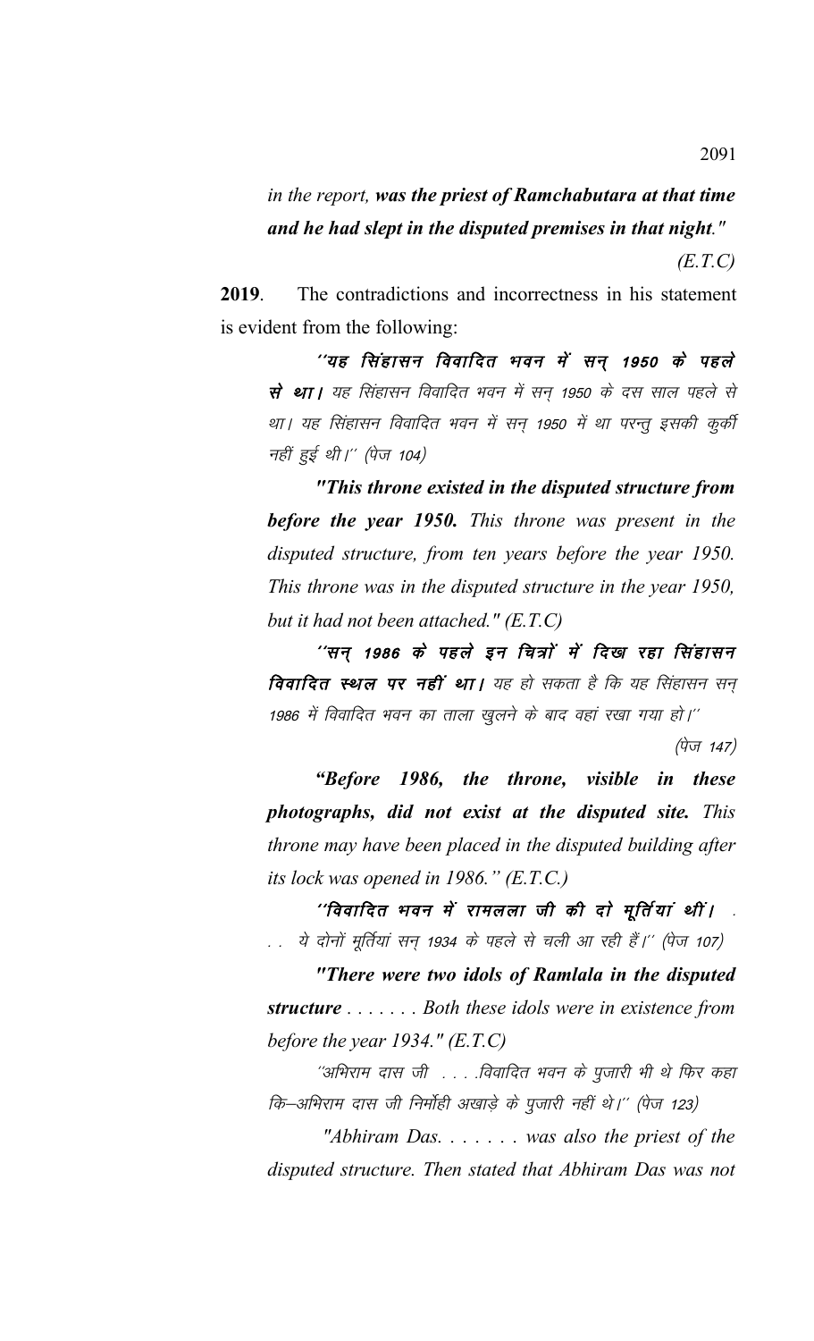*in the report,* ***was the priest of Ramchabutara at that time and he had slept in the disputed premises in that night."*** *(E.T.C)*

**2019**. The contradictions and incorrectness in his statement is evident from the following:

***''यह सिंहासन विवादित भवन में सन् 1950 के पहले से था।*** *यह सिंहासन विवादित भवन में सन् 1950 के दस साल पहले से था। यह सिंहासन विवादित भवन में सन् 1950 में था परन्तु इसकी कुर्की नहीं हुई थी।'' (पेज 104)*

***"This throne existed in the disputed structure from before the year 1950.*** *This throne was present in the disputed structure, from ten years before the year 1950. This throne was in the disputed structure in the year 1950, but it had not been attached." (E.T.C)*

***''सन् 1986 के पहले इन चित्रों में दिख रहा सिंहासन विवादित स्थल पर नहीं था।*** *यह हो सकता है कि यह सिंहासन सन् 1986 में विवादित भवन का ताला खुलने के बाद वहां रखा गया हो।''* *(पेज 147)*

***"Before 1986, the throne, visible in these photographs, did not exist at the disputed site.*** *This throne may have been placed in the disputed building after its lock was opened in 1986." (E.T.C.)*

***''विवादित भवन में रामलला जी की दो मूर्तियां थीं।*** *. . . ये दोनों मूर्तियां सन् 1934 के पहले से चली आ रही हैं।'' (पेज 107)*

***"There were two idols of Ramlala in the disputed structure*** *. . . . . . . Both these idols were in existence from before the year 1934." (E.T.C)*

*''अभिराम दास जी . . . .विवादित भवन के पुजारी भी थे फिर कहा कि–अभिराम दास जी निर्मोही अखाड़े के पुजारी नहीं थे।'' (पेज 123)*

*"Abhiram Das. . . . . . . was also the priest of the disputed structure. Then stated that Abhiram Das was not*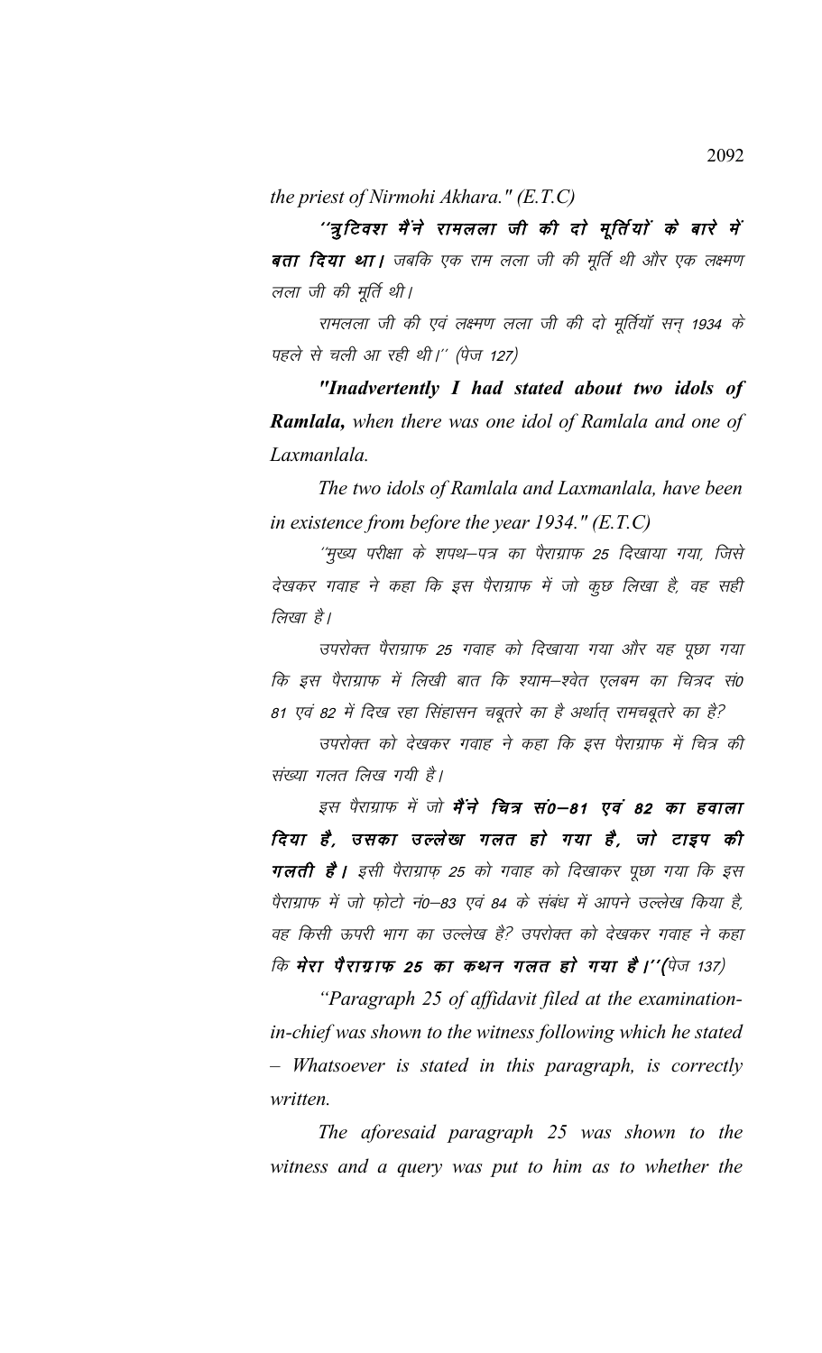*the priest of Nirmohi Akhara." (E.T.C)*

*''**त्रुटिवश मैंने रामलला जी की दो मूर्तियों के बारे में बता दिया था।** जबकि एक राम लला जी की मूर्ति थी और एक लक्ष्मण लला जी की मूर्ति थी।*

*रामलला जी की एवं लक्ष्मण लला जी की दो मूर्तियॉ सन् 1934 के पहले से चली आ रही थी।'' (पेज 127)*

***"Inadvertently I had stated about two idols of Ramlala,** when there was one idol of Ramlala and one of Laxmanlala.*

*The two idols of Ramlala and Laxmanlala, have been in existence from before the year 1934." (E.T.C)*

*''मुख्य परीक्षा के शपथ–पत्र का पैराग्राफ 25 दिखाया गया, जिसे देखकर गवाह ने कहा कि इस पैराग्राफ में जो कुछ लिखा है, वह सही लिखा है।*

*उपरोक्त पैराग्राफ 25 गवाह को दिखाया गया और यह पूछा गया कि इस पैराग्राफ में लिखी बात कि श्याम–श्वेत एलबम का चित्रद सं0 81 एवं 82 में दिख रहा सिंहासन चबूतरे का है अर्थात् रामचबूतरे का है?*

*उपरोक्त को देखकर गवाह ने कहा कि इस पैराग्राफ में चित्र की संख्या गलत लिख गयी है।*

*इस पैराग्राफ में जो **मैंने चित्र सं0–81 एवं 82 का हवाला दिया है, उसका उल्लेख गलत हो गया है, जो टाइप की गलती है।** इसी पैराग्राफ़ 25 को गवाह को दिखाकर पूछा गया कि इस पैराग्राफ में जो फ़ोटो नं0–83 एवं 84 के संबंध में आपने उल्लेख किया है, वह किसी ऊपरी भाग का उल्लेख है? उपरोक्त को देखकर गवाह ने कहा कि **मेरा पैराग्राफ 25 का कथन गलत हो गया है।''**(पेज 137)*

*"Paragraph 25 of affidavit filed at the examination-in-chief was shown to the witness following which he stated – Whatsoever is stated in this paragraph, is correctly written.*

*The aforesaid paragraph 25 was shown to the witness and a query was put to him as to whether the*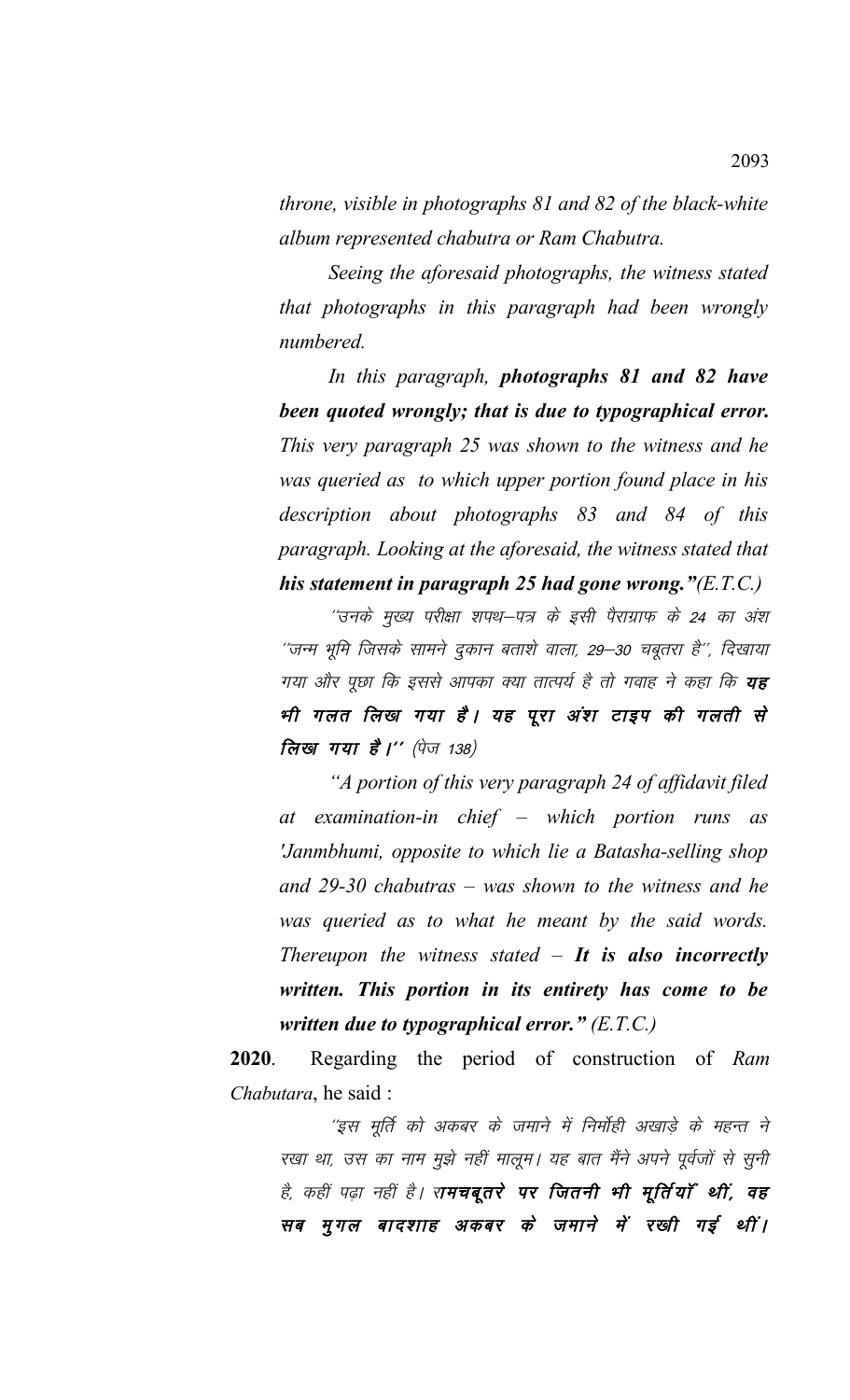*throne, visible in photographs 81 and 82 of the black-white album represented chabutra or Ram Chabutra.*

*Seeing the aforesaid photographs, the witness stated that photographs in this paragraph had been wrongly numbered.*

*In this paragraph, **photographs 81 and 82 have been quoted wrongly; that is due to typographical error.** This very paragraph 25 was shown to the witness and he was queried as to which upper portion found place in his description about photographs 83 and 84 of this paragraph. Looking at the aforesaid, the witness stated that **his statement in paragraph 25 had gone wrong."**(E.T.C.)*

*"उनके मुख्य परीक्षा शपथ–पत्र के इसी पैराग्राफ के 24 का अंश "जन्म भूमि जिसके सामने दुकान बताशे वाला, 29–30 चबूतरा है", दिखाया गया और पूछा कि इससे आपका क्या तात्पर्य है तो गवाह ने कहा कि **यह भी गलत लिखा गया है। यह पूरा अंश टाइप की गलती से लिखा गया है।"** (पेज 138)*

*"A portion of this very paragraph 24 of affidavit filed at examination-in chief – which portion runs as 'Janmbhumi, opposite to which lie a Batasha-selling shop and 29-30 chabutras – was shown to the witness and he was queried as to what he meant by the said words. Thereupon the witness stated – **It is also incorrectly written. This portion in its entirety has come to be written due to typographical error."** (E.T.C.)*

**2020**. Regarding the period of construction of *Ram Chabutara*, he said :

*"इस मूर्ति को अकबर के जमाने में निर्मोही अखाड़े के महन्त ने रखा था, उस का नाम मुझे नहीं मालूम। यह बात मैंने अपने पूर्वजों से सुनी है, कहीं पढ़ा नहीं है। **रामचबूतरे पर जितनी भी मूर्तियाँ थीं, वह सब मुगल बादशाह अकबर के जमाने में रखी गई थीं।***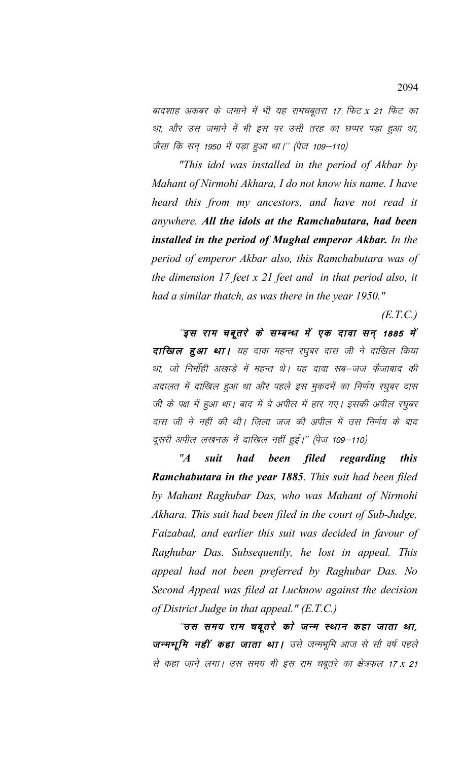बादशाह अकबर के जमाने में भी यह रामचबूतरा 17 फिट x 21 फिट का था, और उस जमाने में भी इस पर उसी तरह का छप्पर पड़ा हुआ था, जैसा कि सन् 1950 में पड़ा हुआ था।'' (पेज 109–110)

*"This idol was installed in the period of Akbar by Mahant of Nirmohi Akhara, I do not know his name. I have heard this from my ancestors, and have not read it anywhere.* ***All the idols at the Ramchabutara, had been installed in the period of Mughal emperor Akbar.*** *In the period of emperor Akbar also, this Ramchabutara was of the dimension 17 feet x 21 feet and in that period also, it had a similar thatch, as was there in the year 1950."*

*(E.T.C.)*

*''**इस राम चबूतरे के सम्बन्ध में एक दावा सन् 1885 में दाखिल हुआ था।** यह दावा महन्त रघुबर दास जी ने दाखिल किया था, जो निर्मोही अखाड़े में महन्त थे। यह दावा सब–जज फैजाबाद की अदालत में दाखिल हुआ था और पहले इस मुकदमें का निर्णय रघुबर दास जी के पक्ष में हुआ था। बाद में वे अपील में हार गए। इसकी अपील रघुबर दास जी ने नहीं की थी। ज़िला जज की अपील में उस निर्णय के बाद दूसरी अपील लखनऊ में दाखिल नहीं हुई।''* (पेज 109–110)

*"A suit had been filed regarding this* ***Ramchabutara in the year 1885****. This suit had been filed by Mahant Raghubar Das, who was Mahant of Nirmohi Akhara. This suit had been filed in the court of Sub-Judge, Faizabad, and earlier this suit was decided in favour of Raghubar Das. Subsequently, he lost in appeal. This appeal had not been preferred by Raghubar Das. No Second Appeal was filed at Lucknow against the decision of District Judge in that appeal." (E.T.C.)*

*''**उस समय राम चबूतरे को जन्म स्थान कहा जाता था, जन्मभूमि नहीं कहा जाता था।** उसे जन्मभूमि आज से सौ वर्ष पहले से कहा जाने लगा। उस समय भी इस राम चबूतरे का क्षेत्रफल 17 x 21*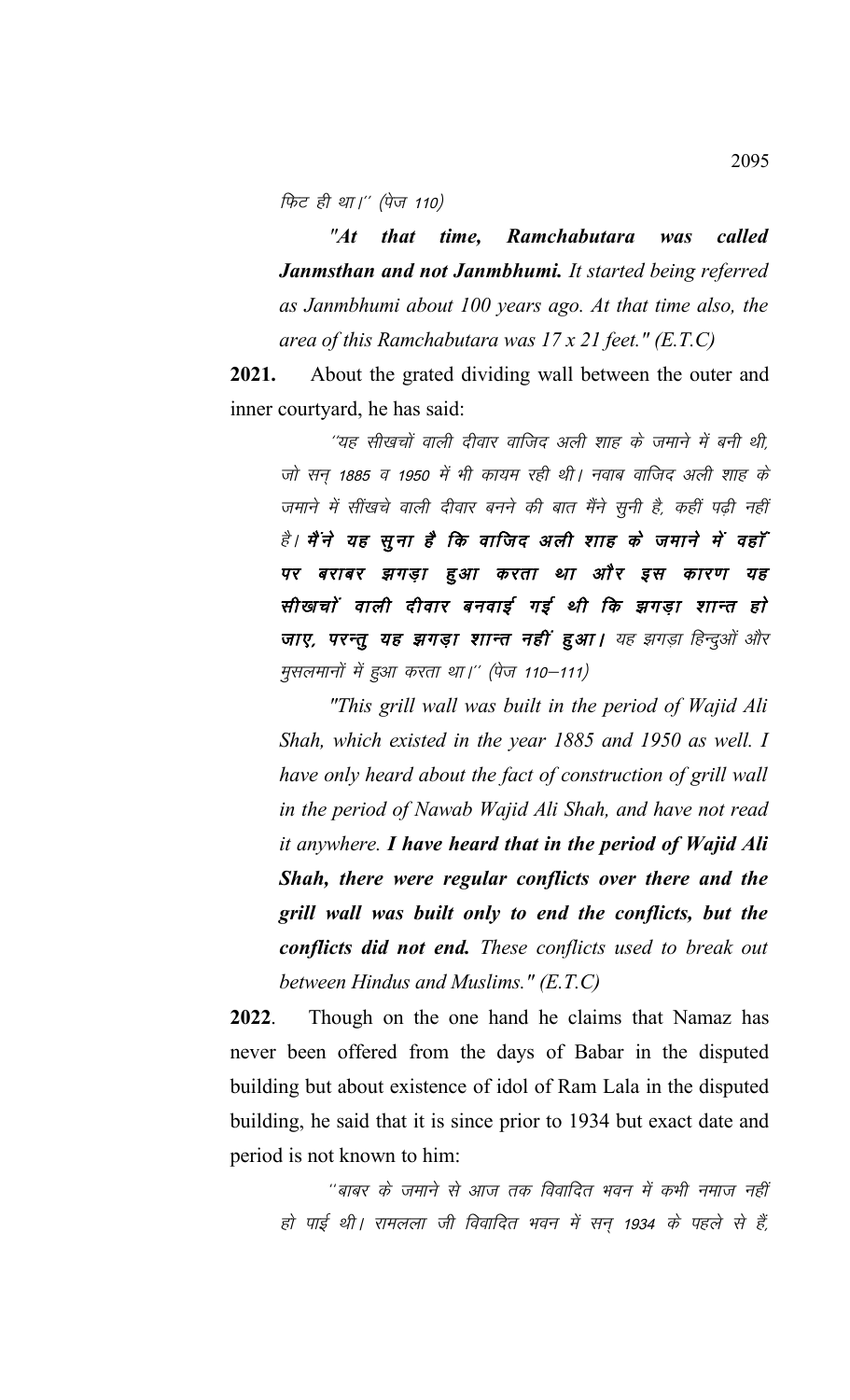फिट ही था।'' (पेज 110)

> *"At that time, Ramchabutara was called **Janmsthan and not Janmbhumi.** It started being referred as Janmbhumi about 100 years ago. At that time also, the area of this Ramchabutara was 17 x 21 feet." (E.T.C)*

**2021.** About the grated dividing wall between the outer and inner courtyard, he has said:

> ''यह सीखचों वाली दीवार वाजिद अली शाह के जमाने में बनी थी, जो सन् 1885 व 1950 में भी कायम रही थी। नवाब वाजिद अली शाह के जमाने में सींखचे वाली दीवार बनने की बात मैंने सुनी है, कहीं पढ़ी नहीं है। **मैंने यह सुना है कि वाजिद अली शाह के जमाने में वहाँ पर बराबर झगड़ा हुआ करता था और इस कारण यह सीखचों वाली दीवार बनवाई गई थी कि झगड़ा शान्त हो जाए, परन्तु यह झगड़ा शान्त नहीं हुआ।** यह झगड़ा हिन्दुओं और मुसलमानों में हुआ करता था।'' (पेज 110–111)
>
> *"This grill wall was built in the period of Wajid Ali Shah, which existed in the year 1885 and 1950 as well. I have only heard about the fact of construction of grill wall in the period of Nawab Wajid Ali Shah, and have not read it anywhere. **I have heard that in the period of Wajid Ali Shah, there were regular conflicts over there and the grill wall was built only to end the conflicts, but the conflicts did not end.** These conflicts used to break out between Hindus and Muslims." (E.T.C)*

**2022**. Though on the one hand he claims that Namaz has never been offered from the days of Babar in the disputed building but about existence of idol of Ram Lala in the disputed building, he said that it is since prior to 1934 but exact date and period is not known to him:

> ''बाबर के जमाने से आज तक विवादित भवन में कभी नमाज नहीं हो पाई थी। रामलला जी विवादित भवन में सन् 1934 के पहले से हैं,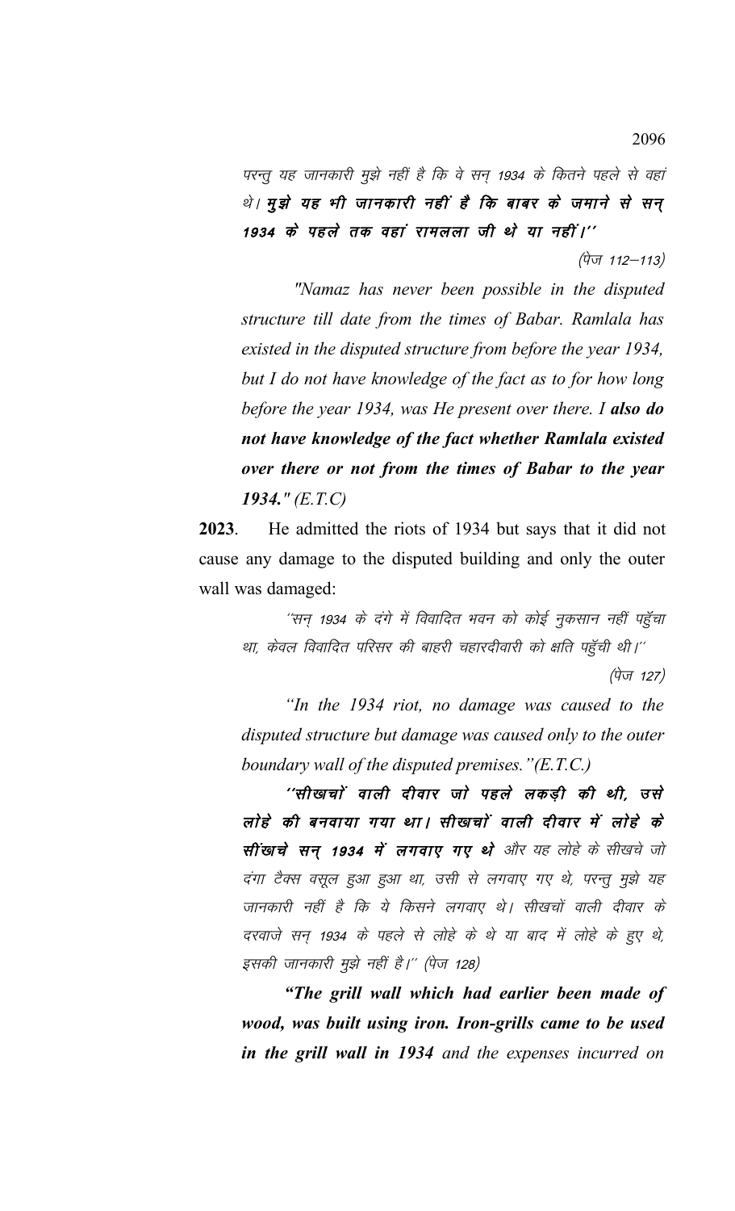परन्तु यह जानकारी मुझे नहीं है कि वे सन् 1934 के कितने पहले से वहां थे। **मुझे यह भी जानकारी नहीं है कि बाबर के जमाने से सन् 1934 के पहले तक वहां रामलला जी थे या नहीं।''**

(पेज 112–113)

*"Namaz has never been possible in the disputed structure till date from the times of Babar. Ramlala has existed in the disputed structure from before the year 1934, but I do not have knowledge of the fact as to for how long before the year 1934, was He present over there. I **also do not have knowledge of the fact whether Ramlala existed over there or not from the times of Babar to the year 1934."** (E.T.C)*

**2023**. He admitted the riots of 1934 but says that it did not cause any damage to the disputed building and only the outer wall was damaged:

''सन् 1934 के दंगे में विवादित भवन को कोई नुकसान नहीं पहुँचा था, केवल विवादित परिसर की बाहरी चहारदीवारी को क्षति पहुँची थी।''

(पेज 127)

*"In the 1934 riot, no damage was caused to the disputed structure but damage was caused only to the outer boundary wall of the disputed premises."(E.T.C.)*

**''सीखचों वाली दीवार जो पहले लकड़ी की थी, उसे लोहे की बनवाया गया था। सीखचों वाली दीवार में लोहे के सींखचे सन् 1934 में लगवाए गए थे** और यह लोहे के सीखचे जो दंगा टैक्स वसूल हुआ हुआ था, उसी से लगवाए गए थे, परन्तु मुझे यह जानकारी नहीं है कि ये किसने लगवाए थे। सीखचों वाली दीवार के दरवाजे सन् 1934 के पहले से लोहे के थे या बाद में लोहे के हुए थे, इसकी जानकारी मुझे नहीं है।'' (पेज 128)

*"**The grill wall which had earlier been made of wood, was built using iron. Iron-grills came to be used in the grill wall in 1934** and the expenses incurred on*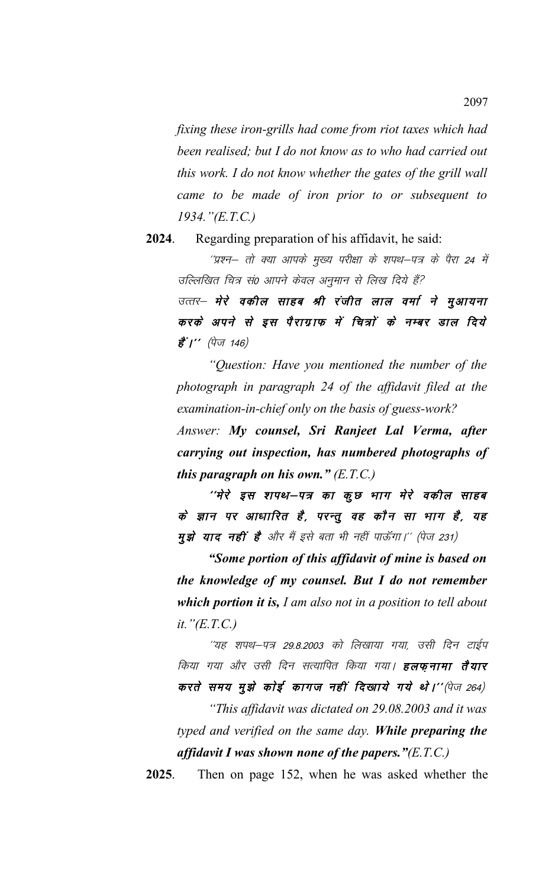*fixing these iron-grills had come from riot taxes which had been realised; but I do not know as to who had carried out this work. I do not know whether the gates of the grill wall came to be made of iron prior to or subsequent to 1934."(E.T.C.)*

**2024**. Regarding preparation of his affidavit, he said:

''प्रश्न– तो क्या आपके मुख्य परीक्षा के शपथ–पत्र के पैरा 24 में उल्लिखित चित्र सं0 आपने केवल अनुमान से लिख दिये हैं?

उत्तर– **मेरे वकील साहब श्री रंजीत लाल वर्मा ने मुआयना करके अपने से इस पैराग्राफ में चित्रों के नम्बर डाल दिये हैं।''** (पेज 146)

*"Question: Have you mentioned the number of the photograph in paragraph 24 of the affidavit filed at the examination-in-chief only on the basis of guess-work?*

*Answer: **My counsel, Sri Ranjeet Lal Verma, after carrying out inspection, has numbered photographs of this paragraph on his own."** (E.T.C.)*

**''मेरे इस शपथ–पत्र का कुछ भाग मेरे वकील साहब के ज्ञान पर आधारित है, परन्तु वह कौन सा भाग है, यह मुझे याद नहीं है** और मैं इसे बता भी नहीं पाऊँगा।'' (पेज 231)

***"Some portion of this affidavit of mine is based on the knowledge of my counsel. But I do not remember which portion it is,** I am also not in a position to tell about it."(E.T.C.)*

''यह शपथ–पत्र 29.8.2003 को लिखाया गया, उसी दिन टाईप किया गया और उसी दिन सत्यापित किया गया। **हलफ़नामा तैयार करते समय मुझे कोई कागज नहीं दिखाये गये थे।''**(पेज 264)

*"This affidavit was dictated on 29.08.2003 and it was typed and verified on the same day. **While preparing the affidavit I was shown none of the papers."**(E.T.C.)*

**2025**. Then on page 152, when he was asked whether the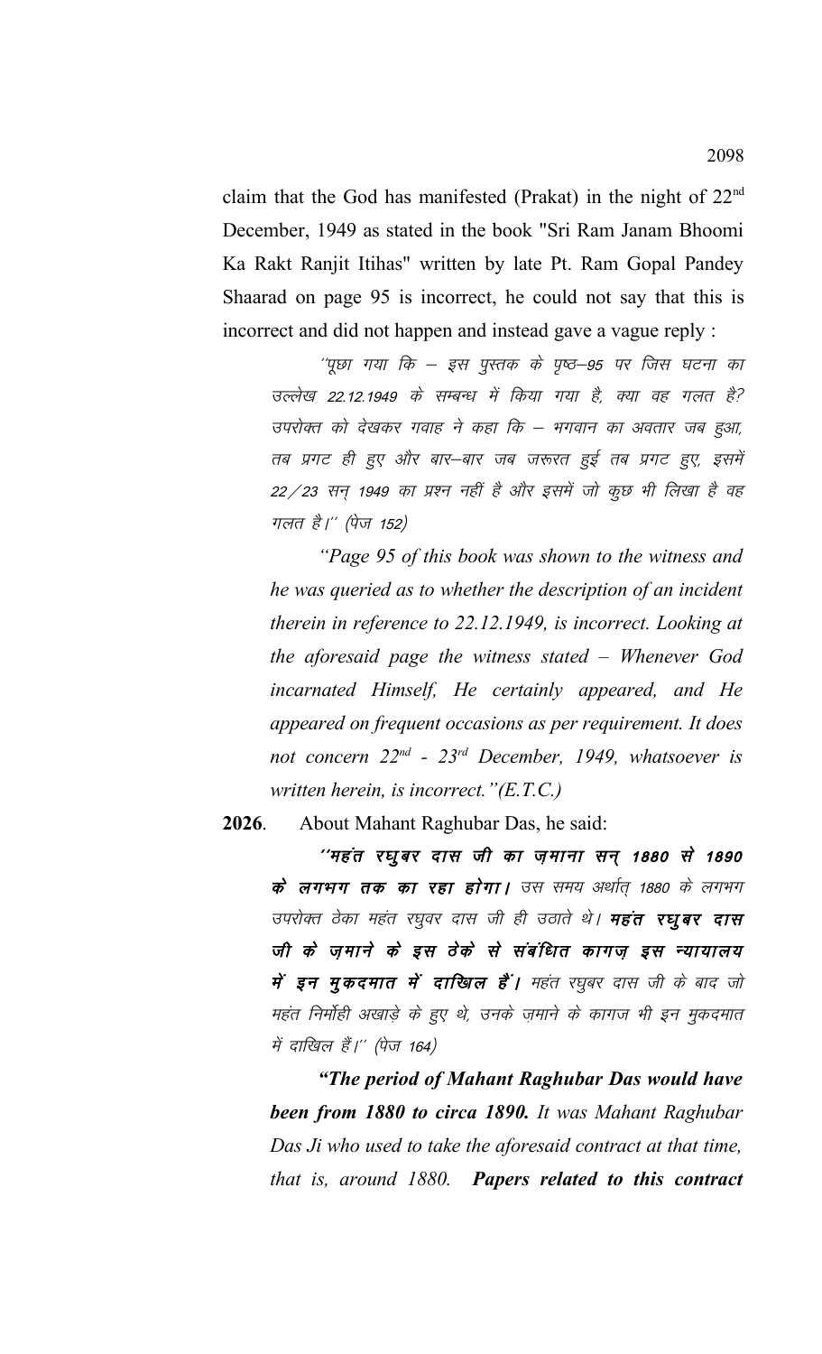claim that the God has manifested (Prakat) in the night of 22nd December, 1949 as stated in the book "Sri Ram Janam Bhoomi Ka Rakt Ranjit Itihas" written by late Pt. Ram Gopal Pandey Shaarad on page 95 is incorrect, he could not say that this is incorrect and did not happen and instead gave a vague reply :

> ''पूछा गया कि – इस पुस्तक के पृष्ठ–95 पर जिस घटना का उल्लेख 22.12.1949 के सम्बन्ध में किया गया है, क्या वह गलत है? उपरोक्त को देखकर गवाह ने कहा कि – भगवान का अवतार जब हुआ, तब प्रगट ही हुए और बार–बार जब जरूरत हुई तब प्रगट हुए, इसमें 22/23 सन् 1949 का प्रश्न नहीं है और इसमें जो कुछ भी लिखा है वह गलत है।'' (पेज 152)
>
> *"Page 95 of this book was shown to the witness and he was queried as to whether the description of an incident therein in reference to 22.12.1949, is incorrect. Looking at the aforesaid page the witness stated – Whenever God incarnated Himself, He certainly appeared, and He appeared on frequent occasions as per requirement. It does not concern 22nd - 23rd December, 1949, whatsoever is written herein, is incorrect."(E.T.C.)*

**2026**. About Mahant Raghubar Das, he said:

> ***''महंत रघुबर दास जी का ज़माना सन् 1880 से 1890 के लगभग तक का रहा होगा।*** *उस समय अर्थात् 1880 के लगभग उपरोक्त ठेका महंत रघुवर दास जी ही उठाते थे।* ***महंत रघुबर दास जी के ज़माने के इस ठेके से संबंधित कागज़ इस न्यायालय में इन मुकदमात में दाखिल हैं।*** *महंत रघुबर दास जी के बाद जो महंत निर्मोही अखाड़े के हुए थे, उनके ज़माने के कागज भी इन मुकदमात में दाखिल हैं।'' (पेज 164)*
>
> ***"The period of Mahant Raghubar Das would have been from 1880 to circa 1890.*** *It was Mahant Raghubar Das Ji who used to take the aforesaid contract at that time, that is, around 1880.* ***Papers related to this contract***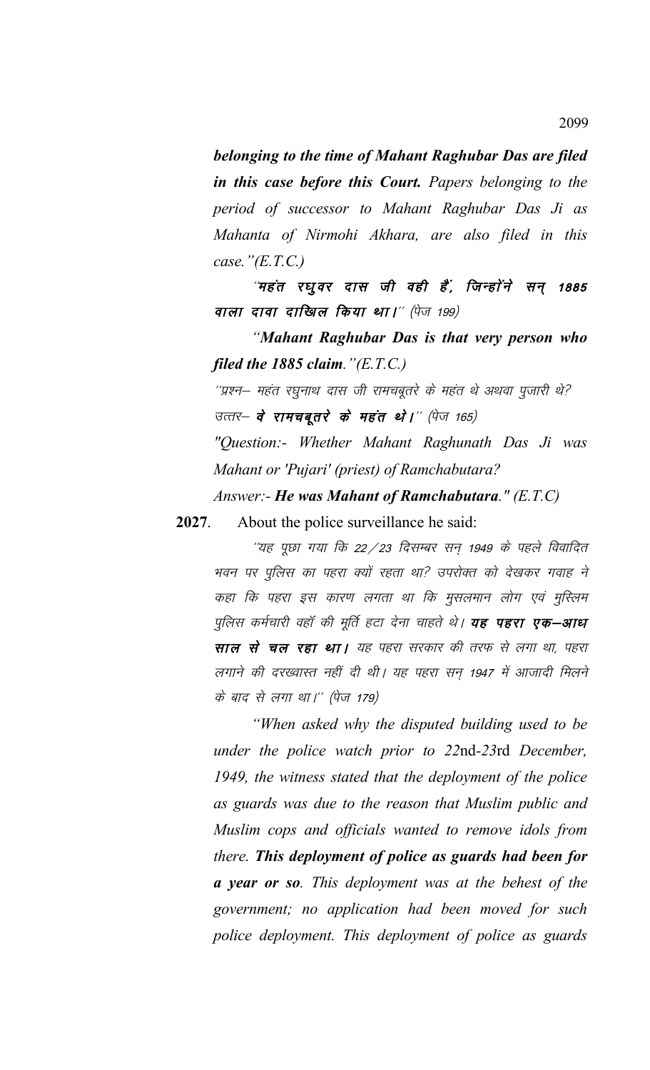***belonging to the time of Mahant Raghubar Das are filed in this case before this Court.*** *Papers belonging to the period of successor to Mahant Raghubar Das Ji as Mahanta of Nirmohi Akhara, are also filed in this case."(E.T.C.)*

*"**महंत रघुवर दास जी वही हैं, जिन्होंने सन् 1885 वाला दावा दाखिल किया था।**" (पेज 199)*

*"**Mahant Raghubar Das is that very person who filed the 1885 claim**."(E.T.C.)*

*"प्रश्न– महंत रघुनाथ दास जी रामचबूतरे के महंत थे अथवा पुजारी थे?*
*उत्तर– **वे रामचबूतरे के महंत थे।**" (पेज 165)*

*"Question:- Whether Mahant Raghunath Das Ji was Mahant or 'Pujari' (priest) of Ramchabutara?*
*Answer:- **He was Mahant of Ramchabutara**." (E.T.C)*

**2027**. About the police surveillance he said:

*"यह पूछा गया कि 22/23 दिसम्बर सन् 1949 के पहले विवादित भवन पर पुलिस का पहरा क्यों रहता था? उपरोक्त को देखकर गवाह ने कहा कि पहरा इस कारण लगता था कि मुसलमान लोग एवं मुस्लिम पुलिस कर्मचारी वहाँ की मूर्ति हटा देना चाहते थे। **यह पहरा एक–आध साल से चल रहा था।** यह पहरा सरकार की तरफ से लगा था, पहरा लगाने की दरख्वास्त नहीं दी थी। यह पहरा सन् 1947 में आजादी मिलने के बाद से लगा था।" (पेज 179)*

*"When asked why the disputed building used to be under the police watch prior to 22nd-23rd December, 1949, the witness stated that the deployment of the police as guards was due to the reason that Muslim public and Muslim cops and officials wanted to remove idols from there. **This deployment of police as guards had been for a year or so**. This deployment was at the behest of the government; no application had been moved for such police deployment. This deployment of police as guards*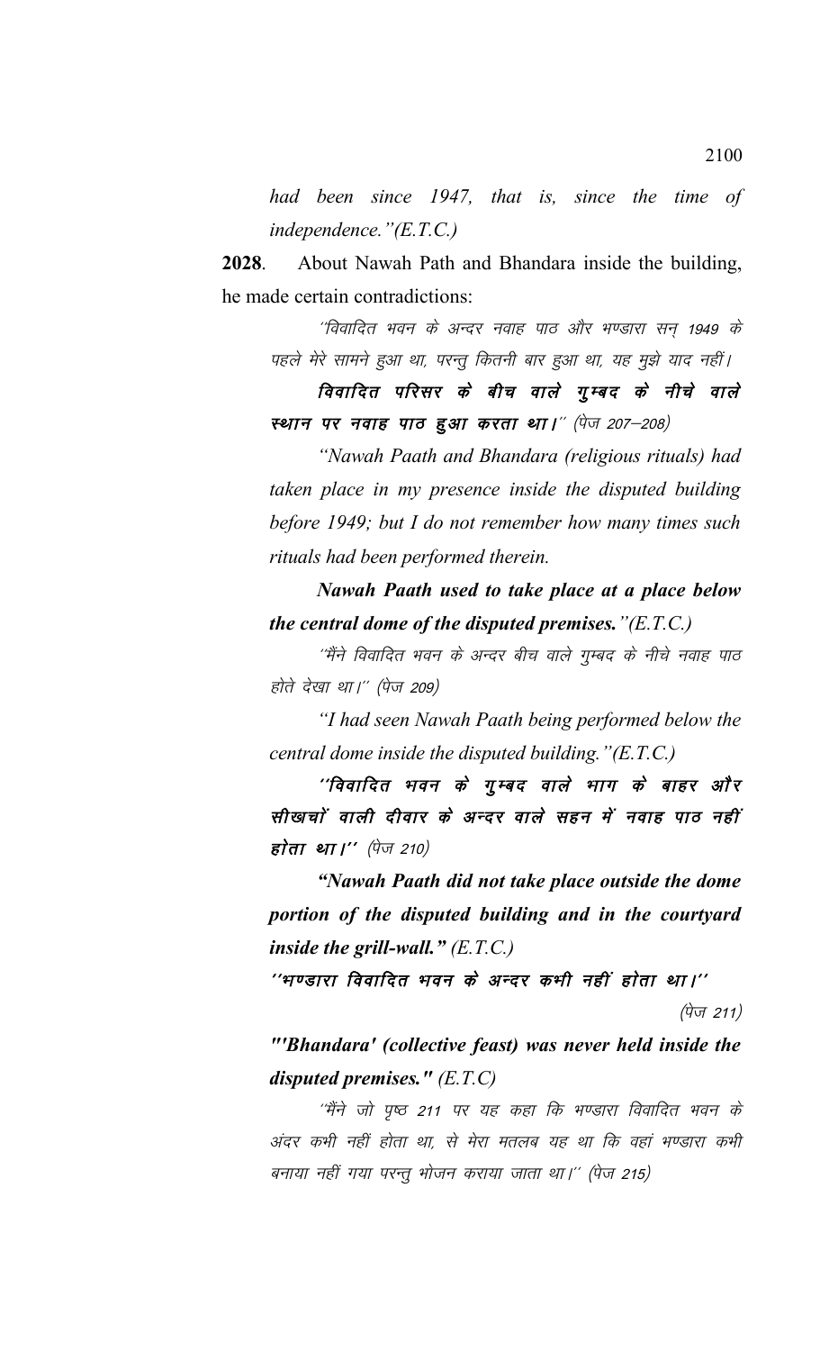*had been since 1947, that is, since the time of independence."(E.T.C.)*

**2028**. About Nawah Path and Bhandara inside the building, he made certain contradictions:

"विवादित भवन के अन्दर नवाह पाठ और भण्डारा सन् 1949 के पहले मेरे सामने हुआ था, परन्तु कितनी बार हुआ था, यह मुझे याद नहीं। **विवादित परिसर के बीच वाले गुम्बद के नीचे वाले स्थान पर नवाह पाठ हुआ करता था।**" (पेज 207–208)

*"Nawah Paath and Bhandara (religious rituals) had taken place in my presence inside the disputed building before 1949; but I do not remember how many times such rituals had been performed therein.*

***Nawah Paath used to take place at a place below the central dome of the disputed premises."(E.T.C.)***

"मैंने विवादित भवन के अन्दर बीच वाले गुम्बद के नीचे नवाह पाठ होते देखा था।" (पेज 209)

*"I had seen Nawah Paath being performed below the central dome inside the disputed building."(E.T.C.)*

**"विवादित भवन के गुम्बद वाले भाग के बाहर और सीखचों वाली दीवार के अन्दर वाले सहन में नवाह पाठ नहीं होता था।"** (पेज 210)

***"Nawah Paath did not take place outside the dome portion of the disputed building and in the courtyard inside the grill-wall." (E.T.C.)***

**"भण्डारा विवादित भवन के अन्दर कभी नहीं होता था।"** (पेज 211)

***"'Bhandara' (collective feast) was never held inside the disputed premises." (E.T.C)***

"मैंने जो पृष्ठ 211 पर यह कहा कि भण्डारा विवादित भवन के अंदर कभी नहीं होता था, से मेरा मतलब यह था कि वहां भण्डारा कभी बनाया नहीं गया परन्तु भोजन कराया जाता था।" (पेज 215)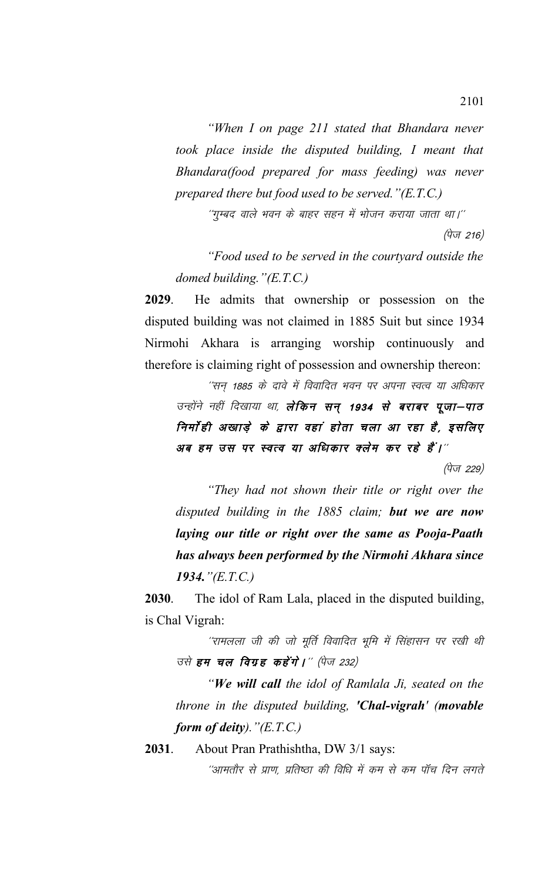*"When I on page 211 stated that Bhandara never took place inside the disputed building, I meant that Bhandara(food prepared for mass feeding) was never prepared there but food used to be served."(E.T.C.)*

''गुम्बद वाले भवन के बाहर सहन में भोजन कराया जाता था।'' (पेज 216)

*"Food used to be served in the courtyard outside the domed building."(E.T.C.)*

**2029**. He admits that ownership or possession on the disputed building was not claimed in 1885 Suit but since 1934 Nirmohi Akhara is arranging worship continuously and therefore is claiming right of possession and ownership thereon:

''सन् 1885 के दावे में विवादित भवन पर अपना स्वत्व या अधिकार उन्होंने नहीं दिखाया था, ***लेकिन सन् 1934 से बराबर पूजा–पाठ निर्मोही अखाड़े के द्वारा वहां होता चला आ रहा है, इसलिए अब हम उस पर स्वत्व या अधिकार क्लेम कर रहे हैं।***'' (पेज 229)

*"They had not shown their title or right over the disputed building in the 1885 claim;* ***but we are now laying our title or right over the same as Pooja-Paath has always been performed by the Nirmohi Akhara since 1934.****"(E.T.C.)*

**2030**. The idol of Ram Lala, placed in the disputed building, is Chal Vigrah:

''रामलला जी की जो मूर्ति विवादित भूमि में सिंहासन पर रखी थी उसे ***हम चल विग्रह कहेंगे।***'' (पेज 232)

*"****We will call*** *the idol of Ramlala Ji, seated on the throne in the disputed building,* ***'Chal-vigrah' (movable form of deity)****."(E.T.C.)*

**2031**. About Pran Prathishtha, DW 3/1 says:

''आमतौर से प्राण, प्रतिष्ठा की विधि में कम से कम पाँच दिन लगते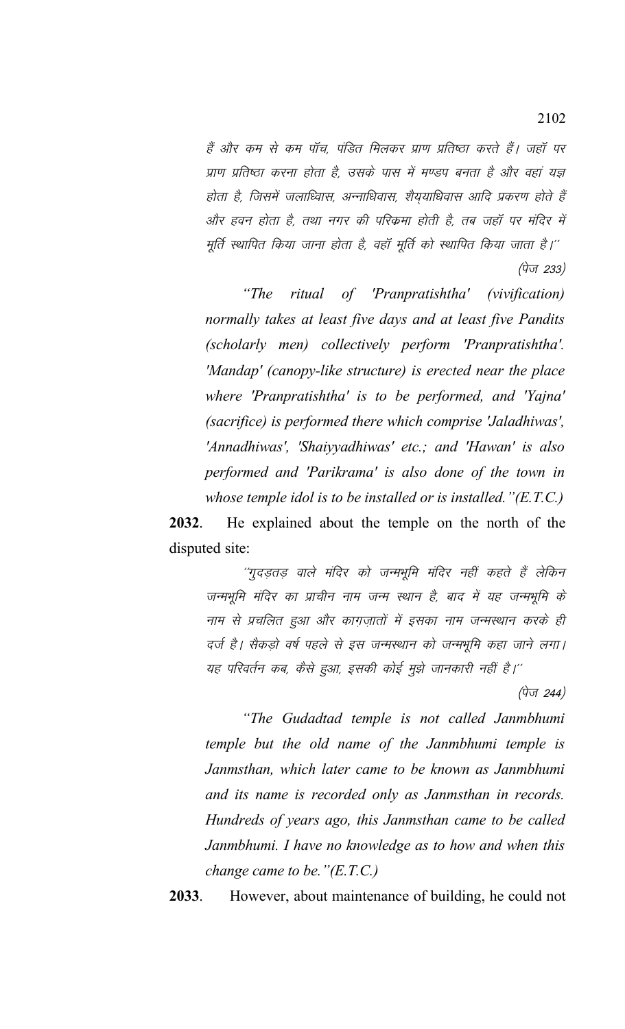*हैं और कम से कम पॉच, पंडित मिलकर प्राण प्रतिष्ठा करते हैं। जहॉ पर प्राण प्रतिष्ठा करना होता है, उसके पास में मण्डप बनता है और वहां यज्ञ होता है, जिसमें जलाधिवास, अन्नाधिवास, शैय्याधिवास आदि प्रकरण होते हैं और हवन होता है, तथा नगर की परिक्रमा होती है, तब जहॉ पर मंदिर में मूर्ति स्थापित किया जाना होता है, वहॉ मूर्ति को स्थापित किया जाता है।''*

(पेज 233)

*"The ritual of 'Pranpratishtha' (vivification) normally takes at least five days and at least five Pandits (scholarly men) collectively perform 'Pranpratishtha'. 'Mandap' (canopy-like structure) is erected near the place where 'Pranpratishtha' is to be performed, and 'Yajna' (sacrifice) is performed there which comprise 'Jaladhiwas', 'Annadhiwas', 'Shaiyyadhiwas' etc.; and 'Hawan' is also performed and 'Parikrama' is also done of the town in whose temple idol is to be installed or is installed."(E.T.C.)*

**2032**. He explained about the temple on the north of the disputed site:

*''गुदड़तड़ वाले मंदिर को जन्मभूमि मंदिर नहीं कहते हैं लेकिन जन्मभूमि मंदिर का प्राचीन नाम जन्म स्थान है, बाद में यह जन्मभूमि के नाम से प्रचलित हुआ और काग़ज़ातों में इसका नाम जन्मस्थान करके ही दर्ज है। सैकड़ो वर्ष पहले से इस जन्मस्थान को जन्मभूमि कहा जाने लगा। यह परिवर्तन कब, कैसे हुआ, इसकी कोई मुझे जानकारी नहीं है।''*

(पेज 244)

*"The Gudadtad temple is not called Janmbhumi temple but the old name of the Janmbhumi temple is Janmsthan, which later came to be known as Janmbhumi and its name is recorded only as Janmsthan in records. Hundreds of years ago, this Janmsthan came to be called Janmbhumi. I have no knowledge as to how and when this change came to be."(E.T.C.)*

**2033**. However, about maintenance of building, he could not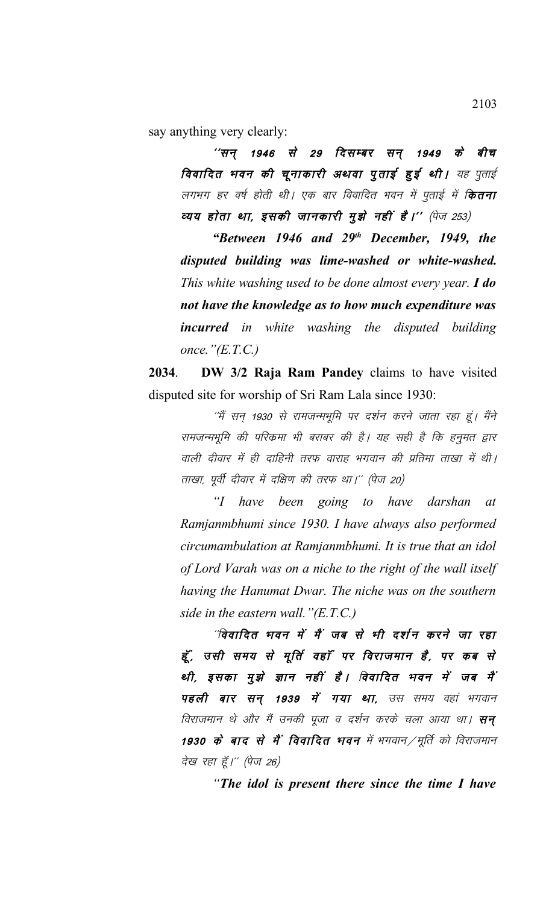say anything very clearly:

> ''**सन् 1946 से 29 दिसम्बर सन् 1949 के बीच विवादित भवन की चूनाकारी अथवा पुताई हुई थी।** यह पुताई लगभग हर वर्ष होती थी। एक बार विवादित भवन में पुताई में **कितना व्यय होता था, इसकी जानकारी मुझे नहीं है।''** (पेज 253)
>
> ***"Between 1946 and 29th December, 1949, the disputed building was lime-washed or white-washed.*** *This white washing used to be done almost every year.* ***I do not have the knowledge as to how much expenditure was incurred*** *in white washing the disputed building once."(E.T.C.)*

**2034**. **DW 3/2 Raja Ram Pandey** claims to have visited disputed site for worship of Sri Ram Lala since 1930:

> ''मैं सन् 1930 से रामजन्मभूमि पर दर्शन करने जाता रहा हूं। मैंने रामजन्मभूमि की परिक्रमा भी बराबर की है। यह सही है कि हनुमत द्वार वाली दीवार में ही दाहिनी तरफ वाराह भगवान की प्रतिमा ताखा में थी। ताखा, पूर्वी दीवार में दक्षिण की तरफ था।'' (पेज 20)
>
> *"I have been going to have darshan at Ramjanmbhumi since 1930. I have always also performed circumambulation at Ramjanmbhumi. It is true that an idol of Lord Varah was on a niche to the right of the wall itself having the Hanumat Dwar. The niche was on the southern side in the eastern wall."(E.T.C.)*
>
> ''**विवादित भवन में मैं जब से भी दर्शन करने जा रहा हूँ, उसी समय से मूर्ति वहाँ पर विराजमान है, पर कब से थी, इसका मुझे ज्ञान नहीं है। विवादित भवन में जब मैं पहली बार सन् 1939 में गया था,** उस समय वहां भगवान विराजमान थे और मैं उनकी पूजा व दर्शन करके चला आया था। **सन् 1930 के बाद से मैं विवादित भवन** में भगवान/मूर्ति को विराजमान देख रहा हूँ।'' (पेज 26)
>
> *"**The idol is present there since the time I have***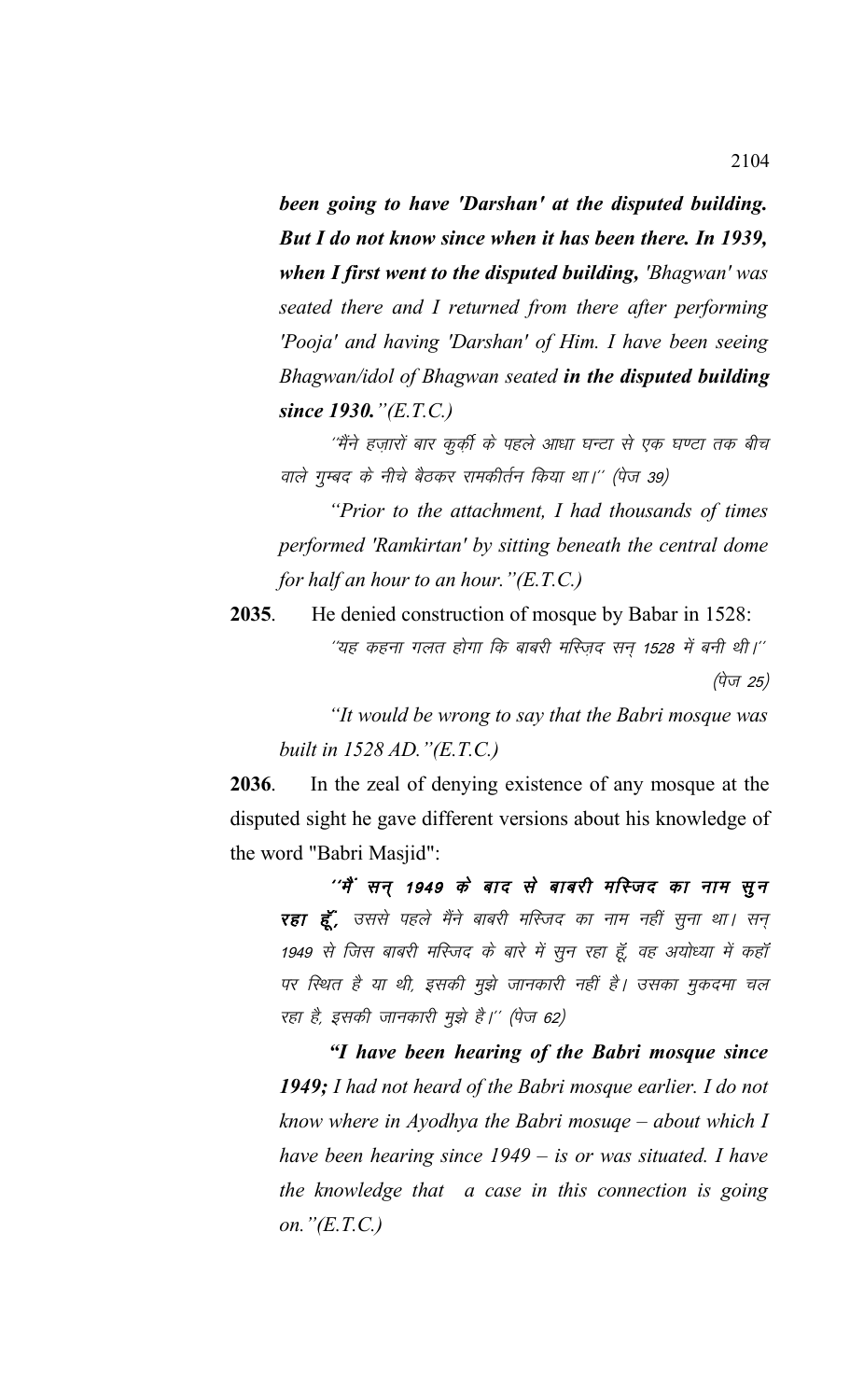***been going to have 'Darshan' at the disputed building. But I do not know since when it has been there. In 1939, when I first went to the disputed building,*** *'Bhagwan' was seated there and I returned from there after performing 'Pooja' and having 'Darshan' of Him. I have been seeing Bhagwan/idol of Bhagwan seated* ***in the disputed building since 1930.****"(E.T.C.)*

''मैंने हज़ारों बार कुर्की के पहले आधा घन्टा से एक घण्टा तक बीच वाले गुम्बद के नीचे बैठकर रामकीर्तन किया था।'' (पेज 39)

*"Prior to the attachment, I had thousands of times performed 'Ramkirtan' by sitting beneath the central dome for half an hour to an hour."(E.T.C.)*

**2035**. He denied construction of mosque by Babar in 1528:

''यह कहना गलत होगा कि बाबरी मस्ज़िद सन् 1528 में बनी थी।'' (पेज 25)

*"It would be wrong to say that the Babri mosque was built in 1528 AD."(E.T.C.)*

**2036**. In the zeal of denying existence of any mosque at the disputed sight he gave different versions about his knowledge of the word "Babri Masjid":

***''मैं सन् 1949 के बाद से बाबरी मस्जिद का नाम सुन रहा हूँ,*** उससे पहले मैंने बाबरी मस्जिद का नाम नहीं सुना था। सन् 1949 से जिस बाबरी मस्जिद के बारे में सुन रहा हूँ, वह अयोध्या में कहाँ पर स्थित है या थी, इसकी मुझे जानकारी नहीं है। उसका मुकदमा चल रहा है, इसकी जानकारी मुझे है।'' (पेज 62)

***"I have been hearing of the Babri mosque since 1949;*** *I had not heard of the Babri mosque earlier. I do not know where in Ayodhya the Babri mosuqe – about which I have been hearing since 1949 – is or was situated. I have the knowledge that a case in this connection is going on."(E.T.C.)*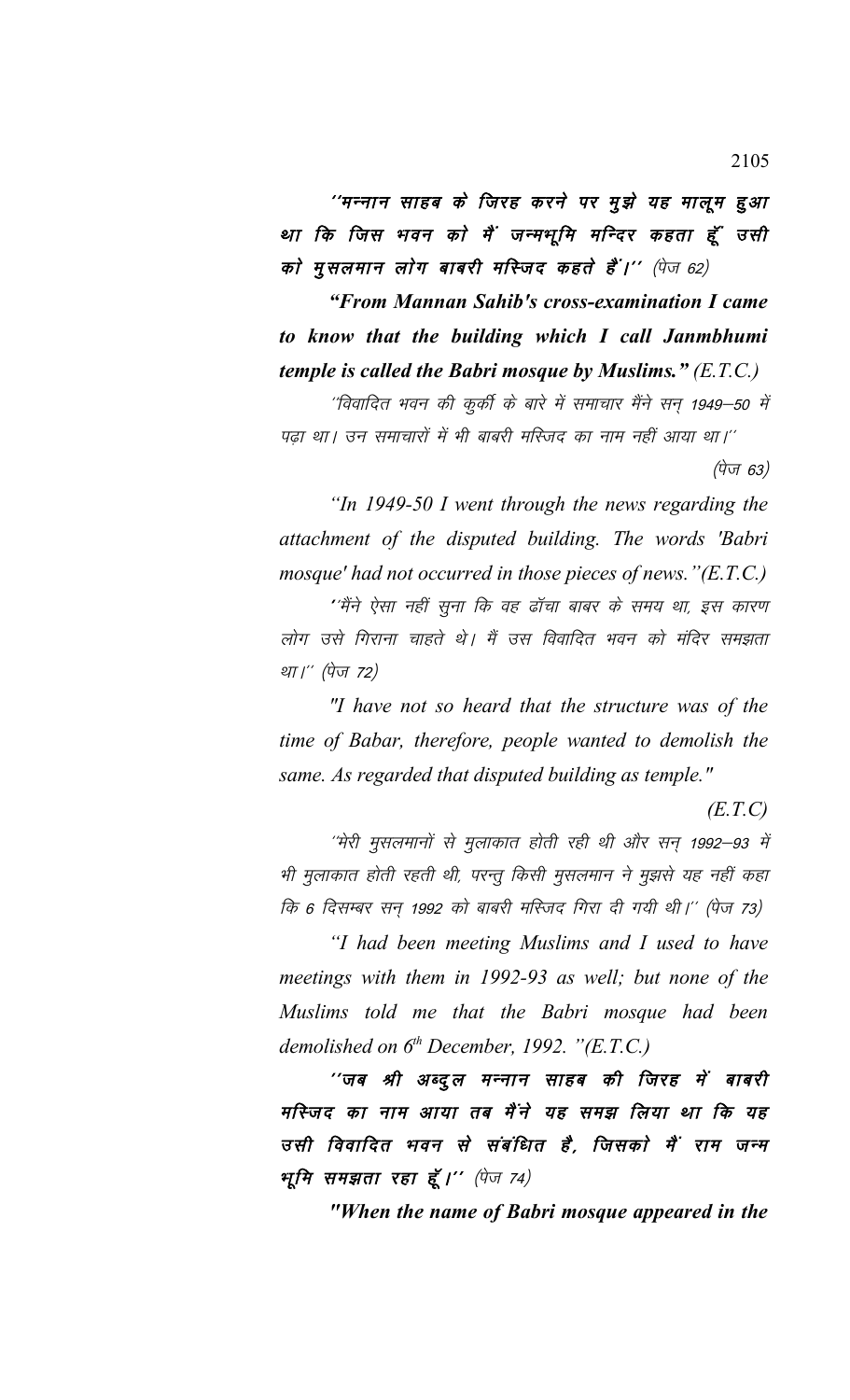**''मन्नान साहब के जिरह करने पर मुझे यह मालूम हुआ था कि जिस भवन को मैं जन्मभूमि मन्दिर कहता हूँ उसी को मुसलमान लोग बाबरी मस्जिद कहते हैं।''** (पेज 62)

***"From Mannan Sahib's cross-examination I came to know that the building which I call Janmbhumi temple is called the Babri mosque by Muslims."*** *(E.T.C.)*

''विवादित भवन की कुर्की के बारे में समाचार मैंने सन् 1949–50 में पढ़ा था। उन समाचारों में भी बाबरी मस्जिद का नाम नहीं आया था।'' (पेज 63)

*"In 1949-50 I went through the news regarding the attachment of the disputed building. The words 'Babri mosque' had not occurred in those pieces of news."(E.T.C.)*

''मैंने ऐसा नहीं सुना कि वह ढॉचा बाबर के समय था, इस कारण लोग उसे गिराना चाहते थे। मैं उस विवादित भवन को मंदिर समझता था।'' (पेज 72)

*"I have not so heard that the structure was of the time of Babar, therefore, people wanted to demolish the same. As regarded that disputed building as temple."*

*(E.T.C)*

''मेरी मुसलमानों से मुलाकात होती रही थी और सन् 1992–93 में भी मुलाकात होती रहती थी, परन्तु किसी मुसलमान ने मुझसे यह नहीं कहा कि 6 दिसम्बर सन् 1992 को बाबरी मस्जिद गिरा दी गयी थी।'' (पेज 73)

*"I had been meeting Muslims and I used to have meetings with them in 1992-93 as well; but none of the Muslims told me that the Babri mosque had been demolished on 6th December, 1992. "(E.T.C.)*

**''जब श्री अब्दुल मन्नान साहब की जिरह में बाबरी मस्जिद का नाम आया तब मैंने यह समझ लिया था कि यह उसी विवादित भवन से संबंधित है, जिसको मैं राम जन्म भूमि समझता रहा हूँ।''** (पेज 74)

***"When the name of Babri mosque appeared in the***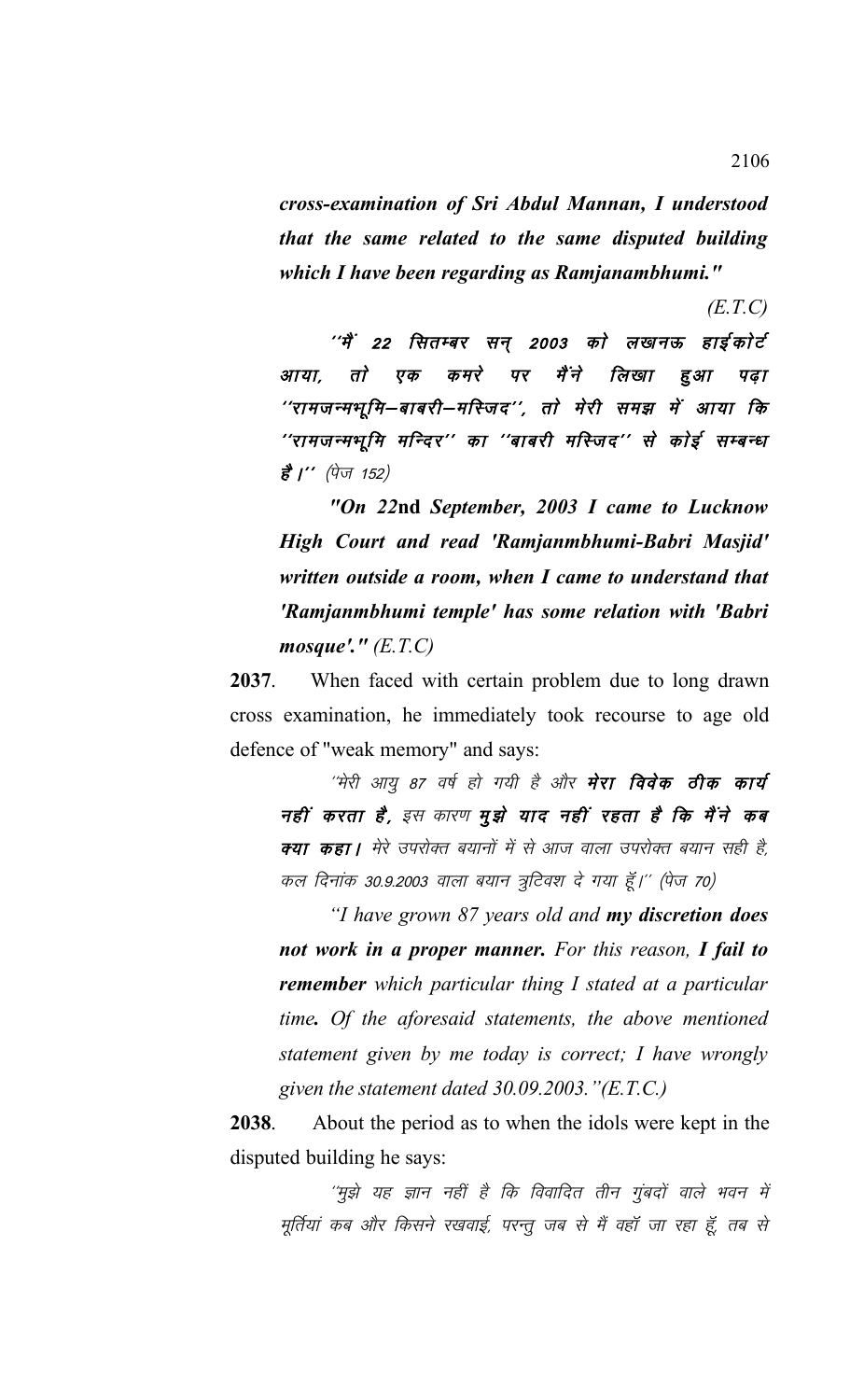***cross-examination of Sri Abdul Mannan, I understood that the same related to the same disputed building which I have been regarding as Ramjanambhumi."***

*(E.T.C)*

***''मैं 22 सितम्बर सन् 2003 को लखनऊ हाईकोर्ट आया, तो एक कमरे पर मैंने लिखा हुआ पढ़ा ''रामजन्मभूमि–बाबरी–मस्जिद'', तो मेरी समझ में आया कि ''रामजन्मभूमि मन्दिर'' का ''बाबरी मस्जिद'' से कोई सम्बन्ध है।''*** (पेज 152)

***"On 22nd September, 2003 I came to Lucknow High Court and read 'Ramjanmbhumi-Babri Masjid' written outside a room, when I came to understand that 'Ramjanmbhumi temple' has some relation with 'Babri mosque'."*** *(E.T.C)*

**2037**. When faced with certain problem due to long drawn cross examination, he immediately took recourse to age old defence of "weak memory" and says:

*''मेरी आयु 87 वर्ष हो गयी है और **मेरा विवेक ठीक कार्य नहीं करता है,** इस कारण **मुझे याद नहीं रहता है कि मैंने कब क्या कहा।** मेरे उपरोक्त बयानों में से आज वाला उपरोक्त बयान सही है, कल दिनांक 30.9.2003 वाला बयान त्रुटिवश दे गया हूँ।'' (पेज 70)*

*"I have grown 87 years old and **my discretion does not work in a proper manner.** For this reason, **I fail to remember** which particular thing I stated at a particular time**.** Of the aforesaid statements, the above mentioned statement given by me today is correct; I have wrongly given the statement dated 30.09.2003."(E.T.C.)*

**2038**. About the period as to when the idols were kept in the disputed building he says:

*''मुझे यह ज्ञान नहीं है कि विवादित तीन गुंबदों वाले भवन में मूर्तियां कब और किसने रखवाई, परन्तु जब से मैं वहाँ जा रहा हूँ, तब से*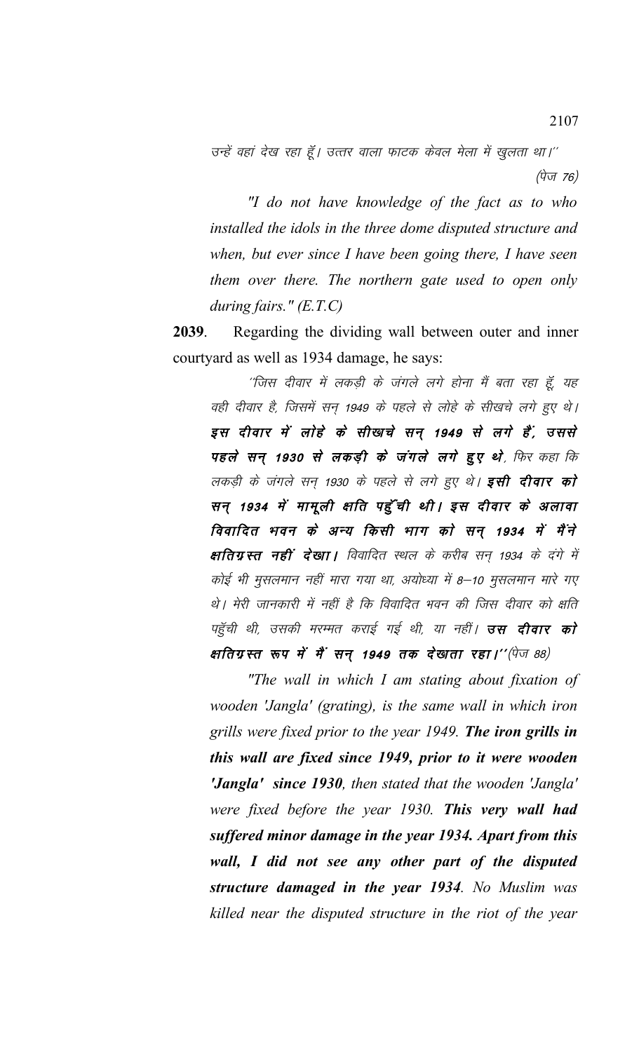उन्हें वहां देख रहा हूँ। उत्तर वाला फाटक केवल मेला में खुलता था।''
(पेज 76)

*"I do not have knowledge of the fact as to who installed the idols in the three dome disputed structure and when, but ever since I have been going there, I have seen them over there. The northern gate used to open only during fairs." (E.T.C)*

**2039**. Regarding the dividing wall between outer and inner courtyard as well as 1934 damage, he says:

''जिस दीवार में लकड़ी के जंगले लगे होना मैं बता रहा हूँ, यह वही दीवार है, जिसमें सन् 1949 के पहले से लोहे के सीखचे लगे हुए थे। **इस दीवार में लोहे के सीखचे सन् 1949 से लगे हैं, उससे पहले सन् 1930 से लकड़ी के जंगले लगे हुए थे**, फिर कहा कि लकड़ी के जंगले सन् 1930 के पहले से लगे हुए थे। **इसी दीवार को सन् 1934 में मामूली क्षति पहुँची थी। इस दीवार के अलावा विवादित भवन के अन्य किसी भाग को सन् 1934 में मैंने क्षतिग्रस्त नहीं देखा।** विवादित स्थल के करीब सन् 1934 के दंगे में कोई भी मुसलमान नहीं मारा गया था, अयोध्या में 8–10 मुसलमान मारे गए थे। मेरी जानकारी में नहीं है कि विवादित भवन की जिस दीवार को क्षति पहुँची थी, उसकी मरम्मत कराई गई थी, या नहीं। **उस दीवार को क्षतिग्रस्त रूप में मैं सन् 1949 तक देखता रहा।**''(पेज 88)

*"The wall in which I am stating about fixation of wooden 'Jangla' (grating), is the same wall in which iron grills were fixed prior to the year 1949. **The iron grills in this wall are fixed since 1949, prior to it were wooden 'Jangla' since 1930**, then stated that the wooden 'Jangla' were fixed before the year 1930. **This very wall had suffered minor damage in the year 1934. Apart from this wall, I did not see any other part of the disputed structure damaged in the year 1934**. No Muslim was killed near the disputed structure in the riot of the year*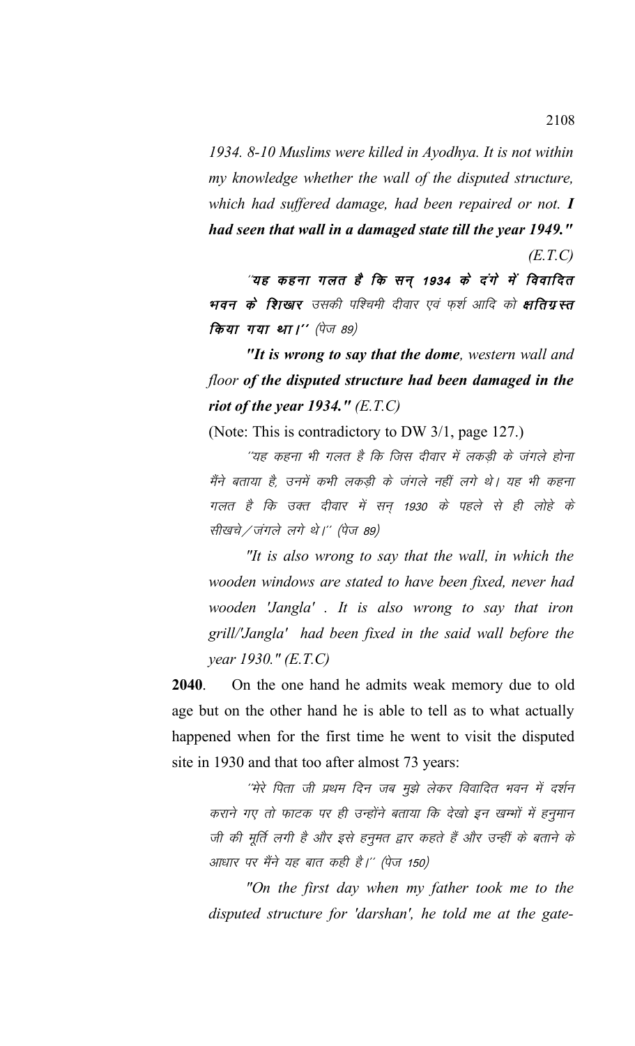*1934. 8-10 Muslims were killed in Ayodhya. It is not within my knowledge whether the wall of the disputed structure, which had suffered damage, had been repaired or not.* ***I had seen that wall in a damaged state till the year 1949."*** *(E.T.C)*

*"**यह कहना गलत है कि सन् 1934 के दंगे में विवादित भवन के शिखर** उसकी पश्चिमी दीवार एवं फ़र्श आदि को **क्षतिग्रस्त किया गया था।"** (पेज 89)*

***"It is wrong to say that the dome****, western wall and floor* ***of the disputed structure had been damaged in the riot of the year 1934."*** *(E.T.C)*

(Note: This is contradictory to DW 3/1, page 127.)

*"यह कहना भी गलत है कि जिस दीवार में लकड़ी के जंगले होना मैंने बताया है, उनमें कभी लकड़ी के जंगले नहीं लगे थे। यह भी कहना गलत है कि उक्त दीवार में सन् 1930 के पहले से ही लोहे के सीखचे/जंगले लगे थे।" (पेज 89)*

*"It is also wrong to say that the wall, in which the wooden windows are stated to have been fixed, never had wooden 'Jangla' . It is also wrong to say that iron grill/'Jangla' had been fixed in the said wall before the year 1930." (E.T.C)*

**2040**. On the one hand he admits weak memory due to old age but on the other hand he is able to tell as to what actually happened when for the first time he went to visit the disputed site in 1930 and that too after almost 73 years:

*"मेरे पिता जी प्रथम दिन जब मुझे लेकर विवादित भवन में दर्शन कराने गए तो फाटक पर ही उन्होंने बताया कि देखो इन खम्भों में हनुमान जी की मूर्ति लगी है और इसे हनुमत द्वार कहते हैं और उन्हीं के बताने के आधार पर मैंने यह बात कही है।" (पेज 150)*

*"On the first day when my father took me to the disputed structure for 'darshan', he told me at the gate-*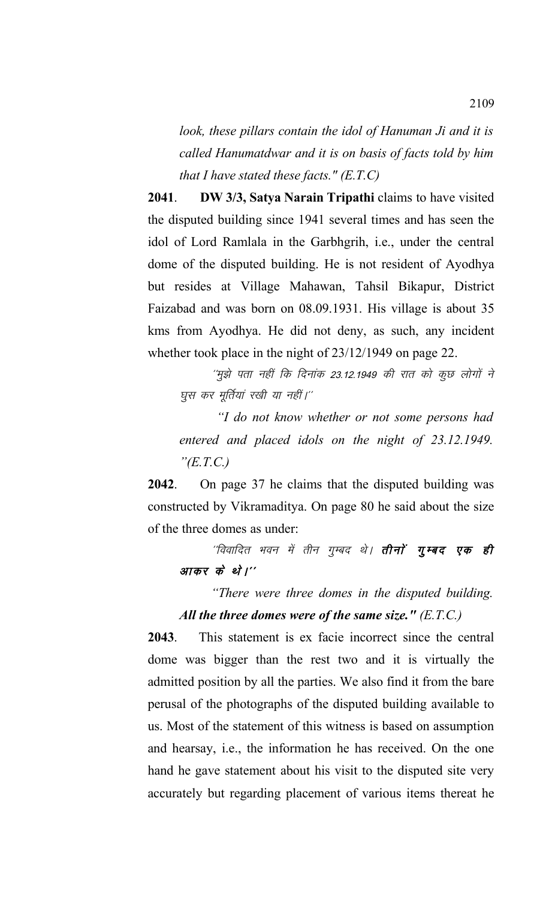*look, these pillars contain the idol of Hanuman Ji and it is called Hanumatdwar and it is on basis of facts told by him that I have stated these facts." (E.T.C)*

**2041**. **DW 3/3, Satya Narain Tripathi** claims to have visited the disputed building since 1941 several times and has seen the idol of Lord Ramlala in the Garbhgrih, i.e., under the central dome of the disputed building. He is not resident of Ayodhya but resides at Village Mahawan, Tahsil Bikapur, District Faizabad and was born on 08.09.1931. His village is about 35 kms from Ayodhya. He did not deny, as such, any incident whether took place in the night of 23/12/1949 on page 22.

> ''मुझे पता नहीं कि दिनांक 23.12.1949 की रात को कुछ लोगों ने घुस कर मूर्तियां रखी या नहीं।''
>
> *"I do not know whether or not some persons had entered and placed idols on the night of 23.12.1949. "(E.T.C.)*

**2042**. On page 37 he claims that the disputed building was constructed by Vikramaditya. On page 80 he said about the size of the three domes as under:

> ''विवादित भवन में तीन गुम्बद थे। ***तीनों गुम्बद एक ही आकर के थे।***''
>
> *"There were three domes in the disputed building. **All the three domes were of the same size."** (E.T.C.)*

**2043**. This statement is ex facie incorrect since the central dome was bigger than the rest two and it is virtually the admitted position by all the parties. We also find it from the bare perusal of the photographs of the disputed building available to us. Most of the statement of this witness is based on assumption and hearsay, i.e., the information he has received. On the one hand he gave statement about his visit to the disputed site very accurately but regarding placement of various items thereat he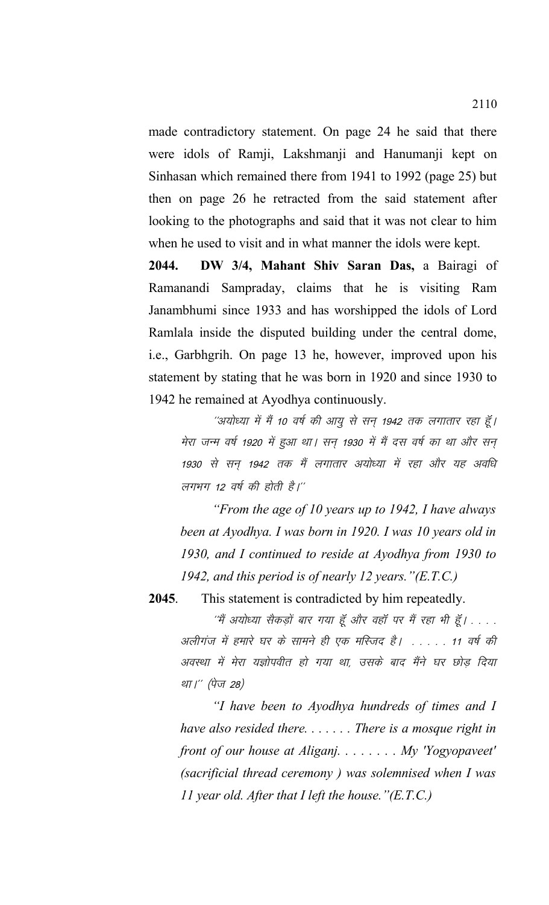made contradictory statement. On page 24 he said that there were idols of Ramji, Lakshmanji and Hanumanji kept on Sinhasan which remained there from 1941 to 1992 (page 25) but then on page 26 he retracted from the said statement after looking to the photographs and said that it was not clear to him when he used to visit and in what manner the idols were kept.

**2044. DW 3/4, Mahant Shiv Saran Das,** a Bairagi of Ramanandi Sampraday, claims that he is visiting Ram Janambhumi since 1933 and has worshipped the idols of Lord Ramlala inside the disputed building under the central dome, i.e., Garbhgrih. On page 13 he, however, improved upon his statement by stating that he was born in 1920 and since 1930 to 1942 he remained at Ayodhya continuously.

> *''अयोध्या में मैं 10 वर्ष की आयु से सन् 1942 तक लगातार रहा हूँ। मेरा जन्म वर्ष 1920 में हुआ था। सन् 1930 में मैं दस वर्ष का था और सन् 1930 से सन् 1942 तक मैं लगातार अयोध्या में रहा और यह अवधि लगभग 12 वर्ष की होती है।''*
>
> *"From the age of 10 years up to 1942, I have always been at Ayodhya. I was born in 1920. I was 10 years old in 1930, and I continued to reside at Ayodhya from 1930 to 1942, and this period is of nearly 12 years."(E.T.C.)*

**2045**. This statement is contradicted by him repeatedly.

> *''मैं अयोध्या सैकड़ों बार गया हूँ और वहाँ पर मैं रहा भी हूँ। . . . . अलीगंज में हमारे घर के सामने ही एक मस्जिद है। . . . . . 11 वर्ष की अवस्था में मेरा यज्ञोपवीत हो गया था, उसके बाद मैंने घर छोड़ दिया था।'' (पेज 28)*
>
> *"I have been to Ayodhya hundreds of times and I have also resided there. . . . . . . There is a mosque right in front of our house at Aliganj. . . . . . . . My 'Yogyopaveet' (sacrificial thread ceremony ) was solemnised when I was 11 year old. After that I left the house."(E.T.C.)*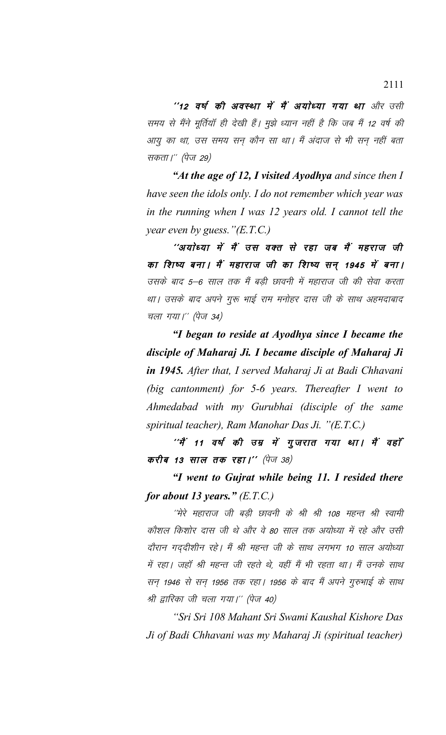***"12 वर्ष की अवस्था में मैं अयोध्या गया था*** *और उसी समय से मैंने मूर्तियॉ ही देखी हैं। मुझे ध्यान नहीं है कि जब मैं 12 वर्ष की आयु का था, उस समय सन् कौन सा था। मैं अंदाज से भी सन् नहीं बता सकता।" (पेज 29)*

***"At the age of 12, I visited Ayodhya*** *and since then I have seen the idols only. I do not remember which year was in the running when I was 12 years old. I cannot tell the year even by guess."(E.T.C.)*

***"अयोध्या में मैं उस वक्त से रहा जब मैं महराज जी का शिष्य बना। मैं महाराज जी का शिष्य सन् 1945 में बना।*** *उसके बाद 5–6 साल तक मैं बड़ी छावनी में महाराज जी की सेवा करता था। उसके बाद अपने गुरू भाई राम मनोहर दास जी के साथ अहमदाबाद चला गया।" (पेज 34)*

***"I began to reside at Ayodhya since I became the disciple of Maharaj Ji. I became disciple of Maharaj Ji in 1945.*** *After that, I served Maharaj Ji at Badi Chhavani (big cantonment) for 5-6 years. Thereafter I went to Ahmedabad with my Gurubhai (disciple of the same spiritual teacher), Ram Manohar Das Ji. "(E.T.C.)*

***"मैं 11 वर्ष की उम्र में गुजरात गया था। मैं वहॉ करीब 13 साल तक रहा।"*** *(पेज 38)*

***"I went to Gujrat while being 11. I resided there for about 13 years."*** *(E.T.C.)*

*"मेरे महाराज जी बड़ी छावनी के श्री श्री 108 महन्त श्री स्वामी कौशल किशोर दास जी थे और वे 80 साल तक अयोध्या में रहे और उसी दौरान गद्दीशीन रहे। मैं श्री महन्त जी के साथ लगभग 10 साल अयोध्या में रहा। जहॉ श्री महन्त जी रहते थे, वहीं मैं भी रहता था। मैं उनके साथ सन् 1946 से सन् 1956 तक रहा। 1956 के बाद मैं अपने गुरुभाई के साथ श्री द्वारिका जी चला गया।" (पेज 40)*

*"Sri Sri 108 Mahant Sri Swami Kaushal Kishore Das Ji of Badi Chhavani was my Maharaj Ji (spiritual teacher)*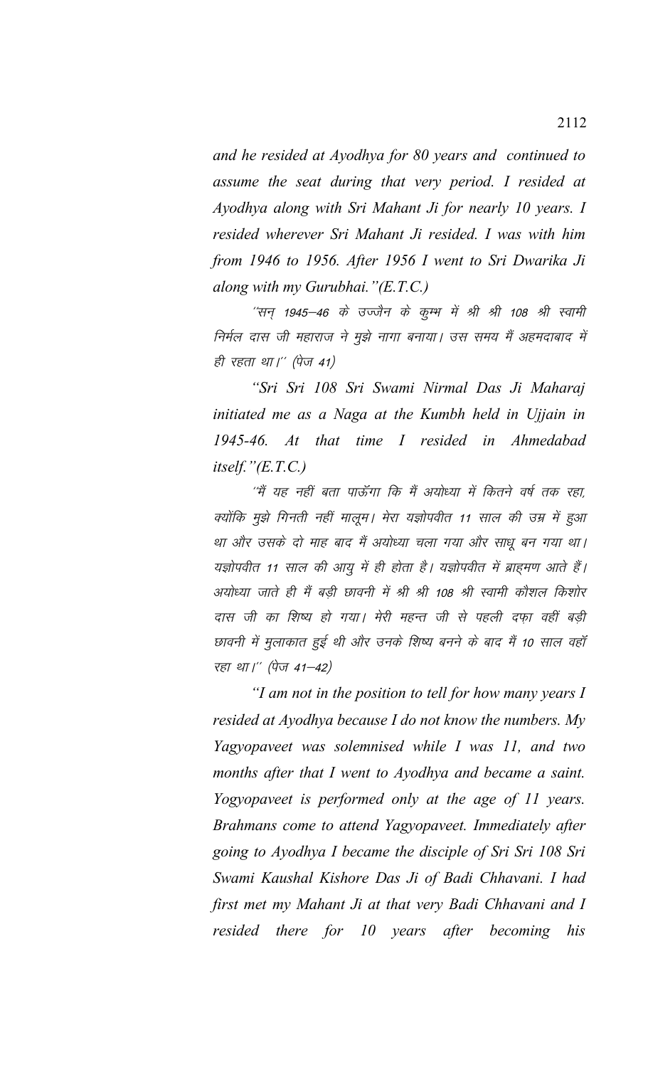*and he resided at Ayodhya for 80 years and continued to assume the seat during that very period. I resided at Ayodhya along with Sri Mahant Ji for nearly 10 years. I resided wherever Sri Mahant Ji resided. I was with him from 1946 to 1956. After 1956 I went to Sri Dwarika Ji along with my Gurubhai."(E.T.C.)*

''सन् 1945–46 के उज्जैन के कुम्भ में श्री श्री 108 श्री स्वामी निर्मल दास जी महाराज ने मुझे नागा बनाया। उस समय मैं अहमदाबाद में ही रहता था।'' (पेज 41)

*"Sri Sri 108 Sri Swami Nirmal Das Ji Maharaj initiated me as a Naga at the Kumbh held in Ujjain in 1945-46. At that time I resided in Ahmedabad itself."(E.T.C.)*

''मैं यह नहीं बता पाऊँगा कि मैं अयोध्या में कितने वर्ष तक रहा, क्योंकि मुझे गिनती नहीं मालूम। मेरा यज्ञोपवीत 11 साल की उम्र में हुआ था और उसके दो माह बाद मैं अयोध्या चला गया और साधू बन गया था। यज्ञोपवीत 11 साल की आयु में ही होता है। यज्ञोपवीत में ब्राहमण आते हैं। अयोध्या जाते ही मैं बड़ी छावनी में श्री श्री 108 श्री स्वामी कौशल किशोर दास जी का शिष्य हो गया। मेरी महन्त जी से पहली दफ़ा वहीं बड़ी छावनी में मुलाकात हुई थी और उनके शिष्य बनने के बाद मैं 10 साल वहाँ रहा था।'' (पेज 41–42)

*"I am not in the position to tell for how many years I resided at Ayodhya because I do not know the numbers. My Yagyopaveet was solemnised while I was 11, and two months after that I went to Ayodhya and became a saint. Yogyopaveet is performed only at the age of 11 years. Brahmans come to attend Yagyopaveet. Immediately after going to Ayodhya I became the disciple of Sri Sri 108 Sri Swami Kaushal Kishore Das Ji of Badi Chhavani. I had first met my Mahant Ji at that very Badi Chhavani and I resided there for 10 years after becoming his*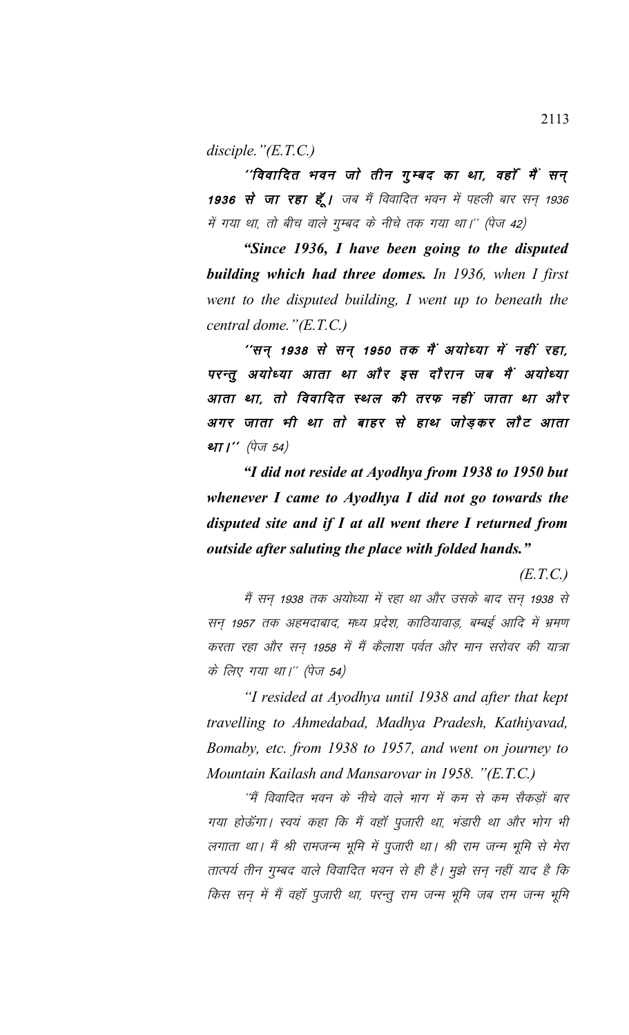*disciple."(E.T.C.)*

''**विवादित भवन जो तीन गुम्बद का था, वहाँ मैं सन् 1936 से जा रहा हूँ।** *जब मैं विवादित भवन में पहली बार सन् 1936 में गया था, तो बीच वाले गुम्बद के नीचे तक गया था।'' (पेज 42)*

***"Since 1936, I have been going to the disputed building which had three domes.*** *In 1936, when I first went to the disputed building, I went up to beneath the central dome."(E.T.C.)*

***''सन् 1938 से सन् 1950 तक मैं अयोध्या में नहीं रहा, परन्तु अयोध्या आता था और इस दौरान जब मैं अयोध्या आता था, तो विवादित स्थल की तरफ नहीं जाता था और अगर जाता भी था तो बाहर से हाथ जोड़कर लौट आता था।''*** *(पेज 54)*

***"I did not reside at Ayodhya from 1938 to 1950 but whenever I came to Ayodhya I did not go towards the disputed site and if I at all went there I returned from outside after saluting the place with folded hands."***

*(E.T.C.)*

*मैं सन् 1938 तक अयोध्या में रहा था और उसके बाद सन् 1938 से सन् 1957 तक अहमदाबाद, मध्य प्रदेश, काठियावाड़, बम्बई आदि में भ्रमण करता रहा और सन् 1958 में मैं कैलाश पर्वत और मान सरोवर की यात्रा के लिए गया था।'' (पेज 54)*

*"I resided at Ayodhya until 1938 and after that kept travelling to Ahmedabad, Madhya Pradesh, Kathiyavad, Bomaby, etc. from 1938 to 1957, and went on journey to Mountain Kailash and Mansarovar in 1958. "(E.T.C.)*

*''मैं विवादित भवन के नीचे वाले भाग में कम से कम सैकड़ों बार गया होऊँगा। स्वयं कहा कि मैं वहाँ पुजारी था, भंडारी था और भोग भी लगाता था। मैं श्री रामजन्म भूमि में पुजारी था। श्री राम जन्म भूमि से मेरा तात्पर्य तीन गुम्बद वाले विवादित भवन से ही है। मुझे सन् नहीं याद है कि किस सन् में मैं वहाँ पुजारी था, परन्तु राम जन्म भूमि जब राम जन्म भूमि*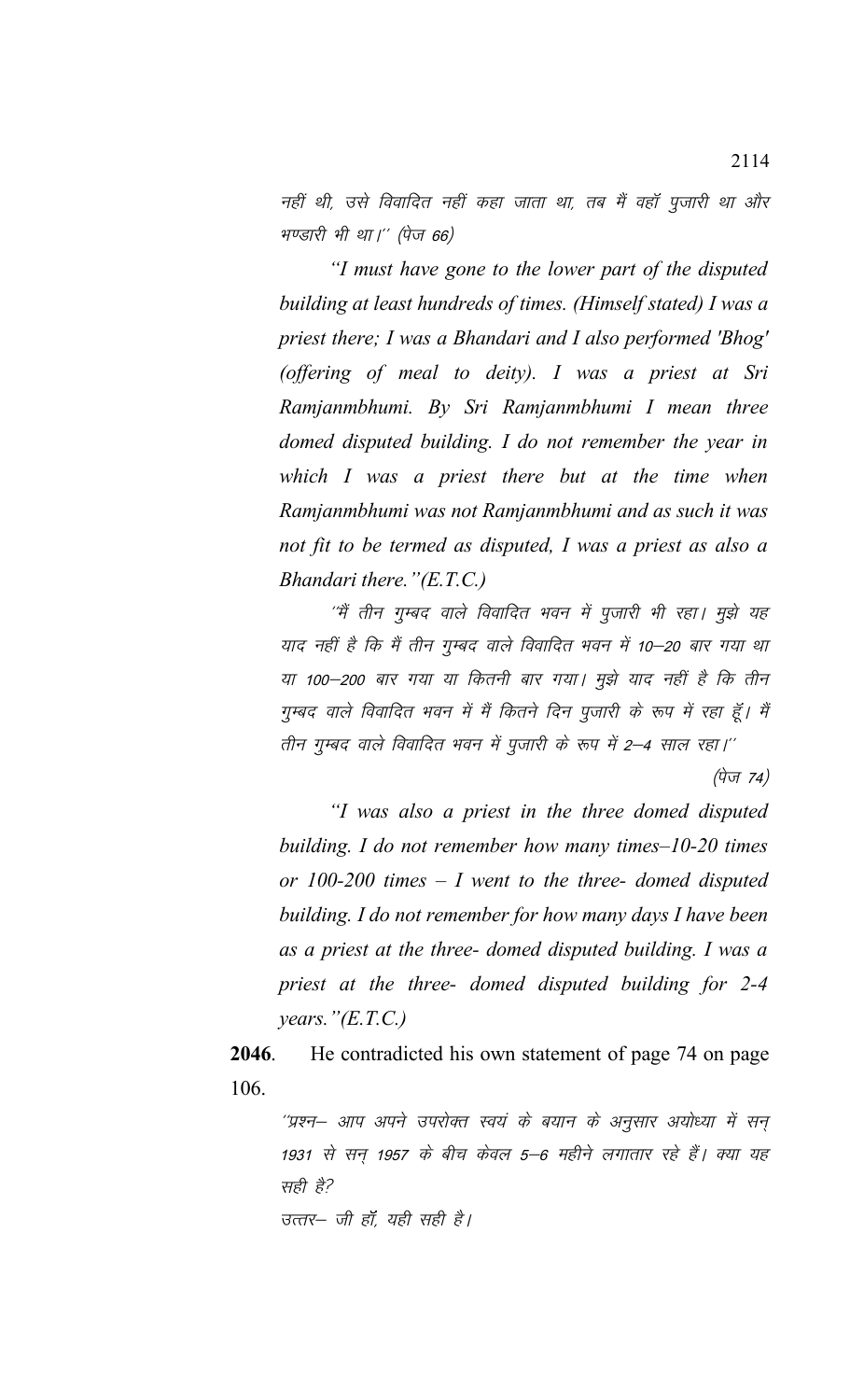नहीं थी, उसे विवादित नहीं कहा जाता था, तब मैं वहॉ पुजारी था और भण्डारी भी था।'' (पेज 66)

*"I must have gone to the lower part of the disputed building at least hundreds of times. (Himself stated) I was a priest there; I was a Bhandari and I also performed 'Bhog' (offering of meal to deity). I was a priest at Sri Ramjanmbhumi. By Sri Ramjanmbhumi I mean three domed disputed building. I do not remember the year in which I was a priest there but at the time when Ramjanmbhumi was not Ramjanmbhumi and as such it was not fit to be termed as disputed, I was a priest as also a Bhandari there."(E.T.C.)*

''मैं तीन गुम्बद वाले विवादित भवन में पुजारी भी रहा। मुझे यह याद नहीं है कि मैं तीन गुम्बद वाले विवादित भवन में 10–20 बार गया था या 100–200 बार गया या कितनी बार गया। मुझे याद नहीं है कि तीन गुम्बद वाले विवादित भवन में मैं कितने दिन पुजारी के रूप में रहा हूँ। मैं तीन गुम्बद वाले विवादित भवन में पुजारी के रूप में 2–4 साल रहा।''

(पेज 74)

*"I was also a priest in the three domed disputed building. I do not remember how many times–10-20 times or 100-200 times – I went to the three- domed disputed building. I do not remember for how many days I have been as a priest at the three- domed disputed building. I was a priest at the three- domed disputed building for 2-4 years."(E.T.C.)*

**2046**. He contradicted his own statement of page 74 on page 106.

''प्रश्न– आप अपने उपरोक्त स्वयं के बयान के अनुसार अयोध्या में सन् 1931 से सन् 1957 के बीच केवल 5–6 महीने लगातार रहे हैं। क्या यह सही है?

उत्तर– जी हॉ, यही सही है।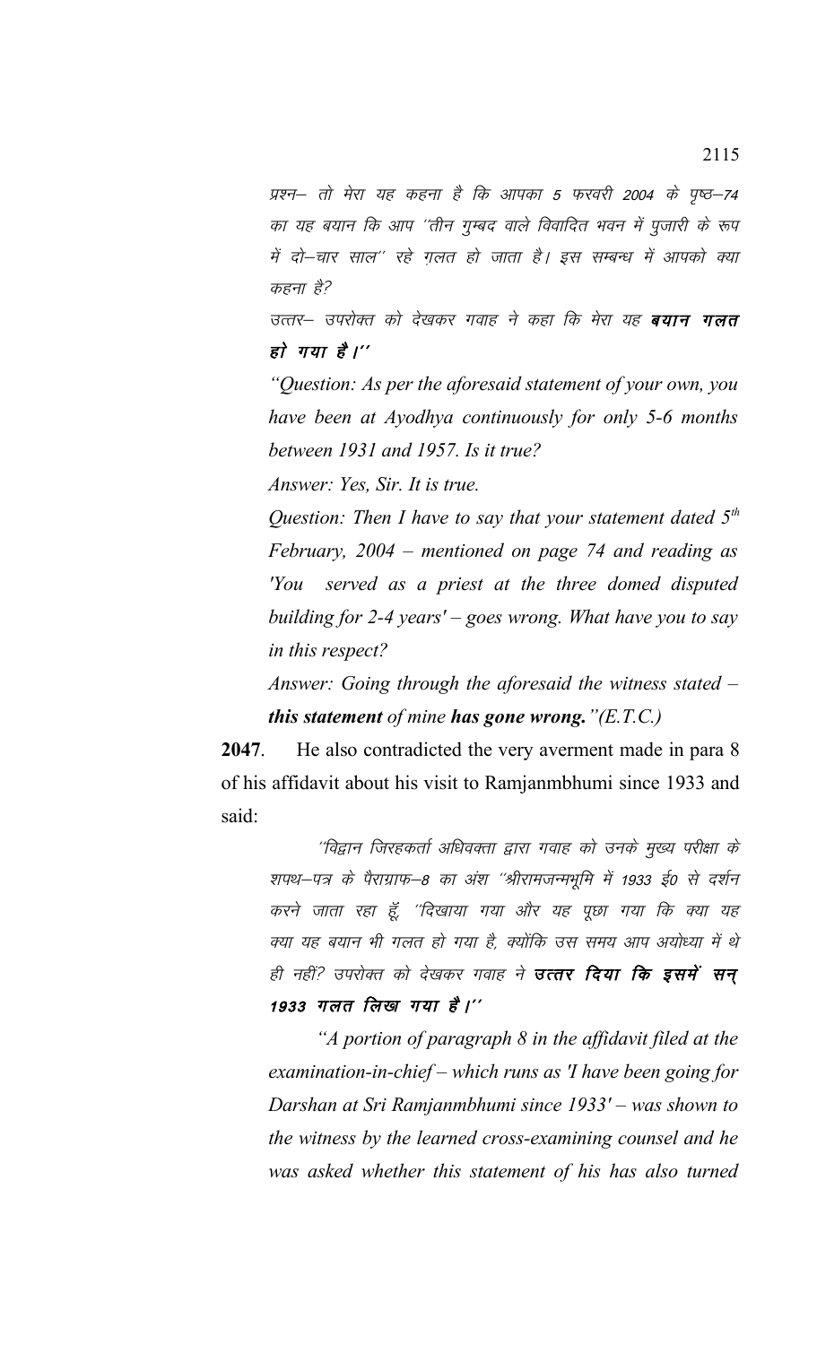प्रश्न– तो मेरा यह कहना है कि आपका 5 फरवरी 2004 के पृष्ठ–74 का यह बयान कि आप "तीन गुम्बद वाले विवादित भवन में पुजारी के रूप में दो–चार साल" रहे ग़लत हो जाता है। इस सम्बन्ध में आपको क्या कहना है?

उत्तर– उपरोक्त को देखकर गवाह ने कहा कि मेरा यह ***बयान गलत हो गया है।"***

*"Question: As per the aforesaid statement of your own, you have been at Ayodhya continuously for only 5-6 months between 1931 and 1957. Is it true?*

*Answer: Yes, Sir. It is true.*

*Question: Then I have to say that your statement dated 5th February, 2004 – mentioned on page 74 and reading as 'You served as a priest at the three domed disputed building for 2-4 years' – goes wrong. What have you to say in this respect?*

*Answer: Going through the aforesaid the witness stated – **this statement** of mine **has gone wrong.**"(E.T.C.)*

**2047**. He also contradicted the very averment made in para 8 of his affidavit about his visit to Ramjanmbhumi since 1933 and said:

"विद्वान जिरहकर्ता अधिवक्ता द्वारा गवाह को उनके मुख्य परीक्षा के शपथ–पत्र के पैराग्राफ–8 का अंश "श्रीरामजन्मभूमि में 1933 ई0 से दर्शन करने जाता रहा हूँ, "दिखाया गया और यह पूछा गया कि क्या यह क्या यह बयान भी गलत हो गया है, क्योंकि उस समय आप अयोध्या में थे ही नहीं? उपरोक्त को देखकर गवाह ने ***उत्तर दिया कि इसमें सन् 1933 गलत लिखा गया है।"***

*"A portion of paragraph 8 in the affidavit filed at the examination-in-chief – which runs as 'I have been going for Darshan at Sri Ramjanmbhumi since 1933' – was shown to the witness by the learned cross-examining counsel and he was asked whether this statement of his has also turned*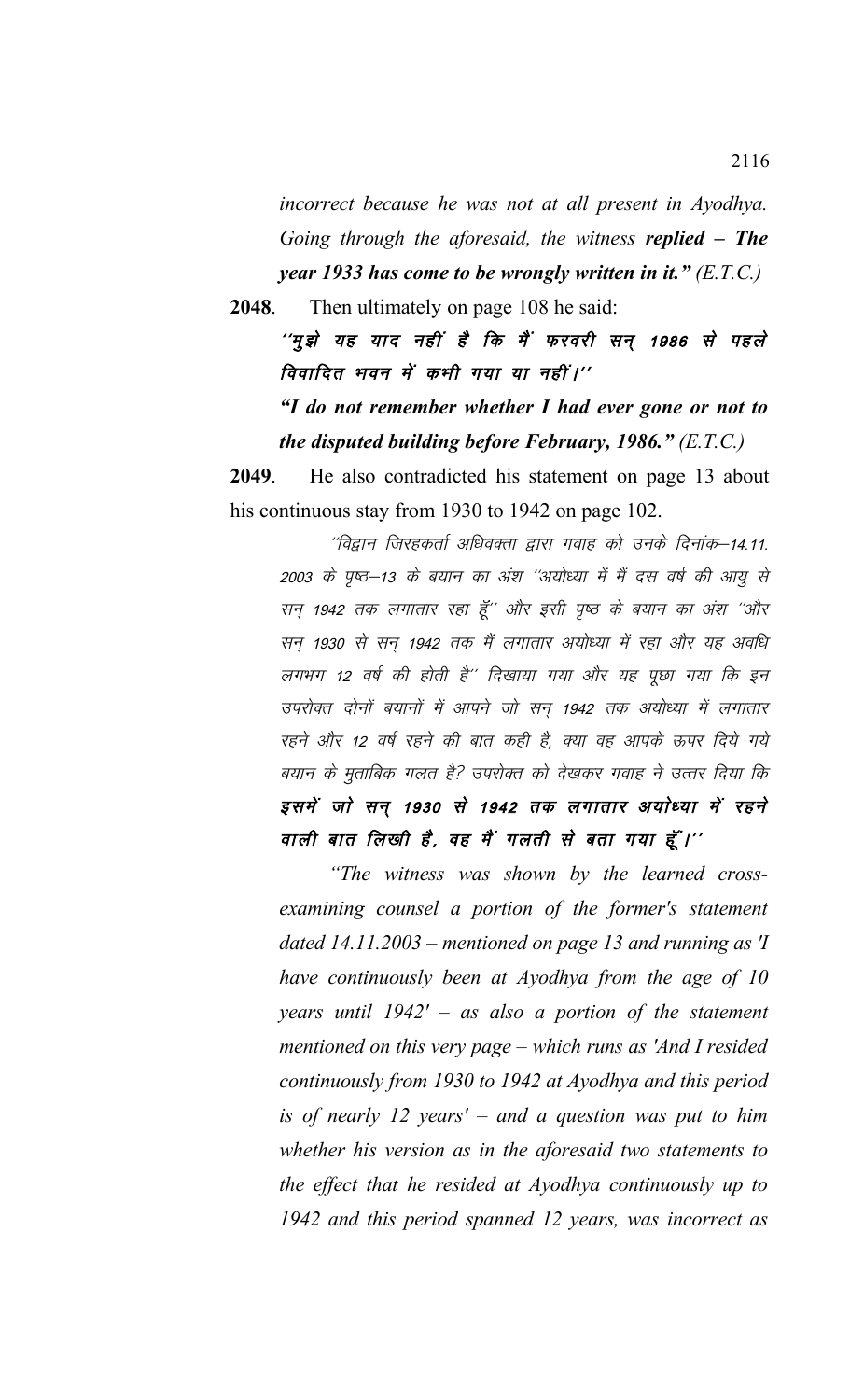*incorrect because he was not at all present in Ayodhya. Going through the aforesaid, the witness **replied – The year 1933 has come to be wrongly written in it."** (E.T.C.)*

**2048**. Then ultimately on page 108 he said:

***"मुझे यह याद नहीं है कि मैं फरवरी सन् 1986 से पहले विवादित भवन में कभी गया या नहीं।"***

***"I do not remember whether I had ever gone or not to the disputed building before February, 1986."** (E.T.C.)*

**2049**. He also contradicted his statement on page 13 about his continuous stay from 1930 to 1942 on page 102.

*"विद्वान जिरहकर्ता अधिवक्ता द्वारा गवाह को उनके दिनांक–14.11. 2003 के पृष्ठ–13 के बयान का अंश "अयोध्या में मैं दस वर्ष की आयु से सन् 1942 तक लगातार रहा हूँ" और इसी पृष्ठ के बयान का अंश "और सन् 1930 से सन् 1942 तक मैं लगातार अयोध्या में रहा और यह अवधि लगभग 12 वर्ष की होती है" दिखाया गया और यह पूछा गया कि इन उपरोक्त दोनों बयानों में आपने जो सन् 1942 तक अयोध्या में लगातार रहने और 12 वर्ष रहने की बात कही है, क्या वह आपके ऊपर दिये गये बयान के मुताबिक गलत है? उपरोक्त को देखकर गवाह ने उत्तर दिया कि **इसमें जो सन् 1930 से 1942 तक लगातार अयोध्या में रहने वाली बात लिखी है, वह मैं गलती से बता गया हूँ।"***

*"The witness was shown by the learned cross-examining counsel a portion of the former's statement dated 14.11.2003 – mentioned on page 13 and running as 'I have continuously been at Ayodhya from the age of 10 years until 1942' – as also a portion of the statement mentioned on this very page – which runs as 'And I resided continuously from 1930 to 1942 at Ayodhya and this period is of nearly 12 years' – and a question was put to him whether his version as in the aforesaid two statements to the effect that he resided at Ayodhya continuously up to 1942 and this period spanned 12 years, was incorrect as*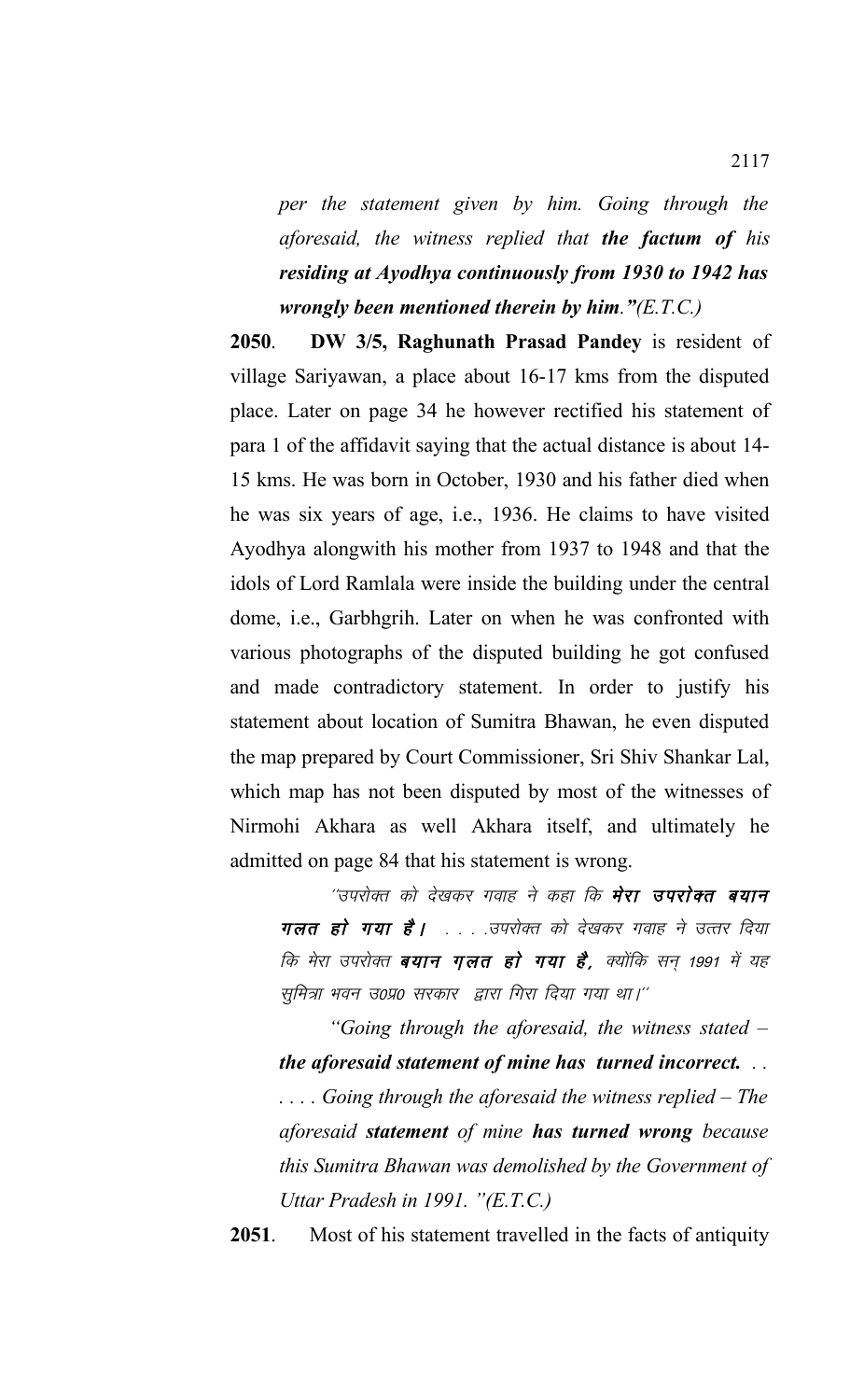*per the statement given by him. Going through the aforesaid, the witness replied that* ***the factum of*** *his* ***residing at Ayodhya continuously from 1930 to 1942 has wrongly been mentioned therein by him."****(E.T.C.)*

**2050**. **DW 3/5, Raghunath Prasad Pandey** is resident of village Sariyawan, a place about 16-17 kms from the disputed place. Later on page 34 he however rectified his statement of para 1 of the affidavit saying that the actual distance is about 14-15 kms. He was born in October, 1930 and his father died when he was six years of age, i.e., 1936. He claims to have visited Ayodhya alongwith his mother from 1937 to 1948 and that the idols of Lord Ramlala were inside the building under the central dome, i.e., Garbhgrih. Later on when he was confronted with various photographs of the disputed building he got confused and made contradictory statement. In order to justify his statement about location of Sumitra Bhawan, he even disputed the map prepared by Court Commissioner, Sri Shiv Shankar Lal, which map has not been disputed by most of the witnesses of Nirmohi Akhara as well Akhara itself, and ultimately he admitted on page 84 that his statement is wrong.

*''उपरोक्त को देखकर गवाह ने कहा कि* ***मेरा उपरोक्त बयान गलत हो गया है।*** *. . . .उपरोक्त को देखकर गवाह ने उत्तर दिया कि मेरा उपरोक्त* ***बयान गलत हो गया है,*** *क्योंकि सन् 1991 में यह सुमित्रा भवन उ0प्र0 सरकार द्वारा गिरा दिया गया था।''*

*"Going through the aforesaid, the witness stated –* ***the aforesaid statement of mine has turned incorrect.*** *. . . . . . Going through the aforesaid the witness replied – The aforesaid* ***statement*** *of mine* ***has turned wrong*** *because this Sumitra Bhawan was demolished by the Government of Uttar Pradesh in 1991. "(E.T.C.)*

**2051**. Most of his statement travelled in the facts of antiquity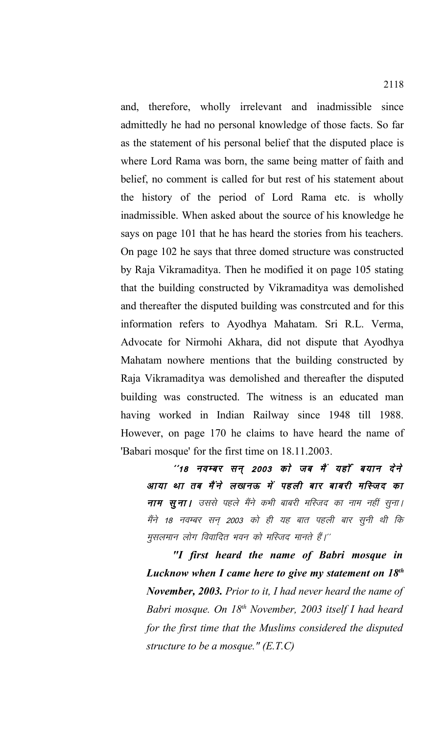and, therefore, wholly irrelevant and inadmissible since admittedly he had no personal knowledge of those facts. So far as the statement of his personal belief that the disputed place is where Lord Rama was born, the same being matter of faith and belief, no comment is called for but rest of his statement about the history of the period of Lord Rama etc. is wholly inadmissible. When asked about the source of his knowledge he says on page 101 that he has heard the stories from his teachers. On page 102 he says that three domed structure was constructed by Raja Vikramaditya. Then he modified it on page 105 stating that the building constructed by Vikramaditya was demolished and thereafter the disputed building was constrcuted and for this information refers to Ayodhya Mahatam. Sri R.L. Verma, Advocate for Nirmohi Akhara, did not dispute that Ayodhya Mahatam nowhere mentions that the building constructed by Raja Vikramaditya was demolished and thereafter the disputed building was constructed. The witness is an educated man having worked in Indian Railway since 1948 till 1988. However, on page 170 he claims to have heard the name of 'Babari mosque' for the first time on 18.11.2003.

> ***''18 नवम्बर सन् 2003 को जब मैं यहाँ बयान देने आया था तब मैंने लखनऊ में पहली बार बाबरी मस्जिद का नाम सुना।*** उससे पहले मैंने कभी बाबरी मस्जिद का नाम नहीं सुना। मैंने 18 नवम्बर सन् 2003 को ही यह बात पहली बार सुनी थी कि मुसलमान लोग विवादित भवन को मस्जिद मानते हैं।''
>
> ***"I first heard the name of Babri mosque in Lucknow when I came here to give my statement on 18th November, 2003.*** *Prior to it, I had never heard the name of Babri mosque. On 18th November, 2003 itself I had heard for the first time that the Muslims considered the disputed structure to be a mosque." (E.T.C)*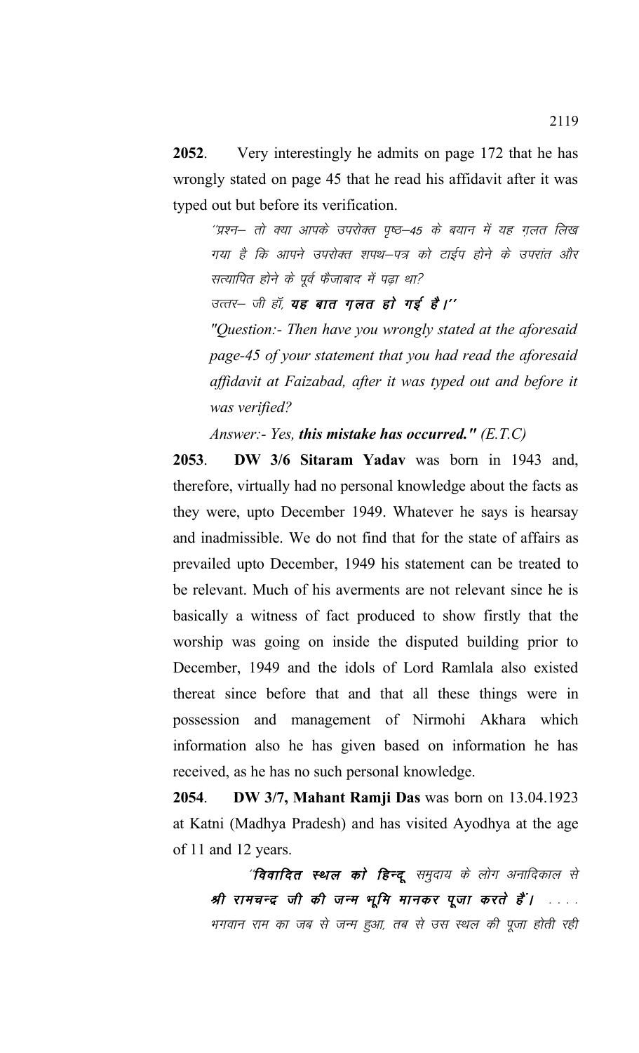**2052**. Very interestingly he admits on page 172 that he has wrongly stated on page 45 that he read his affidavit after it was typed out but before its verification.

> ''प्रश्न– तो क्या आपके उपरोक्त पृष्ठ–45 के बयान में यह ग़लत लिख गया है कि आपने उपरोक्त शपथ–पत्र को टाईप होने के उपरांत और सत्यापित होने के पूर्व फैजाबाद में पढ़ा था?
>
> उत्तर– जी हॉं, **यह बात ग़लत हो गई है।''**
>
> *"Question:- Then have you wrongly stated at the aforesaid page-45 of your statement that you had read the aforesaid affidavit at Faizabad, after it was typed out and before it was verified?*
>
> *Answer:- Yes,* ***this mistake has occurred."*** *(E.T.C)*

**2053**. **DW 3/6 Sitaram Yadav** was born in 1943 and, therefore, virtually had no personal knowledge about the facts as they were, upto December 1949. Whatever he says is hearsay and inadmissible. We do not find that for the state of affairs as prevailed upto December, 1949 his statement can be treated to be relevant. Much of his averments are not relevant since he is basically a witness of fact produced to show firstly that the worship was going on inside the disputed building prior to December, 1949 and the idols of Lord Ramlala also existed thereat since before that and that all these things were in possession and management of Nirmohi Akhara which information also he has given based on information he has received, as he has no such personal knowledge.

**2054**. **DW 3/7, Mahant Ramji Das** was born on 13.04.1923 at Katni (Madhya Pradesh) and has visited Ayodhya at the age of 11 and 12 years.

> ''**विवादित स्थल को हिन्दू** समुदाय के लोग अनादिकाल से **श्री रामचन्द्र जी की जन्म भूमि मानकर पूजा करते हैं।** .... भगवान राम का जब से जन्म हुआ, तब से उस स्थल की पूजा होती रही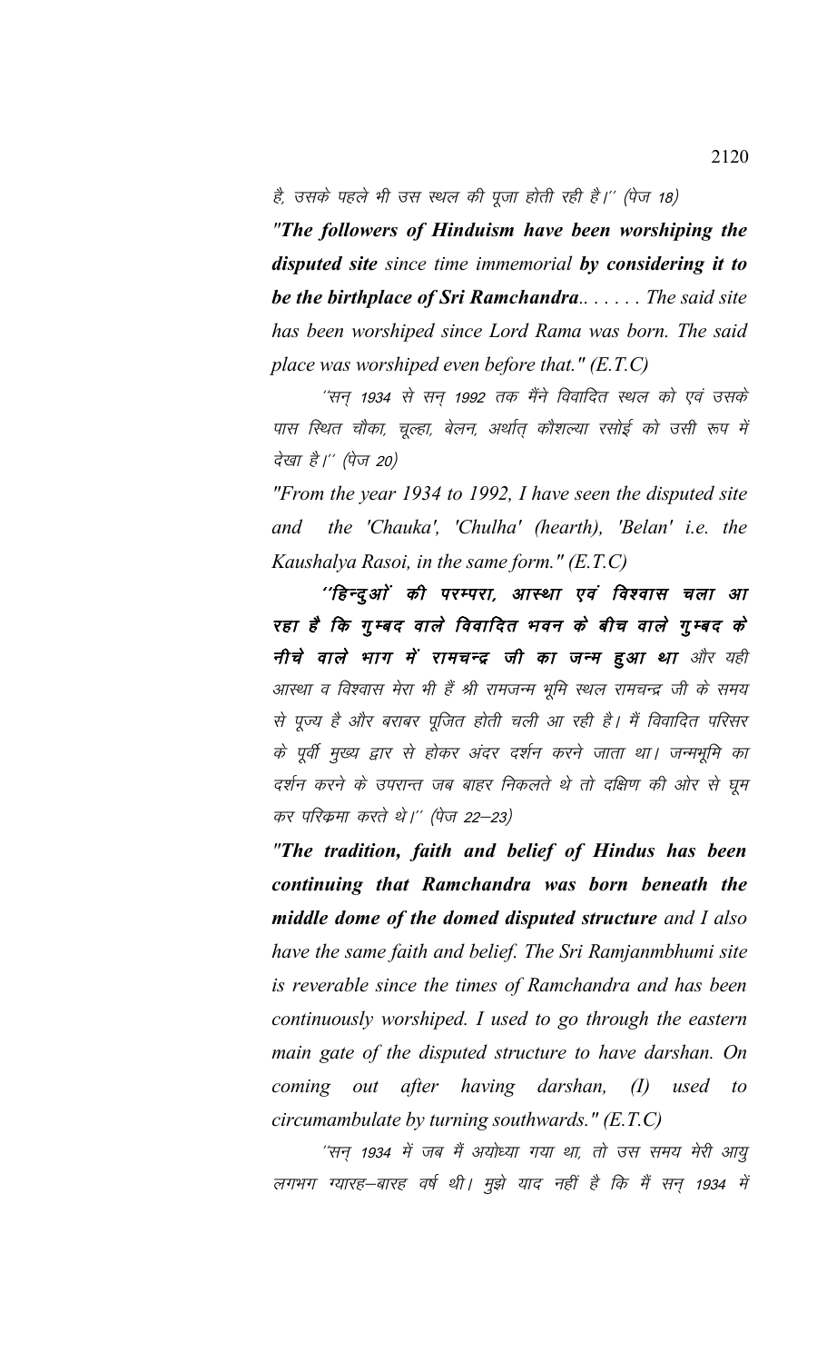है, उसके पहले भी उस स्थल की पूजा होती रही है।'' (पेज 18)

***"The followers of Hinduism have been worshiping the disputed site** since time immemorial **by considering it to be the birthplace of Sri Ramchandra**.. . . . . The said site has been worshiped since Lord Rama was born. The said place was worshiped even before that." (E.T.C)*

*''सन् 1934 से सन् 1992 तक मैंने विवादित स्थल को एवं उसके पास स्थित चौका, चूल्हा, बेलन, अर्थात् कौशल्या रसोई को उसी रूप में देखा है।'' (पेज 20)*

*"From the year 1934 to 1992, I have seen the disputed site and the 'Chauka', 'Chulha' (hearth), 'Belan' i.e. the Kaushalya Rasoi, in the same form." (E.T.C)*

***''हिन्दुओं की परम्परा, आस्था एवं विश्वास चला आ रहा है कि गुम्बद वाले विवादित भवन के बीच वाले गुम्बद के नीचे वाले भाग में रामचन्द्र जी का जन्म हुआ था** और यही आस्था व विश्वास मेरा भी हैं श्री रामजन्म भूमि स्थल रामचन्द्र जी के समय से पूज्य है और बराबर पूजित होती चली आ रही है। मैं विवादित परिसर के पूर्वी मुख्य द्वार से होकर अंदर दर्शन करने जाता था। जन्मभूमि का दर्शन करने के उपरान्त जब बाहर निकलते थे तो दक्षिण की ओर से घूम कर परिक्रमा करते थे।'' (पेज 22–23)*

***"The tradition, faith and belief of Hindus has been continuing that Ramchandra was born beneath the middle dome of the domed disputed structure** and I also have the same faith and belief. The Sri Ramjanmbhumi site is reverable since the times of Ramchandra and has been continuously worshiped. I used to go through the eastern main gate of the disputed structure to have darshan. On coming out after having darshan, (I) used to circumambulate by turning southwards." (E.T.C)*

*''सन् 1934 में जब मैं अयोध्या गया था, तो उस समय मेरी आयु लगभग ग्यारह–बारह वर्ष थी। मुझे याद नहीं है कि मैं सन् 1934 में*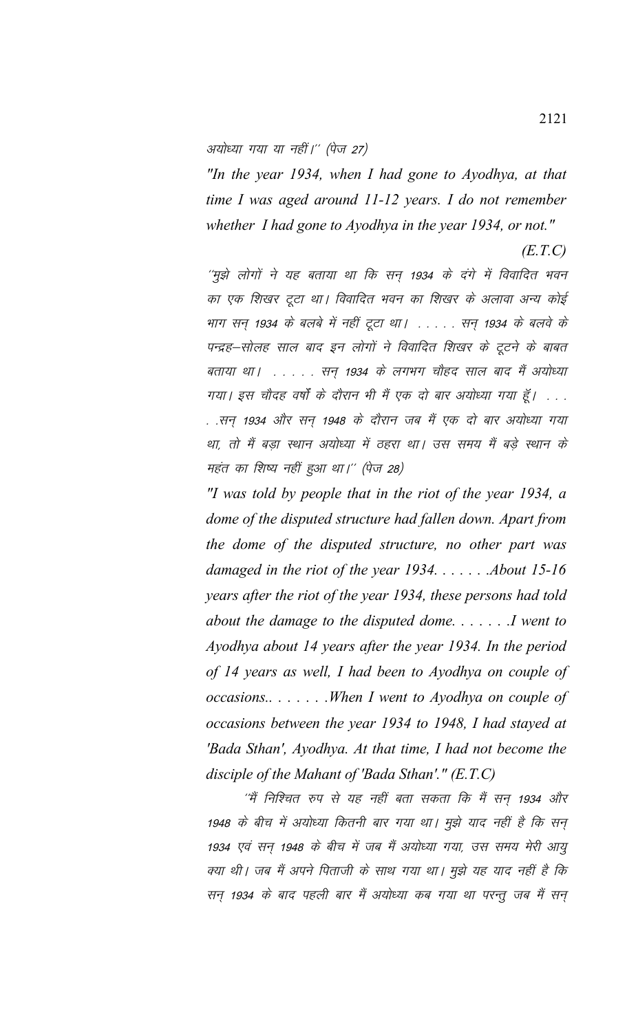अयोध्या गया या नहीं।'' (पेज 27)

*"In the year 1934, when I had gone to Ayodhya, at that time I was aged around 11-12 years. I do not remember whether I had gone to Ayodhya in the year 1934, or not."* *(E.T.C)*

''मुझे लोगों ने यह बताया था कि सन् 1934 के दंगे में विवादित भवन का एक शिखर टूटा था। विवादित भवन का शिखर के अलावा अन्य कोई भाग सन् 1934 के बलबे में नहीं टूटा था। . . . . . सन् 1934 के बलवे के पन्द्रह–सोलह साल बाद इन लोगों ने विवादित शिखर के टूटने के बाबत बताया था। . . . . . सन् 1934 के लगभग चौदह साल बाद मैं अयोध्या गया। इस चौदह वर्षों के दौरान भी मैं एक दो बार अयोध्या गया हूँ। . . . . .सन् 1934 और सन् 1948 के दौरान जब मैं एक दो बार अयोध्या गया था, तो मैं बड़ा स्थान अयोध्या में ठहरा था। उस समय मैं बड़े स्थान के महंत का शिष्य नहीं हुआ था।'' (पेज 28)

*"I was told by people that in the riot of the year 1934, a dome of the disputed structure had fallen down. Apart from the dome of the disputed structure, no other part was damaged in the riot of the year 1934. . . . . . .About 15-16 years after the riot of the year 1934, these persons had told about the damage to the disputed dome. . . . . . .I went to Ayodhya about 14 years after the year 1934. In the period of 14 years as well, I had been to Ayodhya on couple of occasions.. . . . . . .When I went to Ayodhya on couple of occasions between the year 1934 to 1948, I had stayed at 'Bada Sthan', Ayodhya. At that time, I had not become the disciple of the Mahant of 'Bada Sthan'." (E.T.C)*

''मैं निश्चित रुप से यह नहीं बता सकता कि मैं सन् 1934 और 1948 के बीच में अयोध्या कितनी बार गया था। मुझे याद नहीं है कि सन् 1934 एवं सन् 1948 के बीच में जब मैं अयोध्या गया, उस समय मेरी आयु क्या थी। जब मैं अपने पिताजी के साथ गया था। मुझे यह याद नहीं है कि सन् 1934 के बाद पहली बार मैं अयोध्या कब गया था परन्तु जब मैं सन्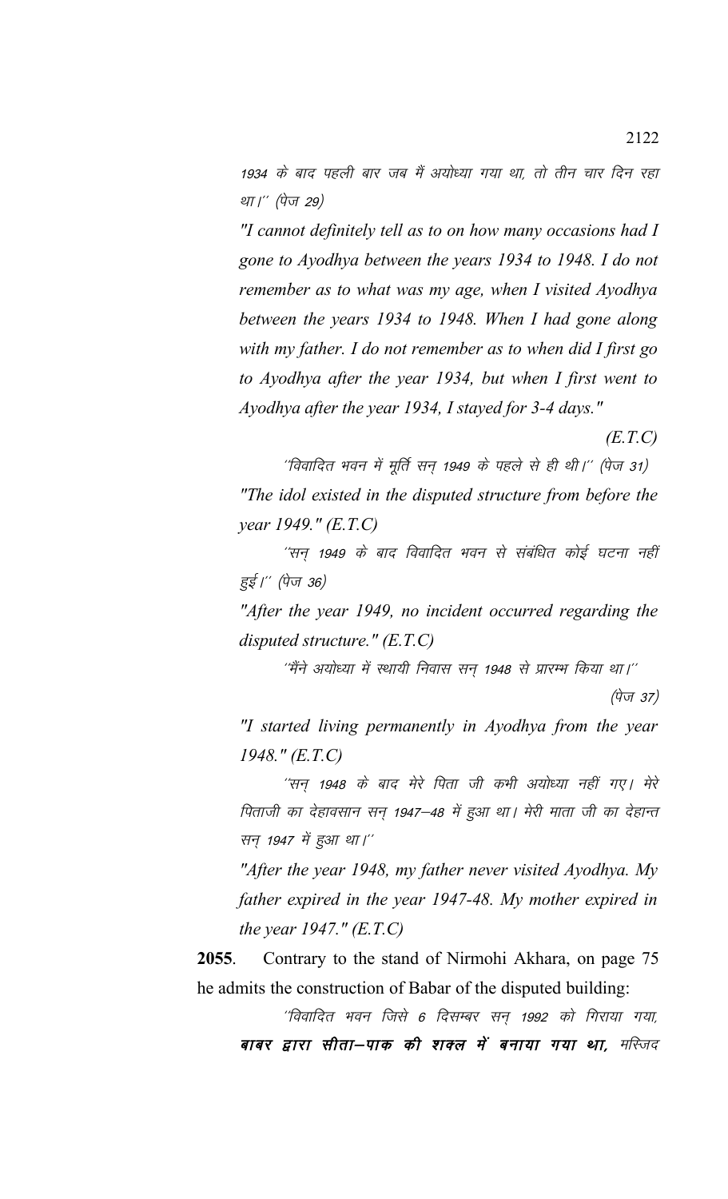1934 के बाद पहली बार जब मैं अयोध्या गया था, तो तीन चार दिन रहा था।'' (पेज 29)

*"I cannot definitely tell as to on how many occasions had I gone to Ayodhya between the years 1934 to 1948. I do not remember as to what was my age, when I visited Ayodhya between the years 1934 to 1948. When I had gone along with my father. I do not remember as to when did I first go to Ayodhya after the year 1934, but when I first went to Ayodhya after the year 1934, I stayed for 3-4 days."*

*(E.T.C)*

''विवादित भवन में मूर्ति सन् 1949 के पहले से ही थी।'' (पेज 31)

*"The idol existed in the disputed structure from before the year 1949." (E.T.C)*

''सन् 1949 के बाद विवादित भवन से संबंधित कोई घटना नहीं हुई।'' (पेज 36)

*"After the year 1949, no incident occurred regarding the disputed structure." (E.T.C)*

''मैंने अयोध्या में स्थायी निवास सन् 1948 से प्रारम्भ किया था।'' (पेज 37)

*"I started living permanently in Ayodhya from the year 1948." (E.T.C)*

''सन् 1948 के बाद मेरे पिता जी कभी अयोध्या नहीं गए। मेरे पिताजी का देहावसान सन् 1947–48 में हुआ था। मेरी माता जी का देहान्त सन् 1947 में हुआ था।''

*"After the year 1948, my father never visited Ayodhya. My father expired in the year 1947-48. My mother expired in the year 1947." (E.T.C)*

**2055**. Contrary to the stand of Nirmohi Akhara, on page 75 he admits the construction of Babar of the disputed building:

''विवादित भवन जिसे 6 दिसम्बर सन् 1992 को गिराया गया, ***बाबर द्वारा सीता–पाक की शक्ल में बनाया गया था,*** मस्जिद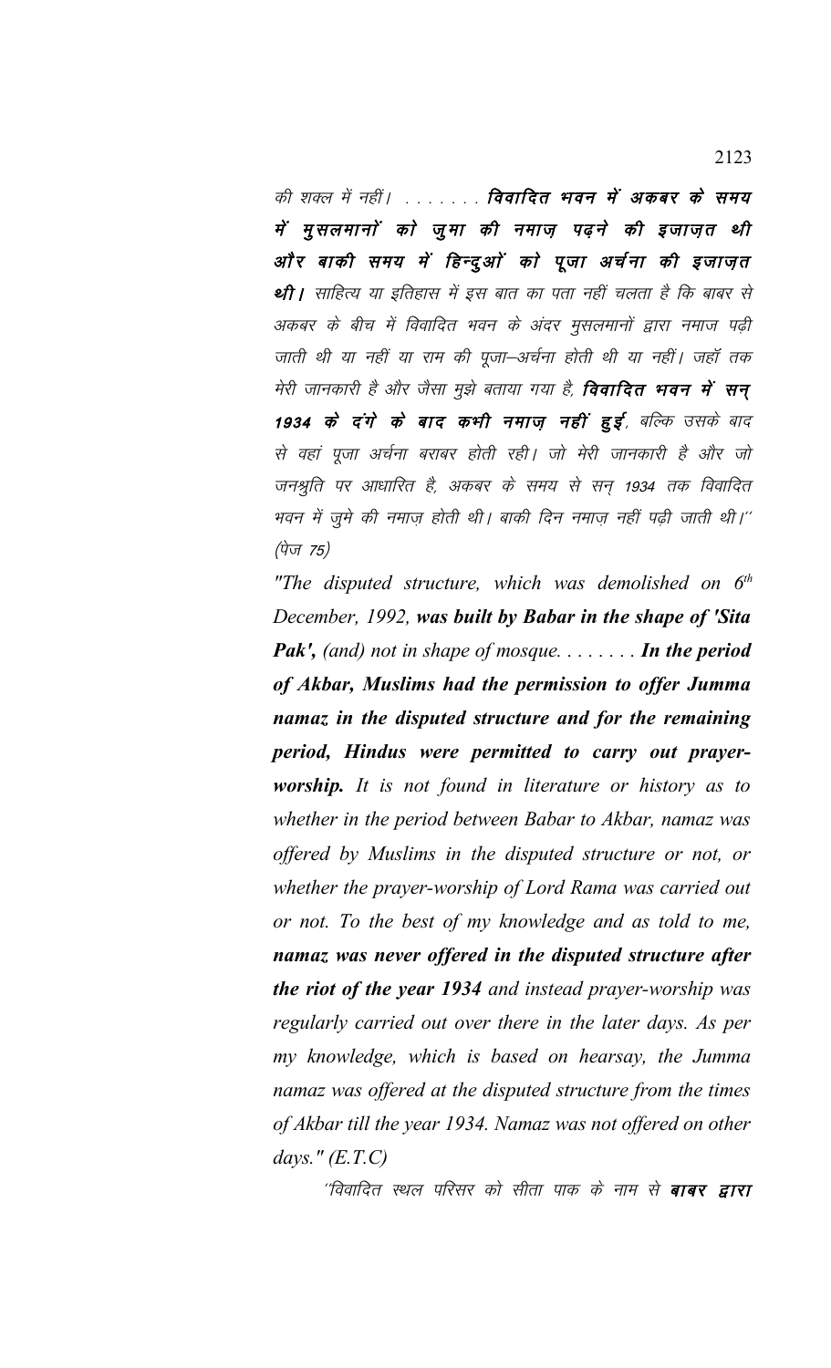की शक्ल में नहीं। . . . . . . . **विवादित भवन में अकबर के समय में मुसलमानों को जुमा की नमाज़ पढ़ने की इजाज़त थी और बाकी समय में हिन्दुओं को पूजा अर्चना की इजाज़त थी।** साहित्य या इतिहास में इस बात का पता नहीं चलता है कि बाबर से अकबर के बीच में विवादित भवन के अंदर मुसलमानों द्वारा नमाज पढ़ी जाती थी या नहीं या राम की पूजा–अर्चना होती थी या नहीं। जहाँ तक मेरी जानकारी है और जैसा मुझे बताया गया है, **विवादित भवन में सन् 1934 के दंगे के बाद कभी नमाज़ नहीं हुई**, बल्कि उसके बाद से वहां पूजा अर्चना बराबर होती रही। जो मेरी जानकारी है और जो जनश्रुति पर आधारित है, अकबर के समय से सन् 1934 तक विवादित भवन में जुमे की नमाज़ होती थी। बाकी दिन नमाज़ नहीं पढ़ी जाती थी।'' (पेज 75)

*"The disputed structure, which was demolished on 6th December, 1992,* ***was built by Babar in the shape of 'Sita Pak',*** *(and) not in shape of mosque. . . . . . . .* ***In the period of Akbar, Muslims had the permission to offer Jumma namaz in the disputed structure and for the remaining period, Hindus were permitted to carry out prayer-worship.*** *It is not found in literature or history as to whether in the period between Babar to Akbar, namaz was offered by Muslims in the disputed structure or not, or whether the prayer-worship of Lord Rama was carried out or not. To the best of my knowledge and as told to me,* ***namaz was never offered in the disputed structure after the riot of the year 1934*** *and instead prayer-worship was regularly carried out over there in the later days. As per my knowledge, which is based on hearsay, the Jumma namaz was offered at the disputed structure from the times of Akbar till the year 1934. Namaz was not offered on other days." (E.T.C)*

''विवादित स्थल परिसर को सीता पाक के नाम से **बाबर द्वारा**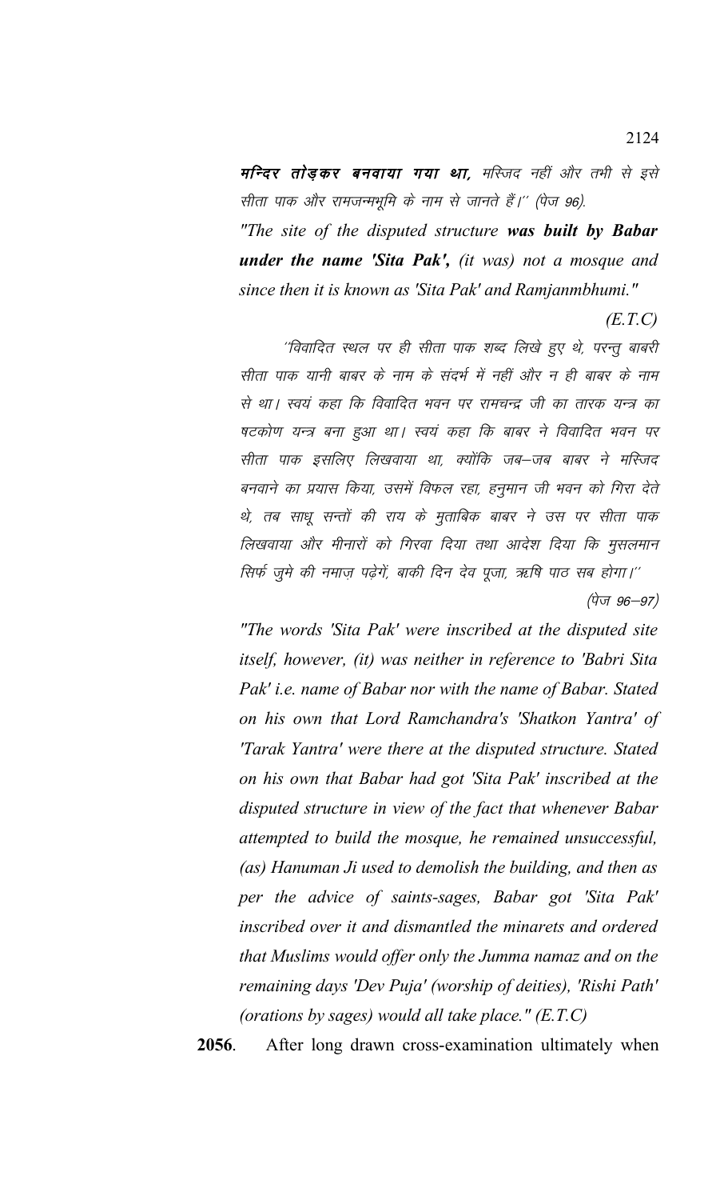**मन्दिर तोड़कर बनवाया गया था,** मस्जिद नहीं और तभी से इसे सीता पाक और रामजन्मभूमि के नाम से जानते हैं।'' (पेज 96).

*"The site of the disputed structure **was built by Babar under the name 'Sita Pak',** (it was) not a mosque and since then it is known as 'Sita Pak' and Ramjanmbhumi."*

*(E.T.C)*

''विवादित स्थल पर ही सीता पाक शब्द लिखे हुए थे, परन्तु बाबरी सीता पाक यानी बाबर के नाम के संदर्भ में नहीं और न ही बाबर के नाम से था। स्वयं कहा कि विवादित भवन पर रामचन्द्र जी का तारक यन्त्र का षटकोण यन्त्र बना हुआ था। स्वयं कहा कि बाबर ने विवादित भवन पर सीता पाक इसलिए लिखवाया था, क्योंकि जब–जब बाबर ने मस्जिद बनवाने का प्रयास किया, उसमें विफल रहा, हनुमान जी भवन को गिरा देते थे, तब साधू सन्तों की राय के मुताबिक बाबर ने उस पर सीता पाक लिखवाया और मीनारों को गिरवा दिया तथा आदेश दिया कि मुसलमान सिर्फ जुमे की नमाज़ पढ़ेगें, बाकी दिन देव पूजा, ऋषि पाठ सब होगा।''

(पेज 96–97)

*"The words 'Sita Pak' were inscribed at the disputed site itself, however, (it) was neither in reference to 'Babri Sita Pak' i.e. name of Babar nor with the name of Babar. Stated on his own that Lord Ramchandra's 'Shatkon Yantra' of 'Tarak Yantra' were there at the disputed structure. Stated on his own that Babar had got 'Sita Pak' inscribed at the disputed structure in view of the fact that whenever Babar attempted to build the mosque, he remained unsuccessful, (as) Hanuman Ji used to demolish the building, and then as per the advice of saints-sages, Babar got 'Sita Pak' inscribed over it and dismantled the minarets and ordered that Muslims would offer only the Jumma namaz and on the remaining days 'Dev Puja' (worship of deities), 'Rishi Path' (orations by sages) would all take place." (E.T.C)*

**2056**. After long drawn cross-examination ultimately when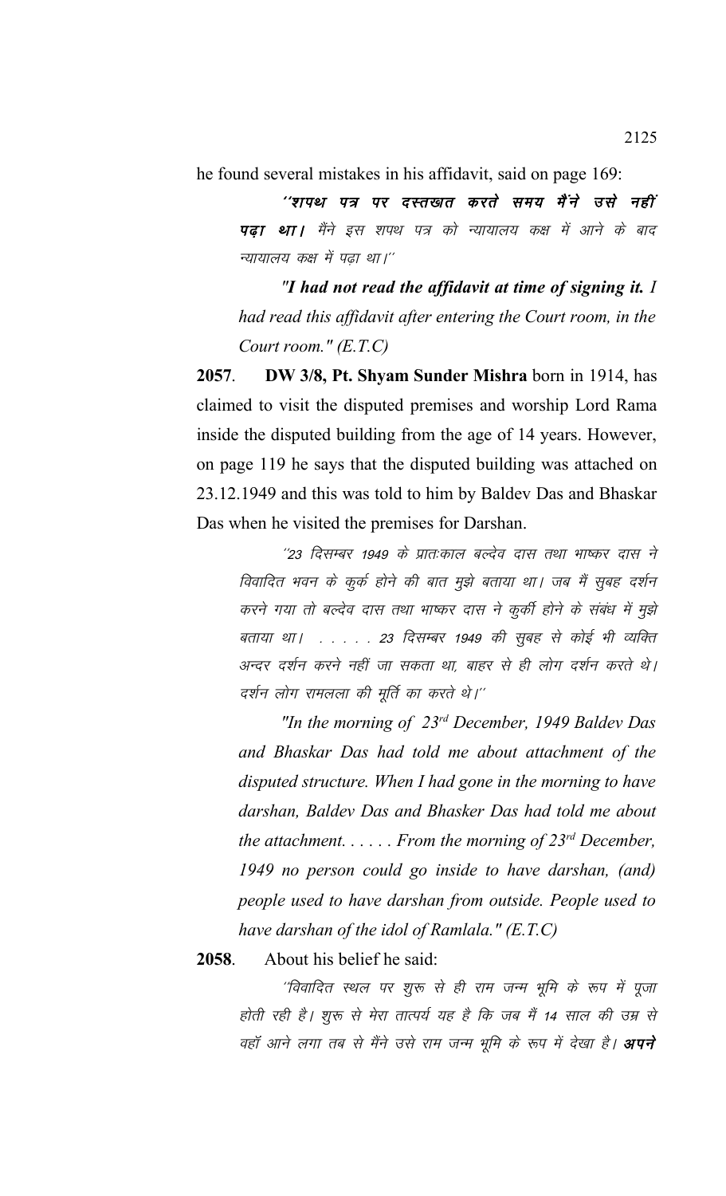he found several mistakes in his affidavit, said on page 169:

> ***''शपथ पत्र पर दस्तखात करते समय मैंने उसे नहीं पढ़ा था।*** *मैंने इस शपथ पत्र को न्यायालय कक्ष में आने के बाद न्यायालय कक्ष में पढ़ा था।''*
>
> ***"I had not read the affidavit at time of signing it.*** *I had read this affidavit after entering the Court room, in the Court room." (E.T.C)*

**2057**. **DW 3/8, Pt. Shyam Sunder Mishra** born in 1914, has claimed to visit the disputed premises and worship Lord Rama inside the disputed building from the age of 14 years. However, on page 119 he says that the disputed building was attached on 23.12.1949 and this was told to him by Baldev Das and Bhaskar Das when he visited the premises for Darshan.

> *''23 दिसम्बर 1949 के प्रातःकाल बल्देव दास तथा भाष्कर दास ने विवादित भवन के कुर्क होने की बात मुझे बताया था। जब मैं सुबह दर्शन करने गया तो बल्देव दास तथा भाष्कर दास ने कुर्की होने के संबंध में मुझे बताया था। . . . . . 23 दिसम्बर 1949 की सुबह से कोई भी व्यक्ति अन्दर दर्शन करने नहीं जा सकता था, बाहर से ही लोग दर्शन करते थे। दर्शन लोग रामलला की मूर्ति का करते थे।''*
>
> *"In the morning of 23rd December, 1949 Baldev Das and Bhaskar Das had told me about attachment of the disputed structure. When I had gone in the morning to have darshan, Baldev Das and Bhasker Das had told me about the attachment. . . . . . From the morning of 23rd December, 1949 no person could go inside to have darshan, (and) people used to have darshan from outside. People used to have darshan of the idol of Ramlala." (E.T.C)*

**2058**. About his belief he said:

> *''विवादित स्थल पर शुरू से ही राम जन्म भूमि के रूप में पूजा होती रही है। शुरू से मेरा तात्पर्य यह है कि जब मैं 14 साल की उम्र से वहाँ आने लगा तब से मैंने उसे राम जन्म भूमि के रूप में देखा है।* ***अपने***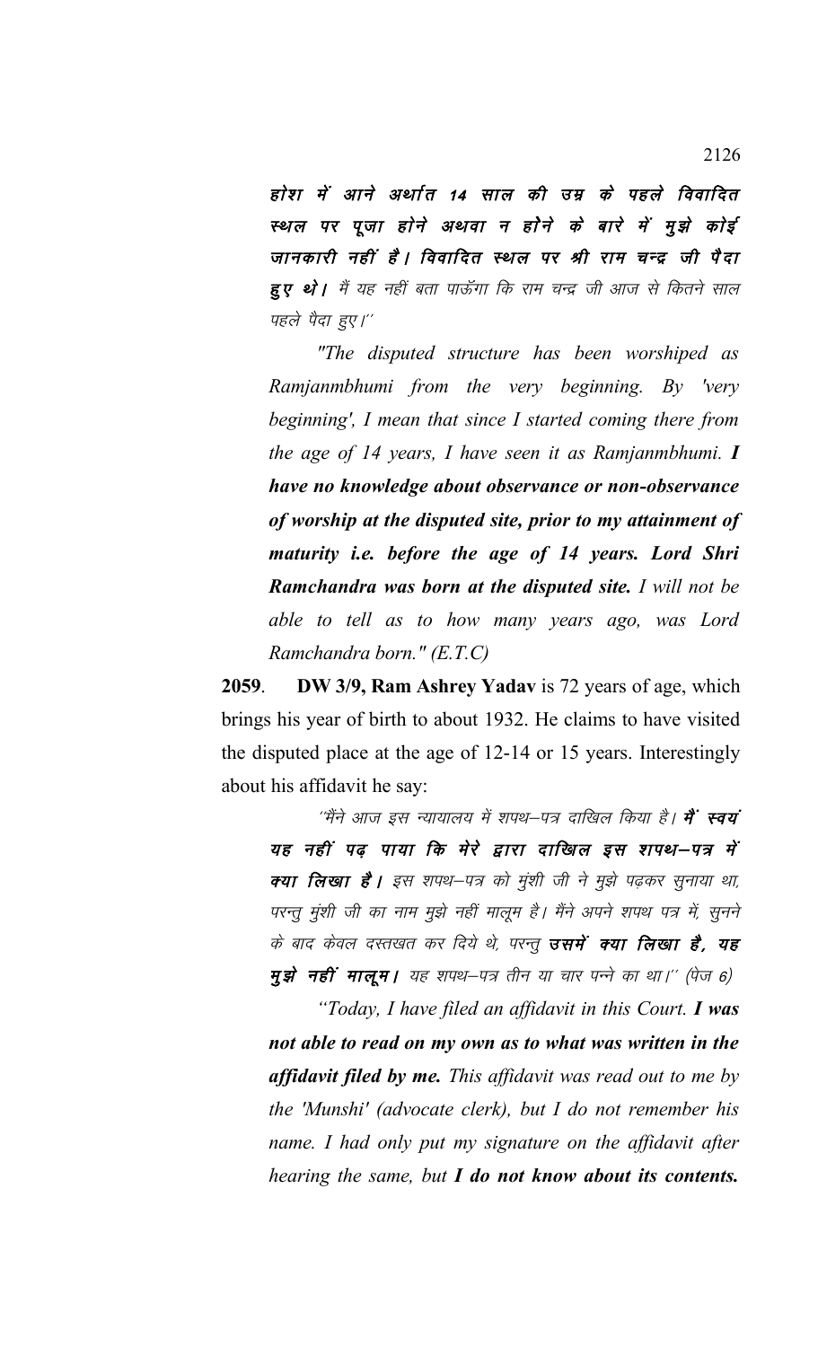होश में आने अर्थात 14 साल की उम्र के पहले विवादित स्थल पर पूजा होने अथवा न होने के बारे में मुझे कोई जानकारी नहीं है। विवादित स्थल पर श्री राम चन्द्र जी पैदा हुए थे। मैं यह नहीं बता पाऊँगा कि राम चन्द्र जी आज से कितने साल पहले पैदा हुए।''

*"The disputed structure has been worshiped as Ramjanmbhumi from the very beginning. By 'very beginning', I mean that since I started coming there from the age of 14 years, I have seen it as Ramjanmbhumi.* ***I have no knowledge about observance or non-observance of worship at the disputed site, prior to my attainment of maturity i.e. before the age of 14 years. Lord Shri Ramchandra was born at the disputed site.*** *I will not be able to tell as to how many years ago, was Lord Ramchandra born." (E.T.C)*

**2059**. **DW 3/9, Ram Ashrey Yadav** is 72 years of age, which brings his year of birth to about 1932. He claims to have visited the disputed place at the age of 12-14 or 15 years. Interestingly about his affidavit he say:

''मैंने आज इस न्यायालय में शपथ–पत्र दाखिल किया है। **मैं स्वयं यह नहीं पढ़ पाया कि मेरे द्वारा दाखिल इस शपथ–पत्र में क्या लिखा है।** इस शपथ–पत्र को मुंशी जी ने मुझे पढ़कर सुनाया था, परन्तु मुंशी जी का नाम मुझे नहीं मालूम है। मैंने अपने शपथ पत्र में, सुनने के बाद केवल दस्तखत कर दिये थे, परन्तु **उसमें क्या लिखा है, यह मुझे नहीं मालूम।** यह शपथ–पत्र तीन या चार पन्ने का था।'' (पेज 6)

*"Today, I have filed an affidavit in this Court.* ***I was not able to read on my own as to what was written in the affidavit filed by me.*** *This affidavit was read out to me by the 'Munshi' (advocate clerk), but I do not remember his name. I had only put my signature on the affidavit after hearing the same, but* ***I do not know about its contents.***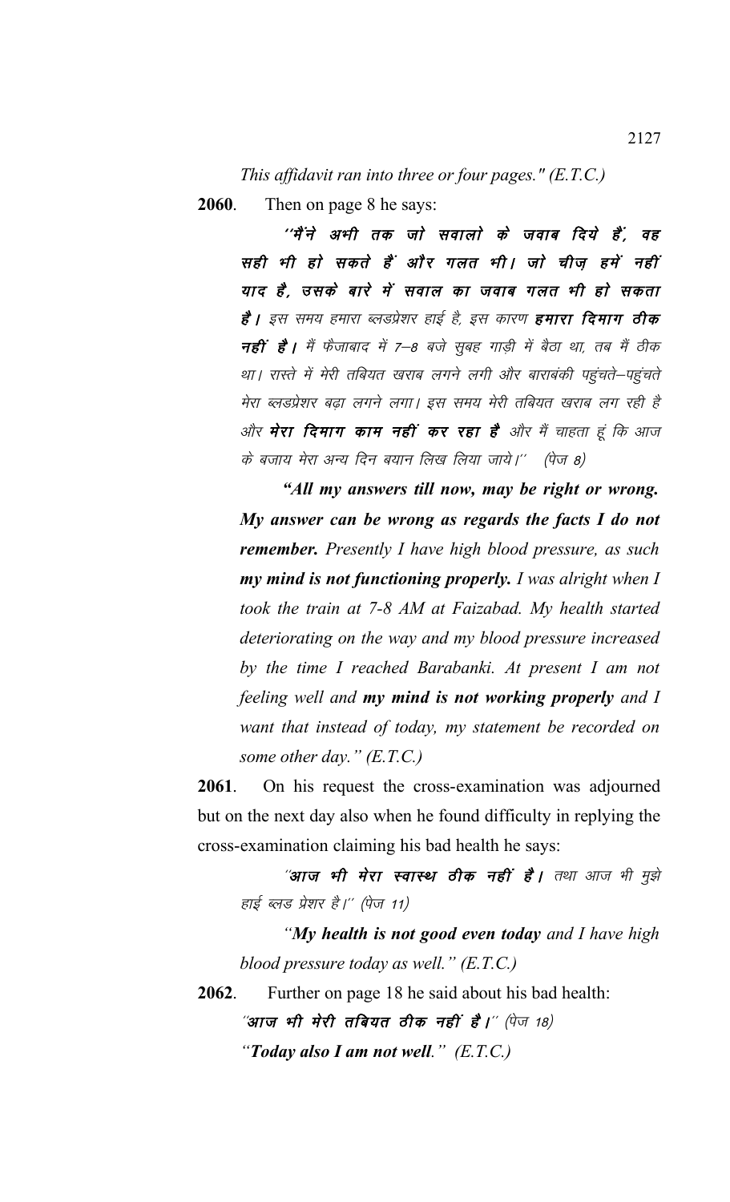*This affidavit ran into three or four pages." (E.T.C.)*

**2060**. Then on page 8 he says:

> ***''मैंने अभी तक जो सवालो के जवाब दिये हैं, वह सही भी हो सकते हैं और गलत भी। जो चीज़ हमें नहीं याद है, उसके बारे में सवाल का जवाब गलत भी हो सकता है।*** *इस समय हमारा ब्लडप्रेशर हाई है, इस कारण* ***हमारा दिमाग ठीक नहीं है।*** *मैं फैजाबाद में 7–8 बजे सुबह गाड़ी में बैठा था, तब मैं ठीक था। रास्ते में मेरी तबियत खराब लगने लगी और बाराबंकी पहुंचते–पहुंचते मेरा ब्लडप्रेशर बढ़ा लगने लगा। इस समय मेरी तबियत खराब लग रही है और* ***मेरा दिमाग काम नहीं कर रहा है*** *और मैं चाहता हूं कि आज के बजाय मेरा अन्य दिन बयान लिख लिया जाये।''* (पेज 8)

> ***"All my answers till now, may be right or wrong. My answer can be wrong as regards the facts I do not remember.*** *Presently I have high blood pressure, as such* ***my mind is not functioning properly.*** *I was alright when I took the train at 7-8 AM at Faizabad. My health started deteriorating on the way and my blood pressure increased by the time I reached Barabanki. At present I am not feeling well and* ***my mind is not working properly*** *and I want that instead of today, my statement be recorded on some other day." (E.T.C.)*

**2061**. On his request the cross-examination was adjourned but on the next day also when he found difficulty in replying the cross-examination claiming his bad health he says:

> ***''आज भी मेरा स्वास्थ ठीक नहीं है।*** *तथा आज भी मुझे हाई ब्लड प्रेशर है।''* (पेज 11)

> *"**My health is not good even today** and I have high blood pressure today as well." (E.T.C.)*

**2062**. Further on page 18 he said about his bad health:

> ***''आज भी मेरी तबियत ठीक नहीं है।''*** (पेज 18)

> *"**Today also I am not well**." (E.T.C.)*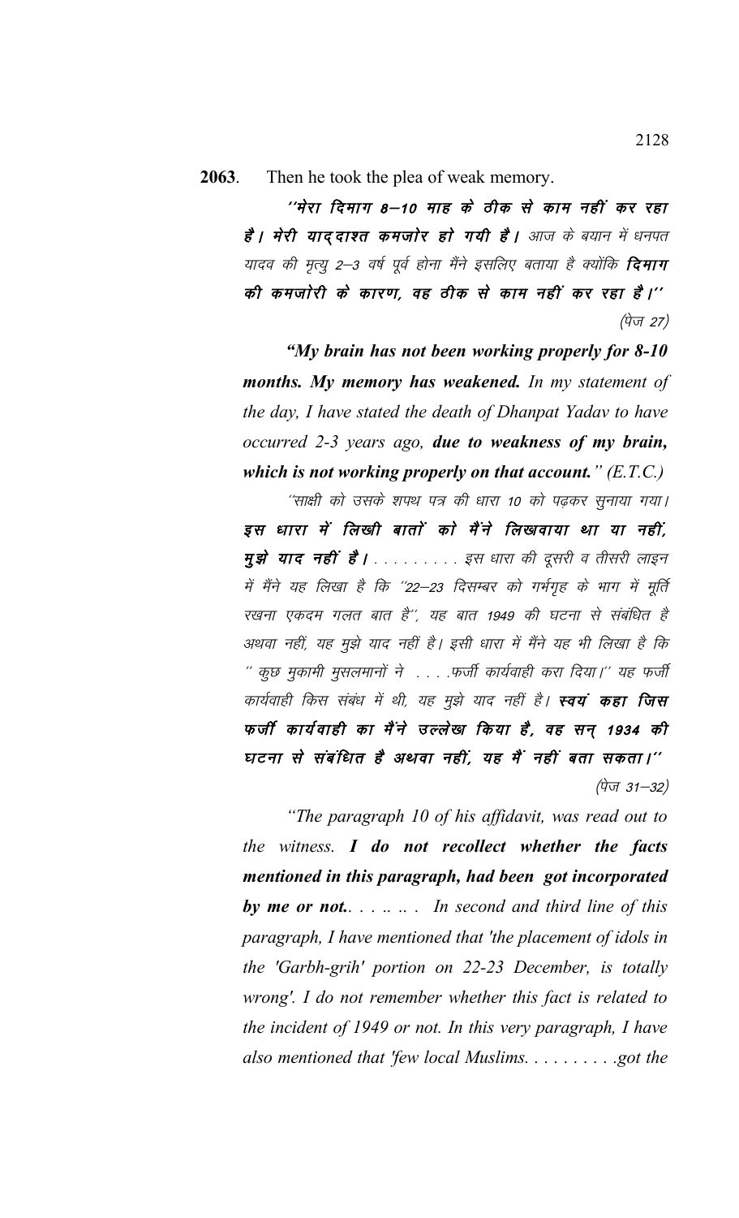**2063**. Then he took the plea of weak memory.

*''**मेरा दिमाग 8–10 माह के ठीक से काम नहीं कर रहा है। मेरी याद्दाश्त कमजोर हो गयी है।** आज के बयान में धनपत यादव की मृत्यु 2–3 वर्ष पूर्व होना मैंने इसलिए बताया है क्योंकि **दिमाग की कमजोरी के कारण, वह ठीक से काम नहीं कर रहा है।''*** (पेज 27)

***"My brain has not been working properly for 8-10 months. My memory has weakened.** In my statement of the day, I have stated the death of Dhanpat Yadav to have occurred 2-3 years ago, **due to weakness of my brain, which is not working properly on that account.**" (E.T.C.)*

*''साक्षी को उसके शपथ पत्र की धारा 10 को पढ़कर सुनाया गया। **इस धारा में लिखी बातों को मैंने लिखवाया था या नहीं, मुझे याद नहीं है।** . . . . . . . . . इस धारा की दूसरी व तीसरी लाइन में मैंने यह लिखा है कि ''22–23 दिसम्बर को गर्भगृह के भाग में मूर्ति रखना एकदम गलत बात है'', यह बात 1949 की घटना से संबंधित है अथवा नहीं, यह मुझे याद नहीं है। इसी धारा में मैंने यह भी लिखा है कि '' कुछ मुकामी मुसलमानों ने . . . .फर्जी कार्यवाही करा दिया।'' यह फर्जी कार्यवाही किस संबंध में थी, यह मुझे याद नहीं है। **स्वयं कहा जिस फर्जी कार्यवाही का मैंने उल्लेख किया है, वह सन् 1934 की घटना से संबंधित है अथवा नहीं, यह मैं नहीं बता सकता।''*** (पेज 31–32)

*"The paragraph 10 of his affidavit, was read out to the witness. **I do not recollect whether the facts mentioned in this paragraph, had been got incorporated by me or not.** . . . . . . In second and third line of this paragraph, I have mentioned that 'the placement of idols in the 'Garbh-grih' portion on 22-23 December, is totally wrong'. I do not remember whether this fact is related to the incident of 1949 or not. In this very paragraph, I have also mentioned that 'few local Muslims. . . . . . . . . .got the*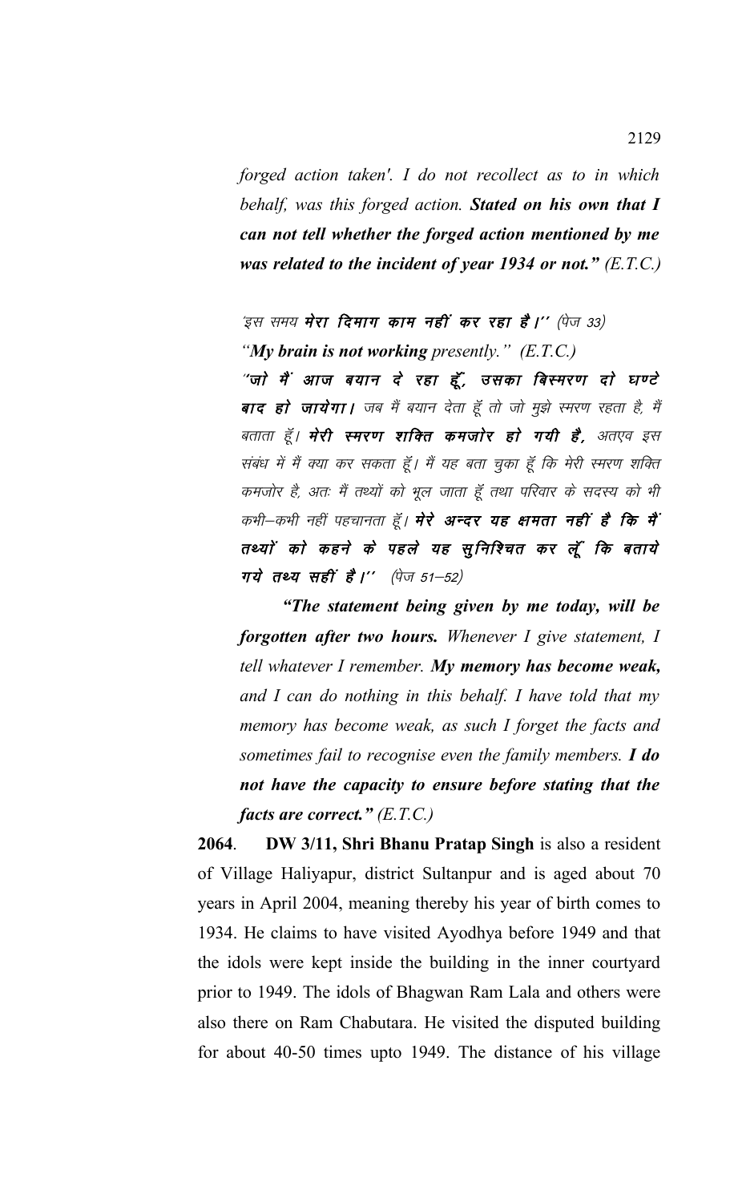*forged action taken'. I do not recollect as to in which behalf, was this forged action.* ***Stated on his own that I can not tell whether the forged action mentioned by me was related to the incident of year 1934 or not."*** *(E.T.C.)*

*'इस समय* ***मेरा दिमाग काम नहीं कर रहा है।''*** *(पेज 33)*

*"**My brain is not working** presently." (E.T.C.)*

*''**जो मैं आज बयान दे रहा हूँ, उसका बिस्मरण दो घण्टे बाद हो जायेगा।** जब मैं बयान देता हूँ तो जो मुझे स्मरण रहता है, मैं बताता हूँ। **मेरी स्मरण शक्ति कमजोर हो गयी है,** अतएव इस संबंध में मैं क्या कर सकता हूँ। मैं यह बता चुका हूँ कि मेरी स्मरण शक्ति कमजोर है, अतः मैं तथ्यों को भूल जाता हूँ तथा परिवार के सदस्य को भी कभी–कभी नहीं पहचानता हूँ। **मेरे अन्दर यह क्षमता नहीं है कि मैं तथ्यों को कहने के पहले यह सुनिश्चित कर लूँ कि बताये गये तथ्य सहीं है।''*** *(पेज 51–52)*

*"**The statement being given by me today, will be forgotten after two hours.** Whenever I give statement, I tell whatever I remember. **My memory has become weak,** and I can do nothing in this behalf. I have told that my memory has become weak, as such I forget the facts and sometimes fail to recognise even the family members. **I do not have the capacity to ensure before stating that the facts are correct."** (E.T.C.)*

**2064**. **DW 3/11, Shri Bhanu Pratap Singh** is also a resident of Village Haliyapur, district Sultanpur and is aged about 70 years in April 2004, meaning thereby his year of birth comes to 1934. He claims to have visited Ayodhya before 1949 and that the idols were kept inside the building in the inner courtyard prior to 1949. The idols of Bhagwan Ram Lala and others were also there on Ram Chabutara. He visited the disputed building for about 40-50 times upto 1949. The distance of his village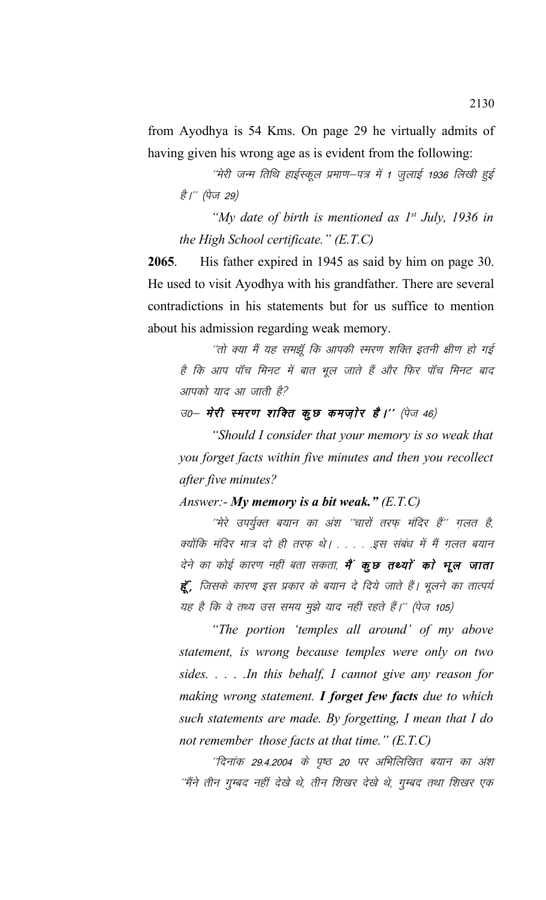from Ayodhya is 54 Kms. On page 29 he virtually admits of having given his wrong age as is evident from the following:

> ''मेरी जन्म तिथि हाईस्कूल प्रमाण–पत्र में 1 जुलाई 1936 लिखी हुई है।'' (पेज 29)
>
> *"My date of birth is mentioned as 1st July, 1936 in the High School certificate." (E.T.C)*

**2065**. His father expired in 1945 as said by him on page 30. He used to visit Ayodhya with his grandfather. There are several contradictions in his statements but for us suffice to mention about his admission regarding weak memory.

> ''तो क्या मैं यह समझूँ कि आपकी स्मरण शक्ति इतनी क्षीण हो गई है कि आप पॉच मिनट में बात भूल जाते हैं और फिर पॉच मिनट बाद आपको याद आ जाती है?
>
> उ0– ***मेरी स्मरण शक्ति कुछ कमज़ोर है।''*** (पेज 46)
>
> *"Should I consider that your memory is so weak that you forget facts within five minutes and then you recollect after five minutes?*
>
> *Answer:- **My memory is a bit weak.**" (E.T.C)*
>
> ''मेरे उपर्युक्त बयान का अंश ''चारों तरफ़ मंदिर हैं'' ग़लत है, क्योंकि मंदिर मात्र दो ही तरफ़ थे। . . . . .इस संबंध में मैं ग़लत बयान देने का कोई कारण नहीं बता सकता, ***मैं कुछ तथ्यों को भूल जाता हूँ,*** जिसके कारण इस प्रकार के बयान दे दिये जाते हैं। भूलने का तात्पर्य यह है कि वे तथ्य उस समय मुझे याद नहीं रहते हैं।'' (पेज 105)
>
> *"The portion 'temples all around' of my above statement, is wrong because temples were only on two sides. . . . .In this behalf, I cannot give any reason for making wrong statement. **I forget few facts** due to which such statements are made. By forgetting, I mean that I do not remember those facts at that time." (E.T.C)*
>
> ''दिनांक 29.4.2004 के पृष्ठ 20 पर अभिलिखित बयान का अंश ''मैंने तीन गुम्बद नहीं देखे थे, तीन शिखर देखे थे, गुम्बद तथा शिखर एक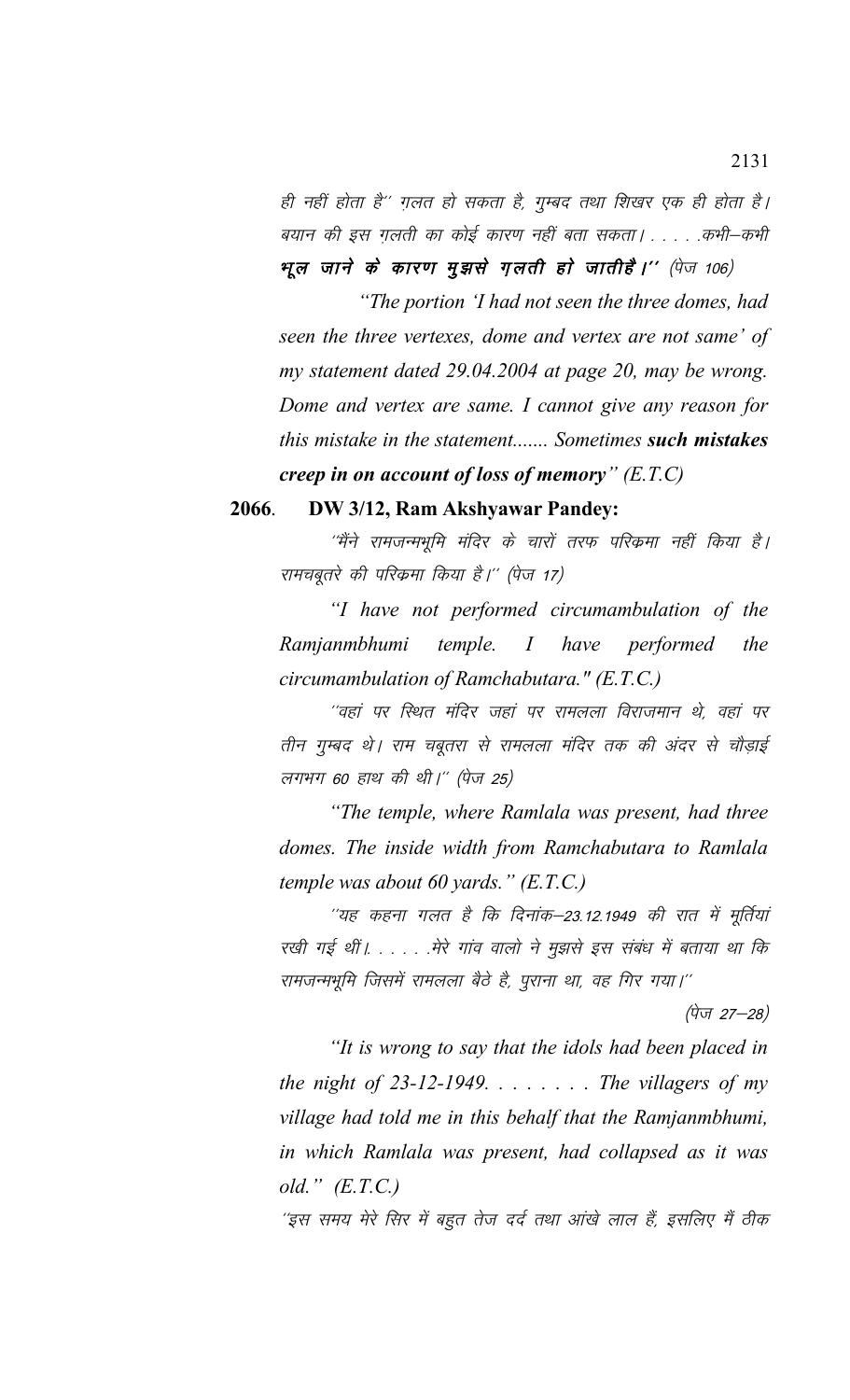ही नहीं होता है'' ग़लत हो सकता है, गुम्बद तथा शिखर एक ही होता है। बयान की इस ग़लती का कोई कारण नहीं बता सकता। . . . . .कभी–कभी **भूल जाने के कारण मुझसे गलती हो जातीहै।''** (पेज 106)

*"The portion 'I had not seen the three domes, had seen the three vertexes, dome and vertex are not same' of my statement dated 29.04.2004 at page 20, may be wrong. Dome and vertex are same. I cannot give any reason for this mistake in the statement....... Sometimes **such mistakes creep in on account of loss of memory**" (E.T.C)*

**2066. DW 3/12, Ram Akshyawar Pandey:**

''मैंने रामजन्मभूमि मंदिर के चारों तरफ परिक्रमा नहीं किया है। रामचबूतरे की परिक्रमा किया है।'' (पेज 17)

*"I have not performed circumambulation of the Ramjanmbhumi temple. I have performed the circumambulation of Ramchabutara." (E.T.C.)*

''वहां पर स्थित मंदिर जहां पर रामलला विराजमान थे, वहां पर तीन गुम्बद थे। राम चबूतरा से रामलला मंदिर तक की अंदर से चौड़ाई लगभग 60 हाथ की थी।'' (पेज 25)

*"The temple, where Ramlala was present, had three domes. The inside width from Ramchabutara to Ramlala temple was about 60 yards." (E.T.C.)*

''यह कहना गलत है कि दिनांक–23.12.1949 की रात में मूर्तियां रखी गई थीं। . . . . . .मेरे गांव वालो ने मुझसे इस संबंध में बताया था कि रामजन्मभूमि जिसमें रामलला बैठे है, पुराना था, वह गिर गया।''

(पेज 27–28)

*"It is wrong to say that the idols had been placed in the night of 23-12-1949. . . . . . . . The villagers of my village had told me in this behalf that the Ramjanmbhumi, in which Ramlala was present, had collapsed as it was old." (E.T.C.)*

''इस समय मेरे सिर में बहुत तेज दर्द तथा आंखे लाल हैं, इसलिए मैं ठीक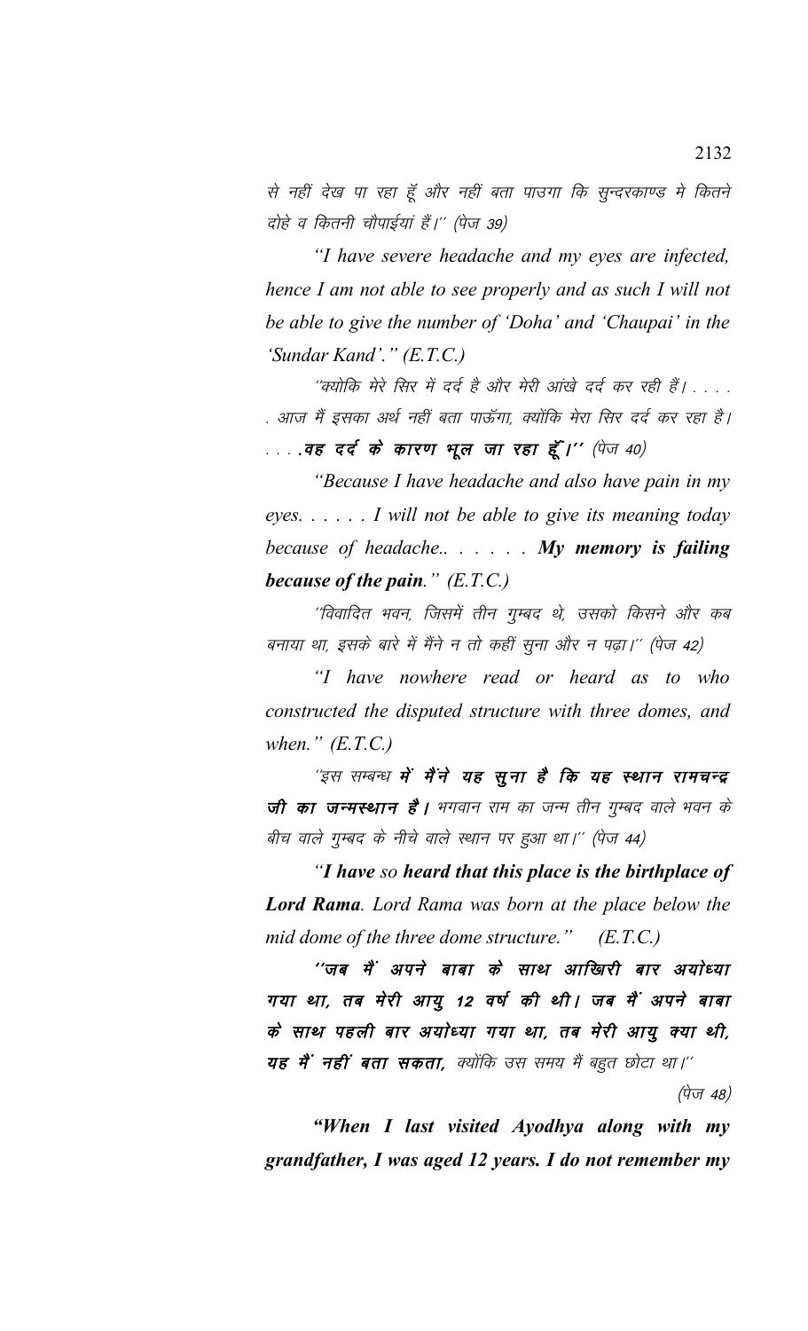से नहीं देख पा रहा हूँ और नहीं बता पाउगा कि सुन्दरकाण्ड मे कितने दोहे व कितनी चौपाईयां हैं।'' (पेज 39)

*"I have severe headache and my eyes are infected, hence I am not able to see properly and as such I will not be able to give the number of 'Doha' and 'Chaupai' in the 'Sundar Kand'." (E.T.C.)*

''क्योंकि मेरे सिर में दर्द है और मेरी आंखे दर्द कर रही हैं। . . . . . आज मैं इसका अर्थ नहीं बता पाऊँगा, क्योंकि मेरा सिर दर्द कर रहा है। . . . .**वह दर्द के कारण भूल जा रहा हूँ।''** (पेज 40)

*"Because I have headache and also have pain in my eyes. . . . . . I will not be able to give its meaning today because of headache.. . . . . . **My memory is failing because of the pain**." (E.T.C.)*

''विवादित भवन, जिसमें तीन गुम्बद थे, उसको किसने और कब बनाया था, इसके बारे में मैंने न तो कहीं सुना और न पढ़ा।'' (पेज 42)

*"I have nowhere read or heard as to who constructed the disputed structure with three domes, and when." (E.T.C.)*

''इस सम्बन्ध **में मैंने यह सुना है कि यह स्थान रामचन्द्र जी का जन्मस्थान है।** भगवान राम का जन्म तीन गुम्बद वाले भवन के बीच वाले गुम्बद के नीचे वाले स्थान पर हुआ था।'' (पेज 44)

*"**I have** so **heard that this place is the birthplace of Lord Rama**. Lord Rama was born at the place below the mid dome of the three dome structure." (E.T.C.)*

**''जब मैं अपने बाबा के साथ आखिरी बार अयोध्या गया था, तब मेरी आयु 12 वर्ष की थी। जब मैं अपने बाबा के साथ पहली बार अयोध्या गया था, तब मेरी आयु क्या थी, यह मैं नहीं बता सकता,** क्योंकि उस समय मैं बहुत छोटा था।''

(पेज 48)

***"When I last visited Ayodhya along with my grandfather, I was aged 12 years. I do not remember my***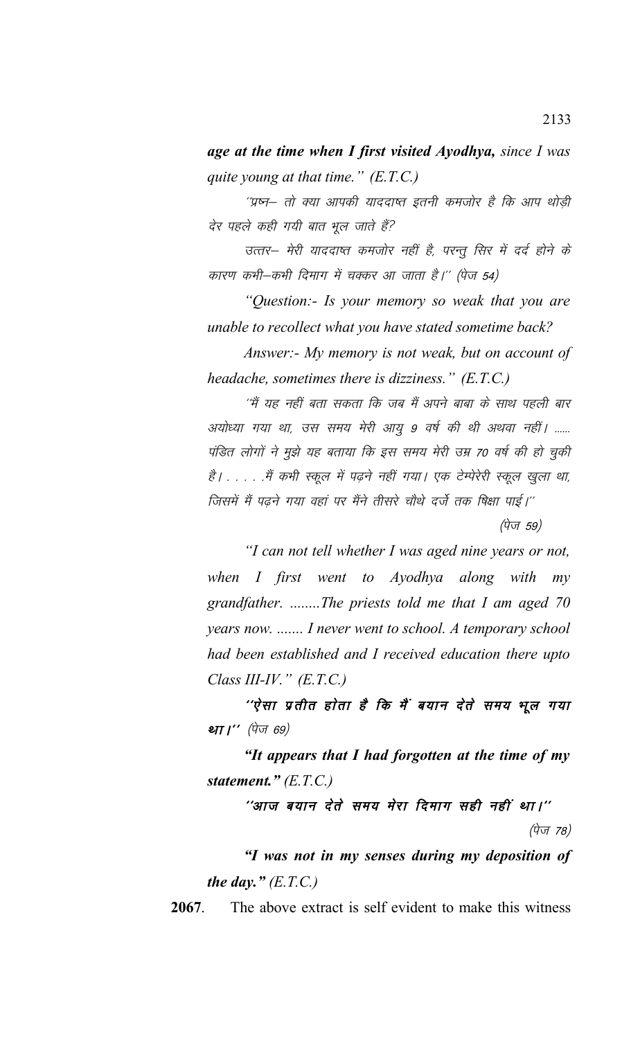***age at the time when I first visited Ayodhya,*** *since I was quite young at that time." (E.T.C.)*

*"प्रश्न– तो क्या आपकी याददाष्त इतनी कमजोर है कि आप थोड़ी देर पहले कही गयी बात भूल जाते हैं?*

*उत्तर– मेरी याददाष्त कमजोर नहीं है, परन्तु सिर में दर्द होने के कारण कभी–कभी दिमाग में चक्कर आ जाता है।" (पेज 54)*

*"Question:- Is your memory so weak that you are unable to recollect what you have stated sometime back?*

*Answer:- My memory is not weak, but on account of headache, sometimes there is dizziness." (E.T.C.)*

*"मैं यह नहीं बता सकता कि जब मैं अपने बाबा के साथ पहली बार अयोध्या गया था, उस समय मेरी आयु 9 वर्ष की थी अथवा नहीं। ...... पंडित लोगों ने मुझे यह बताया कि इस समय मेरी उम्र 70 वर्ष की हो चुकी है। . . . . .मैं कभी स्कूल में पढ़ने नहीं गया। एक टेम्पेरेरी स्कूल खुला था, जिसमें मैं पढ़ने गया वहां पर मैंने तीसरे चौथे दर्जे तक षिक्षा पाई।"*

*(पेज 59)*

*"I can not tell whether I was aged nine years or not, when I first went to Ayodhya along with my grandfather. ........The priests told me that I am aged 70 years now. ....... I never went to school. A temporary school had been established and I received education there upto Class III-IV." (E.T.C.)*

***"ऐसा प्रतीत होता है कि मैं बयान देते समय भूल गया था।"*** *(पेज 69)*

***"It appears that I had forgotten at the time of my statement."*** *(E.T.C.)*

***"आज बयान देते समय मेरा दिमाग सही नहीं था।"***

*(पेज 78)*

***"I was not in my senses during my deposition of the day."*** *(E.T.C.)*

**2067**. The above extract is self evident to make this witness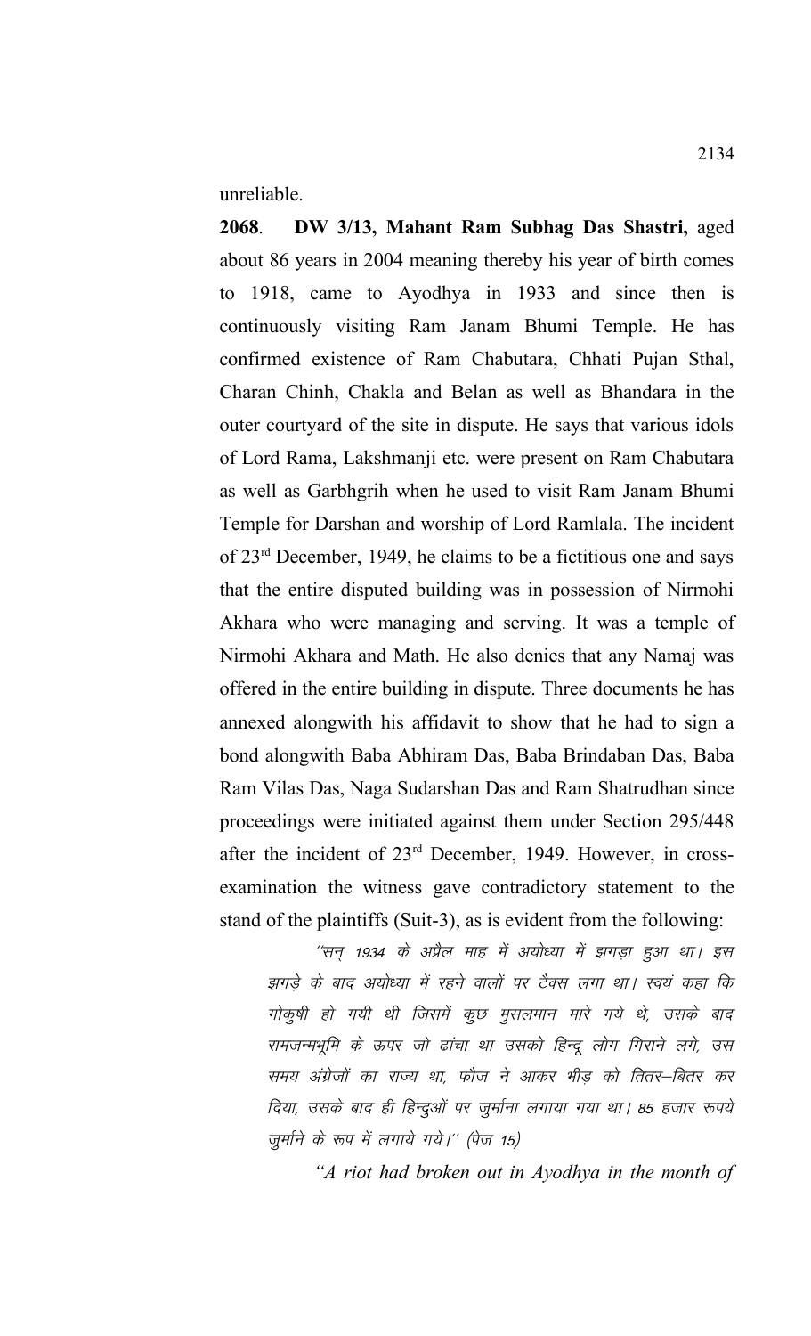unreliable.

**2068**. **DW 3/13, Mahant Ram Subhag Das Shastri,** aged about 86 years in 2004 meaning thereby his year of birth comes to 1918, came to Ayodhya in 1933 and since then is continuously visiting Ram Janam Bhumi Temple. He has confirmed existence of Ram Chabutara, Chhati Pujan Sthal, Charan Chinh, Chakla and Belan as well as Bhandara in the outer courtyard of the site in dispute. He says that various idols of Lord Rama, Lakshmanji etc. were present on Ram Chabutara as well as Garbhgrih when he used to visit Ram Janam Bhumi Temple for Darshan and worship of Lord Ramlala. The incident of 23rd December, 1949, he claims to be a fictitious one and says that the entire disputed building was in possession of Nirmohi Akhara who were managing and serving. It was a temple of Nirmohi Akhara and Math. He also denies that any Namaj was offered in the entire building in dispute. Three documents he has annexed alongwith his affidavit to show that he had to sign a bond alongwith Baba Abhiram Das, Baba Brindaban Das, Baba Ram Vilas Das, Naga Sudarshan Das and Ram Shatrudhan since proceedings were initiated against them under Section 295/448 after the incident of 23rd December, 1949. However, in cross-examination the witness gave contradictory statement to the stand of the plaintiffs (Suit-3), as is evident from the following:

> *''सन् 1934 के अप्रैल माह में अयोध्या में झगड़ा हुआ था। इस झगड़े के बाद अयोध्या में रहने वालों पर टैक्स लगा था। स्वयं कहा कि गोकुषी हो गयी थी जिसमें कुछ मुसलमान मारे गये थे, उसके बाद रामजन्मभूमि के ऊपर जो ढांचा था उसको हिन्दू लोग गिराने लगे, उस समय अंग्रेजों का राज्य था, फौज ने आकर भीड़ को तितर–बितर कर दिया, उसके बाद ही हिन्दुओं पर जुर्माना लगाया गया था। 85 हजार रूपये जुर्माने के रूप में लगाये गये।'' (पेज 15)*
>
> *"A riot had broken out in Ayodhya in the month of*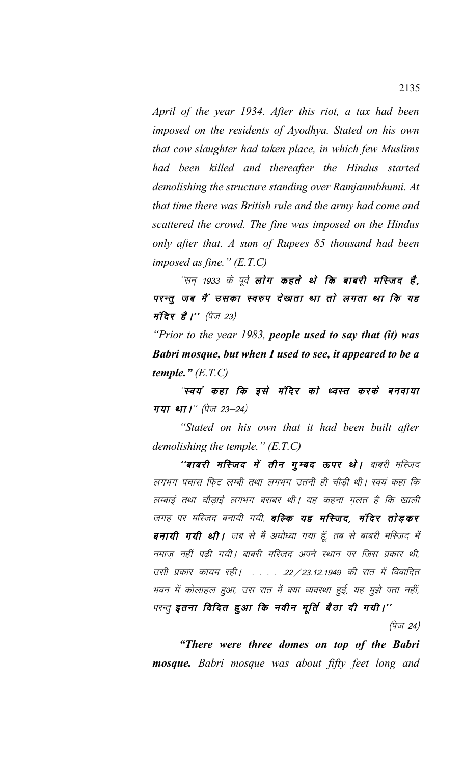*April of the year 1934. After this riot, a tax had been imposed on the residents of Ayodhya. Stated on his own that cow slaughter had taken place, in which few Muslims had been killed and thereafter the Hindus started demolishing the structure standing over Ramjanmbhumi. At that time there was British rule and the army had come and scattered the crowd. The fine was imposed on the Hindus only after that. A sum of Rupees 85 thousand had been imposed as fine." (E.T.C)*

*"सन् 1933 के पूर्व **लोग कहते थे कि बाबरी मस्जिद है, परन्तु जब मैं उसका स्वरुप देखता था तो लगता था कि यह मंदिर है।"** (पेज 23)*

*"Prior to the year 1983, **people used to say that (it) was Babri mosque, but when I used to see, it appeared to be a temple."** (E.T.C)*

*"**स्वयं कहा कि इसे मंदिर को ध्वस्त करके बनवाया गया था।**" (पेज 23–24)*

*"Stated on his own that it had been built after demolishing the temple." (E.T.C)*

*"**बाबरी मस्जिद में तीन गुम्बद ऊपर थे।** बाबरी मस्जिद लगभग पचास फिट लम्बी तथा लगभग उतनी ही चौड़ी थी। स्वयं कहा कि लम्बाई तथा चौड़ाई लगभग बराबर थी। यह कहना ग़लत है कि खाली जगह पर मस्जिद बनायी गयी, **बल्कि यह मस्जिद, मंदिर तोड़कर बनायी गयी थी।** जब से मैं अयोध्या गया हूँ, तब से बाबरी मस्जिद में नमाज़ नहीं पढ़ी गयी। बाबरी मस्जिद अपने स्थान पर जिस प्रकार थी, उसी प्रकार कायम रही। . . . . .22/23.12.1949 की रात में विवादित भवन में कोलाहल हुआ, उस रात में क्या व्यवस्था हुई, यह मुझे पता नहीं, परन्तु **इतना विदित हुआ कि नवीन मूर्ति बैठा दी गयी।"***

*(पेज 24)*

*"**There were three domes on top of the Babri mosque.** Babri mosque was about fifty feet long and*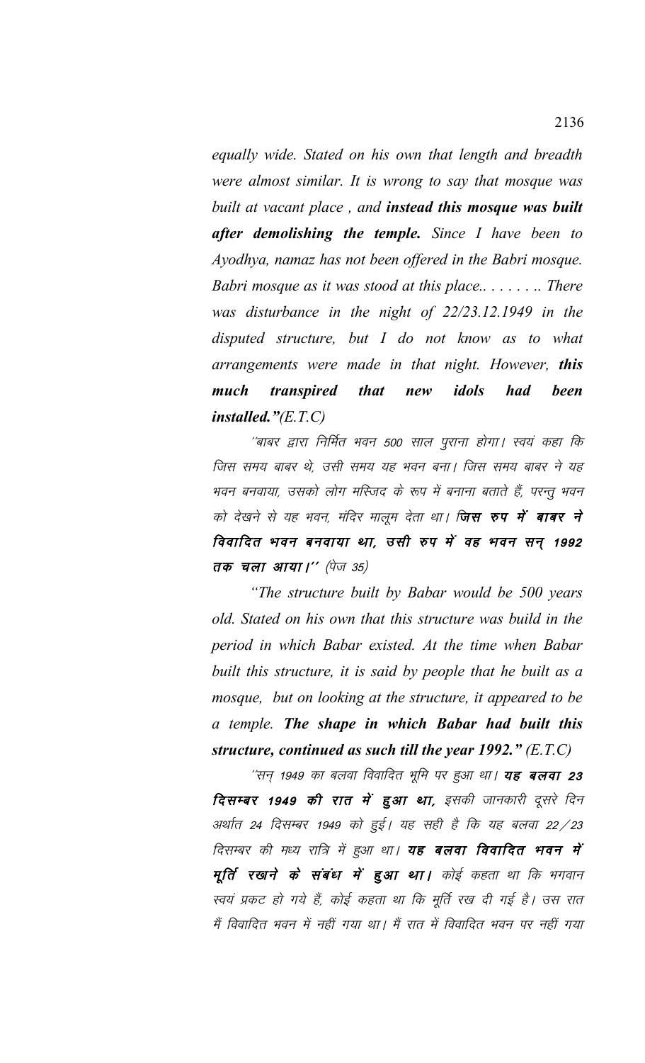*equally wide. Stated on his own that length and breadth were almost similar. It is wrong to say that mosque was built at vacant place , and* ***instead this mosque was built after demolishing the temple.*** *Since I have been to Ayodhya, namaz has not been offered in the Babri mosque. Babri mosque as it was stood at this place.. . . . . . .. There was disturbance in the night of 22/23.12.1949 in the disputed structure, but I do not know as to what arrangements were made in that night. However,* ***this much transpired that new idols had been installed."****(E.T.C)*

*''बाबर द्वारा निर्मित भवन 500 साल पुराना होगा। स्वयं कहा कि जिस समय बाबर थे, उसी समय यह भवन बना। जिस समय बाबर ने यह भवन बनवाया, उसको लोग मस्जिद के रूप में बनाना बताते हैं, परन्तु भवन को देखने से यह भवन, मंदिर मालूम देता था।* ***जिस रुप में बाबर ने विवादित भवन बनवाया था, उसी रुप में वह भवन सन् 1992 तक चला आया।''*** *(पेज 35)*

*"The structure built by Babar would be 500 years old. Stated on his own that this structure was build in the period in which Babar existed. At the time when Babar built this structure, it is said by people that he built as a mosque, but on looking at the structure, it appeared to be a temple.* ***The shape in which Babar had built this structure, continued as such till the year 1992."*** *(E.T.C)*

*''सन् 1949 का बलवा विवादित भूमि पर हुआ था।* ***यह बलवा 23 दिसम्बर 1949 की रात में हुआ था,*** *इसकी जानकारी दूसरे दिन अर्थात 24 दिसम्बर 1949 को हुई। यह सही है कि यह बलवा 22/23 दिसम्बर की मध्य रात्रि में हुआ था।* ***यह बलवा विवादित भवन में मूर्ति रखने के संबंध में हुआ था।*** *कोई कहता था कि भगवान स्वयं प्रकट हो गये हैं, कोई कहता था कि मूर्ति रख दी गई है। उस रात मैं विवादित भवन में नहीं गया था। मैं रात में विवादित भवन पर नहीं गया*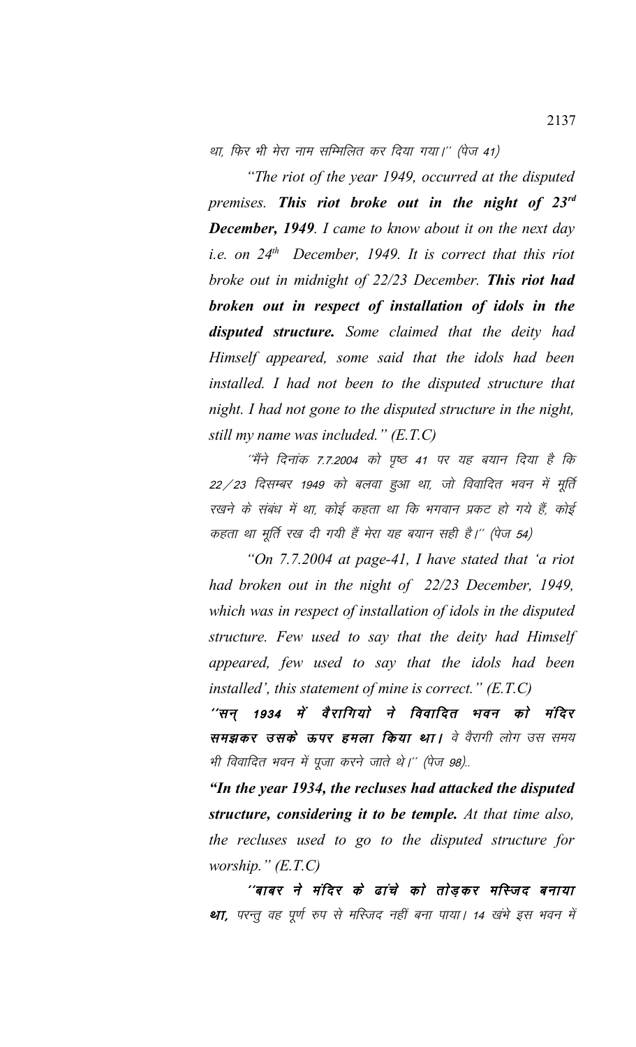था, फिर भी मेरा नाम सम्मिलित कर दिया गया।'' (पेज 41)

*"The riot of the year 1949, occurred at the disputed premises. **This riot broke out in the night of 23rd December, 1949**. I came to know about it on the next day i.e. on 24th December, 1949. It is correct that this riot broke out in midnight of 22/23 December. **This riot had broken out in respect of installation of idols in the disputed structure.** Some claimed that the deity had Himself appeared, some said that the idols had been installed. I had not been to the disputed structure that night. I had not gone to the disputed structure in the night, still my name was included." (E.T.C)*

''मैंने दिनांक 7.7.2004 को पृष्ठ 41 पर यह बयान दिया है कि 22/23 दिसम्बर 1949 को बलवा हुआ था, जो विवादित भवन में मूर्ति रखने के संबंध में था, कोई कहता था कि भगवान प्रकट हो गये हैं, कोई कहता था मूर्ति रख दी गयी हैं मेरा यह बयान सही है।'' (पेज 54)

*"On 7.7.2004 at page-41, I have stated that 'a riot had broken out in the night of 22/23 December, 1949, which was in respect of installation of idols in the disputed structure. Few used to say that the deity had Himself appeared, few used to say that the idols had been installed', this statement of mine is correct." (E.T.C)*

***''सन् 1934 में वैरागियो ने विवादित भवन को मंदिर समझकर उसके ऊपर हमला किया था।*** वे वैरागी लोग उस समय भी विवादित भवन में पूजा करने जाते थे।'' (पेज 98)..

***"In the year 1934, the recluses had attacked the disputed structure, considering it to be temple.** At that time also, the recluses used to go to the disputed structure for worship." (E.T.C)*

***''बाबर ने मंदिर के ढांचे को तोड़कर मस्जिद बनाया था,*** परन्तु वह पूर्ण रुप से मस्जिद नहीं बना पाया। 14 खंभे इस भवन में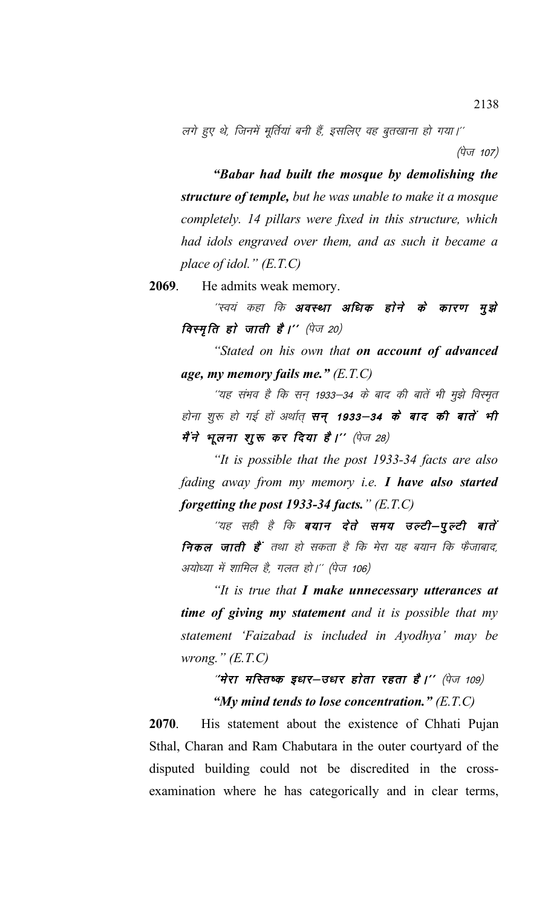लगे हुए थे, जिनमें मूर्तियां बनी हैं, इसलिए वह बुतखाना हो गया।''

(पेज 107)

***"Babar had built the mosque by demolishing the structure of temple,*** *but he was unable to make it a mosque completely. 14 pillars were fixed in this structure, which had idols engraved over them, and as such it became a place of idol." (E.T.C)*

**2069**. He admits weak memory.

''स्वयं कहा कि ***अवस्था अधिक होने के कारण मुझे विस्मृति हो जाती है।''*** (पेज 20)

*"Stated on his own that* ***on account of advanced age, my memory fails me."*** *(E.T.C)*

''यह संभव है कि सन् 1933–34 के बाद की बातें भी मुझे विस्मृत होना शुरू हो गई हों अर्थात् ***सन् 1933–34 के बाद की बातें भी मैंने भूलना शुरू कर दिया है।''*** (पेज 28)

*"It is possible that the post 1933-34 facts are also fading away from my memory i.e.* ***I have also started forgetting the post 1933-34 facts.****" (E.T.C)*

''यह सही है कि ***बयान देते समय उल्टी–पुल्टी बातें निकल जाती हैं*** तथा हो सकता है कि मेरा यह बयान कि फैजाबाद, अयोध्या में शामिल है, गलत हो।'' (पेज 106)

*"It is true that* ***I make unnecessary utterances at time of giving my statement*** *and it is possible that my statement 'Faizabad is included in Ayodhya' may be wrong." (E.T.C)*

***''मेरा मस्तिष्क इधर–उधर होता रहता है।''*** (पेज 109)

***"My mind tends to lose concentration."*** *(E.T.C)*

**2070**. His statement about the existence of Chhati Pujan Sthal, Charan and Ram Chabutara in the outer courtyard of the disputed building could not be discredited in the cross-examination where he has categorically and in clear terms,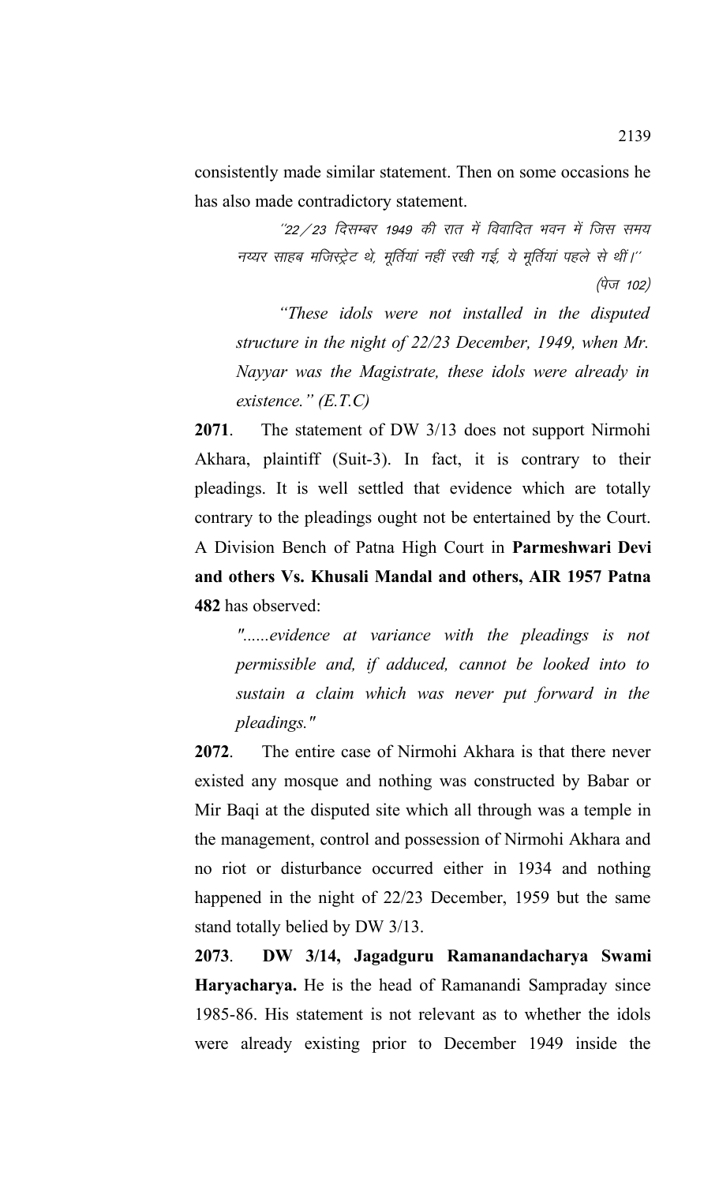consistently made similar statement. Then on some occasions he has also made contradictory statement.

> ''22/23 दिसम्बर 1949 की रात में विवादित भवन में जिस समय नय्यर साहब मजिस्ट्रेट थे, मूर्तियां नहीं रखी गई, ये मूर्तियां पहले से थीं।'' (पेज 102)
>
> *"These idols were not installed in the disputed structure in the night of 22/23 December, 1949, when Mr. Nayyar was the Magistrate, these idols were already in existence." (E.T.C)*

**2071**. The statement of DW 3/13 does not support Nirmohi Akhara, plaintiff (Suit-3). In fact, it is contrary to their pleadings. It is well settled that evidence which are totally contrary to the pleadings ought not be entertained by the Court. A Division Bench of Patna High Court in **Parmeshwari Devi and others Vs. Khusali Mandal and others, AIR 1957 Patna 482** has observed:

> *"......evidence at variance with the pleadings is not permissible and, if adduced, cannot be looked into to sustain a claim which was never put forward in the pleadings."*

**2072**. The entire case of Nirmohi Akhara is that there never existed any mosque and nothing was constructed by Babar or Mir Baqi at the disputed site which all through was a temple in the management, control and possession of Nirmohi Akhara and no riot or disturbance occurred either in 1934 and nothing happened in the night of 22/23 December, 1959 but the same stand totally belied by DW 3/13.

**2073**. **DW 3/14, Jagadguru Ramanandacharya Swami Haryacharya.** He is the head of Ramanandi Sampraday since 1985-86. His statement is not relevant as to whether the idols were already existing prior to December 1949 inside the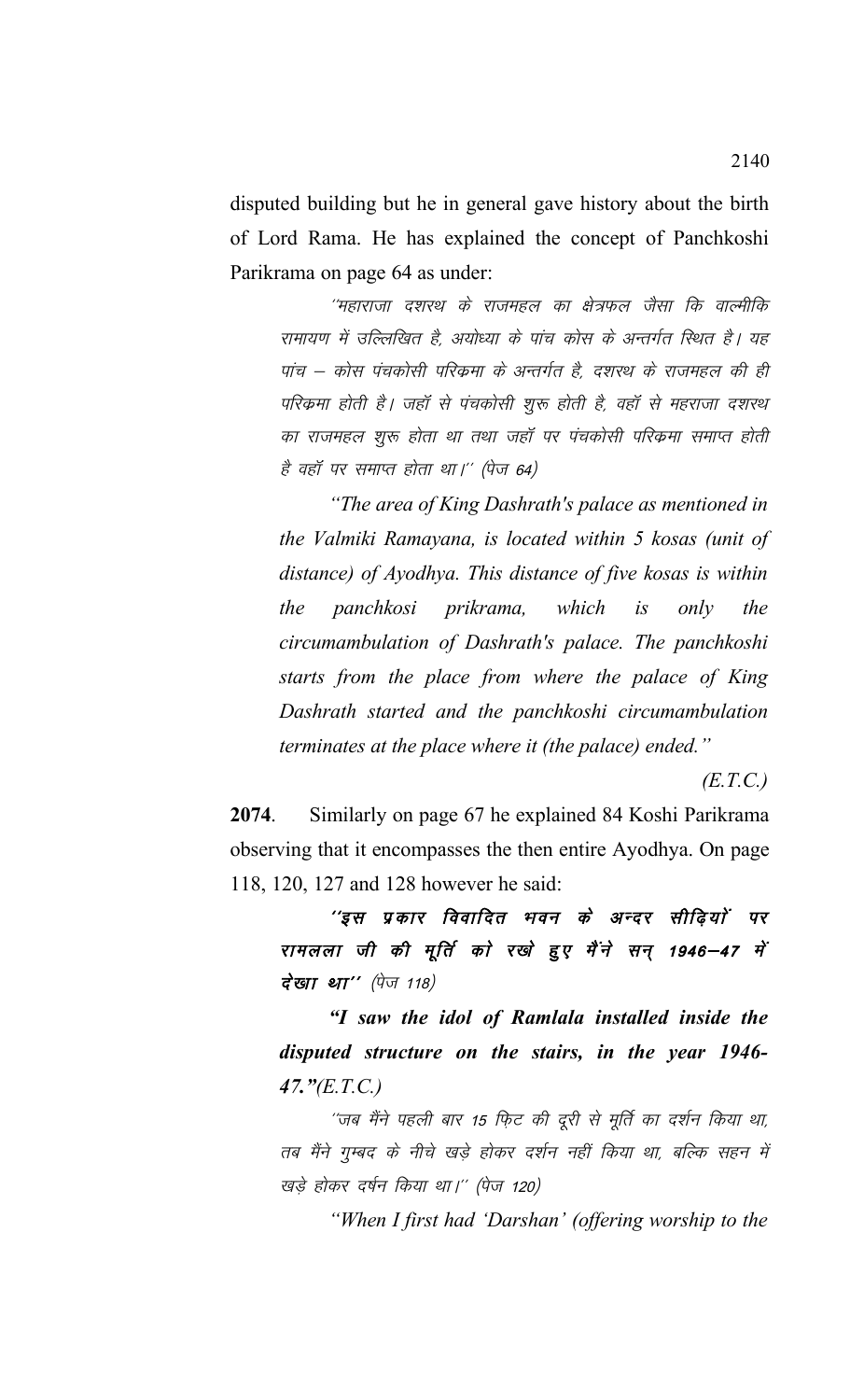disputed building but he in general gave history about the birth of Lord Rama. He has explained the concept of Panchkoshi Parikrama on page 64 as under:

> ''महाराजा दशरथ के राजमहल का क्षेत्रफल जैसा कि वाल्मीकि रामायण में उल्लिखित है, अयोध्या के पांच कोस के अन्तर्गत स्थित है। यह पांच – कोस पंचकोसी परिक्रमा के अन्तर्गत है, दशरथ के राजमहल की ही परिक्रमा होती है। जहाँ से पंचकोसी शुरू होती है, वहाँ से महराजा दशरथ का राजमहल शुरू होता था तथा जहाँ पर पंचकोसी परिक्रमा समाप्त होती है वहाँ पर समाप्त होता था।'' (पेज 64)
>
> *"The area of King Dashrath's palace as mentioned in the Valmiki Ramayana, is located within 5 kosas (unit of distance) of Ayodhya. This distance of five kosas is within the panchkosi prikrama, which is only the circumambulation of Dashrath's palace. The panchkoshi starts from the place from where the palace of King Dashrath started and the panchkoshi circumambulation terminates at the place where it (the palace) ended."*
>
> *(E.T.C.)*

**2074**. Similarly on page 67 he explained 84 Koshi Parikrama observing that it encompasses the then entire Ayodhya. On page 118, 120, 127 and 128 however he said:

> ***''इस प्रकार विवादित भवन के अन्दर सीढ़ियों पर रामलला जी की मूर्ति को रखे हुए मैंने सन् 1946–47 में देखा था''*** (पेज 118)
>
> ***"I saw the idol of Ramlala installed inside the disputed structure on the stairs, in the year 1946-47."(E.T.C.)***
>
> ''जब मैंने पहली बार 15 फ़िट की दूरी से मूर्ति का दर्शन किया था, तब मैंने गुम्बद के नीचे खड़े होकर दर्शन नहीं किया था, बल्कि सहन में खड़े होकर दर्षन किया था।'' (पेज 120)
>
> *"When I first had 'Darshan' (offering worship to the*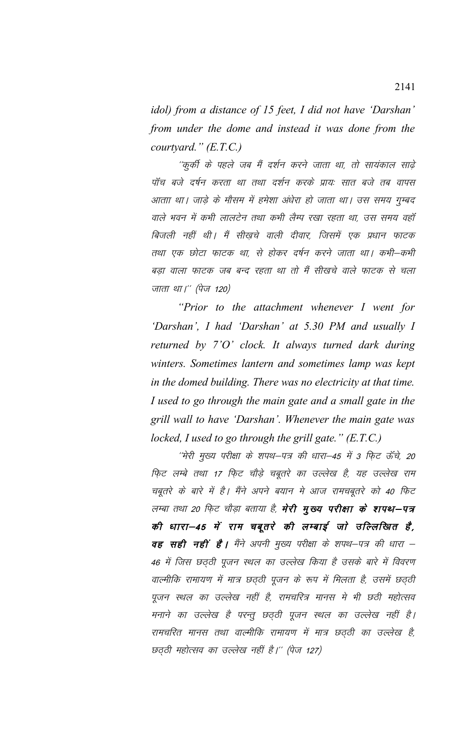*idol) from a distance of 15 feet, I did not have 'Darshan' from under the dome and instead it was done from the courtyard." (E.T.C.)*

*''कुर्की के पहले जब मैं दर्शन करने जाता था, तो सायंकाल साढ़े पॉच बजे दर्षन करता था तथा दर्शन करके प्रायः सात बजे तब वापस आताा था। जाड़े के मौसम में हमेशा अंधेरा हो जाता था। उस समय गुम्बद वाले भवन में कभी लालटेन तथा कभी लैम्प रखा रहता था, उस समय वहॉ बिजली नहीं थी। मैं सीख़चे वाली दीवार, जिसमें एक प्रधान फाटक तथा एक छोटा फाटक था, से होकर दर्षन करने जाता था। कभी–कभी बड़ा वाला फाटक जब बन्द रहता था तो मैं सीखचे वाले फाटक से चला जाता था।'' (पेज 120)*

*"Prior to the attachment whenever I went for 'Darshan', I had 'Darshan' at 5.30 PM and usually I returned by 7'O' clock. It always turned dark during winters. Sometimes lantern and sometimes lamp was kept in the domed building. There was no electricity at that time. I used to go through the main gate and a small gate in the grill wall to have 'Darshan'. Whenever the main gate was locked, I used to go through the grill gate." (E.T.C.)*

*''मेरी मुख्य परीक्षा के शपथ–पत्र की धारा–45 में 3 फ़िट ऊँचे, 20 फ़िट लम्बे तथा 17 फ़िट चौड़े चबूतरे का उल्लेख है, यह उल्लेख राम चबूतरे के बारे में है। मैंने अपने बयान मे आज रामचबूतरे को 40 फिट लम्बा तथा 20 फ़िट चौड़ा बताया है,* ***मेरी मुख्य परीक्षा के शपथ–पत्र की धारा–45 में राम चबूतरे की लम्बाई जो उल्लिखित है, वह सही नहीं है।*** *मैंने अपनी मुख्य परीक्षा के शपथ–पत्र की धारा – 46 में जिस छठ्ठी पूजन स्थल का उल्लेख किया है उसके बारे में विवरण वाल्मीकि रामायण में मात्र छठ्ठी पूजन के रूप में मिलता है, उसमें छठ्ठी पूजन स्थल का उल्लेख नहीं है, रामचरित्र मानस मे भी छठी महोत्सव मनाने का उल्लेख है परन्तु छठ्ठी पूजन स्थल का उल्लेख नहीं है। रामचरित मानस तथा वाल्मीकि रामायण में मात्र छठ्ठी का उल्लेख है, छठ्ठी महोत्सव का उल्लेख नहीं है।'' (पेज 127)*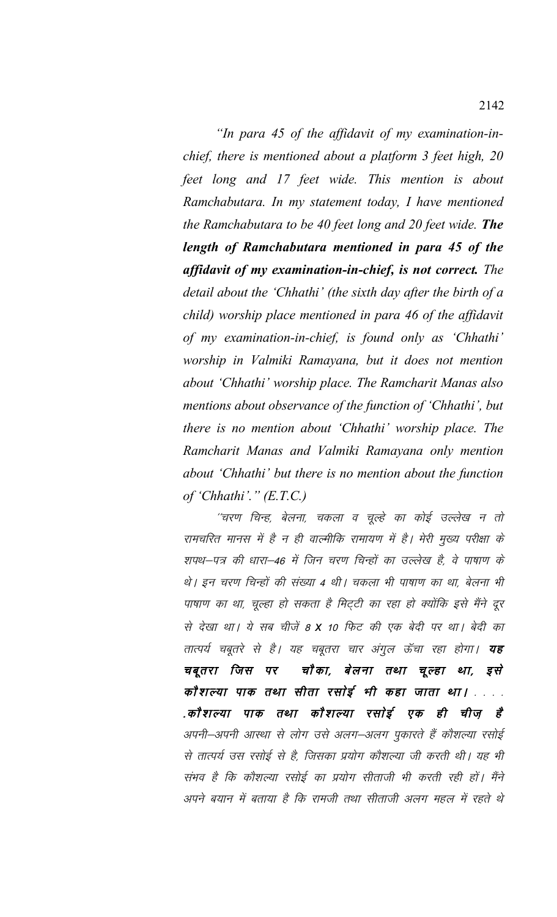*"In para 45 of the affidavit of my examination-in-chief, there is mentioned about a platform 3 feet high, 20 feet long and 17 feet wide. This mention is about Ramchabutara. In my statement today, I have mentioned the Ramchabutara to be 40 feet long and 20 feet wide.* ***The length of Ramchabutara mentioned in para 45 of the affidavit of my examination-in-chief, is not correct.*** *The detail about the 'Chhathi' (the sixth day after the birth of a child) worship place mentioned in para 46 of the affidavit of my examination-in-chief, is found only as 'Chhathi' worship in Valmiki Ramayana, but it does not mention about 'Chhathi' worship place. The Ramcharit Manas also mentions about observance of the function of 'Chhathi', but there is no mention about 'Chhathi' worship place. The Ramcharit Manas and Valmiki Ramayana only mention about 'Chhathi' but there is no mention about the function of 'Chhathi'." (E.T.C.)*

*"चरण चिन्ह, बेलना, चकला व चूल्हे का कोई उल्लेख न तो रामचरित मानस में है न ही वाल्मीकि रामायण में है। मेरी मुख्य परीक्षा के शपथ–पत्र की धारा–46 में जिन चरण चिन्हों का उल्लेख है, वे पाषाण के थे। इन चरण चिन्हों की संख्या 4 थी। चकला भी पाषाण का था, बेलना भी पाषाण का था, चूल्हा हो सकता है मिट्टी का रहा हो क्योंकि इसे मैंने दूर से देखा था। ये सब चीजें 8 X 10 फिट की एक बेदी पर था। बेदी का तात्पर्य चबूतरे से है। यह चबूतरा चार अंगुल ऊँचा रहा होगा।* ***यह चबूतरा जिस पर चौका, बेलना तथा चूल्हा था, इसे कौशल्या पाक तथा सीता रसोई भी कहा जाता था। . . . . .कौशल्या पाक तथा कौशल्या रसोई एक ही चीज़ है*** *अपनी–अपनी आस्था से लोग उसे अलग–अलग पुकारते हैं कौशल्या रसोई से तात्पर्य उस रसोई से है, जिसका प्रयोग कौशल्या जी करती थी। यह भी संभव है कि कौशल्या रसोई का प्रयोग सीताजी भी करती रही हों। मैंने अपने बयान में बताया है कि रामजी तथा सीताजी अलग महल में रहते थे*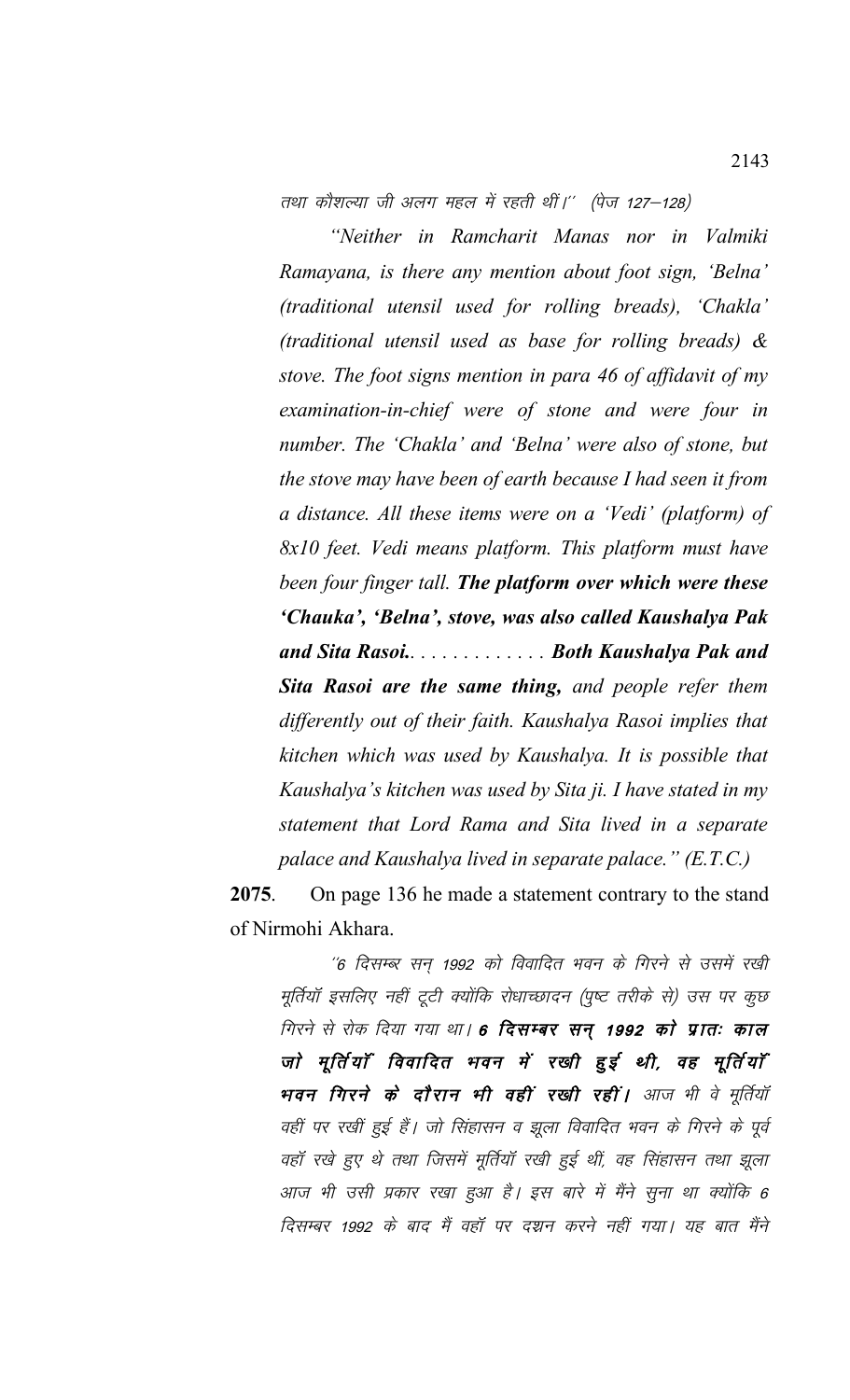तथा कौशल्या जी अलग महल में रहती थीं।'' (पेज 127—128)

*"Neither in Ramcharit Manas nor in Valmiki Ramayana, is there any mention about foot sign, 'Belna' (traditional utensil used for rolling breads), 'Chakla' (traditional utensil used as base for rolling breads) & stove. The foot signs mention in para 46 of affidavit of my examination-in-chief were of stone and were four in number. The 'Chakla' and 'Belna' were also of stone, but the stove may have been of earth because I had seen it from a distance. All these items were on a 'Vedi' (platform) of 8x10 feet. Vedi means platform. This platform must have been four finger tall.* ***The platform over which were these 'Chauka', 'Belna', stove, was also called Kaushalya Pak and Sita Rasoi.. . . . . . . . . . . . . Both Kaushalya Pak and Sita Rasoi are the same thing,*** *and people refer them differently out of their faith. Kaushalya Rasoi implies that kitchen which was used by Kaushalya. It is possible that Kaushalya's kitchen was used by Sita ji. I have stated in my statement that Lord Rama and Sita lived in a separate palace and Kaushalya lived in separate palace." (E.T.C.)*

**2075**. On page 136 he made a statement contrary to the stand of Nirmohi Akhara.

''6 दिसम्बर सन् 1992 को विवादित भवन के गिरने से उसमें रखी मूर्तियॉ इसलिए नहीं टूटी क्योंकि रोधाच्छादन (पुष्ट तरीके से) उस पर कुछ गिरने से रोक दिया गया था। ***6 दिसम्बर सन् 1992 को प्रातः काल जो मूर्तियॉं विवादित भवन में रखी हुई थी, वह मूर्तियॉं भवन गिरने के दौरान भी वहीं रखी रहीं।*** आज भी वे मूर्तियॉं वहीं पर रखीं हुई हैं। जो सिंहासन व झूला विवादित भवन के गिरने के पूर्व वहॉ रखे हुए थे तथा जिसमें मूर्तियॉ रखी हुई थीं, वह सिंहासन तथा झूला आज भी उसी प्रकार रखा हुआ है। इस बारे में मैंने सुना था क्योंकि 6 दिसम्बर 1992 के बाद मैं वहॉ पर दर्शन करने नहीं गया। यह बात मैंने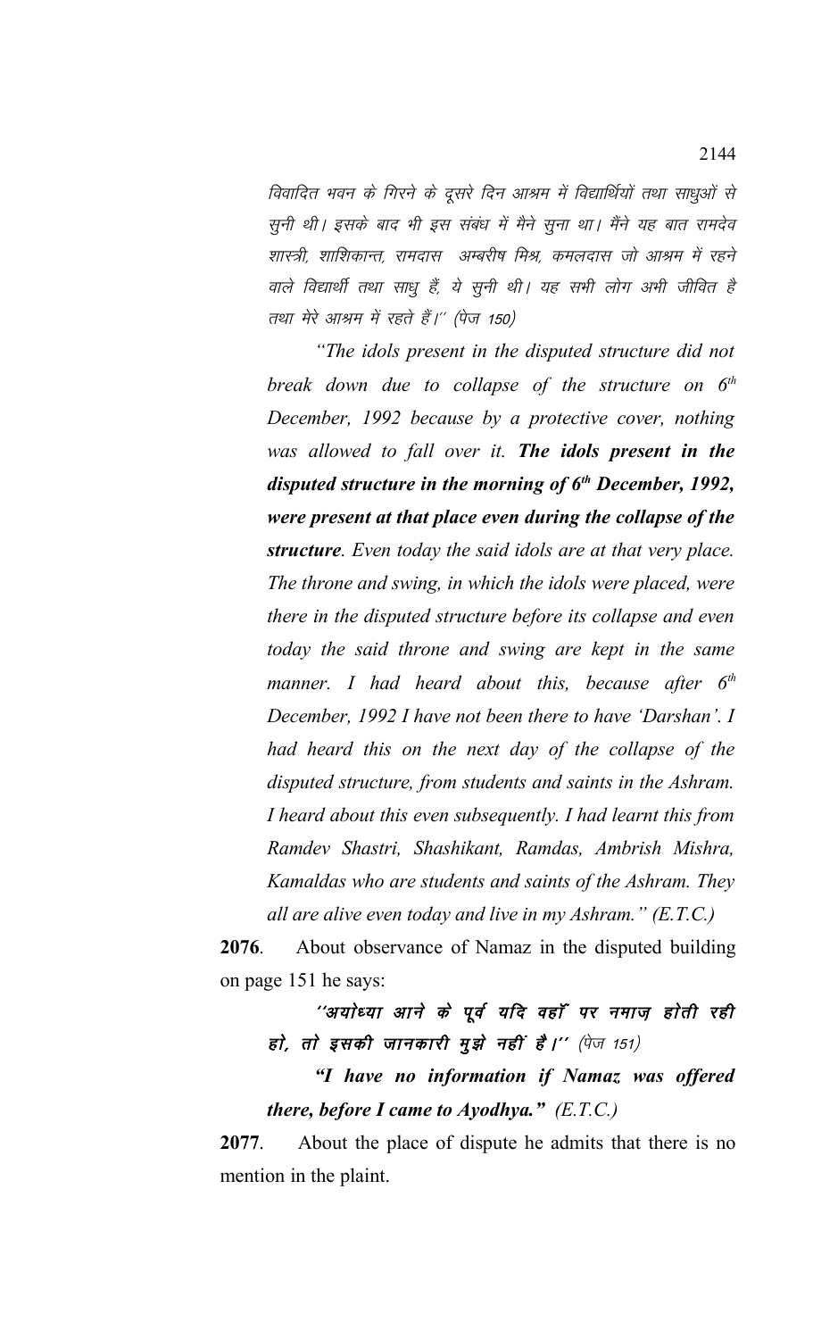विवादित भवन के गिरने के दूसरे दिन आश्रम में विद्यार्थियों तथा साधुओं से सुनी थी। इसके बाद भी इस संबंध में मैने सुना था। मैंने यह बात रामदेव शास्त्री, शशिकान्त, रामदास अम्बरीष मिश्र, कमलदास जो आश्रम में रहने वाले विद्यार्थी तथा साधु हैं, ये सुनी थी। यह सभी लोग अभी जीवित है तथा मेरे आश्रम में रहते हैं।'' (पेज 150)

*"The idols present in the disputed structure did not break down due to collapse of the structure on 6th December, 1992 because by a protective cover, nothing was allowed to fall over it.* ***The idols present in the disputed structure in the morning of 6th December, 1992, were present at that place even during the collapse of the structure****. Even today the said idols are at that very place. The throne and swing, in which the idols were placed, were there in the disputed structure before its collapse and even today the said throne and swing are kept in the same manner. I had heard about this, because after 6th December, 1992 I have not been there to have 'Darshan'. I had heard this on the next day of the collapse of the disputed structure, from students and saints in the Ashram. I heard about this even subsequently. I had learnt this from Ramdev Shastri, Shashikant, Ramdas, Ambrish Mishra, Kamaldas who are students and saints of the Ashram. They all are alive even today and live in my Ashram." (E.T.C.)*

**2076**. About observance of Namaz in the disputed building on page 151 he says:

***''अयोध्या आने के पूर्व यदि वहॉं पर नमाज़ होती रही हो, तो इसकी जानकारी मुझे नहीं है।''*** *(पेज 151)*

***"I have no information if Namaz was offered there, before I came to Ayodhya."*** *(E.T.C.)*

**2077**. About the place of dispute he admits that there is no mention in the plaint.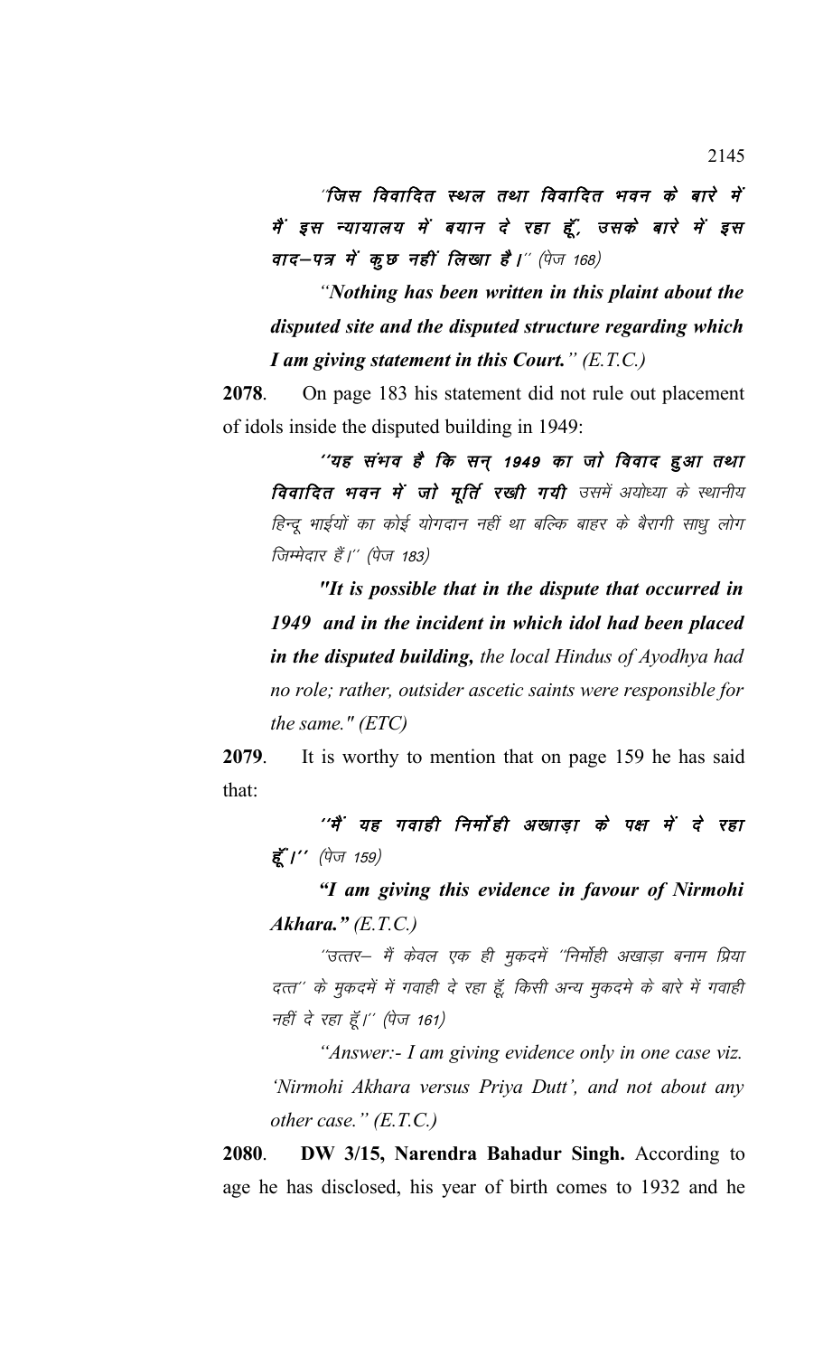*"जिस विवादित स्थल तथा विवादित भवन के बारे में मैं इस न्यायालय में बयान दे रहा हूँ, उसके बारे में इस वाद–पत्र में कुछ नहीं लिखा है।"* (पेज 168)

***"Nothing has been written in this plaint about the disputed site and the disputed structure regarding which I am giving statement in this Court."** (E.T.C.)*

**2078**. On page 183 his statement did not rule out placement of idols inside the disputed building in 1949:

*"यह संभव है कि सन् 1949 का जो विवाद हुआ तथा विवादित भवन में जो मूर्ति रखी गयी* उसमें अयोध्या के स्थानीय हिन्दू भाईयों का कोई योगदान नहीं था बल्कि बाहर के बैरागी साधु लोग जिम्मेदार हैं।" (पेज 183)

***"It is possible that in the dispute that occurred in 1949 and in the incident in which idol had been placed in the disputed building,** the local Hindus of Ayodhya had no role; rather, outsider ascetic saints were responsible for the same." (ETC)*

**2079**. It is worthy to mention that on page 159 he has said that:

***"मैं यह गवाही निर्मोही अखाड़ा के पक्ष में दे रहा हूँ।"*** *(पेज 159)*

***"I am giving this evidence in favour of Nirmohi Akhara."** (E.T.C.)*

*"उत्तर– मैं केवल एक ही मुकदमें "निर्मोही अखाड़ा बनाम प्रिया दत्त" के मुकदमें में गवाही दे रहा हूँ किसी अन्य मुकदमे के बारे में गवाही नहीं दे रहा हूँ।" (पेज 161)*

*"Answer:- I am giving evidence only in one case viz. 'Nirmohi Akhara versus Priya Dutt', and not about any other case." (E.T.C.)*

**2080**. **DW 3/15, Narendra Bahadur Singh.** According to age he has disclosed, his year of birth comes to 1932 and he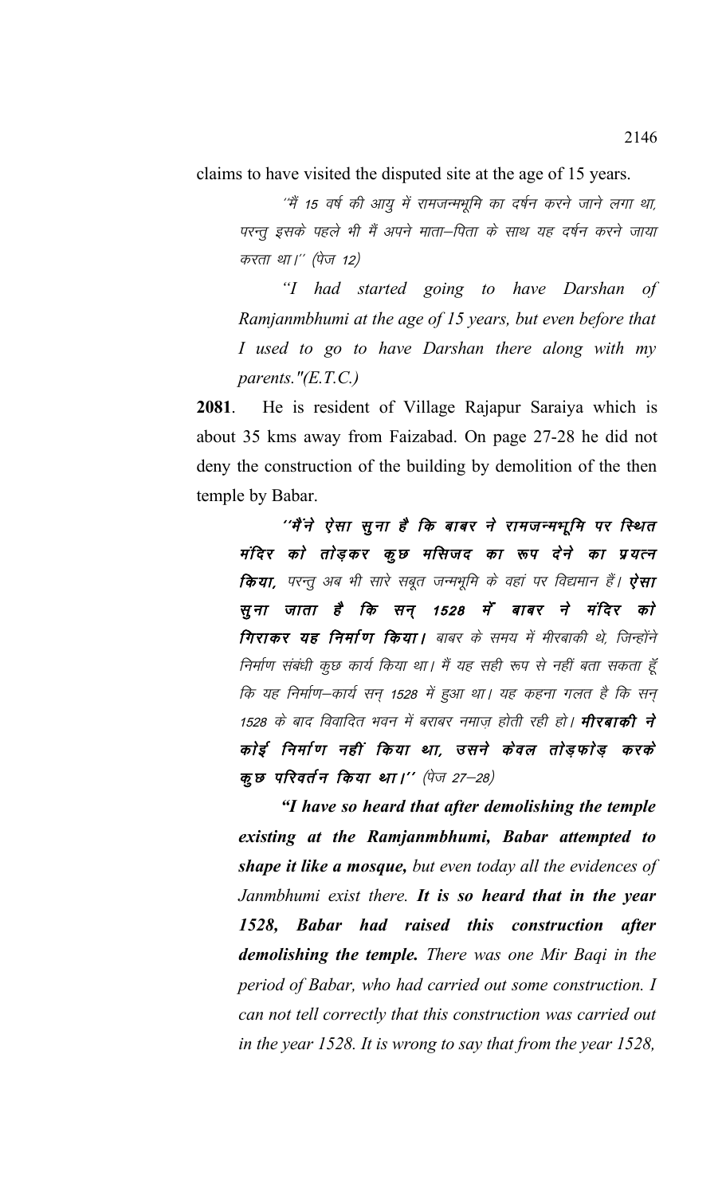claims to have visited the disputed site at the age of 15 years.

> ''मैं 15 वर्ष की आयु में रामजन्मभूमि का दर्शन करने जाने लगा था, परन्तु इसके पहले भी मैं अपने माता–पिता के साथ यह दर्शन करने जाया करता था।'' (पेज 12)
>
> *"I had started going to have Darshan of Ramjanmbhumi at the age of 15 years, but even before that I used to go to have Darshan there along with my parents."(E.T.C.)*

**2081**. He is resident of Village Rajapur Saraiya which is about 35 kms away from Faizabad. On page 27-28 he did not deny the construction of the building by demolition of the then temple by Babar.

> ''**मैंने ऐसा सुना है कि बाबर ने रामजन्मभूमि पर स्थित मंदिर को तोड़कर कुछ मसिजद का रूप देने का प्रयत्न किया,** परन्तु अब भी सारे सबूत जन्मभूमि के वहां पर विद्यमान हैं। **ऐसा सुना जाता है कि सन् 1528 में बाबर ने मंदिर को गिराकर यह निर्माण किया।** बाबर के समय में मीरबाकी थे, जिन्होंने निर्माण संबंधी कुछ कार्य किया था। मैं यह सही रूप से नहीं बता सकता हूँ कि यह निर्माण–कार्य सन् 1528 में हुआ था। यह कहना गलत है कि सन् 1528 के बाद विवादित भवन में बराबर नमाज़ होती रही हो। **मीरबाकी ने कोई निर्माण नहीं किया था, उसने केवल तोड़फोड़ करके कुछ परिवर्तन किया था।**'' (पेज 27–28)
>
> ***"I have so heard that after demolishing the temple existing at the Ramjanmbhumi, Babar attempted to shape it like a mosque,*** *but even today all the evidences of Janmbhumi exist there.* ***It is so heard that in the year 1528, Babar had raised this construction after demolishing the temple.*** *There was one Mir Baqi in the period of Babar, who had carried out some construction. I can not tell correctly that this construction was carried out in the year 1528. It is wrong to say that from the year 1528,*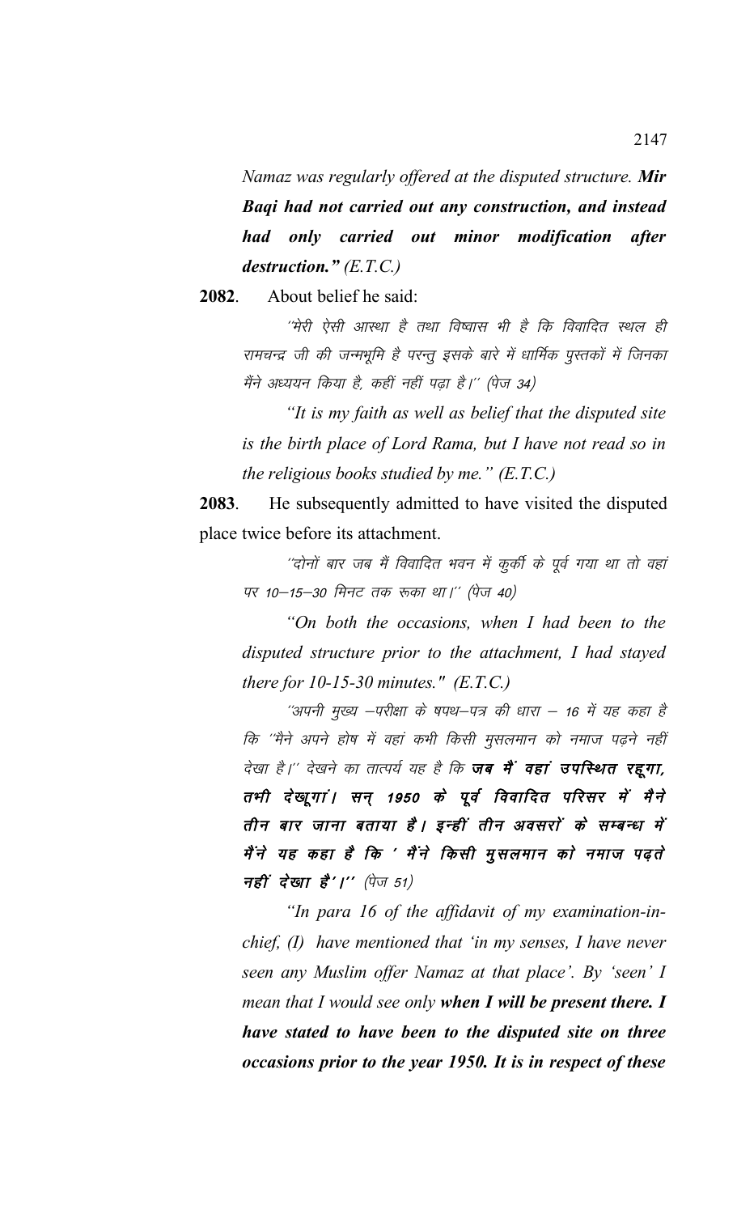*Namaz was regularly offered at the disputed structure. **Mir Baqi had not carried out any construction, and instead had only carried out minor modification after destruction.**" (E.T.C.)*

**2082**. About belief he said:

> "मेरी ऐसी आस्था है तथा विष्वास भी है कि विवादित स्थल ही रामचन्द्र जी की जन्मभूमि है परन्तु इसके बारे में धार्मिक पुस्तकों में जिनका मैंने अध्ययन किया है, कहीं नहीं पढ़ा है।" (पेज 34)
>
> *"It is my faith as well as belief that the disputed site is the birth place of Lord Rama, but I have not read so in the religious books studied by me." (E.T.C.)*

**2083**. He subsequently admitted to have visited the disputed place twice before its attachment.

> "दोनों बार जब मैं विवादित भवन में कुर्की के पूर्व गया था तो वहां पर 10–15–30 मिनट तक रूका था।" (पेज 40)
>
> *"On both the occasions, when I had been to the disputed structure prior to the attachment, I had stayed there for 10-15-30 minutes." (E.T.C.)*
>
> "अपनी मुख्य –परीक्षा के षपथ–पत्र की धारा – 16 में यह कहा है कि "मैने अपने होष में वहां कभी किसी मुसलमान को नमाज पढ़ने नहीं देखा है।" देखने का तात्पर्य यह है कि ***जब मैं वहां उपस्थित रहूगा, तभी देखूगां। सन् 1950 के पूर्व विवादित परिसर में मैने तीन बार जाना बताया है। इन्हीं तीन अवसरों के सम्बन्ध में मैंने यह कहा है कि ' मैंने किसी मुसलमान को नमाज पढ़ते नहीं देखा है'।"*** (पेज 51)
>
> *"In para 16 of the affidavit of my examination-in-chief, (I) have mentioned that 'in my senses, I have never seen any Muslim offer Namaz at that place'. By 'seen' I mean that I would see only **when I will be present there. I have stated to have been to the disputed site on three occasions prior to the year 1950. It is in respect of these***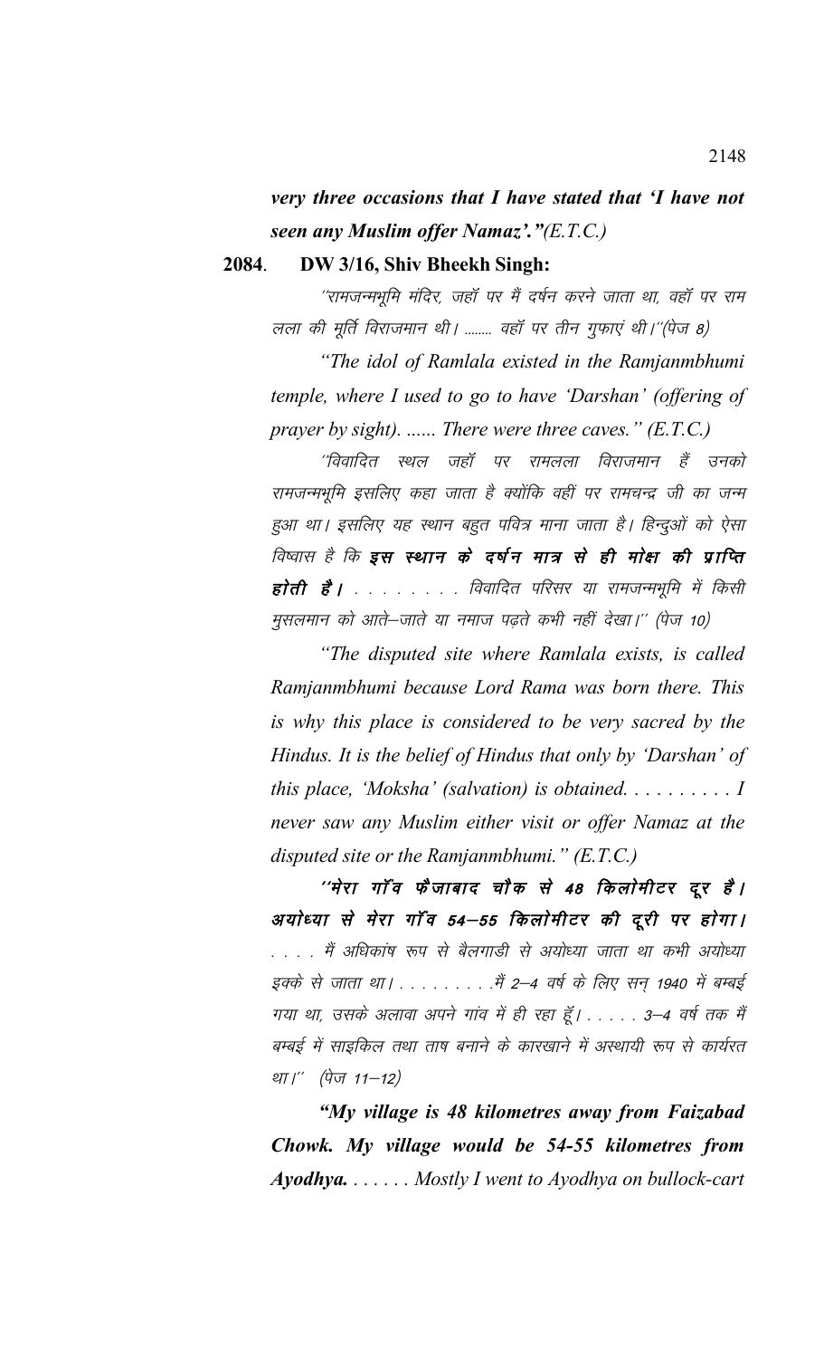***very three occasions that I have stated that 'I have not seen any Muslim offer Namaz'."****(E.T.C.)*

**2084. DW 3/16, Shiv Bheekh Singh:**

''रामजन्मभूमि मंदिर, जहाँ पर मैं दर्शन करने जाता था, वहाँ पर राम लला की मूर्ति विराजमान थी। ........ वहाँ पर तीन गुफाएं थी।''(पेज 8)

*"The idol of Ramlala existed in the Ramjanmbhumi temple, where I used to go to have 'Darshan' (offering of prayer by sight). ...... There were three caves." (E.T.C.)*

''विवादित स्थल जहाँ पर रामलला विराजमान हैं उनको रामजन्मभूमि इसलिए कहा जाता है क्योंकि वहीं पर रामचन्द्र जी का जन्म हुआ था। इसलिए यह स्थान बहुत पवित्र माना जाता है। हिन्दुओं को ऐसा विष्वास है कि ***इस स्थान के दर्शन मात्र से ही मोक्ष की प्राप्ति होती है।*** . . . . . . . . विवादित परिसर या रामजन्मभूमि में किसी मुसलमान को आते–जाते या नमाज पढ़ते कभी नहीं देखा।'' (पेज 10)

*"The disputed site where Ramlala exists, is called Ramjanmbhumi because Lord Rama was born there. This is why this place is considered to be very sacred by the Hindus. It is the belief of Hindus that only by 'Darshan' of this place, 'Moksha' (salvation) is obtained. . . . . . . . . . I never saw any Muslim either visit or offer Namaz at the disputed site or the Ramjanmbhumi." (E.T.C.)*

***''मेरा गॉव फैजाबाद चौक से 48 किलोमीटर दूर है। अयोध्या से मेरा गॉव 54–55 किलोमीटर की दूरी पर होगा।*** . . . . मैं अधिकांष रूप से बैलगाडी से अयोध्या जाता था कभी अयोध्या इक्के से जाता था। . . . . . . . . .मैं 2–4 वर्ष के लिए सन् 1940 में बम्बई गया था, उसके अलावा अपने गांव में ही रहा हूँ। . . . . . 3–4 वर्ष तक मैं बम्बई में साइकिल तथा ताष बनाने के कारखाने में अस्थायी रूप से कार्यरत था।'' (पेज 11–12)

***"My village is 48 kilometres away from Faizabad Chowk. My village would be 54-55 kilometres from Ayodhya.*** *. . . . . . Mostly I went to Ayodhya on bullock-cart*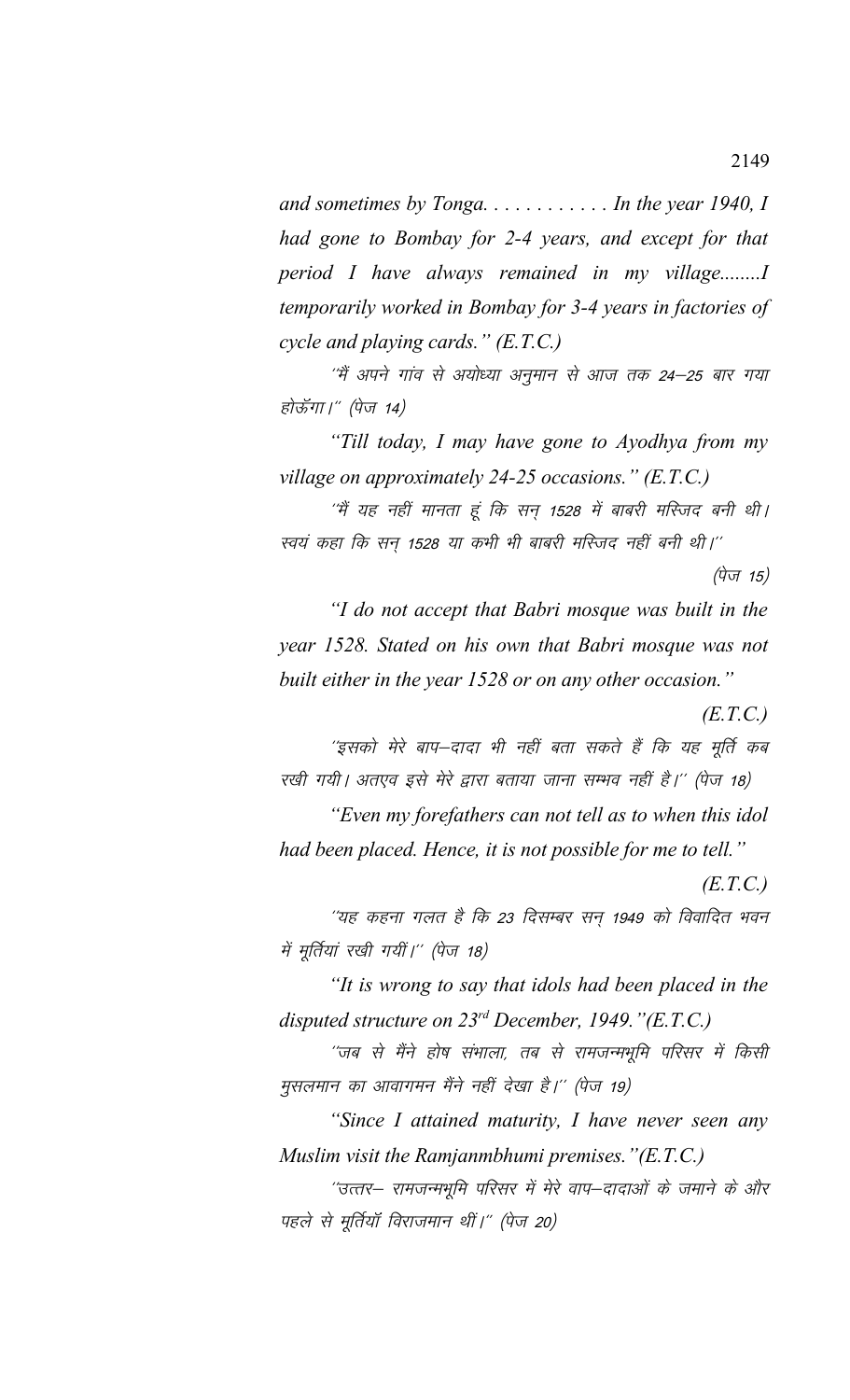*and sometimes by Tonga. . . . . . . . . . . . In the year 1940, I had gone to Bombay for 2-4 years, and except for that period I have always remained in my village........I temporarily worked in Bombay for 3-4 years in factories of cycle and playing cards." (E.T.C.)*

*"मैं अपने गांव से अयोध्या अनुमान से आज तक 24–25 बार गया होऊँगा।" (पेज 14)*

*"Till today, I may have gone to Ayodhya from my village on approximately 24-25 occasions." (E.T.C.)*

*"मैं यह नहीं मानता हूं कि सन् 1528 में बाबरी मस्जिद बनी थी। स्वयं कहा कि सन् 1528 या कभी भी बाबरी मस्जिद नहीं बनी थी।" (पेज 15)*

*"I do not accept that Babri mosque was built in the year 1528. Stated on his own that Babri mosque was not built either in the year 1528 or on any other occasion." (E.T.C.)*

*"इसको मेरे बाप–दादा भी नहीं बता सकते हैं कि यह मूर्ति कब रखी गयी। अतएव इसे मेरे द्वारा बताया जाना सम्भव नहीं है।" (पेज 18)*

*"Even my forefathers can not tell as to when this idol had been placed. Hence, it is not possible for me to tell." (E.T.C.)*

*"यह कहना गलत है कि 23 दिसम्बर सन् 1949 को विवादित भवन में मूर्तियां रखी गयीं।" (पेज 18)*

*"It is wrong to say that idols had been placed in the disputed structure on 23rd December, 1949."(E.T.C.)*

*"जब से मैंने होष संभाला, तब से रामजन्मभूमि परिसर में किसी मुसलमान का आवागमन मैंने नहीं देखा है।" (पेज 19)*

*"Since I attained maturity, I have never seen any Muslim visit the Ramjanmbhumi premises."(E.T.C.)*

*"उत्तर– रामजन्मभूमि परिसर में मेरे वाप–दादाओं के जमाने के और पहले से मूर्तियाँ विराजमान थीं।" (पेज 20)*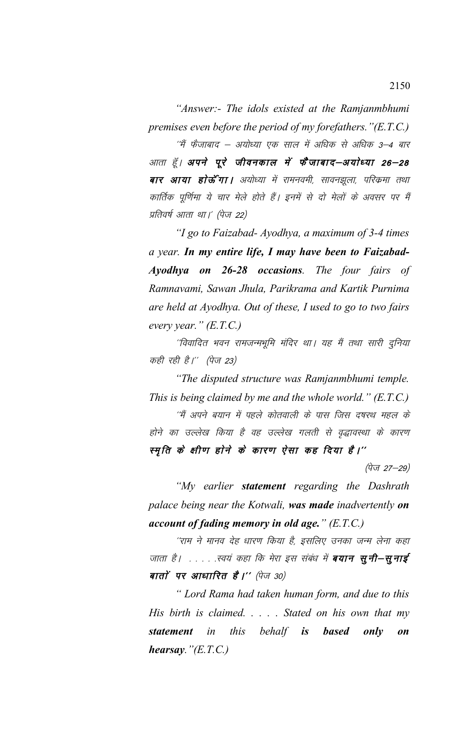*"Answer:- The idols existed at the Ramjanmbhumi premises even before the period of my forefathers."(E.T.C.)*

''मैं फैजाबाद – अयोध्या एक साल में अधिक से अधिक 3–4 बार आता हूँ। **अपने पूरे जीवनकाल में फैजाबाद–अयोध्या 26–28 बार आया होऊँगा।** अयोध्या में रामनवमी, सावनझूला, परिक्रमा तथा कार्तिक पूर्णिमा ये चार मेले होते हैं। इनमें से दो मेलों के अवसर पर मैं प्रतिवर्ष आता था।' (पेज 22)

*"I go to Faizabad- Ayodhya, a maximum of 3-4 times a year. **In my entire life, I may have been to Faizabad-Ayodhya on 26-28 occasions**. The four fairs of Ramnavami, Sawan Jhula, Parikrama and Kartik Purnima are held at Ayodhya. Out of these, I used to go to two fairs every year." (E.T.C.)*

''विवादित भवन रामजन्मभूमि मंदिर था। यह मैं तथा सारी दुनिया कही रही है।'' (पेज 23)

*"The disputed structure was Ramjanmbhumi temple. This is being claimed by me and the whole world." (E.T.C.)*

''मैं अपने बयान में पहले कोतवाली के पास जिस दषरथ महल के होने का उल्लेख किया है वह उल्लेख गलती से वृद्धावस्था के कारण **स्मृति के क्षीण होने के कारण ऐसा कह दिया है।''**

(पेज 27–29)

*"My earlier **statement** regarding the Dashrath palace being near the Kotwali, **was made** inadvertently **on account of fading memory in old age.**" (E.T.C.)*

''राम ने मानव देह धारण किया है, इसलिए उनका जन्म लेना कहा जाता है। . . . . .स्वयं कहा कि मेरा इस संबंध में **बयान सुनी–सुनाई बातों पर आधारित है।''** (पेज 30)

*" Lord Rama had taken human form, and due to this His birth is claimed. . . . . Stated on his own that my **statement** in this behalf **is based only on hearsay**."(E.T.C.)*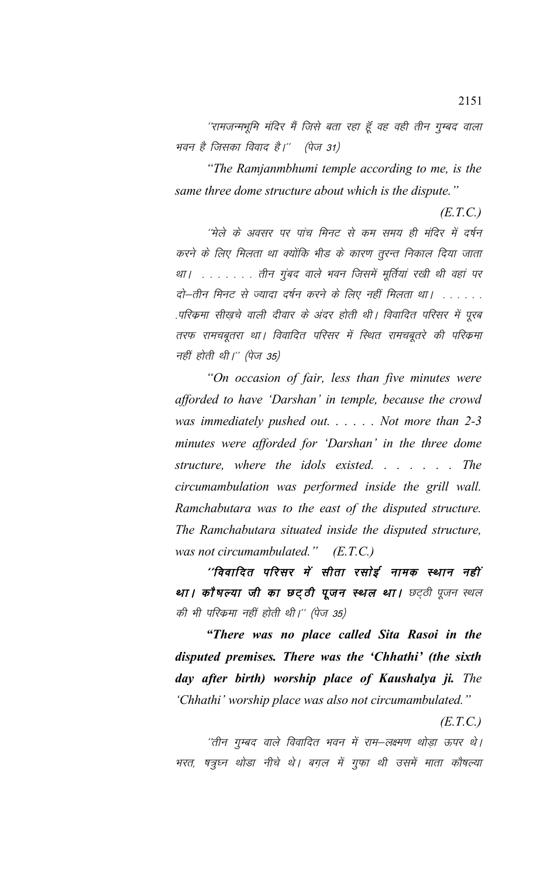''रामजन्मभूमि मंदिर मैं जिसे बता रहा हूँ वह वही तीन गुम्बद वाला भवन है जिसका विवाद है।'' (पेज 31)

*"The Ramjanmbhumi temple according to me, is the same three dome structure about which is the dispute."*

*(E.T.C.)*

''मेले के अवसर पर पांच मिनट से कम समय ही मंदिर में दर्शन करने के लिए मिलता था क्योंकि भीड के कारण तुरन्त निकाल दिया जाता था। . . . . . . . तीन गुंबद वाले भवन जिसमें मूर्तियां रखी थी वहां पर दो–तीन मिनट से ज्यादा दर्शन करने के लिए नहीं मिलता था। . . . . . . .परिक्रमा सीखचे वाली दीवार के अंदर होती थी। विवादित परिसर में पूरब तरफ रामचबूतरा था। विवादित परिसर में स्थित रामचबूतरे की परिक्रमा नहीं होती थी।'' (पेज 35)

*"On occasion of fair, less than five minutes were afforded to have 'Darshan' in temple, because the crowd was immediately pushed out. . . . . . Not more than 2-3 minutes were afforded for 'Darshan' in the three dome structure, where the idols existed. . . . . . . The circumambulation was performed inside the grill wall. Ramchabutara was to the east of the disputed structure. The Ramchabutara situated inside the disputed structure, was not circumambulated." (E.T.C.)*

***''विवादित परिसर में सीता रसोई नामक स्थान नहीं था। कौषल्या जी का छट्ठी पूजन स्थल था।*** छट्ठी पूजन स्थल की भी परिक्रमा नहीं होती थी।'' (पेज 35)

***"There was no place called Sita Rasoi in the disputed premises. There was the 'Chhathi' (the sixth day after birth) worship place of Kaushalya ji.*** *The 'Chhathi' worship place was also not circumambulated."*

*(E.T.C.)*

''तीन गुम्बद वाले विवादित भवन में राम–लक्ष्मण थोड़ा ऊपर थे। भरत, षत्रुघ्न थोडा नीचे थे। बग़ल में गुफा थी उसमें माता कौषल्या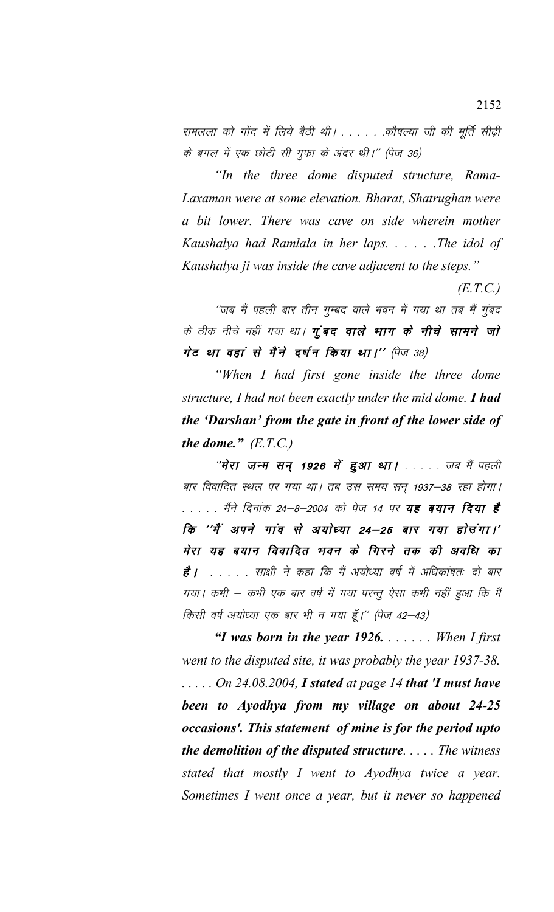रामलला को गोंद में लिये बैठी थी। . . . . . .कौषल्या जी की मूर्ति सीढ़ी के बगल में एक छोटी सी गुफा के अंदर थी।'' (पेज 36)

*"In the three dome disputed structure, Rama-Laxaman were at some elevation. Bharat, Shatrughan were a bit lower. There was cave on side wherein mother Kaushalya had Ramlala in her laps. . . . . .The idol of Kaushalya ji was inside the cave adjacent to the steps."*

*(E.T.C.)*

''जब मैं पहली बार तीन गुम्बद वाले भवन में गया था तब मैं गुंबद के ठीक नीचे नहीं गया था। **गुंबद वाले भाग के नीचे सामने जो गेट था वहां से मैंने दर्शन किया था।''** (पेज 38)

*"When I had first gone inside the three dome structure, I had not been exactly under the mid dome.* ***I had the 'Darshan' from the gate in front of the lower side of the dome."*** *(E.T.C.)*

''**मेरा जन्म सन् 1926 में हुआ था।** . . . . . जब मैं पहली बार विवादित स्थल पर गया था। तब उस समय सन् 1937–38 रहा होगा। . . . . . मैंने दिनांक 24–8–2004 को पेज 14 पर **यह बयान दिया है कि ''मैं अपने गांव से अयोध्या 24–25 बार गया होउंगा।' मेरा यह बयान विवादित भवन के गिरने तक की अवधि का है।** . . . . . साक्षी ने कहा कि मैं अयोध्या वर्ष में अधिकांषतः दो बार गया। कभी – कभी एक बार वर्ष में गया परन्तु ऐसा कभी नहीं हुआ कि मैं किसी वर्ष अयोध्या एक बार भी न गया हूँ।'' (पेज 42–43)

***"I was born in the year 1926.*** *. . . . . . When I first went to the disputed site, it was probably the year 1937-38. . . . . . On 24.08.2004,* ***I stated*** *at page 14* ***that 'I must have been to Ayodhya from my village on about 24-25 occasions'. This statement of mine is for the period upto the demolition of the disputed structure****. . . . . The witness stated that mostly I went to Ayodhya twice a year. Sometimes I went once a year, but it never so happened*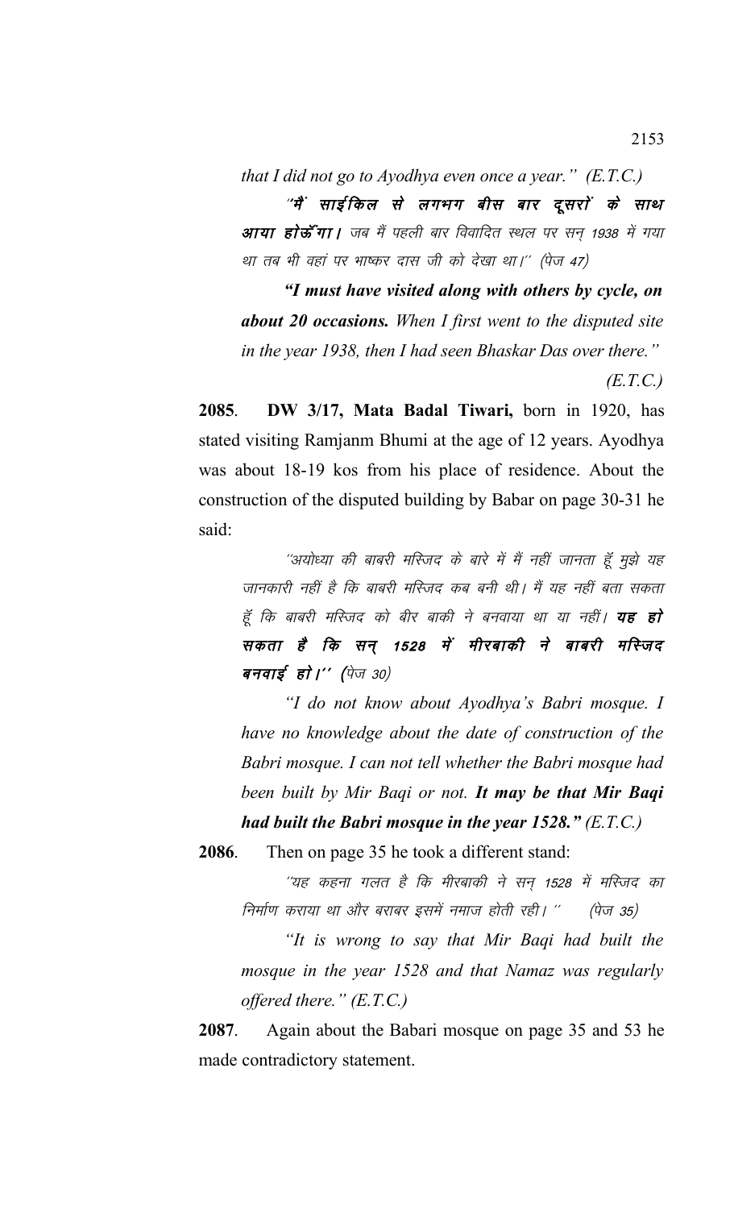*that I did not go to Ayodhya even once a year." (E.T.C.)*

*''**मैं साईकिल से लगभग बीस बार दूसरों के साथ आया होऊॅंगा।** जब मैं पहली बार विवादित स्थल पर सन् 1938 में गया था तब भी वहां पर भाष्कर दास जी को देखा था।'' (पेज 47)*

***"I must have visited along with others by cycle, on about 20 occasions.** When I first went to the disputed site in the year 1938, then I had seen Bhaskar Das over there." (E.T.C.)*

**2085**. **DW 3/17, Mata Badal Tiwari,** born in 1920, has stated visiting Ramjanm Bhumi at the age of 12 years. Ayodhya was about 18-19 kos from his place of residence. About the construction of the disputed building by Babar on page 30-31 he said:

*''अयोध्या की बाबरी मस्जिद के बारे में मैं नहीं जानता हूँ मुझे यह जानकारी नहीं है कि बाबरी मस्जिद कब बनी थी। मैं यह नहीं बता सकता हूँ कि बाबरी मस्जिद को बीर बाकी ने बनवाया था या नहीं। **यह हो सकता है कि सन् 1528 में मीरबाकी ने बाबरी मस्जिद बनवाई हो।''** (पेज 30)*

*"I do not know about Ayodhya's Babri mosque. I have no knowledge about the date of construction of the Babri mosque. I can not tell whether the Babri mosque had been built by Mir Baqi or not. **It may be that Mir Baqi had built the Babri mosque in the year 1528."** (E.T.C.)*

**2086**. Then on page 35 he took a different stand:

*''यह कहना गलत है कि मीरबाकी ने सन् 1528 में मस्जिद का निर्माण कराया था और बराबर इसमें नमाज होती रही। '' (पेज 35)*

*"It is wrong to say that Mir Baqi had built the mosque in the year 1528 and that Namaz was regularly offered there." (E.T.C.)*

**2087**. Again about the Babari mosque on page 35 and 53 he made contradictory statement.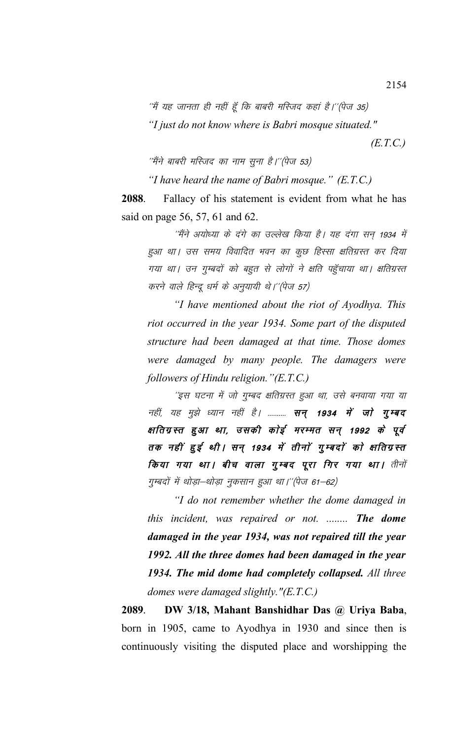''मैं यह जानता ही नहीं हूँ कि बाबरी मस्जिद कहां है।''(पेज 35)

*"I just do not know where is Babri mosque situated."*

*(E.T.C.)*

''मैंने बाबरी मस्जिद का नाम सुना है।''(पेज 53)

*"I have heard the name of Babri mosque." (E.T.C.)*

**2088**. Fallacy of his statement is evident from what he has said on page 56, 57, 61 and 62.

''मैंने अयोध्या के दंगे का उल्लेख किया है। यह दंगा सन् 1934 में हुआ था। उस समय विवादित भवन का कुछ हिस्सा क्षतिग्रस्त कर दिया गया था। उन गुम्बदों को बहुत से लोगों ने क्षति पहुँचाया था। क्षतिग्रस्त करने वाले हिन्दू धर्म के अनुयायी थे।''(पेज 57)

*"I have mentioned about the riot of Ayodhya. This riot occurred in the year 1934. Some part of the disputed structure had been damaged at that time. Those domes were damaged by many people. The damagers were followers of Hindu religion."(E.T.C.)*

''इस घटना में जो गुम्बद क्षतिग्रस्त हुआ था, उसे बनवाया गया या नहीं, यह मुझे ध्यान नहीं है। .......... ***सन् 1934 में जो गुम्बद क्षतिग्रस्त हुआ था, उसकी कोई मरम्मत सन् 1992 के पूर्व तक नहीं हुई थी। सन् 1934 में तीनों गुम्बदों को क्षतिग्रस्त किया गया था। बीच वाला गुम्बद पूरा गिर गया था।*** तीनों गुम्बदों में थोड़ा–थोड़ा नुकसान हुआ था।''(पेज 61–62)

*"I do not remember whether the dome damaged in this incident, was repaired or not. ........ **The dome damaged in the year 1934, was not repaired till the year 1992. All the three domes had been damaged in the year 1934. The mid dome had completely collapsed.** All three domes were damaged slightly."(E.T.C.)*

**2089**. **DW 3/18, Mahant Banshidhar Das @ Uriya Baba**, born in 1905, came to Ayodhya in 1930 and since then is continuously visiting the disputed place and worshipping the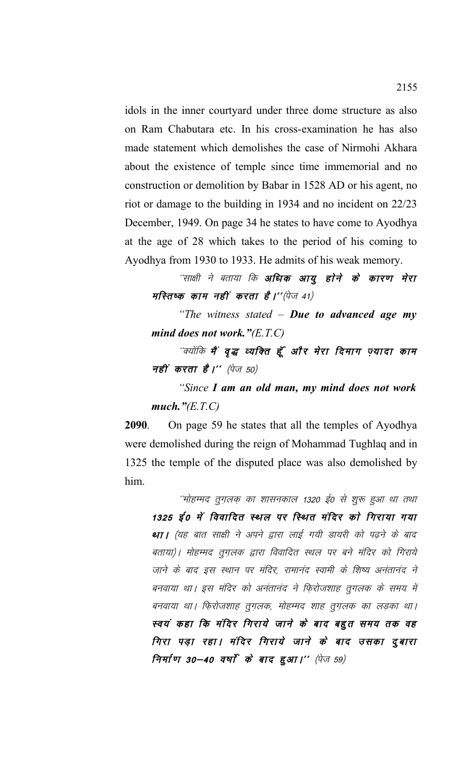idols in the inner courtyard under three dome structure as also on Ram Chabutara etc. In his cross-examination he has also made statement which demolishes the case of Nirmohi Akhara about the existence of temple since time immemorial and no construction or demolition by Babar in 1528 AD or his agent, no riot or damage to the building in 1934 and no incident on 22/23 December, 1949. On page 34 he states to have come to Ayodhya at the age of 28 which takes to the period of his coming to Ayodhya from 1930 to 1933. He admits of his weak memory.

> ''साक्षी ने बताया कि **अधिक आयु होने के कारण मेरा मस्तिष्क काम नहीं करता है।''**(पेज 41)
>
> *"The witness stated – **Due to advanced age my mind does not work."**(E.T.C)*
>
> ''क्योंकि **मैं वृद्ध व्यक्ति हूँ और मेरा दिमाग ज़्यादा काम नहीं करता है।''** (पेज 50)
>
> *"Since **I am an old man, my mind does not work much."**(E.T.C)*

**2090**. On page 59 he states that all the temples of Ayodhya were demolished during the reign of Mohammad Tughlaq and in 1325 the temple of the disputed place was also demolished by him.

> ''मोहम्मद तुग़लक़ का शासनकाल 1320 ई0 से शुरू हुआ था तथा **1325 ई0 में विवादित स्थल पर स्थित मंदिर को गिराया गया था।** (यह बात साक्षी ने अपने द्वारा लाई गयी डायरी को पढ़ने के बाद बताया)। मोहम्मद तुग़लक द्वारा विवादित स्थल पर बने मंदिर को गिराये जाने के बाद इस स्थान पर मंदिर, रामानंद स्वामी के शिष्य अनंतानंद ने बनवाया था। इस मंदिर को अनंतानंद ने फ़िरोजशाह तुगलक के समय में बनवाया था। फ़िरोजशाह तुग़लक, मोहम्मद शाह तुग़लक का लड़का था। **स्वयं कहा कि मंदिर गिराये जाने के बाद बहुत समय तक वह गिरा पड़ा रहा। मंदिर गिराये जाने के बाद उसका दुबारा निर्माण 30–40 वर्षों के बाद हुआ।''** (पेज 59)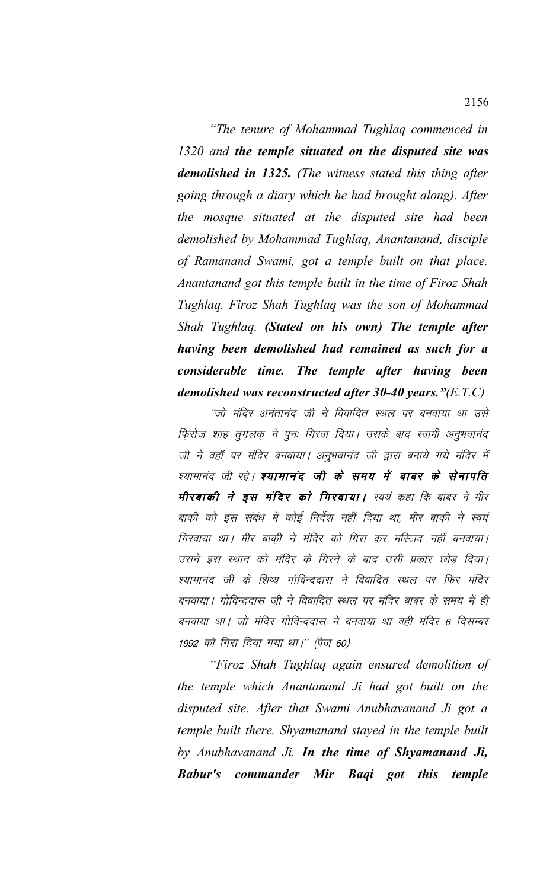*"The tenure of Mohammad Tughlaq commenced in 1320 and **the temple situated on the disputed site was demolished in 1325.** (The witness stated this thing after going through a diary which he had brought along). After the mosque situated at the disputed site had been demolished by Mohammad Tughlaq, Anantanand, disciple of Ramanand Swami, got a temple built on that place. Anantanand got this temple built in the time of Firoz Shah Tughlaq. Firoz Shah Tughlaq was the son of Mohammad Shah Tughlaq. **(Stated on his own) The temple after having been demolished had remained as such for a considerable time. The temple after having been demolished was reconstructed after 30-40 years."**(E.T.C)*

*''जो मंदिर अनंतानंद जी ने विवादित स्थल पर बनवाया था उसे फ़िरोज शाह तुग़लक ने पुनः गिरवा दिया। उसके बाद स्वामी अनुभवानंद जी ने वहाँ पर मंदिर बनवाया। अनुभवानंद जी द्वारा बनाये गये मंदिर में श्यामानंद जी रहे। **श्यामानंद जी के समय में बाबर के सेनापति मीरबाकी ने इस मंदिर को गिरवाया।** स्वयं कहा कि बाबर ने मीर बाक़ी को इस संबंध में कोई निर्देश नहीं दिया था, मीर बाक़ी ने स्वयं गिरवाया था। मीर बाक़ी ने मंदिर को गिरा कर मस्जिद नहीं बनवाया। उसने इस स्थान को मंदिर के गिरने के बाद उसी प्रकार छोड़ दिया। श्यामानंद जी के शिष्य गोविन्ददास ने विवादित स्थल पर फिर मंदिर बनवाया। गोविन्ददास जी ने विवादित स्थल पर मंदिर बाबर के समय में ही बनवाया था। जो मंदिर गोविन्ददास ने बनवाया था वही मंदिर 6 दिसम्बर 1992 को गिरा दिया गया था।'' (पेज 60)*

*"Firoz Shah Tughlaq again ensured demolition of the temple which Anantanand Ji had got built on the disputed site. After that Swami Anubhavanand Ji got a temple built there. Shyamanand stayed in the temple built by Anubhavanand Ji. **In the time of Shyamanand Ji, Babur's commander Mir Baqi got this temple***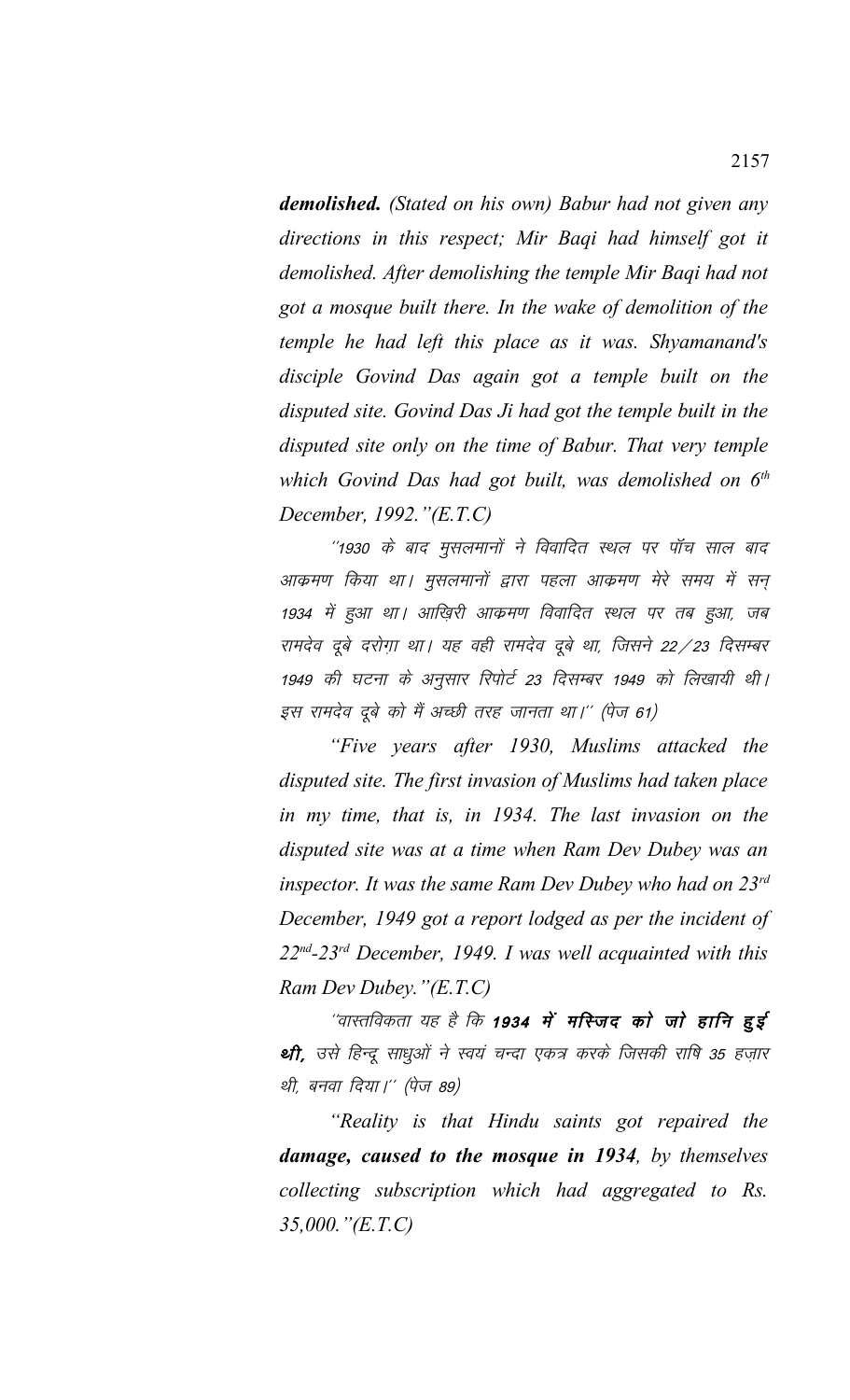***demolished.*** *(Stated on his own) Babur had not given any directions in this respect; Mir Baqi had himself got it demolished. After demolishing the temple Mir Baqi had not got a mosque built there. In the wake of demolition of the temple he had left this place as it was. Shyamanand's disciple Govind Das again got a temple built on the disputed site. Govind Das Ji had got the temple built in the disputed site only on the time of Babur. That very temple which Govind Das had got built, was demolished on 6th December, 1992."(E.T.C)*

*''1930 के बाद मुसलमानों ने विवादित स्थल पर पॉच साल बाद आकमण किया था। मुसलमानों द्वारा पहला आकमण मेरे समय में सन् 1934 में हुआ था। आख़िरी आकमण विवादित स्थल पर तब हुआ, जब रामदेव दूबे दरोग़ा था। यह वही रामदेव दूबे था, जिसने 22/23 दिसम्बर 1949 की घटना के अनुसार रिपोर्ट 23 दिसम्बर 1949 को लिखायी थी। इस रामदेव दूबे को मैं अच्छी तरह जानता था।'' (पेज 61)*

*"Five years after 1930, Muslims attacked the disputed site. The first invasion of Muslims had taken place in my time, that is, in 1934. The last invasion on the disputed site was at a time when Ram Dev Dubey was an inspector. It was the same Ram Dev Dubey who had on 23rd December, 1949 got a report lodged as per the incident of 22nd-23rd December, 1949. I was well acquainted with this Ram Dev Dubey."(E.T.C)*

*''वास्तविकता यह है कि **1934 में मस्जिद को जो हानि हुई थी,** उसे हिन्दू साधुओं ने स्वयं चन्दा एकत्र करके जिसकी राशि 35 हज़ार थी, बनवा दिया।'' (पेज 89)*

*"Reality is that Hindu saints got repaired the **damage, caused to the mosque in 1934**, by themselves collecting subscription which had aggregated to Rs. 35,000."(E.T.C)*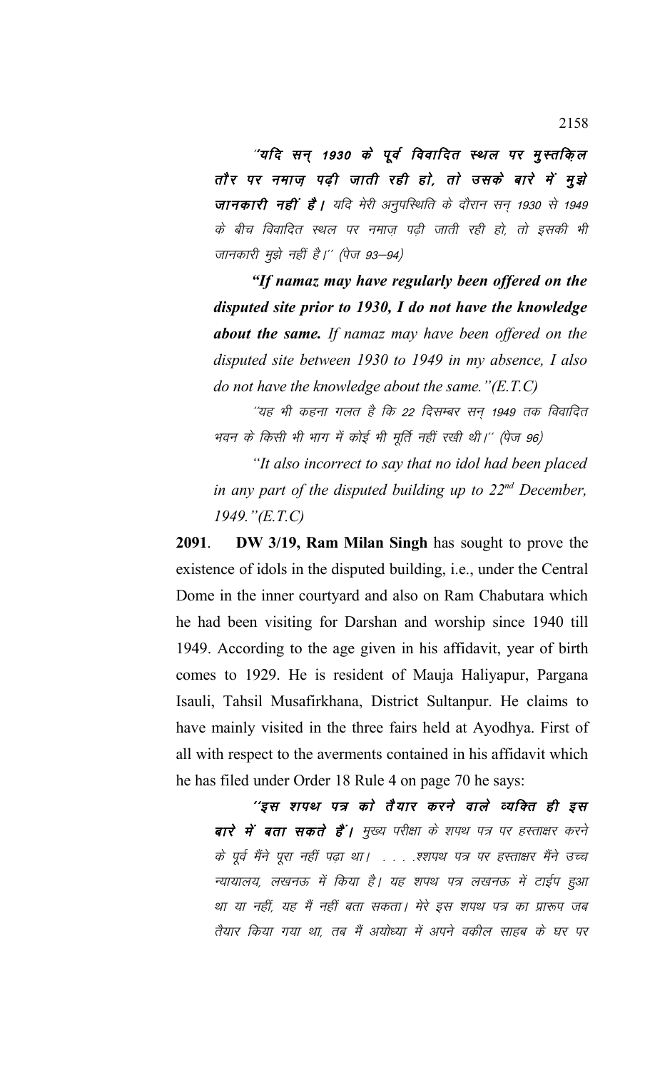"**यदि सन् 1930 के पूर्व विवादित स्थल पर मुस्तकिल तौर पर नमाज़ पढ़ी जाती रही हो, तो उसके बारे में मुझे जानकारी नहीं है।** यदि मेरी अनुपस्थिति के दौरान सन् 1930 से 1949 के बीच विवादित स्थल पर नमाज़ पढ़ी जाती रही हो, तो इसकी भी जानकारी मुझे नहीं है।" (पेज 93–94)

***"If namaz may have regularly been offered on the disputed site prior to 1930, I do not have the knowledge about the same.*** *If namaz may have been offered on the disputed site between 1930 to 1949 in my absence, I also do not have the knowledge about the same."(E.T.C)*

"यह भी कहना गलत है कि 22 दिसम्बर सन् 1949 तक विवादित भवन के किसी भी भाग में कोई भी मूर्ति नहीं रखी थी।" (पेज 96)

*"It also incorrect to say that no idol had been placed in any part of the disputed building up to 22nd December, 1949."(E.T.C)*

**2091**. **DW 3/19, Ram Milan Singh** has sought to prove the existence of idols in the disputed building, i.e., under the Central Dome in the inner courtyard and also on Ram Chabutara which he had been visiting for Darshan and worship since 1940 till 1949. According to the age given in his affidavit, year of birth comes to 1929. He is resident of Mauja Haliyapur, Pargana Isauli, Tahsil Musafirkhana, District Sultanpur. He claims to have mainly visited in the three fairs held at Ayodhya. First of all with respect to the averments contained in his affidavit which he has filed under Order 18 Rule 4 on page 70 he says:

"**इस शपथ पत्र को तैयार करने वाले व्यक्ति ही इस बारे में बता सकते हैं।** मुख्य परीक्षा के शपथ पत्र पर हस्ताक्षर करने के पूर्व मैंने पूरा नहीं पढ़ा था। . . . .शपथ पत्र पर हस्ताक्षर मैंने उच्च न्यायालय, लखनऊ में किया है। यह शपथ पत्र लखनऊ में टाईप हुआ था या नहीं, यह मैं नहीं बता सकता। मेरे इस शपथ पत्र का प्रारूप जब तैयार किया गया था, तब मैं अयोध्या में अपने वकील साहब के घर पर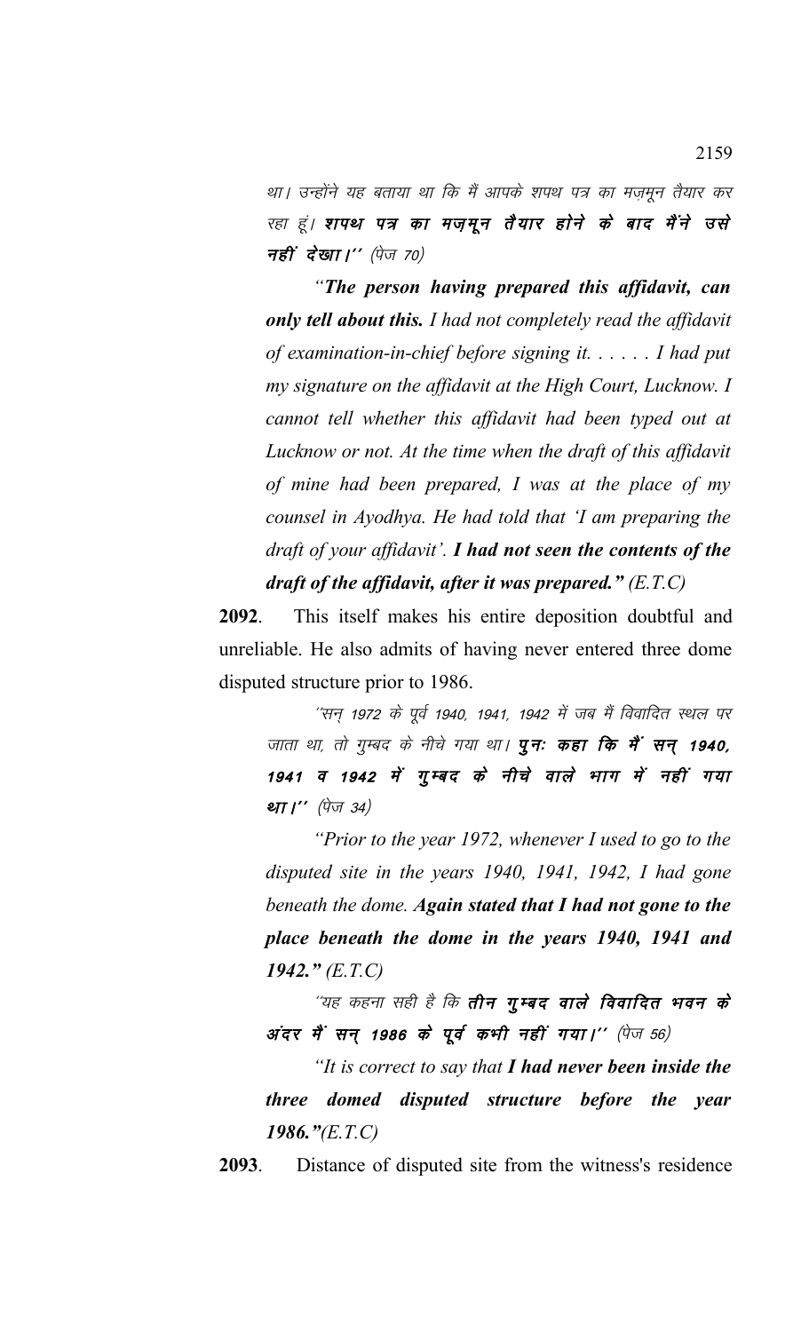था। उन्होंने यह बताया था कि मैं आपके शपथ पत्र का मज़मून तैयार कर रहा हूं। **शपथ पत्र का मज़मून तैयार होने के बाद मैंने उसे नहीं देखा।''** (पेज 70)

*"**The person having prepared this affidavit, can only tell about this.** I had not completely read the affidavit of examination-in-chief before signing it. . . . . . I had put my signature on the affidavit at the High Court, Lucknow. I cannot tell whether this affidavit had been typed out at Lucknow or not. At the time when the draft of this affidavit of mine had been prepared, I was at the place of my counsel in Ayodhya. He had told that 'I am preparing the draft of your affidavit'. **I had not seen the contents of the draft of the affidavit, after it was prepared."*** *(E.T.C)*

**2092**. This itself makes his entire deposition doubtful and unreliable. He also admits of having never entered three dome disputed structure prior to 1986.

''सन् 1972 के पूर्व 1940, 1941, 1942 में जब मैं विवादित स्थल पर जाता था, तो गुम्बद के नीचे गया था। **पुनः कहा कि मैं सन् 1940, 1941 व 1942 में गुम्बद के नीचे वाले भाग में नहीं गया था।''** (पेज 34)

*"Prior to the year 1972, whenever I used to go to the disputed site in the years 1940, 1941, 1942, I had gone beneath the dome. **Again stated that I had not gone to the place beneath the dome in the years 1940, 1941 and 1942."*** *(E.T.C)*

''यह कहना सही है कि **तीन गुम्बद वाले विवादित भवन के अंदर मैं सन् 1986 के पूर्व कभी नहीं गया।''** (पेज 56)

*"It is correct to say that **I had never been inside the three domed disputed structure before the year 1986."***(E.T.C)*

**2093**. Distance of disputed site from the witness's residence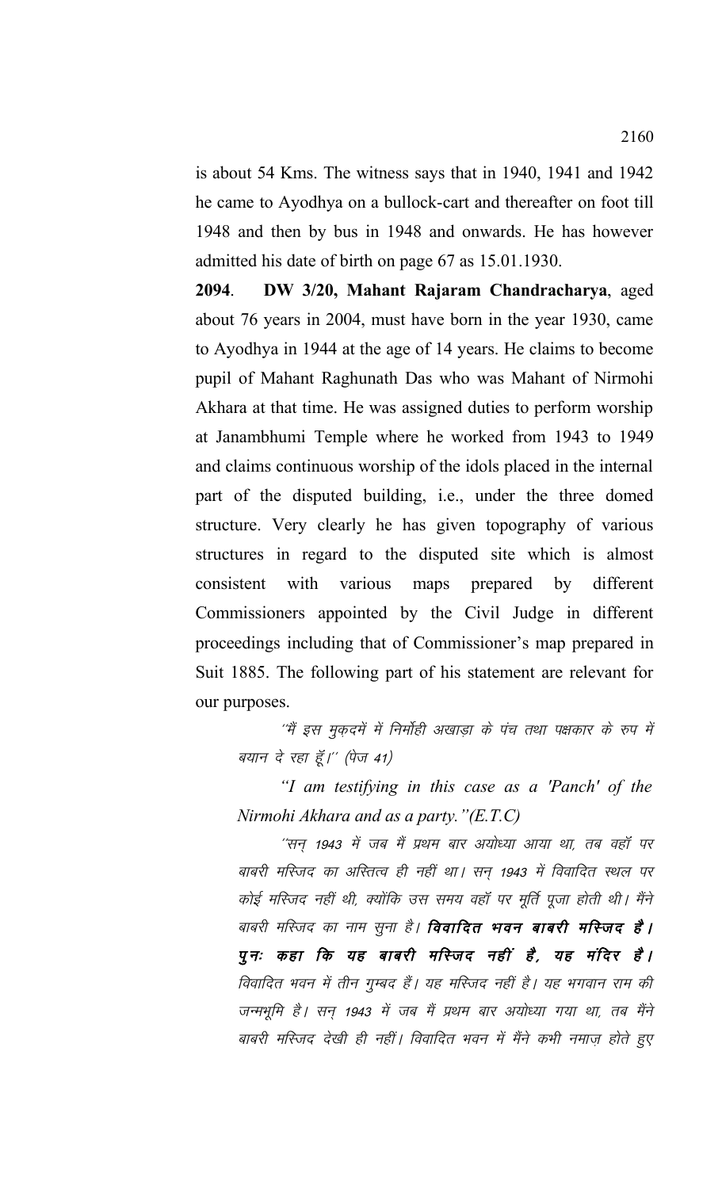is about 54 Kms. The witness says that in 1940, 1941 and 1942 he came to Ayodhya on a bullock-cart and thereafter on foot till 1948 and then by bus in 1948 and onwards. He has however admitted his date of birth on page 67 as 15.01.1930.

**2094**. **DW 3/20, Mahant Rajaram Chandracharya**, aged about 76 years in 2004, must have born in the year 1930, came to Ayodhya in 1944 at the age of 14 years. He claims to become pupil of Mahant Raghunath Das who was Mahant of Nirmohi Akhara at that time. He was assigned duties to perform worship at Janambhumi Temple where he worked from 1943 to 1949 and claims continuous worship of the idols placed in the internal part of the disputed building, i.e., under the three domed structure. Very clearly he has given topography of various structures in regard to the disputed site which is almost consistent with various maps prepared by different Commissioners appointed by the Civil Judge in different proceedings including that of Commissioner's map prepared in Suit 1885. The following part of his statement are relevant for our purposes.

*''मैं इस मुकदमें में निर्मोही अखाड़ा के पंच तथा पक्षकार के रुप में बयान दे रहा हूँ।'' (पेज 41)*

*"I am testifying in this case as a 'Panch' of the Nirmohi Akhara and as a party."(E.T.C)*

*''सन् 1943 में जब मैं प्रथम बार अयोध्या आया था, तब वहाँ पर बाबरी मस्जिद का अस्तित्व ही नहीं था। सन् 1943 में विवादित स्थल पर कोई मस्जिद नहीं थी, क्योंकि उस समय वहाँ पर मूर्ति पूजा होती थी। मैंने बाबरी मस्जिद का नाम सुना है।* ***विवादित भवन बाबरी मस्जिद है। पुनः कहा कि यह बाबरी मस्जिद नहीं है, यह मंदिर है।*** *विवादित भवन में तीन गुम्बद हैं। यह मस्जिद नहीं है। यह भगवान राम की जन्मभूमि है। सन् 1943 में जब मैं प्रथम बार अयोध्या गया था, तब मैंने बाबरी मस्जिद देखी ही नहीं। विवादित भवन में मैंने कभी नमाज़ होते हुए*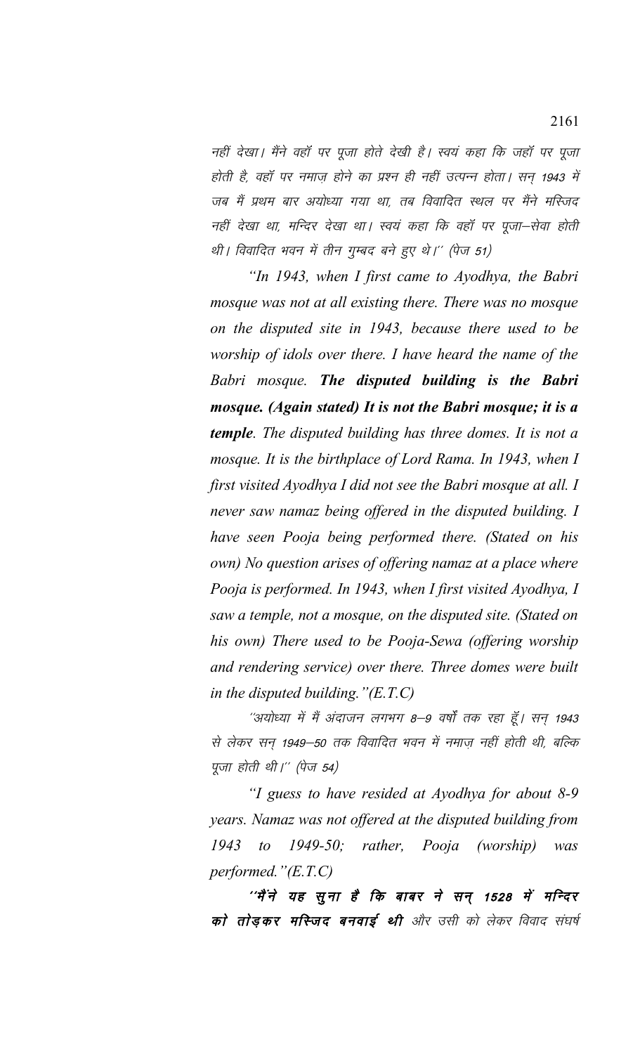नहीं देखा। मैंने वहॉ पर पूजा होते देखी है। स्वयं कहा कि जहॉ पर पूजा होती है, वहॉ पर नमाज़ होने का प्रश्न ही नहीं उत्पन्न होता। सन् 1943 में जब मैं प्रथम बार अयोध्या गया था, तब विवादित स्थल पर मैंने मस्जिद नहीं देखा था, मन्दिर देखा था। स्वयं कहा कि वहॉ पर पूजा–सेवा होती थी। विवादित भवन में तीन गुम्बद बने हुए थे।'' (पेज 51)

*"In 1943, when I first came to Ayodhya, the Babri mosque was not at all existing there. There was no mosque on the disputed site in 1943, because there used to be worship of idols over there. I have heard the name of the Babri mosque. **The disputed building is the Babri mosque. (Again stated) It is not the Babri mosque; it is a temple**. The disputed building has three domes. It is not a mosque. It is the birthplace of Lord Rama. In 1943, when I first visited Ayodhya I did not see the Babri mosque at all. I never saw namaz being offered in the disputed building. I have seen Pooja being performed there. (Stated on his own) No question arises of offering namaz at a place where Pooja is performed. In 1943, when I first visited Ayodhya, I saw a temple, not a mosque, on the disputed site. (Stated on his own) There used to be Pooja-Sewa (offering worship and rendering service) over there. Three domes were built in the disputed building."(E.T.C)*

''अयोध्या में मैं अंदाजन लगभग 8–9 वर्षों तक रहा हूँ। सन् 1943 से लेकर सन् 1949–50 तक विवादित भवन में नमाज़ नहीं होती थी, बल्कि पूजा होती थी।'' (पेज 54)

*"I guess to have resided at Ayodhya for about 8-9 years. Namaz was not offered at the disputed building from 1943 to 1949-50; rather, Pooja (worship) was performed."(E.T.C)*

***''मैंने यह सुना है कि बाबर ने सन् 1528 में मन्दिर को तोड़कर मस्जिद बनवाई थी*** *और उसी को लेकर विवाद संघर्ष*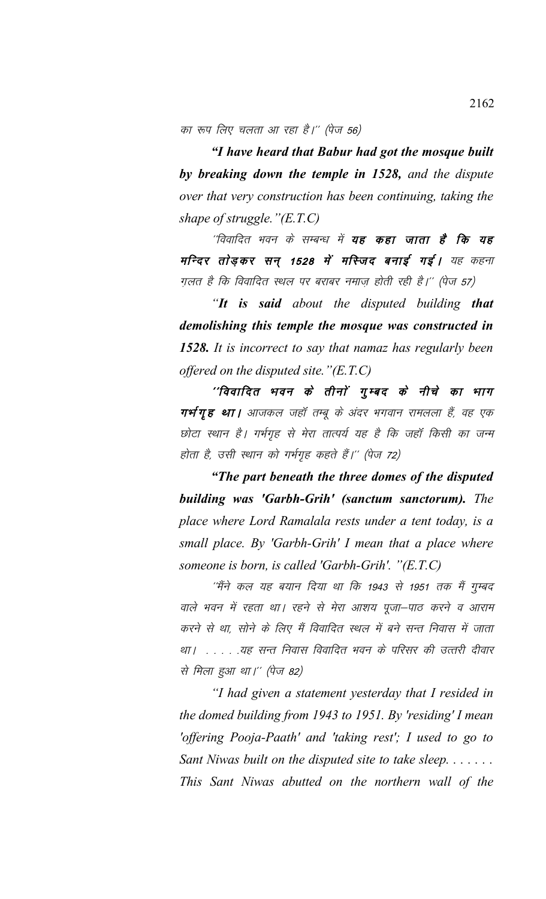का रूप लिए चलता आ रहा है।'' (पेज 56)

***"I have heard that Babur had got the mosque built by breaking down the temple in 1528,*** *and the dispute over that very construction has been continuing, taking the shape of struggle."(E.T.C)*

*''विवादित भवन के सम्बन्ध में* ***यह कहा जाता है कि यह मन्दिर तोड़कर सन् 1528 में मस्जिद बनाई गई।*** *यह कहना ग़लत है कि विवादित स्थल पर बराबर नमाज़ होती रही है।'' (पेज 57)*

*"****It is said*** *about the disputed building* ***that demolishing this temple the mosque was constructed in 1528.*** *It is incorrect to say that namaz has regularly been offered on the disputed site."(E.T.C)*

***''विवादित भवन के तीनों गुम्बद के नीचे का भाग गर्भगृह था।*** *आजकल जहाँ तम्बू के अंदर भगवान रामलला हैं, वह एक छोटा स्थान है। गर्भगृह से मेरा तात्पर्य यह है कि जहाँ किसी का जन्म होता है, उसी स्थान को गर्भगृह कहते हैं।'' (पेज 72)*

***"The part beneath the three domes of the disputed building was 'Garbh-Grih' (sanctum sanctorum).*** *The place where Lord Ramalala rests under a tent today, is a small place. By 'Garbh-Grih' I mean that a place where someone is born, is called 'Garbh-Grih'. "(E.T.C)*

*''मैंने कल यह बयान दिया था कि 1943 से 1951 तक मैं गुम्बद वाले भवन में रहता था। रहने से मेरा आशय पूजा–पाठ करने व आराम करने से था, सोने के लिए मैं विवादित स्थल में बने सन्त निवास में जाता था। . . . . .यह सन्त निवास विवादित भवन के परिसर की उत्तरी दीवार से मिला हुआ था।'' (पेज 82)*

*"I had given a statement yesterday that I resided in the domed building from 1943 to 1951. By 'residing' I mean 'offering Pooja-Paath' and 'taking rest'; I used to go to Sant Niwas built on the disputed site to take sleep. . . . . . . This Sant Niwas abutted on the northern wall of the*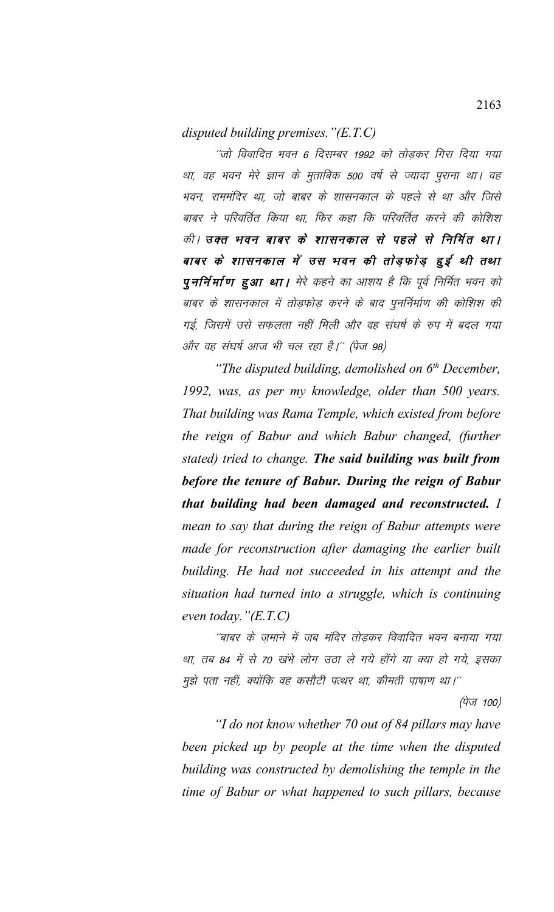*disputed building premises."(E.T.C)*

''जो विवादित भवन 6 दिसम्बर 1992 को तोड़कर गिरा दिया गया था, वह भवन मेरे ज्ञान के मुताबिक 500 वर्ष से ज्यादा पुराना था। वह भवन, राममंदिर था, जो बाबर के शासनकाल के पहले से था और जिसे बाबर ने परिवर्तित किया था, फिर कहा कि परिवर्तित करने की कोशिश की। ***उक्त भवन बाबर के शासनकाल से पहले से निर्मित था। बाबर के शासनकाल में उस भवन की तोड़फोड़ हुई थी तथा पुनर्निर्माण हुआ था।*** मेरे कहने का आशय है कि पूर्व निर्मित भवन को बाबर के शासनकाल में तोड़फोड़ करने के बाद पुनर्निर्माण की कोशिश की गई, जिसमें उसे सफलता नहीं मिली और वह संघर्ष के रुप में बदल गया और वह संघर्ष आज भी चल रहा है।'' (पेज 98)

*"The disputed building, demolished on 6th December, 1992, was, as per my knowledge, older than 500 years. That building was Rama Temple, which existed from before the reign of Babur and which Babur changed, (further stated) tried to change.* ***The said building was built from before the tenure of Babur. During the reign of Babur that building had been damaged and reconstructed.*** *I mean to say that during the reign of Babur attempts were made for reconstruction after damaging the earlier built building. He had not succeeded in his attempt and the situation had turned into a struggle, which is continuing even today."(E.T.C)*

''बाबर के ज़माने में जब मंदिर तोड़कर विवादित भवन बनाया गया था, तब 84 में से 70 खंभे लोग उठा ले गये होंगे या क्या हो गये, इसका मुझे पता नहीं, क्योंकि वह कसौटी पत्थर था, कीमती पाषाण था।''

(पेज 100)

*"I do not know whether 70 out of 84 pillars may have been picked up by people at the time when the disputed building was constructed by demolishing the temple in the time of Babur or what happened to such pillars, because*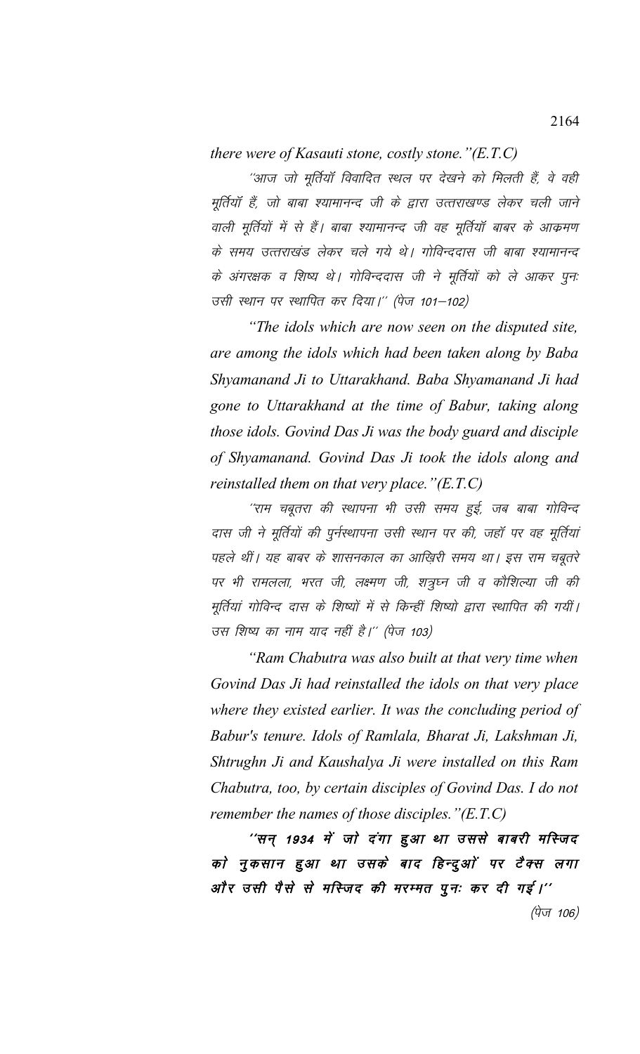*there were of Kasauti stone, costly stone."(E.T.C)*

"आज जो मूर्तियाँ विवादित स्थल पर देखने को मिलती हैं, वे वही मूर्तियाँ हैं, जो बाबा श्यामानन्द जी के द्वारा उत्तराखण्ड लेकर चली जाने वाली मूर्तियों में से हैं। बाबा श्यामानन्द जी वह मूर्तियाँ बाबर के आक्रमण के समय उत्तराखंड लेकर चले गये थे। गोविन्ददास जी बाबा श्यामानन्द के अंगरक्षक व शिष्य थे। गोविन्ददास जी ने मूर्तियों को ले आकर पुनः उसी स्थान पर स्थापित कर दिया।" (पेज 101–102)

*"The idols which are now seen on the disputed site, are among the idols which had been taken along by Baba Shyamanand Ji to Uttarakhand. Baba Shyamanand Ji had gone to Uttarakhand at the time of Babur, taking along those idols. Govind Das Ji was the body guard and disciple of Shyamanand. Govind Das Ji took the idols along and reinstalled them on that very place."(E.T.C)*

"राम चबूतरा की स्थापना भी उसी समय हुई, जब बाबा गोविन्द दास जी ने मूर्तियों की पुर्नस्थापना उसी स्थान पर की, जहाँ पर वह मूर्तियां पहले थीं। यह बाबर के शासनकाल का आख़िरी समय था। इस राम चबूतरे पर भी रामलला, भरत जी, लक्ष्मण जी, शत्रुघ्न जी व कौशिल्या जी की मूर्तियां गोविन्द दास के शिष्यों में से किन्हीं शिष्यो द्वारा स्थापित की गयीं। उस शिष्य का नाम याद नहीं है।" (पेज 103)

*"Ram Chabutra was also built at that very time when Govind Das Ji had reinstalled the idols on that very place where they existed earlier. It was the concluding period of Babur's tenure. Idols of Ramlala, Bharat Ji, Lakshman Ji, Shtrughn Ji and Kaushalya Ji were installed on this Ram Chabutra, too, by certain disciples of Govind Das. I do not remember the names of those disciples."(E.T.C)*

***"सन् 1934 में जो दंगा हुआ था उससे बाबरी मस्जिद को नुकसान हुआ था उसके बाद हिन्दुओं पर टैक्स लगा और उसी पैसे से मस्जिद की मरम्मत पुनः कर दी गई।"*** (पेज 106)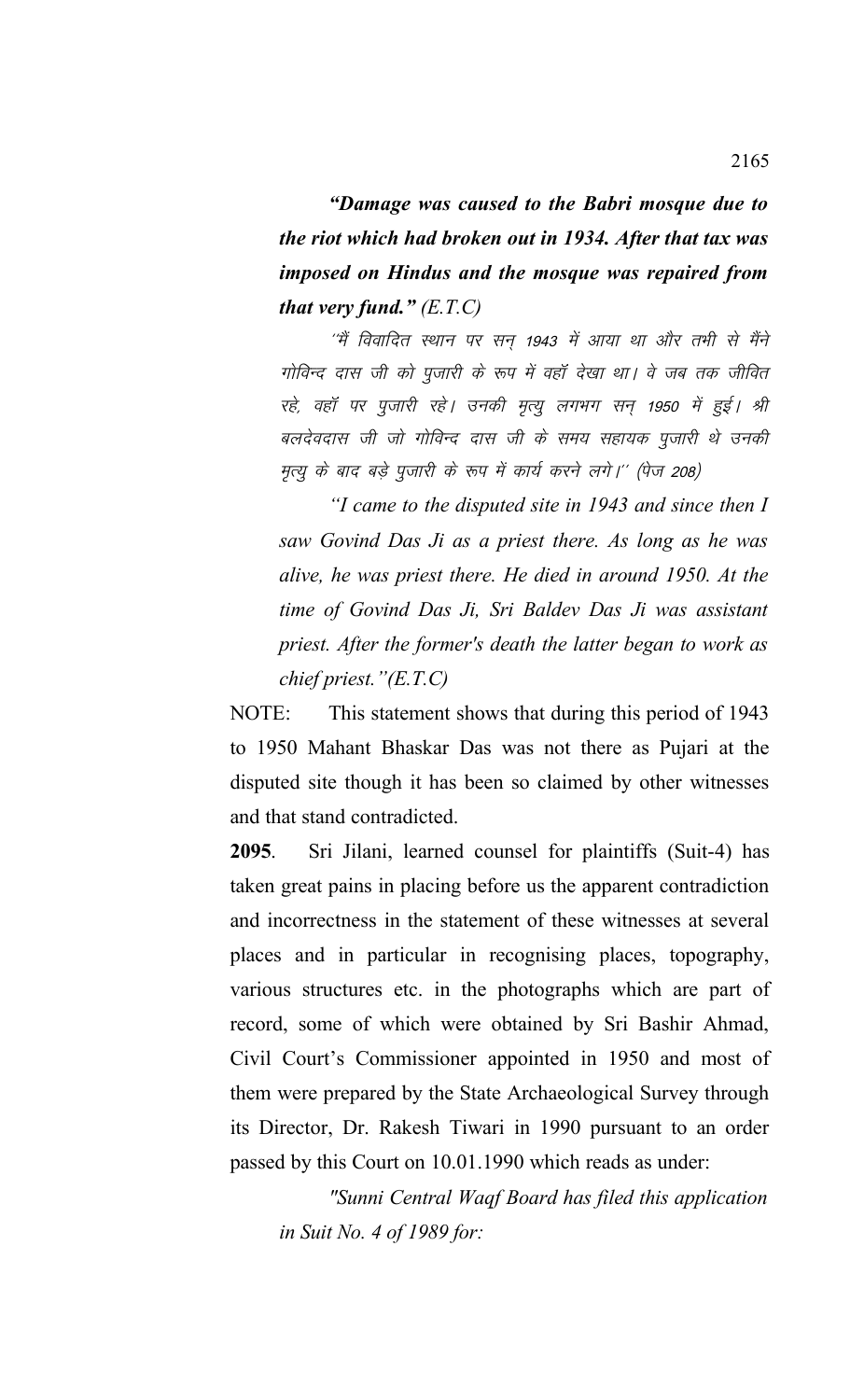***"Damage was caused to the Babri mosque due to the riot which had broken out in 1934. After that tax was imposed on Hindus and the mosque was repaired from that very fund."*** *(E.T.C)*

*''मैं विवादित स्थान पर सन् 1943 में आया था और तभी से मैंने गोविन्द दास जी को पुजारी के रूप में वहाँ देखा था। वे जब तक जीवित रहे, वहाँ पर पुजारी रहे। उनकी मृत्यु लगभग सन् 1950 में हुई। श्री बलदेवदास जी जो गोविन्द दास जी के समय सहायक पुजारी थे उनकी मृत्यु के बाद बड़े पुजारी के रूप में कार्य करने लगे।'' (पेज 208)*

*"I came to the disputed site in 1943 and since then I saw Govind Das Ji as a priest there. As long as he was alive, he was priest there. He died in around 1950. At the time of Govind Das Ji, Sri Baldev Das Ji was assistant priest. After the former's death the latter began to work as chief priest."(E.T.C)*

NOTE: This statement shows that during this period of 1943 to 1950 Mahant Bhaskar Das was not there as Pujari at the disputed site though it has been so claimed by other witnesses and that stand contradicted.

**2095**. Sri Jilani, learned counsel for plaintiffs (Suit-4) has taken great pains in placing before us the apparent contradiction and incorrectness in the statement of these witnesses at several places and in particular in recognising places, topography, various structures etc. in the photographs which are part of record, some of which were obtained by Sri Bashir Ahmad, Civil Court's Commissioner appointed in 1950 and most of them were prepared by the State Archaeological Survey through its Director, Dr. Rakesh Tiwari in 1990 pursuant to an order passed by this Court on 10.01.1990 which reads as under:

*"Sunni Central Waqf Board has filed this application in Suit No. 4 of 1989 for:*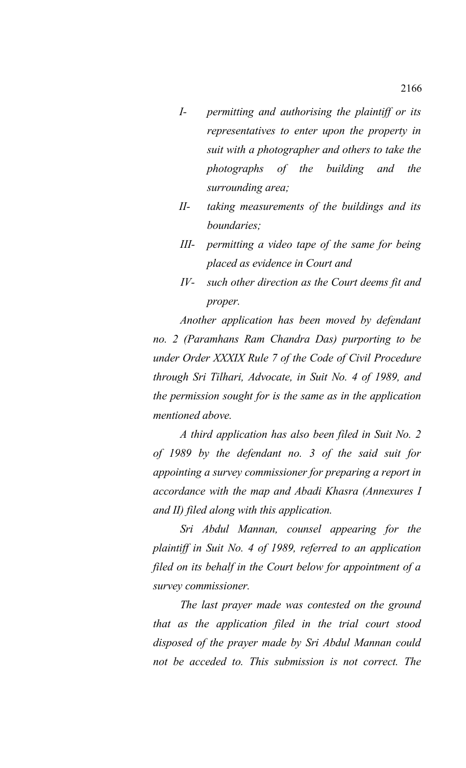*I- permitting and authorising the plaintiff or its representatives to enter upon the property in suit with a photographer and others to take the photographs of the building and the surrounding area;*

*II- taking measurements of the buildings and its boundaries;*

*III- permitting a video tape of the same for being placed as evidence in Court and*

*IV- such other direction as the Court deems fit and proper.*

*Another application has been moved by defendant no. 2 (Paramhans Ram Chandra Das) purporting to be under Order XXXIX Rule 7 of the Code of Civil Procedure through Sri Tilhari, Advocate, in Suit No. 4 of 1989, and the permission sought for is the same as in the application mentioned above.*

*A third application has also been filed in Suit No. 2 of 1989 by the defendant no. 3 of the said suit for appointing a survey commissioner for preparing a report in accordance with the map and Abadi Khasra (Annexures I and II) filed along with this application.*

*Sri Abdul Mannan, counsel appearing for the plaintiff in Suit No. 4 of 1989, referred to an application filed on its behalf in the Court below for appointment of a survey commissioner.*

*The last prayer made was contested on the ground that as the application filed in the trial court stood disposed of the prayer made by Sri Abdul Mannan could not be acceded to. This submission is not correct. The*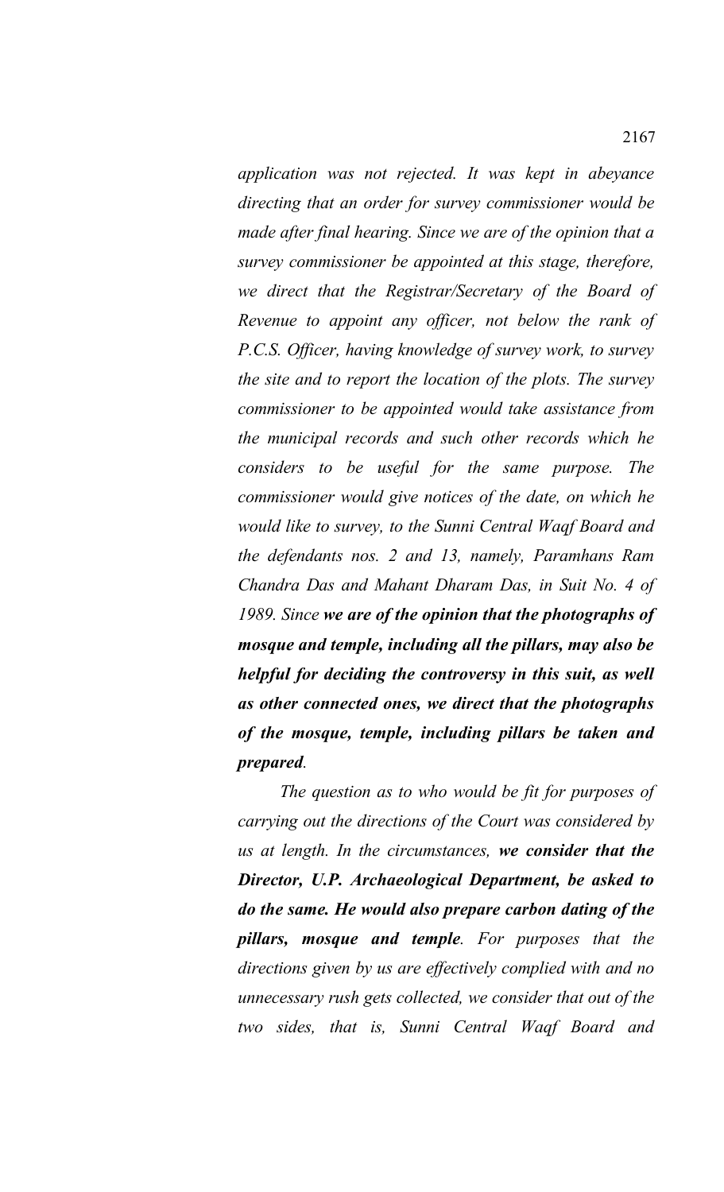*application was not rejected. It was kept in abeyance directing that an order for survey commissioner would be made after final hearing. Since we are of the opinion that a survey commissioner be appointed at this stage, therefore, we direct that the Registrar/Secretary of the Board of Revenue to appoint any officer, not below the rank of P.C.S. Officer, having knowledge of survey work, to survey the site and to report the location of the plots. The survey commissioner to be appointed would take assistance from the municipal records and such other records which he considers to be useful for the same purpose. The commissioner would give notices of the date, on which he would like to survey, to the Sunni Central Waqf Board and the defendants nos. 2 and 13, namely, Paramhans Ram Chandra Das and Mahant Dharam Das, in Suit No. 4 of 1989. Since* ***we are of the opinion that the photographs of mosque and temple, including all the pillars, may also be helpful for deciding the controversy in this suit, as well as other connected ones, we direct that the photographs of the mosque, temple, including pillars be taken and prepared****.*

*The question as to who would be fit for purposes of carrying out the directions of the Court was considered by us at length. In the circumstances,* ***we consider that the Director, U.P. Archaeological Department, be asked to do the same. He would also prepare carbon dating of the pillars, mosque and temple****. For purposes that the directions given by us are effectively complied with and no unnecessary rush gets collected, we consider that out of the two sides, that is, Sunni Central Waqf Board and*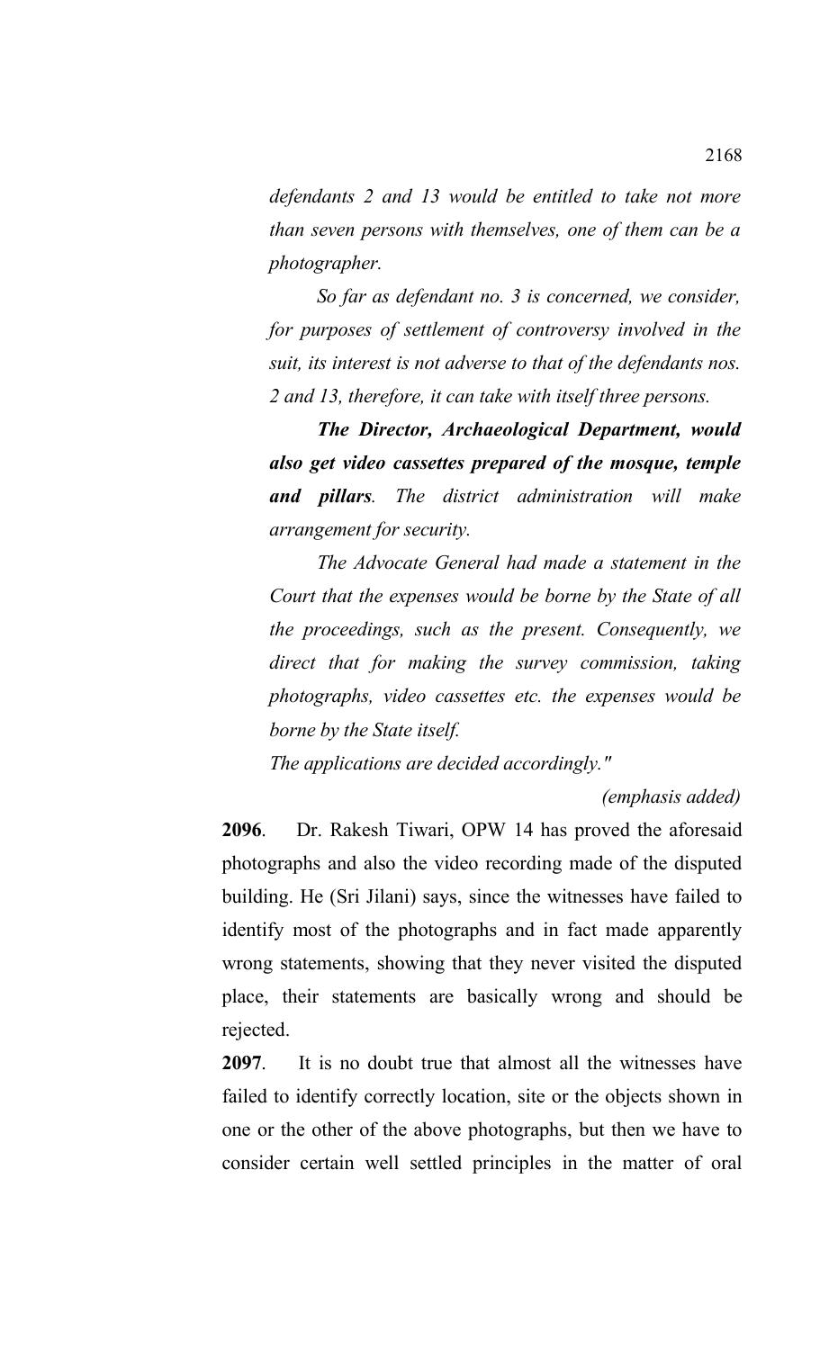*defendants 2 and 13 would be entitled to take not more than seven persons with themselves, one of them can be a photographer.*

*So far as defendant no. 3 is concerned, we consider, for purposes of settlement of controversy involved in the suit, its interest is not adverse to that of the defendants nos. 2 and 13, therefore, it can take with itself three persons.*

***The Director, Archaeological Department, would also get video cassettes prepared of the mosque, temple and pillars****. The district administration will make arrangement for security.*

*The Advocate General had made a statement in the Court that the expenses would be borne by the State of all the proceedings, such as the present. Consequently, we direct that for making the survey commission, taking photographs, video cassettes etc. the expenses would be borne by the State itself.*

*The applications are decided accordingly."*

*(emphasis added)*

**2096**. Dr. Rakesh Tiwari, OPW 14 has proved the aforesaid photographs and also the video recording made of the disputed building. He (Sri Jilani) says, since the witnesses have failed to identify most of the photographs and in fact made apparently wrong statements, showing that they never visited the disputed place, their statements are basically wrong and should be rejected.

**2097**. It is no doubt true that almost all the witnesses have failed to identify correctly location, site or the objects shown in one or the other of the above photographs, but then we have to consider certain well settled principles in the matter of oral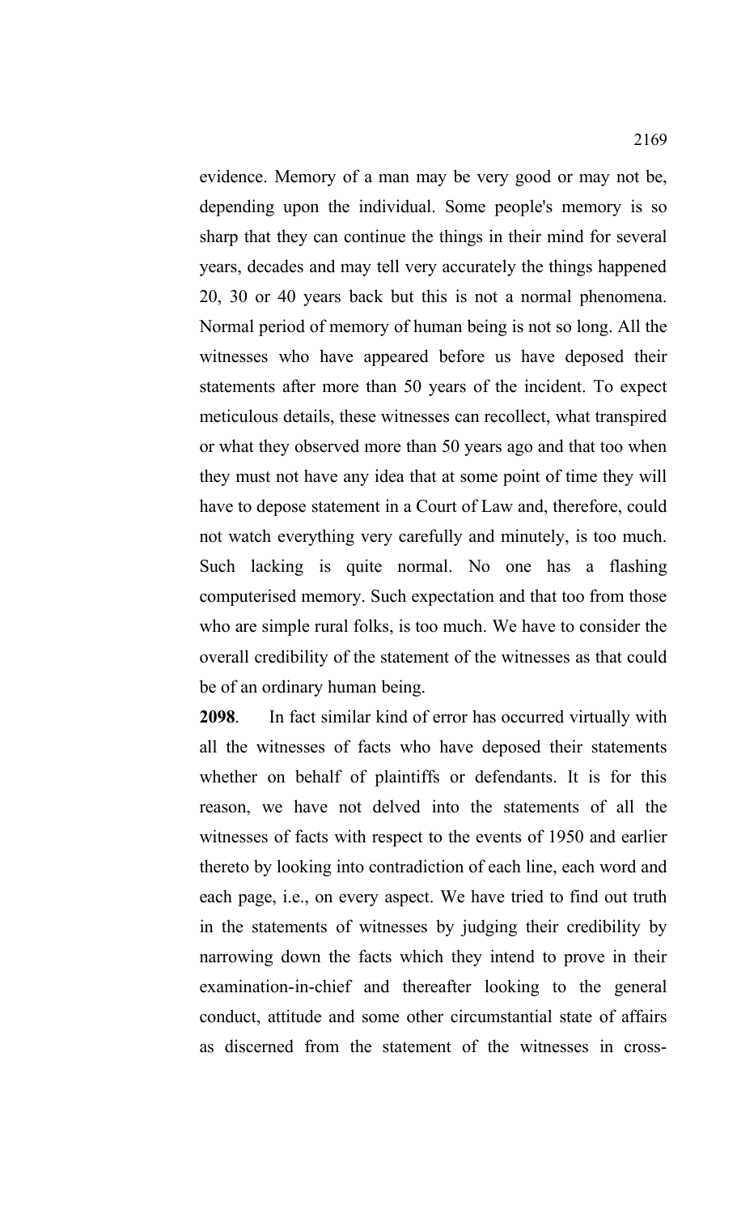evidence. Memory of a man may be very good or may not be, depending upon the individual. Some people's memory is so sharp that they can continue the things in their mind for several years, decades and may tell very accurately the things happened 20, 30 or 40 years back but this is not a normal phenomena. Normal period of memory of human being is not so long. All the witnesses who have appeared before us have deposed their statements after more than 50 years of the incident. To expect meticulous details, these witnesses can recollect, what transpired or what they observed more than 50 years ago and that too when they must not have any idea that at some point of time they will have to depose statement in a Court of Law and, therefore, could not watch everything very carefully and minutely, is too much. Such lacking is quite normal. No one has a flashing computerised memory. Such expectation and that too from those who are simple rural folks, is too much. We have to consider the overall credibility of the statement of the witnesses as that could be of an ordinary human being.

**2098**. In fact similar kind of error has occurred virtually with all the witnesses of facts who have deposed their statements whether on behalf of plaintiffs or defendants. It is for this reason, we have not delved into the statements of all the witnesses of facts with respect to the events of 1950 and earlier thereto by looking into contradiction of each line, each word and each page, i.e., on every aspect. We have tried to find out truth in the statements of witnesses by judging their credibility by narrowing down the facts which they intend to prove in their examination-in-chief and thereafter looking to the general conduct, attitude and some other circumstantial state of affairs as discerned from the statement of the witnesses in cross-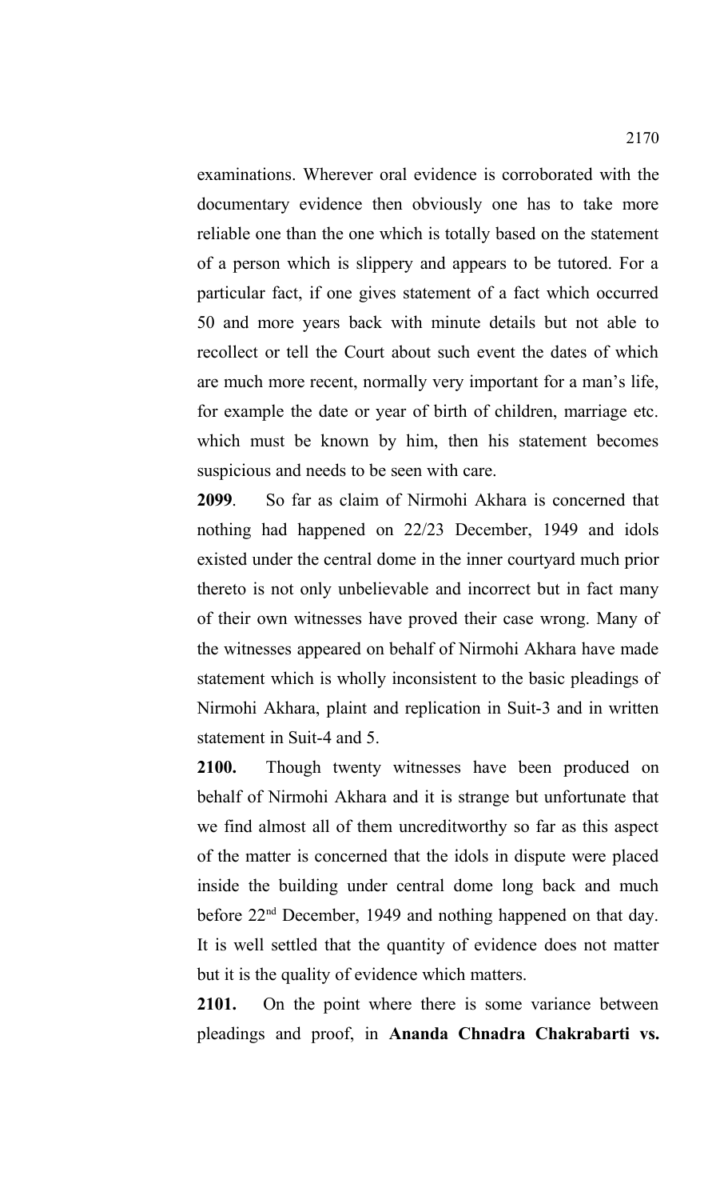examinations. Wherever oral evidence is corroborated with the documentary evidence then obviously one has to take more reliable one than the one which is totally based on the statement of a person which is slippery and appears to be tutored. For a particular fact, if one gives statement of a fact which occurred 50 and more years back with minute details but not able to recollect or tell the Court about such event the dates of which are much more recent, normally very important for a man's life, for example the date or year of birth of children, marriage etc. which must be known by him, then his statement becomes suspicious and needs to be seen with care.

**2099**. So far as claim of Nirmohi Akhara is concerned that nothing had happened on 22/23 December, 1949 and idols existed under the central dome in the inner courtyard much prior thereto is not only unbelievable and incorrect but in fact many of their own witnesses have proved their case wrong. Many of the witnesses appeared on behalf of Nirmohi Akhara have made statement which is wholly inconsistent to the basic pleadings of Nirmohi Akhara, plaint and replication in Suit-3 and in written statement in Suit-4 and 5.

**2100.** Though twenty witnesses have been produced on behalf of Nirmohi Akhara and it is strange but unfortunate that we find almost all of them uncreditworthy so far as this aspect of the matter is concerned that the idols in dispute were placed inside the building under central dome long back and much before 22nd December, 1949 and nothing happened on that day. It is well settled that the quantity of evidence does not matter but it is the quality of evidence which matters.

**2101.** On the point where there is some variance between pleadings and proof, in **Ananda Chnadra Chakrabarti vs.**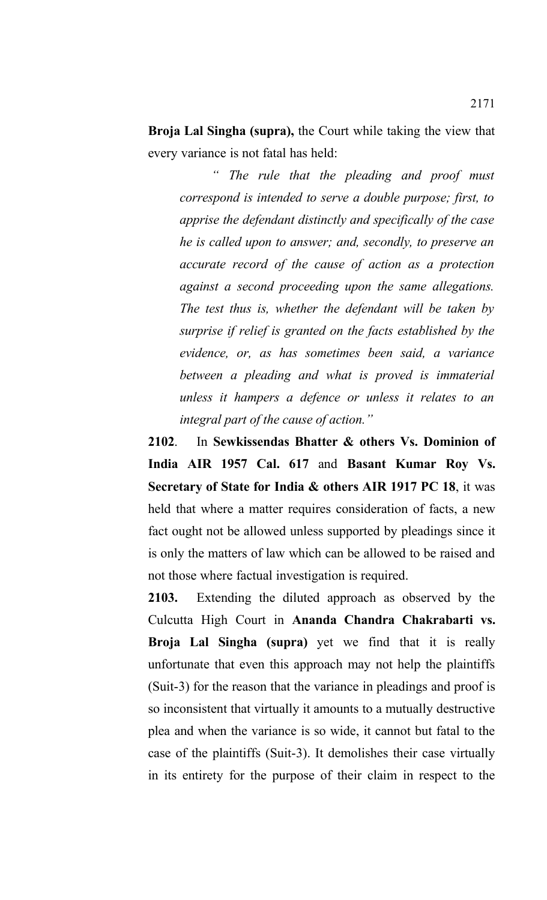**Broja Lal Singha (supra),** the Court while taking the view that every variance is not fatal has held:

> *" The rule that the pleading and proof must correspond is intended to serve a double purpose; first, to apprise the defendant distinctly and specifically of the case he is called upon to answer; and, secondly, to preserve an accurate record of the cause of action as a protection against a second proceeding upon the same allegations. The test thus is, whether the defendant will be taken by surprise if relief is granted on the facts established by the evidence, or, as has sometimes been said, a variance between a pleading and what is proved is immaterial unless it hampers a defence or unless it relates to an integral part of the cause of action."*

**2102**. In **Sewkissendas Bhatter & others Vs. Dominion of India AIR 1957 Cal. 617** and **Basant Kumar Roy Vs. Secretary of State for India & others AIR 1917 PC 18**, it was held that where a matter requires consideration of facts, a new fact ought not be allowed unless supported by pleadings since it is only the matters of law which can be allowed to be raised and not those where factual investigation is required.

**2103.** Extending the diluted approach as observed by the Culcutta High Court in **Ananda Chandra Chakrabarti vs. Broja Lal Singha (supra)** yet we find that it is really unfortunate that even this approach may not help the plaintiffs (Suit-3) for the reason that the variance in pleadings and proof is so inconsistent that virtually it amounts to a mutually destructive plea and when the variance is so wide, it cannot but fatal to the case of the plaintiffs (Suit-3). It demolishes their case virtually in its entirety for the purpose of their claim in respect to the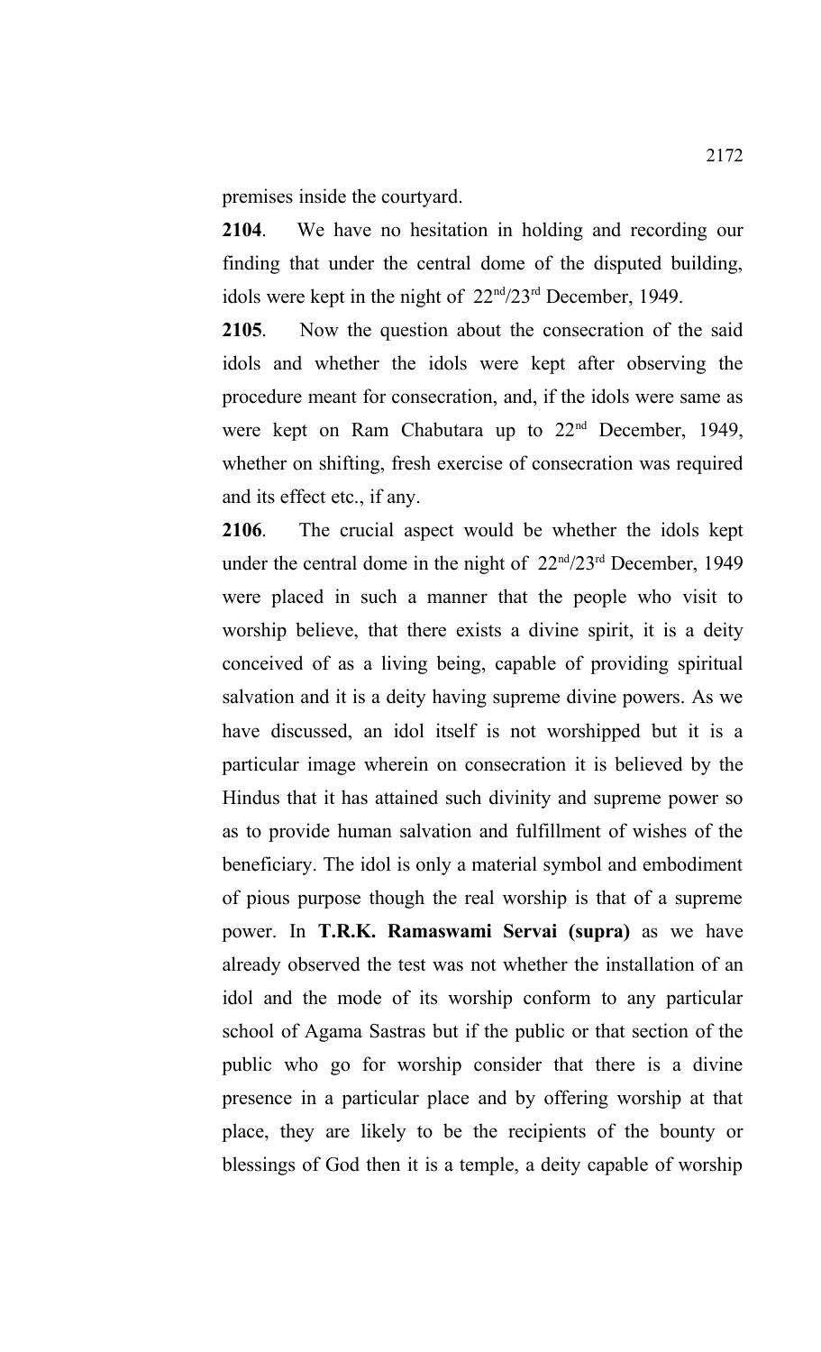premises inside the courtyard.

**2104**. We have no hesitation in holding and recording our finding that under the central dome of the disputed building, idols were kept in the night of 22nd/23rd December, 1949.

**2105**. Now the question about the consecration of the said idols and whether the idols were kept after observing the procedure meant for consecration, and, if the idols were same as were kept on Ram Chabutara up to 22nd December, 1949, whether on shifting, fresh exercise of consecration was required and its effect etc., if any.

**2106**. The crucial aspect would be whether the idols kept under the central dome in the night of 22nd/23rd December, 1949 were placed in such a manner that the people who visit to worship believe, that there exists a divine spirit, it is a deity conceived of as a living being, capable of providing spiritual salvation and it is a deity having supreme divine powers. As we have discussed, an idol itself is not worshipped but it is a particular image wherein on consecration it is believed by the Hindus that it has attained such divinity and supreme power so as to provide human salvation and fulfillment of wishes of the beneficiary. The idol is only a material symbol and embodiment of pious purpose though the real worship is that of a supreme power. In **T.R.K. Ramaswami Servai (supra)** as we have already observed the test was not whether the installation of an idol and the mode of its worship conform to any particular school of Agama Sastras but if the public or that section of the public who go for worship consider that there is a divine presence in a particular place and by offering worship at that place, they are likely to be the recipients of the bounty or blessings of God then it is a temple, a deity capable of worship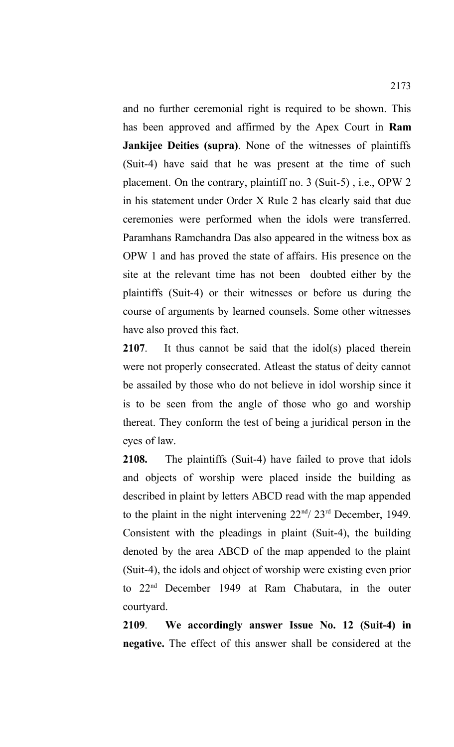and no further ceremonial right is required to be shown. This has been approved and affirmed by the Apex Court in **Ram Jankijee Deities (supra)**. None of the witnesses of plaintiffs (Suit-4) have said that he was present at the time of such placement. On the contrary, plaintiff no. 3 (Suit-5) , i.e., OPW 2 in his statement under Order X Rule 2 has clearly said that due ceremonies were performed when the idols were transferred. Paramhans Ramchandra Das also appeared in the witness box as OPW 1 and has proved the state of affairs. His presence on the site at the relevant time has not been doubted either by the plaintiffs (Suit-4) or their witnesses or before us during the course of arguments by learned counsels. Some other witnesses have also proved this fact.

**2107**. It thus cannot be said that the idol(s) placed therein were not properly consecrated. Atleast the status of deity cannot be assailed by those who do not believe in idol worship since it is to be seen from the angle of those who go and worship thereat. They conform the test of being a juridical person in the eyes of law.

**2108.** The plaintiffs (Suit-4) have failed to prove that idols and objects of worship were placed inside the building as described in plaint by letters ABCD read with the map appended to the plaint in the night intervening 22nd/ 23rd December, 1949. Consistent with the pleadings in plaint (Suit-4), the building denoted by the area ABCD of the map appended to the plaint (Suit-4), the idols and object of worship were existing even prior to 22nd December 1949 at Ram Chabutara, in the outer courtyard.

**2109**. **We accordingly answer Issue No. 12 (Suit-4) in negative.** The effect of this answer shall be considered at the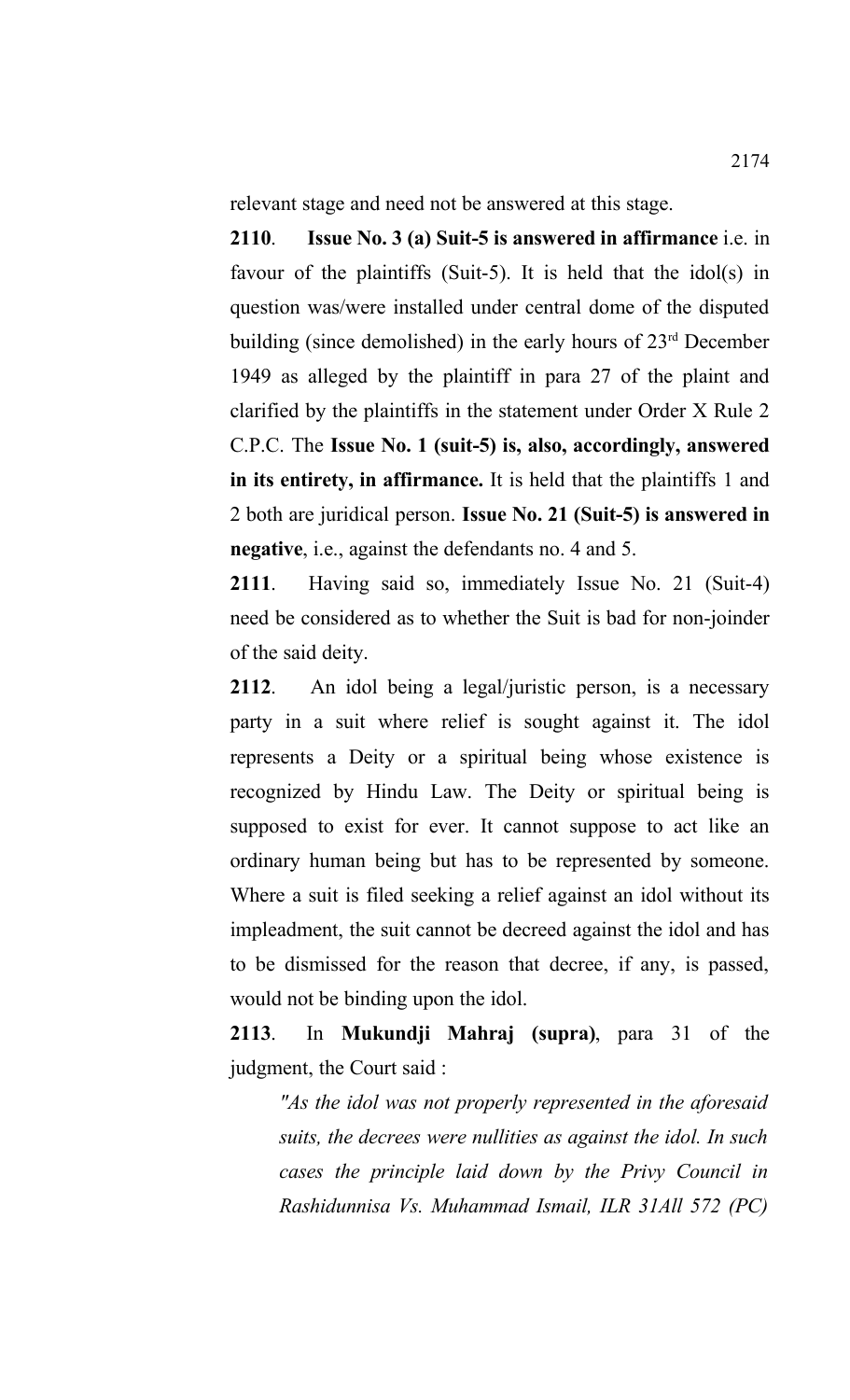relevant stage and need not be answered at this stage.

**2110**. **Issue No. 3 (a) Suit-5 is answered in affirmance** i.e. in favour of the plaintiffs (Suit-5). It is held that the idol(s) in question was/were installed under central dome of the disputed building (since demolished) in the early hours of 23rd December 1949 as alleged by the plaintiff in para 27 of the plaint and clarified by the plaintiffs in the statement under Order X Rule 2 C.P.C. The **Issue No. 1 (suit-5) is, also, accordingly, answered in its entirety, in affirmance.** It is held that the plaintiffs 1 and 2 both are juridical person. **Issue No. 21 (Suit-5) is answered in negative**, i.e., against the defendants no. 4 and 5.

**2111**. Having said so, immediately Issue No. 21 (Suit-4) need be considered as to whether the Suit is bad for non-joinder of the said deity.

**2112**. An idol being a legal/juristic person, is a necessary party in a suit where relief is sought against it. The idol represents a Deity or a spiritual being whose existence is recognized by Hindu Law. The Deity or spiritual being is supposed to exist for ever. It cannot suppose to act like an ordinary human being but has to be represented by someone. Where a suit is filed seeking a relief against an idol without its impleadment, the suit cannot be decreed against the idol and has to be dismissed for the reason that decree, if any, is passed, would not be binding upon the idol.

**2113**. In **Mukundji Mahraj (supra)**, para 31 of the judgment, the Court said :

> *"As the idol was not properly represented in the aforesaid suits, the decrees were nullities as against the idol. In such cases the principle laid down by the Privy Council in Rashidunnisa Vs. Muhammad Ismail, ILR 31All 572 (PC)*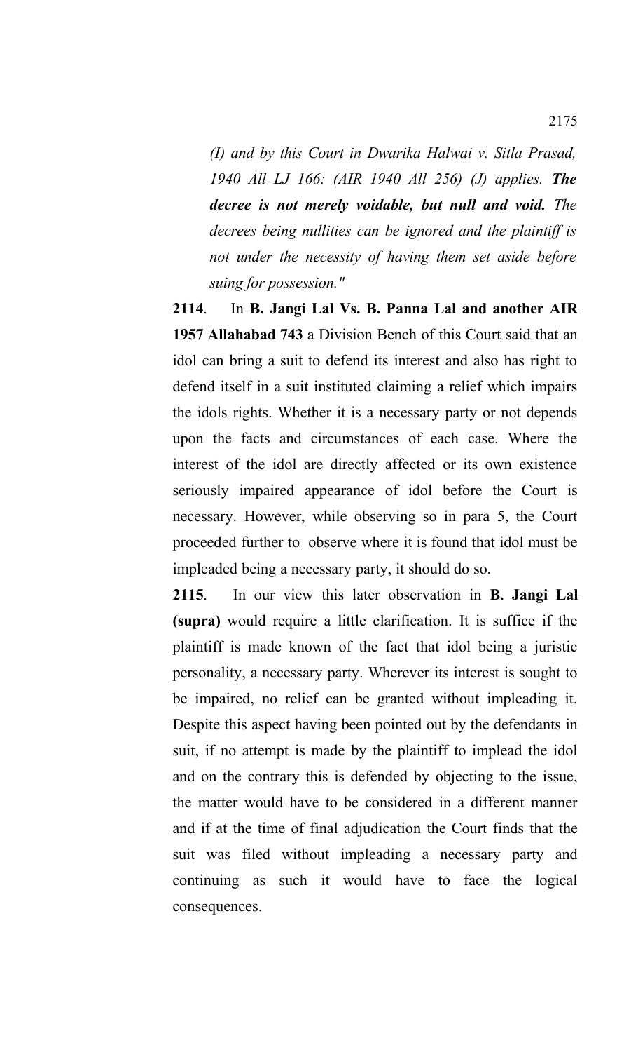*(I) and by this Court in Dwarika Halwai v. Sitla Prasad, 1940 All LJ 166: (AIR 1940 All 256) (J) applies.* ***The decree is not merely voidable, but null and void.*** *The decrees being nullities can be ignored and the plaintiff is not under the necessity of having them set aside before suing for possession."*

**2114**. In **B. Jangi Lal Vs. B. Panna Lal and another AIR 1957 Allahabad 743** a Division Bench of this Court said that an idol can bring a suit to defend its interest and also has right to defend itself in a suit instituted claiming a relief which impairs the idols rights. Whether it is a necessary party or not depends upon the facts and circumstances of each case. Where the interest of the idol are directly affected or its own existence seriously impaired appearance of idol before the Court is necessary. However, while observing so in para 5, the Court proceeded further to observe where it is found that idol must be impleaded being a necessary party, it should do so.

**2115**. In our view this later observation in **B. Jangi Lal (supra)** would require a little clarification. It is suffice if the plaintiff is made known of the fact that idol being a juristic personality, a necessary party. Wherever its interest is sought to be impaired, no relief can be granted without impleading it. Despite this aspect having been pointed out by the defendants in suit, if no attempt is made by the plaintiff to implead the idol and on the contrary this is defended by objecting to the issue, the matter would have to be considered in a different manner and if at the time of final adjudication the Court finds that the suit was filed without impleading a necessary party and continuing as such it would have to face the logical consequences.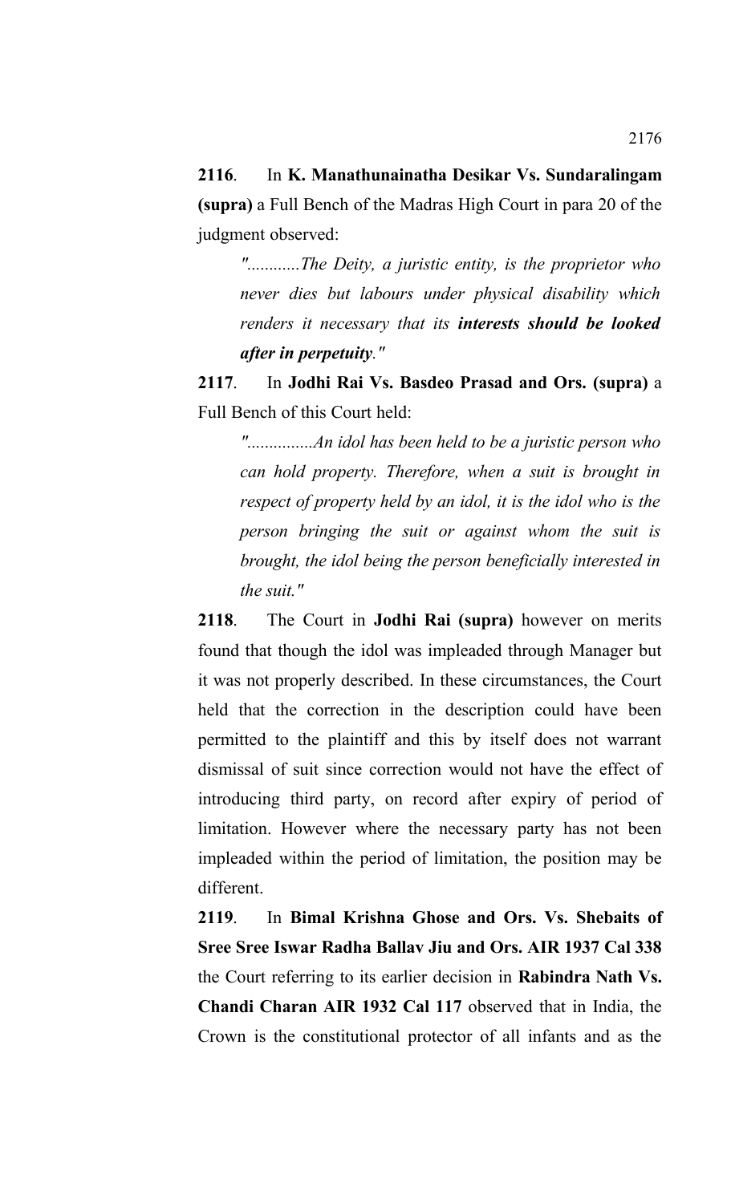**2116**. In **K. Manathunainatha Desikar Vs. Sundaralingam (supra)** a Full Bench of the Madras High Court in para 20 of the judgment observed:

> *"...........The Deity, a juristic entity, is the proprietor who never dies but labours under physical disability which renders it necessary that its **interests should be looked after in perpetuity**."*

**2117**. In **Jodhi Rai Vs. Basdeo Prasad and Ors. (supra)** a Full Bench of this Court held:

> *"..............An idol has been held to be a juristic person who can hold property. Therefore, when a suit is brought in respect of property held by an idol, it is the idol who is the person bringing the suit or against whom the suit is brought, the idol being the person beneficially interested in the suit."*

**2118**. The Court in **Jodhi Rai (supra)** however on merits found that though the idol was impleaded through Manager but it was not properly described. In these circumstances, the Court held that the correction in the description could have been permitted to the plaintiff and this by itself does not warrant dismissal of suit since correction would not have the effect of introducing third party, on record after expiry of period of limitation. However where the necessary party has not been impleaded within the period of limitation, the position may be different.

**2119**. In **Bimal Krishna Ghose and Ors. Vs. Shebaits of Sree Sree Iswar Radha Ballav Jiu and Ors. AIR 1937 Cal 338** the Court referring to its earlier decision in **Rabindra Nath Vs. Chandi Charan AIR 1932 Cal 117** observed that in India, the Crown is the constitutional protector of all infants and as the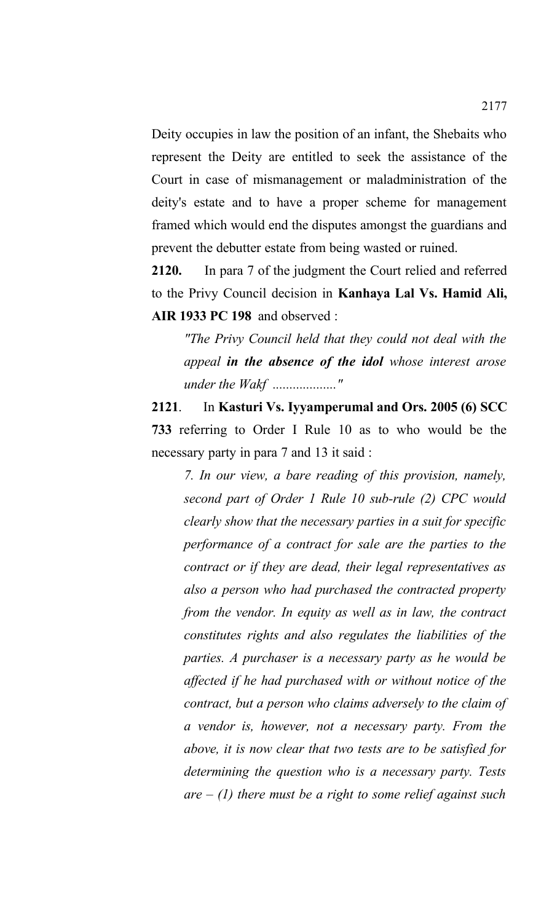Deity occupies in law the position of an infant, the Shebaits who represent the Deity are entitled to seek the assistance of the Court in case of mismanagement or maladministration of the deity's estate and to have a proper scheme for management framed which would end the disputes amongst the guardians and prevent the debutter estate from being wasted or ruined.

**2120.** In para 7 of the judgment the Court relied and referred to the Privy Council decision in **Kanhaya Lal Vs. Hamid Ali, AIR 1933 PC 198** and observed :

> *"The Privy Council held that they could not deal with the appeal **in the absence of the idol** whose interest arose under the Wakf ..................."*

**2121**. In **Kasturi Vs. Iyyamperumal and Ors. 2005 (6) SCC 733** referring to Order I Rule 10 as to who would be the necessary party in para 7 and 13 it said :

> *7. In our view, a bare reading of this provision, namely, second part of Order 1 Rule 10 sub-rule (2) CPC would clearly show that the necessary parties in a suit for specific performance of a contract for sale are the parties to the contract or if they are dead, their legal representatives as also a person who had purchased the contracted property from the vendor. In equity as well as in law, the contract constitutes rights and also regulates the liabilities of the parties. A purchaser is a necessary party as he would be affected if he had purchased with or without notice of the contract, but a person who claims adversely to the claim of a vendor is, however, not a necessary party. From the above, it is now clear that two tests are to be satisfied for determining the question who is a necessary party. Tests are – (1) there must be a right to some relief against such*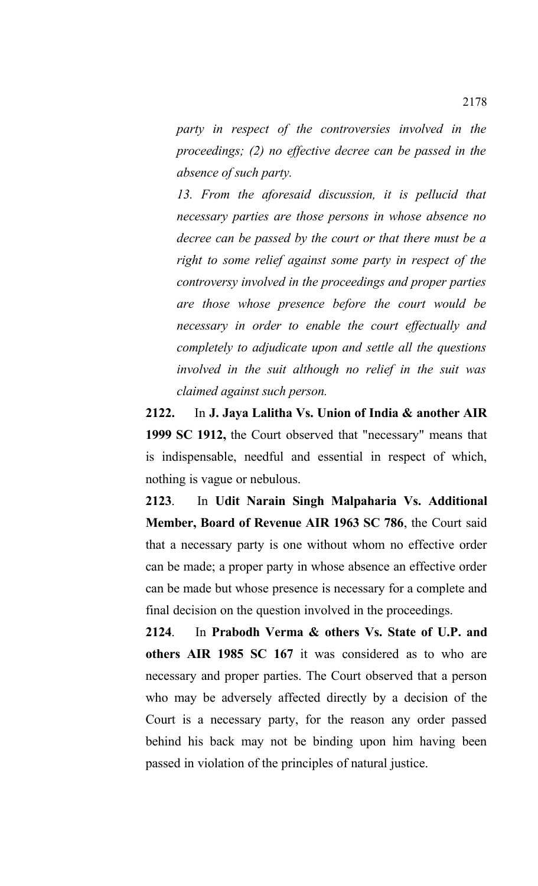*party in respect of the controversies involved in the proceedings; (2) no effective decree can be passed in the absence of such party.*

*13. From the aforesaid discussion, it is pellucid that necessary parties are those persons in whose absence no decree can be passed by the court or that there must be a right to some relief against some party in respect of the controversy involved in the proceedings and proper parties are those whose presence before the court would be necessary in order to enable the court effectually and completely to adjudicate upon and settle all the questions involved in the suit although no relief in the suit was claimed against such person.*

**2122.** In **J. Jaya Lalitha Vs. Union of India & another AIR 1999 SC 1912,** the Court observed that "necessary" means that is indispensable, needful and essential in respect of which, nothing is vague or nebulous.

**2123**. In **Udit Narain Singh Malpaharia Vs. Additional Member, Board of Revenue AIR 1963 SC 786**, the Court said that a necessary party is one without whom no effective order can be made; a proper party in whose absence an effective order can be made but whose presence is necessary for a complete and final decision on the question involved in the proceedings.

**2124**. In **Prabodh Verma & others Vs. State of U.P. and others AIR 1985 SC 167** it was considered as to who are necessary and proper parties. The Court observed that a person who may be adversely affected directly by a decision of the Court is a necessary party, for the reason any order passed behind his back may not be binding upon him having been passed in violation of the principles of natural justice.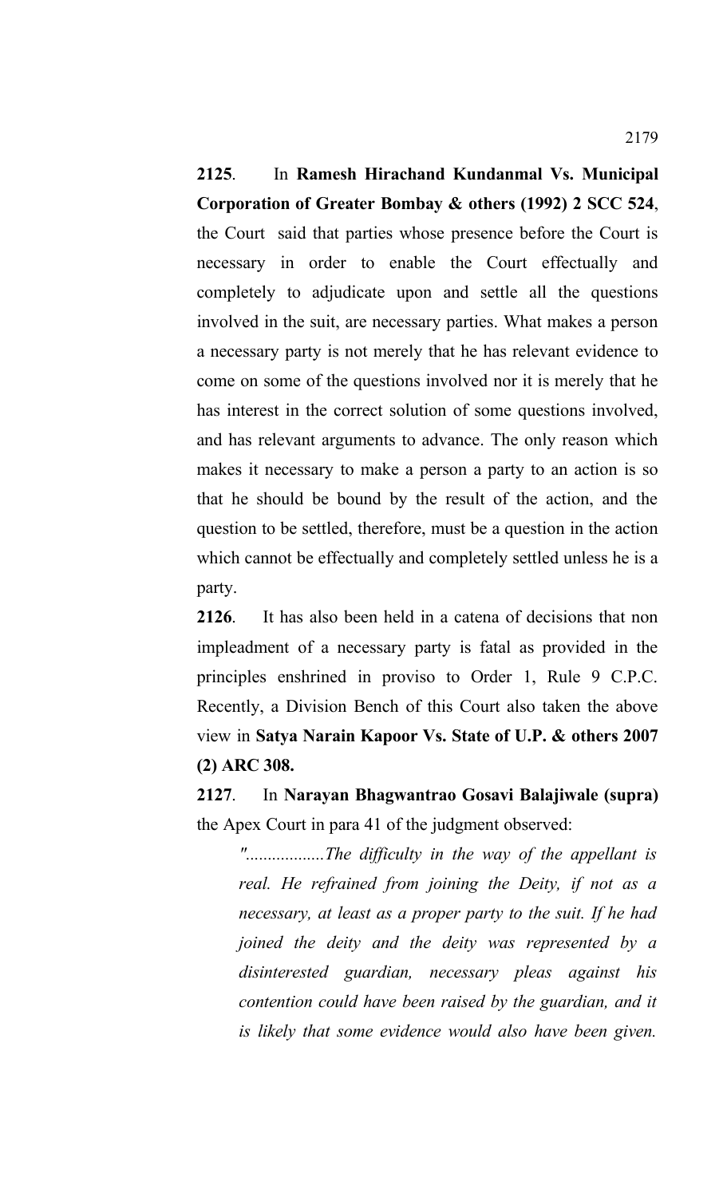**2125**. In **Ramesh Hirachand Kundanmal Vs. Municipal Corporation of Greater Bombay & others (1992) 2 SCC 524**, the Court said that parties whose presence before the Court is necessary in order to enable the Court effectually and completely to adjudicate upon and settle all the questions involved in the suit, are necessary parties. What makes a person a necessary party is not merely that he has relevant evidence to come on some of the questions involved nor it is merely that he has interest in the correct solution of some questions involved, and has relevant arguments to advance. The only reason which makes it necessary to make a person a party to an action is so that he should be bound by the result of the action, and the question to be settled, therefore, must be a question in the action which cannot be effectually and completely settled unless he is a party.

**2126**. It has also been held in a catena of decisions that non impleadment of a necessary party is fatal as provided in the principles enshrined in proviso to Order 1, Rule 9 C.P.C. Recently, a Division Bench of this Court also taken the above view in **Satya Narain Kapoor Vs. State of U.P. & others 2007 (2) ARC 308.**

**2127**. In **Narayan Bhagwantrao Gosavi Balajiwale (supra)** the Apex Court in para 41 of the judgment observed:

> *".................The difficulty in the way of the appellant is real. He refrained from joining the Deity, if not as a necessary, at least as a proper party to the suit. If he had joined the deity and the deity was represented by a disinterested guardian, necessary pleas against his contention could have been raised by the guardian, and it is likely that some evidence would also have been given.*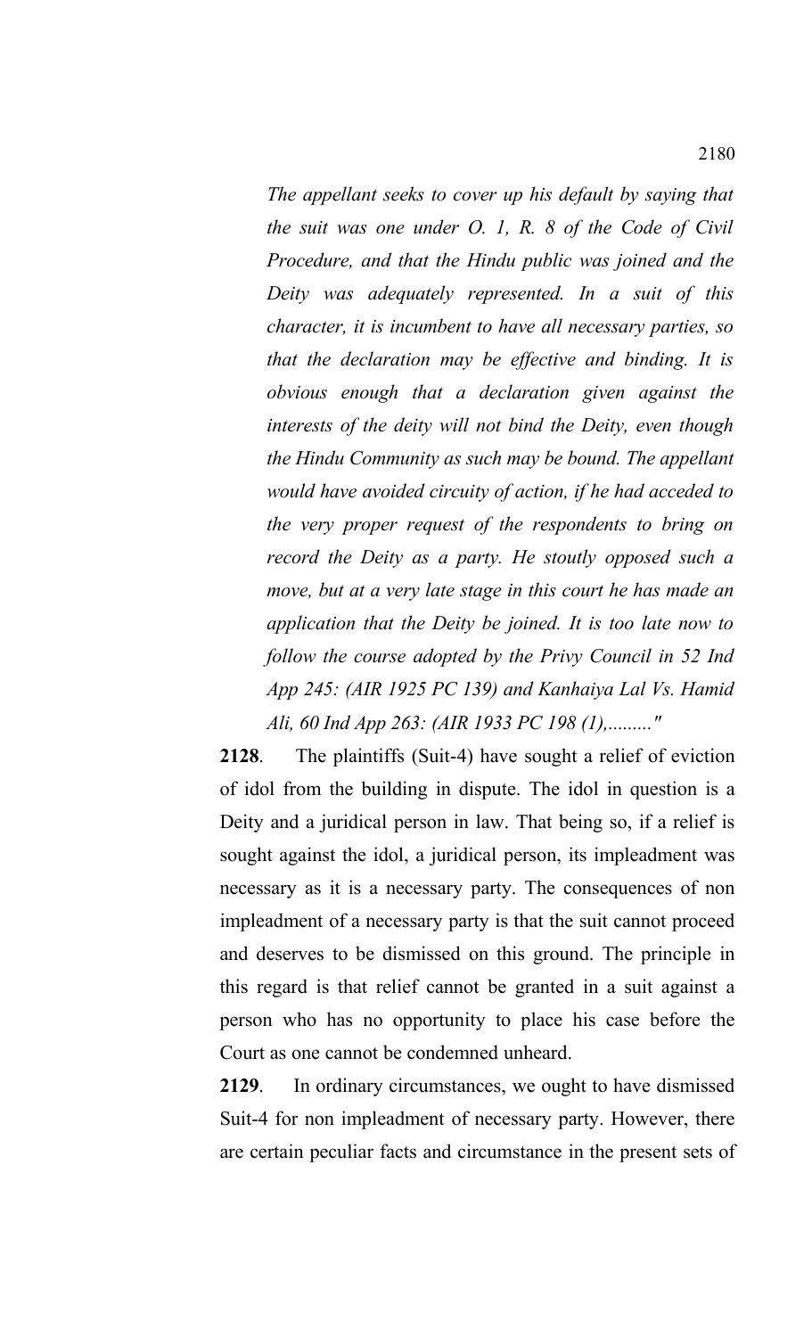*The appellant seeks to cover up his default by saying that the suit was one under O. 1, R. 8 of the Code of Civil Procedure, and that the Hindu public was joined and the Deity was adequately represented. In a suit of this character, it is incumbent to have all necessary parties, so that the declaration may be effective and binding. It is obvious enough that a declaration given against the interests of the deity will not bind the Deity, even though the Hindu Community as such may be bound. The appellant would have avoided circuity of action, if he had acceded to the very proper request of the respondents to bring on record the Deity as a party. He stoutly opposed such a move, but at a very late stage in this court he has made an application that the Deity be joined. It is too late now to follow the course adopted by the Privy Council in 52 Ind App 245: (AIR 1925 PC 139) and Kanhaiya Lal Vs. Hamid Ali, 60 Ind App 263: (AIR 1933 PC 198 (1),........."*

**2128**. The plaintiffs (Suit-4) have sought a relief of eviction of idol from the building in dispute. The idol in question is a Deity and a juridical person in law. That being so, if a relief is sought against the idol, a juridical person, its impleadment was necessary as it is a necessary party. The consequences of non impleadment of a necessary party is that the suit cannot proceed and deserves to be dismissed on this ground. The principle in this regard is that relief cannot be granted in a suit against a person who has no opportunity to place his case before the Court as one cannot be condemned unheard.

**2129**. In ordinary circumstances, we ought to have dismissed Suit-4 for non impleadment of necessary party. However, there are certain peculiar facts and circumstance in the present sets of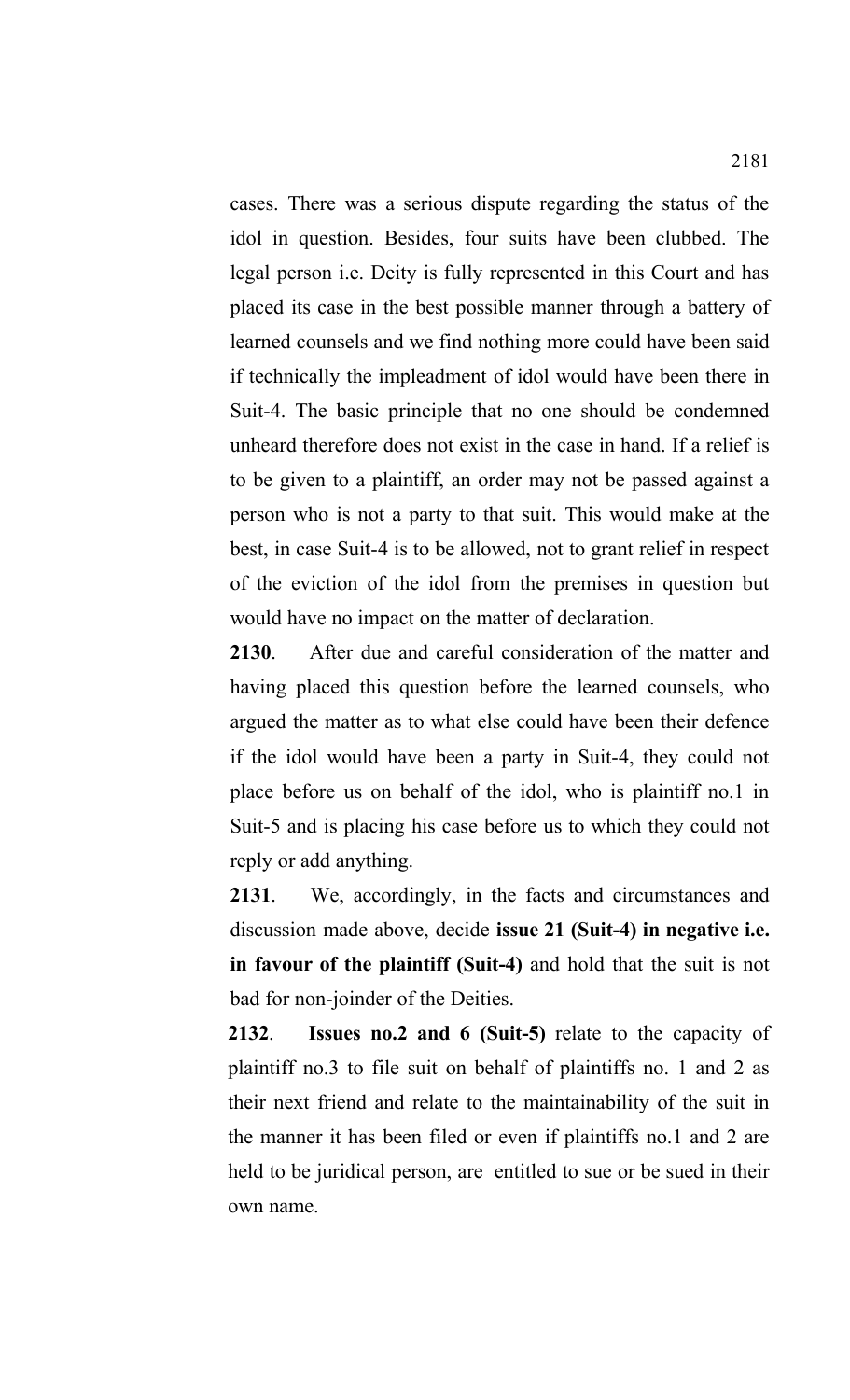cases. There was a serious dispute regarding the status of the idol in question. Besides, four suits have been clubbed. The legal person i.e. Deity is fully represented in this Court and has placed its case in the best possible manner through a battery of learned counsels and we find nothing more could have been said if technically the impleadment of idol would have been there in Suit-4. The basic principle that no one should be condemned unheard therefore does not exist in the case in hand. If a relief is to be given to a plaintiff, an order may not be passed against a person who is not a party to that suit. This would make at the best, in case Suit-4 is to be allowed, not to grant relief in respect of the eviction of the idol from the premises in question but would have no impact on the matter of declaration.

**2130**. After due and careful consideration of the matter and having placed this question before the learned counsels, who argued the matter as to what else could have been their defence if the idol would have been a party in Suit-4, they could not place before us on behalf of the idol, who is plaintiff no.1 in Suit-5 and is placing his case before us to which they could not reply or add anything.

**2131**. We, accordingly, in the facts and circumstances and discussion made above, decide **issue 21 (Suit-4) in negative i.e. in favour of the plaintiff (Suit-4)** and hold that the suit is not bad for non-joinder of the Deities.

**2132**. **Issues no.2 and 6 (Suit-5)** relate to the capacity of plaintiff no.3 to file suit on behalf of plaintiffs no. 1 and 2 as their next friend and relate to the maintainability of the suit in the manner it has been filed or even if plaintiffs no.1 and 2 are held to be juridical person, are entitled to sue or be sued in their own name.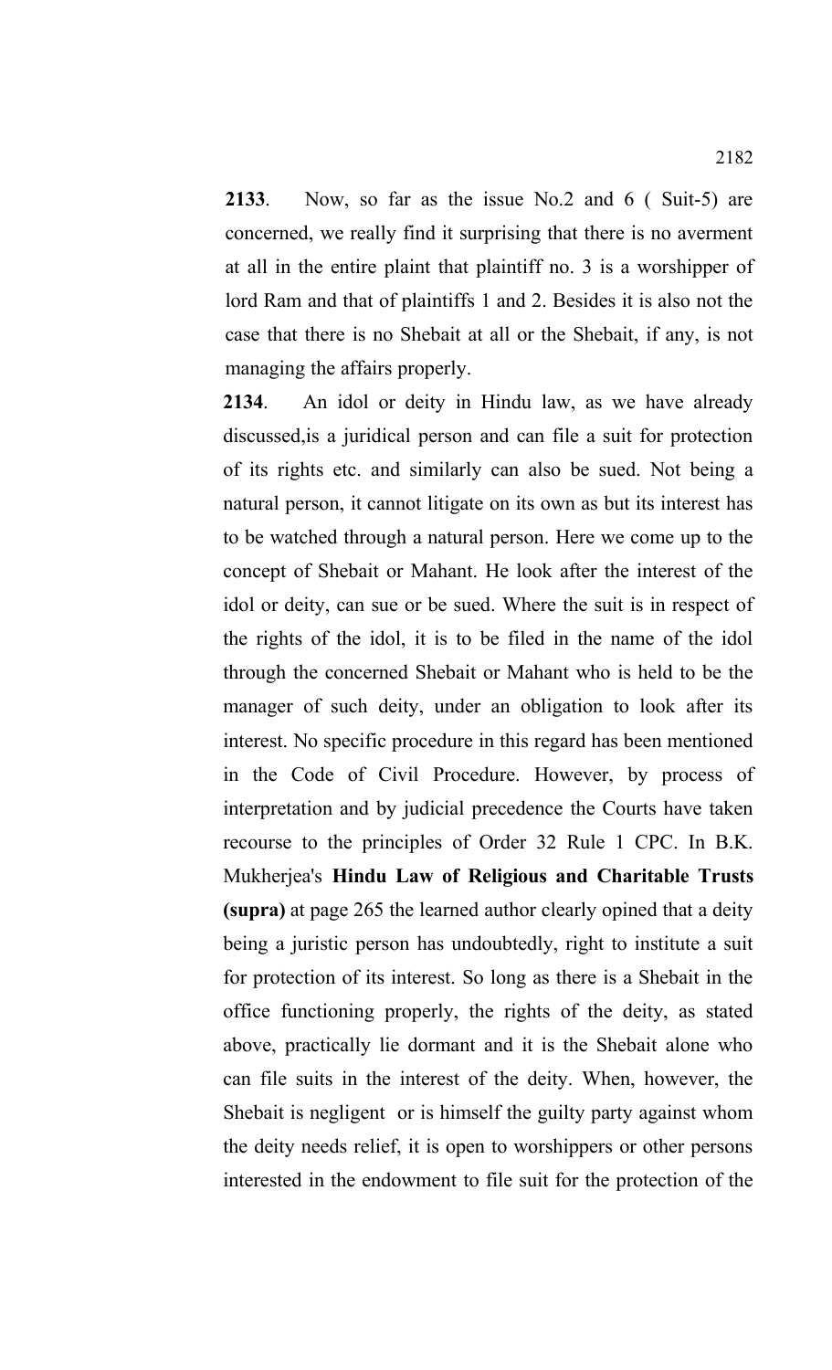**2133**. Now, so far as the issue No.2 and 6 ( Suit-5) are concerned, we really find it surprising that there is no averment at all in the entire plaint that plaintiff no. 3 is a worshipper of lord Ram and that of plaintiffs 1 and 2. Besides it is also not the case that there is no Shebait at all or the Shebait, if any, is not managing the affairs properly.

**2134**. An idol or deity in Hindu law, as we have already discussed,is a juridical person and can file a suit for protection of its rights etc. and similarly can also be sued. Not being a natural person, it cannot litigate on its own as but its interest has to be watched through a natural person. Here we come up to the concept of Shebait or Mahant. He look after the interest of the idol or deity, can sue or be sued. Where the suit is in respect of the rights of the idol, it is to be filed in the name of the idol through the concerned Shebait or Mahant who is held to be the manager of such deity, under an obligation to look after its interest. No specific procedure in this regard has been mentioned in the Code of Civil Procedure. However, by process of interpretation and by judicial precedence the Courts have taken recourse to the principles of Order 32 Rule 1 CPC. In B.K. Mukherjea's **Hindu Law of Religious and Charitable Trusts (supra)** at page 265 the learned author clearly opined that a deity being a juristic person has undoubtedly, right to institute a suit for protection of its interest. So long as there is a Shebait in the office functioning properly, the rights of the deity, as stated above, practically lie dormant and it is the Shebait alone who can file suits in the interest of the deity. When, however, the Shebait is negligent or is himself the guilty party against whom the deity needs relief, it is open to worshippers or other persons interested in the endowment to file suit for the protection of the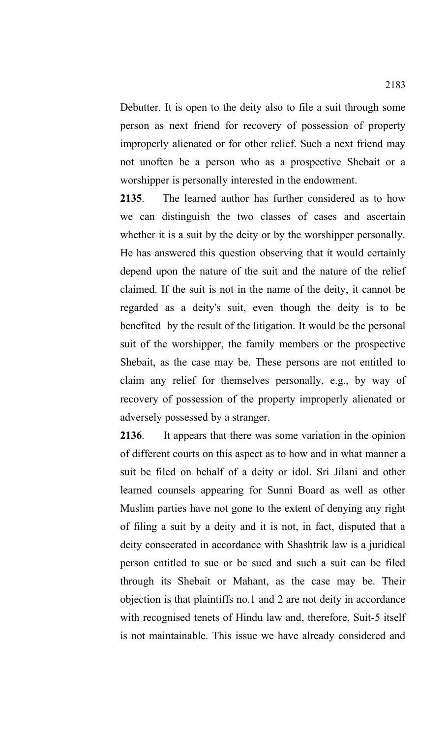Debutter. It is open to the deity also to file a suit through some person as next friend for recovery of possession of property improperly alienated or for other relief. Such a next friend may not unoften be a person who as a prospective Shebait or a worshipper is personally interested in the endowment.

**2135**. The learned author has further considered as to how we can distinguish the two classes of cases and ascertain whether it is a suit by the deity or by the worshipper personally. He has answered this question observing that it would certainly depend upon the nature of the suit and the nature of the relief claimed. If the suit is not in the name of the deity, it cannot be regarded as a deity's suit, even though the deity is to be benefited by the result of the litigation. It would be the personal suit of the worshipper, the family members or the prospective Shebait, as the case may be. These persons are not entitled to claim any relief for themselves personally, e.g., by way of recovery of possession of the property improperly alienated or adversely possessed by a stranger.

**2136**. It appears that there was some variation in the opinion of different courts on this aspect as to how and in what manner a suit be filed on behalf of a deity or idol. Sri Jilani and other learned counsels appearing for Sunni Board as well as other Muslim parties have not gone to the extent of denying any right of filing a suit by a deity and it is not, in fact, disputed that a deity consecrated in accordance with Shashtrik law is a juridical person entitled to sue or be sued and such a suit can be filed through its Shebait or Mahant, as the case may be. Their objection is that plaintiffs no.1 and 2 are not deity in accordance with recognised tenets of Hindu law and, therefore, Suit-5 itself is not maintainable. This issue we have already considered and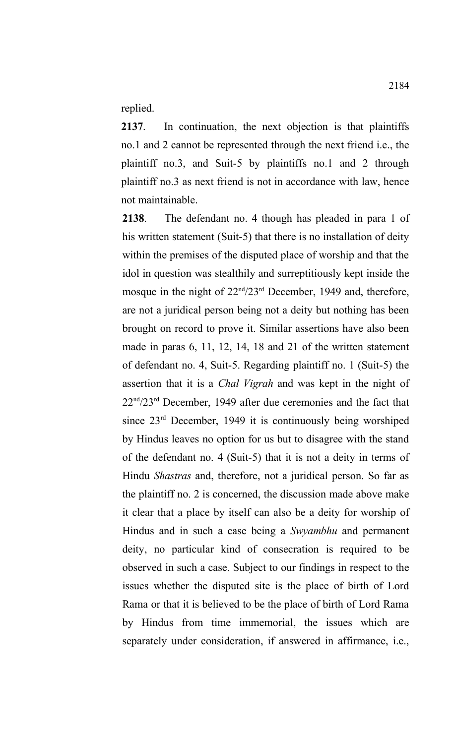replied.

**2137**. In continuation, the next objection is that plaintiffs no.1 and 2 cannot be represented through the next friend i.e., the plaintiff no.3, and Suit-5 by plaintiffs no.1 and 2 through plaintiff no.3 as next friend is not in accordance with law, hence not maintainable.

**2138**. The defendant no. 4 though has pleaded in para 1 of his written statement (Suit-5) that there is no installation of deity within the premises of the disputed place of worship and that the idol in question was stealthily and surreptitiously kept inside the mosque in the night of 22nd/23rd December, 1949 and, therefore, are not a juridical person being not a deity but nothing has been brought on record to prove it. Similar assertions have also been made in paras 6, 11, 12, 14, 18 and 21 of the written statement of defendant no. 4, Suit-5. Regarding plaintiff no. 1 (Suit-5) the assertion that it is a *Chal Vigrah* and was kept in the night of 22nd/23rd December, 1949 after due ceremonies and the fact that since 23rd December, 1949 it is continuously being worshiped by Hindus leaves no option for us but to disagree with the stand of the defendant no. 4 (Suit-5) that it is not a deity in terms of Hindu *Shastras* and, therefore, not a juridical person. So far as the plaintiff no. 2 is concerned, the discussion made above make it clear that a place by itself can also be a deity for worship of Hindus and in such a case being a *Swyambhu* and permanent deity, no particular kind of consecration is required to be observed in such a case. Subject to our findings in respect to the issues whether the disputed site is the place of birth of Lord Rama or that it is believed to be the place of birth of Lord Rama by Hindus from time immemorial, the issues which are separately under consideration, if answered in affirmance, i.e.,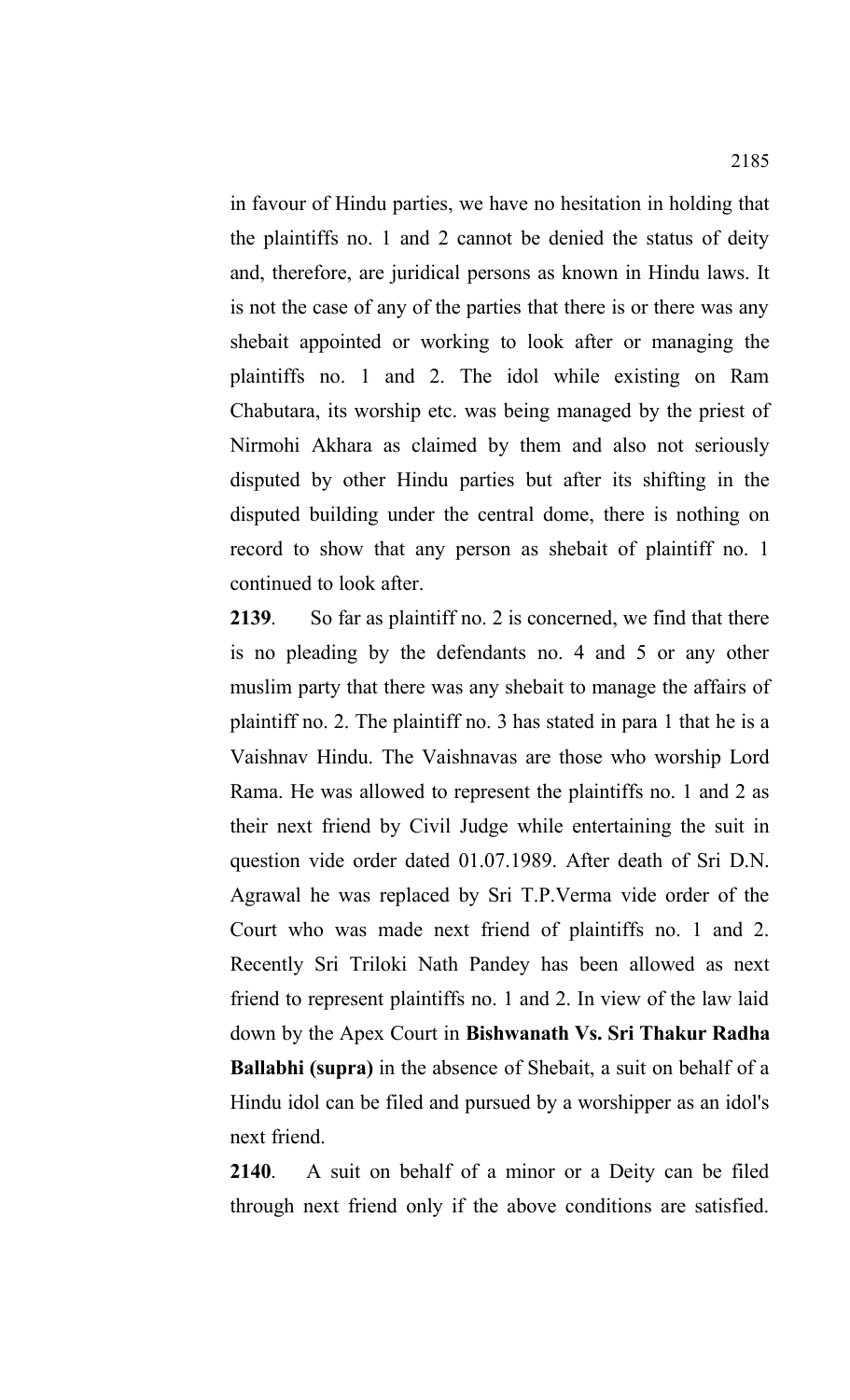in favour of Hindu parties, we have no hesitation in holding that the plaintiffs no. 1 and 2 cannot be denied the status of deity and, therefore, are juridical persons as known in Hindu laws. It is not the case of any of the parties that there is or there was any shebait appointed or working to look after or managing the plaintiffs no. 1 and 2. The idol while existing on Ram Chabutara, its worship etc. was being managed by the priest of Nirmohi Akhara as claimed by them and also not seriously disputed by other Hindu parties but after its shifting in the disputed building under the central dome, there is nothing on record to show that any person as shebait of plaintiff no. 1 continued to look after.

**2139**. So far as plaintiff no. 2 is concerned, we find that there is no pleading by the defendants no. 4 and 5 or any other muslim party that there was any shebait to manage the affairs of plaintiff no. 2. The plaintiff no. 3 has stated in para 1 that he is a Vaishnav Hindu. The Vaishnavas are those who worship Lord Rama. He was allowed to represent the plaintiffs no. 1 and 2 as their next friend by Civil Judge while entertaining the suit in question vide order dated 01.07.1989. After death of Sri D.N. Agrawal he was replaced by Sri T.P.Verma vide order of the Court who was made next friend of plaintiffs no. 1 and 2. Recently Sri Triloki Nath Pandey has been allowed as next friend to represent plaintiffs no. 1 and 2. In view of the law laid down by the Apex Court in **Bishwanath Vs. Sri Thakur Radha Ballabhi (supra)** in the absence of Shebait, a suit on behalf of a Hindu idol can be filed and pursued by a worshipper as an idol's next friend.

**2140**. A suit on behalf of a minor or a Deity can be filed through next friend only if the above conditions are satisfied.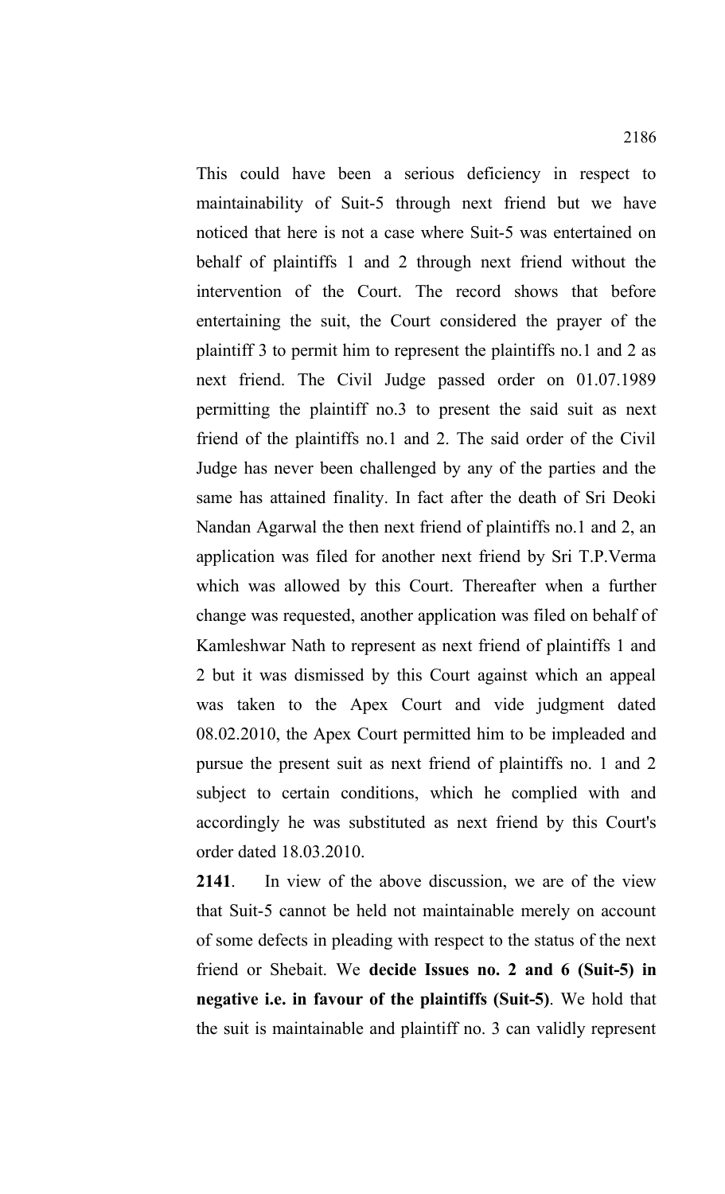This could have been a serious deficiency in respect to maintainability of Suit-5 through next friend but we have noticed that here is not a case where Suit-5 was entertained on behalf of plaintiffs 1 and 2 through next friend without the intervention of the Court. The record shows that before entertaining the suit, the Court considered the prayer of the plaintiff 3 to permit him to represent the plaintiffs no.1 and 2 as next friend. The Civil Judge passed order on 01.07.1989 permitting the plaintiff no.3 to present the said suit as next friend of the plaintiffs no.1 and 2. The said order of the Civil Judge has never been challenged by any of the parties and the same has attained finality. In fact after the death of Sri Deoki Nandan Agarwal the then next friend of plaintiffs no.1 and 2, an application was filed for another next friend by Sri T.P.Verma which was allowed by this Court. Thereafter when a further change was requested, another application was filed on behalf of Kamleshwar Nath to represent as next friend of plaintiffs 1 and 2 but it was dismissed by this Court against which an appeal was taken to the Apex Court and vide judgment dated 08.02.2010, the Apex Court permitted him to be impleaded and pursue the present suit as next friend of plaintiffs no. 1 and 2 subject to certain conditions, which he complied with and accordingly he was substituted as next friend by this Court's order dated 18.03.2010.

**2141**. In view of the above discussion, we are of the view that Suit-5 cannot be held not maintainable merely on account of some defects in pleading with respect to the status of the next friend or Shebait. We **decide Issues no. 2 and 6 (Suit-5) in negative i.e. in favour of the plaintiffs (Suit-5)**. We hold that the suit is maintainable and plaintiff no. 3 can validly represent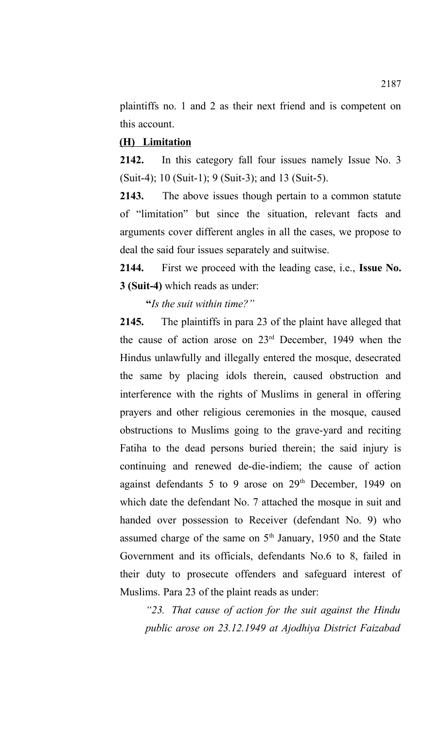plaintiffs no. 1 and 2 as their next friend and is competent on this account.

**(H) Limitation**

**2142.** In this category fall four issues namely Issue No. 3 (Suit-4); 10 (Suit-1); 9 (Suit-3); and 13 (Suit-5).

**2143.** The above issues though pertain to a common statute of "limitation" but since the situation, relevant facts and arguments cover different angles in all the cases, we propose to deal the said four issues separately and suitwise.

**2144.** First we proceed with the leading case, i.e., **Issue No. 3 (Suit-4)** which reads as under:

**"***Is the suit within time?"*

**2145.** The plaintiffs in para 23 of the plaint have alleged that the cause of action arose on 23rd December, 1949 when the Hindus unlawfully and illegally entered the mosque, desecrated the same by placing idols therein, caused obstruction and interference with the rights of Muslims in general in offering prayers and other religious ceremonies in the mosque, caused obstructions to Muslims going to the grave-yard and reciting Fatiha to the dead persons buried therein; the said injury is continuing and renewed de-die-indiem; the cause of action against defendants 5 to 9 arose on 29th December, 1949 on which date the defendant No. 7 attached the mosque in suit and handed over possession to Receiver (defendant No. 9) who assumed charge of the same on 5th January, 1950 and the State Government and its officials, defendants No.6 to 8, failed in their duty to prosecute offenders and safeguard interest of Muslims. Para 23 of the plaint reads as under:

*"23. That cause of action for the suit against the Hindu public arose on 23.12.1949 at Ajodhiya District Faizabad*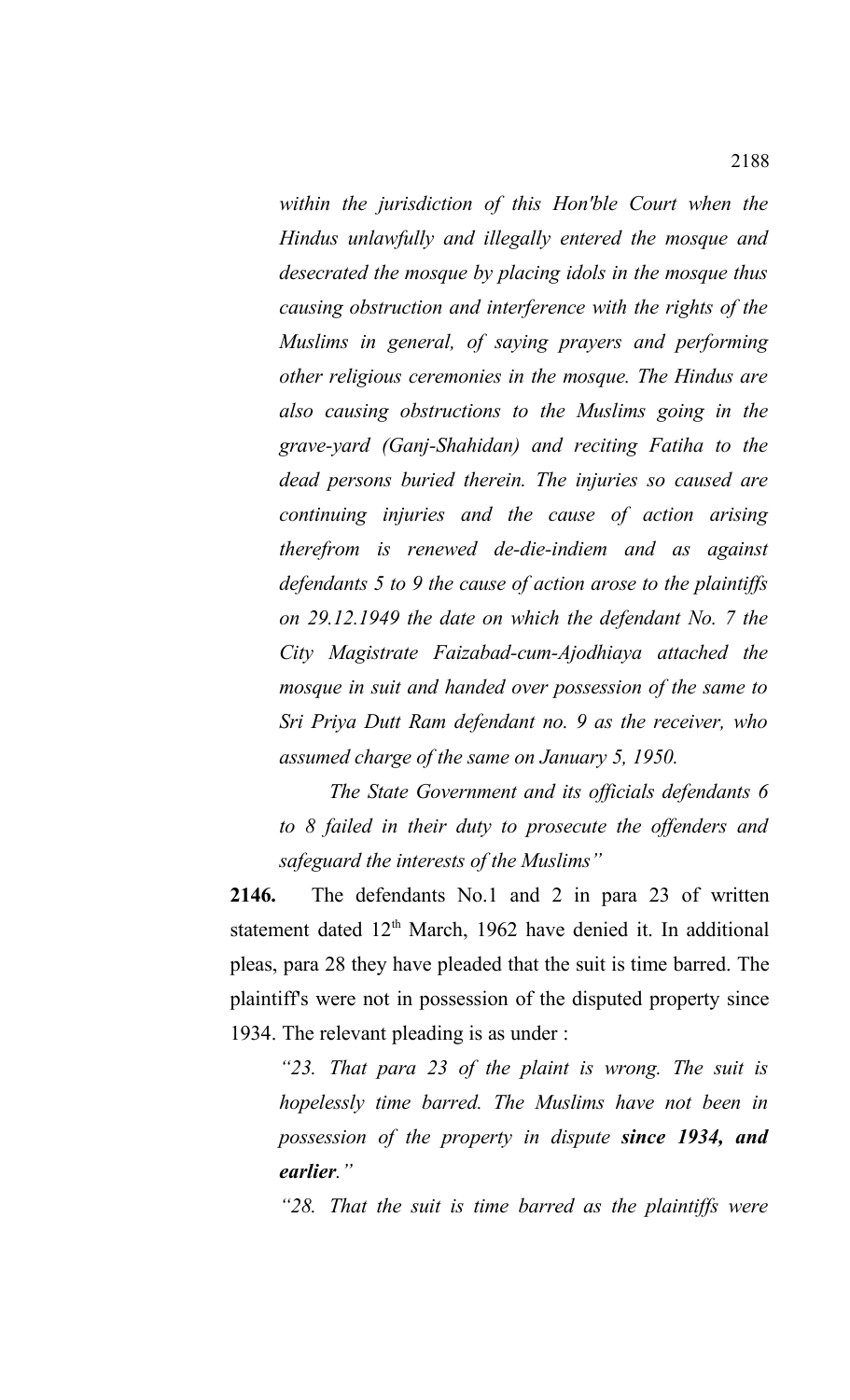*within the jurisdiction of this Hon'ble Court when the Hindus unlawfully and illegally entered the mosque and desecrated the mosque by placing idols in the mosque thus causing obstruction and interference with the rights of the Muslims in general, of saying prayers and performing other religious ceremonies in the mosque. The Hindus are also causing obstructions to the Muslims going in the grave-yard (Ganj-Shahidan) and reciting Fatiha to the dead persons buried therein. The injuries so caused are continuing injuries and the cause of action arising therefrom is renewed de-die-indiem and as against defendants 5 to 9 the cause of action arose to the plaintiffs on 29.12.1949 the date on which the defendant No. 7 the City Magistrate Faizabad-cum-Ajodhiaya attached the mosque in suit and handed over possession of the same to Sri Priya Dutt Ram defendant no. 9 as the receiver, who assumed charge of the same on January 5, 1950.*

*The State Government and its officials defendants 6 to 8 failed in their duty to prosecute the offenders and safeguard the interests of the Muslims"*

**2146.** The defendants No.1 and 2 in para 23 of written statement dated 12th March, 1962 have denied it. In additional pleas, para 28 they have pleaded that the suit is time barred. The plaintiff's were not in possession of the disputed property since 1934. The relevant pleading is as under :

*"23. That para 23 of the plaint is wrong. The suit is hopelessly time barred. The Muslims have not been in possession of the property in dispute **since 1934, and earlier**."*

*"28. That the suit is time barred as the plaintiffs were*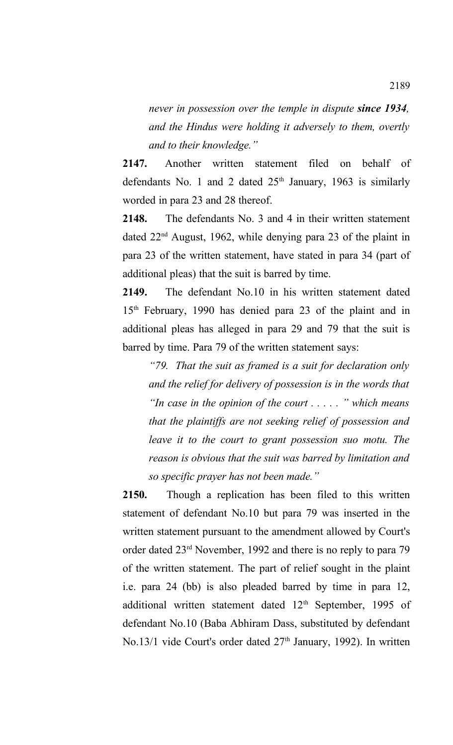*never in possession over the temple in dispute* ***since 1934****, and the Hindus were holding it adversely to them, overtly and to their knowledge."*

**2147.** Another written statement filed on behalf of defendants No. 1 and 2 dated 25th January, 1963 is similarly worded in para 23 and 28 thereof.

**2148.** The defendants No. 3 and 4 in their written statement dated 22nd August, 1962, while denying para 23 of the plaint in para 23 of the written statement, have stated in para 34 (part of additional pleas) that the suit is barred by time.

**2149.** The defendant No.10 in his written statement dated 15th February, 1990 has denied para 23 of the plaint and in additional pleas has alleged in para 29 and 79 that the suit is barred by time. Para 79 of the written statement says:

*"79. That the suit as framed is a suit for declaration only and the relief for delivery of possession is in the words that "In case in the opinion of the court . . . . . " which means that the plaintiffs are not seeking relief of possession and leave it to the court to grant possession suo motu. The reason is obvious that the suit was barred by limitation and so specific prayer has not been made."*

**2150.** Though a replication has been filed to this written statement of defendant No.10 but para 79 was inserted in the written statement pursuant to the amendment allowed by Court's order dated 23rd November, 1992 and there is no reply to para 79 of the written statement. The part of relief sought in the plaint i.e. para 24 (bb) is also pleaded barred by time in para 12, additional written statement dated 12th September, 1995 of defendant No.10 (Baba Abhiram Dass, substituted by defendant No.13/1 vide Court's order dated 27th January, 1992). In written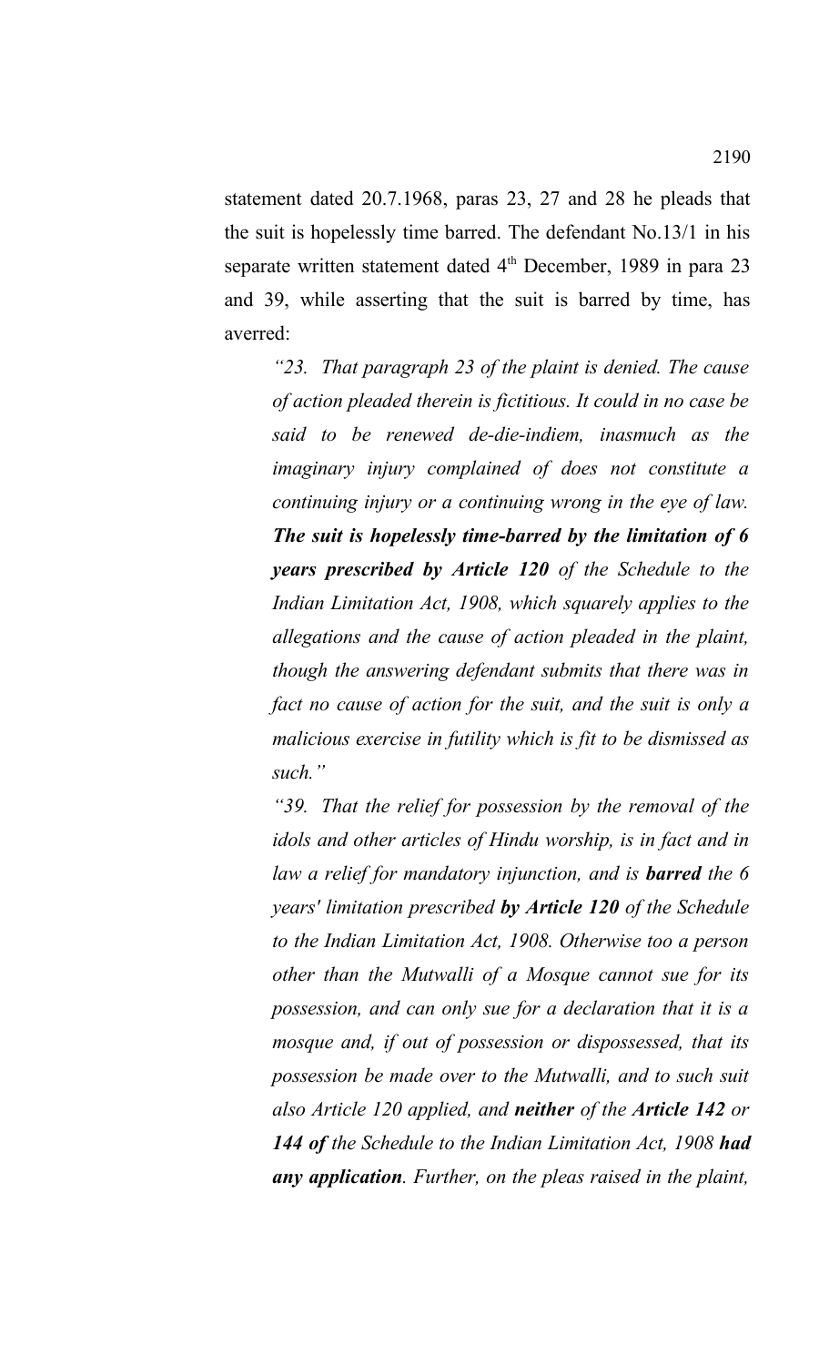statement dated 20.7.1968, paras 23, 27 and 28 he pleads that the suit is hopelessly time barred. The defendant No.13/1 in his separate written statement dated 4th December, 1989 in para 23 and 39, while asserting that the suit is barred by time, has averred:

> *"23. That paragraph 23 of the plaint is denied. The cause of action pleaded therein is fictitious. It could in no case be said to be renewed de-die-indiem, inasmuch as the imaginary injury complained of does not constitute a continuing injury or a continuing wrong in the eye of law.* ***The suit is hopelessly time-barred by the limitation of 6 years prescribed by Article 120*** *of the Schedule to the Indian Limitation Act, 1908, which squarely applies to the allegations and the cause of action pleaded in the plaint, though the answering defendant submits that there was in fact no cause of action for the suit, and the suit is only a malicious exercise in futility which is fit to be dismissed as such."*
>
> *"39. That the relief for possession by the removal of the idols and other articles of Hindu worship, is in fact and in law a relief for mandatory injunction, and is* ***barred*** *the 6 years' limitation prescribed* ***by Article 120*** *of the Schedule to the Indian Limitation Act, 1908. Otherwise too a person other than the Mutwalli of a Mosque cannot sue for its possession, and can only sue for a declaration that it is a mosque and, if out of possession or dispossessed, that its possession be made over to the Mutwalli, and to such suit also Article 120 applied, and* ***neither*** *of the* ***Article 142*** *or* ***144 of*** *the Schedule to the Indian Limitation Act, 1908* ***had any application****. Further, on the pleas raised in the plaint,*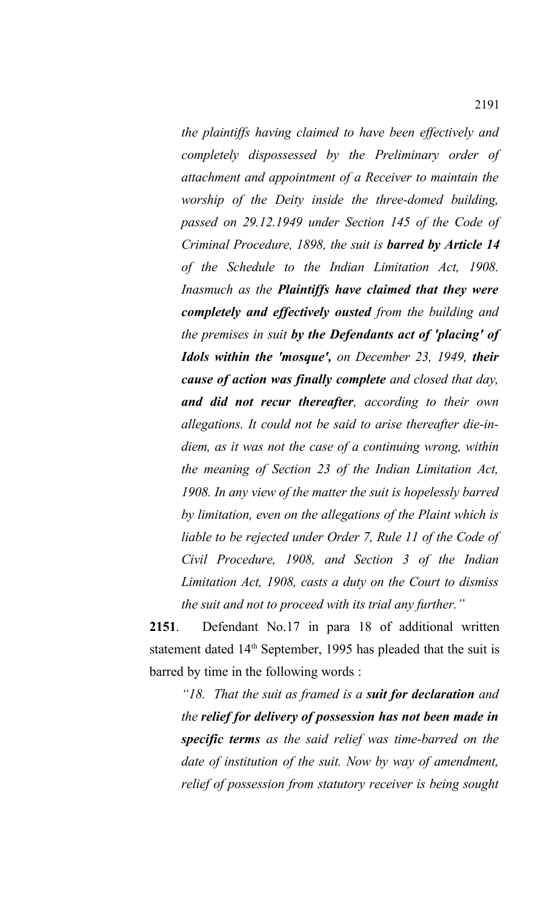*the plaintiffs having claimed to have been effectively and completely dispossessed by the Preliminary order of attachment and appointment of a Receiver to maintain the worship of the Deity inside the three-domed building, passed on 29.12.1949 under Section 145 of the Code of Criminal Procedure, 1898, the suit is* ***barred by Article 14*** *of the Schedule to the Indian Limitation Act, 1908. Inasmuch as the* ***Plaintiffs have claimed that they were completely and effectively ousted*** *from the building and the premises in suit* ***by the Defendants act of 'placing' of Idols within the 'mosque',*** *on December 23, 1949,* ***their cause of action was finally complete*** *and closed that day,* ***and did not recur thereafter****, according to their own allegations. It could not be said to arise thereafter die-in-diem, as it was not the case of a continuing wrong, within the meaning of Section 23 of the Indian Limitation Act, 1908. In any view of the matter the suit is hopelessly barred by limitation, even on the allegations of the Plaint which is liable to be rejected under Order 7, Rule 11 of the Code of Civil Procedure, 1908, and Section 3 of the Indian Limitation Act, 1908, casts a duty on the Court to dismiss the suit and not to proceed with its trial any further."*

**2151**. Defendant No.17 in para 18 of additional written statement dated 14th September, 1995 has pleaded that the suit is barred by time in the following words :

*"18. That the suit as framed is a* ***suit for declaration*** *and the* ***relief for delivery of possession has not been made in specific terms*** *as the said relief was time-barred on the date of institution of the suit. Now by way of amendment, relief of possession from statutory receiver is being sought*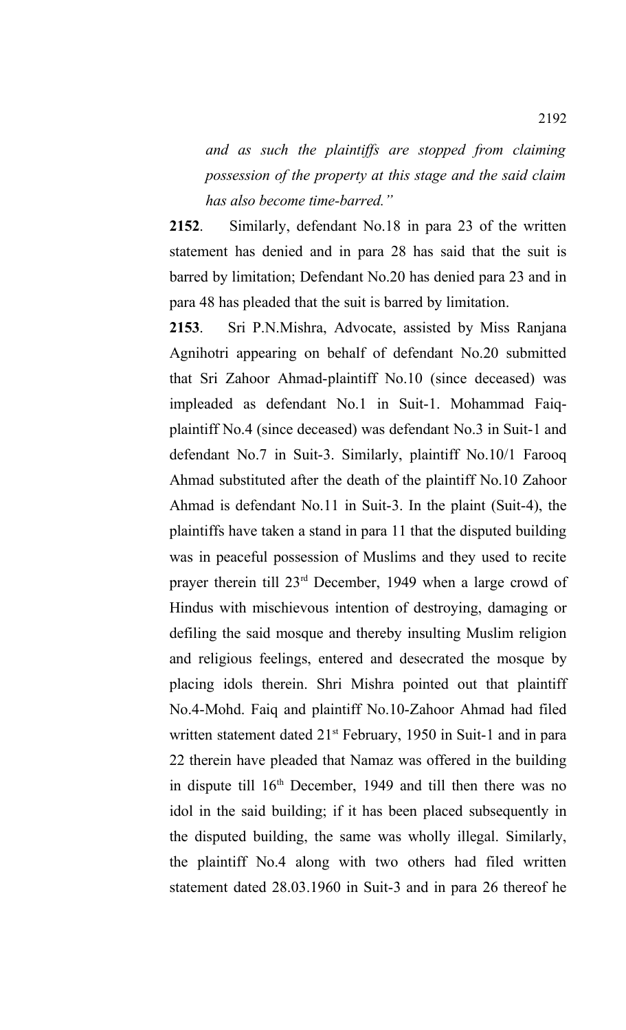*and as such the plaintiffs are stopped from claiming possession of the property at this stage and the said claim has also become time-barred."*

**2152**. Similarly, defendant No.18 in para 23 of the written statement has denied and in para 28 has said that the suit is barred by limitation; Defendant No.20 has denied para 23 and in para 48 has pleaded that the suit is barred by limitation.

**2153**. Sri P.N.Mishra, Advocate, assisted by Miss Ranjana Agnihotri appearing on behalf of defendant No.20 submitted that Sri Zahoor Ahmad-plaintiff No.10 (since deceased) was impleaded as defendant No.1 in Suit-1. Mohammad Faiq-plaintiff No.4 (since deceased) was defendant No.3 in Suit-1 and defendant No.7 in Suit-3. Similarly, plaintiff No.10/1 Farooq Ahmad substituted after the death of the plaintiff No.10 Zahoor Ahmad is defendant No.11 in Suit-3. In the plaint (Suit-4), the plaintiffs have taken a stand in para 11 that the disputed building was in peaceful possession of Muslims and they used to recite prayer therein till 23rd December, 1949 when a large crowd of Hindus with mischievous intention of destroying, damaging or defiling the said mosque and thereby insulting Muslim religion and religious feelings, entered and desecrated the mosque by placing idols therein. Shri Mishra pointed out that plaintiff No.4-Mohd. Faiq and plaintiff No.10-Zahoor Ahmad had filed written statement dated 21st February, 1950 in Suit-1 and in para 22 therein have pleaded that Namaz was offered in the building in dispute till 16th December, 1949 and till then there was no idol in the said building; if it has been placed subsequently in the disputed building, the same was wholly illegal. Similarly, the plaintiff No.4 along with two others had filed written statement dated 28.03.1960 in Suit-3 and in para 26 thereof he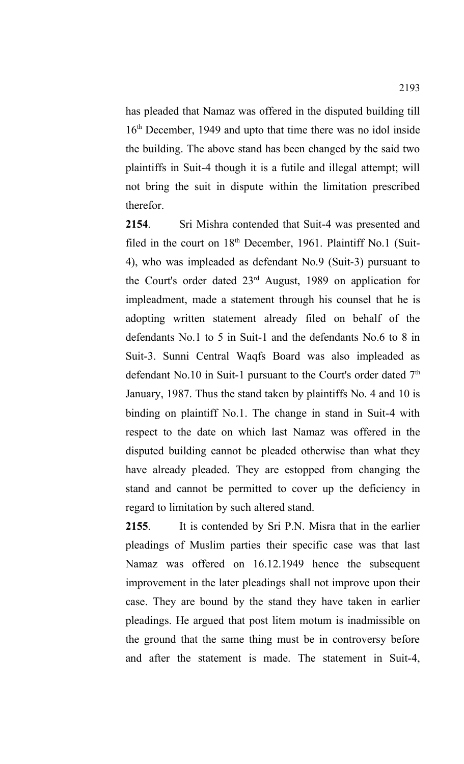has pleaded that Namaz was offered in the disputed building till 16th December, 1949 and upto that time there was no idol inside the building. The above stand has been changed by the said two plaintiffs in Suit-4 though it is a futile and illegal attempt; will not bring the suit in dispute within the limitation prescribed therefor.

**2154**. Sri Mishra contended that Suit-4 was presented and filed in the court on 18th December, 1961. Plaintiff No.1 (Suit-4), who was impleaded as defendant No.9 (Suit-3) pursuant to the Court's order dated 23rd August, 1989 on application for impleadment, made a statement through his counsel that he is adopting written statement already filed on behalf of the defendants No.1 to 5 in Suit-1 and the defendants No.6 to 8 in Suit-3. Sunni Central Waqfs Board was also impleaded as defendant No.10 in Suit-1 pursuant to the Court's order dated 7th January, 1987. Thus the stand taken by plaintiffs No. 4 and 10 is binding on plaintiff No.1. The change in stand in Suit-4 with respect to the date on which last Namaz was offered in the disputed building cannot be pleaded otherwise than what they have already pleaded. They are estopped from changing the stand and cannot be permitted to cover up the deficiency in regard to limitation by such altered stand.

**2155**. It is contended by Sri P.N. Misra that in the earlier pleadings of Muslim parties their specific case was that last Namaz was offered on 16.12.1949 hence the subsequent improvement in the later pleadings shall not improve upon their case. They are bound by the stand they have taken in earlier pleadings. He argued that post litem motum is inadmissible on the ground that the same thing must be in controversy before and after the statement is made. The statement in Suit-4,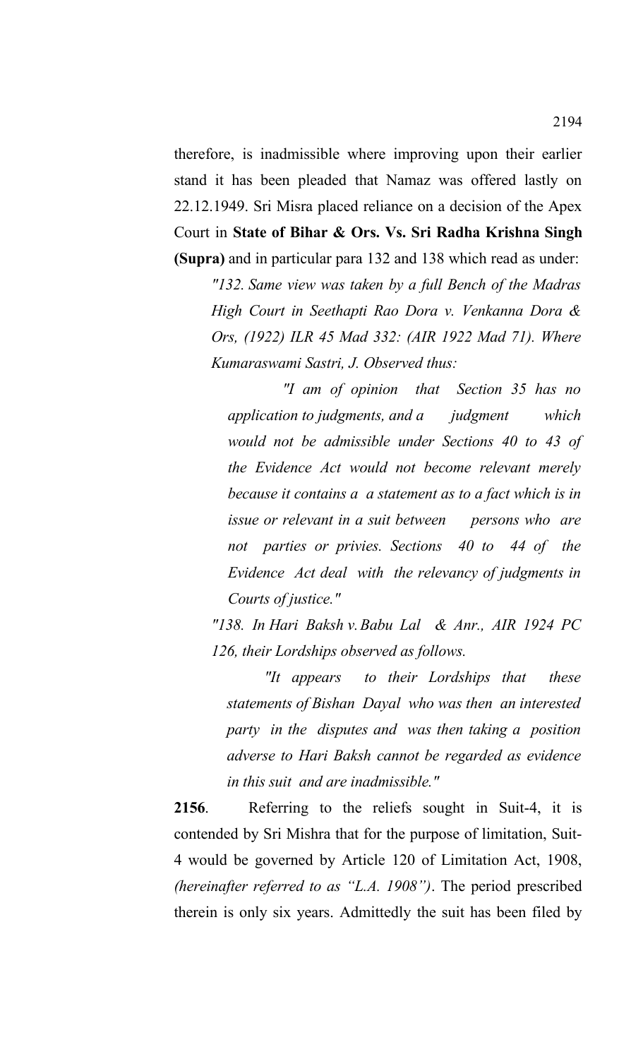therefore, is inadmissible where improving upon their earlier stand it has been pleaded that Namaz was offered lastly on 22.12.1949. Sri Misra placed reliance on a decision of the Apex Court in **State of Bihar & Ors. Vs. Sri Radha Krishna Singh (Supra)** and in particular para 132 and 138 which read as under:

> *"132. Same view was taken by a full Bench of the Madras High Court in Seethapti Rao Dora v. Venkanna Dora & Ors, (1922) ILR 45 Mad 332: (AIR 1922 Mad 71). Where Kumaraswami Sastri, J. Observed thus:*
>
> > *"I am of opinion that Section 35 has no application to judgments, and a judgment which would not be admissible under Sections 40 to 43 of the Evidence Act would not become relevant merely because it contains a a statement as to a fact which is in issue or relevant in a suit between persons who are not parties or privies. Sections 40 to 44 of the Evidence Act deal with the relevancy of judgments in Courts of justice."*
>
> *"138. In Hari Baksh v. Babu Lal & Anr., AIR 1924 PC 126, their Lordships observed as follows.*
>
> > *"It appears to their Lordships that these statements of Bishan Dayal who was then an interested party in the disputes and was then taking a position adverse to Hari Baksh cannot be regarded as evidence in this suit and are inadmissible."*

**2156**. Referring to the reliefs sought in Suit-4, it is contended by Sri Mishra that for the purpose of limitation, Suit-4 would be governed by Article 120 of Limitation Act, 1908, *(hereinafter referred to as "L.A. 1908")*. The period prescribed therein is only six years. Admittedly the suit has been filed by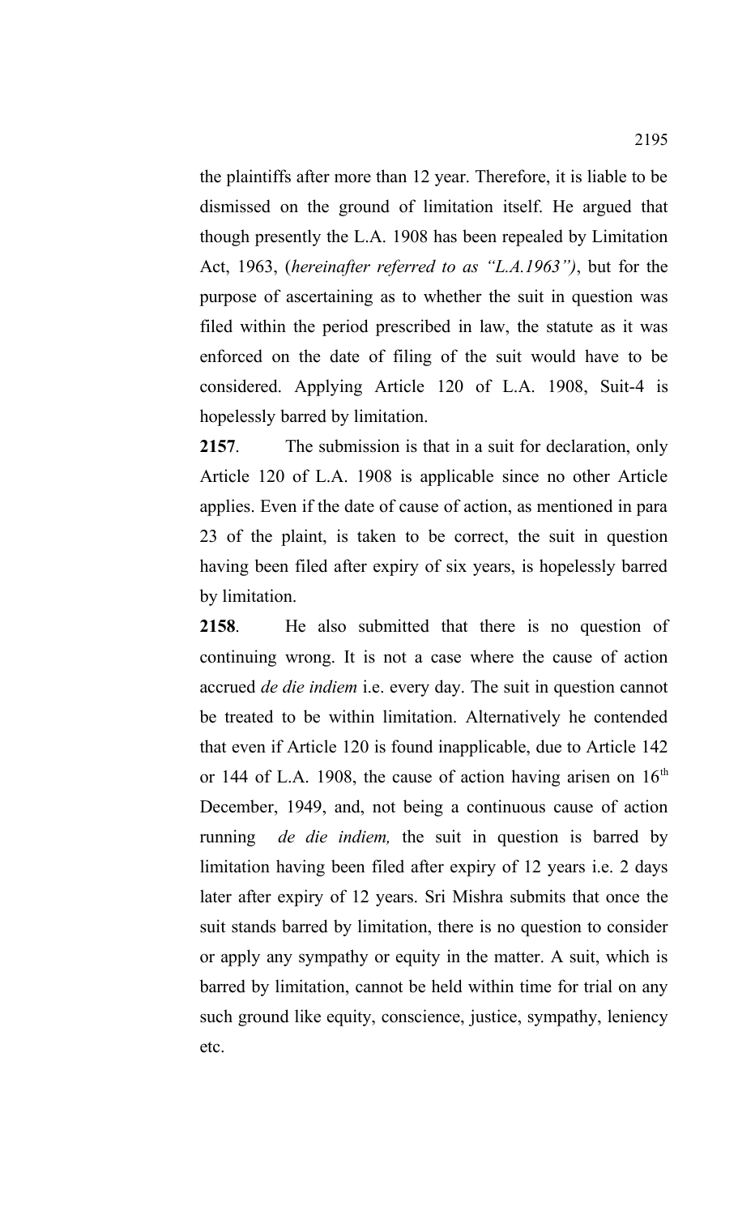the plaintiffs after more than 12 year. Therefore, it is liable to be dismissed on the ground of limitation itself. He argued that though presently the L.A. 1908 has been repealed by Limitation Act, 1963, (*hereinafter referred to as "L.A.1963")*, but for the purpose of ascertaining as to whether the suit in question was filed within the period prescribed in law, the statute as it was enforced on the date of filing of the suit would have to be considered. Applying Article 120 of L.A. 1908, Suit-4 is hopelessly barred by limitation.

**2157**. The submission is that in a suit for declaration, only Article 120 of L.A. 1908 is applicable since no other Article applies. Even if the date of cause of action, as mentioned in para 23 of the plaint, is taken to be correct, the suit in question having been filed after expiry of six years, is hopelessly barred by limitation.

**2158**. He also submitted that there is no question of continuing wrong. It is not a case where the cause of action accrued *de die indiem* i.e. every day. The suit in question cannot be treated to be within limitation. Alternatively he contended that even if Article 120 is found inapplicable, due to Article 142 or 144 of L.A. 1908, the cause of action having arisen on 16th December, 1949, and, not being a continuous cause of action running *de die indiem,* the suit in question is barred by limitation having been filed after expiry of 12 years i.e. 2 days later after expiry of 12 years. Sri Mishra submits that once the suit stands barred by limitation, there is no question to consider or apply any sympathy or equity in the matter. A suit, which is barred by limitation, cannot be held within time for trial on any such ground like equity, conscience, justice, sympathy, leniency etc.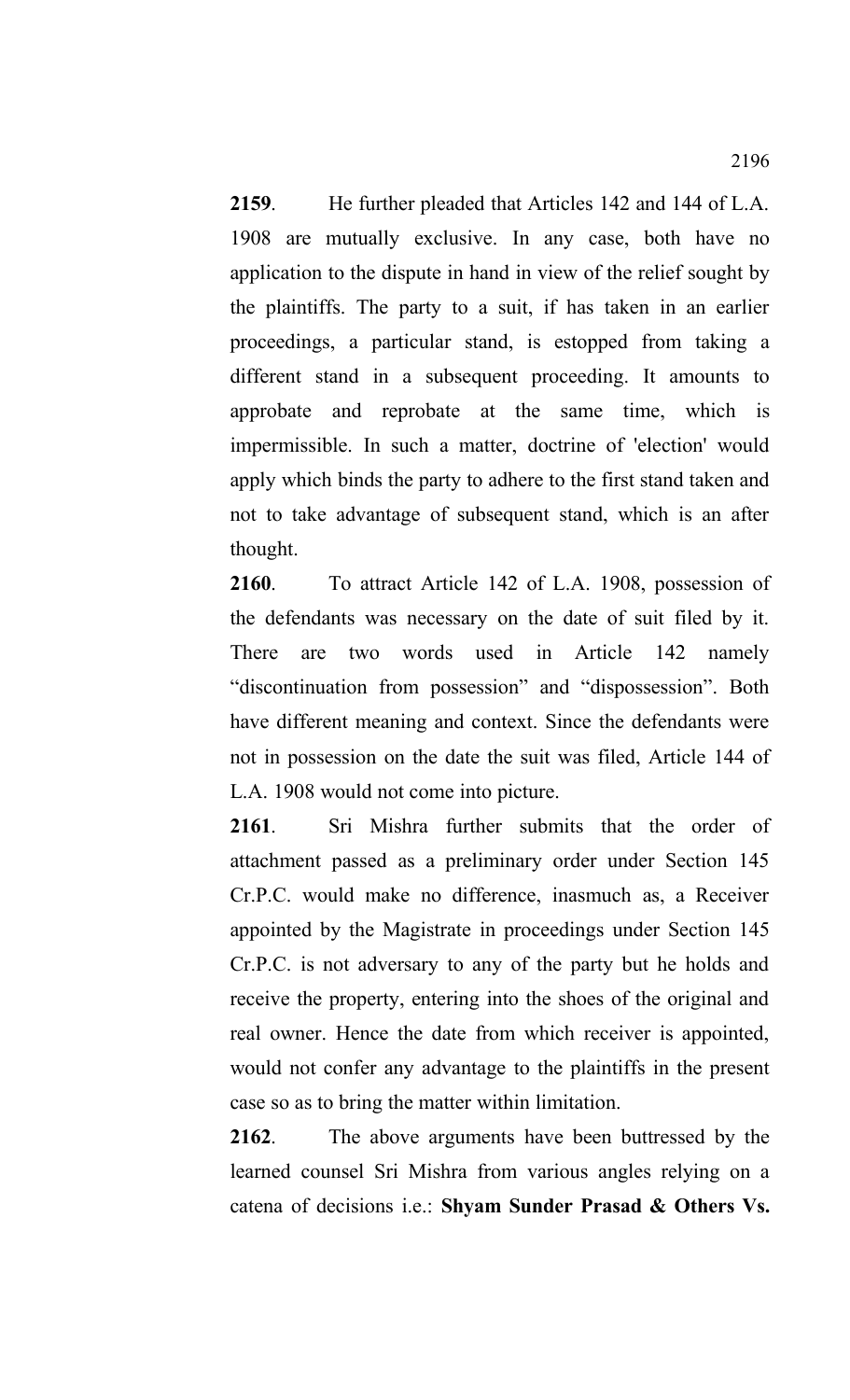**2159**. He further pleaded that Articles 142 and 144 of L.A. 1908 are mutually exclusive. In any case, both have no application to the dispute in hand in view of the relief sought by the plaintiffs. The party to a suit, if has taken in an earlier proceedings, a particular stand, is estopped from taking a different stand in a subsequent proceeding. It amounts to approbate and reprobate at the same time, which is impermissible. In such a matter, doctrine of 'election' would apply which binds the party to adhere to the first stand taken and not to take advantage of subsequent stand, which is an after thought.

**2160**. To attract Article 142 of L.A. 1908, possession of the defendants was necessary on the date of suit filed by it. There are two words used in Article 142 namely "discontinuation from possession" and "dispossession". Both have different meaning and context. Since the defendants were not in possession on the date the suit was filed, Article 144 of L.A. 1908 would not come into picture.

**2161**. Sri Mishra further submits that the order of attachment passed as a preliminary order under Section 145 Cr.P.C. would make no difference, inasmuch as, a Receiver appointed by the Magistrate in proceedings under Section 145 Cr.P.C. is not adversary to any of the party but he holds and receive the property, entering into the shoes of the original and real owner. Hence the date from which receiver is appointed, would not confer any advantage to the plaintiffs in the present case so as to bring the matter within limitation.

**2162**. The above arguments have been buttressed by the learned counsel Sri Mishra from various angles relying on a catena of decisions i.e.: **Shyam Sunder Prasad & Others Vs.**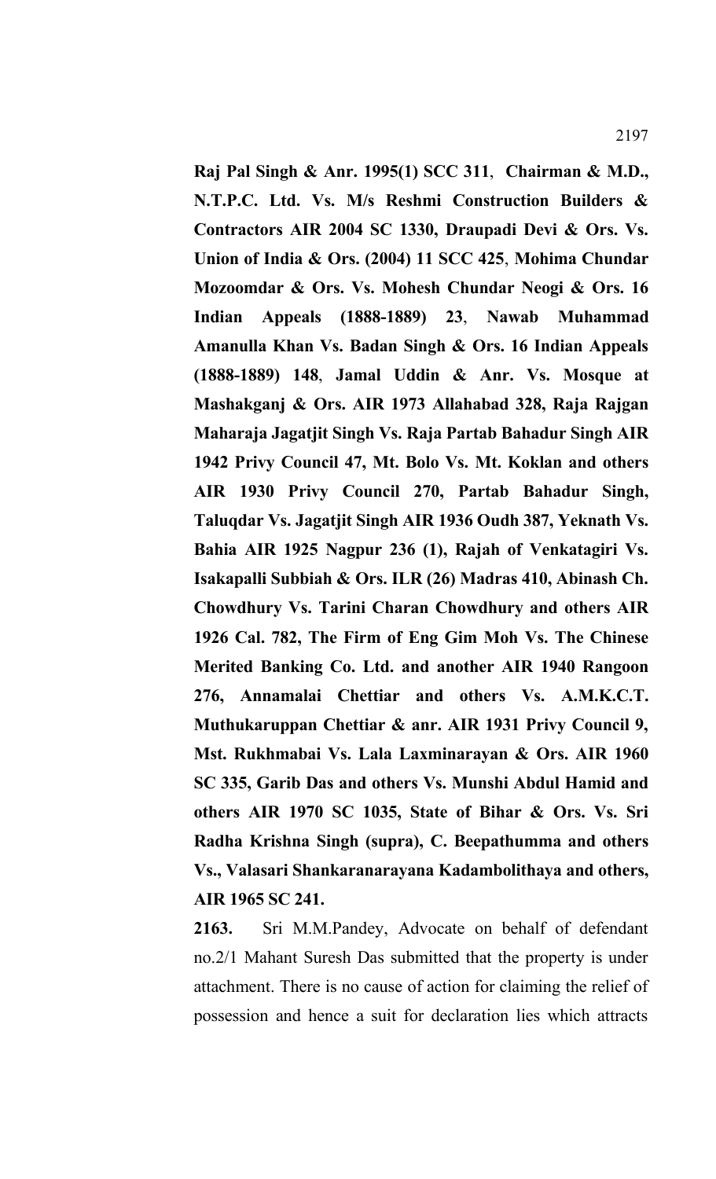**Raj Pal Singh & Anr. 1995(1) SCC 311**, **Chairman & M.D., N.T.P.C. Ltd. Vs. M/s Reshmi Construction Builders & Contractors AIR 2004 SC 1330, Draupadi Devi & Ors. Vs. Union of India & Ors. (2004) 11 SCC 425**, **Mohima Chundar Mozoomdar & Ors. Vs. Mohesh Chundar Neogi & Ors. 16 Indian Appeals (1888-1889) 23**, **Nawab Muhammad Amanulla Khan Vs. Badan Singh & Ors. 16 Indian Appeals (1888-1889) 148**, **Jamal Uddin & Anr. Vs. Mosque at Mashakganj & Ors. AIR 1973 Allahabad 328, Raja Rajgan Maharaja Jagatjit Singh Vs. Raja Partab Bahadur Singh AIR 1942 Privy Council 47, Mt. Bolo Vs. Mt. Koklan and others AIR 1930 Privy Council 270, Partab Bahadur Singh, Taluqdar Vs. Jagatjit Singh AIR 1936 Oudh 387, Yeknath Vs. Bahia AIR 1925 Nagpur 236 (1), Rajah of Venkatagiri Vs. Isakapalli Subbiah & Ors. ILR (26) Madras 410, Abinash Ch. Chowdhury Vs. Tarini Charan Chowdhury and others AIR 1926 Cal. 782, The Firm of Eng Gim Moh Vs. The Chinese Merited Banking Co. Ltd. and another AIR 1940 Rangoon 276, Annamalai Chettiar and others Vs. A.M.K.C.T. Muthukaruppan Chettiar & anr. AIR 1931 Privy Council 9, Mst. Rukhmabai Vs. Lala Laxminarayan & Ors. AIR 1960 SC 335, Garib Das and others Vs. Munshi Abdul Hamid and others AIR 1970 SC 1035, State of Bihar & Ors. Vs. Sri Radha Krishna Singh (supra), C. Beepathumma and others Vs., Valasari Shankaranarayana Kadambolithaya and others, AIR 1965 SC 241.**

**2163.** Sri M.M.Pandey, Advocate on behalf of defendant no.2/1 Mahant Suresh Das submitted that the property is under attachment. There is no cause of action for claiming the relief of possession and hence a suit for declaration lies which attracts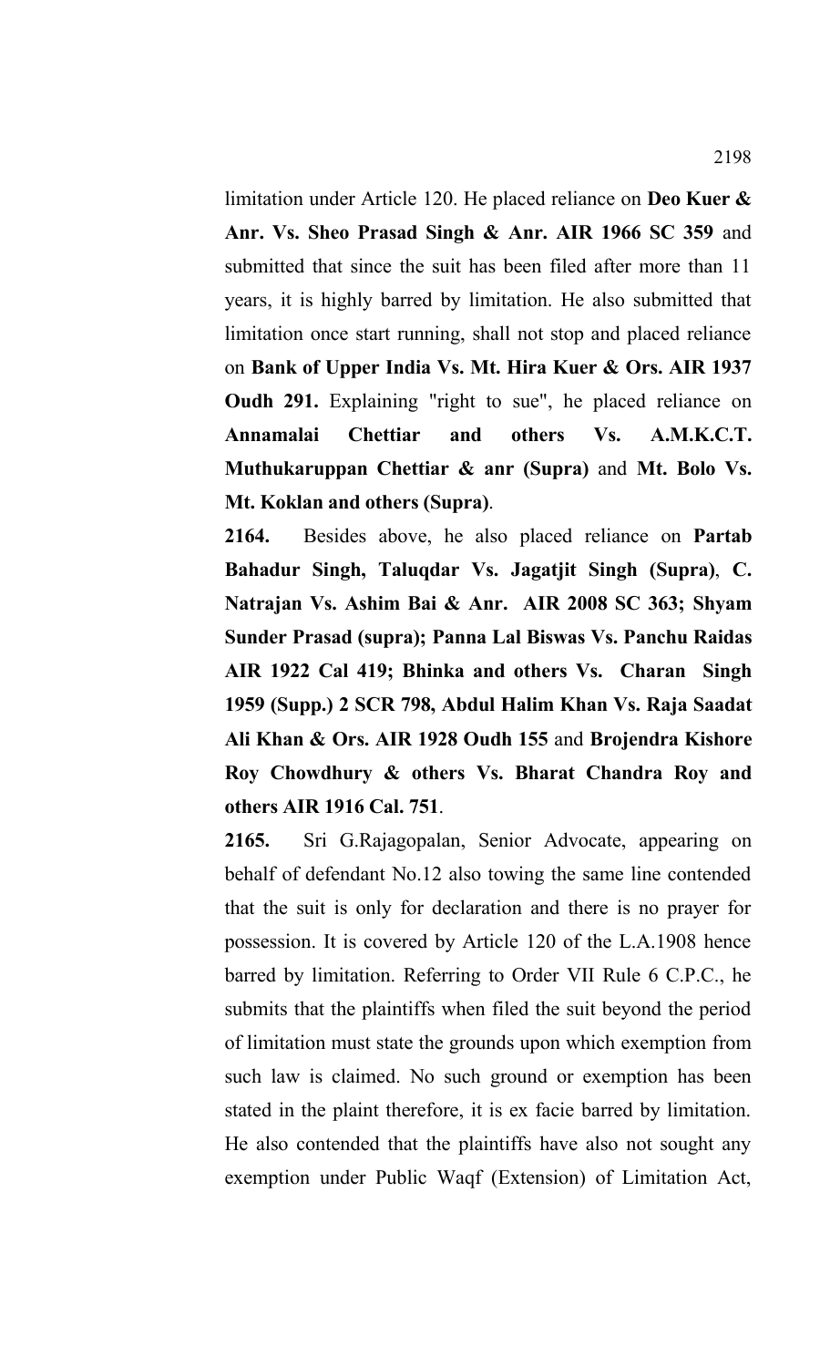limitation under Article 120. He placed reliance on **Deo Kuer & Anr. Vs. Sheo Prasad Singh & Anr. AIR 1966 SC 359** and submitted that since the suit has been filed after more than 11 years, it is highly barred by limitation. He also submitted that limitation once start running, shall not stop and placed reliance on **Bank of Upper India Vs. Mt. Hira Kuer & Ors. AIR 1937 Oudh 291.** Explaining "right to sue", he placed reliance on **Annamalai Chettiar and others Vs. A.M.K.C.T. Muthukaruppan Chettiar & anr (Supra)** and **Mt. Bolo Vs. Mt. Koklan and others (Supra)**.

**2164.** Besides above, he also placed reliance on **Partab Bahadur Singh, Taluqdar Vs. Jagatjit Singh (Supra)**, **C. Natrajan Vs. Ashim Bai & Anr. AIR 2008 SC 363; Shyam Sunder Prasad (supra); Panna Lal Biswas Vs. Panchu Raidas AIR 1922 Cal 419; Bhinka and others Vs. Charan Singh 1959 (Supp.) 2 SCR 798, Abdul Halim Khan Vs. Raja Saadat Ali Khan & Ors. AIR 1928 Oudh 155** and **Brojendra Kishore Roy Chowdhury & others Vs. Bharat Chandra Roy and others AIR 1916 Cal. 751**.

**2165.** Sri G.Rajagopalan, Senior Advocate, appearing on behalf of defendant No.12 also towing the same line contended that the suit is only for declaration and there is no prayer for possession. It is covered by Article 120 of the L.A.1908 hence barred by limitation. Referring to Order VII Rule 6 C.P.C., he submits that the plaintiffs when filed the suit beyond the period of limitation must state the grounds upon which exemption from such law is claimed. No such ground or exemption has been stated in the plaint therefore, it is ex facie barred by limitation. He also contended that the plaintiffs have also not sought any exemption under Public Waqf (Extension) of Limitation Act,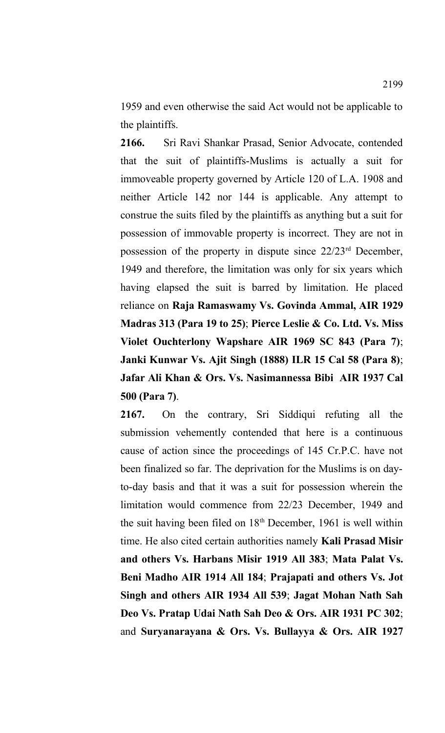1959 and even otherwise the said Act would not be applicable to the plaintiffs.

**2166.** Sri Ravi Shankar Prasad, Senior Advocate, contended that the suit of plaintiffs-Muslims is actually a suit for immoveable property governed by Article 120 of L.A. 1908 and neither Article 142 nor 144 is applicable. Any attempt to construe the suits filed by the plaintiffs as anything but a suit for possession of immovable property is incorrect. They are not in possession of the property in dispute since 22/23rd December, 1949 and therefore, the limitation was only for six years which having elapsed the suit is barred by limitation. He placed reliance on **Raja Ramaswamy Vs. Govinda Ammal, AIR 1929 Madras 313 (Para 19 to 25)**; **Pierce Leslie & Co. Ltd. Vs. Miss Violet Ouchterlony Wapshare AIR 1969 SC 843 (Para 7)**; **Janki Kunwar Vs. Ajit Singh (1888) ILR 15 Cal 58 (Para 8)**; **Jafar Ali Khan & Ors. Vs. Nasimannessa Bibi AIR 1937 Cal 500 (Para 7)**.

**2167.** On the contrary, Sri Siddiqui refuting all the submission vehemently contended that here is a continuous cause of action since the proceedings of 145 Cr.P.C. have not been finalized so far. The deprivation for the Muslims is on day-to-day basis and that it was a suit for possession wherein the limitation would commence from 22/23 December, 1949 and the suit having been filed on 18th December, 1961 is well within time. He also cited certain authorities namely **Kali Prasad Misir and others Vs. Harbans Misir 1919 All 383**; **Mata Palat Vs. Beni Madho AIR 1914 All 184**; **Prajapati and others Vs. Jot Singh and others AIR 1934 All 539**; **Jagat Mohan Nath Sah Deo Vs. Pratap Udai Nath Sah Deo & Ors. AIR 1931 PC 302**; and **Suryanarayana & Ors. Vs. Bullayya & Ors. AIR 1927**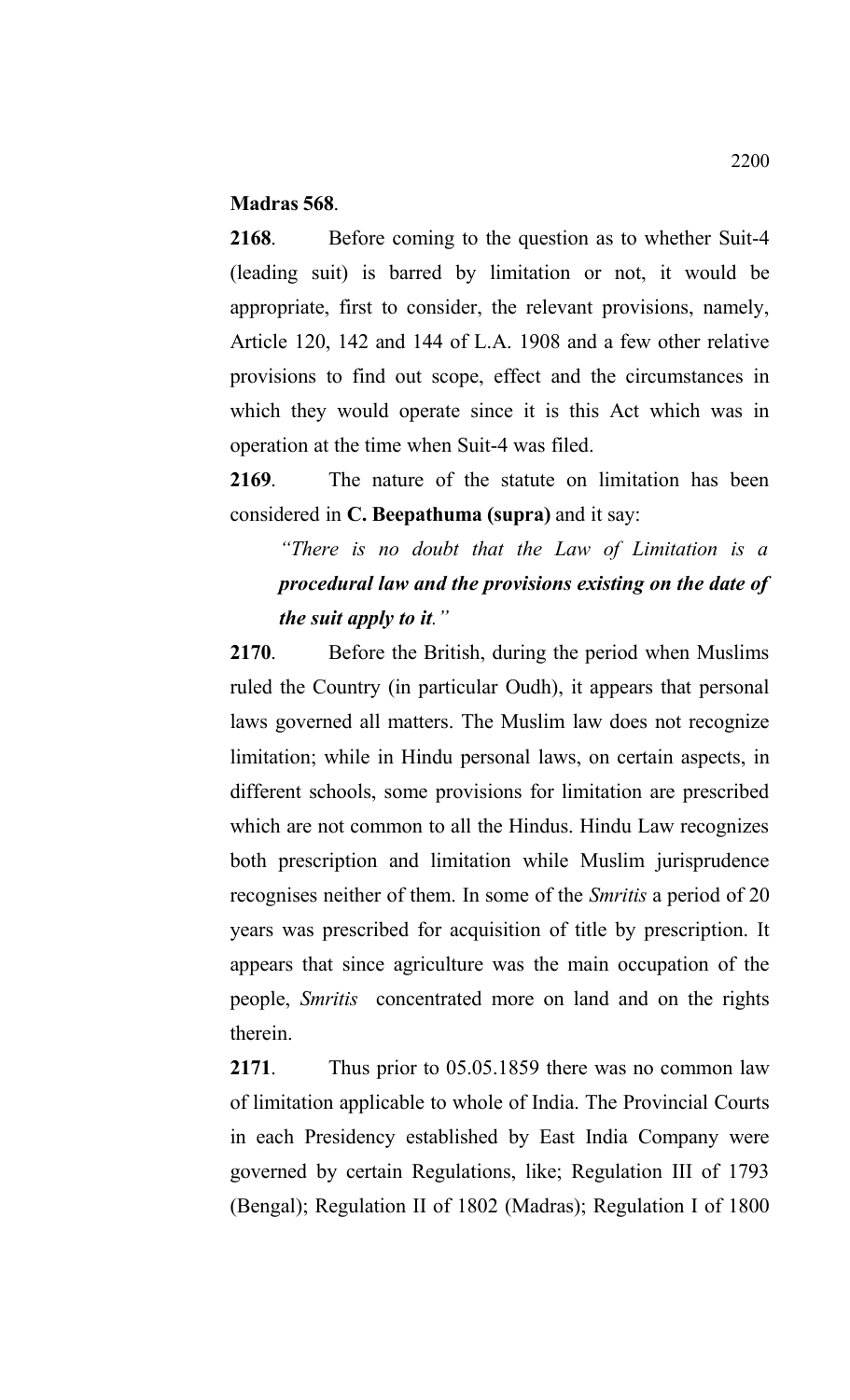**Madras 568**.

**2168**. Before coming to the question as to whether Suit-4 (leading suit) is barred by limitation or not, it would be appropriate, first to consider, the relevant provisions, namely, Article 120, 142 and 144 of L.A. 1908 and a few other relative provisions to find out scope, effect and the circumstances in which they would operate since it is this Act which was in operation at the time when Suit-4 was filed.

**2169**. The nature of the statute on limitation has been considered in **C. Beepathuma (supra)** and it say:

> *"There is no doubt that the Law of Limitation is a **procedural law and the provisions existing on the date of the suit apply to it**."*

**2170**. Before the British, during the period when Muslims ruled the Country (in particular Oudh), it appears that personal laws governed all matters. The Muslim law does not recognize limitation; while in Hindu personal laws, on certain aspects, in different schools, some provisions for limitation are prescribed which are not common to all the Hindus. Hindu Law recognizes both prescription and limitation while Muslim jurisprudence recognises neither of them. In some of the *Smritis* a period of 20 years was prescribed for acquisition of title by prescription. It appears that since agriculture was the main occupation of the people, *Smritis* concentrated more on land and on the rights therein.

**2171**. Thus prior to 05.05.1859 there was no common law of limitation applicable to whole of India. The Provincial Courts in each Presidency established by East India Company were governed by certain Regulations, like; Regulation III of 1793 (Bengal); Regulation II of 1802 (Madras); Regulation I of 1800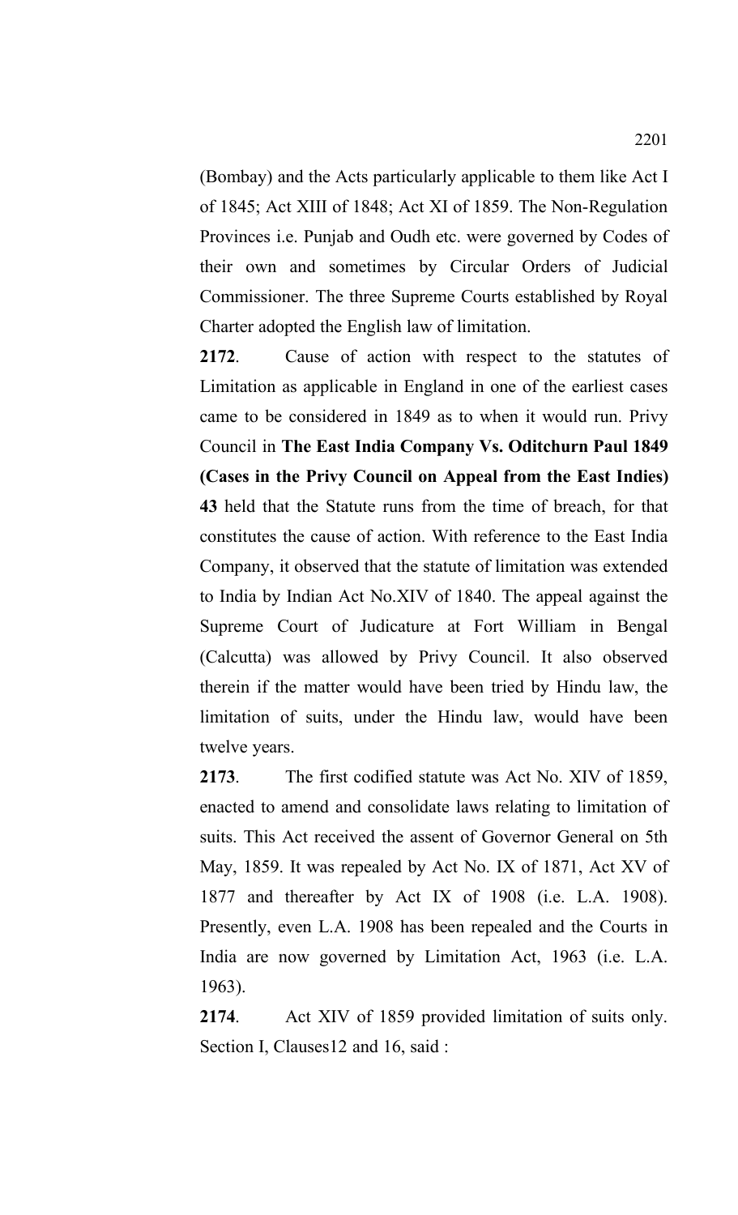(Bombay) and the Acts particularly applicable to them like Act I of 1845; Act XIII of 1848; Act XI of 1859. The Non-Regulation Provinces i.e. Punjab and Oudh etc. were governed by Codes of their own and sometimes by Circular Orders of Judicial Commissioner. The three Supreme Courts established by Royal Charter adopted the English law of limitation.

**2172**. Cause of action with respect to the statutes of Limitation as applicable in England in one of the earliest cases came to be considered in 1849 as to when it would run. Privy Council in **The East India Company Vs. Oditchurn Paul 1849 (Cases in the Privy Council on Appeal from the East Indies) 43** held that the Statute runs from the time of breach, for that constitutes the cause of action. With reference to the East India Company, it observed that the statute of limitation was extended to India by Indian Act No.XIV of 1840. The appeal against the Supreme Court of Judicature at Fort William in Bengal (Calcutta) was allowed by Privy Council. It also observed therein if the matter would have been tried by Hindu law, the limitation of suits, under the Hindu law, would have been twelve years.

**2173**. The first codified statute was Act No. XIV of 1859, enacted to amend and consolidate laws relating to limitation of suits. This Act received the assent of Governor General on 5th May, 1859. It was repealed by Act No. IX of 1871, Act XV of 1877 and thereafter by Act IX of 1908 (i.e. L.A. 1908). Presently, even L.A. 1908 has been repealed and the Courts in India are now governed by Limitation Act, 1963 (i.e. L.A. 1963).

**2174**. Act XIV of 1859 provided limitation of suits only. Section I, Clauses12 and 16, said :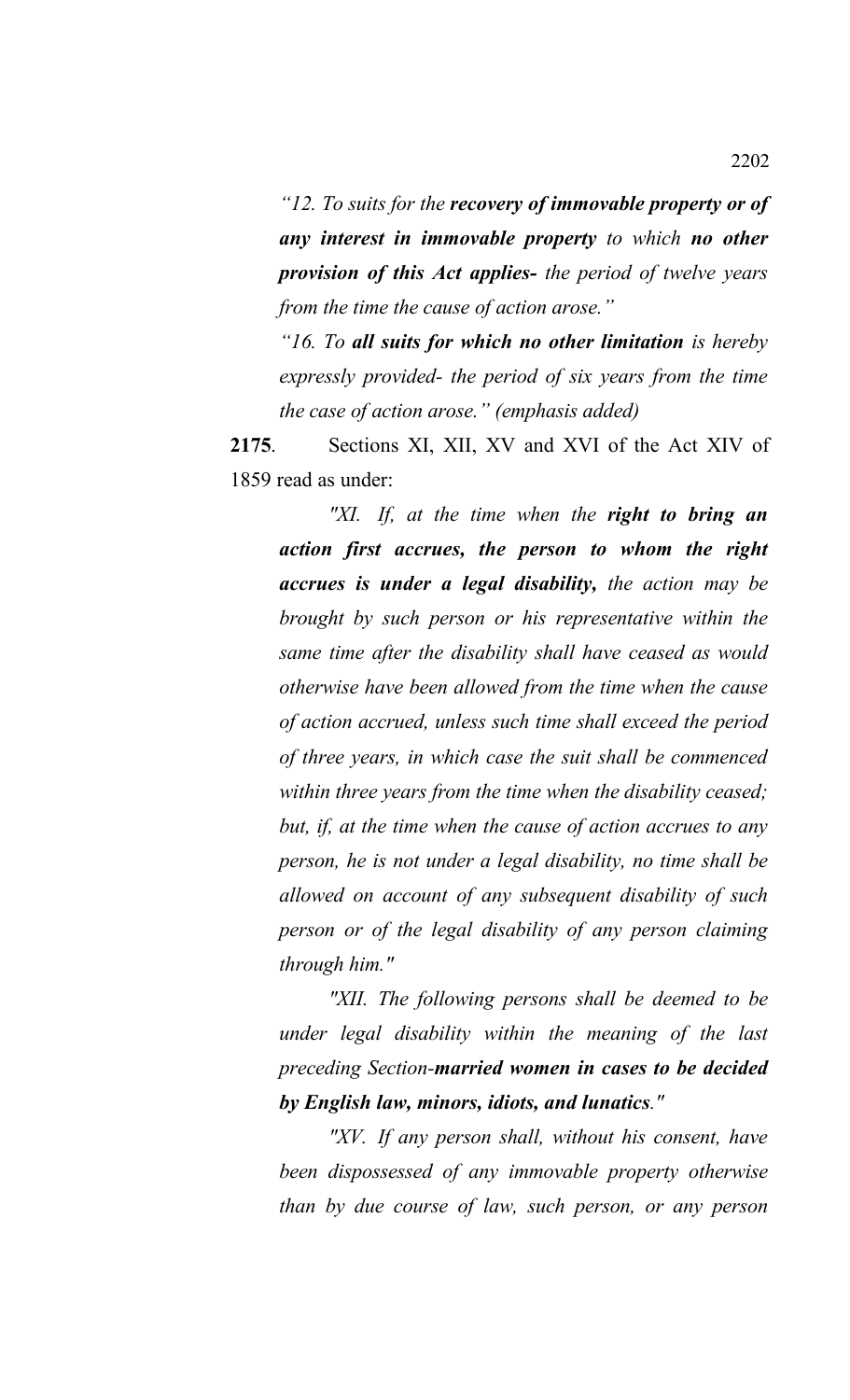*“12. To suits for the **recovery of immovable property or of any interest in immovable property** to which **no other provision of this Act applies-** the period of twelve years from the time the cause of action arose.”*

*“16. To **all suits for which no other limitation** is hereby expressly provided- the period of six years from the time the case of action arose.” (emphasis added)*

**2175**. Sections XI, XII, XV and XVI of the Act XIV of 1859 read as under:

*"XI. If, at the time when the **right to bring an action first accrues, the person to whom the right accrues is under a legal disability,** the action may be brought by such person or his representative within the same time after the disability shall have ceased as would otherwise have been allowed from the time when the cause of action accrued, unless such time shall exceed the period of three years, in which case the suit shall be commenced within three years from the time when the disability ceased; but, if, at the time when the cause of action accrues to any person, he is not under a legal disability, no time shall be allowed on account of any subsequent disability of such person or of the legal disability of any person claiming through him."*

*"XII. The following persons shall be deemed to be under legal disability within the meaning of the last preceding Section-**married women in cases to be decided by English law, minors, idiots, and lunatics**."*

*"XV. If any person shall, without his consent, have been dispossessed of any immovable property otherwise than by due course of law, such person, or any person*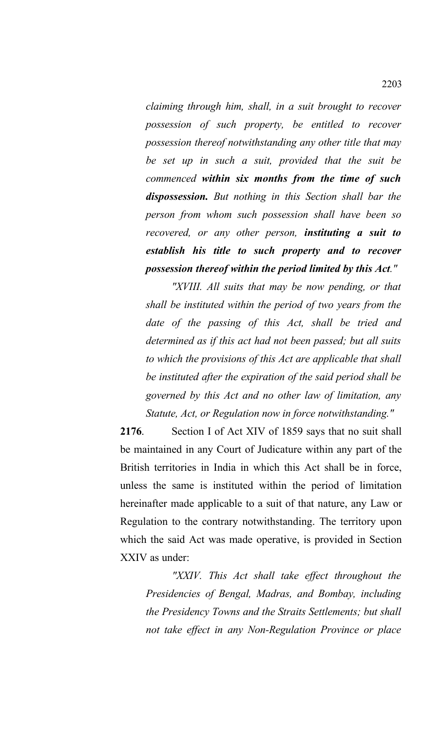*claiming through him, shall, in a suit brought to recover possession of such property, be entitled to recover possession thereof notwithstanding any other title that may be set up in such a suit, provided that the suit be commenced* ***within six months from the time of such dispossession.*** *But nothing in this Section shall bar the person from whom such possession shall have been so recovered, or any other person,* ***instituting a suit to establish his title to such property and to recover possession thereof within the period limited by this Act****."*

*"XVIII. All suits that may be now pending, or that shall be instituted within the period of two years from the date of the passing of this Act, shall be tried and determined as if this act had not been passed; but all suits to which the provisions of this Act are applicable that shall be instituted after the expiration of the said period shall be governed by this Act and no other law of limitation, any Statute, Act, or Regulation now in force notwithstanding."*

**2176**. Section I of Act XIV of 1859 says that no suit shall be maintained in any Court of Judicature within any part of the British territories in India in which this Act shall be in force, unless the same is instituted within the period of limitation hereinafter made applicable to a suit of that nature, any Law or Regulation to the contrary notwithstanding. The territory upon which the said Act was made operative, is provided in Section XXIV as under:

*"XXIV. This Act shall take effect throughout the Presidencies of Bengal, Madras, and Bombay, including the Presidency Towns and the Straits Settlements; but shall not take effect in any Non-Regulation Province or place*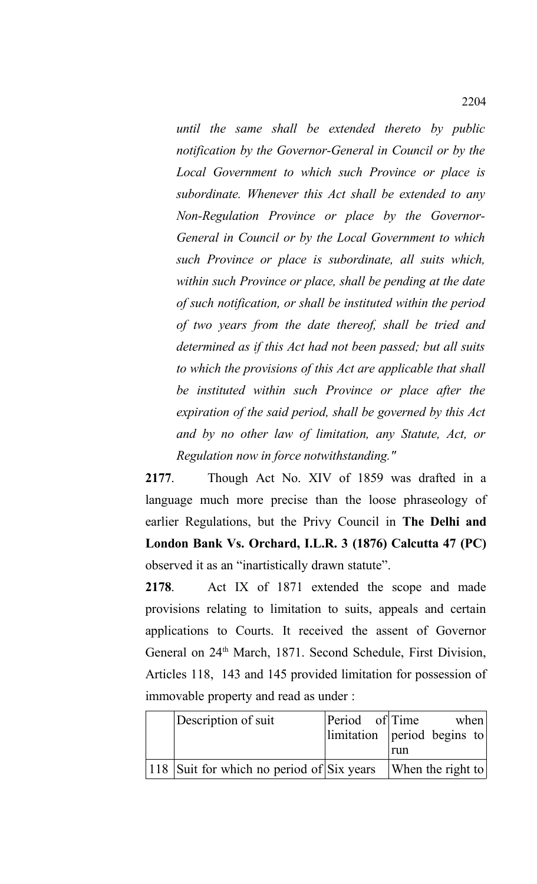*until the same shall be extended thereto by public notification by the Governor-General in Council or by the Local Government to which such Province or place is subordinate. Whenever this Act shall be extended to any Non-Regulation Province or place by the Governor-General in Council or by the Local Government to which such Province or place is subordinate, all suits which, within such Province or place, shall be pending at the date of such notification, or shall be instituted within the period of two years from the date thereof, shall be tried and determined as if this Act had not been passed; but all suits to which the provisions of this Act are applicable that shall be instituted within such Province or place after the expiration of the said period, shall be governed by this Act and by no other law of limitation, any Statute, Act, or Regulation now in force notwithstanding."*

**2177**. Though Act No. XIV of 1859 was drafted in a language much more precise than the loose phraseology of earlier Regulations, but the Privy Council in **The Delhi and London Bank Vs. Orchard, I.L.R. 3 (1876) Calcutta 47 (PC)** observed it as an "inartistically drawn statute".

**2178**. Act IX of 1871 extended the scope and made provisions relating to limitation to suits, appeals and certain applications to Courts. It received the assent of Governor General on 24th March, 1871. Second Schedule, First Division, Articles 118, 143 and 145 provided limitation for possession of immovable property and read as under :

| | Description of suit | Period of limitation | Time when period begins to run |
|---|---|---|---|
| 118 | Suit for which no period of | Six years | When the right to |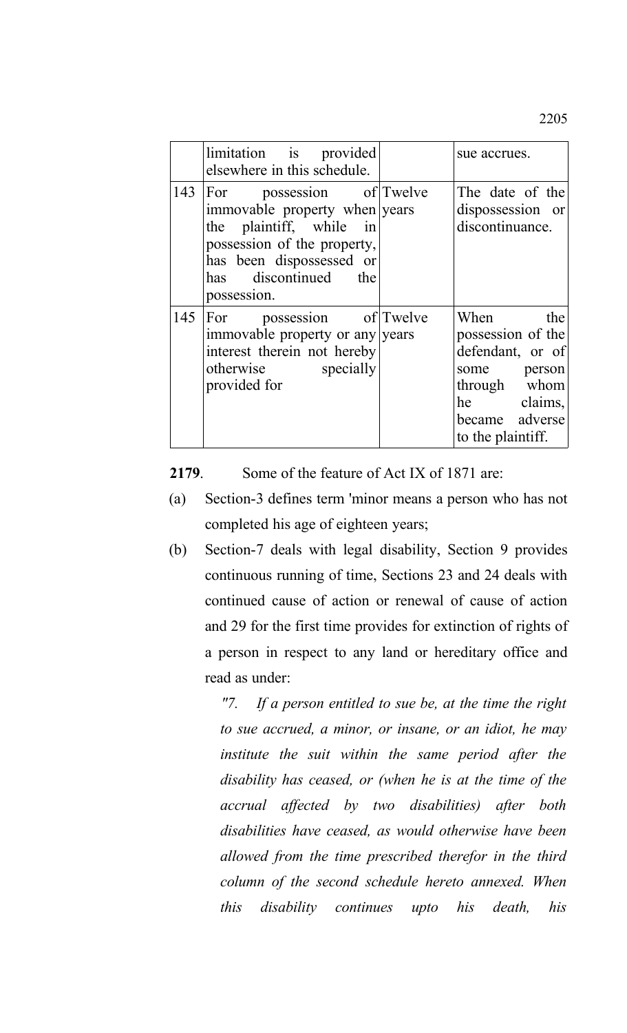| | | | |
|---|---|---|---|
| | limitation is provided elsewhere in this schedule. | | sue accrues. |
| 143 | For possession of immovable property when the plaintiff, while in possession of the property, has been dispossessed or has discontinued the possession. | Twelve years | The date of the dispossession or discontinuance. |
| 145 | For possession of immovable property or any interest therein not hereby otherwise specially provided for | Twelve years | When the possession of the defendant, or of some person through whom he claims, became adverse to the plaintiff. |

**2179**. Some of the feature of Act IX of 1871 are:

(a) Section-3 defines term 'minor means a person who has not completed his age of eighteen years;

(b) Section-7 deals with legal disability, Section 9 provides continuous running of time, Sections 23 and 24 deals with continued cause of action or renewal of cause of action and 29 for the first time provides for extinction of rights of a person in respect to any land or hereditary office and read as under:

> *"7. If a person entitled to sue be, at the time the right to sue accrued, a minor, or insane, or an idiot, he may institute the suit within the same period after the disability has ceased, or (when he is at the time of the accrual affected by two disabilities) after both disabilities have ceased, as would otherwise have been allowed from the time prescribed therefor in the third column of the second schedule hereto annexed. When this disability continues upto his death, his*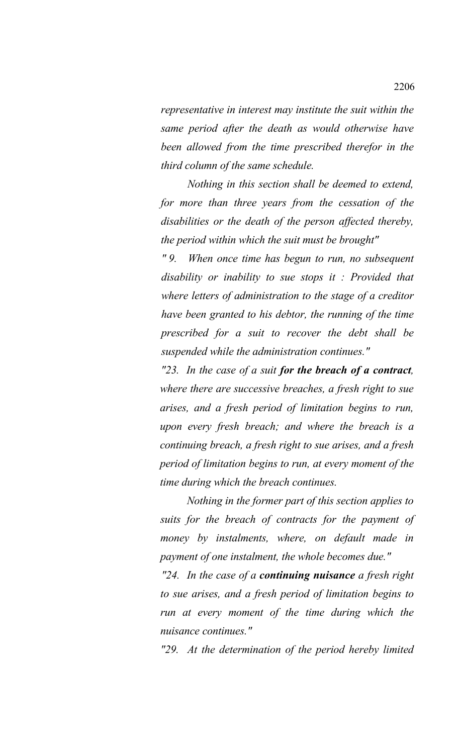*representative in interest may institute the suit within the same period after the death as would otherwise have been allowed from the time prescribed therefor in the third column of the same schedule.*

*Nothing in this section shall be deemed to extend, for more than three years from the cessation of the disabilities or the death of the person affected thereby, the period within which the suit must be brought"*

*" 9. When once time has begun to run, no subsequent disability or inability to sue stops it : Provided that where letters of administration to the stage of a creditor have been granted to his debtor, the running of the time prescribed for a suit to recover the debt shall be suspended while the administration continues."*

*"23. In the case of a suit **for the breach of a contract**, where there are successive breaches, a fresh right to sue arises, and a fresh period of limitation begins to run, upon every fresh breach; and where the breach is a continuing breach, a fresh right to sue arises, and a fresh period of limitation begins to run, at every moment of the time during which the breach continues.*

*Nothing in the former part of this section applies to suits for the breach of contracts for the payment of money by instalments, where, on default made in payment of one instalment, the whole becomes due."*

*"24. In the case of a **continuing nuisance** a fresh right to sue arises, and a fresh period of limitation begins to run at every moment of the time during which the nuisance continues."*

*"29. At the determination of the period hereby limited*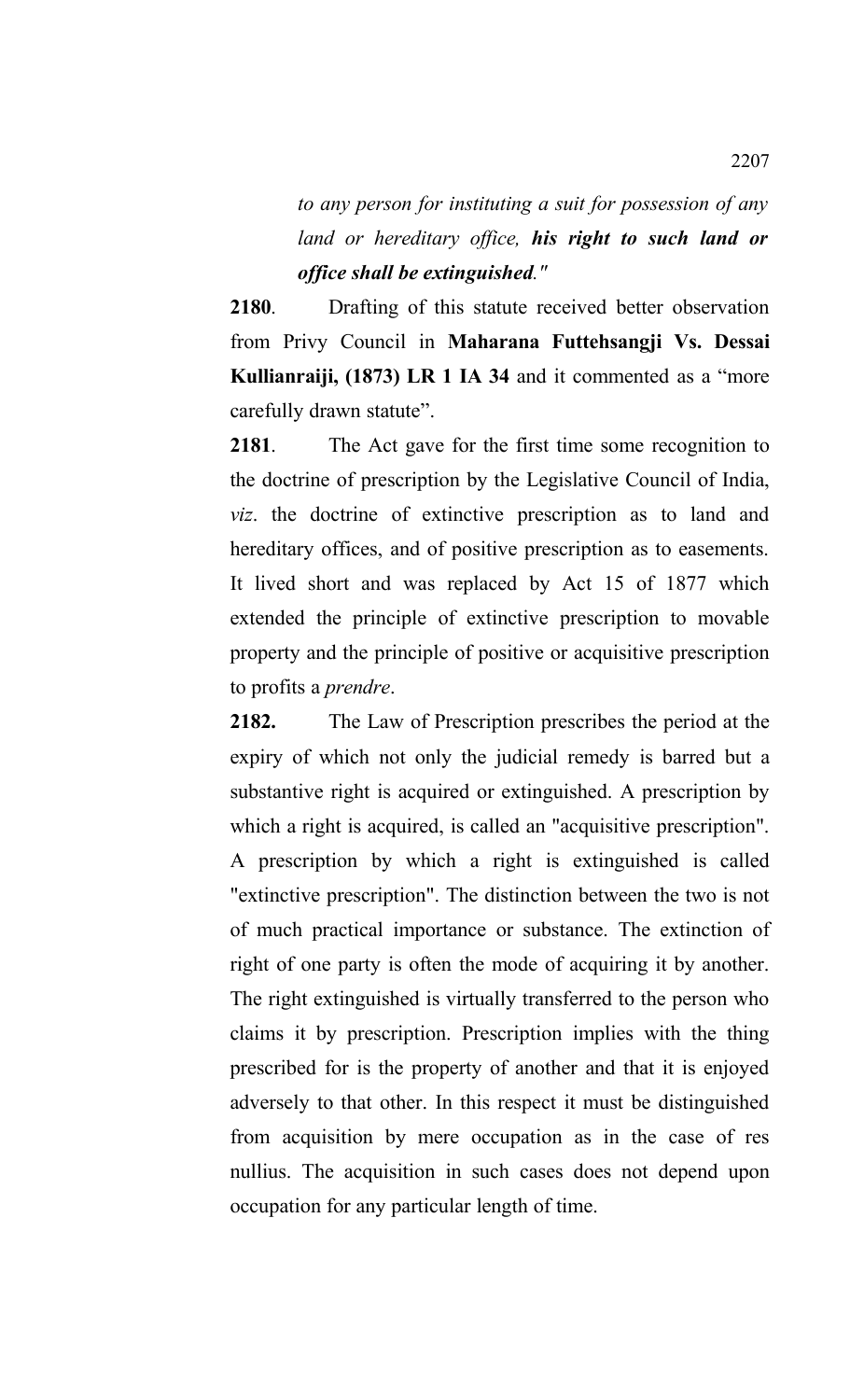*to any person for instituting a suit for possession of any land or hereditary office,* ***his right to such land or office shall be extinguished****."*

**2180**. Drafting of this statute received better observation from Privy Council in **Maharana Futtehsangji Vs. Dessai Kullianraiji, (1873) LR 1 IA 34** and it commented as a "more carefully drawn statute".

**2181**. The Act gave for the first time some recognition to the doctrine of prescription by the Legislative Council of India, *viz*. the doctrine of extinctive prescription as to land and hereditary offices, and of positive prescription as to easements. It lived short and was replaced by Act 15 of 1877 which extended the principle of extinctive prescription to movable property and the principle of positive or acquisitive prescription to profits a *prendre*.

**2182.** The Law of Prescription prescribes the period at the expiry of which not only the judicial remedy is barred but a substantive right is acquired or extinguished. A prescription by which a right is acquired, is called an "acquisitive prescription". A prescription by which a right is extinguished is called "extinctive prescription". The distinction between the two is not of much practical importance or substance. The extinction of right of one party is often the mode of acquiring it by another. The right extinguished is virtually transferred to the person who claims it by prescription. Prescription implies with the thing prescribed for is the property of another and that it is enjoyed adversely to that other. In this respect it must be distinguished from acquisition by mere occupation as in the case of res nullius. The acquisition in such cases does not depend upon occupation for any particular length of time.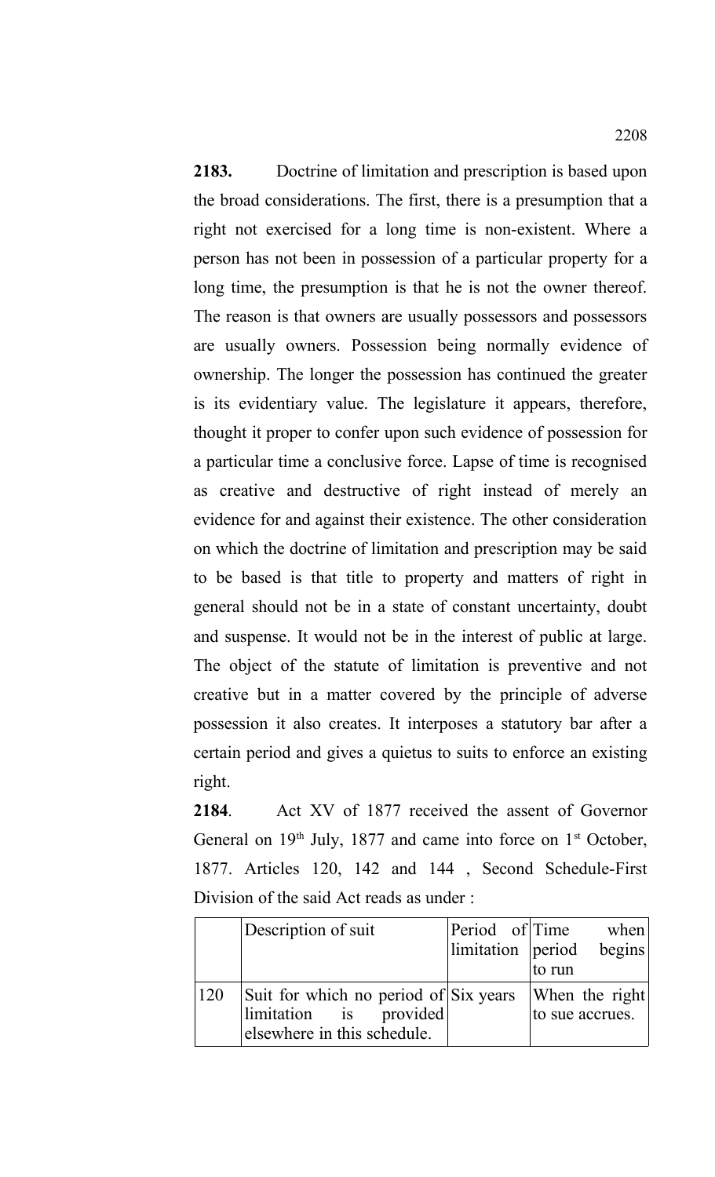**2183.** Doctrine of limitation and prescription is based upon the broad considerations. The first, there is a presumption that a right not exercised for a long time is non-existent. Where a person has not been in possession of a particular property for a long time, the presumption is that he is not the owner thereof. The reason is that owners are usually possessors and possessors are usually owners. Possession being normally evidence of ownership. The longer the possession has continued the greater is its evidentiary value. The legislature it appears, therefore, thought it proper to confer upon such evidence of possession for a particular time a conclusive force. Lapse of time is recognised as creative and destructive of right instead of merely an evidence for and against their existence. The other consideration on which the doctrine of limitation and prescription may be said to be based is that title to property and matters of right in general should not be in a state of constant uncertainty, doubt and suspense. It would not be in the interest of public at large. The object of the statute of limitation is preventive and not creative but in a matter covered by the principle of adverse possession it also creates. It interposes a statutory bar after a certain period and gives a quietus to suits to enforce an existing right.

**2184**. Act XV of 1877 received the assent of Governor General on 19th July, 1877 and came into force on 1st October, 1877. Articles 120, 142 and 144 , Second Schedule-First Division of the said Act reads as under :

| | Description of suit | Period of limitation | Time when period begins to run |
|---|---|---|---|
| 120 | Suit for which no period of limitation is provided elsewhere in this schedule. | Six years | When the right to sue accrues. |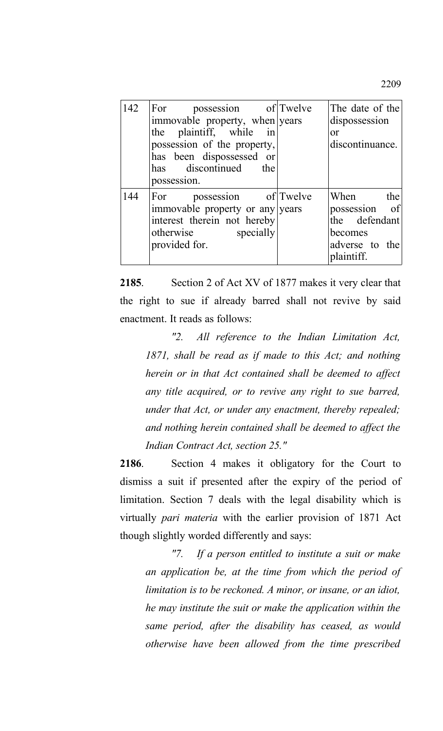| 142 | For possession of immovable property, when the plaintiff, while in possession of the property, has been dispossessed or has discontinued the possession. | Twelve years | The date of the dispossession or discontinuance. |
|---|---|---|---|
| 144 | For possession of immovable property or any interest therein not hereby otherwise specially provided for. | Twelve years | When the possession of the defendant becomes adverse to the plaintiff. |

**2185**. Section 2 of Act XV of 1877 makes it very clear that the right to sue if already barred shall not revive by said enactment. It reads as follows:

> *"2. All reference to the Indian Limitation Act, 1871, shall be read as if made to this Act; and nothing herein or in that Act contained shall be deemed to affect any title acquired, or to revive any right to sue barred, under that Act, or under any enactment, thereby repealed; and nothing herein contained shall be deemed to affect the Indian Contract Act, section 25."*

**2186**. Section 4 makes it obligatory for the Court to dismiss a suit if presented after the expiry of the period of limitation. Section 7 deals with the legal disability which is virtually *pari materia* with the earlier provision of 1871 Act though slightly worded differently and says:

> *"7. If a person entitled to institute a suit or make an application be, at the time from which the period of limitation is to be reckoned. A minor, or insane, or an idiot, he may institute the suit or make the application within the same period, after the disability has ceased, as would otherwise have been allowed from the time prescribed*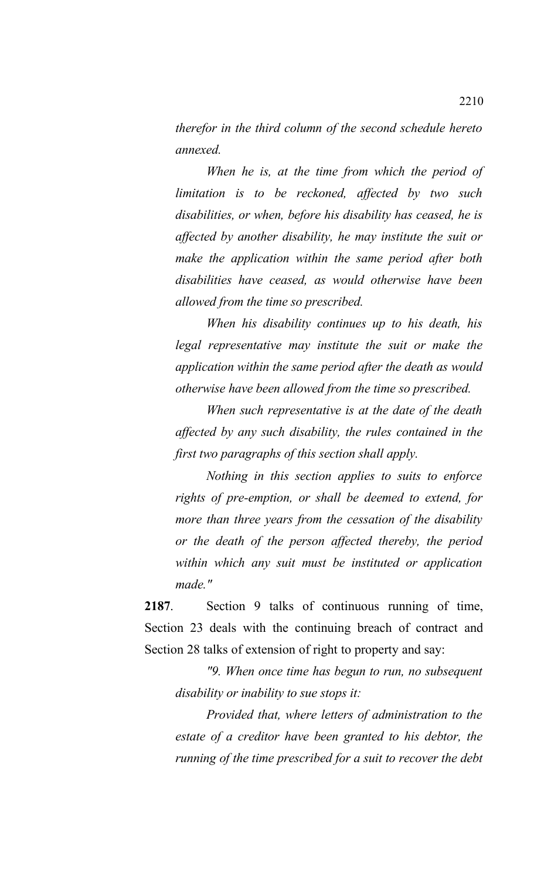*therefor in the third column of the second schedule hereto annexed.*

*When he is, at the time from which the period of limitation is to be reckoned, affected by two such disabilities, or when, before his disability has ceased, he is affected by another disability, he may institute the suit or make the application within the same period after both disabilities have ceased, as would otherwise have been allowed from the time so prescribed.*

*When his disability continues up to his death, his legal representative may institute the suit or make the application within the same period after the death as would otherwise have been allowed from the time so prescribed.*

*When such representative is at the date of the death affected by any such disability, the rules contained in the first two paragraphs of this section shall apply.*

*Nothing in this section applies to suits to enforce rights of pre-emption, or shall be deemed to extend, for more than three years from the cessation of the disability or the death of the person affected thereby, the period within which any suit must be instituted or application made."*

**2187**. Section 9 talks of continuous running of time, Section 23 deals with the continuing breach of contract and Section 28 talks of extension of right to property and say:

*"9. When once time has begun to run, no subsequent disability or inability to sue stops it:*

*Provided that, where letters of administration to the estate of a creditor have been granted to his debtor, the running of the time prescribed for a suit to recover the debt*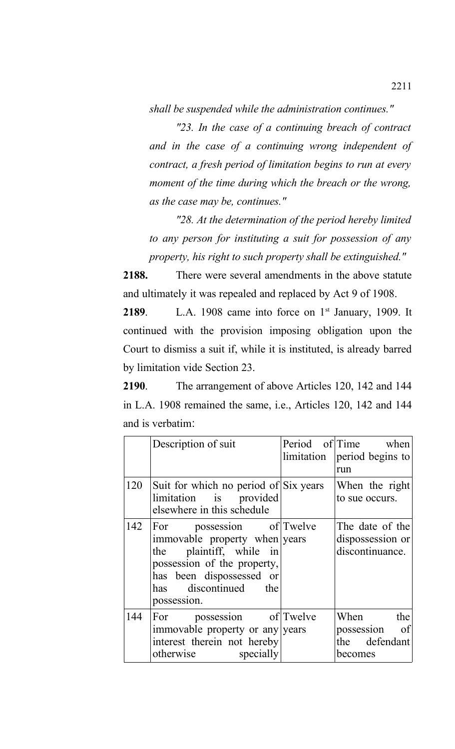*shall be suspended while the administration continues."*

*"23. In the case of a continuing breach of contract and in the case of a continuing wrong independent of contract, a fresh period of limitation begins to run at every moment of the time during which the breach or the wrong, as the case may be, continues."*

*"28. At the determination of the period hereby limited to any person for instituting a suit for possession of any property, his right to such property shall be extinguished."*

**2188.** There were several amendments in the above statute and ultimately it was repealed and replaced by Act 9 of 1908.

**2189**. L.A. 1908 came into force on 1st January, 1909. It continued with the provision imposing obligation upon the Court to dismiss a suit if, while it is instituted, is already barred by limitation vide Section 23.

**2190**. The arrangement of above Articles 120, 142 and 144 in L.A. 1908 remained the same, i.e., Articles 120, 142 and 144 and is verbatim:

| | Description of suit | Period of limitation | Time when period begins to run |
|---|---|---|---|
| 120 | Suit for which no period of limitation is provided elsewhere in this schedule | Six years | When the right to sue occurs. |
| 142 | For possession of immovable property when the plaintiff, while in possession of the property, has been dispossessed or has discontinued the possession. | Twelve years | The date of the dispossession or discontinuance. |
| 144 | For possession of immovable property or any interest therein not hereby otherwise specially | Twelve years | When the possession of the defendant becomes |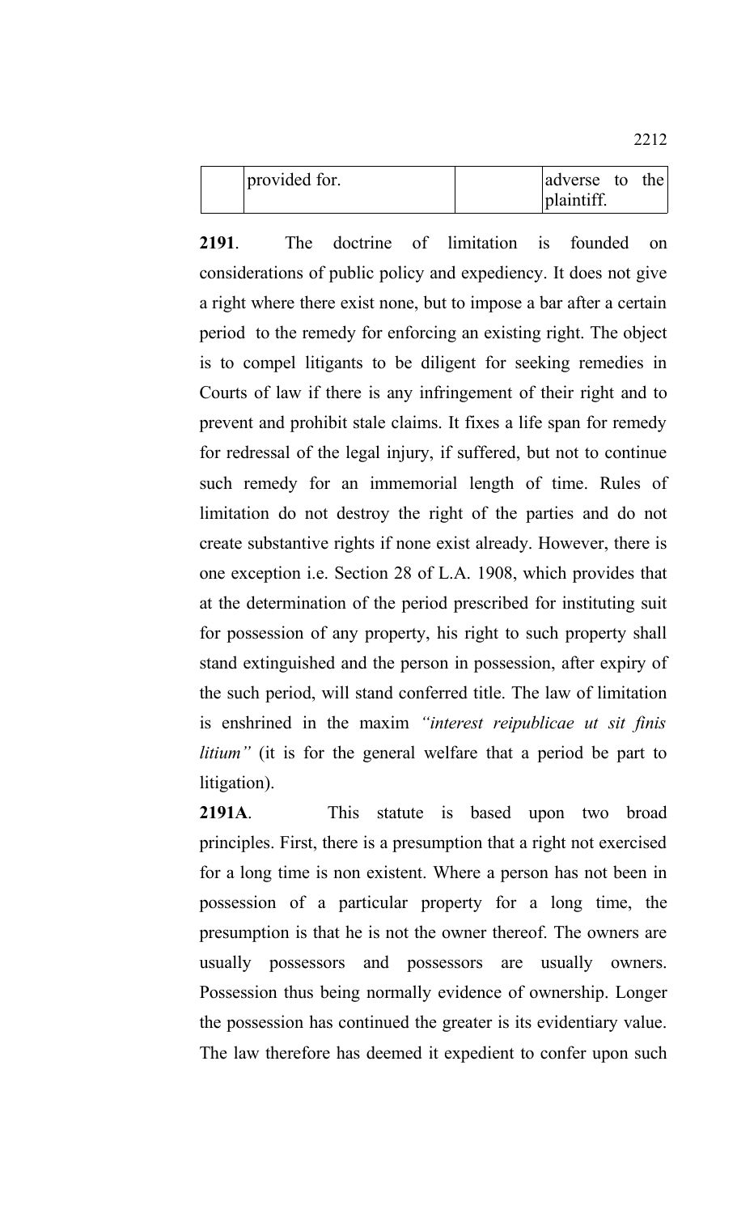| | | | |
|---|---|---|---|
| | provided for. | | adverse to the plaintiff. |

**2191**. The doctrine of limitation is founded on considerations of public policy and expediency. It does not give a right where there exist none, but to impose a bar after a certain period to the remedy for enforcing an existing right. The object is to compel litigants to be diligent for seeking remedies in Courts of law if there is any infringement of their right and to prevent and prohibit stale claims. It fixes a life span for remedy for redressal of the legal injury, if suffered, but not to continue such remedy for an immemorial length of time. Rules of limitation do not destroy the right of the parties and do not create substantive rights if none exist already. However, there is one exception i.e. Section 28 of L.A. 1908, which provides that at the determination of the period prescribed for instituting suit for possession of any property, his right to such property shall stand extinguished and the person in possession, after expiry of the such period, will stand conferred title. The law of limitation is enshrined in the maxim *"interest reipublicae ut sit finis litium"* (it is for the general welfare that a period be part to litigation).

**2191A**. This statute is based upon two broad principles. First, there is a presumption that a right not exercised for a long time is non existent. Where a person has not been in possession of a particular property for a long time, the presumption is that he is not the owner thereof. The owners are usually possessors and possessors are usually owners. Possession thus being normally evidence of ownership. Longer the possession has continued the greater is its evidentiary value. The law therefore has deemed it expedient to confer upon such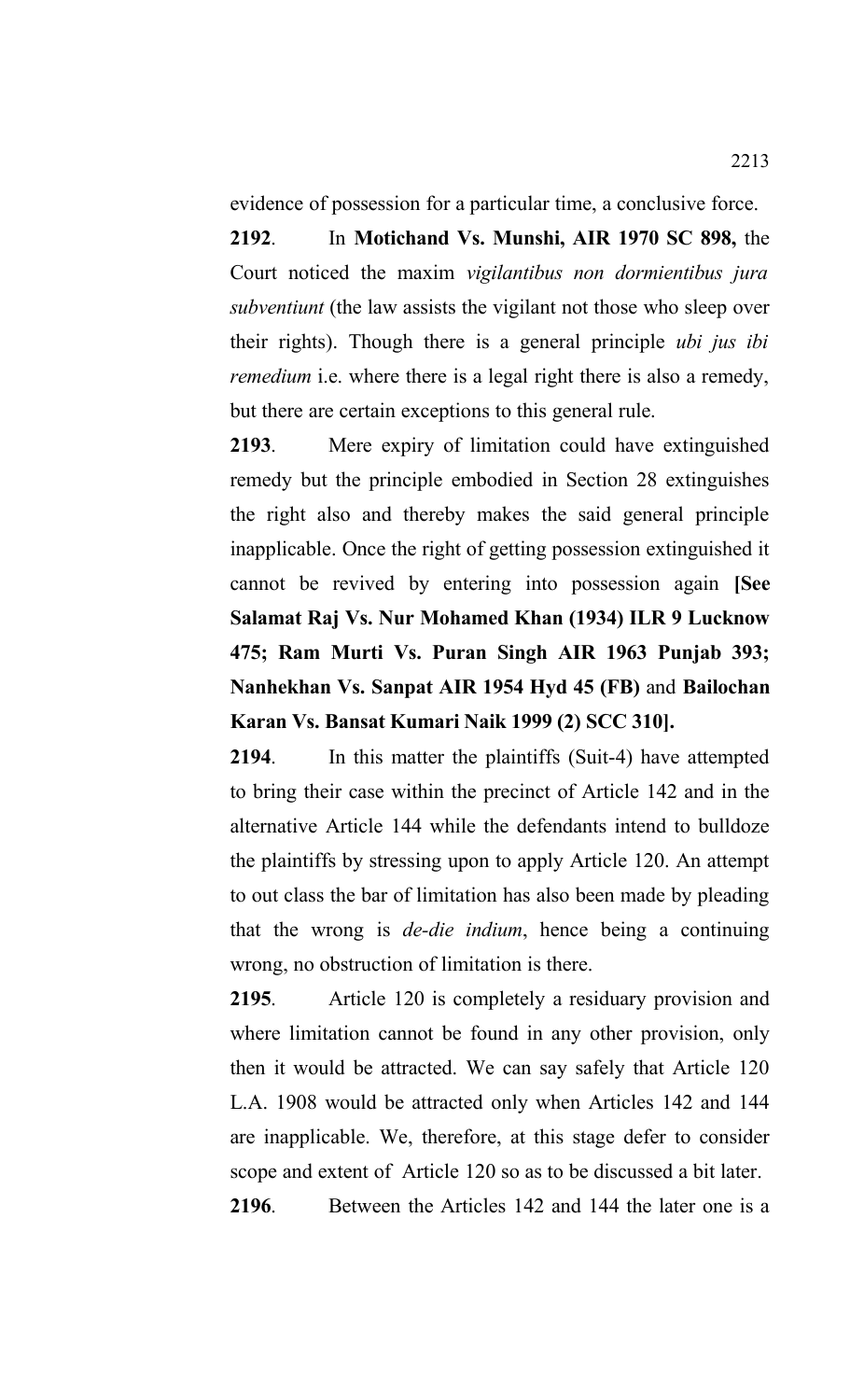evidence of possession for a particular time, a conclusive force.

**2192**. In **Motichand Vs. Munshi, AIR 1970 SC 898,** the Court noticed the maxim *vigilantibus non dormientibus jura subventiunt* (the law assists the vigilant not those who sleep over their rights). Though there is a general principle *ubi jus ibi remedium* i.e. where there is a legal right there is also a remedy, but there are certain exceptions to this general rule.

**2193**. Mere expiry of limitation could have extinguished remedy but the principle embodied in Section 28 extinguishes the right also and thereby makes the said general principle inapplicable. Once the right of getting possession extinguished it cannot be revived by entering into possession again **[See Salamat Raj Vs. Nur Mohamed Khan (1934) ILR 9 Lucknow 475; Ram Murti Vs. Puran Singh AIR 1963 Punjab 393; Nanhekhan Vs. Sanpat AIR 1954 Hyd 45 (FB)** and **Bailochan Karan Vs. Bansat Kumari Naik 1999 (2) SCC 310].**

**2194**. In this matter the plaintiffs (Suit-4) have attempted to bring their case within the precinct of Article 142 and in the alternative Article 144 while the defendants intend to bulldoze the plaintiffs by stressing upon to apply Article 120. An attempt to out class the bar of limitation has also been made by pleading that the wrong is *de-die indium*, hence being a continuing wrong, no obstruction of limitation is there.

**2195**. Article 120 is completely a residuary provision and where limitation cannot be found in any other provision, only then it would be attracted. We can say safely that Article 120 L.A. 1908 would be attracted only when Articles 142 and 144 are inapplicable. We, therefore, at this stage defer to consider scope and extent of Article 120 so as to be discussed a bit later.

**2196**. Between the Articles 142 and 144 the later one is a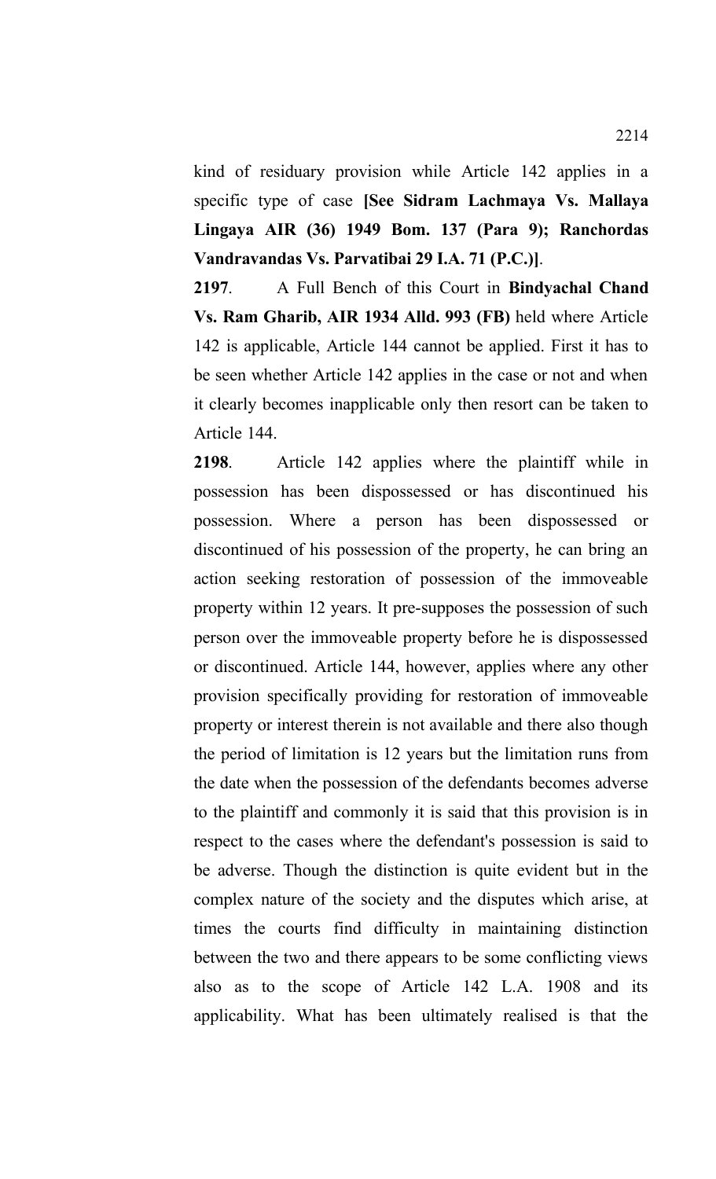kind of residuary provision while Article 142 applies in a specific type of case **[See Sidram Lachmaya Vs. Mallaya Lingaya AIR (36) 1949 Bom. 137 (Para 9); Ranchordas Vandravandas Vs. Parvatibai 29 I.A. 71 (P.C.)]**.

**2197**. A Full Bench of this Court in **Bindyachal Chand Vs. Ram Gharib, AIR 1934 Alld. 993 (FB)** held where Article 142 is applicable, Article 144 cannot be applied. First it has to be seen whether Article 142 applies in the case or not and when it clearly becomes inapplicable only then resort can be taken to Article 144.

**2198**. Article 142 applies where the plaintiff while in possession has been dispossessed or has discontinued his possession. Where a person has been dispossessed or discontinued of his possession of the property, he can bring an action seeking restoration of possession of the immoveable property within 12 years. It pre-supposes the possession of such person over the immoveable property before he is dispossessed or discontinued. Article 144, however, applies where any other provision specifically providing for restoration of immoveable property or interest therein is not available and there also though the period of limitation is 12 years but the limitation runs from the date when the possession of the defendants becomes adverse to the plaintiff and commonly it is said that this provision is in respect to the cases where the defendant's possession is said to be adverse. Though the distinction is quite evident but in the complex nature of the society and the disputes which arise, at times the courts find difficulty in maintaining distinction between the two and there appears to be some conflicting views also as to the scope of Article 142 L.A. 1908 and its applicability. What has been ultimately realised is that the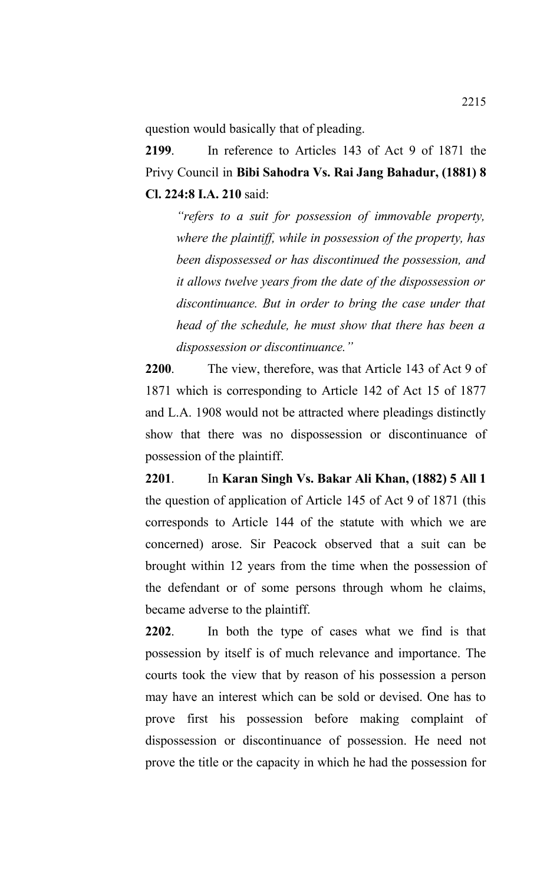question would basically that of pleading.

**2199**. In reference to Articles 143 of Act 9 of 1871 the Privy Council in **Bibi Sahodra Vs. Rai Jang Bahadur, (1881) 8 Cl. 224:8 I.A. 210** said:

> *"refers to a suit for possession of immovable property, where the plaintiff, while in possession of the property, has been dispossessed or has discontinued the possession, and it allows twelve years from the date of the dispossession or discontinuance. But in order to bring the case under that head of the schedule, he must show that there has been a dispossession or discontinuance."*

**2200**. The view, therefore, was that Article 143 of Act 9 of 1871 which is corresponding to Article 142 of Act 15 of 1877 and L.A. 1908 would not be attracted where pleadings distinctly show that there was no dispossession or discontinuance of possession of the plaintiff.

**2201**. In **Karan Singh Vs. Bakar Ali Khan, (1882) 5 All 1** the question of application of Article 145 of Act 9 of 1871 (this corresponds to Article 144 of the statute with which we are concerned) arose. Sir Peacock observed that a suit can be brought within 12 years from the time when the possession of the defendant or of some persons through whom he claims, became adverse to the plaintiff.

**2202**. In both the type of cases what we find is that possession by itself is of much relevance and importance. The courts took the view that by reason of his possession a person may have an interest which can be sold or devised. One has to prove first his possession before making complaint of dispossession or discontinuance of possession. He need not prove the title or the capacity in which he had the possession for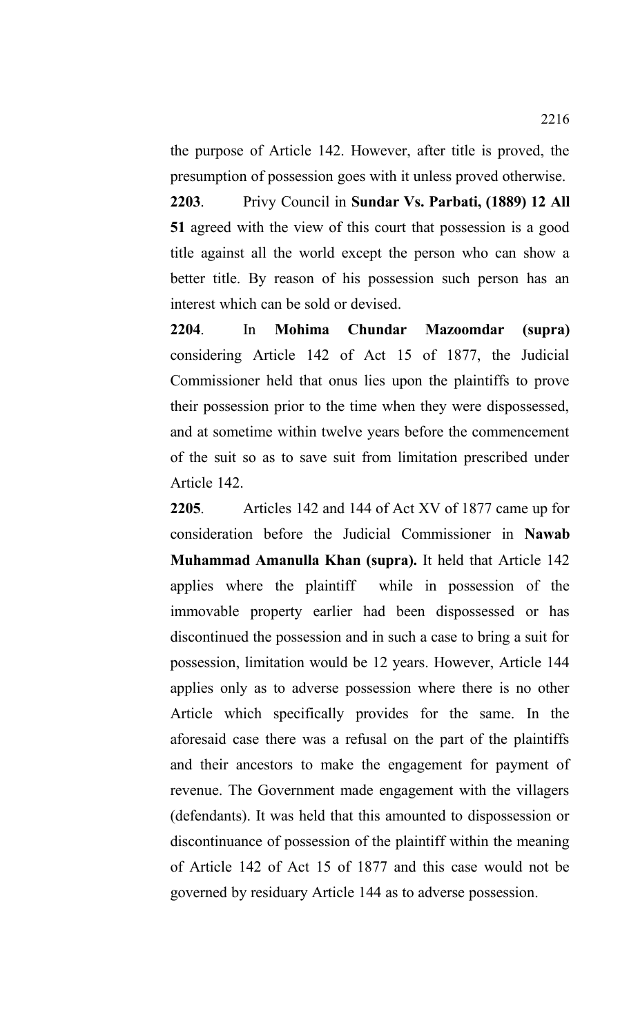the purpose of Article 142. However, after title is proved, the presumption of possession goes with it unless proved otherwise.

**2203**. Privy Council in **Sundar Vs. Parbati, (1889) 12 All 51** agreed with the view of this court that possession is a good title against all the world except the person who can show a better title. By reason of his possession such person has an interest which can be sold or devised.

**2204**. In **Mohima Chundar Mazoomdar (supra)** considering Article 142 of Act 15 of 1877, the Judicial Commissioner held that onus lies upon the plaintiffs to prove their possession prior to the time when they were dispossessed, and at sometime within twelve years before the commencement of the suit so as to save suit from limitation prescribed under Article 142.

**2205**. Articles 142 and 144 of Act XV of 1877 came up for consideration before the Judicial Commissioner in **Nawab Muhammad Amanulla Khan (supra).** It held that Article 142 applies where the plaintiff while in possession of the immovable property earlier had been dispossessed or has discontinued the possession and in such a case to bring a suit for possession, limitation would be 12 years. However, Article 144 applies only as to adverse possession where there is no other Article which specifically provides for the same. In the aforesaid case there was a refusal on the part of the plaintiffs and their ancestors to make the engagement for payment of revenue. The Government made engagement with the villagers (defendants). It was held that this amounted to dispossession or discontinuance of possession of the plaintiff within the meaning of Article 142 of Act 15 of 1877 and this case would not be governed by residuary Article 144 as to adverse possession.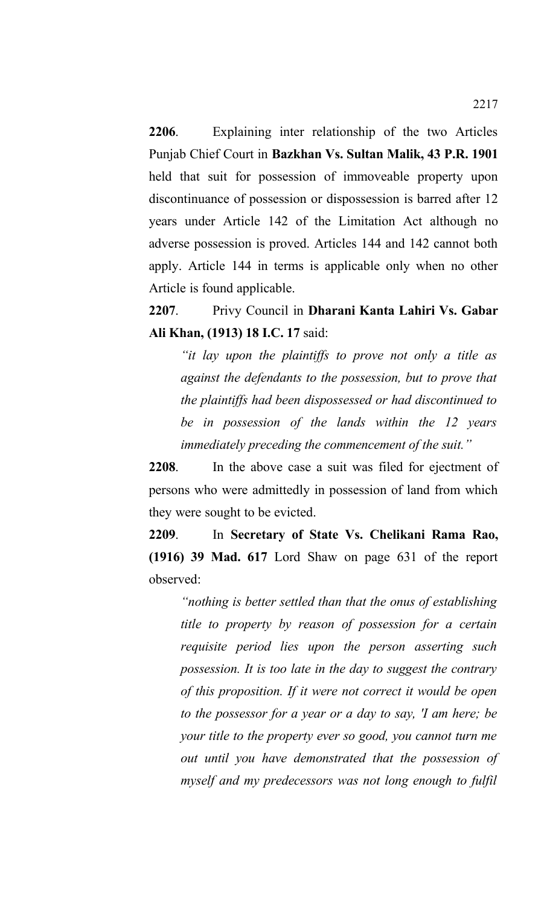**2206**. Explaining inter relationship of the two Articles Punjab Chief Court in **Bazkhan Vs. Sultan Malik, 43 P.R. 1901** held that suit for possession of immoveable property upon discontinuance of possession or dispossession is barred after 12 years under Article 142 of the Limitation Act although no adverse possession is proved. Articles 144 and 142 cannot both apply. Article 144 in terms is applicable only when no other Article is found applicable.

**2207**. Privy Council in **Dharani Kanta Lahiri Vs. Gabar Ali Khan, (1913) 18 I.C. 17** said:

> *"it lay upon the plaintiffs to prove not only a title as against the defendants to the possession, but to prove that the plaintiffs had been dispossessed or had discontinued to be in possession of the lands within the 12 years immediately preceding the commencement of the suit."*

**2208**. In the above case a suit was filed for ejectment of persons who were admittedly in possession of land from which they were sought to be evicted.

**2209**. In **Secretary of State Vs. Chelikani Rama Rao, (1916) 39 Mad. 617** Lord Shaw on page 631 of the report observed:

> *"nothing is better settled than that the onus of establishing title to property by reason of possession for a certain requisite period lies upon the person asserting such possession. It is too late in the day to suggest the contrary of this proposition. If it were not correct it would be open to the possessor for a year or a day to say, 'I am here; be your title to the property ever so good, you cannot turn me out until you have demonstrated that the possession of myself and my predecessors was not long enough to fulfil*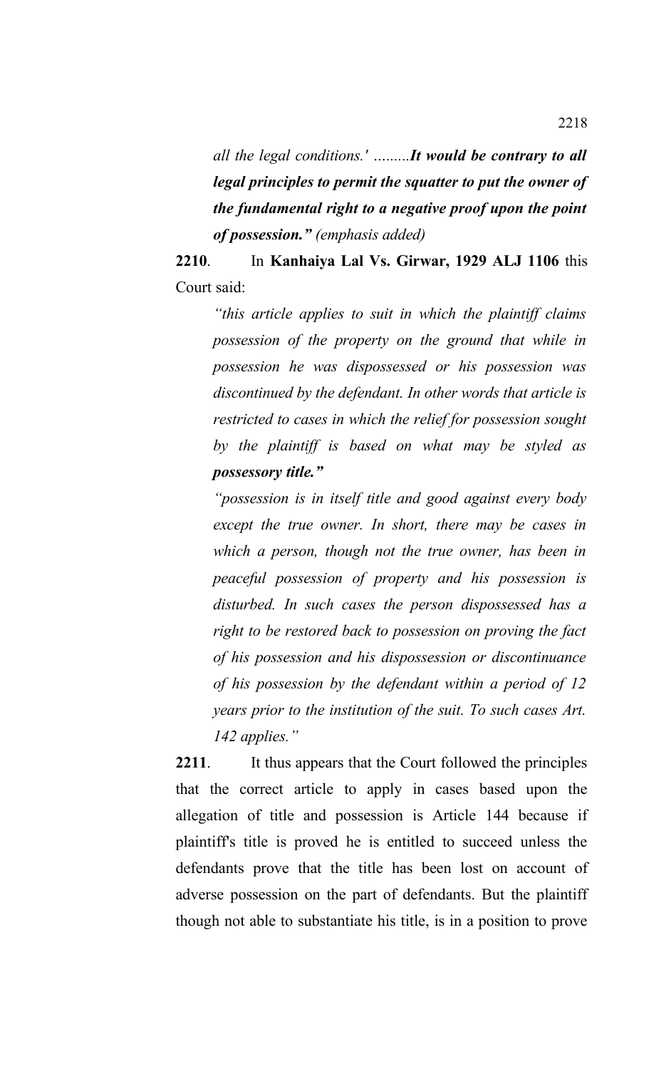*all the legal conditions.' .........**It would be contrary to all legal principles to permit the squatter to put the owner of the fundamental right to a negative proof upon the point of possession.**" (emphasis added)*

**2210**. In **Kanhaiya Lal Vs. Girwar, 1929 ALJ 1106** this Court said:

> *"this article applies to suit in which the plaintiff claims possession of the property on the ground that while in possession he was dispossessed or his possession was discontinued by the defendant. In other words that article is restricted to cases in which the relief for possession sought by the plaintiff is based on what may be styled as **possessory title.**"*
>
> *"possession is in itself title and good against every body except the true owner. In short, there may be cases in which a person, though not the true owner, has been in peaceful possession of property and his possession is disturbed. In such cases the person dispossessed has a right to be restored back to possession on proving the fact of his possession and his dispossession or discontinuance of his possession by the defendant within a period of 12 years prior to the institution of the suit. To such cases Art. 142 applies."*

**2211**. It thus appears that the Court followed the principles that the correct article to apply in cases based upon the allegation of title and possession is Article 144 because if plaintiff's title is proved he is entitled to succeed unless the defendants prove that the title has been lost on account of adverse possession on the part of defendants. But the plaintiff though not able to substantiate his title, is in a position to prove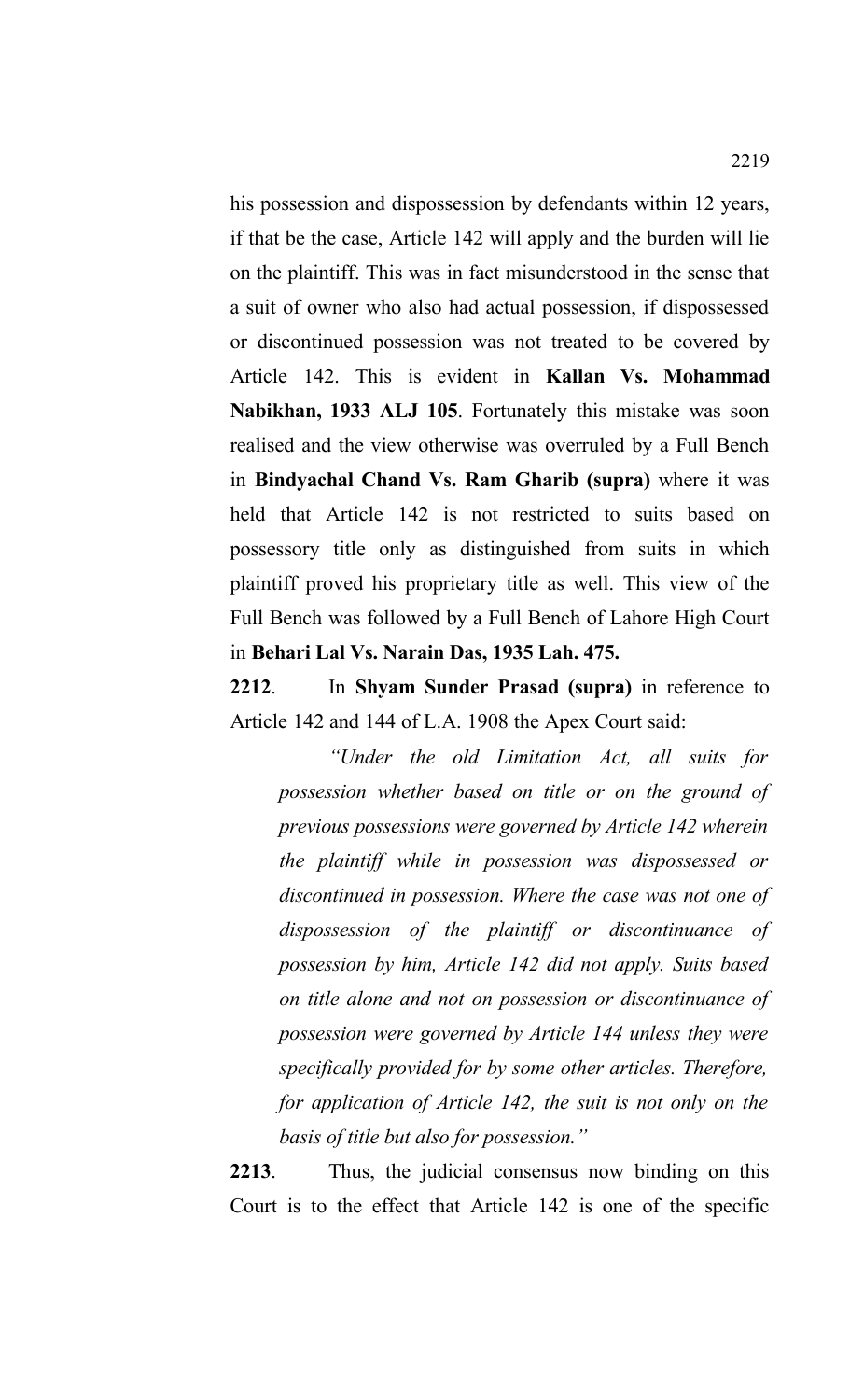his possession and dispossession by defendants within 12 years, if that be the case, Article 142 will apply and the burden will lie on the plaintiff. This was in fact misunderstood in the sense that a suit of owner who also had actual possession, if dispossessed or discontinued possession was not treated to be covered by Article 142. This is evident in **Kallan Vs. Mohammad Nabikhan, 1933 ALJ 105**. Fortunately this mistake was soon realised and the view otherwise was overruled by a Full Bench in **Bindyachal Chand Vs. Ram Gharib (supra)** where it was held that Article 142 is not restricted to suits based on possessory title only as distinguished from suits in which plaintiff proved his proprietary title as well. This view of the Full Bench was followed by a Full Bench of Lahore High Court in **Behari Lal Vs. Narain Das, 1935 Lah. 475.**

**2212**. In **Shyam Sunder Prasad (supra)** in reference to Article 142 and 144 of L.A. 1908 the Apex Court said:

> *"Under the old Limitation Act, all suits for possession whether based on title or on the ground of previous possessions were governed by Article 142 wherein the plaintiff while in possession was dispossessed or discontinued in possession. Where the case was not one of dispossession of the plaintiff or discontinuance of possession by him, Article 142 did not apply. Suits based on title alone and not on possession or discontinuance of possession were governed by Article 144 unless they were specifically provided for by some other articles. Therefore, for application of Article 142, the suit is not only on the basis of title but also for possession."*

**2213**. Thus, the judicial consensus now binding on this Court is to the effect that Article 142 is one of the specific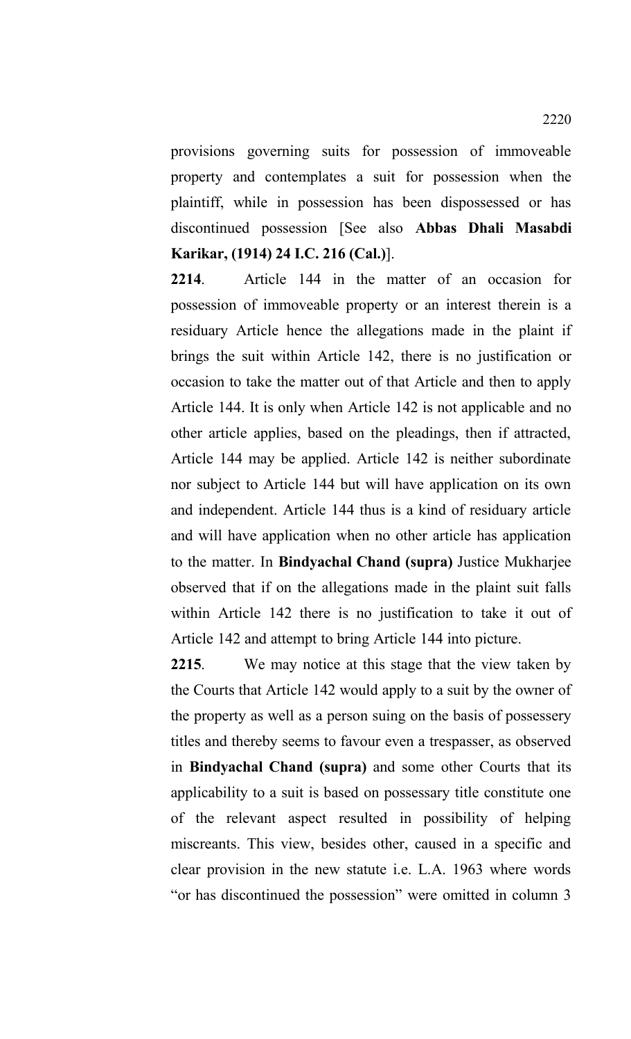provisions governing suits for possession of immoveable property and contemplates a suit for possession when the plaintiff, while in possession has been dispossessed or has discontinued possession [See also **Abbas Dhali Masabdi Karikar, (1914) 24 I.C. 216 (Cal.)**].

**2214**. Article 144 in the matter of an occasion for possession of immoveable property or an interest therein is a residuary Article hence the allegations made in the plaint if brings the suit within Article 142, there is no justification or occasion to take the matter out of that Article and then to apply Article 144. It is only when Article 142 is not applicable and no other article applies, based on the pleadings, then if attracted, Article 144 may be applied. Article 142 is neither subordinate nor subject to Article 144 but will have application on its own and independent. Article 144 thus is a kind of residuary article and will have application when no other article has application to the matter. In **Bindyachal Chand (supra)** Justice Mukharjee observed that if on the allegations made in the plaint suit falls within Article 142 there is no justification to take it out of Article 142 and attempt to bring Article 144 into picture.

**2215**. We may notice at this stage that the view taken by the Courts that Article 142 would apply to a suit by the owner of the property as well as a person suing on the basis of possessery titles and thereby seems to favour even a trespasser, as observed in **Bindyachal Chand (supra)** and some other Courts that its applicability to a suit is based on possessary title constitute one of the relevant aspect resulted in possibility of helping miscreants. This view, besides other, caused in a specific and clear provision in the new statute i.e. L.A. 1963 where words "or has discontinued the possession" were omitted in column 3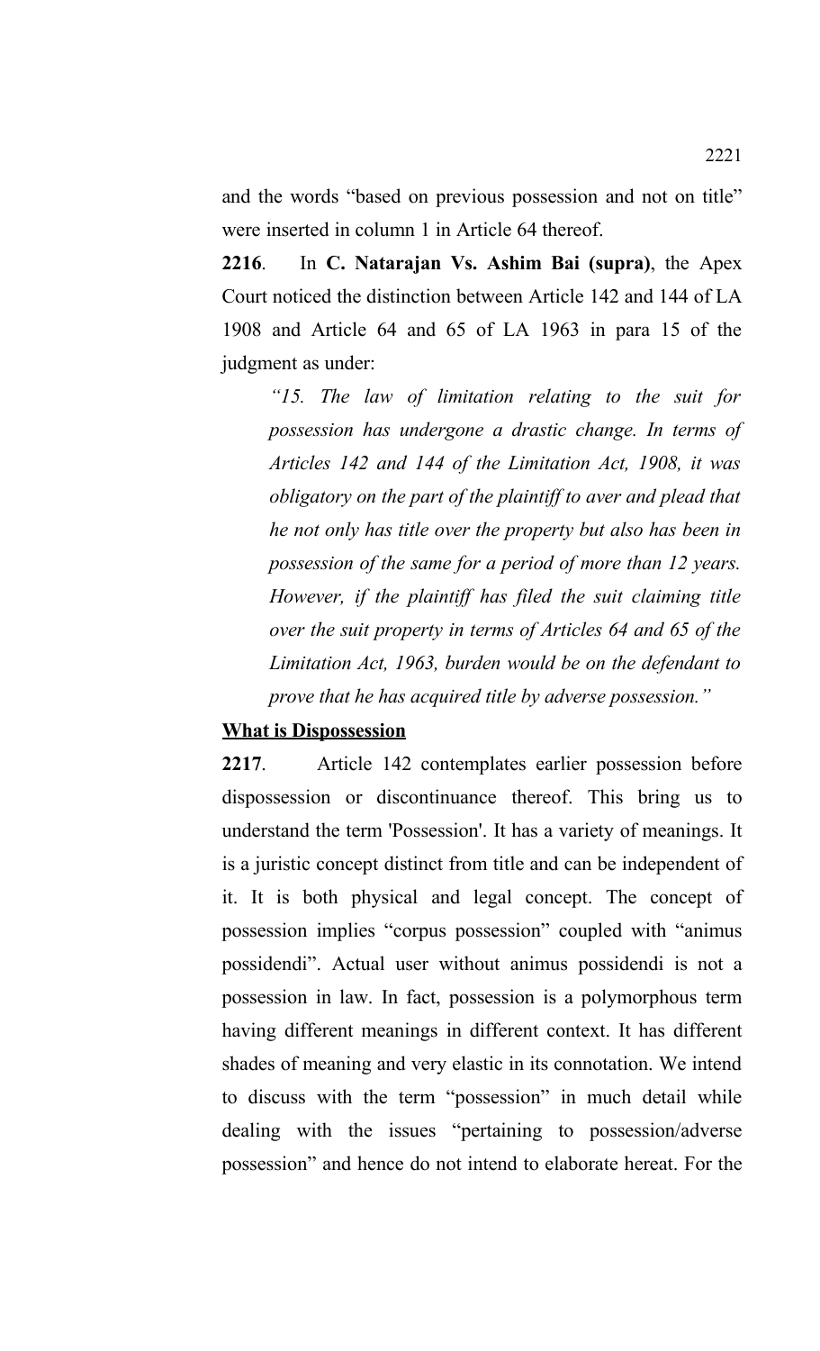and the words "based on previous possession and not on title" were inserted in column 1 in Article 64 thereof.

**2216**. In **C. Natarajan Vs. Ashim Bai (supra)**, the Apex Court noticed the distinction between Article 142 and 144 of LA 1908 and Article 64 and 65 of LA 1963 in para 15 of the judgment as under:

> *"15. The law of limitation relating to the suit for possession has undergone a drastic change. In terms of Articles 142 and 144 of the Limitation Act, 1908, it was obligatory on the part of the plaintiff to aver and plead that he not only has title over the property but also has been in possession of the same for a period of more than 12 years. However, if the plaintiff has filed the suit claiming title over the suit property in terms of Articles 64 and 65 of the Limitation Act, 1963, burden would be on the defendant to prove that he has acquired title by adverse possession."*

**What is Dispossession**

**2217**. Article 142 contemplates earlier possession before dispossession or discontinuance thereof. This bring us to understand the term 'Possession'. It has a variety of meanings. It is a juristic concept distinct from title and can be independent of it. It is both physical and legal concept. The concept of possession implies "corpus possession" coupled with "animus possidendi". Actual user without animus possidendi is not a possession in law. In fact, possession is a polymorphous term having different meanings in different context. It has different shades of meaning and very elastic in its connotation. We intend to discuss with the term "possession" in much detail while dealing with the issues "pertaining to possession/adverse possession" and hence do not intend to elaborate hereat. For the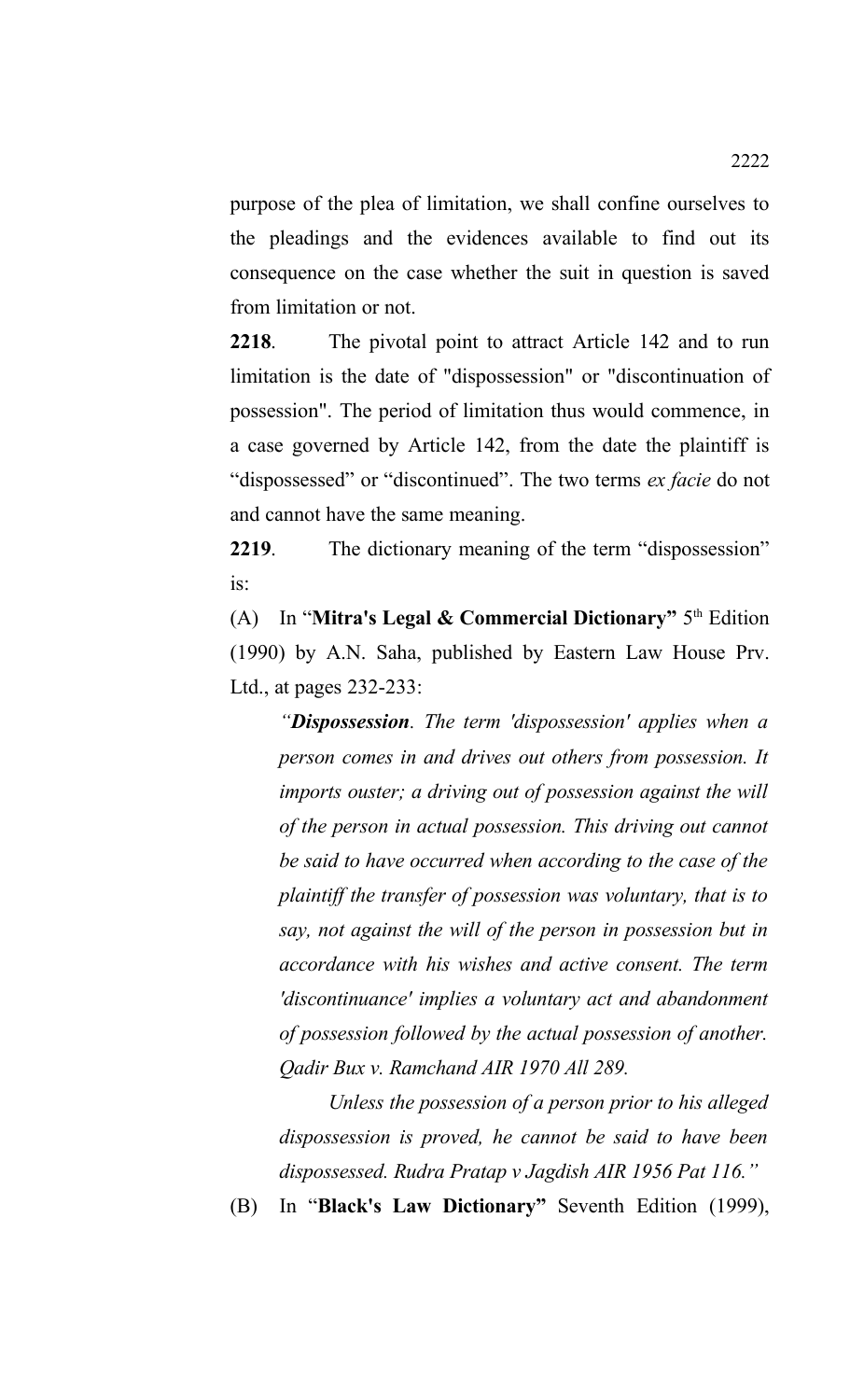purpose of the plea of limitation, we shall confine ourselves to the pleadings and the evidences available to find out its consequence on the case whether the suit in question is saved from limitation or not.

**2218**. The pivotal point to attract Article 142 and to run limitation is the date of "dispossession" or "discontinuation of possession". The period of limitation thus would commence, in a case governed by Article 142, from the date the plaintiff is "dispossessed" or "discontinued". The two terms *ex facie* do not and cannot have the same meaning.

**2219**. The dictionary meaning of the term "dispossession" is:

(A) In "**Mitra's Legal & Commercial Dictionary"** 5th Edition (1990) by A.N. Saha, published by Eastern Law House Prv. Ltd., at pages 232-233:

> *"**Dispossession**. The term 'dispossession' applies when a person comes in and drives out others from possession. It imports ouster; a driving out of possession against the will of the person in actual possession. This driving out cannot be said to have occurred when according to the case of the plaintiff the transfer of possession was voluntary, that is to say, not against the will of the person in possession but in accordance with his wishes and active consent. The term 'discontinuance' implies a voluntary act and abandonment of possession followed by the actual possession of another. Qadir Bux v. Ramchand AIR 1970 All 289.*
>
> *Unless the possession of a person prior to his alleged dispossession is proved, he cannot be said to have been dispossessed. Rudra Pratap v Jagdish AIR 1956 Pat 116."*

(B) In "**Black's Law Dictionary"** Seventh Edition (1999),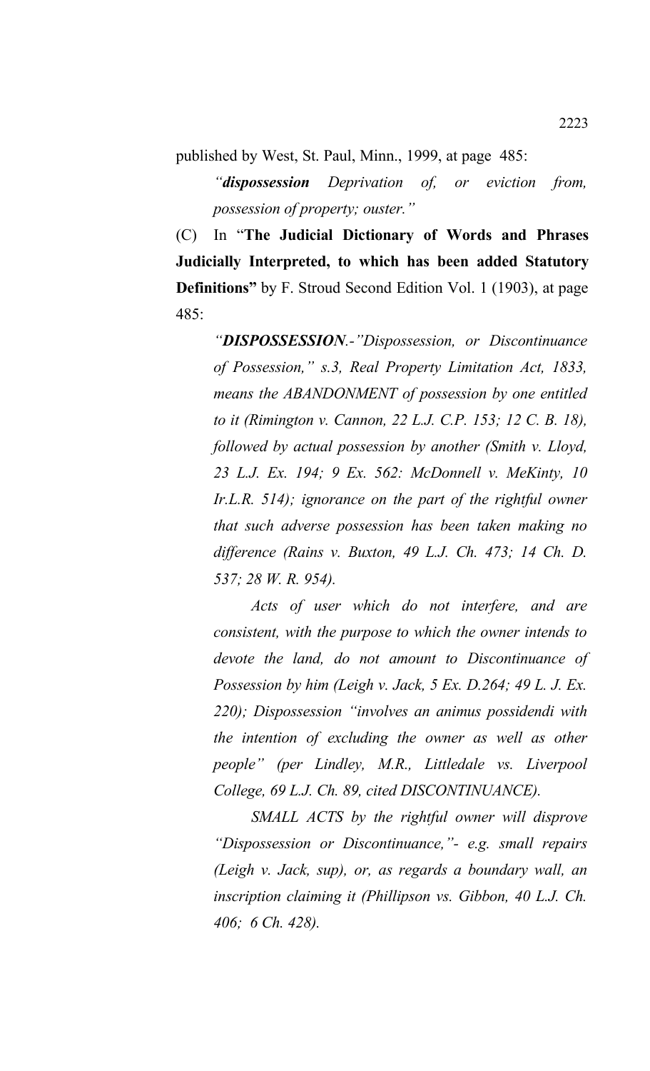published by West, St. Paul, Minn., 1999, at page 485:

> *"**dispossession** Deprivation of, or eviction from, possession of property; ouster."*

(C) In "**The Judicial Dictionary of Words and Phrases Judicially Interpreted, to which has been added Statutory Definitions"** by F. Stroud Second Edition Vol. 1 (1903), at page 485:

> *"**DISPOSSESSION**.-"Dispossession, or Discontinuance of Possession," s.3, Real Property Limitation Act, 1833, means the ABANDONMENT of possession by one entitled to it (Rimington v. Cannon, 22 L.J. C.P. 153; 12 C. B. 18), followed by actual possession by another (Smith v. Lloyd, 23 L.J. Ex. 194; 9 Ex. 562: McDonnell v. MeKinty, 10 Ir.L.R. 514); ignorance on the part of the rightful owner that such adverse possession has been taken making no difference (Rains v. Buxton, 49 L.J. Ch. 473; 14 Ch. D. 537; 28 W. R. 954).*
>
> *Acts of user which do not interfere, and are consistent, with the purpose to which the owner intends to devote the land, do not amount to Discontinuance of Possession by him (Leigh v. Jack, 5 Ex. D.264; 49 L. J. Ex. 220); Dispossession "involves an animus possidendi with the intention of excluding the owner as well as other people" (per Lindley, M.R., Littledale vs. Liverpool College, 69 L.J. Ch. 89, cited DISCONTINUANCE).*
>
> *SMALL ACTS by the rightful owner will disprove "Dispossession or Discontinuance,"- e.g. small repairs (Leigh v. Jack, sup), or, as regards a boundary wall, an inscription claiming it (Phillipson vs. Gibbon, 40 L.J. Ch. 406; 6 Ch. 428).*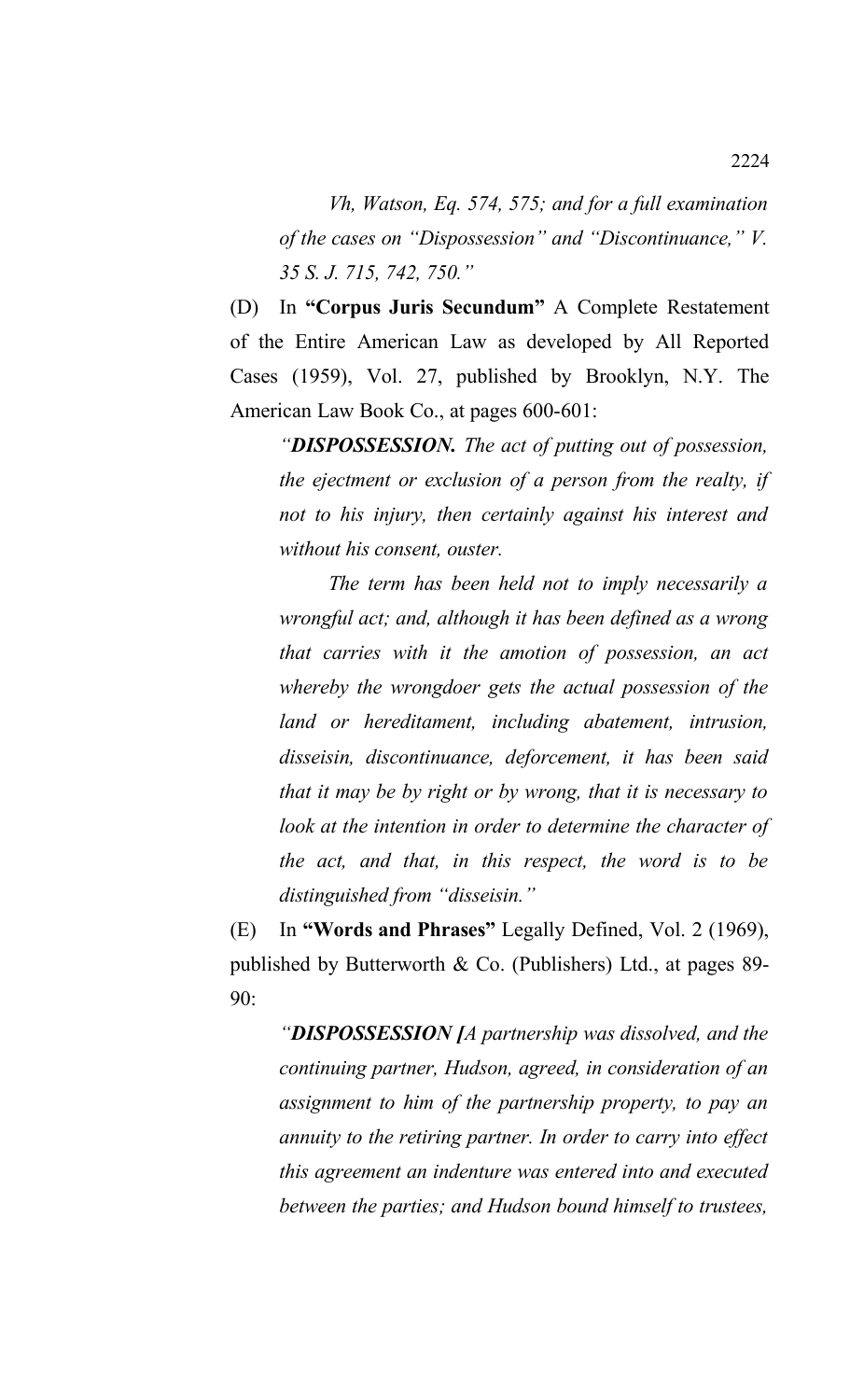*Vh, Watson, Eq. 574, 575; and for a full examination of the cases on "Dispossession" and "Discontinuance," V. 35 S. J. 715, 742, 750."*

(D) In **"Corpus Juris Secundum"** A Complete Restatement of the Entire American Law as developed by All Reported Cases (1959), Vol. 27, published by Brooklyn, N.Y. The American Law Book Co., at pages 600-601:

> *"**DISPOSSESSION.** The act of putting out of possession, the ejectment or exclusion of a person from the realty, if not to his injury, then certainly against his interest and without his consent, ouster.*
>
> *The term has been held not to imply necessarily a wrongful act; and, although it has been defined as a wrong that carries with it the amotion of possession, an act whereby the wrongdoer gets the actual possession of the land or hereditament, including abatement, intrusion, disseisin, discontinuance, deforcement, it has been said that it may be by right or by wrong, that it is necessary to look at the intention in order to determine the character of the act, and that, in this respect, the word is to be distinguished from "disseisin."*

(E) In **"Words and Phrases"** Legally Defined, Vol. 2 (1969), published by Butterworth & Co. (Publishers) Ltd., at pages 89-90:

> *"**DISPOSSESSION [**A partnership was dissolved, and the continuing partner, Hudson, agreed, in consideration of an assignment to him of the partnership property, to pay an annuity to the retiring partner. In order to carry into effect this agreement an indenture was entered into and executed between the parties; and Hudson bound himself to trustees,*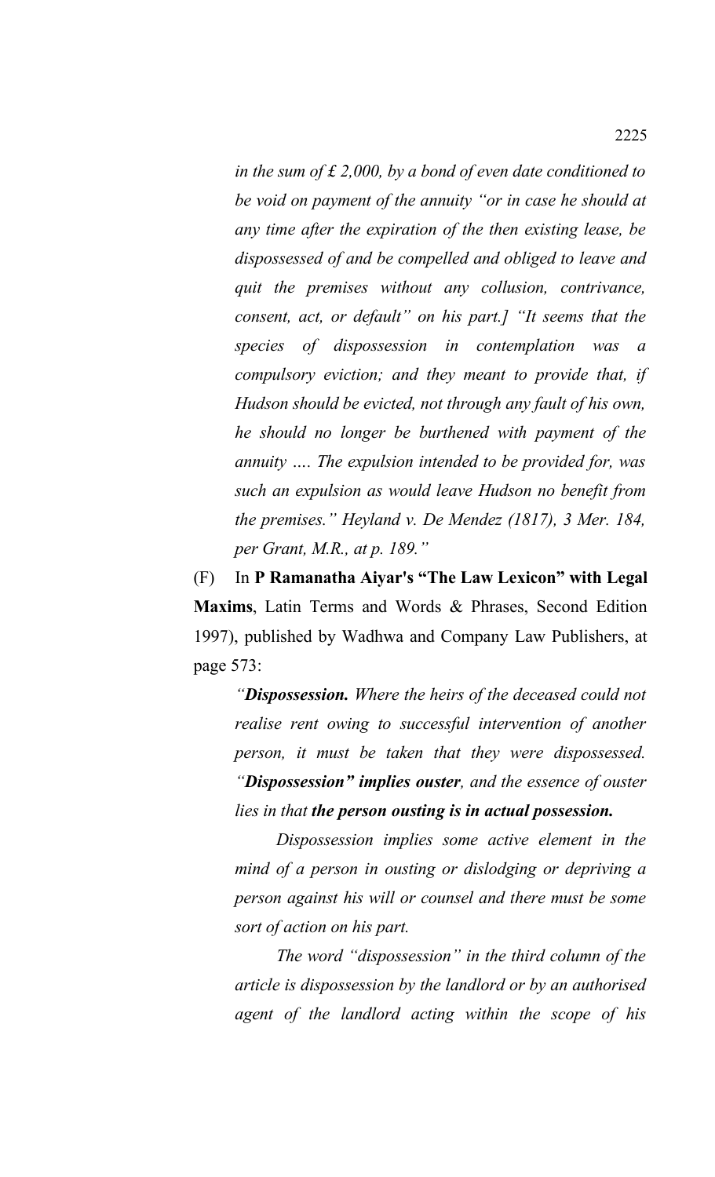*in the sum of £ 2,000, by a bond of even date conditioned to be void on payment of the annuity "or in case he should at any time after the expiration of the then existing lease, be dispossessed of and be compelled and obliged to leave and quit the premises without any collusion, contrivance, consent, act, or default" on his part.] "It seems that the species of dispossession in contemplation was a compulsory eviction; and they meant to provide that, if Hudson should be evicted, not through any fault of his own, he should no longer be burthened with payment of the annuity .... The expulsion intended to be provided for, was such an expulsion as would leave Hudson no benefit from the premises." Heyland v. De Mendez (1817), 3 Mer. 184, per Grant, M.R., at p. 189."*

(F) In **P Ramanatha Aiyar's "The Law Lexicon" with Legal Maxims**, Latin Terms and Words & Phrases, Second Edition 1997), published by Wadhwa and Company Law Publishers, at page 573:

> *"**Dispossession.** Where the heirs of the deceased could not realise rent owing to successful intervention of another person, it must be taken that they were dispossessed. "**Dispossession" implies ouster**, and the essence of ouster lies in that **the person ousting is in actual possession.***
>
> *Dispossession implies some active element in the mind of a person in ousting or dislodging or depriving a person against his will or counsel and there must be some sort of action on his part.*
>
> *The word "dispossession" in the third column of the article is dispossession by the landlord or by an authorised agent of the landlord acting within the scope of his*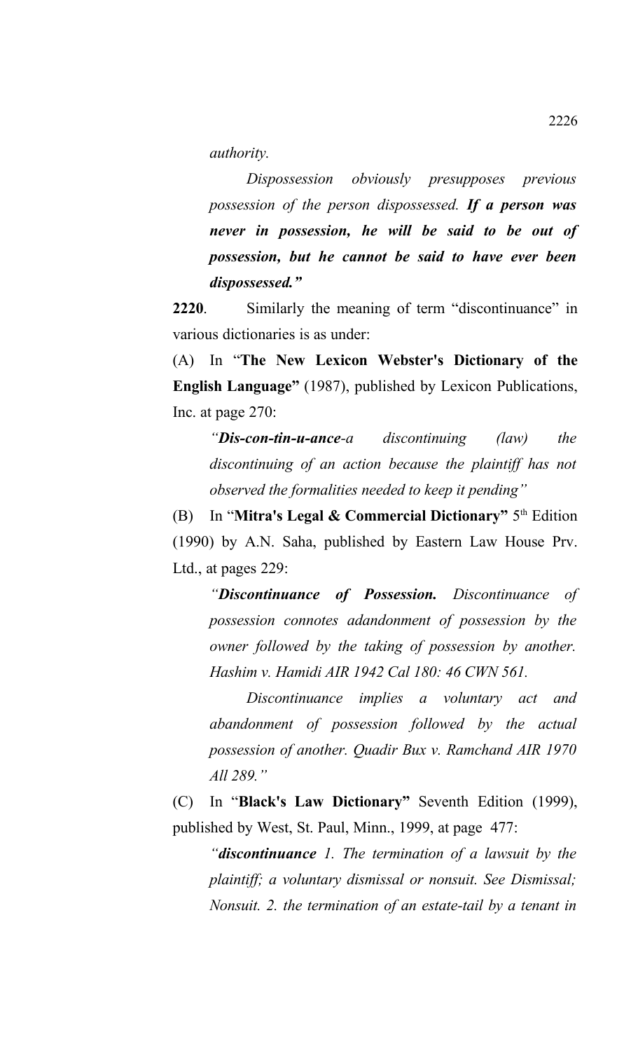*authority.*

*Dispossession obviously presupposes previous possession of the person dispossessed.* ***If a person was never in possession, he will be said to be out of possession, but he cannot be said to have ever been dispossessed."***

**2220**. Similarly the meaning of term "discontinuance" in various dictionaries is as under:

(A) In "**The New Lexicon Webster's Dictionary of the English Language"** (1987), published by Lexicon Publications, Inc. at page 270:

> *"**Dis-con-tin-u-ance**-a discontinuing (law) the discontinuing of an action because the plaintiff has not observed the formalities needed to keep it pending"*

(B) In "**Mitra's Legal & Commercial Dictionary"** 5th Edition (1990) by A.N. Saha, published by Eastern Law House Prv. Ltd., at pages 229:

> *"**Discontinuance of Possession.** Discontinuance of possession connotes adandonment of possession by the owner followed by the taking of possession by another. Hashim v. Hamidi AIR 1942 Cal 180: 46 CWN 561.*
>
> *Discontinuance implies a voluntary act and abandonment of possession followed by the actual possession of another. Quadir Bux v. Ramchand AIR 1970 All 289."*

(C) In "**Black's Law Dictionary"** Seventh Edition (1999), published by West, St. Paul, Minn., 1999, at page 477:

> *"**discontinuance** 1. The termination of a lawsuit by the plaintiff; a voluntary dismissal or nonsuit. See Dismissal; Nonsuit. 2. the termination of an estate-tail by a tenant in*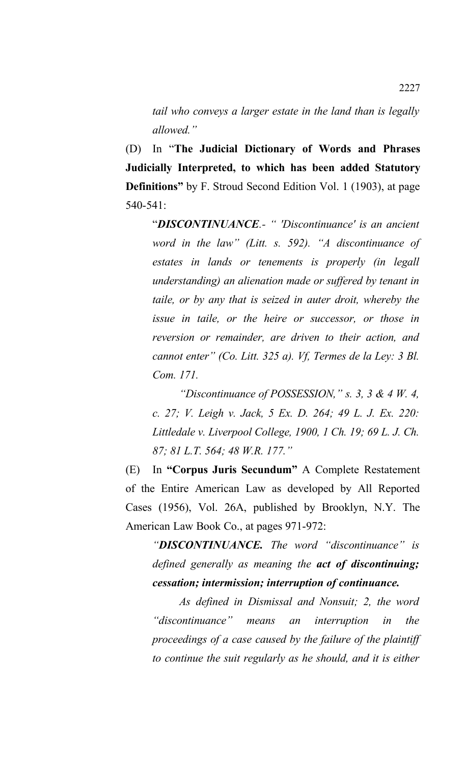*tail who conveys a larger estate in the land than is legally allowed."*

(D) In "**The Judicial Dictionary of Words and Phrases Judicially Interpreted, to which has been added Statutory Definitions"** by F. Stroud Second Edition Vol. 1 (1903), at page 540-541:

> "***DISCONTINUANCE****.- " 'Discontinuance' is an ancient word in the law" (Litt. s. 592). "A discontinuance of estates in lands or tenements is properly (in legall understanding) an alienation made or suffered by tenant in taile, or by any that is seized in auter droit, whereby the issue in taile, or the heire or successor, or those in reversion or remainder, are driven to their action, and cannot enter" (Co. Litt. 325 a). Vf, Termes de la Ley: 3 Bl. Com. 171.*
>
> *"Discontinuance of POSSESSION," s. 3, 3 & 4 W. 4, c. 27; V. Leigh v. Jack, 5 Ex. D. 264; 49 L. J. Ex. 220: Littledale v. Liverpool College, 1900, 1 Ch. 19; 69 L. J. Ch. 87; 81 L.T. 564; 48 W.R. 177."*

(E) In **"Corpus Juris Secundum"** A Complete Restatement of the Entire American Law as developed by All Reported Cases (1956), Vol. 26A, published by Brooklyn, N.Y. The American Law Book Co., at pages 971-972:

> *"**DISCONTINUANCE.** The word "discontinuance" is defined generally as meaning the **act of discontinuing; cessation; intermission; interruption of continuance.***
>
> *As defined in Dismissal and Nonsuit; 2, the word "discontinuance" means an interruption in the proceedings of a case caused by the failure of the plaintiff to continue the suit regularly as he should, and it is either*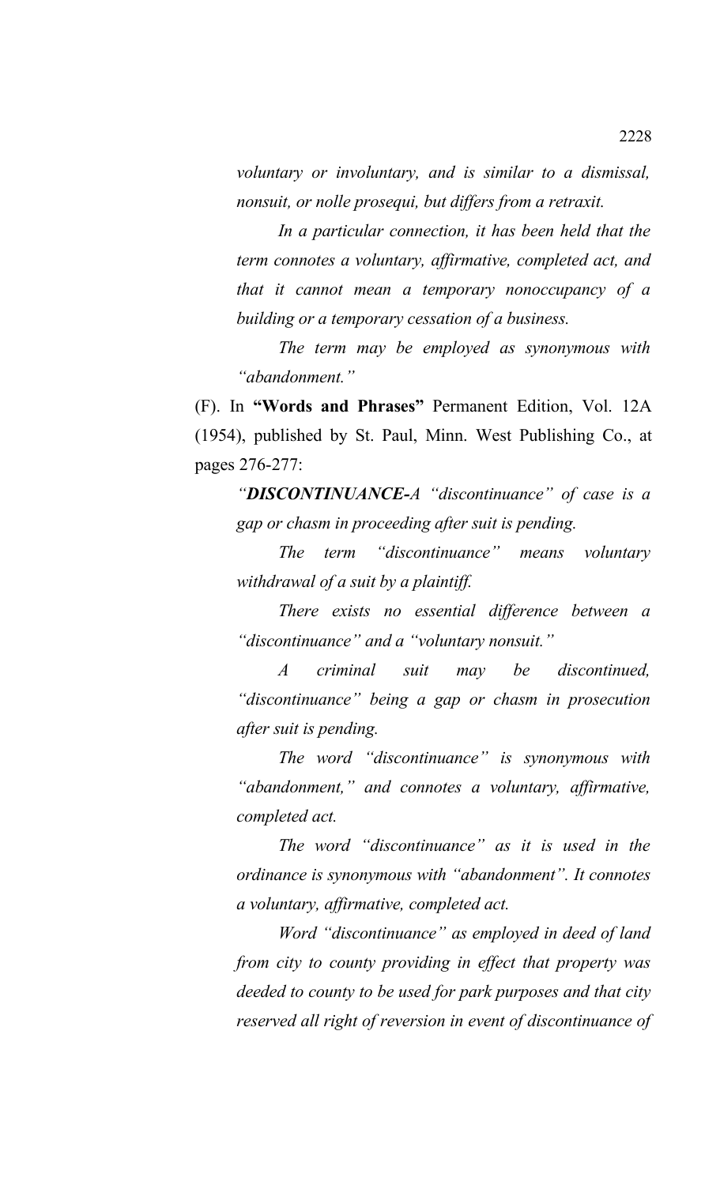*voluntary or involuntary, and is similar to a dismissal, nonsuit, or nolle prosequi, but differs from a retraxit.*

*In a particular connection, it has been held that the term connotes a voluntary, affirmative, completed act, and that it cannot mean a temporary nonoccupancy of a building or a temporary cessation of a business.*

*The term may be employed as synonymous with "abandonment."*

(F). In **"Words and Phrases"** Permanent Edition, Vol. 12A (1954), published by St. Paul, Minn. West Publishing Co., at pages 276-277:

*"**DISCONTINUANCE-**A "discontinuance" of case is a gap or chasm in proceeding after suit is pending.*

*The term "discontinuance" means voluntary withdrawal of a suit by a plaintiff.*

*There exists no essential difference between a "discontinuance" and a "voluntary nonsuit."*

*A criminal suit may be discontinued, "discontinuance" being a gap or chasm in prosecution after suit is pending.*

*The word "discontinuance" is synonymous with "abandonment," and connotes a voluntary, affirmative, completed act.*

*The word "discontinuance" as it is used in the ordinance is synonymous with "abandonment". It connotes a voluntary, affirmative, completed act.*

*Word "discontinuance" as employed in deed of land from city to county providing in effect that property was deeded to county to be used for park purposes and that city reserved all right of reversion in event of discontinuance of*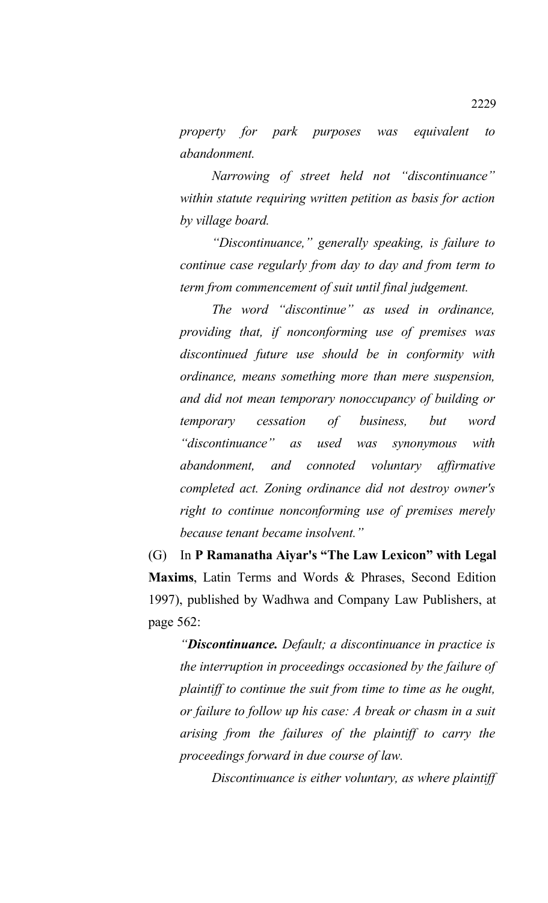*property for park purposes was equivalent to abandonment.*

*Narrowing of street held not "discontinuance" within statute requiring written petition as basis for action by village board.*

*"Discontinuance," generally speaking, is failure to continue case regularly from day to day and from term to term from commencement of suit until final judgement.*

*The word "discontinue" as used in ordinance, providing that, if nonconforming use of premises was discontinued future use should be in conformity with ordinance, means something more than mere suspension, and did not mean temporary nonoccupancy of building or temporary cessation of business, but word "discontinuance" as used was synonymous with abandonment, and connoted voluntary affirmative completed act. Zoning ordinance did not destroy owner's right to continue nonconforming use of premises merely because tenant became insolvent."*

(G) In **P Ramanatha Aiyar's "The Law Lexicon" with Legal Maxims**, Latin Terms and Words & Phrases, Second Edition 1997), published by Wadhwa and Company Law Publishers, at page 562:

*"**Discontinuance.** Default; a discontinuance in practice is the interruption in proceedings occasioned by the failure of plaintiff to continue the suit from time to time as he ought, or failure to follow up his case: A break or chasm in a suit arising from the failures of the plaintiff to carry the proceedings forward in due course of law.*

*Discontinuance is either voluntary, as where plaintiff*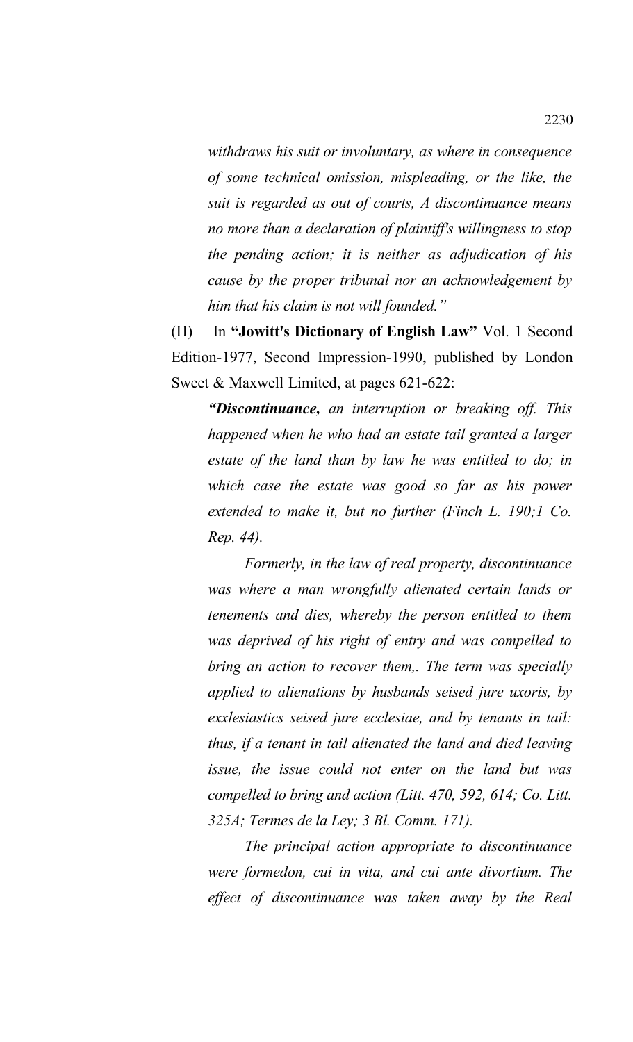*withdraws his suit or involuntary, as where in consequence of some technical omission, mispleading, or the like, the suit is regarded as out of courts, A discontinuance means no more than a declaration of plaintiff's willingness to stop the pending action; it is neither as adjudication of his cause by the proper tribunal nor an acknowledgement by him that his claim is not will founded."*

(H) In **"Jowitt's Dictionary of English Law"** Vol. 1 Second Edition-1977, Second Impression-1990, published by London Sweet & Maxwell Limited, at pages 621-622:

> ***"Discontinuance,*** *an interruption or breaking off. This happened when he who had an estate tail granted a larger estate of the land than by law he was entitled to do; in which case the estate was good so far as his power extended to make it, but no further (Finch L. 190;1 Co. Rep. 44).*
>
> *Formerly, in the law of real property, discontinuance was where a man wrongfully alienated certain lands or tenements and dies, whereby the person entitled to them was deprived of his right of entry and was compelled to bring an action to recover them,. The term was specially applied to alienations by husbands seised jure uxoris, by exxlesiastics seised jure ecclesiae, and by tenants in tail: thus, if a tenant in tail alienated the land and died leaving issue, the issue could not enter on the land but was compelled to bring and action (Litt. 470, 592, 614; Co. Litt. 325A; Termes de la Ley; 3 Bl. Comm. 171).*
>
> *The principal action appropriate to discontinuance were formedon, cui in vita, and cui ante divortium. The effect of discontinuance was taken away by the Real*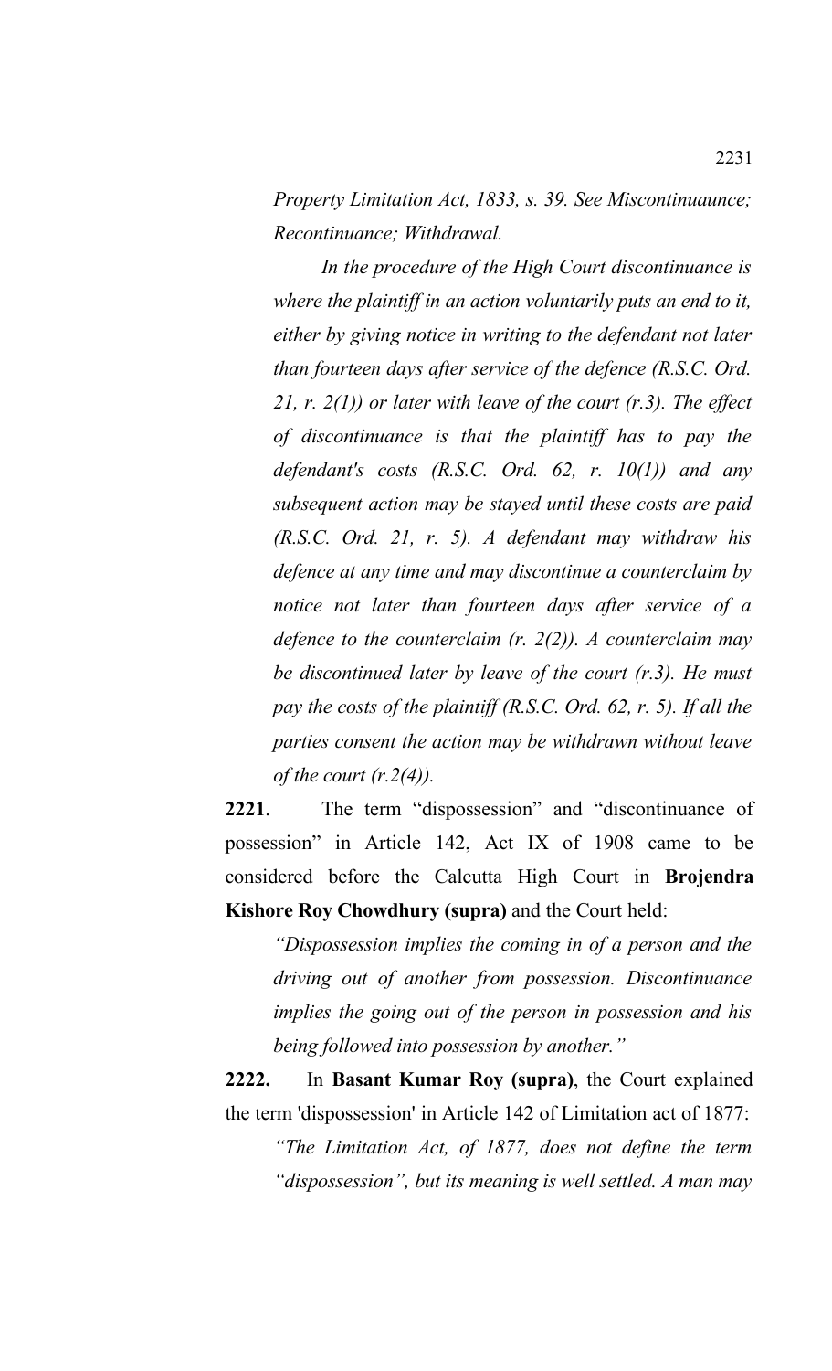*Property Limitation Act, 1833, s. 39. See Miscontinuaunce; Recontinuance; Withdrawal.*

*In the procedure of the High Court discontinuance is where the plaintiff in an action voluntarily puts an end to it, either by giving notice in writing to the defendant not later than fourteen days after service of the defence (R.S.C. Ord. 21, r. 2(1)) or later with leave of the court (r.3). The effect of discontinuance is that the plaintiff has to pay the defendant's costs (R.S.C. Ord. 62, r. 10(1)) and any subsequent action may be stayed until these costs are paid (R.S.C. Ord. 21, r. 5). A defendant may withdraw his defence at any time and may discontinue a counterclaim by notice not later than fourteen days after service of a defence to the counterclaim (r. 2(2)). A counterclaim may be discontinued later by leave of the court (r.3). He must pay the costs of the plaintiff (R.S.C. Ord. 62, r. 5). If all the parties consent the action may be withdrawn without leave of the court (r.2(4)).*

**2221**. The term "dispossession" and "discontinuance of possession" in Article 142, Act IX of 1908 came to be considered before the Calcutta High Court in **Brojendra Kishore Roy Chowdhury (supra)** and the Court held:

*"Dispossession implies the coming in of a person and the driving out of another from possession. Discontinuance implies the going out of the person in possession and his being followed into possession by another."*

**2222.** In **Basant Kumar Roy (supra)**, the Court explained the term 'dispossession' in Article 142 of Limitation act of 1877:

*"The Limitation Act, of 1877, does not define the term "dispossession", but its meaning is well settled. A man may*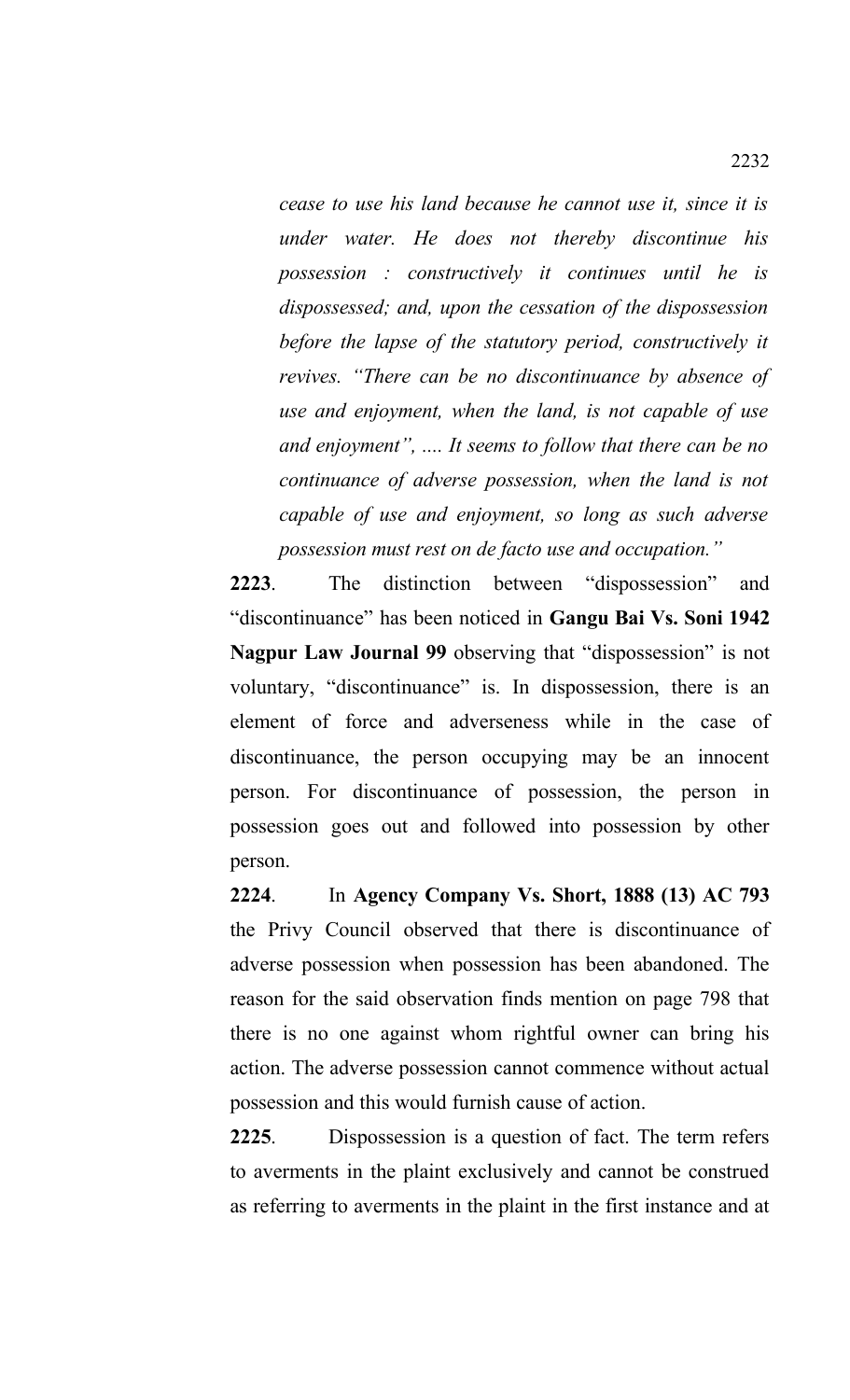*cease to use his land because he cannot use it, since it is under water. He does not thereby discontinue his possession : constructively it continues until he is dispossessed; and, upon the cessation of the dispossession before the lapse of the statutory period, constructively it revives. "There can be no discontinuance by absence of use and enjoyment, when the land, is not capable of use and enjoyment", .... It seems to follow that there can be no continuance of adverse possession, when the land is not capable of use and enjoyment, so long as such adverse possession must rest on de facto use and occupation."*

**2223**. The distinction between "dispossession" and "discontinuance" has been noticed in **Gangu Bai Vs. Soni 1942 Nagpur Law Journal 99** observing that "dispossession" is not voluntary, "discontinuance" is. In dispossession, there is an element of force and adverseness while in the case of discontinuance, the person occupying may be an innocent person. For discontinuance of possession, the person in possession goes out and followed into possession by other person.

**2224**. In **Agency Company Vs. Short, 1888 (13) AC 793** the Privy Council observed that there is discontinuance of adverse possession when possession has been abandoned. The reason for the said observation finds mention on page 798 that there is no one against whom rightful owner can bring his action. The adverse possession cannot commence without actual possession and this would furnish cause of action.

**2225**. Dispossession is a question of fact. The term refers to averments in the plaint exclusively and cannot be construed as referring to averments in the plaint in the first instance and at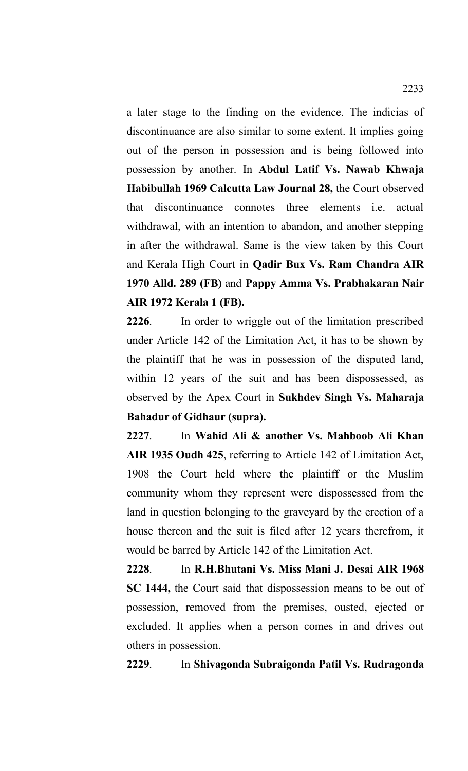a later stage to the finding on the evidence. The indicias of discontinuance are also similar to some extent. It implies going out of the person in possession and is being followed into possession by another. In **Abdul Latif Vs. Nawab Khwaja Habibullah 1969 Calcutta Law Journal 28,** the Court observed that discontinuance connotes three elements i.e. actual withdrawal, with an intention to abandon, and another stepping in after the withdrawal. Same is the view taken by this Court and Kerala High Court in **Qadir Bux Vs. Ram Chandra AIR 1970 Alld. 289 (FB)** and **Pappy Amma Vs. Prabhakaran Nair AIR 1972 Kerala 1 (FB).**

**2226**. In order to wriggle out of the limitation prescribed under Article 142 of the Limitation Act, it has to be shown by the plaintiff that he was in possession of the disputed land, within 12 years of the suit and has been dispossessed, as observed by the Apex Court in **Sukhdev Singh Vs. Maharaja Bahadur of Gidhaur (supra).**

**2227**. In **Wahid Ali & another Vs. Mahboob Ali Khan AIR 1935 Oudh 425**, referring to Article 142 of Limitation Act, 1908 the Court held where the plaintiff or the Muslim community whom they represent were dispossessed from the land in question belonging to the graveyard by the erection of a house thereon and the suit is filed after 12 years therefrom, it would be barred by Article 142 of the Limitation Act.

**2228**. In **R.H.Bhutani Vs. Miss Mani J. Desai AIR 1968 SC 1444,** the Court said that dispossession means to be out of possession, removed from the premises, ousted, ejected or excluded. It applies when a person comes in and drives out others in possession.

**2229**. In **Shivagonda Subraigonda Patil Vs. Rudragonda**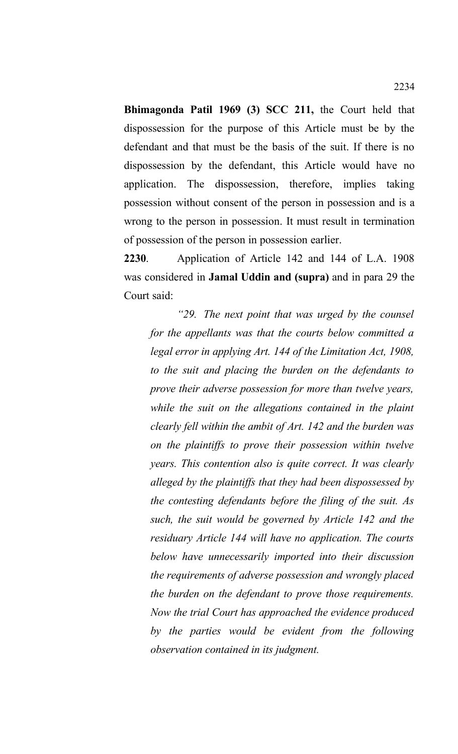**Bhimagonda Patil 1969 (3) SCC 211,** the Court held that dispossession for the purpose of this Article must be by the defendant and that must be the basis of the suit. If there is no dispossession by the defendant, this Article would have no application. The dispossession, therefore, implies taking possession without consent of the person in possession and is a wrong to the person in possession. It must result in termination of possession of the person in possession earlier.

**2230**. Application of Article 142 and 144 of L.A. 1908 was considered in **Jamal Uddin and (supra)** and in para 29 the Court said:

> *"29. The next point that was urged by the counsel for the appellants was that the courts below committed a legal error in applying Art. 144 of the Limitation Act, 1908, to the suit and placing the burden on the defendants to prove their adverse possession for more than twelve years, while the suit on the allegations contained in the plaint clearly fell within the ambit of Art. 142 and the burden was on the plaintiffs to prove their possession within twelve years. This contention also is quite correct. It was clearly alleged by the plaintiffs that they had been dispossessed by the contesting defendants before the filing of the suit. As such, the suit would be governed by Article 142 and the residuary Article 144 will have no application. The courts below have unnecessarily imported into their discussion the requirements of adverse possession and wrongly placed the burden on the defendant to prove those requirements. Now the trial Court has approached the evidence produced by the parties would be evident from the following observation contained in its judgment.*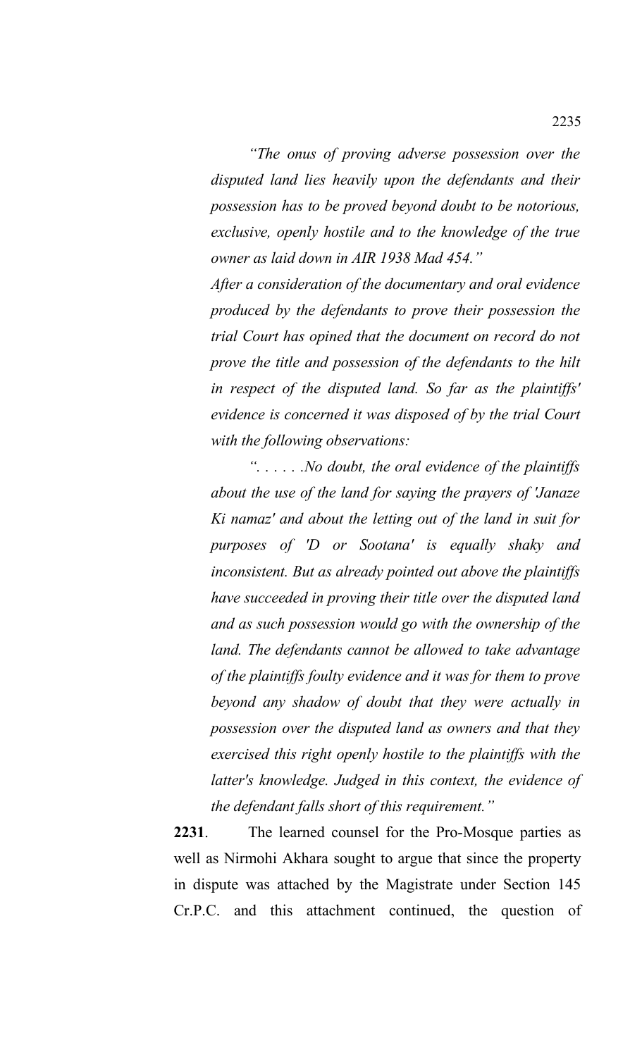*"The onus of proving adverse possession over the disputed land lies heavily upon the defendants and their possession has to be proved beyond doubt to be notorious, exclusive, openly hostile and to the knowledge of the true owner as laid down in AIR 1938 Mad 454."*

*After a consideration of the documentary and oral evidence produced by the defendants to prove their possession the trial Court has opined that the document on record do not prove the title and possession of the defendants to the hilt in respect of the disputed land. So far as the plaintiffs' evidence is concerned it was disposed of by the trial Court with the following observations:*

*". . . . . .No doubt, the oral evidence of the plaintiffs about the use of the land for saying the prayers of 'Janaze Ki namaz' and about the letting out of the land in suit for purposes of 'D or Sootana' is equally shaky and inconsistent. But as already pointed out above the plaintiffs have succeeded in proving their title over the disputed land and as such possession would go with the ownership of the land. The defendants cannot be allowed to take advantage of the plaintiffs foulty evidence and it was for them to prove beyond any shadow of doubt that they were actually in possession over the disputed land as owners and that they exercised this right openly hostile to the plaintiffs with the latter's knowledge. Judged in this context, the evidence of the defendant falls short of this requirement."*

**2231**. The learned counsel for the Pro-Mosque parties as well as Nirmohi Akhara sought to argue that since the property in dispute was attached by the Magistrate under Section 145 Cr.P.C. and this attachment continued, the question of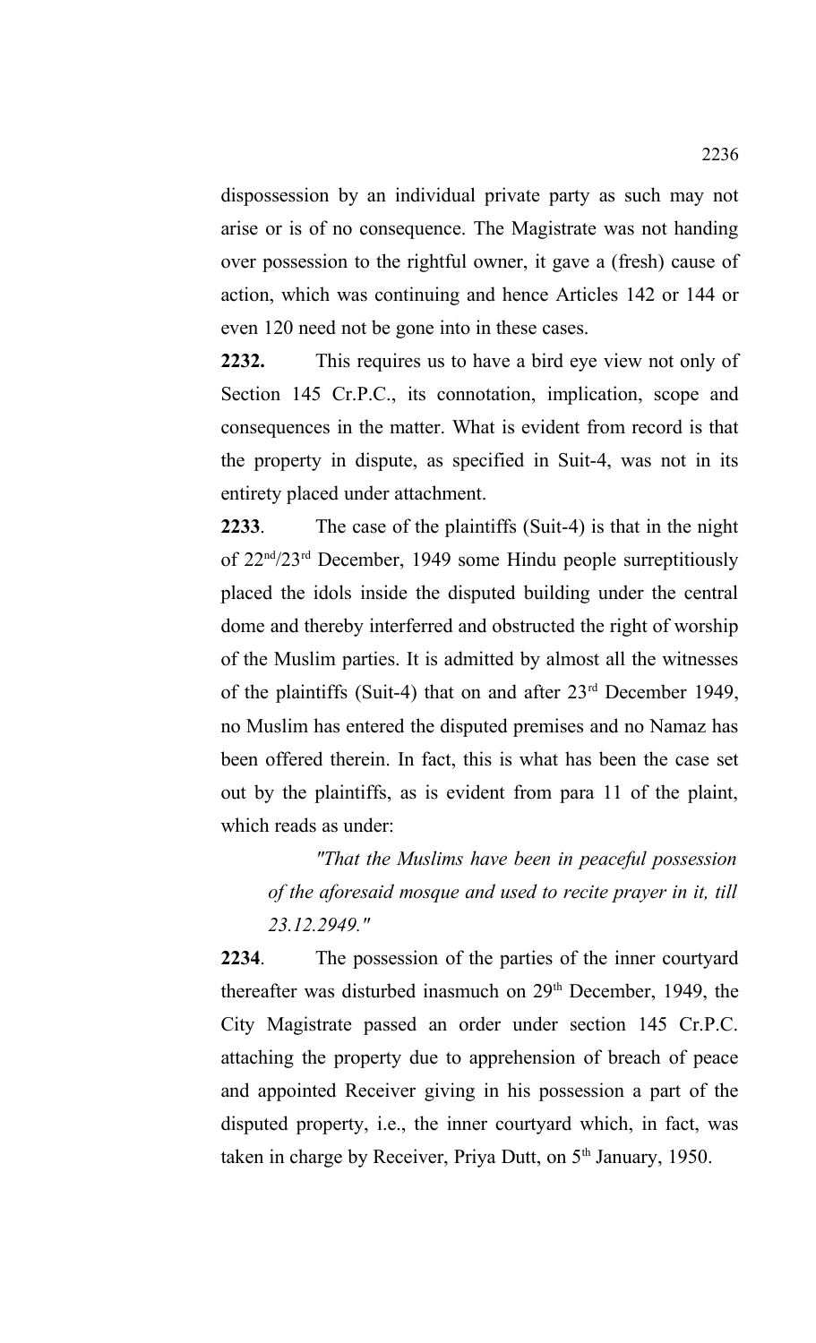dispossession by an individual private party as such may not arise or is of no consequence. The Magistrate was not handing over possession to the rightful owner, it gave a (fresh) cause of action, which was continuing and hence Articles 142 or 144 or even 120 need not be gone into in these cases.

**2232.** This requires us to have a bird eye view not only of Section 145 Cr.P.C., its connotation, implication, scope and consequences in the matter. What is evident from record is that the property in dispute, as specified in Suit-4, was not in its entirety placed under attachment.

**2233**. The case of the plaintiffs (Suit-4) is that in the night of 22nd/23rd December, 1949 some Hindu people surreptitiously placed the idols inside the disputed building under the central dome and thereby interferred and obstructed the right of worship of the Muslim parties. It is admitted by almost all the witnesses of the plaintiffs (Suit-4) that on and after 23rd December 1949, no Muslim has entered the disputed premises and no Namaz has been offered therein. In fact, this is what has been the case set out by the plaintiffs, as is evident from para 11 of the plaint, which reads as under:

> *"That the Muslims have been in peaceful possession of the aforesaid mosque and used to recite prayer in it, till 23.12.2949."*

**2234**. The possession of the parties of the inner courtyard thereafter was disturbed inasmuch on 29th December, 1949, the City Magistrate passed an order under section 145 Cr.P.C. attaching the property due to apprehension of breach of peace and appointed Receiver giving in his possession a part of the disputed property, i.e., the inner courtyard which, in fact, was taken in charge by Receiver, Priya Dutt, on 5th January, 1950.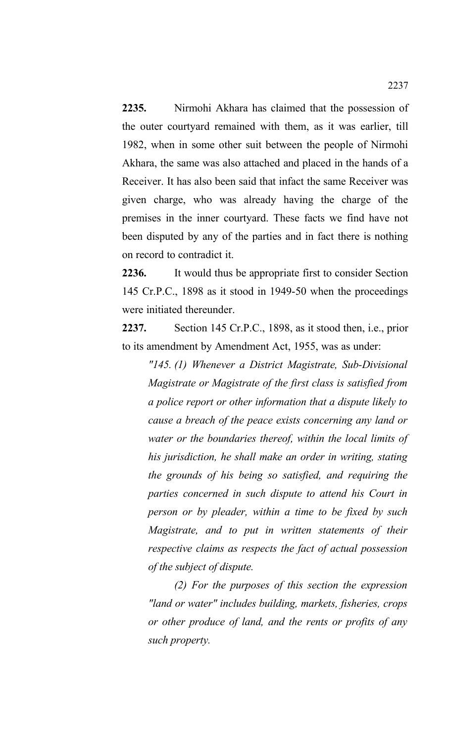**2235.** Nirmohi Akhara has claimed that the possession of the outer courtyard remained with them, as it was earlier, till 1982, when in some other suit between the people of Nirmohi Akhara, the same was also attached and placed in the hands of a Receiver. It has also been said that infact the same Receiver was given charge, who was already having the charge of the premises in the inner courtyard. These facts we find have not been disputed by any of the parties and in fact there is nothing on record to contradict it.

**2236.** It would thus be appropriate first to consider Section 145 Cr.P.C., 1898 as it stood in 1949-50 when the proceedings were initiated thereunder.

**2237.** Section 145 Cr.P.C., 1898, as it stood then, i.e., prior to its amendment by Amendment Act, 1955, was as under:

*"145. (1) Whenever a District Magistrate, Sub-Divisional Magistrate or Magistrate of the first class is satisfied from a police report or other information that a dispute likely to cause a breach of the peace exists concerning any land or water or the boundaries thereof, within the local limits of his jurisdiction, he shall make an order in writing, stating the grounds of his being so satisfied, and requiring the parties concerned in such dispute to attend his Court in person or by pleader, within a time to be fixed by such Magistrate, and to put in written statements of their respective claims as respects the fact of actual possession of the subject of dispute.*

*(2) For the purposes of this section the expression "land or water" includes building, markets, fisheries, crops or other produce of land, and the rents or profits of any such property.*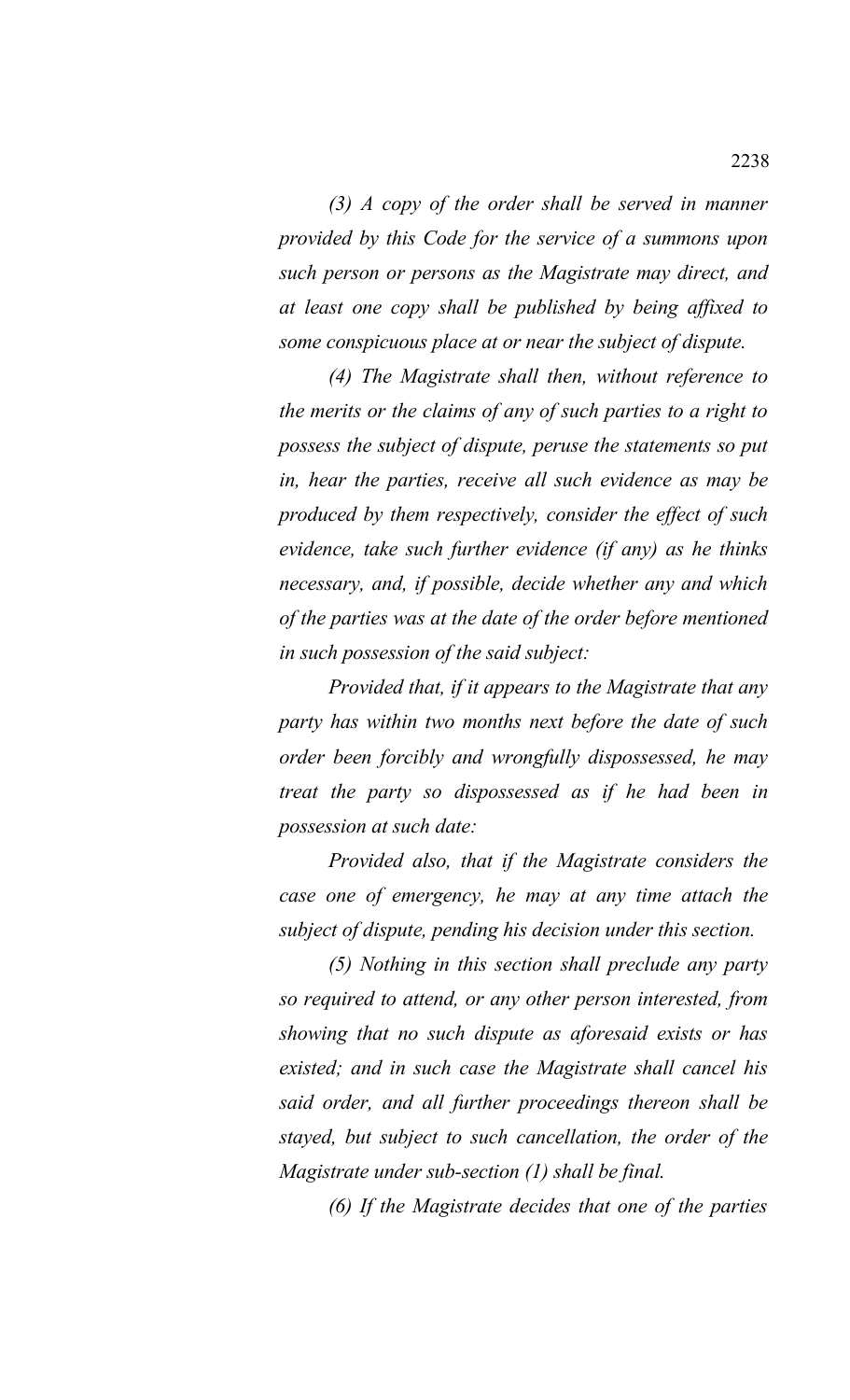*(3) A copy of the order shall be served in manner provided by this Code for the service of a summons upon such person or persons as the Magistrate may direct, and at least one copy shall be published by being affixed to some conspicuous place at or near the subject of dispute.*

*(4) The Magistrate shall then, without reference to the merits or the claims of any of such parties to a right to possess the subject of dispute, peruse the statements so put in, hear the parties, receive all such evidence as may be produced by them respectively, consider the effect of such evidence, take such further evidence (if any) as he thinks necessary, and, if possible, decide whether any and which of the parties was at the date of the order before mentioned in such possession of the said subject:*

*Provided that, if it appears to the Magistrate that any party has within two months next before the date of such order been forcibly and wrongfully dispossessed, he may treat the party so dispossessed as if he had been in possession at such date:*

*Provided also, that if the Magistrate considers the case one of emergency, he may at any time attach the subject of dispute, pending his decision under this section.*

*(5) Nothing in this section shall preclude any party so required to attend, or any other person interested, from showing that no such dispute as aforesaid exists or has existed; and in such case the Magistrate shall cancel his said order, and all further proceedings thereon shall be stayed, but subject to such cancellation, the order of the Magistrate under sub-section (1) shall be final.*

*(6) If the Magistrate decides that one of the parties*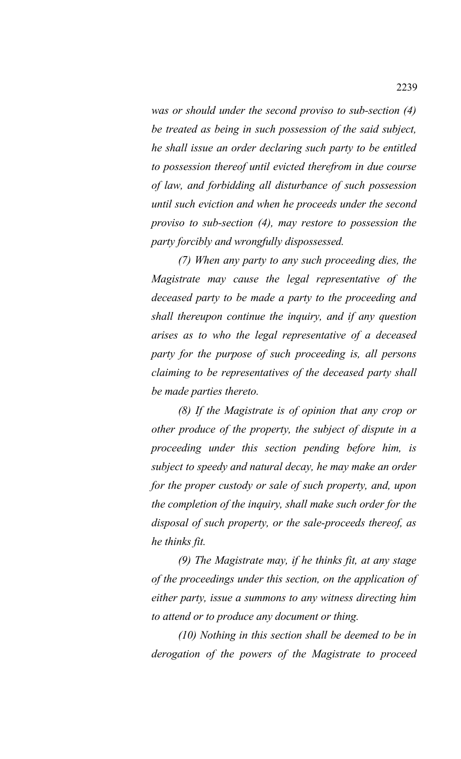*was or should under the second proviso to sub-section (4) be treated as being in such possession of the said subject, he shall issue an order declaring such party to be entitled to possession thereof until evicted therefrom in due course of law, and forbidding all disturbance of such possession until such eviction and when he proceeds under the second proviso to sub-section (4), may restore to possession the party forcibly and wrongfully dispossessed.*

*(7) When any party to any such proceeding dies, the Magistrate may cause the legal representative of the deceased party to be made a party to the proceeding and shall thereupon continue the inquiry, and if any question arises as to who the legal representative of a deceased party for the purpose of such proceeding is, all persons claiming to be representatives of the deceased party shall be made parties thereto.*

*(8) If the Magistrate is of opinion that any crop or other produce of the property, the subject of dispute in a proceeding under this section pending before him, is subject to speedy and natural decay, he may make an order for the proper custody or sale of such property, and, upon the completion of the inquiry, shall make such order for the disposal of such property, or the sale-proceeds thereof, as he thinks fit.*

*(9) The Magistrate may, if he thinks fit, at any stage of the proceedings under this section, on the application of either party, issue a summons to any witness directing him to attend or to produce any document or thing.*

*(10) Nothing in this section shall be deemed to be in derogation of the powers of the Magistrate to proceed*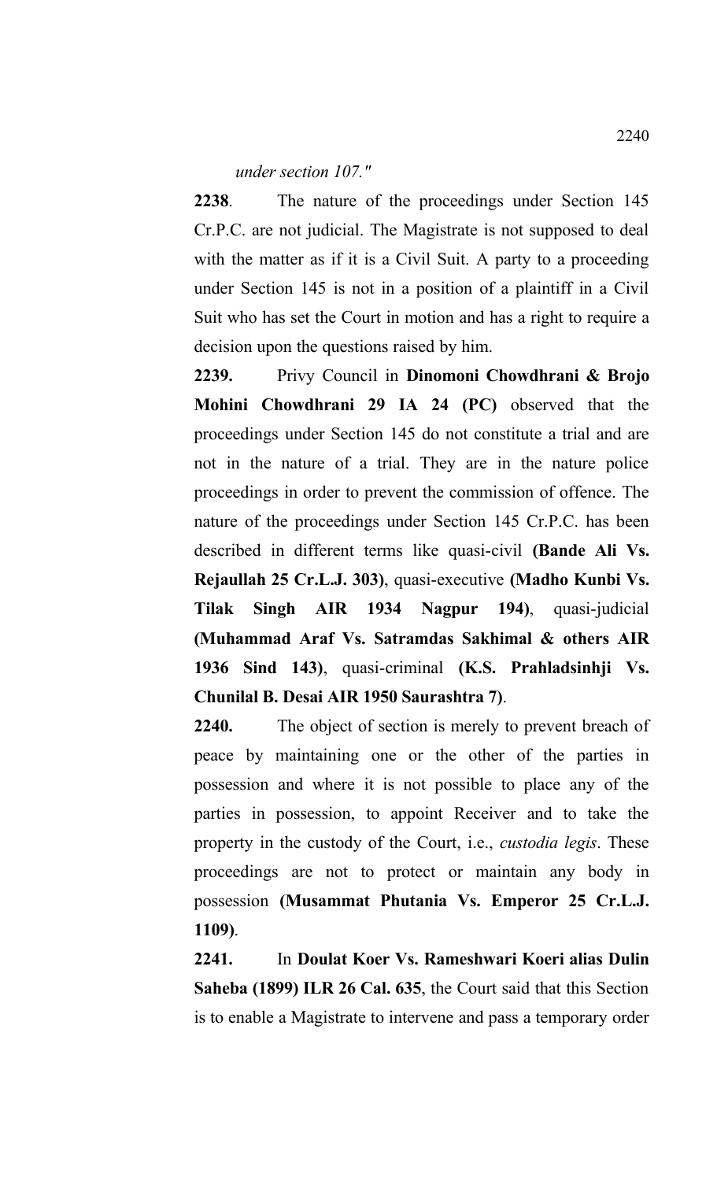*under section 107."*

**2238**. The nature of the proceedings under Section 145 Cr.P.C. are not judicial. The Magistrate is not supposed to deal with the matter as if it is a Civil Suit. A party to a proceeding under Section 145 is not in a position of a plaintiff in a Civil Suit who has set the Court in motion and has a right to require a decision upon the questions raised by him.

**2239.** Privy Council in **Dinomoni Chowdhrani & Brojo Mohini Chowdhrani 29 IA 24 (PC)** observed that the proceedings under Section 145 do not constitute a trial and are not in the nature of a trial. They are in the nature police proceedings in order to prevent the commission of offence. The nature of the proceedings under Section 145 Cr.P.C. has been described in different terms like quasi-civil **(Bande Ali Vs. Rejaullah 25 Cr.L.J. 303)**, quasi-executive **(Madho Kunbi Vs. Tilak Singh AIR 1934 Nagpur 194)**, quasi-judicial **(Muhammad Araf Vs. Satramdas Sakhimal & others AIR 1936 Sind 143)**, quasi-criminal **(K.S. Prahladsinhji Vs. Chunilal B. Desai AIR 1950 Saurashtra 7)**.

**2240.** The object of section is merely to prevent breach of peace by maintaining one or the other of the parties in possession and where it is not possible to place any of the parties in possession, to appoint Receiver and to take the property in the custody of the Court, i.e., *custodia legis*. These proceedings are not to protect or maintain any body in possession **(Musammat Phutania Vs. Emperor 25 Cr.L.J. 1109)**.

**2241.** In **Doulat Koer Vs. Rameshwari Koeri alias Dulin Saheba (1899) ILR 26 Cal. 635**, the Court said that this Section is to enable a Magistrate to intervene and pass a temporary order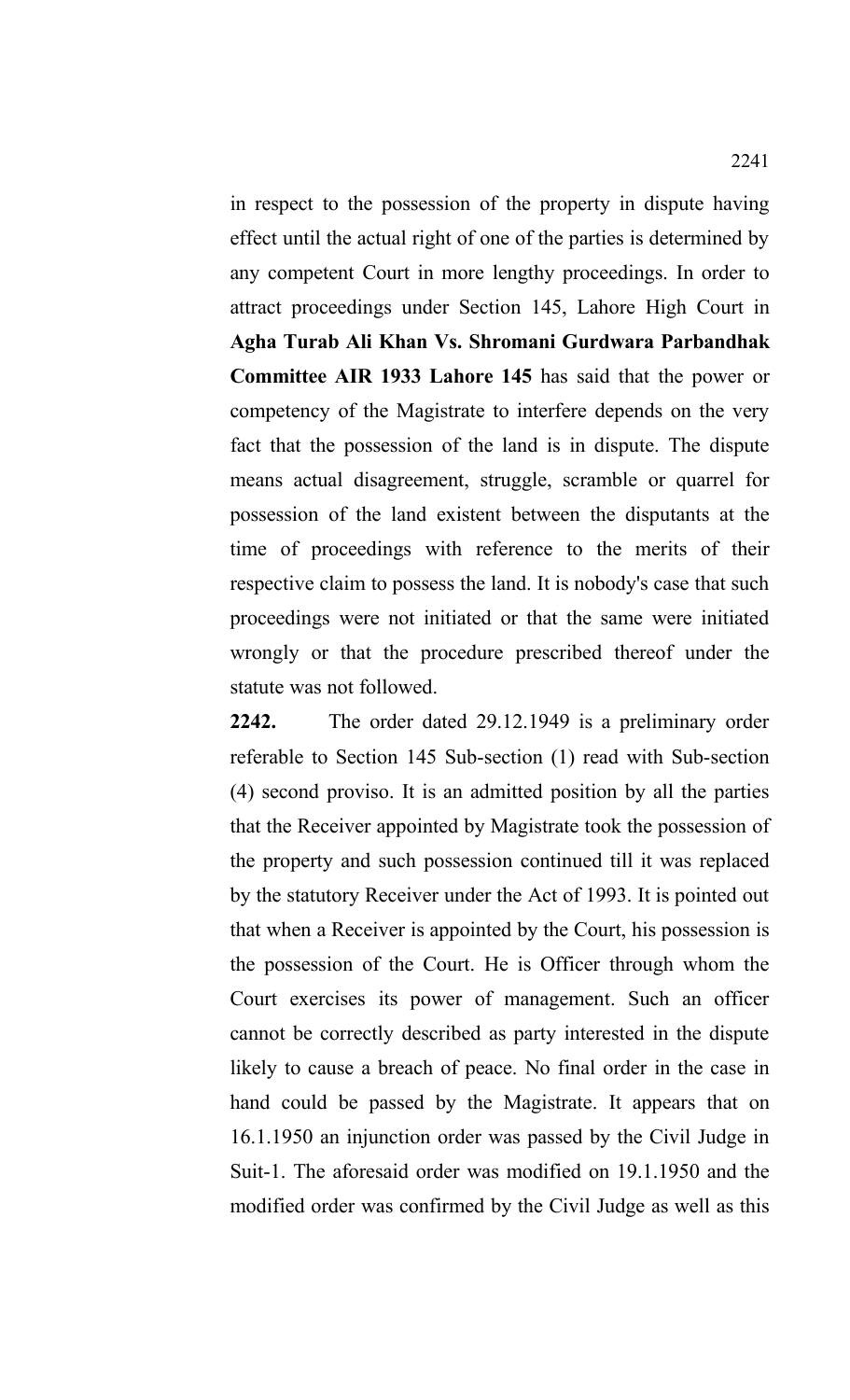in respect to the possession of the property in dispute having effect until the actual right of one of the parties is determined by any competent Court in more lengthy proceedings. In order to attract proceedings under Section 145, Lahore High Court in **Agha Turab Ali Khan Vs. Shromani Gurdwara Parbandhak Committee AIR 1933 Lahore 145** has said that the power or competency of the Magistrate to interfere depends on the very fact that the possession of the land is in dispute. The dispute means actual disagreement, struggle, scramble or quarrel for possession of the land existent between the disputants at the time of proceedings with reference to the merits of their respective claim to possess the land. It is nobody's case that such proceedings were not initiated or that the same were initiated wrongly or that the procedure prescribed thereof under the statute was not followed.

**2242.** The order dated 29.12.1949 is a preliminary order referable to Section 145 Sub-section (1) read with Sub-section (4) second proviso. It is an admitted position by all the parties that the Receiver appointed by Magistrate took the possession of the property and such possession continued till it was replaced by the statutory Receiver under the Act of 1993. It is pointed out that when a Receiver is appointed by the Court, his possession is the possession of the Court. He is Officer through whom the Court exercises its power of management. Such an officer cannot be correctly described as party interested in the dispute likely to cause a breach of peace. No final order in the case in hand could be passed by the Magistrate. It appears that on 16.1.1950 an injunction order was passed by the Civil Judge in Suit-1. The aforesaid order was modified on 19.1.1950 and the modified order was confirmed by the Civil Judge as well as this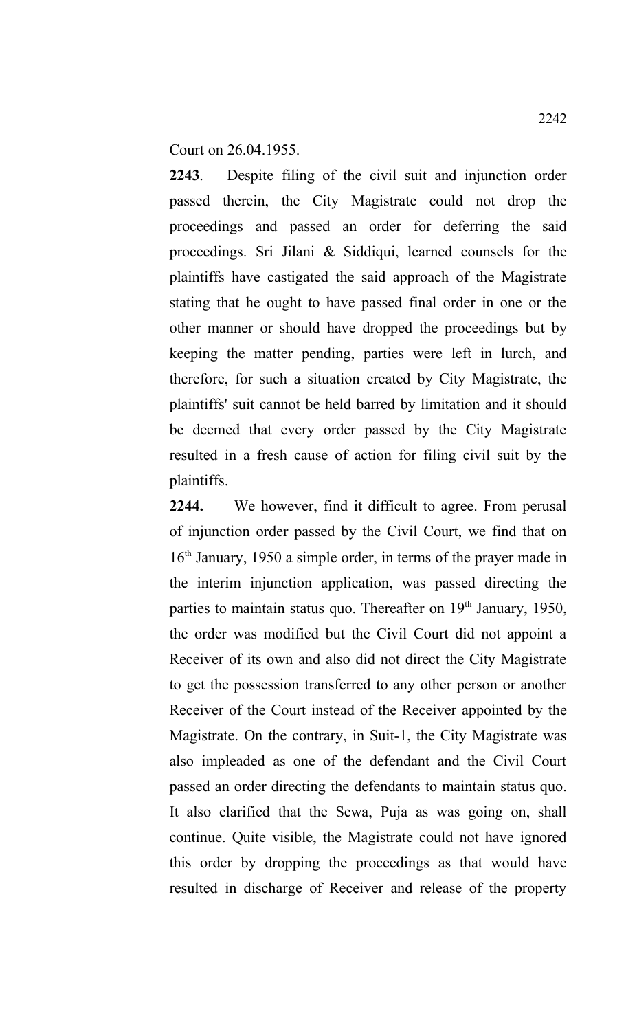Court on 26.04.1955.

**2243**. Despite filing of the civil suit and injunction order passed therein, the City Magistrate could not drop the proceedings and passed an order for deferring the said proceedings. Sri Jilani & Siddiqui, learned counsels for the plaintiffs have castigated the said approach of the Magistrate stating that he ought to have passed final order in one or the other manner or should have dropped the proceedings but by keeping the matter pending, parties were left in lurch, and therefore, for such a situation created by City Magistrate, the plaintiffs' suit cannot be held barred by limitation and it should be deemed that every order passed by the City Magistrate resulted in a fresh cause of action for filing civil suit by the plaintiffs.

**2244.** We however, find it difficult to agree. From perusal of injunction order passed by the Civil Court, we find that on 16th January, 1950 a simple order, in terms of the prayer made in the interim injunction application, was passed directing the parties to maintain status quo. Thereafter on 19th January, 1950, the order was modified but the Civil Court did not appoint a Receiver of its own and also did not direct the City Magistrate to get the possession transferred to any other person or another Receiver of the Court instead of the Receiver appointed by the Magistrate. On the contrary, in Suit-1, the City Magistrate was also impleaded as one of the defendant and the Civil Court passed an order directing the defendants to maintain status quo. It also clarified that the Sewa, Puja as was going on, shall continue. Quite visible, the Magistrate could not have ignored this order by dropping the proceedings as that would have resulted in discharge of Receiver and release of the property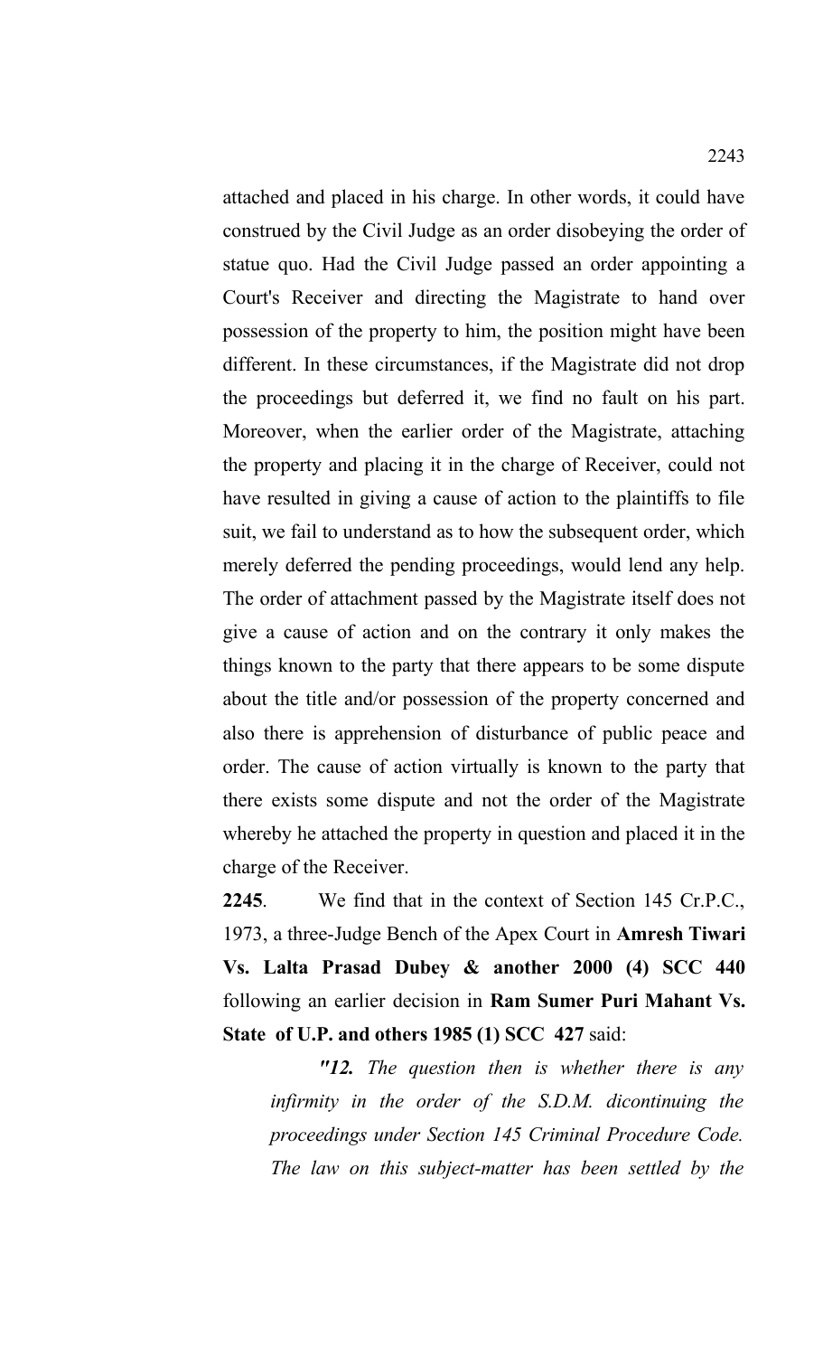attached and placed in his charge. In other words, it could have construed by the Civil Judge as an order disobeying the order of statue quo. Had the Civil Judge passed an order appointing a Court's Receiver and directing the Magistrate to hand over possession of the property to him, the position might have been different. In these circumstances, if the Magistrate did not drop the proceedings but deferred it, we find no fault on his part. Moreover, when the earlier order of the Magistrate, attaching the property and placing it in the charge of Receiver, could not have resulted in giving a cause of action to the plaintiffs to file suit, we fail to understand as to how the subsequent order, which merely deferred the pending proceedings, would lend any help. The order of attachment passed by the Magistrate itself does not give a cause of action and on the contrary it only makes the things known to the party that there appears to be some dispute about the title and/or possession of the property concerned and also there is apprehension of disturbance of public peace and order. The cause of action virtually is known to the party that there exists some dispute and not the order of the Magistrate whereby he attached the property in question and placed it in the charge of the Receiver.

**2245**. We find that in the context of Section 145 Cr.P.C., 1973, a three-Judge Bench of the Apex Court in **Amresh Tiwari Vs. Lalta Prasad Dubey & another 2000 (4) SCC 440** following an earlier decision in **Ram Sumer Puri Mahant Vs. State of U.P. and others 1985 (1) SCC 427** said:

> ***"12.*** *The question then is whether there is any infirmity in the order of the S.D.M. dicontinuing the proceedings under Section 145 Criminal Procedure Code. The law on this subject-matter has been settled by the*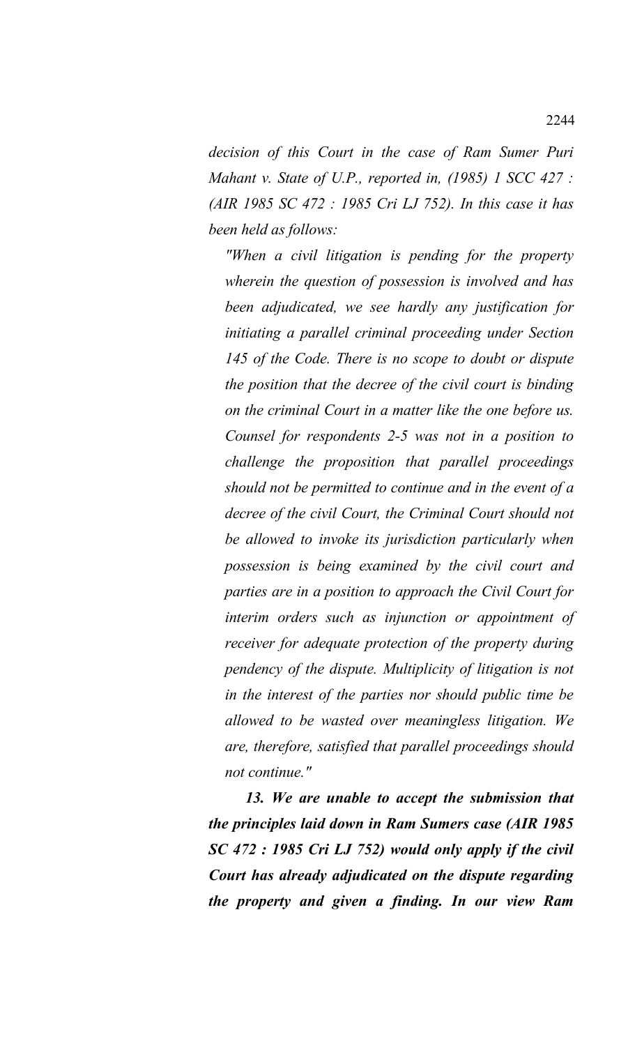*decision of this Court in the case of Ram Sumer Puri Mahant v. State of U.P., reported in, (1985) 1 SCC 427 : (AIR 1985 SC 472 : 1985 Cri LJ 752). In this case it has been held as follows:*

> *"When a civil litigation is pending for the property wherein the question of possession is involved and has been adjudicated, we see hardly any justification for initiating a parallel criminal proceeding under Section 145 of the Code. There is no scope to doubt or dispute the position that the decree of the civil court is binding on the criminal Court in a matter like the one before us. Counsel for respondents 2-5 was not in a position to challenge the proposition that parallel proceedings should not be permitted to continue and in the event of a decree of the civil Court, the Criminal Court should not be allowed to invoke its jurisdiction particularly when possession is being examined by the civil court and parties are in a position to approach the Civil Court for interim orders such as injunction or appointment of receiver for adequate protection of the property during pendency of the dispute. Multiplicity of litigation is not in the interest of the parties nor should public time be allowed to be wasted over meaningless litigation. We are, therefore, satisfied that parallel proceedings should not continue."*

***13. We are unable to accept the submission that the principles laid down in Ram Sumers case (AIR 1985 SC 472 : 1985 Cri LJ 752) would only apply if the civil Court has already adjudicated on the dispute regarding the property and given a finding. In our view Ram***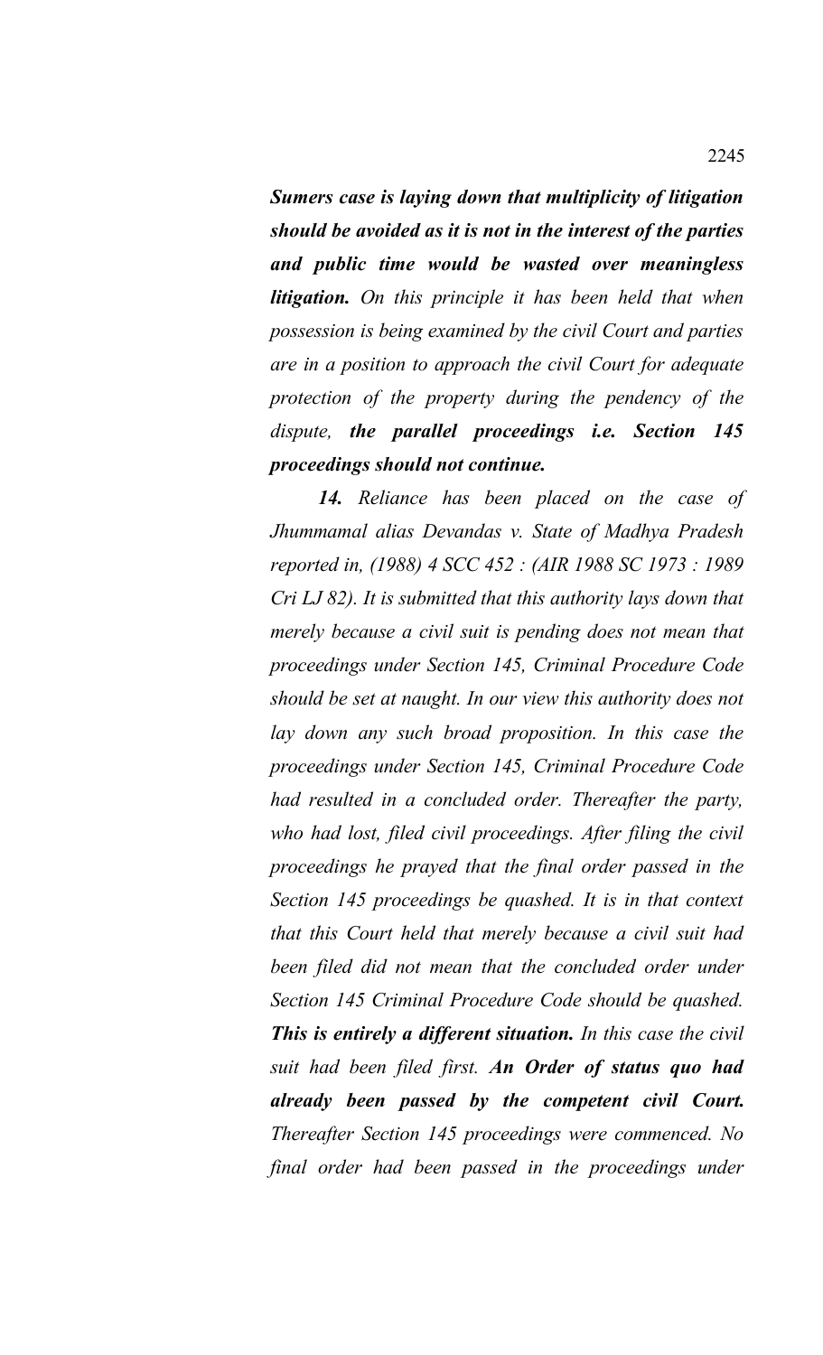*Sumers case is laying down that multiplicity of litigation should be avoided as it is not in the interest of the parties and public time would be wasted over meaningless litigation.* *On this principle it has been held that when possession is being examined by the civil Court and parties are in a position to approach the civil Court for adequate protection of the property during the pendency of the dispute,* ***the parallel proceedings i.e. Section 145 proceedings should not continue.***

***14.*** *Reliance has been placed on the case of Jhummamal alias Devandas v. State of Madhya Pradesh reported in, (1988) 4 SCC 452 : (AIR 1988 SC 1973 : 1989 Cri LJ 82). It is submitted that this authority lays down that merely because a civil suit is pending does not mean that proceedings under Section 145, Criminal Procedure Code should be set at naught. In our view this authority does not lay down any such broad proposition. In this case the proceedings under Section 145, Criminal Procedure Code had resulted in a concluded order. Thereafter the party, who had lost, filed civil proceedings. After filing the civil proceedings he prayed that the final order passed in the Section 145 proceedings be quashed. It is in that context that this Court held that merely because a civil suit had been filed did not mean that the concluded order under Section 145 Criminal Procedure Code should be quashed.* ***This is entirely a different situation.*** *In this case the civil suit had been filed first.* ***An Order of status quo had already been passed by the competent civil Court.*** *Thereafter Section 145 proceedings were commenced. No final order had been passed in the proceedings under*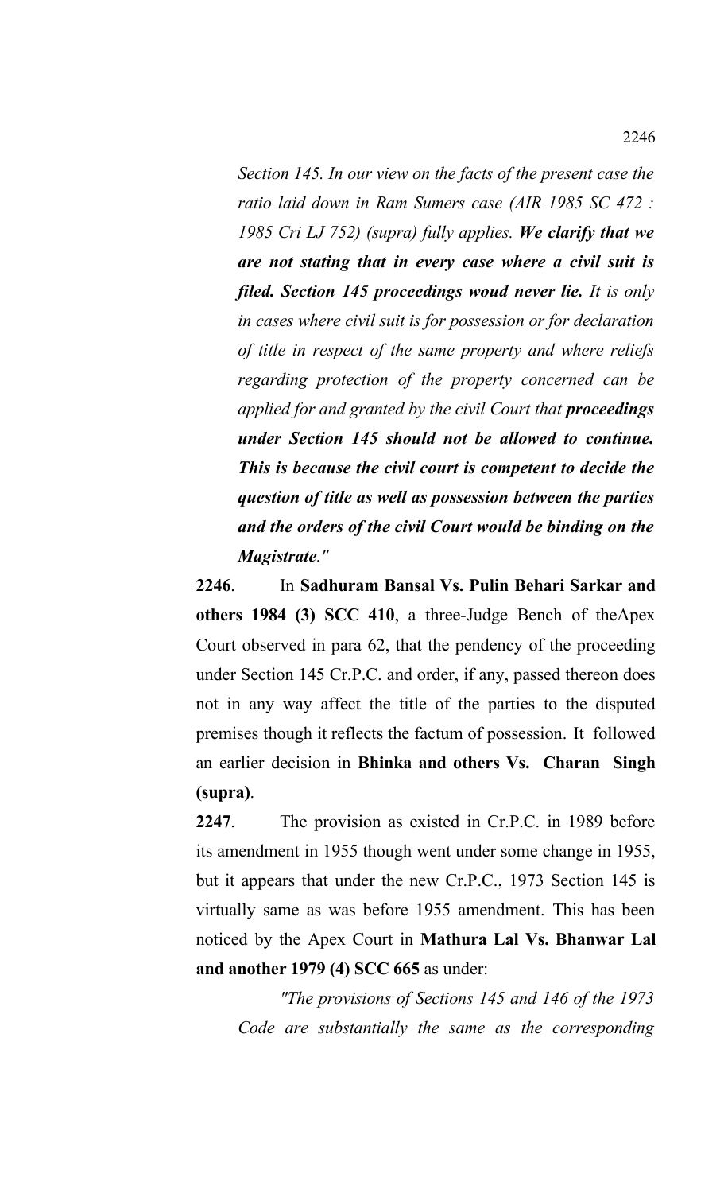*Section 145. In our view on the facts of the present case the ratio laid down in Ram Sumers case (AIR 1985 SC 472 : 1985 Cri LJ 752) (supra) fully applies.* ***We clarify that we are not stating that in every case where a civil suit is filed. Section 145 proceedings woud never lie.*** *It is only in cases where civil suit is for possession or for declaration of title in respect of the same property and where reliefs regarding protection of the property concerned can be applied for and granted by the civil Court that* ***proceedings under Section 145 should not be allowed to continue. This is because the civil court is competent to decide the question of title as well as possession between the parties and the orders of the civil Court would be binding on the Magistrate****."*

**2246**. In **Sadhuram Bansal Vs. Pulin Behari Sarkar and others 1984 (3) SCC 410**, a three-Judge Bench of theApex Court observed in para 62, that the pendency of the proceeding under Section 145 Cr.P.C. and order, if any, passed thereon does not in any way affect the title of the parties to the disputed premises though it reflects the factum of possession. It followed an earlier decision in **Bhinka and others Vs. Charan Singh (supra)**.

**2247**. The provision as existed in Cr.P.C. in 1989 before its amendment in 1955 though went under some change in 1955, but it appears that under the new Cr.P.C., 1973 Section 145 is virtually same as was before 1955 amendment. This has been noticed by the Apex Court in **Mathura Lal Vs. Bhanwar Lal and another 1979 (4) SCC 665** as under:

*"The provisions of Sections 145 and 146 of the 1973 Code are substantially the same as the corresponding*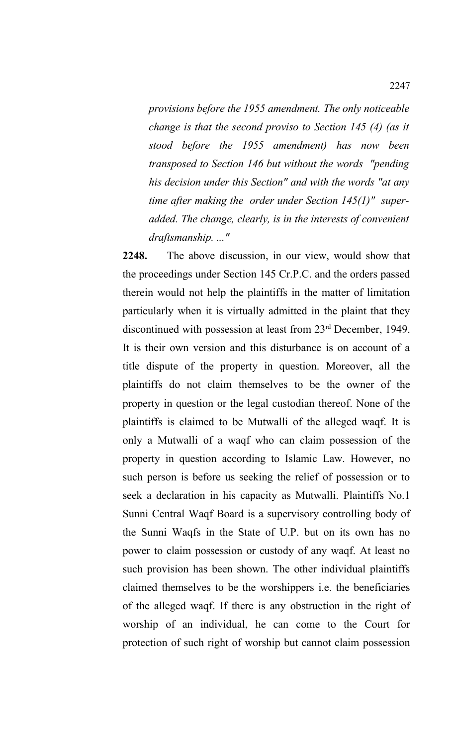*provisions before the 1955 amendment. The only noticeable change is that the second proviso to Section 145 (4) (as it stood before the 1955 amendment) has now been transposed to Section 146 but without the words "pending his decision under this Section" and with the words "at any time after making the order under Section 145(1)" super-added. The change, clearly, is in the interests of convenient draftsmanship. ..."*

**2248.** The above discussion, in our view, would show that the proceedings under Section 145 Cr.P.C. and the orders passed therein would not help the plaintiffs in the matter of limitation particularly when it is virtually admitted in the plaint that they discontinued with possession at least from 23rd December, 1949. It is their own version and this disturbance is on account of a title dispute of the property in question. Moreover, all the plaintiffs do not claim themselves to be the owner of the property in question or the legal custodian thereof. None of the plaintiffs is claimed to be Mutwalli of the alleged waqf. It is only a Mutwalli of a waqf who can claim possession of the property in question according to Islamic Law. However, no such person is before us seeking the relief of possession or to seek a declaration in his capacity as Mutwalli. Plaintiffs No.1 Sunni Central Waqf Board is a supervisory controlling body of the Sunni Waqfs in the State of U.P. but on its own has no power to claim possession or custody of any waqf. At least no such provision has been shown. The other individual plaintiffs claimed themselves to be the worshippers i.e. the beneficiaries of the alleged waqf. If there is any obstruction in the right of worship of an individual, he can come to the Court for protection of such right of worship but cannot claim possession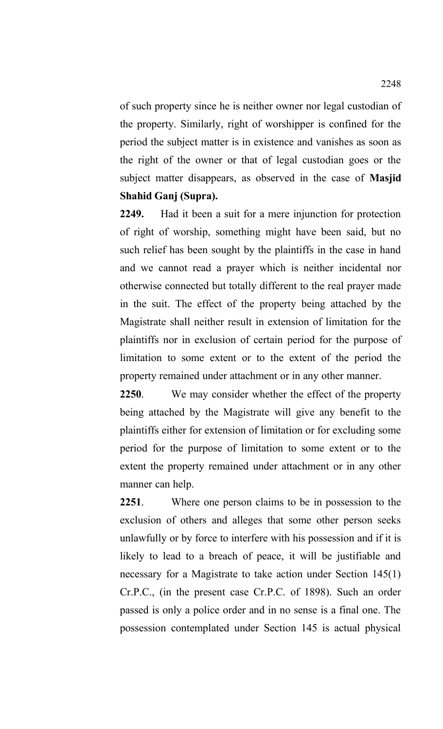of such property since he is neither owner nor legal custodian of the property. Similarly, right of worshipper is confined for the period the subject matter is in existence and vanishes as soon as the right of the owner or that of legal custodian goes or the subject matter disappears, as observed in the case of **Masjid Shahid Ganj (Supra).**

**2249.** Had it been a suit for a mere injunction for protection of right of worship, something might have been said, but no such relief has been sought by the plaintiffs in the case in hand and we cannot read a prayer which is neither incidental nor otherwise connected but totally different to the real prayer made in the suit. The effect of the property being attached by the Magistrate shall neither result in extension of limitation for the plaintiffs nor in exclusion of certain period for the purpose of limitation to some extent or to the extent of the period the property remained under attachment or in any other manner.

**2250**. We may consider whether the effect of the property being attached by the Magistrate will give any benefit to the plaintiffs either for extension of limitation or for excluding some period for the purpose of limitation to some extent or to the extent the property remained under attachment or in any other manner can help.

**2251**. Where one person claims to be in possession to the exclusion of others and alleges that some other person seeks unlawfully or by force to interfere with his possession and if it is likely to lead to a breach of peace, it will be justifiable and necessary for a Magistrate to take action under Section 145(1) Cr.P.C., (in the present case Cr.P.C. of 1898). Such an order passed is only a police order and in no sense is a final one. The possession contemplated under Section 145 is actual physical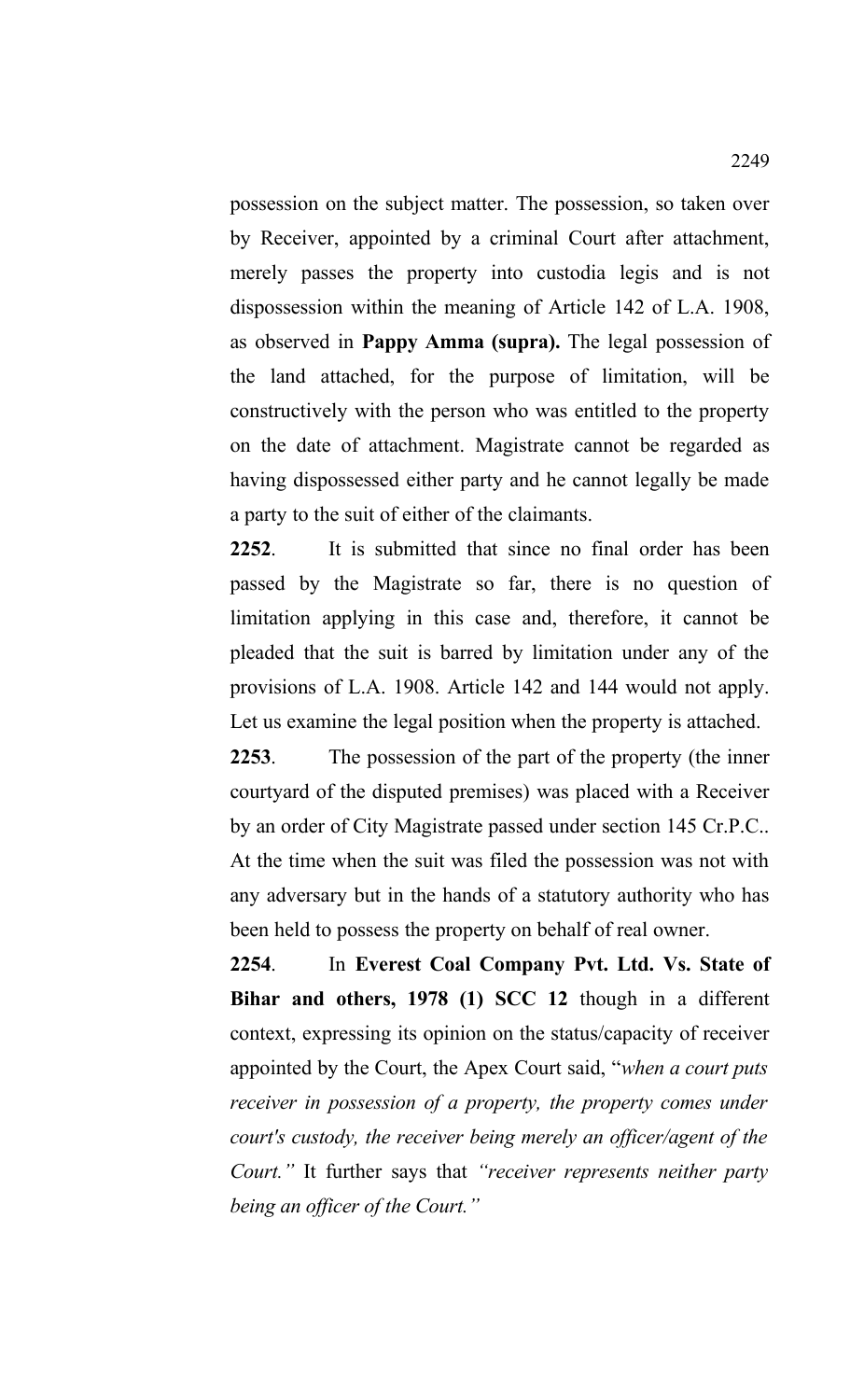possession on the subject matter. The possession, so taken over by Receiver, appointed by a criminal Court after attachment, merely passes the property into custodia legis and is not dispossession within the meaning of Article 142 of L.A. 1908, as observed in **Pappy Amma (supra).** The legal possession of the land attached, for the purpose of limitation, will be constructively with the person who was entitled to the property on the date of attachment. Magistrate cannot be regarded as having dispossessed either party and he cannot legally be made a party to the suit of either of the claimants.

**2252**. It is submitted that since no final order has been passed by the Magistrate so far, there is no question of limitation applying in this case and, therefore, it cannot be pleaded that the suit is barred by limitation under any of the provisions of L.A. 1908. Article 142 and 144 would not apply. Let us examine the legal position when the property is attached.

**2253**. The possession of the part of the property (the inner courtyard of the disputed premises) was placed with a Receiver by an order of City Magistrate passed under section 145 Cr.P.C.. At the time when the suit was filed the possession was not with any adversary but in the hands of a statutory authority who has been held to possess the property on behalf of real owner.

**2254**. In **Everest Coal Company Pvt. Ltd. Vs. State of Bihar and others, 1978 (1) SCC 12** though in a different context, expressing its opinion on the status/capacity of receiver appointed by the Court, the Apex Court said, "*when a court puts receiver in possession of a property, the property comes under court's custody, the receiver being merely an officer/agent of the Court.*" It further says that *"receiver represents neither party being an officer of the Court."*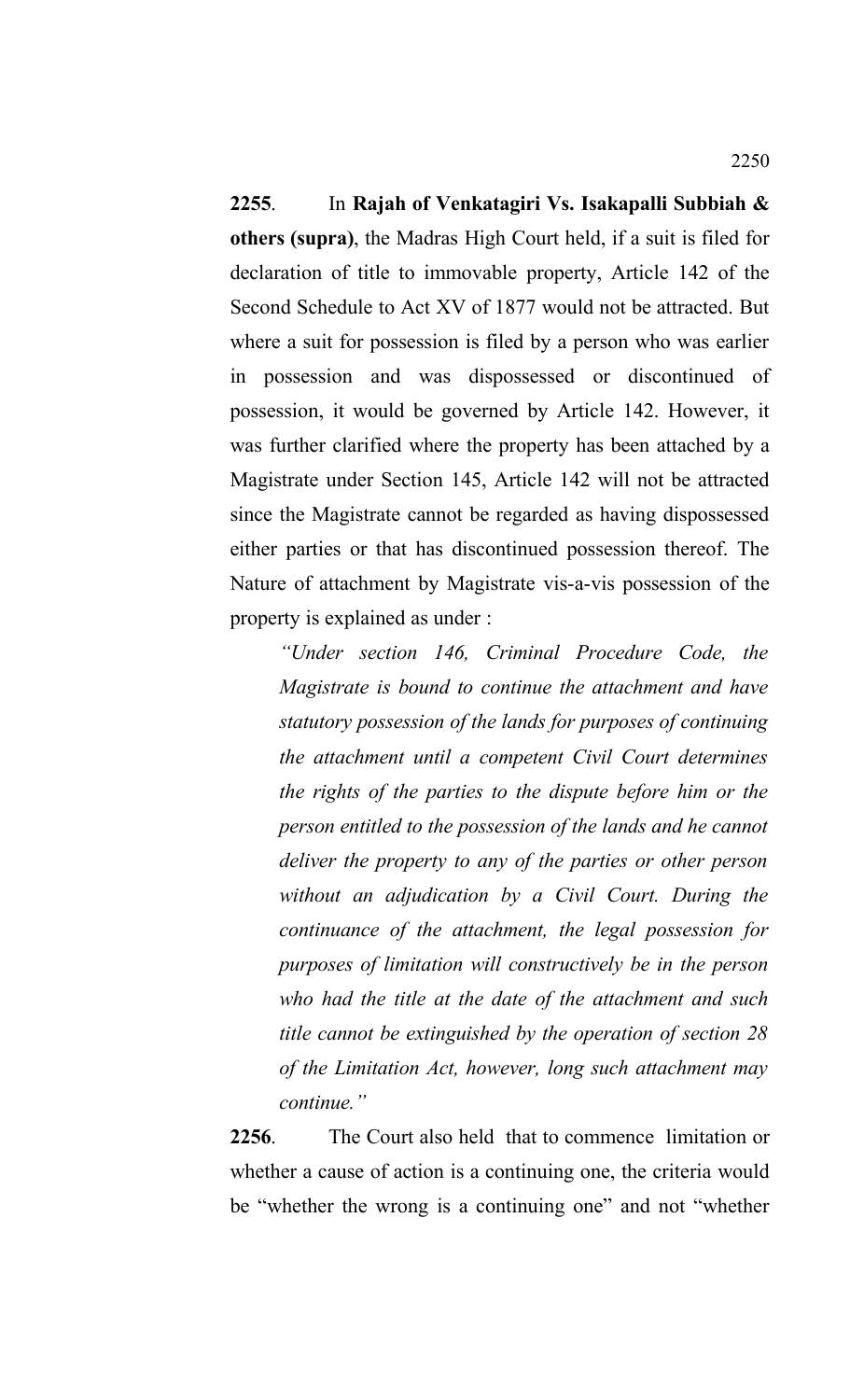**2255**. In **Rajah of Venkatagiri Vs. Isakapalli Subbiah & others (supra)**, the Madras High Court held, if a suit is filed for declaration of title to immovable property, Article 142 of the Second Schedule to Act XV of 1877 would not be attracted. But where a suit for possession is filed by a person who was earlier in possession and was dispossessed or discontinued of possession, it would be governed by Article 142. However, it was further clarified where the property has been attached by a Magistrate under Section 145, Article 142 will not be attracted since the Magistrate cannot be regarded as having dispossessed either parties or that has discontinued possession thereof. The Nature of attachment by Magistrate vis-a-vis possession of the property is explained as under :

> *"Under section 146, Criminal Procedure Code, the Magistrate is bound to continue the attachment and have statutory possession of the lands for purposes of continuing the attachment until a competent Civil Court determines the rights of the parties to the dispute before him or the person entitled to the possession of the lands and he cannot deliver the property to any of the parties or other person without an adjudication by a Civil Court. During the continuance of the attachment, the legal possession for purposes of limitation will constructively be in the person who had the title at the date of the attachment and such title cannot be extinguished by the operation of section 28 of the Limitation Act, however, long such attachment may continue."*

**2256**. The Court also held that to commence limitation or whether a cause of action is a continuing one, the criteria would be "whether the wrong is a continuing one" and not "whether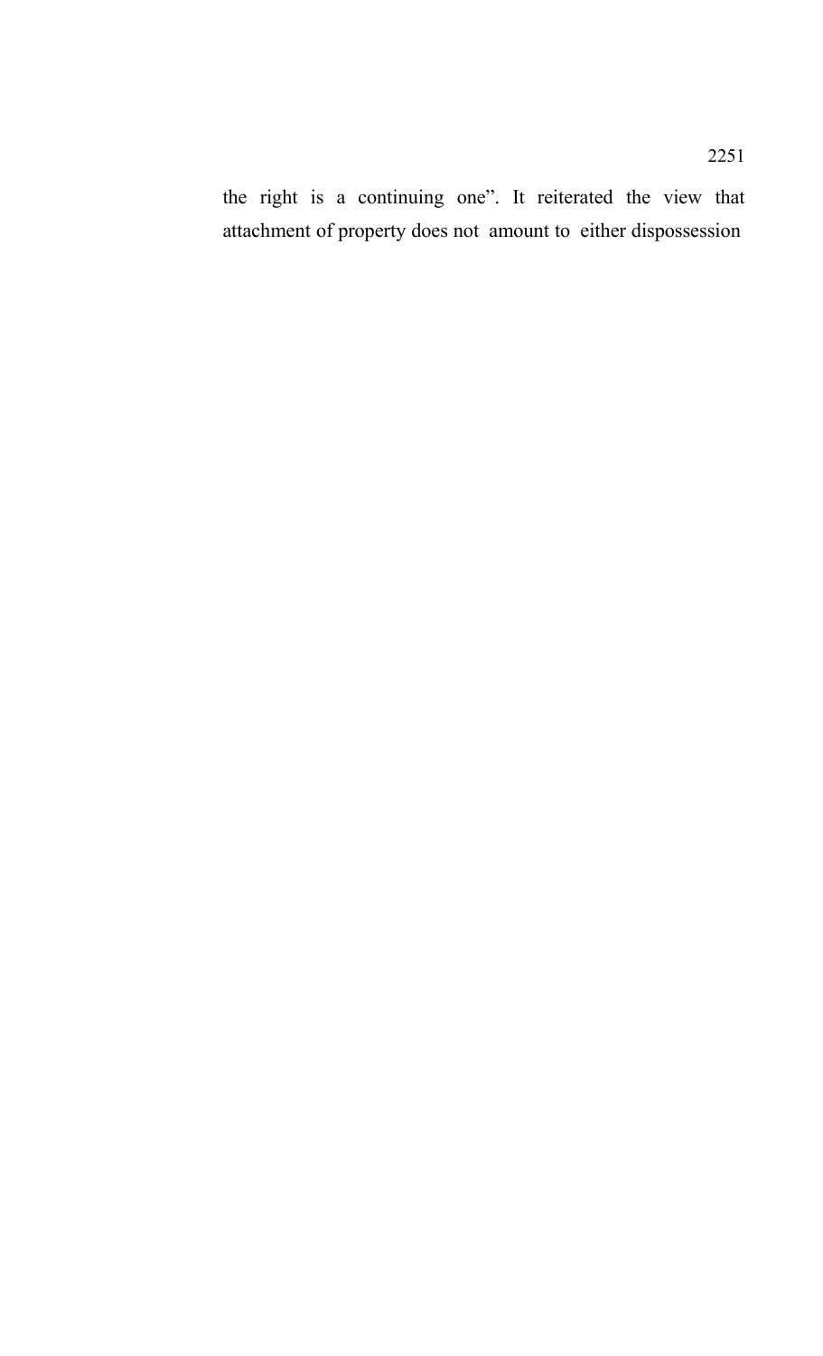the right is a continuing one". It reiterated the view that attachment of property does not amount to either dispossession